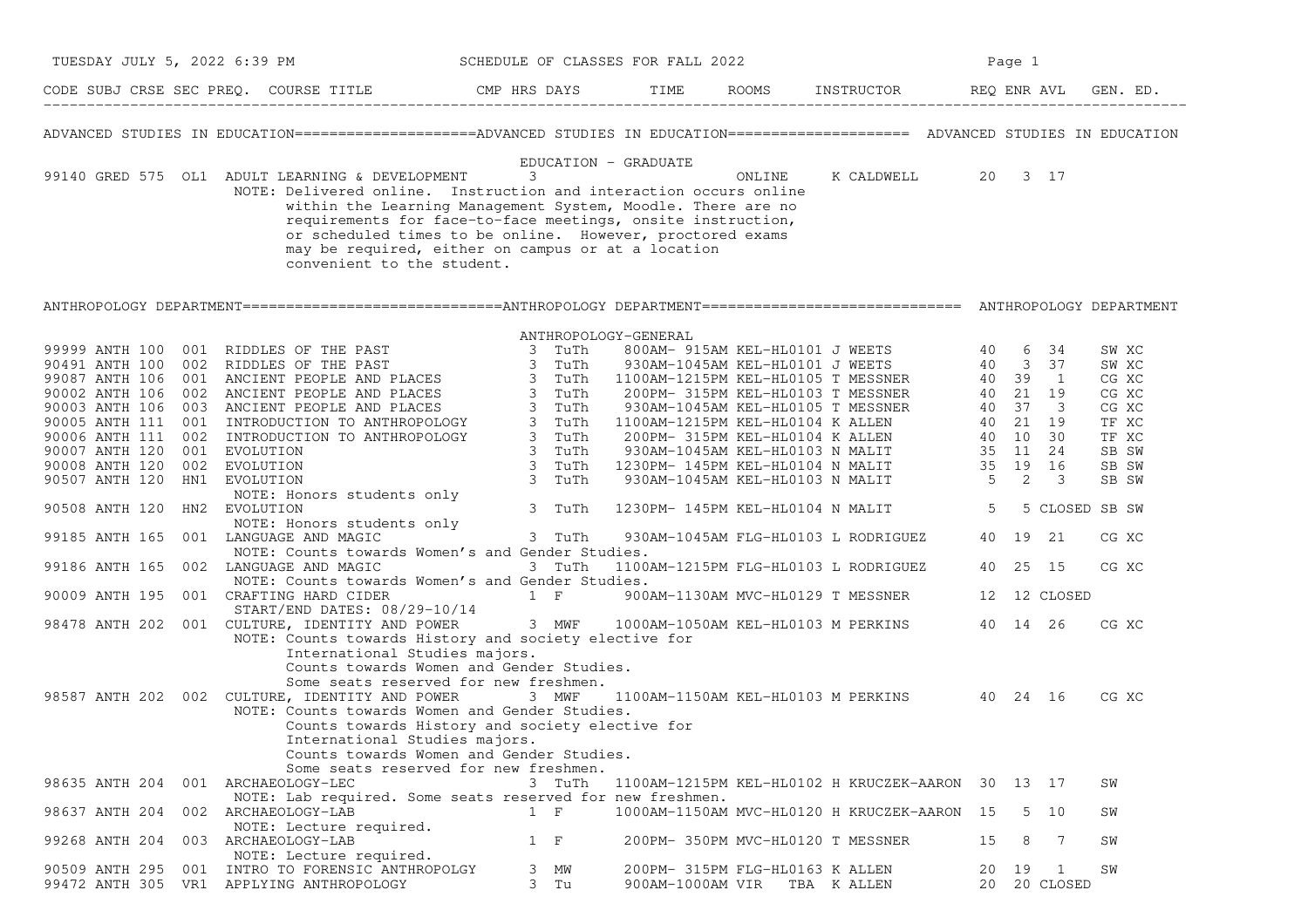SCHEDULE OF CLASSES FOR FALL 2022

| CODE | SUBJ | CRSE | SEC | PREQ. | COURSE TITLE | CMP | HRS | DAYS | TIME | ROOMS | INSTRUCTOR | REQ | ENR | AVL | GEN. ED. |
|---|---|---|---|---|---|---|---|---|---|---|---|---|---|---|---|

## ADVANCED STUDIES IN EDUCATION

### EDUCATION - GRADUATE

| CODE | SUBJ | CRSE | SEC | COURSE TITLE | HRS | DAYS | TIME | ROOMS | INSTRUCTOR | REQ | ENR | AVL | GEN. ED. |
|---|---|---|---|---|---|---|---|---|---|---|---|---|---|
| 99140 | GRED | 575 | OL1 | ADULT LEARNING & DEVELOPMENT | 3 | | | ONLINE | K CALDWELL | 20 | 3 | 17 | |

NOTE: Delivered online. Instruction and interaction occurs online within the Learning Management System, Moodle. There are no requirements for face-to-face meetings, onsite instruction, or scheduled times to be online. However, proctored exams may be required, either on campus or at a location convenient to the student.

## ANTHROPOLOGY DEPARTMENT

### ANTHROPOLOGY-GENERAL

| CODE | SUBJ | CRSE | SEC | COURSE TITLE | HRS | DAYS | TIME | ROOMS | INSTRUCTOR | REQ | ENR | AVL | GEN. ED. |
|---|---|---|---|---|---|---|---|---|---|---|---|---|---|
| 99999 | ANTH | 100 | 001 | RIDDLES OF THE PAST | 3 | TuTh | 800AM- 915AM | KEL-HL0101 | J WEETS | 40 | 6 | 34 | SW XC |
| 90491 | ANTH | 100 | 002 | RIDDLES OF THE PAST | 3 | TuTh | 930AM-1045AM | KEL-HL0101 | J WEETS | 40 | 3 | 37 | SW XC |
| 99087 | ANTH | 106 | 001 | ANCIENT PEOPLE AND PLACES | 3 | TuTh | 1100AM-1215PM | KEL-HL0105 | T MESSNER | 40 | 39 | 1 | CG XC |
| 90002 | ANTH | 106 | 002 | ANCIENT PEOPLE AND PLACES | 3 | TuTh | 200PM- 315PM | KEL-HL0103 | T MESSNER | 40 | 21 | 19 | CG XC |
| 90003 | ANTH | 106 | 003 | ANCIENT PEOPLE AND PLACES | 3 | TuTh | 930AM-1045AM | KEL-HL0105 | T MESSNER | 40 | 37 | 3 | CG XC |
| 90005 | ANTH | 111 | 001 | INTRODUCTION TO ANTHROPOLOGY | 3 | TuTh | 1100AM-1215PM | KEL-HL0104 | K ALLEN | 40 | 21 | 19 | TF XC |
| 90006 | ANTH | 111 | 002 | INTRODUCTION TO ANTHROPOLOGY | 3 | TuTh | 200PM- 315PM | KEL-HL0104 | K ALLEN | 40 | 10 | 30 | TF XC |
| 90007 | ANTH | 120 | 001 | EVOLUTION | 3 | TuTh | 930AM-1045AM | KEL-HL0103 | N MALIT | 35 | 11 | 24 | SB SW |
| 90008 | ANTH | 120 | 002 | EVOLUTION | 3 | TuTh | 1230PM- 145PM | KEL-HL0104 | N MALIT | 35 | 19 | 16 | SB SW |
| 90507 | ANTH | 120 | HN1 | EVOLUTION<br>NOTE: Honors students only | 3 | TuTh | 930AM-1045AM | KEL-HL0103 | N MALIT | 5 | 2 | 3 | SB SW |
| 90508 | ANTH | 120 | HN2 | EVOLUTION<br>NOTE: Honors students only | 3 | TuTh | 1230PM- 145PM | KEL-HL0104 | N MALIT | 5 | 5 | CLOSED | SB SW |
| 99185 | ANTH | 165 | 001 | LANGUAGE AND MAGIC<br>NOTE: Counts towards Women's and Gender Studies. | 3 | TuTh | 930AM-1045AM | FLG-HL0103 | L RODRIGUEZ | 40 | 19 | 21 | CG XC |
| 99186 | ANTH | 165 | 002 | LANGUAGE AND MAGIC<br>NOTE: Counts towards Women's and Gender Studies. | 3 | TuTh | 1100AM-1215PM | FLG-HL0103 | L RODRIGUEZ | 40 | 25 | 15 | CG XC |
| 90009 | ANTH | 195 | 001 | CRAFTING HARD CIDER<br>START/END DATES: 08/29-10/14 | 1 | F | 900AM-1130AM | MVC-HL0129 | T MESSNER | 12 | 12 | CLOSED | |
| 98478 | ANTH | 202 | 001 | CULTURE, IDENTITY AND POWER<br>NOTE: Counts towards History and society elective for International Studies majors. Counts towards Women and Gender Studies. Some seats reserved for new freshmen. | 3 | MWF | 1000AM-1050AM | KEL-HL0103 | M PERKINS | 40 | 14 | 26 | CG XC |
| 98587 | ANTH | 202 | 002 | CULTURE, IDENTITY AND POWER<br>NOTE: Counts towards Women and Gender Studies. Counts towards History and society elective for International Studies majors. Counts towards Women and Gender Studies. Some seats reserved for new freshmen. | 3 | MWF | 1100AM-1150AM | KEL-HL0103 | M PERKINS | 40 | 24 | 16 | CG XC |
| 98635 | ANTH | 204 | 001 | ARCHAEOLOGY-LEC<br>NOTE: Lab required. Some seats reserved for new freshmen. | 3 | TuTh | 1100AM-1215PM | KEL-HL0102 | H KRUCZEK-AARON | 30 | 13 | 17 | SW |
| 98637 | ANTH | 204 | 002 | ARCHAEOLOGY-LAB<br>NOTE: Lecture required. | 1 | F | 1000AM-1150AM | MVC-HL0120 | H KRUCZEK-AARON | 15 | 5 | 10 | SW |
| 99268 | ANTH | 204 | 003 | ARCHAEOLOGY-LAB<br>NOTE: Lecture required. | 1 | F | 200PM- 350PM | MVC-HL0120 | T MESSNER | 15 | 8 | 7 | SW |
| 90509 | ANTH | 295 | 001 | INTRO TO FORENSIC ANTHROPOLGY | 3 | MW | 200PM- 315PM | FLG-HL0163 | K ALLEN | 20 | 19 | 1 | SW |
| 99472 | ANTH | 305 | VR1 | APPLYING ANTHROPOLOGY | 3 | Tu | 900AM-1000AM | VIR TBA | K ALLEN | 20 | 20 | CLOSED | |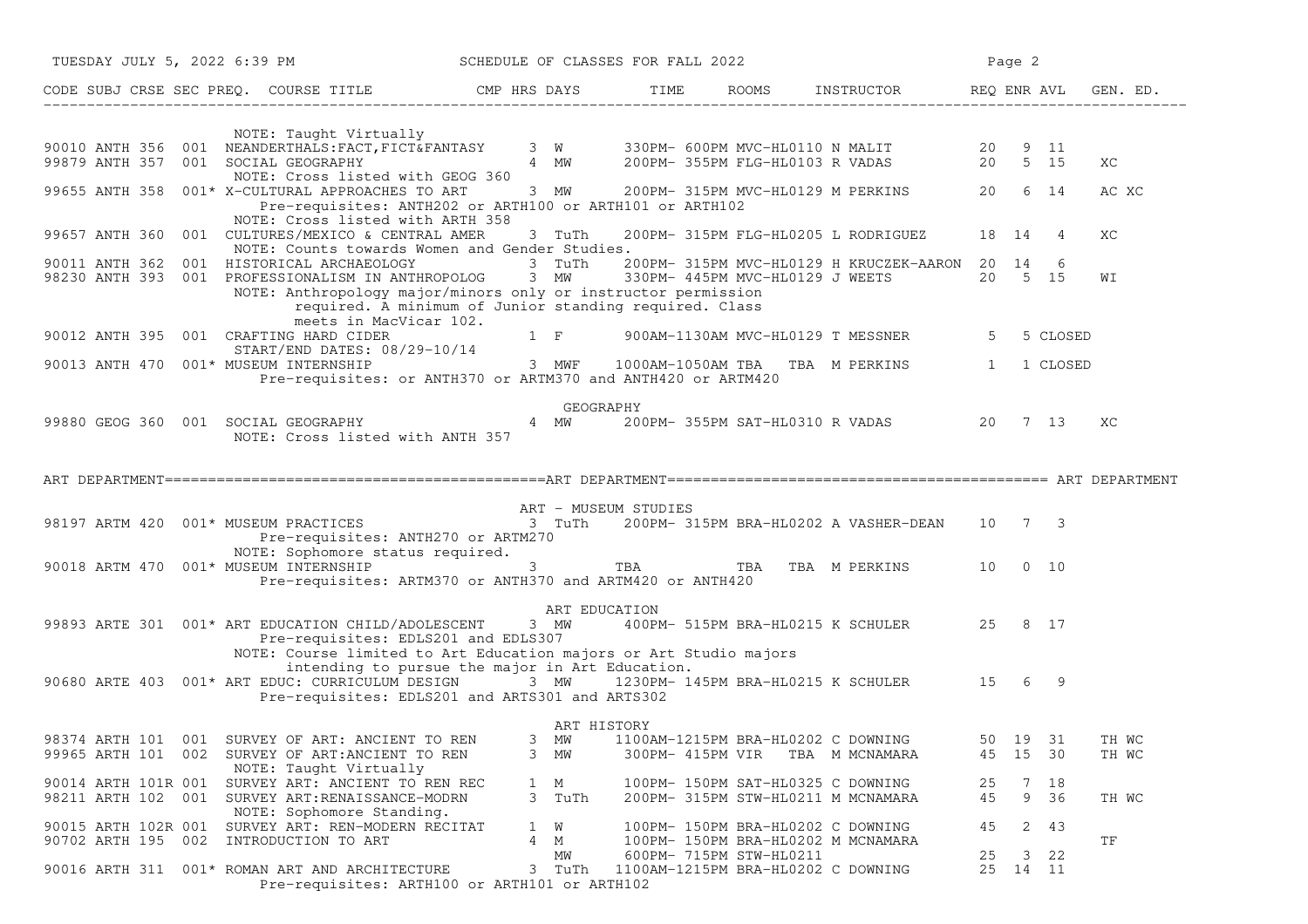| CODE | SUBJ | CRSE | SEC | PREQ. | COURSE TITLE | CMP | HRS | DAYS | TIME | ROOMS | INSTRUCTOR | REQ | ENR | AVL | GEN. ED. |
|---|---|---|---|---|---|---|---|---|---|---|---|---|---|---|---|
| | | | | | NOTE: Taught Virtually | | | | | | | | | | |
| 90010 | ANTH | 356 | 001 | | NEANDERTHALS:FACT,FICT&FANTASY | | 3 | W | 330PM- 600PM | MVC-HL0110 | N MALIT | 20 | 9 | 11 | |
| 99879 | ANTH | 357 | 001 | | SOCIAL GEOGRAPHY | | 4 | MW | 200PM- 355PM | FLG-HL0103 | R VADAS | 20 | 5 | 15 | XC |
| | | | | | NOTE: Cross listed with GEOG 360 | | | | | | | | | | |
| 99655 | ANTH | 358 | 001 | * | X-CULTURAL APPROACHES TO ART | | 3 | MW | 200PM- 315PM | MVC-HL0129 | M PERKINS | 20 | 6 | 14 | AC XC |
| | | | | | Pre-requisites: ANTH202 or ARTH100 or ARTH101 or ARTH102 | | | | | | | | | | |
| | | | | | NOTE: Cross listed with ARTH 358 | | | | | | | | | | |
| 99657 | ANTH | 360 | 001 | | CULTURES/MEXICO & CENTRAL AMER | | 3 | TuTh | 200PM- 315PM | FLG-HL0205 | L RODRIGUEZ | 18 | 14 | 4 | XC |
| | | | | | NOTE: Counts towards Women and Gender Studies. | | | | | | | | | | |
| 90011 | ANTH | 362 | 001 | | HISTORICAL ARCHAEOLOGY | | 3 | TuTh | 200PM- 315PM | MVC-HL0129 | H KRUCZEK-AARON | 20 | 14 | 6 | |
| 98230 | ANTH | 393 | 001 | | PROFESSIONALISM IN ANTHROPOLOG | | 3 | MW | 330PM- 445PM | MVC-HL0129 | J WEETS | 20 | 5 | 15 | WI |
| | | | | | NOTE: Anthropology major/minors only or instructor permission required. A minimum of Junior standing required. Class meets in MacVicar 102. | | | | | | | | | | |
| 90012 | ANTH | 395 | 001 | | CRAFTING HARD CIDER | | 1 | F | 900AM-1130AM | MVC-HL0129 | T MESSNER | 5 | 5 | CLOSED | |
| | | | | | START/END DATES: 08/29-10/14 | | | | | | | | | | |
| 90013 | ANTH | 470 | 001 | * | MUSEUM INTERNSHIP | | 3 | MWF | 1000AM-1050AM | TBA TBA | M PERKINS | 1 | 1 | CLOSED | |
| | | | | | Pre-requisites: or ANTH370 or ARTM370 and ANTH420 or ARTM420 | | | | | | | | | | |

## GEOGRAPHY

| CODE | SUBJ | CRSE | SEC | PREQ. | COURSE TITLE | CMP | HRS | DAYS | TIME | ROOMS | INSTRUCTOR | REQ | ENR | AVL | GEN. ED. |
|---|---|---|---|---|---|---|---|---|---|---|---|---|---|---|---|
| 99880 | GEOG | 360 | 001 | | SOCIAL GEOGRAPHY | | 4 | MW | 200PM- 355PM | SAT-HL0310 | R VADAS | 20 | 7 | 13 | XC |
| | | | | | NOTE: Cross listed with ANTH 357 | | | | | | | | | | |

# ART DEPARTMENT

## ART - MUSEUM STUDIES

| CODE | SUBJ | CRSE | SEC | PREQ. | COURSE TITLE | CMP | HRS | DAYS | TIME | ROOMS | INSTRUCTOR | REQ | ENR | AVL | GEN. ED. |
|---|---|---|---|---|---|---|---|---|---|---|---|---|---|---|---|
| 98197 | ARTM | 420 | 001 | * | MUSEUM PRACTICES | | 3 | TuTh | 200PM- 315PM | BRA-HL0202 | A VASHER-DEAN | 10 | 7 | 3 | |
| | | | | | Pre-requisites: ANTH270 or ARTM270 | | | | | | | | | | |
| | | | | | NOTE: Sophomore status required. | | | | | | | | | | |
| 90018 | ARTM | 470 | 001 | * | MUSEUM INTERNSHIP | | 3 | | TBA | TBA TBA | M PERKINS | 10 | 0 | 10 | |
| | | | | | Pre-requisites: ARTM370 or ANTH370 and ARTM420 or ANTH420 | | | | | | | | | | |

## ART EDUCATION

| CODE | SUBJ | CRSE | SEC | PREQ. | COURSE TITLE | CMP | HRS | DAYS | TIME | ROOMS | INSTRUCTOR | REQ | ENR | AVL | GEN. ED. |
|---|---|---|---|---|---|---|---|---|---|---|---|---|---|---|---|
| 99893 | ARTE | 301 | 001 | * | ART EDUCATION CHILD/ADOLESCENT | | 3 | MW | 400PM- 515PM | BRA-HL0215 | K SCHULER | 25 | 8 | 17 | |
| | | | | | Pre-requisites: EDLS201 and EDLS307 | | | | | | | | | | |
| | | | | | NOTE: Course limited to Art Education majors or Art Studio majors intending to pursue the major in Art Education. | | | | | | | | | | |
| 90680 | ARTE | 403 | 001 | * | ART EDUC: CURRICULUM DESIGN | | 3 | MW | 1230PM- 145PM | BRA-HL0215 | K SCHULER | 15 | 6 | 9 | |
| | | | | | Pre-requisites: EDLS201 and ARTS301 and ARTS302 | | | | | | | | | | |

## ART HISTORY

| CODE | SUBJ | CRSE | SEC | PREQ. | COURSE TITLE | CMP | HRS | DAYS | TIME | ROOMS | INSTRUCTOR | REQ | ENR | AVL | GEN. ED. |
|---|---|---|---|---|---|---|---|---|---|---|---|---|---|---|---|
| 98374 | ARTH | 101 | 001 | | SURVEY OF ART: ANCIENT TO REN | | 3 | MW | 1100AM-1215PM | BRA-HL0202 | C DOWNING | 50 | 19 | 31 | TH WC |
| 99965 | ARTH | 101 | 002 | | SURVEY OF ART:ANCIENT TO REN | | 3 | MW | 300PM- 415PM | VIR TBA | M MCNAMARA | 45 | 15 | 30 | TH WC |
| | | | | | NOTE: Taught Virtually | | | | | | | | | | |
| 90014 | ARTH | 101R | 001 | | SURVEY ART: ANCIENT TO REN REC | | 1 | M | 100PM- 150PM | SAT-HL0325 | C DOWNING | 25 | 7 | 18 | |
| 98211 | ARTH | 102 | 001 | | SURVEY ART:RENAISSANCE-MODRN | | 3 | TuTh | 200PM- 315PM | STW-HL0211 | M MCNAMARA | 45 | 9 | 36 | TH WC |
| | | | | | NOTE: Sophomore Standing. | | | | | | | | | | |
| 90015 | ARTH | 102R | 001 | | SURVEY ART: REN-MODERN RECITAT | | 1 | W | 100PM- 150PM | BRA-HL0202 | C DOWNING | 45 | 2 | 43 | |
| 90702 | ARTH | 195 | 002 | | INTRODUCTION TO ART | | 4 | M | 100PM- 150PM | BRA-HL0202 | M MCNAMARA | | | | TF |
| | | | | | | | | MW | 600PM- 715PM | STW-HL0211 | | 25 | 3 | 22 | |
| 90016 | ARTH | 311 | 001 | * | ROMAN ART AND ARCHITECTURE | | 3 | TuTh | 1100AM-1215PM | BRA-HL0202 | C DOWNING | 25 | 14 | 11 | |
| | | | | | Pre-requisites: ARTH100 or ARTH101 or ARTH102 | | | | | | | | | | |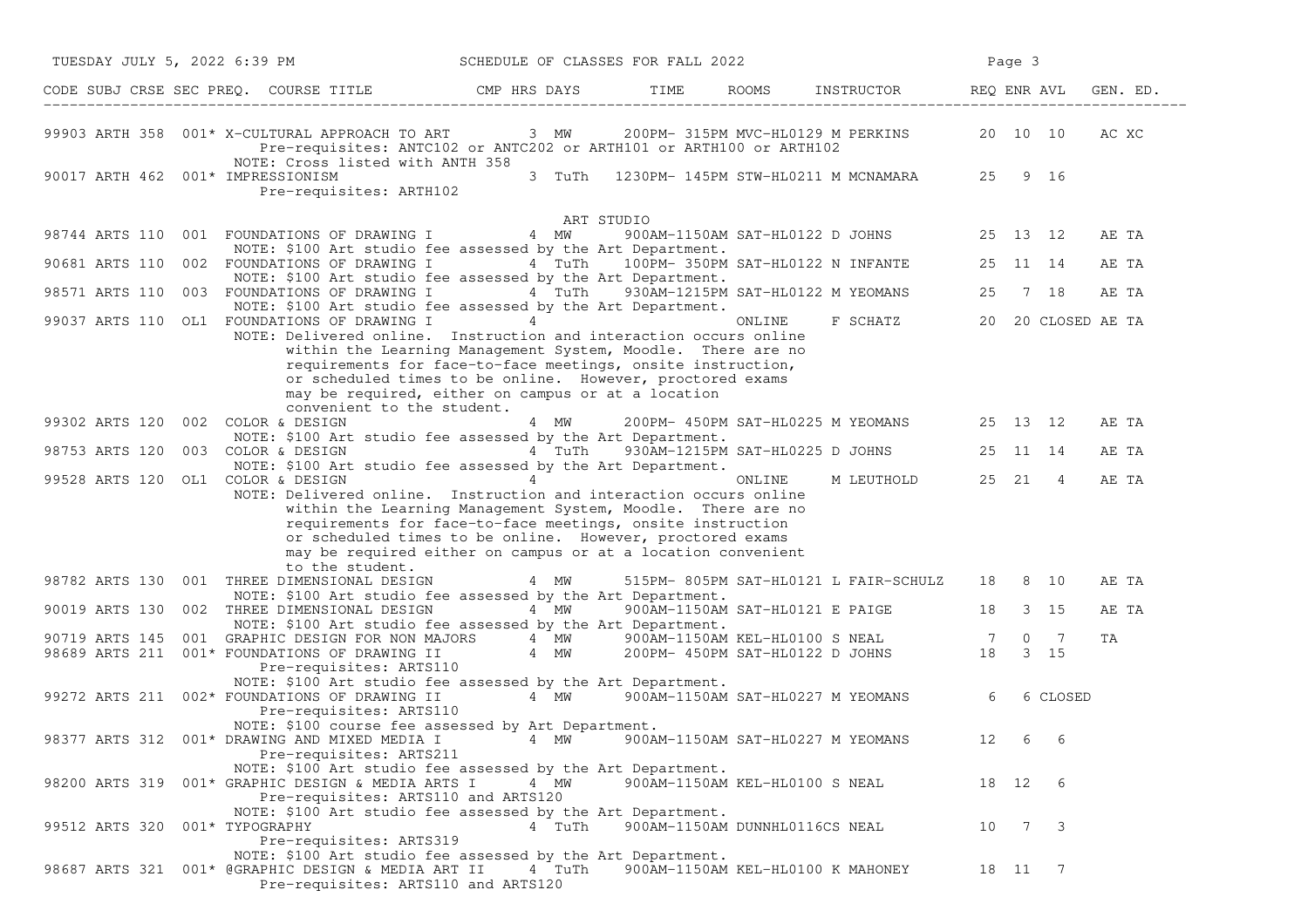SCHEDULE OF CLASSES FOR FALL 2022

| CODE | SUBJ | CRSE | SEC PREQ. | COURSE TITLE | CMP HRS | DAYS | TIME | ROOMS | INSTRUCTOR | REQ | ENR | AVL | GEN. ED. |
|---|---|---|---|---|---|---|---|---|---|---|---|---|---|
| 99903 | ARTH | 358 | 001* | X-CULTURAL APPROACH TO ART | 3 | MW | 200PM- 315PM | MVC-HL0129 | M PERKINS | 20 | 10 | 10 | AC XC |
| | | | | Pre-requisites: ANTC102 or ANTC202 or ARTH101 or ARTH100 or ARTH102 | | | | | | | | | |
| | | | | NOTE: Cross listed with ANTH 358 | | | | | | | | | |
| 90017 | ARTH | 462 | 001* | IMPRESSIONISM | 3 | TuTh | 1230PM- 145PM | STW-HL0211 | M MCNAMARA | 25 | 9 | 16 | |
| | | | | Pre-requisites: ARTH102 | | | | | | | | | |

ART STUDIO

| CODE | SUBJ | CRSE | SEC PREQ. | COURSE TITLE | CMP HRS | DAYS | TIME | ROOMS | INSTRUCTOR | REQ | ENR | AVL | GEN. ED. |
|---|---|---|---|---|---|---|---|---|---|---|---|---|---|
| 98744 | ARTS | 110 | 001 | FOUNDATIONS OF DRAWING I | 4 | MW | 900AM-1150AM | SAT-HL0122 | D JOHNS | 25 | 13 | 12 | AE TA |
| | | | | NOTE: $100 Art studio fee assessed by the Art Department. | | | | | | | | | |
| 90681 | ARTS | 110 | 002 | FOUNDATIONS OF DRAWING I | 4 | TuTh | 100PM- 350PM | SAT-HL0122 | N INFANTE | 25 | 11 | 14 | AE TA |
| | | | | NOTE: $100 Art studio fee assessed by the Art Department. | | | | | | | | | |
| 98571 | ARTS | 110 | 003 | FOUNDATIONS OF DRAWING I | 4 | TuTh | 930AM-1215PM | SAT-HL0122 | M YEOMANS | 25 | 7 | 18 | AE TA |
| | | | | NOTE: $100 Art studio fee assessed by the Art Department. | | | | | | | | | |
| 99037 | ARTS | 110 | OL1 | FOUNDATIONS OF DRAWING I | 4 | | | ONLINE | F SCHATZ | 20 | 20 | CLOSED | AE TA |
| | | | | NOTE: Delivered online. Instruction and interaction occurs online within the Learning Management System, Moodle. There are no requirements for face-to-face meetings, onsite instruction, or scheduled times to be online. However, proctored exams may be required, either on campus or at a location convenient to the student. | | | | | | | | | |
| 99302 | ARTS | 120 | 002 | COLOR & DESIGN | 4 | MW | 200PM- 450PM | SAT-HL0225 | M YEOMANS | 25 | 13 | 12 | AE TA |
| | | | | NOTE: $100 Art studio fee assessed by the Art Department. | | | | | | | | | |
| 98753 | ARTS | 120 | 003 | COLOR & DESIGN | 4 | TuTh | 930AM-1215PM | SAT-HL0225 | D JOHNS | 25 | 11 | 14 | AE TA |
| | | | | NOTE: $100 Art studio fee assessed by the Art Department. | | | | | | | | | |
| 99528 | ARTS | 120 | OL1 | COLOR & DESIGN | 4 | | | ONLINE | M LEUTHOLD | 25 | 21 | 4 | AE TA |
| | | | | NOTE: Delivered online. Instruction and interaction occurs online within the Learning Management System, Moodle. There are no requirements for face-to-face meetings, onsite instruction or scheduled times to be online. However, proctored exams may be required either on campus or at a location convenient to the student. | | | | | | | | | |
| 98782 | ARTS | 130 | 001 | THREE DIMENSIONAL DESIGN | 4 | MW | 515PM- 805PM | SAT-HL0121 | L FAIR-SCHULZ | 18 | 8 | 10 | AE TA |
| | | | | NOTE: $100 Art studio fee assessed by the Art Department. | | | | | | | | | |
| 90019 | ARTS | 130 | 002 | THREE DIMENSIONAL DESIGN | 4 | MW | 900AM-1150AM | SAT-HL0121 | E PAIGE | 18 | 3 | 15 | AE TA |
| | | | | NOTE: $100 Art studio fee assessed by the Art Department. | | | | | | | | | |
| 90719 | ARTS | 145 | 001 | GRAPHIC DESIGN FOR NON MAJORS | 4 | MW | 900AM-1150AM | KEL-HL0100 | S NEAL | 7 | 0 | 7 | TA |
| 98689 | ARTS | 211 | 001* | FOUNDATIONS OF DRAWING II | 4 | MW | 200PM- 450PM | SAT-HL0122 | D JOHNS | 18 | 3 | 15 | |
| | | | | Pre-requisites: ARTS110 | | | | | | | | | |
| | | | | NOTE: $100 Art studio fee assessed by the Art Department. | | | | | | | | | |
| 99272 | ARTS | 211 | 002* | FOUNDATIONS OF DRAWING II | 4 | MW | 900AM-1150AM | SAT-HL0227 | M YEOMANS | 6 | 6 | CLOSED | |
| | | | | Pre-requisites: ARTS110 | | | | | | | | | |
| | | | | NOTE: $100 course fee assessed by Art Department. | | | | | | | | | |
| 98377 | ARTS | 312 | 001* | DRAWING AND MIXED MEDIA I | 4 | MW | 900AM-1150AM | SAT-HL0227 | M YEOMANS | 12 | 6 | 6 | |
| | | | | Pre-requisites: ARTS211 | | | | | | | | | |
| | | | | NOTE: $100 Art studio fee assessed by the Art Department. | | | | | | | | | |
| 98200 | ARTS | 319 | 001* | GRAPHIC DESIGN & MEDIA ARTS I | 4 | MW | 900AM-1150AM | KEL-HL0100 | S NEAL | 18 | 12 | 6 | |
| | | | | Pre-requisites: ARTS110 and ARTS120 | | | | | | | | | |
| | | | | NOTE: $100 Art studio fee assessed by the Art Department. | | | | | | | | | |
| 99512 | ARTS | 320 | 001* | TYPOGRAPHY | 4 | TuTh | 900AM-1150AM | DUNNHL0116 | CS NEAL | 10 | 7 | 3 | |
| | | | | Pre-requisites: ARTS319 | | | | | | | | | |
| | | | | NOTE: $100 Art studio fee assessed by the Art Department. | | | | | | | | | |
| 98687 | ARTS | 321 | 001* | @GRAPHIC DESIGN & MEDIA ART II | 4 | TuTh | 900AM-1150AM | KEL-HL0100 | K MAHONEY | 18 | 11 | 7 | |
| | | | | Pre-requisites: ARTS110 and ARTS120 | | | | | | | | | |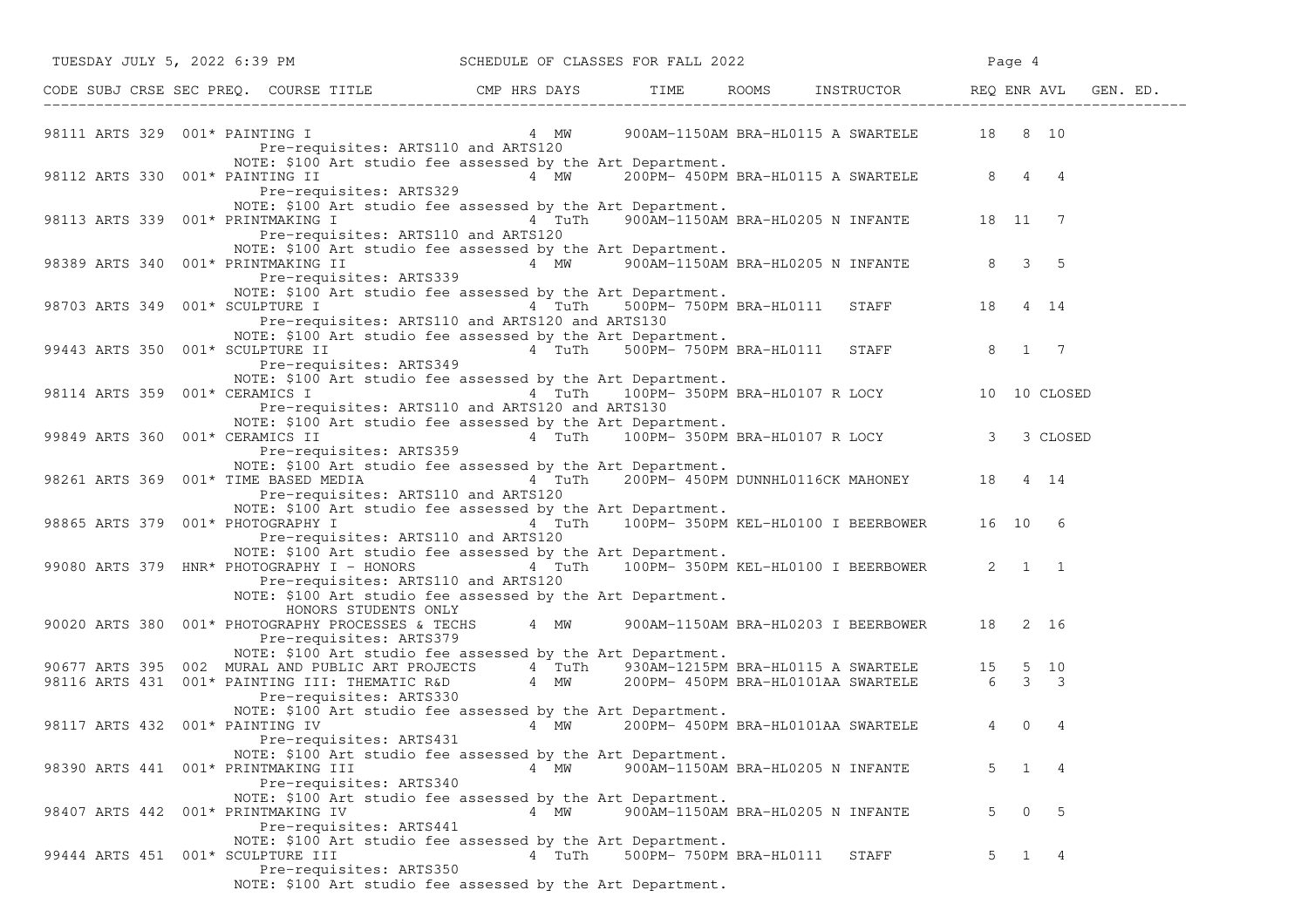SCHEDULE OF CLASSES FOR FALL 2022

| CODE | SUBJ | CRSE | SEC | PREQ. | COURSE TITLE | CMP | HRS | DAYS | TIME | ROOMS | INSTRUCTOR | REQ | ENR | AVL | GEN. ED. |
|---|---|---|---|---|---|---|---|---|---|---|---|---|---|---|---|
| 98111 | ARTS | 329 | 001 | * | PAINTING I | | 4 | MW | 900AM-1150AM | BRA-HL0115 | A SWARTELE | 18 | 8 | 10 | |
| | | | | | Pre-requisites: ARTS110 and ARTS120 | | | | | | | | | | |
| | | | | | NOTE: $100 Art studio fee assessed by the Art Department. | | | | | | | | | | |
| 98112 | ARTS | 330 | 001 | * | PAINTING II | | 4 | MW | 200PM- 450PM | BRA-HL0115 | A SWARTELE | 8 | 4 | 4 | |
| | | | | | Pre-requisites: ARTS329 | | | | | | | | | | |
| | | | | | NOTE: $100 Art studio fee assessed by the Art Department. | | | | | | | | | | |
| 98113 | ARTS | 339 | 001 | * | PRINTMAKING I | | 4 | TuTh | 900AM-1150AM | BRA-HL0205 | N INFANTE | 18 | 11 | 7 | |
| | | | | | Pre-requisites: ARTS110 and ARTS120 | | | | | | | | | | |
| | | | | | NOTE: $100 Art studio fee assessed by the Art Department. | | | | | | | | | | |
| 98389 | ARTS | 340 | 001 | * | PRINTMAKING II | | 4 | MW | 900AM-1150AM | BRA-HL0205 | N INFANTE | 8 | 3 | 5 | |
| | | | | | Pre-requisites: ARTS339 | | | | | | | | | | |
| | | | | | NOTE: $100 Art studio fee assessed by the Art Department. | | | | | | | | | | |
| 98703 | ARTS | 349 | 001 | * | SCULPTURE I | | 4 | TuTh | 500PM- 750PM | BRA-HL0111 | STAFF | 18 | 4 | 14 | |
| | | | | | Pre-requisites: ARTS110 and ARTS120 and ARTS130 | | | | | | | | | | |
| | | | | | NOTE: $100 Art studio fee assessed by the Art Department. | | | | | | | | | | |
| 99443 | ARTS | 350 | 001 | * | SCULPTURE II | | 4 | TuTh | 500PM- 750PM | BRA-HL0111 | STAFF | 8 | 1 | 7 | |
| | | | | | Pre-requisites: ARTS349 | | | | | | | | | | |
| | | | | | NOTE: $100 Art studio fee assessed by the Art Department. | | | | | | | | | | |
| 98114 | ARTS | 359 | 001 | * | CERAMICS I | | 4 | TuTh | 100PM- 350PM | BRA-HL0107 | R LOCY | 10 | 10 | CLOSED | |
| | | | | | Pre-requisites: ARTS110 and ARTS120 and ARTS130 | | | | | | | | | | |
| | | | | | NOTE: $100 Art studio fee assessed by the Art Department. | | | | | | | | | | |
| 99849 | ARTS | 360 | 001 | * | CERAMICS II | | 4 | TuTh | 100PM- 350PM | BRA-HL0107 | R LOCY | 3 | 3 | CLOSED | |
| | | | | | Pre-requisites: ARTS359 | | | | | | | | | | |
| | | | | | NOTE: $100 Art studio fee assessed by the Art Department. | | | | | | | | | | |
| 98261 | ARTS | 369 | 001 | * | TIME BASED MEDIA | | 4 | TuTh | 200PM- 450PM | DUNNHL0116 | CK MAHONEY | 18 | 4 | 14 | |
| | | | | | Pre-requisites: ARTS110 and ARTS120 | | | | | | | | | | |
| | | | | | NOTE: $100 Art studio fee assessed by the Art Department. | | | | | | | | | | |
| 98865 | ARTS | 379 | 001 | * | PHOTOGRAPHY I | | 4 | TuTh | 100PM- 350PM | KEL-HL0100 | I BEERBOWER | 16 | 10 | 6 | |
| | | | | | Pre-requisites: ARTS110 and ARTS120 | | | | | | | | | | |
| | | | | | NOTE: $100 Art studio fee assessed by the Art Department. | | | | | | | | | | |
| 99080 | ARTS | 379 | HNR | * | PHOTOGRAPHY I - HONORS | | 4 | TuTh | 100PM- 350PM | KEL-HL0100 | I BEERBOWER | 2 | 1 | 1 | |
| | | | | | Pre-requisites: ARTS110 and ARTS120 | | | | | | | | | | |
| | | | | | NOTE: $100 Art studio fee assessed by the Art Department. | | | | | | | | | | |
| | | | | | HONORS STUDENTS ONLY | | | | | | | | | | |
| 90020 | ARTS | 380 | 001 | * | PHOTOGRAPHY PROCESSES & TECHS | | 4 | MW | 900AM-1150AM | BRA-HL0203 | I BEERBOWER | 18 | 2 | 16 | |
| | | | | | Pre-requisites: ARTS379 | | | | | | | | | | |
| | | | | | NOTE: $100 Art studio fee assessed by the Art Department. | | | | | | | | | | |
| 90677 | ARTS | 395 | 002 | | MURAL AND PUBLIC ART PROJECTS | | 4 | TuTh | 930AM-1215PM | BRA-HL0115 | A SWARTELE | 15 | 5 | 10 | |
| 98116 | ARTS | 431 | 001 | * | PAINTING III: THEMATIC R&D | | 4 | MW | 200PM- 450PM | BRA-HL0101A | A SWARTELE | 6 | 3 | 3 | |
| | | | | | Pre-requisites: ARTS330 | | | | | | | | | | |
| | | | | | NOTE: $100 Art studio fee assessed by the Art Department. | | | | | | | | | | |
| 98117 | ARTS | 432 | 001 | * | PAINTING IV | | 4 | MW | 200PM- 450PM | BRA-HL0101A | A SWARTELE | 4 | 0 | 4 | |
| | | | | | Pre-requisites: ARTS431 | | | | | | | | | | |
| | | | | | NOTE: $100 Art studio fee assessed by the Art Department. | | | | | | | | | | |
| 98390 | ARTS | 441 | 001 | * | PRINTMAKING III | | 4 | MW | 900AM-1150AM | BRA-HL0205 | N INFANTE | 5 | 1 | 4 | |
| | | | | | Pre-requisites: ARTS340 | | | | | | | | | | |
| | | | | | NOTE: $100 Art studio fee assessed by the Art Department. | | | | | | | | | | |
| 98407 | ARTS | 442 | 001 | * | PRINTMAKING IV | | 4 | MW | 900AM-1150AM | BRA-HL0205 | N INFANTE | 5 | 0 | 5 | |
| | | | | | Pre-requisites: ARTS441 | | | | | | | | | | |
| | | | | | NOTE: $100 Art studio fee assessed by the Art Department. | | | | | | | | | | |
| 99444 | ARTS | 451 | 001 | * | SCULPTURE III | | 4 | TuTh | 500PM- 750PM | BRA-HL0111 | STAFF | 5 | 1 | 4 | |
| | | | | | Pre-requisites: ARTS350 | | | | | | | | | | |
| | | | | | NOTE: $100 Art studio fee assessed by the Art Department. | | | | | | | | | | |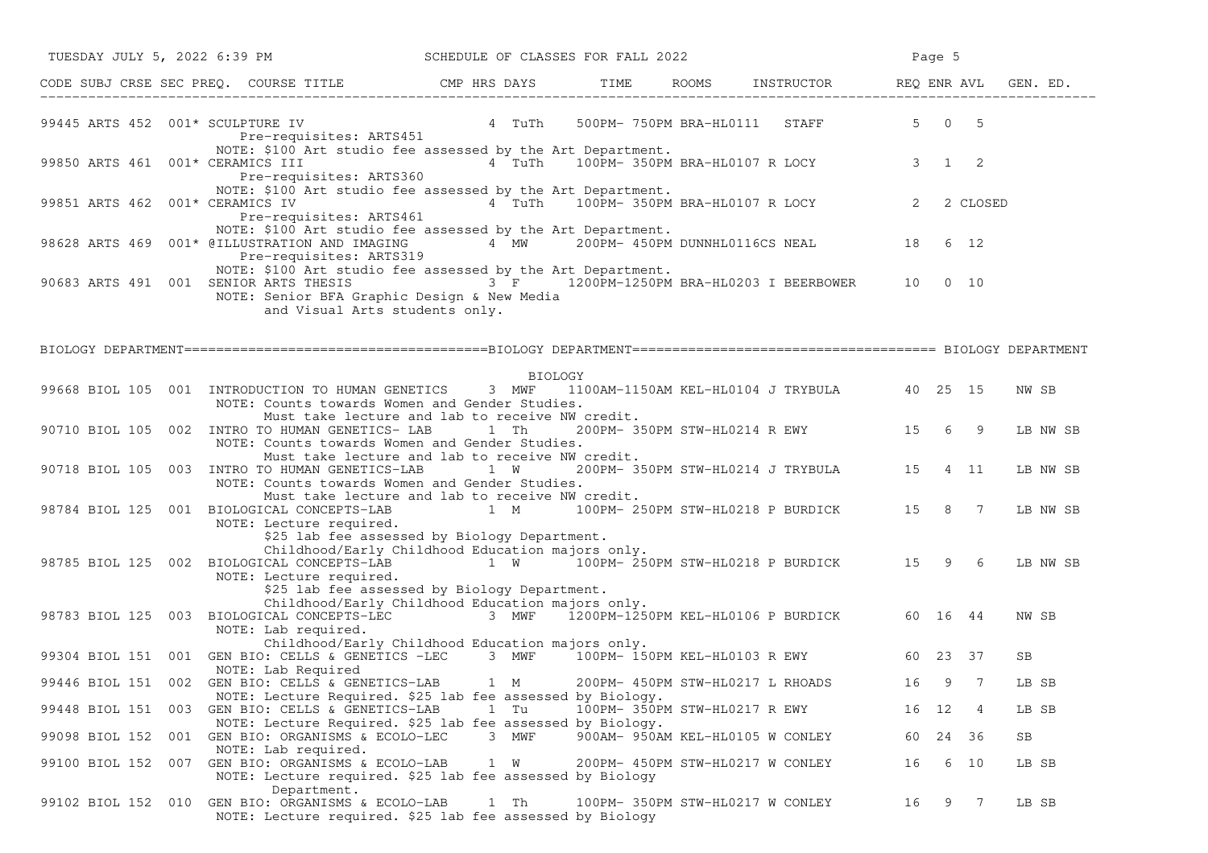| CODE | SUBJ | CRSE | SEC | PREQ. | COURSE TITLE | CMP | HRS | DAYS | TIME | ROOMS | INSTRUCTOR | REQ | ENR | AVL | GEN. ED. |
|---|---|---|---|---|---|---|---|---|---|---|---|---|---|---|---|
| 99445 | ARTS | 452 | 001 | * | SCULPTURE IV<br>Pre-requisites: ARTS451<br>NOTE: $100 Art studio fee assessed by the Art Department. | | 4 | TuTh | 500PM- 750PM | BRA-HL0111 | STAFF | 5 | 0 | 5 | |
| 99850 | ARTS | 461 | 001 | * | CERAMICS III<br>Pre-requisites: ARTS360<br>NOTE: $100 Art studio fee assessed by the Art Department. | | 4 | TuTh | 100PM- 350PM | BRA-HL0107 | R LOCY | 3 | 1 | 2 | |
| 99851 | ARTS | 462 | 001 | * | CERAMICS IV<br>Pre-requisites: ARTS461<br>NOTE: $100 Art studio fee assessed by the Art Department. | | 4 | TuTh | 100PM- 350PM | BRA-HL0107 | R LOCY | 2 | 2 | CLOSED | |
| 98628 | ARTS | 469 | 001 | * | @ILLUSTRATION AND IMAGING<br>Pre-requisites: ARTS319<br>NOTE: $100 Art studio fee assessed by the Art Department. | | 4 | MW | 200PM- 450PM | DUNNHL0116 | CS NEAL | 18 | 6 | 12 | |
| 90683 | ARTS | 491 | 001 | | SENIOR ARTS THESIS<br>NOTE: Senior BFA Graphic Design & New Media and Visual Arts students only. | | 3 | F | 1200PM-1250PM | BRA-HL0203 | I BEERBOWER | 10 | 0 | 10 | |

## BIOLOGY DEPARTMENT

BIOLOGY

| CODE | SUBJ | CRSE | SEC | PREQ. | COURSE TITLE | CMP | HRS | DAYS | TIME | ROOMS | INSTRUCTOR | REQ | ENR | AVL | GEN. ED. |
|---|---|---|---|---|---|---|---|---|---|---|---|---|---|---|---|
| 99668 | BIOL | 105 | 001 | | INTRODUCTION TO HUMAN GENETICS<br>NOTE: Counts towards Women and Gender Studies. Must take lecture and lab to receive NW credit. | | 3 | MWF | 1100AM-1150AM | KEL-HL0104 | J TRYBULA | 40 | 25 | 15 | NW SB |
| 90710 | BIOL | 105 | 002 | | INTRO TO HUMAN GENETICS- LAB<br>NOTE: Counts towards Women and Gender Studies. Must take lecture and lab to receive NW credit. | | 1 | Th | 200PM- 350PM | STW-HL0214 | R EWY | 15 | 6 | 9 | LB NW SB |
| 90718 | BIOL | 105 | 003 | | INTRO TO HUMAN GENETICS-LAB<br>NOTE: Counts towards Women and Gender Studies. Must take lecture and lab to receive NW credit. | | 1 | W | 200PM- 350PM | STW-HL0214 | J TRYBULA | 15 | 4 | 11 | LB NW SB |
| 98784 | BIOL | 125 | 001 | | BIOLOGICAL CONCEPTS-LAB<br>NOTE: Lecture required. $25 lab fee assessed by Biology Department. Childhood/Early Childhood Education majors only. | | 1 | M | 100PM- 250PM | STW-HL0218 | P BURDICK | 15 | 8 | 7 | LB NW SB |
| 98785 | BIOL | 125 | 002 | | BIOLOGICAL CONCEPTS-LAB<br>NOTE: Lecture required. $25 lab fee assessed by Biology Department. Childhood/Early Childhood Education majors only. | | 1 | W | 100PM- 250PM | STW-HL0218 | P BURDICK | 15 | 9 | 6 | LB NW SB |
| 98783 | BIOL | 125 | 003 | | BIOLOGICAL CONCEPTS-LEC<br>NOTE: Lab required. Childhood/Early Childhood Education majors only. | | 3 | MWF | 1200PM-1250PM | KEL-HL0106 | P BURDICK | 60 | 16 | 44 | NW SB |
| 99304 | BIOL | 151 | 001 | | GEN BIO: CELLS & GENETICS -LEC<br>NOTE: Lab Required | | 3 | MWF | 100PM- 150PM | KEL-HL0103 | R EWY | 60 | 23 | 37 | SB |
| 99446 | BIOL | 151 | 002 | | GEN BIO: CELLS & GENETICS-LAB<br>NOTE: Lecture Required. $25 lab fee assessed by Biology. | | 1 | M | 200PM- 450PM | STW-HL0217 | L RHOADS | 16 | 9 | 7 | LB SB |
| 99448 | BIOL | 151 | 003 | | GEN BIO: CELLS & GENETICS-LAB<br>NOTE: Lecture Required. $25 lab fee assessed by Biology. | | 1 | Tu | 100PM- 350PM | STW-HL0217 | R EWY | 16 | 12 | 4 | LB SB |
| 99098 | BIOL | 152 | 001 | | GEN BIO: ORGANISMS & ECOLO-LEC<br>NOTE: Lab required. | | 3 | MWF | 900AM- 950AM | KEL-HL0105 | W CONLEY | 60 | 24 | 36 | SB |
| 99100 | BIOL | 152 | 007 | | GEN BIO: ORGANISMS & ECOLO-LAB<br>NOTE: Lecture required. $25 lab fee assessed by Biology Department. | | 1 | W | 200PM- 450PM | STW-HL0217 | W CONLEY | 16 | 6 | 10 | LB SB |
| 99102 | BIOL | 152 | 010 | | GEN BIO: ORGANISMS & ECOLO-LAB<br>NOTE: Lecture required. $25 lab fee assessed by Biology | | 1 | Th | 100PM- 350PM | STW-HL0217 | W CONLEY | 16 | 9 | 7 | LB SB |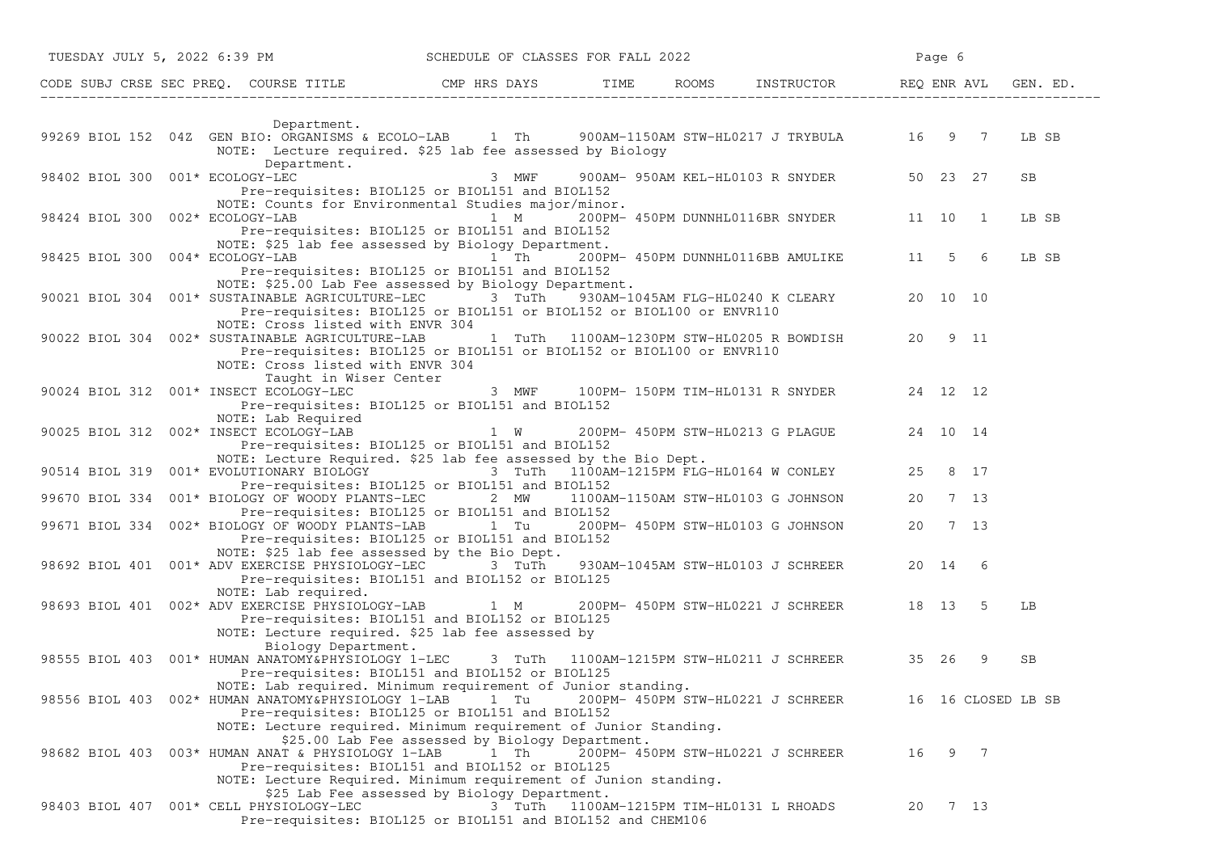| CODE | SUBJ | CRSE | SEC | PREQ. | COURSE TITLE | CMP | HRS | DAYS | TIME | ROOMS | INSTRUCTOR | REQ | ENR | AVL | GEN. ED. |
|---|---|---|---|---|---|---|---|---|---|---|---|---|---|---|---|
| | | | | | Department. | | | | | | | | | | |
| 99269 | BIOL | 152 | 04Z | | GEN BIO: ORGANISMS & ECOLO-LAB | | 1 | Th | 900AM-1150AM | STW-HL0217 | J TRYBULA | 16 | 9 | 7 | LB SB |
| | | | | | NOTE: Lecture required. $25 lab fee assessed by Biology Department. | | | | | | | | | | |
| 98402 | BIOL | 300 | 001 | * | ECOLOGY-LEC | | 3 | MWF | 900AM- 950AM | KEL-HL0103 | R SNYDER | 50 | 23 | 27 | SB |
| | | | | | Pre-requisites: BIOL125 or BIOL151 and BIOL152 | | | | | | | | | | |
| | | | | | NOTE: Counts for Environmental Studies major/minor. | | | | | | | | | | |
| 98424 | BIOL | 300 | 002 | * | ECOLOGY-LAB | | 1 | M | 200PM- 450PM | DUNNHL0116BR | SNYDER | 11 | 10 | 1 | LB SB |
| | | | | | Pre-requisites: BIOL125 or BIOL151 and BIOL152 | | | | | | | | | | |
| | | | | | NOTE: $25 lab fee assessed by Biology Department. | | | | | | | | | | |
| 98425 | BIOL | 300 | 004 | * | ECOLOGY-LAB | | 1 | Th | 200PM- 450PM | DUNNHL0116BB | AMULIKE | 11 | 5 | 6 | LB SB |
| | | | | | Pre-requisites: BIOL125 or BIOL151 and BIOL152 | | | | | | | | | | |
| | | | | | NOTE: $25.00 Lab Fee assessed by Biology Department. | | | | | | | | | | |
| 90021 | BIOL | 304 | 001 | * | SUSTAINABLE AGRICULTURE-LEC | | 3 | TuTh | 930AM-1045AM | FLG-HL0240 | K CLEARY | 20 | 10 | 10 | |
| | | | | | Pre-requisites: BIOL125 or BIOL151 or BIOL152 or BIOL100 or ENVR110 | | | | | | | | | | |
| | | | | | NOTE: Cross listed with ENVR 304 | | | | | | | | | | |
| 90022 | BIOL | 304 | 002 | * | SUSTAINABLE AGRICULTURE-LAB | | 1 | TuTh | 1100AM-1230PM | STW-HL0205 | R BOWDISH | 20 | 9 | 11 | |
| | | | | | Pre-requisites: BIOL125 or BIOL151 or BIOL152 or BIOL100 or ENVR110 | | | | | | | | | | |
| | | | | | NOTE: Cross listed with ENVR 304 Taught in Wiser Center | | | | | | | | | | |
| 90024 | BIOL | 312 | 001 | * | INSECT ECOLOGY-LEC | | 3 | MWF | 100PM- 150PM | TIM-HL0131 | R SNYDER | 24 | 12 | 12 | |
| | | | | | Pre-requisites: BIOL125 or BIOL151 and BIOL152 | | | | | | | | | | |
| | | | | | NOTE: Lab Required | | | | | | | | | | |
| 90025 | BIOL | 312 | 002 | * | INSECT ECOLOGY-LAB | | 1 | W | 200PM- 450PM | STW-HL0213 | G PLAGUE | 24 | 10 | 14 | |
| | | | | | Pre-requisites: BIOL125 or BIOL151 and BIOL152 | | | | | | | | | | |
| | | | | | NOTE: Lecture Required. $25 lab fee assessed by the Bio Dept. | | | | | | | | | | |
| 90514 | BIOL | 319 | 001 | * | EVOLUTIONARY BIOLOGY | | 3 | TuTh | 1100AM-1215PM | FLG-HL0164 | W CONLEY | 25 | 8 | 17 | |
| | | | | | Pre-requisites: BIOL125 or BIOL151 and BIOL152 | | | | | | | | | | |
| 99670 | BIOL | 334 | 001 | * | BIOLOGY OF WOODY PLANTS-LEC | | 2 | MW | 1100AM-1150AM | STW-HL0103 | G JOHNSON | 20 | 7 | 13 | |
| | | | | | Pre-requisites: BIOL125 or BIOL151 and BIOL152 | | | | | | | | | | |
| 99671 | BIOL | 334 | 002 | * | BIOLOGY OF WOODY PLANTS-LAB | | 1 | Tu | 200PM- 450PM | STW-HL0103 | G JOHNSON | 20 | 7 | 13 | |
| | | | | | Pre-requisites: BIOL125 or BIOL151 and BIOL152 | | | | | | | | | | |
| | | | | | NOTE: $25 lab fee assessed by the Bio Dept. | | | | | | | | | | |
| 98692 | BIOL | 401 | 001 | * | ADV EXERCISE PHYSIOLOGY-LEC | | 3 | TuTh | 930AM-1045AM | STW-HL0103 | J SCHREER | 20 | 14 | 6 | |
| | | | | | Pre-requisites: BIOL151 and BIOL152 or BIOL125 | | | | | | | | | | |
| | | | | | NOTE: Lab required. | | | | | | | | | | |
| 98693 | BIOL | 401 | 002 | * | ADV EXERCISE PHYSIOLOGY-LAB | | 1 | M | 200PM- 450PM | STW-HL0221 | J SCHREER | 18 | 13 | 5 | LB |
| | | | | | Pre-requisites: BIOL151 and BIOL152 or BIOL125 | | | | | | | | | | |
| | | | | | NOTE: Lecture required. $25 lab fee assessed by Biology Department. | | | | | | | | | | |
| 98555 | BIOL | 403 | 001 | * | HUMAN ANATOMY&PHYSIOLOGY 1-LEC | | 3 | TuTh | 1100AM-1215PM | STW-HL0211 | J SCHREER | 35 | 26 | 9 | SB |
| | | | | | Pre-requisites: BIOL151 and BIOL152 or BIOL125 | | | | | | | | | | |
| | | | | | NOTE: Lab required. Minimum requirement of Junior standing. | | | | | | | | | | |
| 98556 | BIOL | 403 | 002 | * | HUMAN ANATOMY&PHYSIOLOGY 1-LAB | | 1 | Tu | 200PM- 450PM | STW-HL0221 | J SCHREER | 16 | 16 | CLOSED | LB SB |
| | | | | | Pre-requisites: BIOL125 or BIOL151 and BIOL152 | | | | | | | | | | |
| | | | | | NOTE: Lecture required. Minimum requirement of Junior Standing. $25.00 Lab Fee assessed by Biology Department. | | | | | | | | | | |
| 98682 | BIOL | 403 | 003 | * | HUMAN ANAT & PHYSIOLOGY 1-LAB | | 1 | Th | 200PM- 450PM | STW-HL0221 | J SCHREER | 16 | 9 | 7 | |
| | | | | | Pre-requisites: BIOL151 and BIOL152 or BIOL125 | | | | | | | | | | |
| | | | | | NOTE: Lecture Required. Minimum requirement of Junion standing. $25 Lab Fee assessed by Biology Department. | | | | | | | | | | |
| 98403 | BIOL | 407 | 001 | * | CELL PHYSIOLOGY-LEC | | 3 | TuTh | 1100AM-1215PM | TIM-HL0131 | L RHOADS | 20 | 7 | 13 | |
| | | | | | Pre-requisites: BIOL125 or BIOL151 and BIOL152 and CHEM106 | | | | | | | | | | |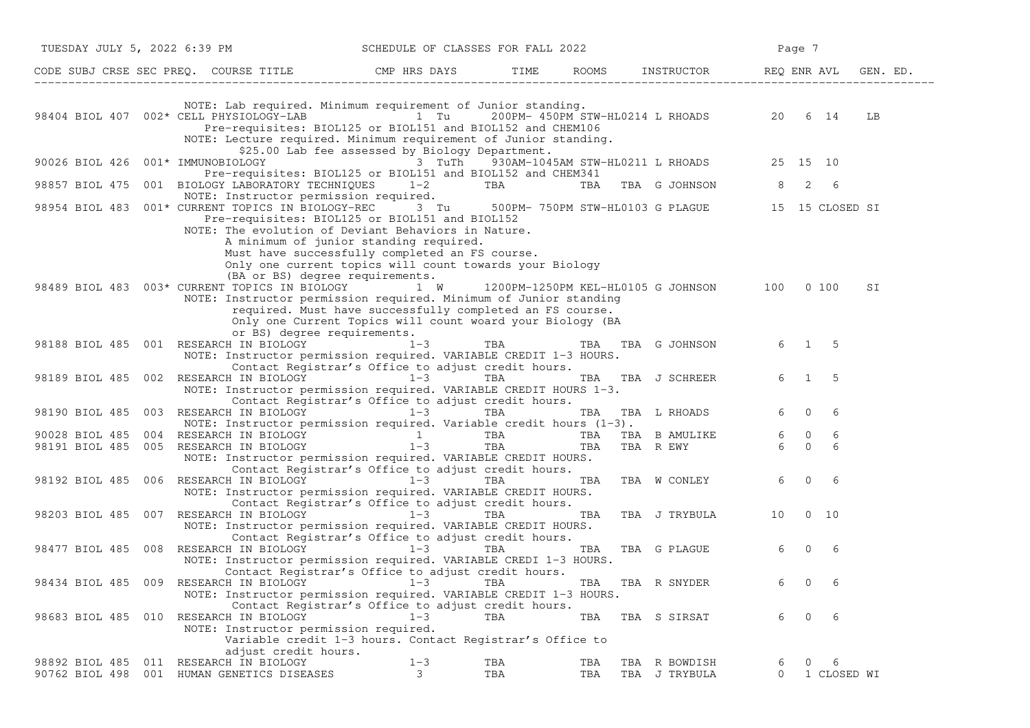| CODE | SUBJ | CRSE | SEC | PREQ. | COURSE TITLE | CMP | HRS | DAYS | TIME | ROOMS | INSTRUCTOR | REQ | ENR | AVL | GEN. ED. |
|---|---|---|---|---|---|---|---|---|---|---|---|---|---|---|---|
| | | | | | NOTE: Lab required. Minimum requirement of Junior standing. | | | | | | | | | | |
| 98404 | BIOL | 407 | 002 | * | CELL PHYSIOLOGY-LAB | | 1 | Tu | 200PM- 450PM | STW-HL0214 | L RHOADS | 20 | 6 | 14 | LB |
| | | | | | Pre-requisites: BIOL125 or BIOL151 and BIOL152 and CHEM106 | | | | | | | | | | |
| | | | | | NOTE: Lecture required. Minimum requirement of Junior standing. $25.00 Lab fee assessed by Biology Department. | | | | | | | | | | |
| 90026 | BIOL | 426 | 001 | * | IMMUNOBIOLOGY | | 3 | TuTh | 930AM-1045AM | STW-HL0211 | L RHOADS | 25 | 15 | 10 | |
| | | | | | Pre-requisites: BIOL125 or BIOL151 and BIOL152 and CHEM341 | | | | | | | | | | |
| 98857 | BIOL | 475 | 001 | | BIOLOGY LABORATORY TECHNIQUES | | 1-2 | | TBA | TBA | TBA G JOHNSON | 8 | 2 | 6 | |
| | | | | | NOTE: Instructor permission required. | | | | | | | | | | |
| 98954 | BIOL | 483 | 001 | * | CURRENT TOPICS IN BIOLOGY-REC | | 3 | Tu | 500PM- 750PM | STW-HL0103 | G PLAGUE | 15 | 15 | CLOSED | SI |
| | | | | | Pre-requisites: BIOL125 or BIOL151 and BIOL152 | | | | | | | | | | |
| | | | | | NOTE: The evolution of Deviant Behaviors in Nature. A minimum of junior standing required. Must have successfully completed an FS course. Only one current topics will count towards your Biology (BA or BS) degree requirements. | | | | | | | | | | |
| 98489 | BIOL | 483 | 003 | * | CURRENT TOPICS IN BIOLOGY | | 1 | W | 1200PM-1250PM | KEL-HL0105 | G JOHNSON | 100 | 0 | 100 | SI |
| | | | | | NOTE: Instructor permission required. Minimum of Junior standing required. Must have successfully completed an FS course. Only one Current Topics will count woard your Biology (BA or BS) degree requirements. | | | | | | | | | | |
| 98188 | BIOL | 485 | 001 | | RESEARCH IN BIOLOGY | | 1-3 | | TBA | TBA | TBA G JOHNSON | 6 | 1 | 5 | |
| | | | | | NOTE: Instructor permission required. VARIABLE CREDIT 1-3 HOURS. Contact Registrar's Office to adjust credit hours. | | | | | | | | | | |
| 98189 | BIOL | 485 | 002 | | RESEARCH IN BIOLOGY | | 1-3 | | TBA | TBA | TBA J SCHREER | 6 | 1 | 5 | |
| | | | | | NOTE: Instructor permission required. VARIABLE CREDIT HOURS 1-3. Contact Registrar's Office to adjust credit hours. | | | | | | | | | | |
| 98190 | BIOL | 485 | 003 | | RESEARCH IN BIOLOGY | | 1-3 | | TBA | TBA | TBA L RHOADS | 6 | 0 | 6 | |
| | | | | | NOTE: Instructor permission required. Variable credit hours (1-3). | | | | | | | | | | |
| 90028 | BIOL | 485 | 004 | | RESEARCH IN BIOLOGY | | 1 | | TBA | TBA | TBA B AMULIKE | 6 | 0 | 6 | |
| 98191 | BIOL | 485 | 005 | | RESEARCH IN BIOLOGY | | 1-3 | | TBA | TBA | TBA R EWY | 6 | 0 | 6 | |
| | | | | | NOTE: Instructor permission required. VARIABLE CREDIT HOURS. Contact Registrar's Office to adjust credit hours. | | | | | | | | | | |
| 98192 | BIOL | 485 | 006 | | RESEARCH IN BIOLOGY | | 1-3 | | TBA | TBA | TBA W CONLEY | 6 | 0 | 6 | |
| | | | | | NOTE: Instructor permission required. VARIABLE CREDIT HOURS. Contact Registrar's Office to adjust credit hours. | | | | | | | | | | |
| 98203 | BIOL | 485 | 007 | | RESEARCH IN BIOLOGY | | 1-3 | | TBA | TBA | TBA J TRYBULA | 10 | 0 | 10 | |
| | | | | | NOTE: Instructor permission required. VARIABLE CREDIT HOURS. Contact Registrar's Office to adjust credit hours. | | | | | | | | | | |
| 98477 | BIOL | 485 | 008 | | RESEARCH IN BIOLOGY | | 1-3 | | TBA | TBA | TBA G PLAGUE | 6 | 0 | 6 | |
| | | | | | NOTE: Instructor permission required. VARIABLE CREDI 1-3 HOURS. Contact Registrar's Office to adjust credit hours. | | | | | | | | | | |
| 98434 | BIOL | 485 | 009 | | RESEARCH IN BIOLOGY | | 1-3 | | TBA | TBA | TBA R SNYDER | 6 | 0 | 6 | |
| | | | | | NOTE: Instructor permission required. VARIABLE CREDIT 1-3 HOURS. Contact Registrar's Office to adjust credit hours. | | | | | | | | | | |
| 98683 | BIOL | 485 | 010 | | RESEARCH IN BIOLOGY | | 1-3 | | TBA | TBA | TBA S SIRSAT | 6 | 0 | 6 | |
| | | | | | NOTE: Instructor permission required. Variable credit 1-3 hours. Contact Registrar's Office to adjust credit hours. | | | | | | | | | | |
| 98892 | BIOL | 485 | 011 | | RESEARCH IN BIOLOGY | | 1-3 | | TBA | TBA | TBA R BOWDISH | 6 | 0 | 6 | |
| 90762 | BIOL | 498 | 001 | | HUMAN GENETICS DISEASES | | 3 | | TBA | TBA | TBA J TRYBULA | 0 | 1 | CLOSED | WI |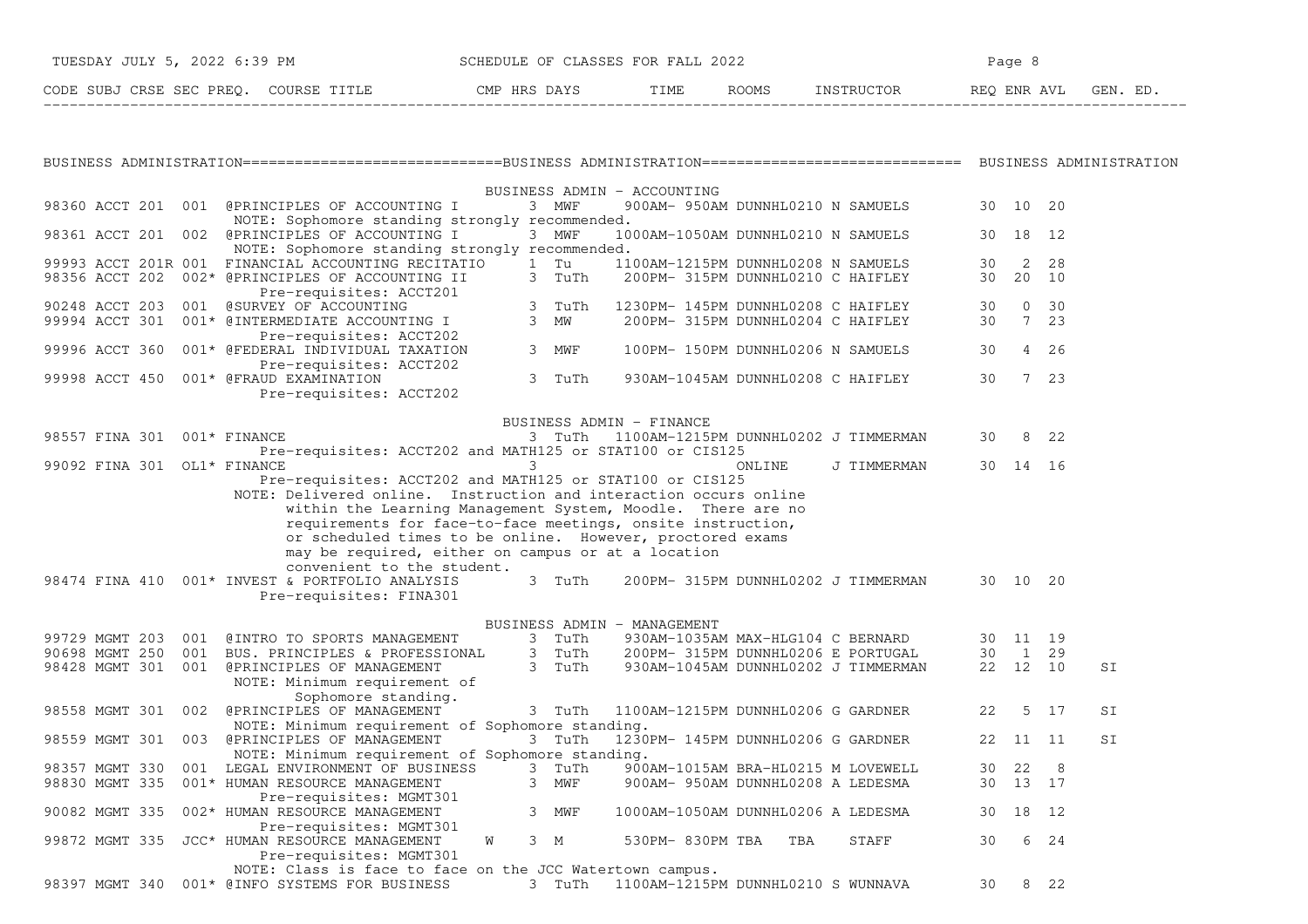| CODE | SUBJ | CRSE | SEC | PREQ. | COURSE TITLE | CMP | HRS | DAYS | TIME | ROOMS | INSTRUCTOR | REQ | ENR | AVL | GEN. ED. |
|---|---|---|---|---|---|---|---|---|---|---|---|---|---|---|---|

## BUSINESS ADMINISTRATION

### BUSINESS ADMIN - ACCOUNTING

| CODE | SUBJ | CRSE | SEC | PREQ. | COURSE TITLE | CMP | HRS | DAYS | TIME | ROOMS | INSTRUCTOR | REQ | ENR | AVL | GEN. ED. |
|---|---|---|---|---|---|---|---|---|---|---|---|---|---|---|---|
| 98360 | ACCT | 201 | 001 | | @PRINCIPLES OF ACCOUNTING I | | 3 | MWF | 900AM- 950AM | DUNNHL0210 | N SAMUELS | 30 | 10 | 20 | |
| | | | | | NOTE: Sophomore standing strongly recommended. | | | | | | | | | | |
| 98361 | ACCT | 201 | 002 | | @PRINCIPLES OF ACCOUNTING I | | 3 | MWF | 1000AM-1050AM | DUNNHL0210 | N SAMUELS | 30 | 18 | 12 | |
| | | | | | NOTE: Sophomore standing strongly recommended. | | | | | | | | | | |
| 99993 | ACCT | 201R | 001 | | FINANCIAL ACCOUNTING RECITATIO | | 1 | Tu | 1100AM-1215PM | DUNNHL0208 | N SAMUELS | 30 | 2 | 28 | |
| 98356 | ACCT | 202 | 002 | * | @PRINCIPLES OF ACCOUNTING II | | 3 | TuTh | 200PM- 315PM | DUNNHL0210 | C HAIFLEY | 30 | 20 | 10 | |
| | | | | | Pre-requisites: ACCT201 | | | | | | | | | | |
| 90248 | ACCT | 203 | 001 | | @SURVEY OF ACCOUNTING | | 3 | TuTh | 1230PM- 145PM | DUNNHL0208 | C HAIFLEY | 30 | 0 | 30 | |
| 99994 | ACCT | 301 | 001 | * | @INTERMEDIATE ACCOUNTING I | | 3 | MW | 200PM- 315PM | DUNNHL0204 | C HAIFLEY | 30 | 7 | 23 | |
| | | | | | Pre-requisites: ACCT202 | | | | | | | | | | |
| 99996 | ACCT | 360 | 001 | * | @FEDERAL INDIVIDUAL TAXATION | | 3 | MWF | 100PM- 150PM | DUNNHL0206 | N SAMUELS | 30 | 4 | 26 | |
| | | | | | Pre-requisites: ACCT202 | | | | | | | | | | |
| 99998 | ACCT | 450 | 001 | * | @FRAUD EXAMINATION | | 3 | TuTh | 930AM-1045AM | DUNNHL0208 | C HAIFLEY | 30 | 7 | 23 | |
| | | | | | Pre-requisites: ACCT202 | | | | | | | | | | |

### BUSINESS ADMIN - FINANCE

| CODE | SUBJ | CRSE | SEC | PREQ. | COURSE TITLE | CMP | HRS | DAYS | TIME | ROOMS | INSTRUCTOR | REQ | ENR | AVL | GEN. ED. |
|---|---|---|---|---|---|---|---|---|---|---|---|---|---|---|---|
| 98557 | FINA | 301 | 001 | * | FINANCE | | 3 | TuTh | 1100AM-1215PM | DUNNHL0202 | J TIMMERMAN | 30 | 8 | 22 | |
| | | | | | Pre-requisites: ACCT202 and MATH125 or STAT100 or CIS125 | | | | | | | | | | |
| 99092 | FINA | 301 | OL1 | * | FINANCE | | 3 | | | ONLINE | J TIMMERMAN | 30 | 14 | 16 | |
| | | | | | Pre-requisites: ACCT202 and MATH125 or STAT100 or CIS125 | | | | | | | | | | |
| | | | | | NOTE: Delivered online. Instruction and interaction occurs online within the Learning Management System, Moodle. There are no requirements for face-to-face meetings, onsite instruction, or scheduled times to be online. However, proctored exams may be required, either on campus or at a location convenient to the student. | | | | | | | | | | |
| 98474 | FINA | 410 | 001 | * | INVEST & PORTFOLIO ANALYSIS | | 3 | TuTh | 200PM- 315PM | DUNNHL0202 | J TIMMERMAN | 30 | 10 | 20 | |
| | | | | | Pre-requisites: FINA301 | | | | | | | | | | |

### BUSINESS ADMIN - MANAGEMENT

| CODE | SUBJ | CRSE | SEC | PREQ. | COURSE TITLE | CMP | HRS | DAYS | TIME | ROOMS | INSTRUCTOR | REQ | ENR | AVL | GEN. ED. |
|---|---|---|---|---|---|---|---|---|---|---|---|---|---|---|---|
| 99729 | MGMT | 203 | 001 | | @INTRO TO SPORTS MANAGEMENT | | 3 | TuTh | 930AM-1035AM | MAX-HLG104 | C BERNARD | 30 | 11 | 19 | |
| 90698 | MGMT | 250 | 001 | | BUS. PRINCIPLES & PROFESSIONAL | | 3 | TuTh | 200PM- 315PM | DUNNHL0206 | E PORTUGAL | 30 | 1 | 29 | |
| 98428 | MGMT | 301 | 001 | | @PRINCIPLES OF MANAGEMENT | | 3 | TuTh | 930AM-1045AM | DUNNHL0202 | J TIMMERMAN | 22 | 12 | 10 | SI |
| | | | | | NOTE: Minimum requirement of Sophomore standing. | | | | | | | | | | |
| 98558 | MGMT | 301 | 002 | | @PRINCIPLES OF MANAGEMENT | | 3 | TuTh | 1100AM-1215PM | DUNNHL0206 | G GARDNER | 22 | 5 | 17 | SI |
| | | | | | NOTE: Minimum requirement of Sophomore standing. | | | | | | | | | | |
| 98559 | MGMT | 301 | 003 | | @PRINCIPLES OF MANAGEMENT | | 3 | TuTh | 1230PM- 145PM | DUNNHL0206 | G GARDNER | 22 | 11 | 11 | SI |
| | | | | | NOTE: Minimum requirement of Sophomore standing. | | | | | | | | | | |
| 98357 | MGMT | 330 | 001 | | LEGAL ENVIRONMENT OF BUSINESS | | 3 | TuTh | 900AM-1015AM | BRA-HL0215 | M LOVEWELL | 30 | 22 | 8 | |
| 98830 | MGMT | 335 | 001 | * | HUMAN RESOURCE MANAGEMENT | | 3 | MWF | 900AM- 950AM | DUNNHL0208 | A LEDESMA | 30 | 13 | 17 | |
| | | | | | Pre-requisites: MGMT301 | | | | | | | | | | |
| 90082 | MGMT | 335 | 002 | * | HUMAN RESOURCE MANAGEMENT | | 3 | MWF | 1000AM-1050AM | DUNNHL0206 | A LEDESMA | 30 | 18 | 12 | |
| | | | | | Pre-requisites: MGMT301 | | | | | | | | | | |
| 99872 | MGMT | 335 | JCC | * | HUMAN RESOURCE MANAGEMENT | W | 3 | M | 530PM- 830PM | TBA TBA | STAFF | 30 | 6 | 24 | |
| | | | | | Pre-requisites: MGMT301 | | | | | | | | | | |
| | | | | | NOTE: Class is face to face on the JCC Watertown campus. | | | | | | | | | | |
| 98397 | MGMT | 340 | 001 | * | @INFO SYSTEMS FOR BUSINESS | | 3 | TuTh | 1100AM-1215PM | DUNNHL0210 | S WUNNAVA | 30 | 8 | 22 | |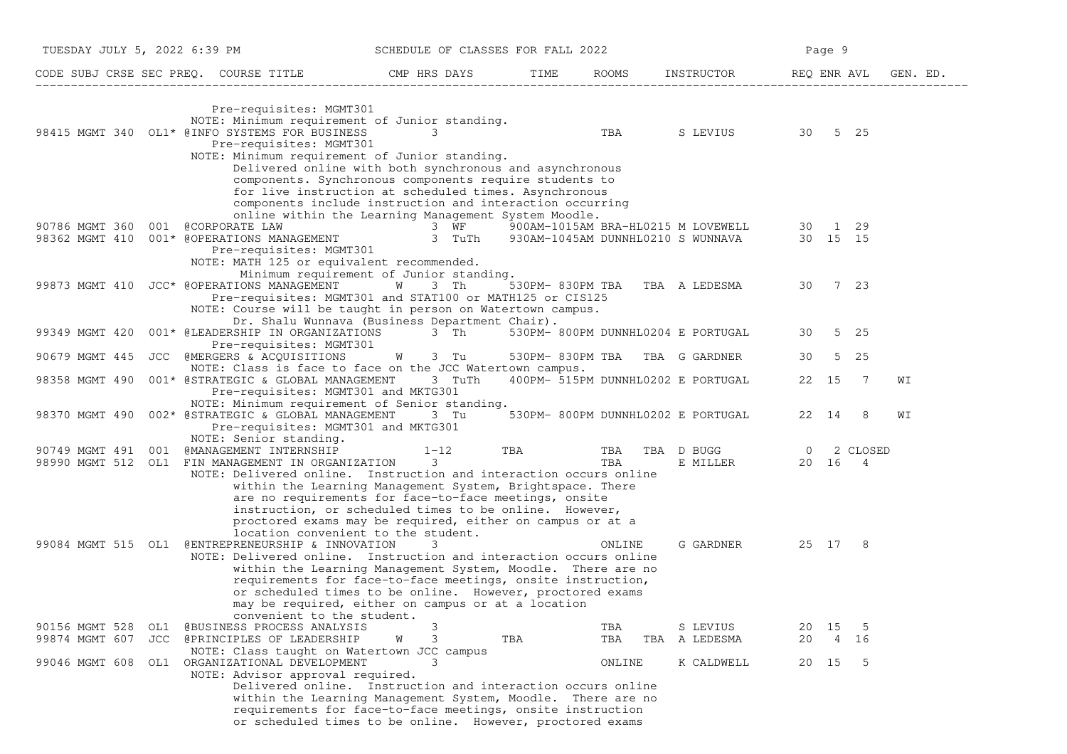| CODE | SUBJ | CRSE | SEC | PREQ. | COURSE TITLE | CMP | HRS | DAYS | TIME | ROOMS | INSTRUCTOR | REQ | ENR | AVL | GEN. ED. |
|---|---|---|---|---|---|---|---|---|---|---|---|---|---|---|---|
| | | | | | Pre-requisites: MGMT301 | | | | | | | | | | |
| | | | | | NOTE: Minimum requirement of Junior standing. | | | | | | | | | | |
| 98415 | MGMT | 340 | OL1 | * | @INFO SYSTEMS FOR BUSINESS | | 3 | | | TBA | S LEVIUS | 30 | 5 | 25 | |
| | | | | | Pre-requisites: MGMT301 | | | | | | | | | | |
| | | | | | NOTE: Minimum requirement of Junior standing. Delivered online with both synchronous and asynchronous components. Synchronous components require students to for live instruction at scheduled times. Asynchronous components include instruction and interaction occurring online within the Learning Management System Moodle. | | | | | | | | | | |
| 90786 | MGMT | 360 | 001 | | @CORPORATE LAW | | 3 | WF | 900AM-1015AM | BRA-HL0215 | M LOVEWELL | 30 | 1 | 29 | |
| 98362 | MGMT | 410 | 001 | * | @OPERATIONS MANAGEMENT | | 3 | TuTh | 930AM-1045AM | DUNNHL0210 | S WUNNAVA | 30 | 15 | 15 | |
| | | | | | Pre-requisites: MGMT301 | | | | | | | | | | |
| | | | | | NOTE: MATH 125 or equivalent recommended. Minimum requirement of Junior standing. | | | | | | | | | | |
| 99873 | MGMT | 410 | JCC | * | @OPERATIONS MANAGEMENT | W | 3 | Th | 530PM- 830PM | TBA TBA | A LEDESMA | 30 | 7 | 23 | |
| | | | | | Pre-requisites: MGMT301 and STAT100 or MATH125 or CIS125 | | | | | | | | | | |
| | | | | | NOTE: Course will be taught in person on Watertown campus. Dr. Shalu Wunnava (Business Department Chair). | | | | | | | | | | |
| 99349 | MGMT | 420 | 001 | * | @LEADERSHIP IN ORGANIZATIONS | | 3 | Th | 530PM- 800PM | DUNNHL0204 | E PORTUGAL | 30 | 5 | 25 | |
| | | | | | Pre-requisites: MGMT301 | | | | | | | | | | |
| 90679 | MGMT | 445 | JCC | | @MERGERS & ACQUISITIONS | W | 3 | Tu | 530PM- 830PM | TBA TBA | G GARDNER | 30 | 5 | 25 | |
| | | | | | NOTE: Class is face to face on the JCC Watertown campus. | | | | | | | | | | |
| 98358 | MGMT | 490 | 001 | * | @STRATEGIC & GLOBAL MANAGEMENT | | 3 | TuTh | 400PM- 515PM | DUNNHL0202 | E PORTUGAL | 22 | 15 | 7 | WI |
| | | | | | Pre-requisites: MGMT301 and MKTG301 | | | | | | | | | | |
| | | | | | NOTE: Minimum requirement of Senior standing. | | | | | | | | | | |
| 98370 | MGMT | 490 | 002 | * | @STRATEGIC & GLOBAL MANAGEMENT | | 3 | Tu | 530PM- 800PM | DUNNHL0202 | E PORTUGAL | 22 | 14 | 8 | WI |
| | | | | | Pre-requisites: MGMT301 and MKTG301 | | | | | | | | | | |
| | | | | | NOTE: Senior standing. | | | | | | | | | | |
| 90749 | MGMT | 491 | 001 | | @MANAGEMENT INTERNSHIP | | 1-12 | | TBA | TBA TBA | D BUGG | 0 | 2 | CLOSED | |
| 98990 | MGMT | 512 | OL1 | | FIN MANAGEMENT IN ORGANIZATION | | 3 | | | TBA | E MILLER | 20 | 16 | 4 | |
| | | | | | NOTE: Delivered online. Instruction and interaction occurs online within the Learning Management System, Brightspace. There are no requirements for face-to-face meetings, onsite instruction, or scheduled times to be online. However, proctored exams may be required, either on campus or at a location convenient to the student. | | | | | | | | | | |
| 99084 | MGMT | 515 | OL1 | | @ENTREPRENEURSHIP & INNOVATION | | 3 | | | ONLINE | G GARDNER | 25 | 17 | 8 | |
| | | | | | NOTE: Delivered online. Instruction and interaction occurs online within the Learning Management System, Moodle. There are no requirements for face-to-face meetings, onsite instruction, or scheduled times to be online. However, proctored exams may be required, either on campus or at a location convenient to the student. | | | | | | | | | | |
| 90156 | MGMT | 528 | OL1 | | @BUSINESS PROCESS ANALYSIS | | 3 | | | TBA | S LEVIUS | 20 | 15 | 5 | |
| 99874 | MGMT | 607 | JCC | | @PRINCIPLES OF LEADERSHIP | W | 3 | | TBA | TBA TBA | A LEDESMA | 20 | 4 | 16 | |
| | | | | | NOTE: Class taught on Watertown JCC campus | | | | | | | | | | |
| 99046 | MGMT | 608 | OL1 | | ORGANIZATIONAL DEVELOPMENT | | 3 | | | ONLINE | K CALDWELL | 20 | 15 | 5 | |
| | | | | | NOTE: Advisor approval required. Delivered online. Instruction and interaction occurs online within the Learning Management System, Moodle. There are no requirements for face-to-face meetings, onsite instruction or scheduled times to be online. However, proctored exams | | | | | | | | | | |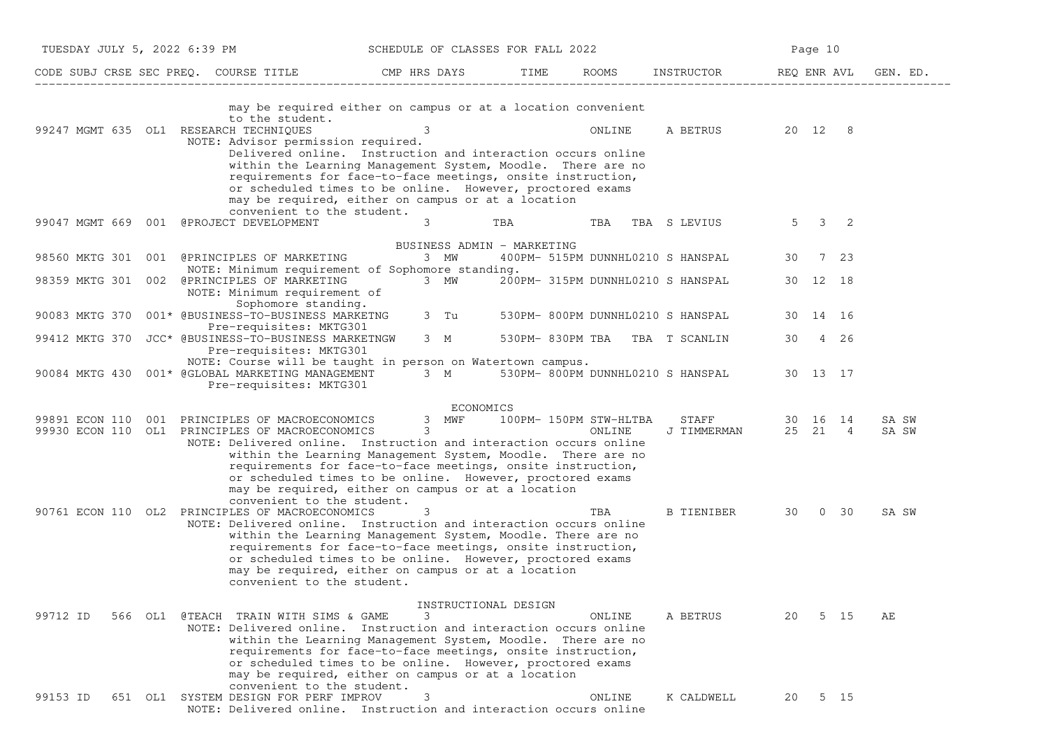| CODE | SUBJ | CRSE | SEC | PREQ. | COURSE TITLE | CMP | HRS | DAYS | TIME | ROOMS | INSTRUCTOR | REQ | ENR | AVL | GEN. ED. |
|---|---|---|---|---|---|---|---|---|---|---|---|---|---|---|---|
| | | | | | may be required either on campus or at a location convenient to the student. | | | | | | | | | | |
| 99247 | MGMT | 635 | OL1 | | RESEARCH TECHNIQUES | | 3 | | | ONLINE | A BETRUS | 20 | 12 | 8 | |
| | | | | | NOTE: Advisor permission required. Delivered online. Instruction and interaction occurs online within the Learning Management System, Moodle. There are no requirements for face-to-face meetings, onsite instruction, or scheduled times to be online. However, proctored exams may be required, either on campus or at a location convenient to the student. | | | | | | | | | | |
| 99047 | MGMT | 669 | 001 | | @PROJECT DEVELOPMENT | | 3 | | TBA | TBA TBA | S LEVIUS | 5 | 3 | 2 | |
| | | | | | **BUSINESS ADMIN - MARKETING** | | | | | | | | | | |
| 98560 | MKTG | 301 | 001 | | @PRINCIPLES OF MARKETING | | 3 | MW | 400PM- 515PM | DUNNHL0210 | S HANSPAL | 30 | 7 | 23 | |
| | | | | | NOTE: Minimum requirement of Sophomore standing. | | | | | | | | | | |
| 98359 | MKTG | 301 | 002 | | @PRINCIPLES OF MARKETING | | 3 | MW | 200PM- 315PM | DUNNHL0210 | S HANSPAL | 30 | 12 | 18 | |
| | | | | | NOTE: Minimum requirement of Sophomore standing. | | | | | | | | | | |
| 90083 | MKTG | 370 | 001 | * | @BUSINESS-TO-BUSINESS MARKETNG | | 3 | Tu | 530PM- 800PM | DUNNHL0210 | S HANSPAL | 30 | 14 | 16 | |
| | | | | | Pre-requisites: MKTG301 | | | | | | | | | | |
| 99412 | MKTG | 370 | JCC | * | @BUSINESS-TO-BUSINESS MARKETNGW | | 3 | M | 530PM- 830PM | TBA TBA | T SCANLIN | 30 | 4 | 26 | |
| | | | | | Pre-requisites: MKTG301 NOTE: Course will be taught in person on Watertown campus. | | | | | | | | | | |
| 90084 | MKTG | 430 | 001 | * | @GLOBAL MARKETING MANAGEMENT | | 3 | M | 530PM- 800PM | DUNNHL0210 | S HANSPAL | 30 | 13 | 17 | |
| | | | | | Pre-requisites: MKTG301 | | | | | | | | | | |
| | | | | | **ECONOMICS** | | | | | | | | | | |
| 99891 | ECON | 110 | 001 | | PRINCIPLES OF MACROECONOMICS | | 3 | MWF | 100PM- 150PM | STW-HLTBA | STAFF | 30 | 16 | 14 | SA SW |
| 99930 | ECON | 110 | OL1 | | PRINCIPLES OF MACROECONOMICS | | 3 | | | ONLINE | J TIMMERMAN | 25 | 21 | 4 | SA SW |
| | | | | | NOTE: Delivered online. Instruction and interaction occurs online within the Learning Management System, Moodle. There are no requirements for face-to-face meetings, onsite instruction, or scheduled times to be online. However, proctored exams may be required, either on campus or at a location convenient to the student. | | | | | | | | | | |
| 90761 | ECON | 110 | OL2 | | PRINCIPLES OF MACROECONOMICS | | 3 | | | TBA | B TIENIBER | 30 | 0 | 30 | SA SW |
| | | | | | NOTE: Delivered online. Instruction and interaction occurs online within the Learning Management System, Moodle. There are no requirements for face-to-face meetings, onsite instruction, or scheduled times to be online. However, proctored exams may be required, either on campus or at a location convenient to the student. | | | | | | | | | | |
| | | | | | **INSTRUCTIONAL DESIGN** | | | | | | | | | | |
| 99712 | ID | 566 | OL1 | | @TEACH TRAIN WITH SIMS & GAME | | 3 | | | ONLINE | A BETRUS | 20 | 5 | 15 | AE |
| | | | | | NOTE: Delivered online. Instruction and interaction occurs online within the Learning Management System, Moodle. There are no requirements for face-to-face meetings, onsite instruction, or scheduled times to be online. However, proctored exams may be required, either on campus or at a location convenient to the student. | | | | | | | | | | |
| 99153 | ID | 651 | OL1 | | SYSTEM DESIGN FOR PERF IMPROV | | 3 | | | ONLINE | K CALDWELL | 20 | 5 | 15 | |
| | | | | | NOTE: Delivered online. Instruction and interaction occurs online | | | | | | | | | | |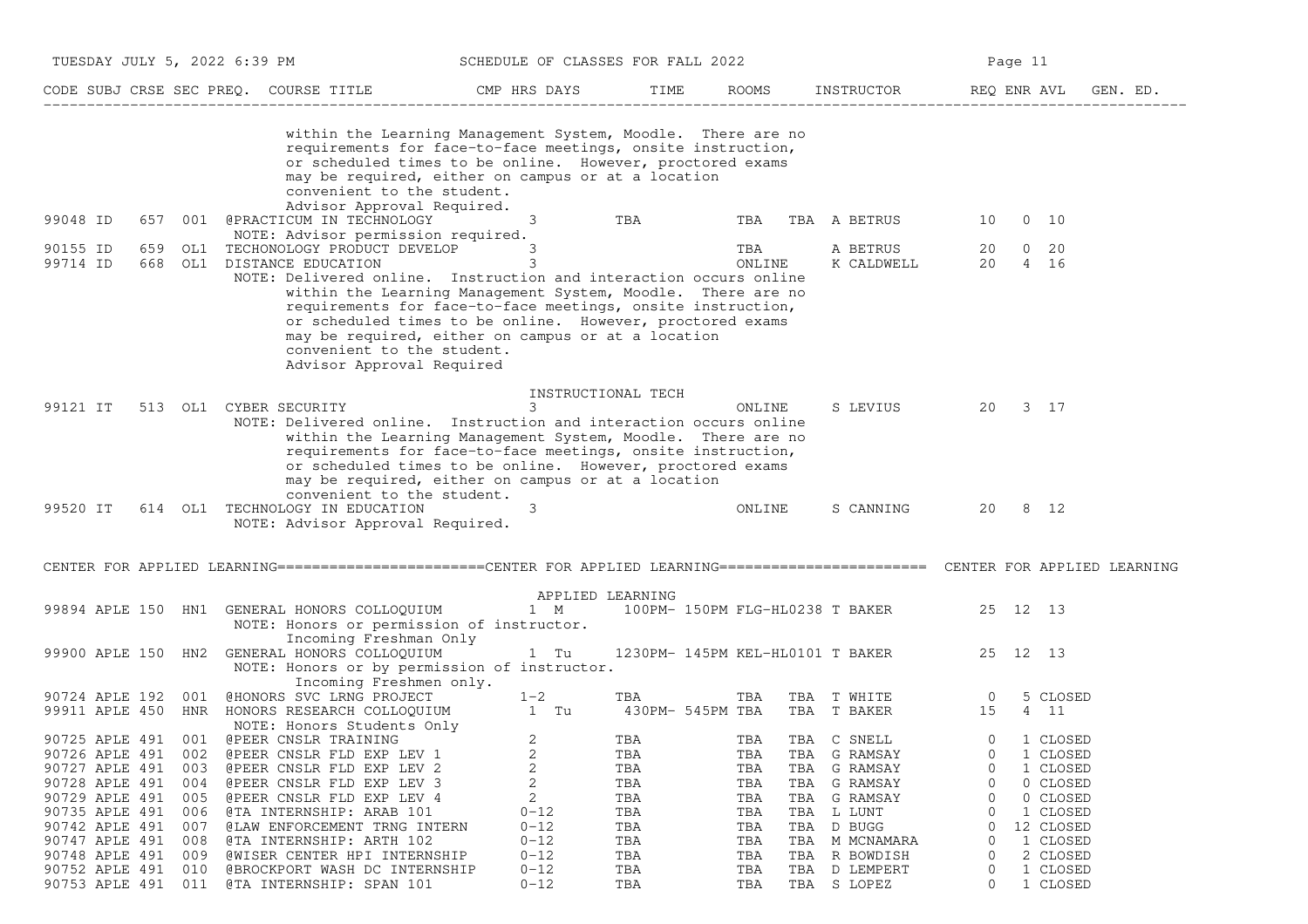| CODE | SUBJ | CRSE | SEC | PREQ. | COURSE TITLE | CMP | HRS | DAYS | TIME | ROOMS | | INSTRUCTOR | REQ | ENR | AVL | GEN. ED. |
|---|---|---|---|---|---|---|---|---|---|---|---|---|---|---|---|---|
| | | | | | within the Learning Management System, Moodle. There are no requirements for face-to-face meetings, onsite instruction, or scheduled times to be online. However, proctored exams may be required, either on campus or at a location convenient to the student. Advisor Approval Required. | | | | | | | | | | | |
| 99048 | ID | 657 | 001 | @ | PRACTICUM IN TECHNOLOGY | | 3 | | TBA | TBA | TBA | A BETRUS | 10 | 0 | 10 | |
| | | | | | NOTE: Advisor permission required. | | | | | | | | | | | |
| 90155 | ID | 659 | OL1 | | TECHONOLOGY PRODUCT DEVELOP | | 3 | | | TBA | | A BETRUS | 20 | 0 | 20 | |
| 99714 | ID | 668 | OL1 | | DISTANCE EDUCATION | | 3 | | | ONLINE | | K CALDWELL | 20 | 4 | 16 | |
| | | | | | NOTE: Delivered online. Instruction and interaction occurs online within the Learning Management System, Moodle. There are no requirements for face-to-face meetings, onsite instruction, or scheduled times to be online. However, proctored exams may be required, either on campus or at a location convenient to the student. Advisor Approval Required | | | | | | | | | | | |

INSTRUCTIONAL TECH

| CODE | SUBJ | CRSE | SEC | PREQ. | COURSE TITLE | CMP | HRS | DAYS | TIME | ROOMS | | INSTRUCTOR | REQ | ENR | AVL | GEN. ED. |
|---|---|---|---|---|---|---|---|---|---|---|---|---|---|---|---|---|
| 99121 | IT | 513 | OL1 | | CYBER SECURITY | | 3 | | | ONLINE | | S LEVIUS | 20 | 3 | 17 | |
| | | | | | NOTE: Delivered online. Instruction and interaction occurs online within the Learning Management System, Moodle. There are no requirements for face-to-face meetings, onsite instruction, or scheduled times to be online. However, proctored exams may be required, either on campus or at a location convenient to the student. | | | | | | | | | | | |
| 99520 | IT | 614 | OL1 | | TECHNOLOGY IN EDUCATION | | 3 | | | ONLINE | | S CANNING | 20 | 8 | 12 | |
| | | | | | NOTE: Advisor Approval Required. | | | | | | | | | | | |

## CENTER FOR APPLIED LEARNING

APPLIED LEARNING

| CODE | SUBJ | CRSE | SEC | PREQ. | COURSE TITLE | CMP | HRS | DAYS | TIME | ROOMS | | INSTRUCTOR | REQ | ENR | AVL | GEN. ED. |
|---|---|---|---|---|---|---|---|---|---|---|---|---|---|---|---|---|
| 99894 | APLE | 150 | HN1 | | GENERAL HONORS COLLOQUIUM | | 1 | M | 100PM- 150PM | FLG-HL0238 | | T BAKER | 25 | 12 | 13 | |
| | | | | | NOTE: Honors or permission of instructor. Incoming Freshman Only | | | | | | | | | | | |
| 99900 | APLE | 150 | HN2 | | GENERAL HONORS COLLOQUIUM | | 1 | Tu | 1230PM- 145PM | KEL-HL0101 | | T BAKER | 25 | 12 | 13 | |
| | | | | | NOTE: Honors or by permission of instructor. Incoming Freshmen only. | | | | | | | | | | | |
| 90724 | APLE | 192 | 001 | @ | HONORS SVC LRNG PROJECT | | 1-2 | | TBA | TBA | TBA | T WHITE | 0 | 5 | CLOSED | |
| 99911 | APLE | 450 | HNR | | HONORS RESEARCH COLLOQUIUM | | 1 | Tu | 430PM- 545PM | TBA | TBA | T BAKER | 15 | 4 | 11 | |
| | | | | | NOTE: Honors Students Only | | | | | | | | | | | |
| 90725 | APLE | 491 | 001 | @ | PEER CNSLR TRAINING | | 2 | | TBA | TBA | TBA | C SNELL | 0 | 1 | CLOSED | |
| 90726 | APLE | 491 | 002 | @ | PEER CNSLR FLD EXP LEV 1 | | 2 | | TBA | TBA | TBA | G RAMSAY | 0 | 1 | CLOSED | |
| 90727 | APLE | 491 | 003 | @ | PEER CNSLR FLD EXP LEV 2 | | 2 | | TBA | TBA | TBA | G RAMSAY | 0 | 1 | CLOSED | |
| 90728 | APLE | 491 | 004 | @ | PEER CNSLR FLD EXP LEV 3 | | 2 | | TBA | TBA | TBA | G RAMSAY | 0 | 0 | CLOSED | |
| 90729 | APLE | 491 | 005 | @ | PEER CNSLR FLD EXP LEV 4 | | 2 | | TBA | TBA | TBA | G RAMSAY | 0 | 0 | CLOSED | |
| 90735 | APLE | 491 | 006 | @ | TA INTERNSHIP: ARAB 101 | | 0-12 | | TBA | TBA | TBA | L LUNT | 0 | 1 | CLOSED | |
| 90742 | APLE | 491 | 007 | @ | LAW ENFORCEMENT TRNG INTERN | | 0-12 | | TBA | TBA | TBA | D BUGG | 0 | 12 | CLOSED | |
| 90747 | APLE | 491 | 008 | @ | TA INTERNSHIP: ARTH 102 | | 0-12 | | TBA | TBA | TBA | M MCNAMARA | 0 | 1 | CLOSED | |
| 90748 | APLE | 491 | 009 | @ | WISER CENTER HPI INTERNSHIP | | 0-12 | | TBA | TBA | TBA | R BOWDISH | 0 | 2 | CLOSED | |
| 90752 | APLE | 491 | 010 | @ | BROCKPORT WASH DC INTERNSHIP | | 0-12 | | TBA | TBA | TBA | D LEMPERT | 0 | 1 | CLOSED | |
| 90753 | APLE | 491 | 011 | @ | TA INTERNSHIP: SPAN 101 | | 0-12 | | TBA | TBA | TBA | S LOPEZ | 0 | 1 | CLOSED | |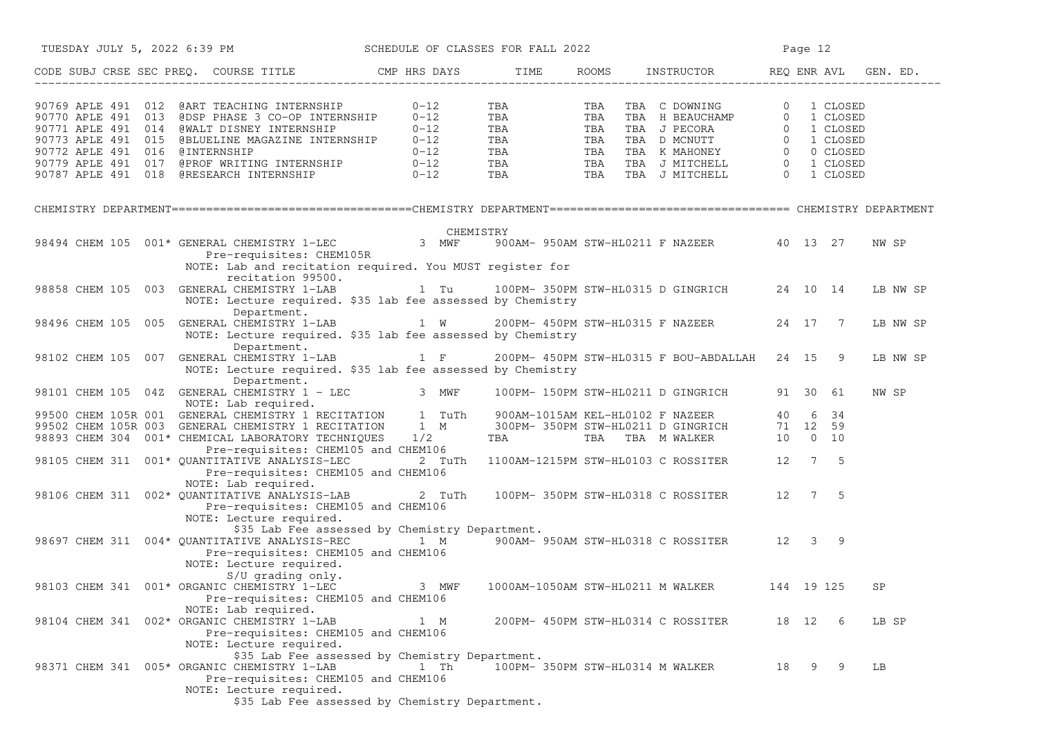| CODE | SUBJ | CRSE | SEC | PREQ. | COURSE TITLE | CMP | HRS | DAYS | TIME | ROOMS | INSTRUCTOR | REQ | ENR | AVL | GEN. ED. |
|---|---|---|---|---|---|---|---|---|---|---|---|---|---|---|---|
| 90769 | APLE | 491 | 012 | | @ART TEACHING INTERNSHIP | | 0-12 | TBA | | TBA TBA | C DOWNING | 0 | 1 | CLOSED | |
| 90770 | APLE | 491 | 013 | | @DSP PHASE 3 CO-OP INTERNSHIP | | 0-12 | TBA | | TBA TBA | H BEAUCHAMP | 0 | 1 | CLOSED | |
| 90771 | APLE | 491 | 014 | | @WALT DISNEY INTERNSHIP | | 0-12 | TBA | | TBA TBA | J PECORA | 0 | 1 | CLOSED | |
| 90773 | APLE | 491 | 015 | | @BLUELINE MAGAZINE INTERNSHIP | | 0-12 | TBA | | TBA TBA | D MCNUTT | 0 | 1 | CLOSED | |
| 90772 | APLE | 491 | 016 | | @INTERNSHIP | | 0-12 | TBA | | TBA TBA | K MAHONEY | 0 | 0 | CLOSED | |
| 90779 | APLE | 491 | 017 | | @PROF WRITING INTERNSHIP | | 0-12 | TBA | | TBA TBA | J MITCHELL | 0 | 1 | CLOSED | |
| 90787 | APLE | 491 | 018 | | @RESEARCH INTERNSHIP | | 0-12 | TBA | | TBA TBA | J MITCHELL | 0 | 1 | CLOSED | |

## CHEMISTRY DEPARTMENT

CHEMISTRY

| CODE | SUBJ | CRSE | SEC | PREQ. | COURSE TITLE | CMP | HRS | DAYS | TIME | ROOMS | INSTRUCTOR | REQ | ENR | AVL | GEN. ED. |
|---|---|---|---|---|---|---|---|---|---|---|---|---|---|---|---|
| 98494 | CHEM | 105 | 001 | * | GENERAL CHEMISTRY 1-LEC<br>Pre-requisites: CHEM105R<br>NOTE: Lab and recitation required. You MUST register for recitation 99500. | | 3 | MWF | 900AM- 950AM | STW-HL0211 | F NAZEER | 40 | 13 | 27 | NW SP |
| 98858 | CHEM | 105 | 003 | | GENERAL CHEMISTRY 1-LAB<br>NOTE: Lecture required. $35 lab fee assessed by Chemistry Department. | | 1 | Tu | 100PM- 350PM | STW-HL0315 | D GINGRICH | 24 | 10 | 14 | LB NW SP |
| 98496 | CHEM | 105 | 005 | | GENERAL CHEMISTRY 1-LAB<br>NOTE: Lecture required. $35 lab fee assessed by Chemistry Department. | | 1 | W | 200PM- 450PM | STW-HL0315 | F NAZEER | 24 | 17 | 7 | LB NW SP |
| 98102 | CHEM | 105 | 007 | | GENERAL CHEMISTRY 1-LAB<br>NOTE: Lecture required. $35 lab fee assessed by Chemistry Department. | | 1 | F | 200PM- 450PM | STW-HL0315 | F BOU-ABDALLAH | 24 | 15 | 9 | LB NW SP |
| 98101 | CHEM | 105 | 04Z | | GENERAL CHEMISTRY 1 - LEC<br>NOTE: Lab required. | | 3 | MWF | 100PM- 150PM | STW-HL0211 | D GINGRICH | 91 | 30 | 61 | NW SP |
| 99500 | CHEM | 105R | 001 | | GENERAL CHEMISTRY 1 RECITATION | | 1 | TuTh | 900AM-1015AM | KEL-HL0102 | F NAZEER | 40 | 6 | 34 | |
| 99502 | CHEM | 105R | 003 | | GENERAL CHEMISTRY 1 RECITATION | | 1 | M | 300PM- 350PM | STW-HL0211 | D GINGRICH | 71 | 12 | 59 | |
| 98893 | CHEM | 304 | 001 | * | CHEMICAL LABORATORY TECHNIQUES<br>Pre-requisites: CHEM105 and CHEM106 | | 1/2 | | TBA | TBA TBA | M WALKER | 10 | 0 | 10 | |
| 98105 | CHEM | 311 | 001 | * | QUANTITATIVE ANALYSIS-LEC<br>Pre-requisites: CHEM105 and CHEM106<br>NOTE: Lab required. | | 2 | TuTh | 1100AM-1215PM | STW-HL0103 | C ROSSITER | 12 | 7 | 5 | |
| 98106 | CHEM | 311 | 002 | * | QUANTITATIVE ANALYSIS-LAB<br>Pre-requisites: CHEM105 and CHEM106<br>NOTE: Lecture required. $35 Lab Fee assessed by Chemistry Department. | | 2 | TuTh | 100PM- 350PM | STW-HL0318 | C ROSSITER | 12 | 7 | 5 | |
| 98697 | CHEM | 311 | 004 | * | QUANTITATIVE ANALYSIS-REC<br>Pre-requisites: CHEM105 and CHEM106<br>NOTE: Lecture required. S/U grading only. | | 1 | M | 900AM- 950AM | STW-HL0318 | C ROSSITER | 12 | 3 | 9 | |
| 98103 | CHEM | 341 | 001 | * | ORGANIC CHEMISTRY 1-LEC<br>Pre-requisites: CHEM105 and CHEM106<br>NOTE: Lab required. | | 3 | MWF | 1000AM-1050AM | STW-HL0211 | M WALKER | 144 | 19 | 125 | SP |
| 98104 | CHEM | 341 | 002 | * | ORGANIC CHEMISTRY 1-LAB<br>Pre-requisites: CHEM105 and CHEM106<br>NOTE: Lecture required. $35 Lab Fee assessed by Chemistry Department. | | 1 | M | 200PM- 450PM | STW-HL0314 | C ROSSITER | 18 | 12 | 6 | LB SP |
| 98371 | CHEM | 341 | 005 | * | ORGANIC CHEMISTRY 1-LAB<br>Pre-requisites: CHEM105 and CHEM106<br>NOTE: Lecture required. $35 Lab Fee assessed by Chemistry Department. | | 1 | Th | 100PM- 350PM | STW-HL0314 | M WALKER | 18 | 9 | 9 | LB |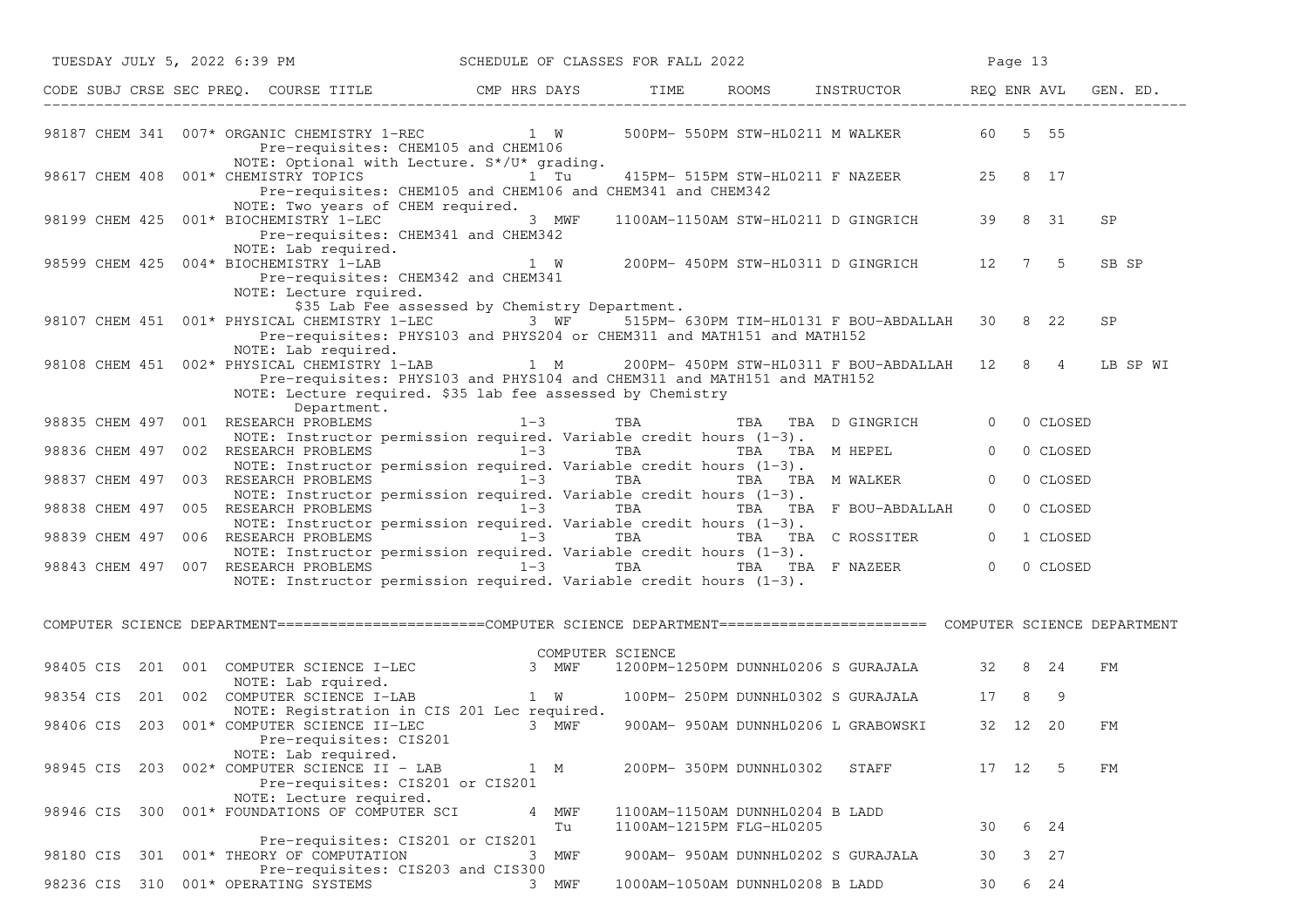| CODE | SUBJ | CRSE | SEC | PREQ. | COURSE TITLE | CMP | HRS | DAYS | TIME | ROOMS | INSTRUCTOR | REQ | ENR | AVL | GEN. ED. |
|---|---|---|---|---|---|---|---|---|---|---|---|---|---|---|---|
| 98187 | CHEM | 341 | 007 | * | ORGANIC CHEMISTRY 1-REC | | 1 | W | 500PM- 550PM | STW-HL0211 | M WALKER | 60 | 5 | 55 | |
| | | | | | Pre-requisites: CHEM105 and CHEM106 | | | | | | | | | | |
| | | | | | NOTE: Optional with Lecture. S*/U* grading. | | | | | | | | | | |
| 98617 | CHEM | 408 | 001 | * | CHEMISTRY TOPICS | | 1 | Tu | 415PM- 515PM | STW-HL0211 | F NAZEER | 25 | 8 | 17 | |
| | | | | | Pre-requisites: CHEM105 and CHEM106 and CHEM341 and CHEM342 | | | | | | | | | | |
| | | | | | NOTE: Two years of CHEM required. | | | | | | | | | | |
| 98199 | CHEM | 425 | 001 | * | BIOCHEMISTRY 1-LEC | | 3 | MWF | 1100AM-1150AM | STW-HL0211 | D GINGRICH | 39 | 8 | 31 | SP |
| | | | | | Pre-requisites: CHEM341 and CHEM342 | | | | | | | | | | |
| | | | | | NOTE: Lab required. | | | | | | | | | | |
| 98599 | CHEM | 425 | 004 | * | BIOCHEMISTRY 1-LAB | | 1 | W | 200PM- 450PM | STW-HL0311 | D GINGRICH | 12 | 7 | 5 | SB SP |
| | | | | | Pre-requisites: CHEM342 and CHEM341 | | | | | | | | | | |
| | | | | | NOTE: Lecture rquired. \$35 Lab Fee assessed by Chemistry Department. | | | | | | | | | | |
| 98107 | CHEM | 451 | 001 | * | PHYSICAL CHEMISTRY 1-LEC | | 3 | WF | 515PM- 630PM | TIM-HL0131 | F BOU-ABDALLAH | 30 | 8 | 22 | SP |
| | | | | | Pre-requisites: PHYS103 and PHYS204 or CHEM311 and MATH151 and MATH152 | | | | | | | | | | |
| | | | | | NOTE: Lab required. | | | | | | | | | | |
| 98108 | CHEM | 451 | 002 | * | PHYSICAL CHEMISTRY 1-LAB | | 1 | M | 200PM- 450PM | STW-HL0311 | F BOU-ABDALLAH | 12 | 8 | 4 | LB SP WI |
| | | | | | Pre-requisites: PHYS103 and PHYS104 and CHEM311 and MATH151 and MATH152 | | | | | | | | | | |
| | | | | | NOTE: Lecture required. \$35 lab fee assessed by Chemistry Department. | | | | | | | | | | |
| 98835 | CHEM | 497 | 001 | | RESEARCH PROBLEMS | | 1-3 | | TBA | TBA TBA | D GINGRICH | 0 | 0 | CLOSED | |
| | | | | | NOTE: Instructor permission required. Variable credit hours (1-3). | | | | | | | | | | |
| 98836 | CHEM | 497 | 002 | | RESEARCH PROBLEMS | | 1-3 | | TBA | TBA TBA | M HEPEL | 0 | 0 | CLOSED | |
| | | | | | NOTE: Instructor permission required. Variable credit hours (1-3). | | | | | | | | | | |
| 98837 | CHEM | 497 | 003 | | RESEARCH PROBLEMS | | 1-3 | | TBA | TBA TBA | M WALKER | 0 | 0 | CLOSED | |
| | | | | | NOTE: Instructor permission required. Variable credit hours (1-3). | | | | | | | | | | |
| 98838 | CHEM | 497 | 005 | | RESEARCH PROBLEMS | | 1-3 | | TBA | TBA TBA | F BOU-ABDALLAH | 0 | 0 | CLOSED | |
| | | | | | NOTE: Instructor permission required. Variable credit hours (1-3). | | | | | | | | | | |
| 98839 | CHEM | 497 | 006 | | RESEARCH PROBLEMS | | 1-3 | | TBA | TBA TBA | C ROSSITER | 0 | 1 | CLOSED | |
| | | | | | NOTE: Instructor permission required. Variable credit hours (1-3). | | | | | | | | | | |
| 98843 | CHEM | 497 | 007 | | RESEARCH PROBLEMS | | 1-3 | | TBA | TBA TBA | F NAZEER | 0 | 0 | CLOSED | |
| | | | | | NOTE: Instructor permission required. Variable credit hours (1-3). | | | | | | | | | | |

## COMPUTER SCIENCE DEPARTMENT

COMPUTER SCIENCE

| CODE | SUBJ | CRSE | SEC | PREQ. | COURSE TITLE | CMP | HRS | DAYS | TIME | ROOMS | INSTRUCTOR | REQ | ENR | AVL | GEN. ED. |
|---|---|---|---|---|---|---|---|---|---|---|---|---|---|---|---|
| 98405 | CIS | 201 | 001 | | COMPUTER SCIENCE I-LEC | | 3 | MWF | 1200PM-1250PM | DUNNHL0206 | S GURAJALA | 32 | 8 | 24 | FM |
| | | | | | NOTE: Lab rquired. | | | | | | | | | | |
| 98354 | CIS | 201 | 002 | | COMPUTER SCIENCE I-LAB | | 1 | W | 100PM- 250PM | DUNNHL0302 | S GURAJALA | 17 | 8 | 9 | |
| | | | | | NOTE: Registration in CIS 201 Lec required. | | | | | | | | | | |
| 98406 | CIS | 203 | 001 | * | COMPUTER SCIENCE II-LEC | | 3 | MWF | 900AM- 950AM | DUNNHL0206 | L GRABOWSKI | 32 | 12 | 20 | FM |
| | | | | | Pre-requisites: CIS201 | | | | | | | | | | |
| | | | | | NOTE: Lab required. | | | | | | | | | | |
| 98945 | CIS | 203 | 002 | * | COMPUTER SCIENCE II - LAB | | 1 | M | 200PM- 350PM | DUNNHL0302 | STAFF | 17 | 12 | 5 | FM |
| | | | | | Pre-requisites: CIS201 or CIS201 | | | | | | | | | | |
| | | | | | NOTE: Lecture required. | | | | | | | | | | |
| 98946 | CIS | 300 | 001 | * | FOUNDATIONS OF COMPUTER SCI | | 4 | MWF | 1100AM-1150AM | DUNNHL0204 | B LADD | | | | |
| | | | | | | | | Tu | 1100AM-1215PM | FLG-HL0205 | | 30 | 6 | 24 | |
| | | | | | Pre-requisites: CIS201 or CIS201 | | | | | | | | | | |
| 98180 | CIS | 301 | 001 | * | THEORY OF COMPUTATION | | 3 | MWF | 900AM- 950AM | DUNNHL0202 | S GURAJALA | 30 | 3 | 27 | |
| | | | | | Pre-requisites: CIS203 and CIS300 | | | | | | | | | | |
| 98236 | CIS | 310 | 001 | * | OPERATING SYSTEMS | | 3 | MWF | 1000AM-1050AM | DUNNHL0208 | B LADD | 30 | 6 | 24 | |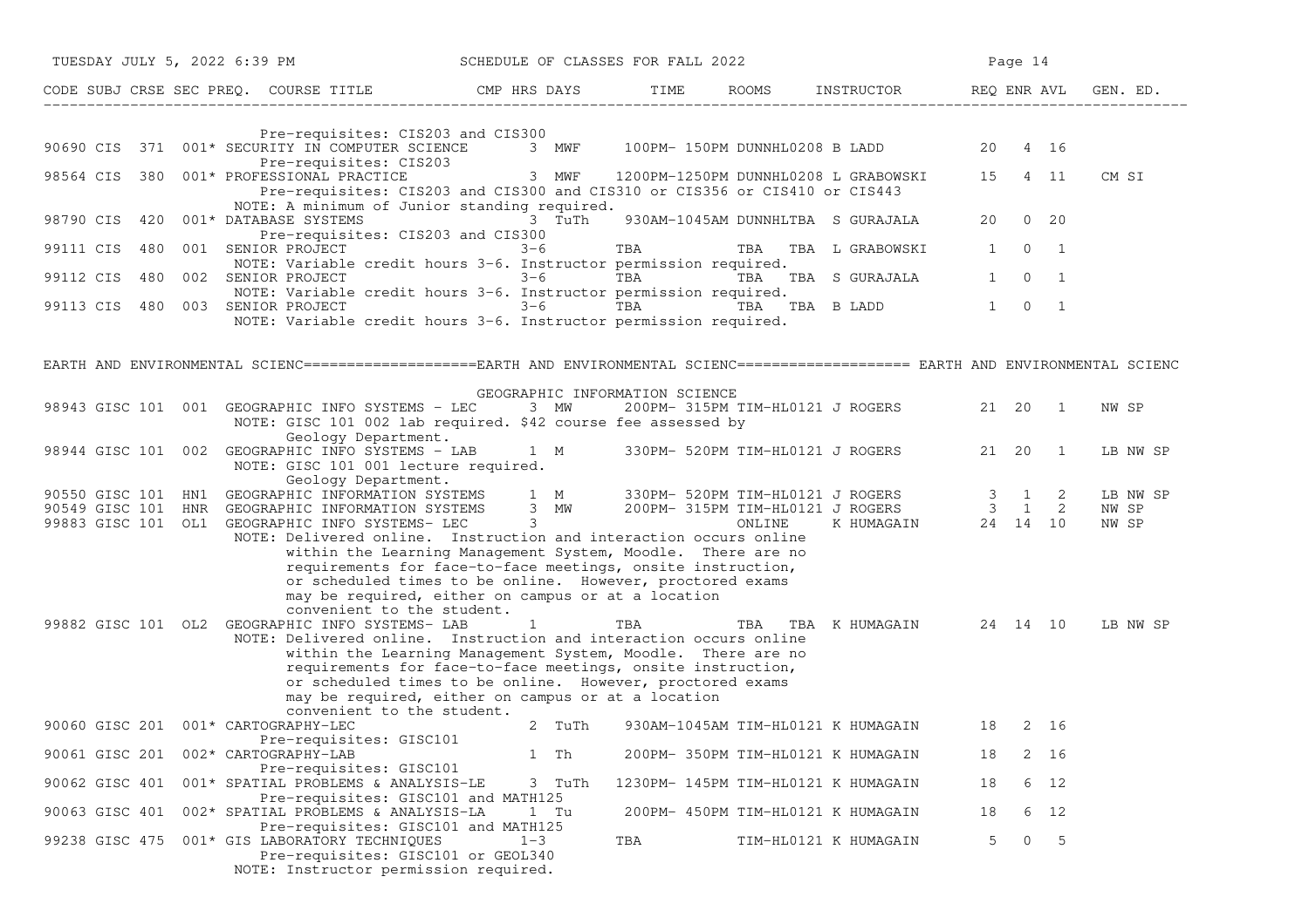| CODE | SUBJ | CRSE | SEC | PREQ. | COURSE TITLE | CMP | HRS | DAYS | TIME | ROOMS | INSTRUCTOR | REQ | ENR | AVL | GEN. ED. |
|---|---|---|---|---|---|---|---|---|---|---|---|---|---|---|---|
| | | | | | Pre-requisites: CIS203 and CIS300 | | | | | | | | | | |
| 90690 | CIS | 371 | 001 | * | SECURITY IN COMPUTER SCIENCE | | 3 | MWF | 100PM- 150PM | DUNNHL0208 | B LADD | 20 | 4 | 16 | |
| | | | | | Pre-requisites: CIS203 | | | | | | | | | | |
| 98564 | CIS | 380 | 001 | * | PROFESSIONAL PRACTICE | | 3 | MWF | 1200PM-1250PM | DUNNHL0208 | L GRABOWSKI | 15 | 4 | 11 | CM SI |
| | | | | | Pre-requisites: CIS203 and CIS300 and CIS310 or CIS356 or CIS410 or CIS443 | | | | | | | | | | |
| | | | | | NOTE: A minimum of Junior standing required. | | | | | | | | | | |
| 98790 | CIS | 420 | 001 | * | DATABASE SYSTEMS | | 3 | TuTh | 930AM-1045AM | DUNNHLTBA | S GURAJALA | 20 | 0 | 20 | |
| | | | | | Pre-requisites: CIS203 and CIS300 | | | | | | | | | | |
| 99111 | CIS | 480 | 001 | | SENIOR PROJECT | | 3-6 | | TBA | TBA TBA | L GRABOWSKI | 1 | 0 | 1 | |
| | | | | | NOTE: Variable credit hours 3-6. Instructor permission required. | | | | | | | | | | |
| 99112 | CIS | 480 | 002 | | SENIOR PROJECT | | 3-6 | | TBA | TBA TBA | S GURAJALA | 1 | 0 | 1 | |
| | | | | | NOTE: Variable credit hours 3-6. Instructor permission required. | | | | | | | | | | |
| 99113 | CIS | 480 | 003 | | SENIOR PROJECT | | 3-6 | | TBA | TBA TBA | B LADD | 1 | 0 | 1 | |
| | | | | | NOTE: Variable credit hours 3-6. Instructor permission required. | | | | | | | | | | |

## EARTH AND ENVIRONMENTAL SCIENC

### GEOGRAPHIC INFORMATION SCIENCE

| CODE | SUBJ | CRSE | SEC | PREQ. | COURSE TITLE | CMP | HRS | DAYS | TIME | ROOMS | INSTRUCTOR | REQ | ENR | AVL | GEN. ED. |
|---|---|---|---|---|---|---|---|---|---|---|---|---|---|---|---|
| 98943 | GISC | 101 | 001 | | GEOGRAPHIC INFO SYSTEMS - LEC | | 3 | MW | 200PM- 315PM | TIM-HL0121 | J ROGERS | 21 | 20 | 1 | NW SP |
| | | | | | NOTE: GISC 101 002 lab required. $42 course fee assessed by Geology Department. | | | | | | | | | | |
| 98944 | GISC | 101 | 002 | | GEOGRAPHIC INFO SYSTEMS - LAB | | 1 | M | 330PM- 520PM | TIM-HL0121 | J ROGERS | 21 | 20 | 1 | LB NW SP |
| | | | | | NOTE: GISC 101 001 lecture required. Geology Department. | | | | | | | | | | |
| 90550 | GISC | 101 | HN1 | | GEOGRAPHIC INFORMATION SYSTEMS | | 1 | M | 330PM- 520PM | TIM-HL0121 | J ROGERS | 3 | 1 | 2 | LB NW SP |
| 90549 | GISC | 101 | HNR | | GEOGRAPHIC INFORMATION SYSTEMS | | 3 | MW | 200PM- 315PM | TIM-HL0121 | J ROGERS | 3 | 1 | 2 | NW SP |
| 99883 | GISC | 101 | OL1 | | GEOGRAPHIC INFO SYSTEMS- LEC | | 3 | | | ONLINE | K HUMAGAIN | 24 | 14 | 10 | NW SP |
| | | | | | NOTE: Delivered online. Instruction and interaction occurs online within the Learning Management System, Moodle. There are no requirements for face-to-face meetings, onsite instruction, or scheduled times to be online. However, proctored exams may be required, either on campus or at a location convenient to the student. | | | | | | | | | | |
| 99882 | GISC | 101 | OL2 | | GEOGRAPHIC INFO SYSTEMS- LAB | | 1 | | TBA | TBA TBA | K HUMAGAIN | 24 | 14 | 10 | LB NW SP |
| | | | | | NOTE: Delivered online. Instruction and interaction occurs online within the Learning Management System, Moodle. There are no requirements for face-to-face meetings, onsite instruction, or scheduled times to be online. However, proctored exams may be required, either on campus or at a location convenient to the student. | | | | | | | | | | |
| 90060 | GISC | 201 | 001 | * | CARTOGRAPHY-LEC | | 2 | TuTh | 930AM-1045AM | TIM-HL0121 | K HUMAGAIN | 18 | 2 | 16 | |
| | | | | | Pre-requisites: GISC101 | | | | | | | | | | |
| 90061 | GISC | 201 | 002 | * | CARTOGRAPHY-LAB | | 1 | Th | 200PM- 350PM | TIM-HL0121 | K HUMAGAIN | 18 | 2 | 16 | |
| | | | | | Pre-requisites: GISC101 | | | | | | | | | | |
| 90062 | GISC | 401 | 001 | * | SPATIAL PROBLEMS & ANALYSIS-LE | | 3 | TuTh | 1230PM- 145PM | TIM-HL0121 | K HUMAGAIN | 18 | 6 | 12 | |
| | | | | | Pre-requisites: GISC101 and MATH125 | | | | | | | | | | |
| 90063 | GISC | 401 | 002 | * | SPATIAL PROBLEMS & ANALYSIS-LA | | 1 | Tu | 200PM- 450PM | TIM-HL0121 | K HUMAGAIN | 18 | 6 | 12 | |
| | | | | | Pre-requisites: GISC101 and MATH125 | | | | | | | | | | |
| 99238 | GISC | 475 | 001 | * | GIS LABORATORY TECHNIQUES | | 1-3 | | TBA | TIM-HL0121 | K HUMAGAIN | 5 | 0 | 5 | |
| | | | | | Pre-requisites: GISC101 or GEOL340 | | | | | | | | | | |
| | | | | | NOTE: Instructor permission required. | | | | | | | | | | |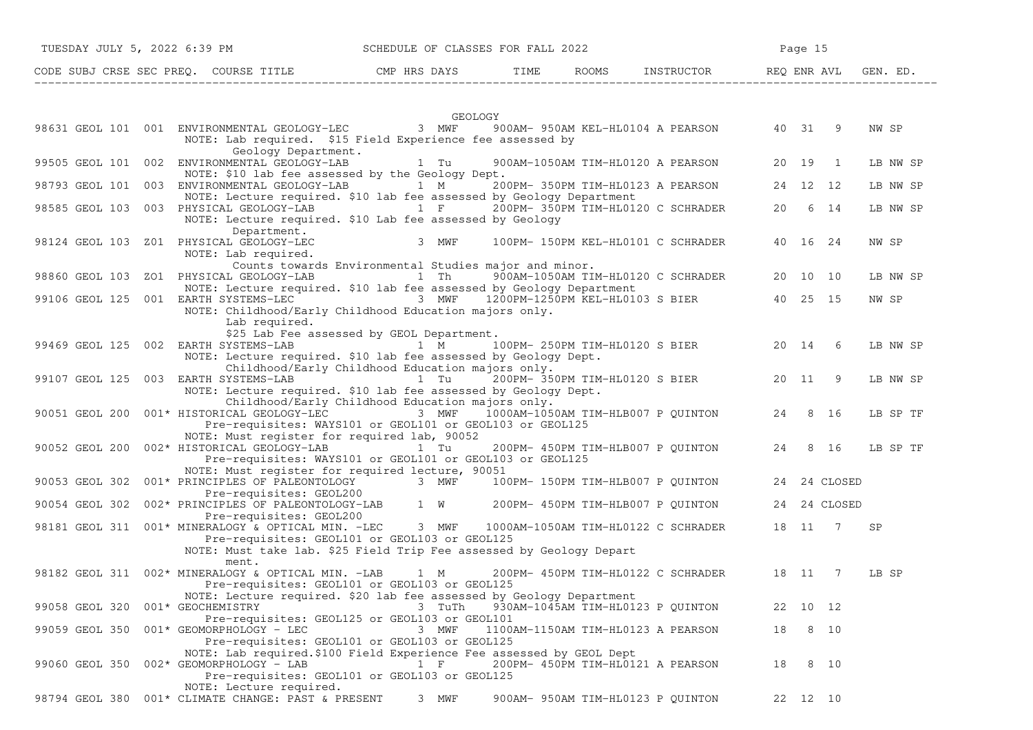| CODE | SUBJ | CRSE | SEC | PREQ. | COURSE TITLE | CMP | HRS | DAYS | TIME | ROOMS | INSTRUCTOR | REQ | ENR | AVL | GEN. ED. |
|---|---|---|---|---|---|---|---|---|---|---|---|---|---|---|---|

## GEOLOGY

| CODE | SUBJ | CRSE | SEC | PREQ. | COURSE TITLE | CMP | HRS | DAYS | TIME | ROOMS | INSTRUCTOR | REQ | ENR | AVL | GEN. ED. |
|---|---|---|---|---|---|---|---|---|---|---|---|---|---|---|---|
| 98631 | GEOL | 101 | 001 | | ENVIRONMENTAL GEOLOGY-LEC | | 3 | MWF | 900AM- 950AM | KEL-HL0104 | A PEARSON | 40 | 31 | 9 | NW SP |
| | | | | | NOTE: Lab required. $15 Field Experience fee assessed by Geology Department. | | | | | | | | | | |
| 99505 | GEOL | 101 | 002 | | ENVIRONMENTAL GEOLOGY-LAB | | 1 | Tu | 900AM-1050AM | TIM-HL0120 | A PEARSON | 20 | 19 | 1 | LB NW SP |
| | | | | | NOTE: $10 lab fee assessed by the Geology Dept. | | | | | | | | | | |
| 98793 | GEOL | 101 | 003 | | ENVIRONMENTAL GEOLOGY-LAB | | 1 | M | 200PM- 350PM | TIM-HL0123 | A PEARSON | 24 | 12 | 12 | LB NW SP |
| | | | | | NOTE: Lecture required. $10 lab fee assessed by Geology Department | | | | | | | | | | |
| 98585 | GEOL | 103 | 003 | | PHYSICAL GEOLOGY-LAB | | 1 | F | 200PM- 350PM | TIM-HL0120 | C SCHRADER | 20 | 6 | 14 | LB NW SP |
| | | | | | NOTE: Lecture required. $10 Lab fee assessed by Geology Department. | | | | | | | | | | |
| 98124 | GEOL | 103 | Z01 | | PHYSICAL GEOLOGY-LEC | | 3 | MWF | 100PM- 150PM | KEL-HL0101 | C SCHRADER | 40 | 16 | 24 | NW SP |
| | | | | | NOTE: Lab required. Counts towards Environmental Studies major and minor. | | | | | | | | | | |
| 98860 | GEOL | 103 | ZO1 | | PHYSICAL GEOLOGY-LAB | | 1 | Th | 900AM-1050AM | TIM-HL0120 | C SCHRADER | 20 | 10 | 10 | LB NW SP |
| | | | | | NOTE: Lecture required. $10 lab fee assessed by Geology Department | | | | | | | | | | |
| 99106 | GEOL | 125 | 001 | | EARTH SYSTEMS-LEC | | 3 | MWF | 1200PM-1250PM | KEL-HL0103 | S BIER | 40 | 25 | 15 | NW SP |
| | | | | | NOTE: Childhood/Early Childhood Education majors only. Lab required. $25 Lab Fee assessed by GEOL Department. | | | | | | | | | | |
| 99469 | GEOL | 125 | 002 | | EARTH SYSTEMS-LAB | | 1 | M | 100PM- 250PM | TIM-HL0120 | S BIER | 20 | 14 | 6 | LB NW SP |
| | | | | | NOTE: Lecture required. $10 lab fee assessed by Geology Dept. Childhood/Early Childhood Education majors only. | | | | | | | | | | |
| 99107 | GEOL | 125 | 003 | | EARTH SYSTEMS-LAB | | 1 | Tu | 200PM- 350PM | TIM-HL0120 | S BIER | 20 | 11 | 9 | LB NW SP |
| | | | | | NOTE: Lecture required. $10 lab fee assessed by Geology Dept. Childhood/Early Childhood Education majors only. | | | | | | | | | | |
| 90051 | GEOL | 200 | 001 | * | HISTORICAL GEOLOGY-LEC | | 3 | MWF | 1000AM-1050AM | TIM-HLB007 | P QUINTON | 24 | 8 | 16 | LB SP TF |
| | | | | | Pre-requisites: WAYS101 or GEOL101 or GEOL103 or GEOL125 | | | | | | | | | | |
| | | | | | NOTE: Must register for required lab, 90052 | | | | | | | | | | |
| 90052 | GEOL | 200 | 002 | * | HISTORICAL GEOLOGY-LAB | | 1 | Tu | 200PM- 450PM | TIM-HLB007 | P QUINTON | 24 | 8 | 16 | LB SP TF |
| | | | | | Pre-requisites: WAYS101 or GEOL101 or GEOL103 or GEOL125 | | | | | | | | | | |
| | | | | | NOTE: Must register for required lecture, 90051 | | | | | | | | | | |
| 90053 | GEOL | 302 | 001 | * | PRINCIPLES OF PALEONTOLOGY | | 3 | MWF | 100PM- 150PM | TIM-HLB007 | P QUINTON | 24 | 24 | CLOSED | |
| | | | | | Pre-requisites: GEOL200 | | | | | | | | | | |
| 90054 | GEOL | 302 | 002 | * | PRINCIPLES OF PALEONTOLOGY-LAB | | 1 | W | 200PM- 450PM | TIM-HLB007 | P QUINTON | 24 | 24 | CLOSED | |
| | | | | | Pre-requisites: GEOL200 | | | | | | | | | | |
| 98181 | GEOL | 311 | 001 | * | MINERALOGY & OPTICAL MIN. -LEC | | 3 | MWF | 1000AM-1050AM | TIM-HL0122 | C SCHRADER | 18 | 11 | 7 | SP |
| | | | | | Pre-requisites: GEOL101 or GEOL103 or GEOL125 | | | | | | | | | | |
| | | | | | NOTE: Must take lab. $25 Field Trip Fee assessed by Geology Department. | | | | | | | | | | |
| 98182 | GEOL | 311 | 002 | * | MINERALOGY & OPTICAL MIN. -LAB | | 1 | M | 200PM- 450PM | TIM-HL0122 | C SCHRADER | 18 | 11 | 7 | LB SP |
| | | | | | Pre-requisites: GEOL101 or GEOL103 or GEOL125 | | | | | | | | | | |
| | | | | | NOTE: Lecture required. $20 lab fee assessed by Geology Department | | | | | | | | | | |
| 99058 | GEOL | 320 | 001 | * | GEOCHEMISTRY | | 3 | TuTh | 930AM-1045AM | TIM-HL0123 | P QUINTON | 22 | 10 | 12 | |
| | | | | | Pre-requisites: GEOL125 or GEOL103 or GEOL101 | | | | | | | | | | |
| 99059 | GEOL | 350 | 001 | * | GEOMORPHOLOGY - LEC | | 3 | MWF | 1100AM-1150AM | TIM-HL0123 | A PEARSON | 18 | 8 | 10 | |
| | | | | | Pre-requisites: GEOL101 or GEOL103 or GEOL125 | | | | | | | | | | |
| | | | | | NOTE: Lab required.$100 Field Experience Fee assessed by GEOL Dept | | | | | | | | | | |
| 99060 | GEOL | 350 | 002 | * | GEOMORPHOLOGY - LAB | | 1 | F | 200PM- 450PM | TIM-HL0121 | A PEARSON | 18 | 8 | 10 | |
| | | | | | Pre-requisites: GEOL101 or GEOL103 or GEOL125 | | | | | | | | | | |
| | | | | | NOTE: Lecture required. | | | | | | | | | | |
| 98794 | GEOL | 380 | 001 | * | CLIMATE CHANGE: PAST & PRESENT | | 3 | MWF | 900AM- 950AM | TIM-HL0123 | P QUINTON | 22 | 12 | 10 | |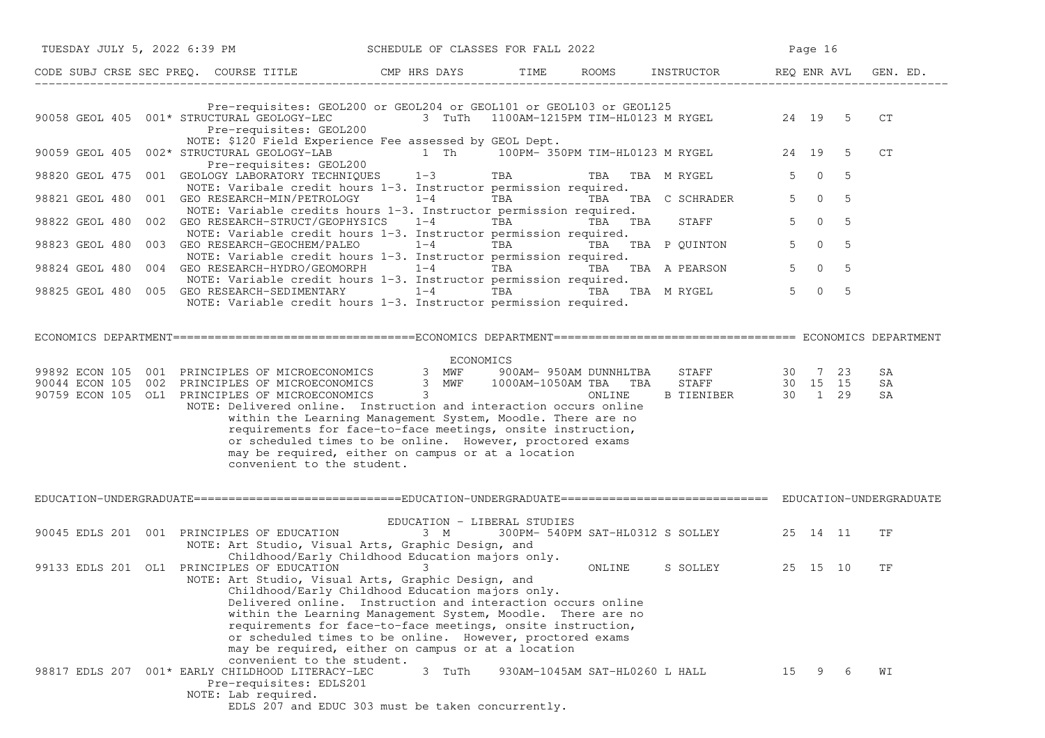| CODE | SUBJ | CRSE | SEC | PREQ. | COURSE TITLE | CMP | HRS | DAYS | TIME | ROOMS | INSTRUCTOR | REQ | ENR | AVL | GEN. ED. |
|---|---|---|---|---|---|---|---|---|---|---|---|---|---|---|---|
| | | | | | Pre-requisites: GEOL200 or GEOL204 or GEOL101 or GEOL103 or GEOL125 | | | | | | | | | | |
| 90058 | GEOL | 405 | 001 | * | STRUCTURAL GEOLOGY-LEC | | 3 | TuTh | 1100AM-1215PM | TIM-HL0123 | M RYGEL | 24 | 19 | 5 | CT |
| | | | | | Pre-requisites: GEOL200 | | | | | | | | | | |
| | | | | | NOTE: $120 Field Experience Fee assessed by GEOL Dept. | | | | | | | | | | |
| 90059 | GEOL | 405 | 002 | * | STRUCTURAL GEOLOGY-LAB | | 1 | Th | 100PM- 350PM | TIM-HL0123 | M RYGEL | 24 | 19 | 5 | CT |
| | | | | | Pre-requisites: GEOL200 | | | | | | | | | | |
| 98820 | GEOL | 475 | 001 | | GEOLOGY LABORATORY TECHNIQUES | | 1-3 | | TBA | TBA TBA | M RYGEL | 5 | 0 | 5 | |
| | | | | | NOTE: Varibale credit hours 1-3. Instructor permission required. | | | | | | | | | | |
| 98821 | GEOL | 480 | 001 | | GEO RESEARCH-MIN/PETROLOGY | | 1-4 | | TBA | TBA TBA | C SCHRADER | 5 | 0 | 5 | |
| | | | | | NOTE: Variable credits hours 1-3. Instructor permission required. | | | | | | | | | | |
| 98822 | GEOL | 480 | 002 | | GEO RESEARCH-STRUCT/GEOPHYSICS | | 1-4 | | TBA | TBA TBA | STAFF | 5 | 0 | 5 | |
| | | | | | NOTE: Variable credit hours 1-3. Instructor permission required. | | | | | | | | | | |
| 98823 | GEOL | 480 | 003 | | GEO RESEARCH-GEOCHEM/PALEO | | 1-4 | | TBA | TBA TBA | P QUINTON | 5 | 0 | 5 | |
| | | | | | NOTE: Variable credit hours 1-3. Instructor permission required. | | | | | | | | | | |
| 98824 | GEOL | 480 | 004 | | GEO RESEARCH-HYDRO/GEOMORPH | | 1-4 | | TBA | TBA TBA | A PEARSON | 5 | 0 | 5 | |
| | | | | | NOTE: Variable credit hours 1-3. Instructor permission required. | | | | | | | | | | |
| 98825 | GEOL | 480 | 005 | | GEO RESEARCH-SEDIMENTARY | | 1-4 | | TBA | TBA TBA | M RYGEL | 5 | 0 | 5 | |
| | | | | | NOTE: Variable credit hours 1-3. Instructor permission required. | | | | | | | | | | |

## ECONOMICS DEPARTMENT

### ECONOMICS

| CODE | SUBJ | CRSE | SEC | PREQ. | COURSE TITLE | CMP | HRS | DAYS | TIME | ROOMS | INSTRUCTOR | REQ | ENR | AVL | GEN. ED. |
|---|---|---|---|---|---|---|---|---|---|---|---|---|---|---|---|
| 99892 | ECON | 105 | 001 | | PRINCIPLES OF MICROECONOMICS | | 3 | MWF | 900AM- 950AM | DUNNHLTBA | STAFF | 30 | 7 | 23 | SA |
| 90044 | ECON | 105 | 002 | | PRINCIPLES OF MICROECONOMICS | | 3 | MWF | 1000AM-1050AM | TBA TBA | STAFF | 30 | 15 | 15 | SA |
| 90759 | ECON | 105 | OL1 | | PRINCIPLES OF MICROECONOMICS | | 3 | | | ONLINE | B TIENIBER | 30 | 1 | 29 | SA |
| | | | | | NOTE: Delivered online. Instruction and interaction occurs online within the Learning Management System, Moodle. There are no requirements for face-to-face meetings, onsite instruction, or scheduled times to be online. However, proctored exams may be required, either on campus or at a location convenient to the student. | | | | | | | | | | |

## EDUCATION-UNDERGRADUATE

### EDUCATION - LIBERAL STUDIES

| CODE | SUBJ | CRSE | SEC | PREQ. | COURSE TITLE | CMP | HRS | DAYS | TIME | ROOMS | INSTRUCTOR | REQ | ENR | AVL | GEN. ED. |
|---|---|---|---|---|---|---|---|---|---|---|---|---|---|---|---|
| 90045 | EDLS | 201 | 001 | | PRINCIPLES OF EDUCATION | | 3 | M | 300PM- 540PM | SAT-HL0312 | S SOLLEY | 25 | 14 | 11 | TF |
| | | | | | NOTE: Art Studio, Visual Arts, Graphic Design, and Childhood/Early Childhood Education majors only. | | | | | | | | | | |
| 99133 | EDLS | 201 | OL1 | | PRINCIPLES OF EDUCATION | | 3 | | | ONLINE | S SOLLEY | 25 | 15 | 10 | TF |
| | | | | | NOTE: Art Studio, Visual Arts, Graphic Design, and Childhood/Early Childhood Education majors only. Delivered online. Instruction and interaction occurs online within the Learning Management System, Moodle. There are no requirements for face-to-face meetings, onsite instruction, or scheduled times to be online. However, proctored exams may be required, either on campus or at a location convenient to the student. | | | | | | | | | | |
| 98817 | EDLS | 207 | 001 | * | EARLY CHILDHOOD LITERACY-LEC | | 3 | TuTh | 930AM-1045AM | SAT-HL0260 | L HALL | 15 | 9 | 6 | WI |
| | | | | | Pre-requisites: EDLS201 | | | | | | | | | | |
| | | | | | NOTE: Lab required. EDLS 207 and EDUC 303 must be taken concurrently. | | | | | | | | | | |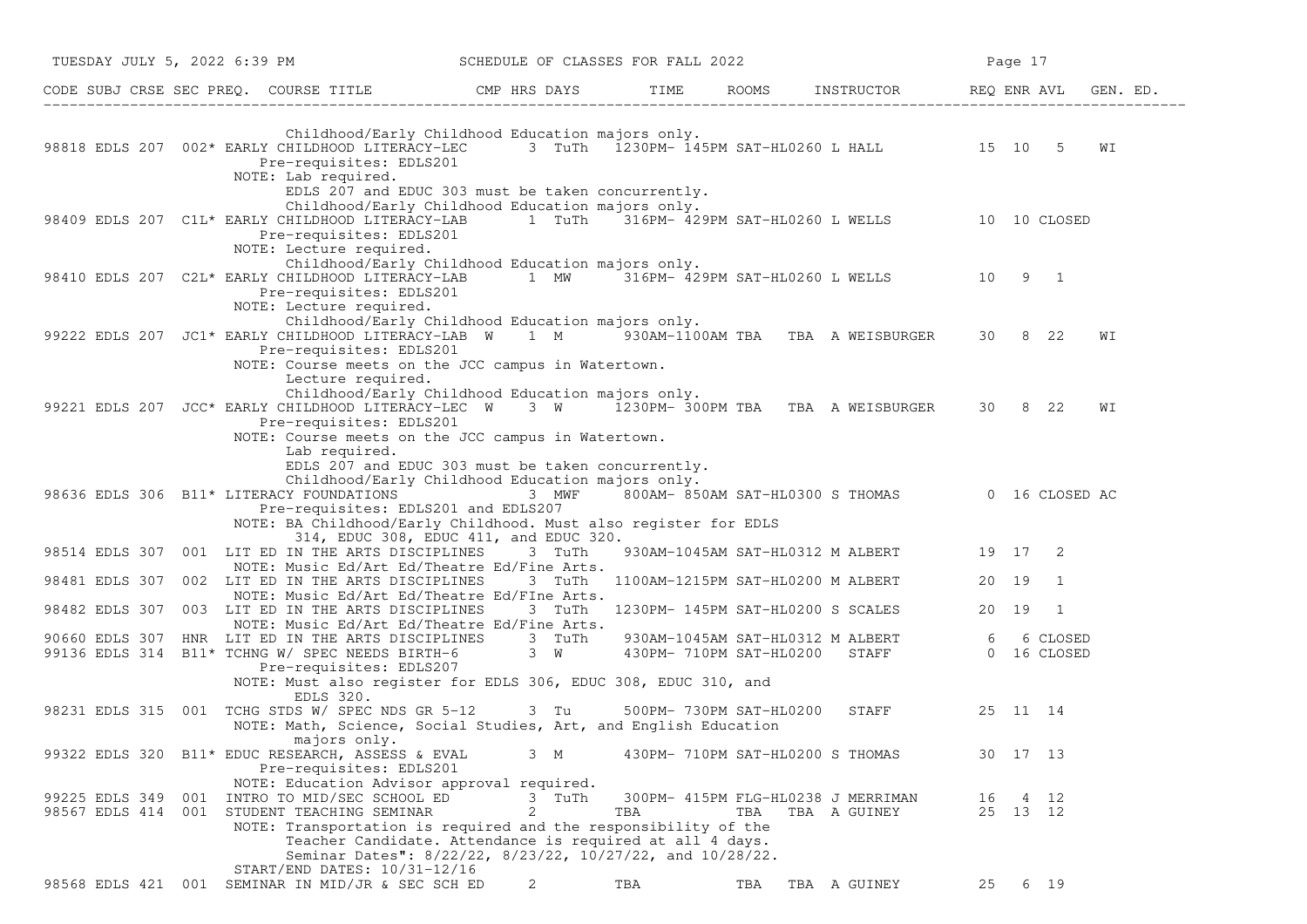| CODE | SUBJ | CRSE | SEC | PREQ. | COURSE TITLE | CMP | HRS | DAYS | TIME | ROOMS | INSTRUCTOR | REQ | ENR | AVL | GEN. ED. |
|---|---|---|---|---|---|---|---|---|---|---|---|---|---|---|---|
| | | | | | Childhood/Early Childhood Education majors only. | | | | | | | | | | |
| 98818 | EDLS | 207 | 002 | * | EARLY CHILDHOOD LITERACY-LEC | | 3 | TuTh | 1230PM- 145PM | SAT-HL0260 | L HALL | 15 | 10 | 5 | WI |
| | | | | | Pre-requisites: EDLS201 | | | | | | | | | | |
| | | | | | NOTE: Lab required. EDLS 207 and EDUC 303 must be taken concurrently. Childhood/Early Childhood Education majors only. | | | | | | | | | | |
| 98409 | EDLS | 207 | C1L | * | EARLY CHILDHOOD LITERACY-LAB | | 1 | TuTh | 316PM- 429PM | SAT-HL0260 | L WELLS | 10 | 10 | CLOSED | |
| | | | | | Pre-requisites: EDLS201 | | | | | | | | | | |
| | | | | | NOTE: Lecture required. Childhood/Early Childhood Education majors only. | | | | | | | | | | |
| 98410 | EDLS | 207 | C2L | * | EARLY CHILDHOOD LITERACY-LAB | | 1 | MW | 316PM- 429PM | SAT-HL0260 | L WELLS | 10 | 9 | 1 | |
| | | | | | Pre-requisites: EDLS201 | | | | | | | | | | |
| | | | | | NOTE: Lecture required. Childhood/Early Childhood Education majors only. | | | | | | | | | | |
| 99222 | EDLS | 207 | JC1 | * | EARLY CHILDHOOD LITERACY-LAB | W | 1 | M | 930AM-1100AM | TBA TBA | A WEISBURGER | 30 | 8 | 22 | WI |
| | | | | | Pre-requisites: EDLS201 | | | | | | | | | | |
| | | | | | NOTE: Course meets on the JCC campus in Watertown. Lecture required. Childhood/Early Childhood Education majors only. | | | | | | | | | | |
| 99221 | EDLS | 207 | JCC | * | EARLY CHILDHOOD LITERACY-LEC | W | 3 | W | 1230PM- 300PM | TBA TBA | A WEISBURGER | 30 | 8 | 22 | WI |
| | | | | | Pre-requisites: EDLS201 | | | | | | | | | | |
| | | | | | NOTE: Course meets on the JCC campus in Watertown. Lab required. EDLS 207 and EDUC 303 must be taken concurrently. Childhood/Early Childhood Education majors only. | | | | | | | | | | |
| 98636 | EDLS | 306 | B11 | * | LITERACY FOUNDATIONS | | 3 | MWF | 800AM- 850AM | SAT-HL0300 | S THOMAS | 0 | 16 | CLOSED | AC |
| | | | | | Pre-requisites: EDLS201 and EDLS207 | | | | | | | | | | |
| | | | | | NOTE: BA Childhood/Early Childhood. Must also register for EDLS 314, EDUC 308, EDUC 411, and EDUC 320. | | | | | | | | | | |
| 98514 | EDLS | 307 | 001 | | LIT ED IN THE ARTS DISCIPLINES | | 3 | TuTh | 930AM-1045AM | SAT-HL0312 | M ALBERT | 19 | 17 | 2 | |
| | | | | | NOTE: Music Ed/Art Ed/Theatre Ed/Fine Arts. | | | | | | | | | | |
| 98481 | EDLS | 307 | 002 | | LIT ED IN THE ARTS DISCIPLINES | | 3 | TuTh | 1100AM-1215PM | SAT-HL0200 | M ALBERT | 20 | 19 | 1 | |
| | | | | | NOTE: Music Ed/Art Ed/Theatre Ed/FIne Arts. | | | | | | | | | | |
| 98482 | EDLS | 307 | 003 | | LIT ED IN THE ARTS DISCIPLINES | | 3 | TuTh | 1230PM- 145PM | SAT-HL0200 | S SCALES | 20 | 19 | 1 | |
| | | | | | NOTE: Music Ed/Art Ed/Theatre Ed/Fine Arts. | | | | | | | | | | |
| 90660 | EDLS | 307 | HNR | | LIT ED IN THE ARTS DISCIPLINES | | 3 | TuTh | 930AM-1045AM | SAT-HL0312 | M ALBERT | 6 | 6 | CLOSED | |
| 99136 | EDLS | 314 | B11 | * | TCHNG W/ SPEC NEEDS BIRTH-6 | | 3 | W | 430PM- 710PM | SAT-HL0200 | STAFF | 0 | 16 | CLOSED | |
| | | | | | Pre-requisites: EDLS207 | | | | | | | | | | |
| | | | | | NOTE: Must also register for EDLS 306, EDUC 308, EDUC 310, and EDLS 320. | | | | | | | | | | |
| 98231 | EDLS | 315 | 001 | | TCHG STDS W/ SPEC NDS GR 5-12 | | 3 | Tu | 500PM- 730PM | SAT-HL0200 | STAFF | 25 | 11 | 14 | |
| | | | | | NOTE: Math, Science, Social Studies, Art, and English Education majors only. | | | | | | | | | | |
| 99322 | EDLS | 320 | B11 | * | EDUC RESEARCH, ASSESS & EVAL | | 3 | M | 430PM- 710PM | SAT-HL0200 | S THOMAS | 30 | 17 | 13 | |
| | | | | | Pre-requisites: EDLS201 | | | | | | | | | | |
| | | | | | NOTE: Education Advisor approval required. | | | | | | | | | | |
| 99225 | EDLS | 349 | 001 | | INTRO TO MID/SEC SCHOOL ED | | 3 | TuTh | 300PM- 415PM | FLG-HL0238 | J MERRIMAN | 16 | 4 | 12 | |
| 98567 | EDLS | 414 | 001 | | STUDENT TEACHING SEMINAR | | 2 | | TBA | TBA TBA | A GUINEY | 25 | 13 | 12 | |
| | | | | | NOTE: Transportation is required and the responsibility of the Teacher Candidate. Attendance is required at all 4 days. Seminar Dates": 8/22/22, 8/23/22, 10/27/22, and 10/28/22. | | | | | | | | | | |
| | | | | | START/END DATES: 10/31-12/16 | | | | | | | | | | |
| 98568 | EDLS | 421 | 001 | | SEMINAR IN MID/JR & SEC SCH ED | | 2 | | TBA | TBA TBA | A GUINEY | 25 | 6 | 19 | |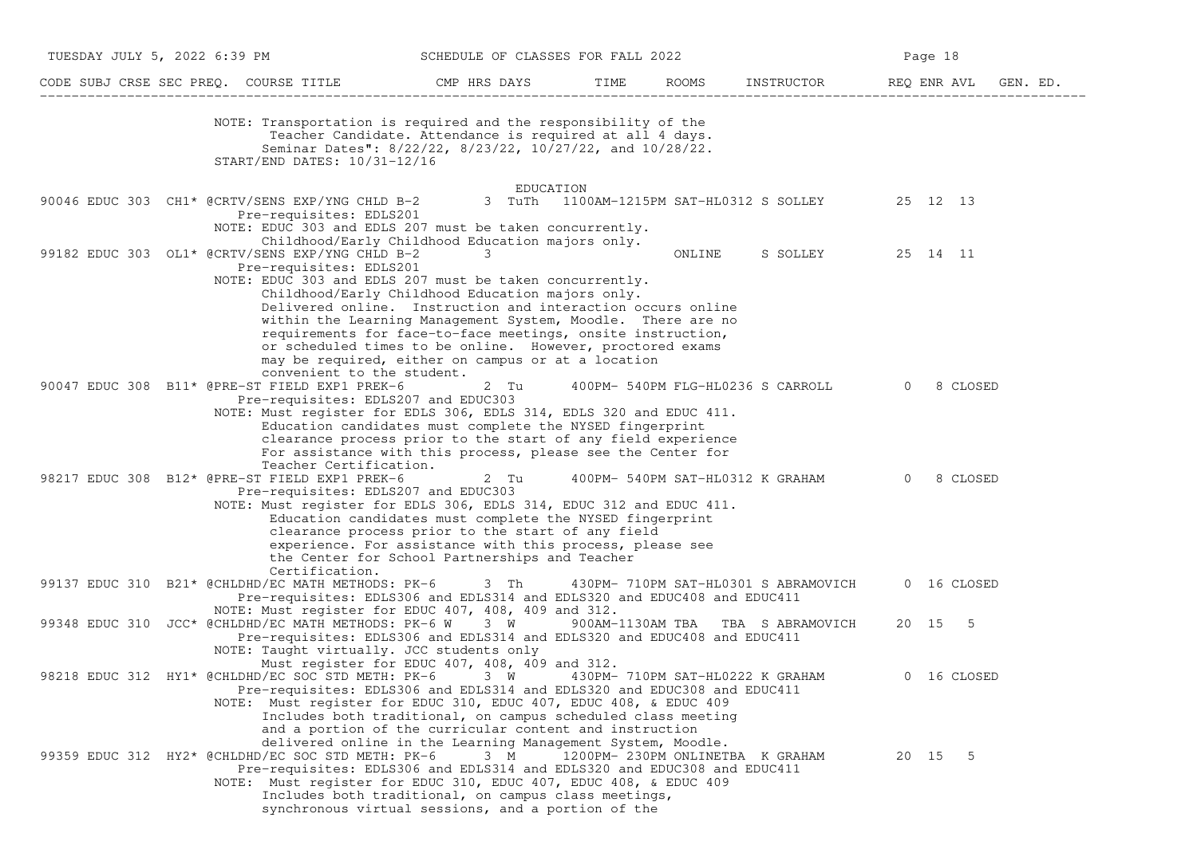| CODE | SUBJ | CRSE | SEC | PREQ. | COURSE TITLE | CMP | HRS | DAYS | TIME | ROOMS | INSTRUCTOR | REQ | ENR | AVL | GEN. ED. |
|---|---|---|---|---|---|---|---|---|---|---|---|---|---|---|---|

NOTE: Transportation is required and the responsibility of the Teacher Candidate. Attendance is required at all 4 days. Seminar Dates": 8/22/22, 8/23/22, 10/27/22, and 10/28/22.
START/END DATES: 10/31-12/16

## EDUCATION

| CODE | SUBJ | CRSE | SEC | PREQ. | COURSE TITLE | CMP | HRS | DAYS | TIME | ROOMS | INSTRUCTOR | REQ | ENR | AVL | GEN. ED. |
|---|---|---|---|---|---|---|---|---|---|---|---|---|---|---|---|
| 90046 | EDUC | 303 | CH1* | @ | CRTV/SENS EXP/YNG CHLD B-2 | | 3 | TuTh | 1100AM-1215PM | SAT-HL0312 | S SOLLEY | 25 | 12 | 13 | |

Pre-requisites: EDLS201
NOTE: EDUC 303 and EDLS 207 must be taken concurrently. Childhood/Early Childhood Education majors only.

| CODE | SUBJ | CRSE | SEC | PREQ. | COURSE TITLE | CMP | HRS | DAYS | TIME | ROOMS | INSTRUCTOR | REQ | ENR | AVL | GEN. ED. |
|---|---|---|---|---|---|---|---|---|---|---|---|---|---|---|---|
| 99182 | EDUC | 303 | OL1* | @ | CRTV/SENS EXP/YNG CHLD B-2 | | 3 | | | ONLINE | S SOLLEY | 25 | 14 | 11 | |

Pre-requisites: EDLS201
NOTE: EDUC 303 and EDLS 207 must be taken concurrently. Childhood/Early Childhood Education majors only. Delivered online. Instruction and interaction occurs online within the Learning Management System, Moodle. There are no requirements for face-to-face meetings, onsite instruction, or scheduled times to be online. However, proctored exams may be required, either on campus or at a location convenient to the student.

| CODE | SUBJ | CRSE | SEC | PREQ. | COURSE TITLE | CMP | HRS | DAYS | TIME | ROOMS | INSTRUCTOR | REQ | ENR | AVL | GEN. ED. |
|---|---|---|---|---|---|---|---|---|---|---|---|---|---|---|---|
| 90047 | EDUC | 308 | B11* | @ | PRE-ST FIELD EXP1 PREK-6 | | 2 | Tu | 400PM- 540PM | FLG-HL0236 | S CARROLL | 0 | 8 | CLOSED | |

Pre-requisites: EDLS207 and EDUC303
NOTE: Must register for EDLS 306, EDLS 314, EDLS 320 and EDUC 411. Education candidates must complete the NYSED fingerprint clearance process prior to the start of any field experience For assistance with this process, please see the Center for Teacher Certification.

| CODE | SUBJ | CRSE | SEC | PREQ. | COURSE TITLE | CMP | HRS | DAYS | TIME | ROOMS | INSTRUCTOR | REQ | ENR | AVL | GEN. ED. |
|---|---|---|---|---|---|---|---|---|---|---|---|---|---|---|---|
| 98217 | EDUC | 308 | B12* | @ | PRE-ST FIELD EXP1 PREK-6 | | 2 | Tu | 400PM- 540PM | SAT-HL0312 | K GRAHAM | 0 | 8 | CLOSED | |

Pre-requisites: EDLS207 and EDUC303
NOTE: Must register for EDLS 306, EDLS 314, EDUC 312 and EDUC 411. Education candidates must complete the NYSED fingerprint clearance process prior to the start of any field experience. For assistance with this process, please see the Center for School Partnerships and Teacher Certification.

| CODE | SUBJ | CRSE | SEC | PREQ. | COURSE TITLE | CMP | HRS | DAYS | TIME | ROOMS | INSTRUCTOR | REQ | ENR | AVL | GEN. ED. |
|---|---|---|---|---|---|---|---|---|---|---|---|---|---|---|---|
| 99137 | EDUC | 310 | B21* | @ | CHLDHD/EC MATH METHODS: PK-6 | | 3 | Th | 430PM- 710PM | SAT-HL0301 | S ABRAMOVICH | 0 | 16 | CLOSED | |

Pre-requisites: EDLS306 and EDLS314 and EDLS320 and EDUC408 and EDUC411
NOTE: Must register for EDUC 407, 408, 409 and 312.

| CODE | SUBJ | CRSE | SEC | PREQ. | COURSE TITLE | CMP | HRS | DAYS | TIME | ROOMS | INSTRUCTOR | REQ | ENR | AVL | GEN. ED. |
|---|---|---|---|---|---|---|---|---|---|---|---|---|---|---|---|
| 99348 | EDUC | 310 | JCC* | @ | CHLDHD/EC MATH METHODS: PK-6 W | | 3 | W | 900AM-1130AM | TBA TBA | S ABRAMOVICH | 20 | 15 | 5 | |

Pre-requisites: EDLS306 and EDLS314 and EDLS320 and EDUC408 and EDUC411
NOTE: Taught virtually. JCC students only Must register for EDUC 407, 408, 409 and 312.

| CODE | SUBJ | CRSE | SEC | PREQ. | COURSE TITLE | CMP | HRS | DAYS | TIME | ROOMS | INSTRUCTOR | REQ | ENR | AVL | GEN. ED. |
|---|---|---|---|---|---|---|---|---|---|---|---|---|---|---|---|
| 98218 | EDUC | 312 | HY1* | @ | CHLDHD/EC SOC STD METH: PK-6 | | 3 | W | 430PM- 710PM | SAT-HL0222 | K GRAHAM | 0 | 16 | CLOSED | |

Pre-requisites: EDLS306 and EDLS314 and EDLS320 and EDUC308 and EDUC411
NOTE: Must register for EDUC 310, EDUC 407, EDUC 408, & EDUC 409 Includes both traditional, on campus scheduled class meeting and a portion of the curricular content and instruction delivered online in the Learning Management System, Moodle.

| CODE | SUBJ | CRSE | SEC | PREQ. | COURSE TITLE | CMP | HRS | DAYS | TIME | ROOMS | INSTRUCTOR | REQ | ENR | AVL | GEN. ED. |
|---|---|---|---|---|---|---|---|---|---|---|---|---|---|---|---|
| 99359 | EDUC | 312 | HY2* | @ | CHLDHD/EC SOC STD METH: PK-6 | | 3 | M | 1200PM- 230PM | ONLINETBA | K GRAHAM | 20 | 15 | 5 | |

Pre-requisites: EDLS306 and EDLS314 and EDLS320 and EDUC308 and EDUC411
NOTE: Must register for EDUC 310, EDUC 407, EDUC 408, & EDUC 409 Includes both traditional, on campus class meetings, synchronous virtual sessions, and a portion of the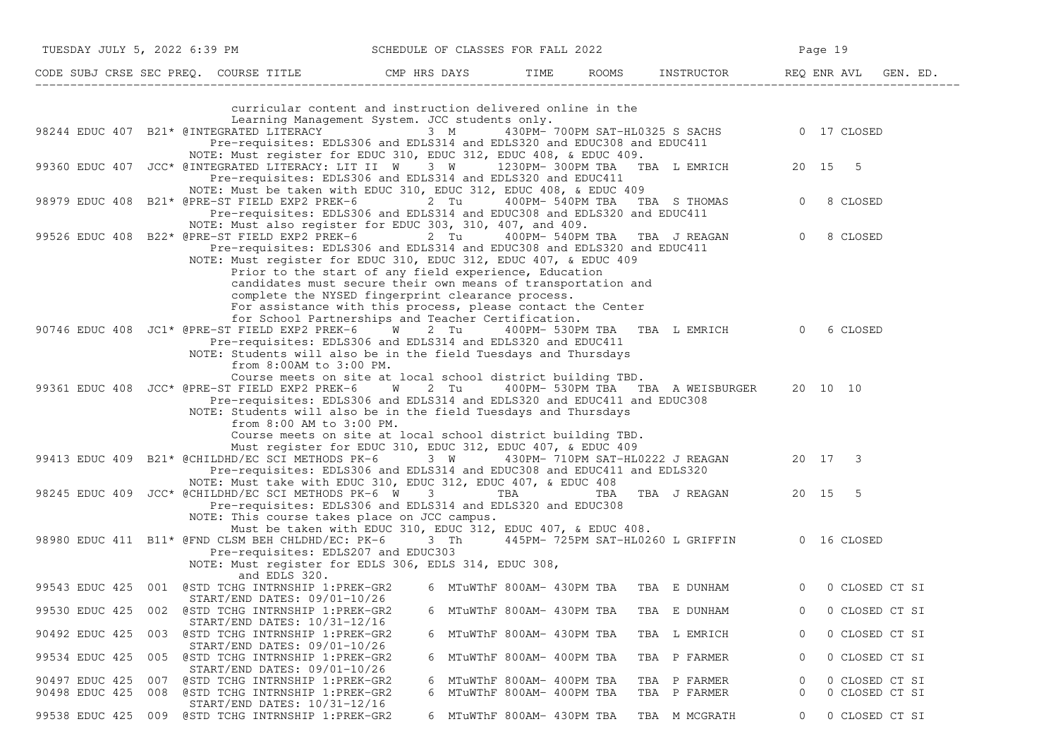| CODE | SUBJ | CRSE | SEC | PREQ. | COURSE TITLE | CMP | HRS | DAYS | TIME | ROOMS | INSTRUCTOR | REQ | ENR | AVL | GEN. ED. |
|---|---|---|---|---|---|---|---|---|---|---|---|---|---|---|---|
| | | | | | curricular content and instruction delivered online in the Learning Management System. JCC students only. | | | | | | | | | | |
| 98244 | EDUC | 407 | B21* | @ | INTEGRATED LITERACY | | 3 | M | 430PM- 700PM | SAT-HL0325 | S SACHS | 0 | 17 | CLOSED | |
| | | | | | Pre-requisites: EDLS306 and EDLS314 and EDLS320 and EDUC308 and EDUC411 NOTE: Must register for EDUC 310, EDUC 312, EDUC 408, & EDUC 409. | | | | | | | | | | |
| 99360 | EDUC | 407 | JCC* | @ | INTEGRATED LITERACY: LIT II | W | 3 | W | 1230PM- 300PM | TBA TBA | L EMRICH | 20 | 15 | 5 | |
| | | | | | Pre-requisites: EDLS306 and EDLS314 and EDLS320 and EDUC411 NOTE: Must be taken with EDUC 310, EDUC 312, EDUC 408, & EDUC 409 | | | | | | | | | | |
| 98979 | EDUC | 408 | B21* | @ | PRE-ST FIELD EXP2 PREK-6 | | 2 | Tu | 400PM- 540PM | TBA TBA | S THOMAS | 0 | 8 | CLOSED | |
| | | | | | Pre-requisites: EDLS306 and EDLS314 and EDUC308 and EDLS320 and EDUC411 NOTE: Must also register for EDUC 303, 310, 407, and 409. | | | | | | | | | | |
| 99526 | EDUC | 408 | B22* | @ | PRE-ST FIELD EXP2 PREK-6 | | 2 | Tu | 400PM- 540PM | TBA TBA | J REAGAN | 0 | 8 | CLOSED | |
| | | | | | Pre-requisites: EDLS306 and EDLS314 and EDUC308 and EDLS320 and EDUC411 NOTE: Must register for EDUC 310, EDUC 312, EDUC 407, & EDUC 409 Prior to the start of any field experience, Education candidates must secure their own means of transportation and complete the NYSED fingerprint clearance process. For assistance with this process, please contact the Center for School Partnerships and Teacher Certification. | | | | | | | | | | |
| 90746 | EDUC | 408 | JC1* | @ | PRE-ST FIELD EXP2 PREK-6 | W | 2 | Tu | 400PM- 530PM | TBA TBA | L EMRICH | 0 | 6 | CLOSED | |
| | | | | | Pre-requisites: EDLS306 and EDLS314 and EDLS320 and EDUC411 NOTE: Students will also be in the field Tuesdays and Thursdays from 8:00AM to 3:00 PM. Course meets on site at local school district building TBD. | | | | | | | | | | |
| 99361 | EDUC | 408 | JCC* | @ | PRE-ST FIELD EXP2 PREK-6 | W | 2 | Tu | 400PM- 530PM | TBA TBA | A WEISBURGER | 20 | 10 | 10 | |
| | | | | | Pre-requisites: EDLS306 and EDLS314 and EDLS320 and EDUC411 and EDUC308 NOTE: Students will also be in the field Tuesdays and Thursdays from 8:00 AM to 3:00 PM. Course meets on site at local school district building TBD. Must register for EDUC 310, EDUC 312, EDUC 407, & EDUC 409 | | | | | | | | | | |
| 99413 | EDUC | 409 | B21* | @ | CHILDHD/EC SCI METHODS PK-6 | | 3 | W | 430PM- 710PM | SAT-HL0222 | J REAGAN | 20 | 17 | 3 | |
| | | | | | Pre-requisites: EDLS306 and EDLS314 and EDUC308 and EDUC411 and EDLS320 NOTE: Must take with EDUC 310, EDUC 312, EDUC 407, & EDUC 408 | | | | | | | | | | |
| 98245 | EDUC | 409 | JCC* | @ | CHILDHD/EC SCI METHODS PK-6 | W | 3 | | TBA | TBA TBA | J REAGAN | 20 | 15 | 5 | |
| | | | | | Pre-requisites: EDLS306 and EDLS314 and EDLS320 and EDUC308 NOTE: This course takes place on JCC campus. Must be taken with EDUC 310, EDUC 312, EDUC 407, & EDUC 408. | | | | | | | | | | |
| 98980 | EDUC | 411 | B11* | @ | FND CLSM BEH CHLDHD/EC: PK-6 | | 3 | Th | 445PM- 725PM | SAT-HL0260 | L GRIFFIN | 0 | 16 | CLOSED | |
| | | | | | Pre-requisites: EDLS207 and EDUC303 NOTE: Must register for EDLS 306, EDLS 314, EDUC 308, and EDLS 320. | | | | | | | | | | |
| 99543 | EDUC | 425 | 001 | @ | STD TCHG INTRNSHIP 1:PREK-GR2 | | 6 | MTuWThF | 800AM- 430PM | TBA TBA | E DUNHAM | 0 | 0 | CLOSED | CT SI |
| | | | | | START/END DATES: 09/01-10/26 | | | | | | | | | | |
| 99530 | EDUC | 425 | 002 | @ | STD TCHG INTRNSHIP 1:PREK-GR2 | | 6 | MTuWThF | 800AM- 430PM | TBA TBA | E DUNHAM | 0 | 0 | CLOSED | CT SI |
| | | | | | START/END DATES: 10/31-12/16 | | | | | | | | | | |
| 90492 | EDUC | 425 | 003 | @ | STD TCHG INTRNSHIP 1:PREK-GR2 | | 6 | MTuWThF | 800AM- 430PM | TBA TBA | L EMRICH | 0 | 0 | CLOSED | CT SI |
| | | | | | START/END DATES: 09/01-10/26 | | | | | | | | | | |
| 99534 | EDUC | 425 | 005 | @ | STD TCHG INTRNSHIP 1:PREK-GR2 | | 6 | MTuWThF | 800AM- 400PM | TBA TBA | P FARMER | 0 | 0 | CLOSED | CT SI |
| | | | | | START/END DATES: 09/01-10/26 | | | | | | | | | | |
| 90497 | EDUC | 425 | 007 | @ | STD TCHG INTRNSHIP 1:PREK-GR2 | | 6 | MTuWThF | 800AM- 400PM | TBA TBA | P FARMER | 0 | 0 | CLOSED | CT SI |
| 90498 | EDUC | 425 | 008 | @ | STD TCHG INTRNSHIP 1:PREK-GR2 | | 6 | MTuWThF | 800AM- 400PM | TBA TBA | P FARMER | 0 | 0 | CLOSED | CT SI |
| | | | | | START/END DATES: 10/31-12/16 | | | | | | | | | | |
| 99538 | EDUC | 425 | 009 | @ | STD TCHG INTRNSHIP 1:PREK-GR2 | | 6 | MTuWThF | 800AM- 430PM | TBA TBA | M MCGRATH | 0 | 0 | CLOSED | CT SI |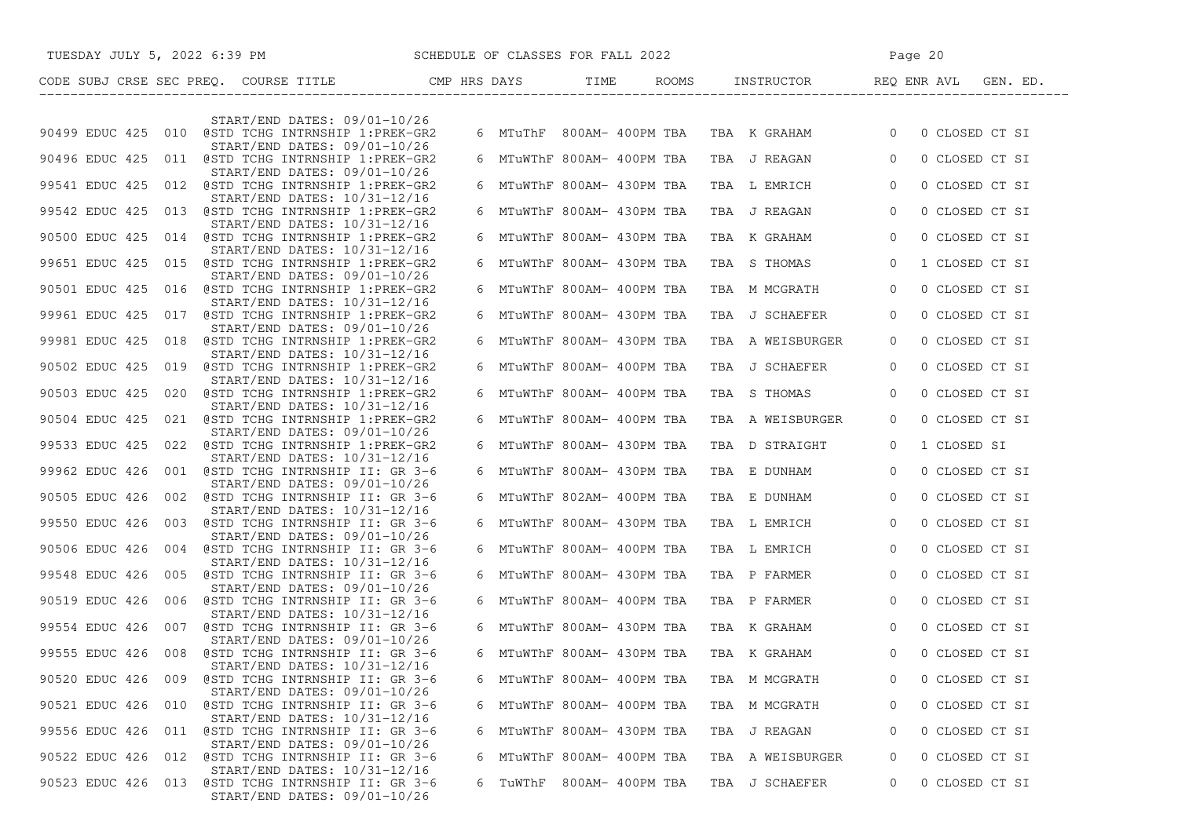SCHEDULE OF CLASSES FOR FALL 2022

| CODE | SUBJ | CRSE | SEC | PREQ. | COURSE TITLE | CMP | HRS | DAYS | TIME | ROOMS | INSTRUCTOR | REQ | ENR | AVL | GEN. ED. |
|---|---|---|---|---|---|---|---|---|---|---|---|---|---|---|---|
| | | | | | START/END DATES: 09/01-10/26 | | | | | | | | | | |
| 90499 | EDUC | 425 | 010 | @ | STD TCHG INTRNSHIP 1:PREK-GR2 | | 6 | MTuThF | 800AM- 400PM | TBA | TBA K GRAHAM | 0 | | 0 CLOSED | CT SI |
| | | | | | START/END DATES: 09/01-10/26 | | | | | | | | | | |
| 90496 | EDUC | 425 | 011 | @ | STD TCHG INTRNSHIP 1:PREK-GR2 | | 6 | MTuWThF | 800AM- 400PM | TBA | TBA J REAGAN | 0 | | 0 CLOSED | CT SI |
| | | | | | START/END DATES: 09/01-10/26 | | | | | | | | | | |
| 99541 | EDUC | 425 | 012 | @ | STD TCHG INTRNSHIP 1:PREK-GR2 | | 6 | MTuWThF | 800AM- 430PM | TBA | TBA L EMRICH | 0 | | 0 CLOSED | CT SI |
| | | | | | START/END DATES: 10/31-12/16 | | | | | | | | | | |
| 99542 | EDUC | 425 | 013 | @ | STD TCHG INTRNSHIP 1:PREK-GR2 | | 6 | MTuWThF | 800AM- 430PM | TBA | TBA J REAGAN | 0 | | 0 CLOSED | CT SI |
| | | | | | START/END DATES: 10/31-12/16 | | | | | | | | | | |
| 90500 | EDUC | 425 | 014 | @ | STD TCHG INTRNSHIP 1:PREK-GR2 | | 6 | MTuWThF | 800AM- 430PM | TBA | TBA K GRAHAM | 0 | | 0 CLOSED | CT SI |
| | | | | | START/END DATES: 10/31-12/16 | | | | | | | | | | |
| 99651 | EDUC | 425 | 015 | @ | STD TCHG INTRNSHIP 1:PREK-GR2 | | 6 | MTuWThF | 800AM- 430PM | TBA | TBA S THOMAS | 0 | | 1 CLOSED | CT SI |
| | | | | | START/END DATES: 09/01-10/26 | | | | | | | | | | |
| 90501 | EDUC | 425 | 016 | @ | STD TCHG INTRNSHIP 1:PREK-GR2 | | 6 | MTuWThF | 800AM- 400PM | TBA | TBA M MCGRATH | 0 | | 0 CLOSED | CT SI |
| | | | | | START/END DATES: 10/31-12/16 | | | | | | | | | | |
| 99961 | EDUC | 425 | 017 | @ | STD TCHG INTRNSHIP 1:PREK-GR2 | | 6 | MTuWThF | 800AM- 430PM | TBA | TBA J SCHAEFER | 0 | | 0 CLOSED | CT SI |
| | | | | | START/END DATES: 09/01-10/26 | | | | | | | | | | |
| 99981 | EDUC | 425 | 018 | @ | STD TCHG INTRNSHIP 1:PREK-GR2 | | 6 | MTuWThF | 800AM- 430PM | TBA | TBA A WEISBURGER | 0 | | 0 CLOSED | CT SI |
| | | | | | START/END DATES: 10/31-12/16 | | | | | | | | | | |
| 90502 | EDUC | 425 | 019 | @ | STD TCHG INTRNSHIP 1:PREK-GR2 | | 6 | MTuWThF | 800AM- 400PM | TBA | TBA J SCHAEFER | 0 | | 0 CLOSED | CT SI |
| | | | | | START/END DATES: 10/31-12/16 | | | | | | | | | | |
| 90503 | EDUC | 425 | 020 | @ | STD TCHG INTRNSHIP 1:PREK-GR2 | | 6 | MTuWThF | 800AM- 400PM | TBA | TBA S THOMAS | 0 | | 0 CLOSED | CT SI |
| | | | | | START/END DATES: 10/31-12/16 | | | | | | | | | | |
| 90504 | EDUC | 425 | 021 | @ | STD TCHG INTRNSHIP 1:PREK-GR2 | | 6 | MTuWThF | 800AM- 400PM | TBA | TBA A WEISBURGER | 0 | | 0 CLOSED | CT SI |
| | | | | | START/END DATES: 09/01-10/26 | | | | | | | | | | |
| 99533 | EDUC | 425 | 022 | @ | STD TCHG INTRNSHIP 1:PREK-GR2 | | 6 | MTuWThF | 800AM- 430PM | TBA | TBA D STRAIGHT | 0 | | 1 CLOSED | SI |
| | | | | | START/END DATES: 10/31-12/16 | | | | | | | | | | |
| 99962 | EDUC | 426 | 001 | @ | STD TCHG INTRNSHIP II: GR 3-6 | | 6 | MTuWThF | 800AM- 430PM | TBA | TBA E DUNHAM | 0 | | 0 CLOSED | CT SI |
| | | | | | START/END DATES: 09/01-10/26 | | | | | | | | | | |
| 90505 | EDUC | 426 | 002 | @ | STD TCHG INTRNSHIP II: GR 3-6 | | 6 | MTuWThF | 802AM- 400PM | TBA | TBA E DUNHAM | 0 | | 0 CLOSED | CT SI |
| | | | | | START/END DATES: 10/31-12/16 | | | | | | | | | | |
| 99550 | EDUC | 426 | 003 | @ | STD TCHG INTRNSHIP II: GR 3-6 | | 6 | MTuWThF | 800AM- 430PM | TBA | TBA L EMRICH | 0 | | 0 CLOSED | CT SI |
| | | | | | START/END DATES: 09/01-10/26 | | | | | | | | | | |
| 90506 | EDUC | 426 | 004 | @ | STD TCHG INTRNSHIP II: GR 3-6 | | 6 | MTuWThF | 800AM- 400PM | TBA | TBA L EMRICH | 0 | | 0 CLOSED | CT SI |
| | | | | | START/END DATES: 10/31-12/16 | | | | | | | | | | |
| 99548 | EDUC | 426 | 005 | @ | STD TCHG INTRNSHIP II: GR 3-6 | | 6 | MTuWThF | 800AM- 430PM | TBA | TBA P FARMER | 0 | | 0 CLOSED | CT SI |
| | | | | | START/END DATES: 09/01-10/26 | | | | | | | | | | |
| 90519 | EDUC | 426 | 006 | @ | STD TCHG INTRNSHIP II: GR 3-6 | | 6 | MTuWThF | 800AM- 400PM | TBA | TBA P FARMER | 0 | | 0 CLOSED | CT SI |
| | | | | | START/END DATES: 10/31-12/16 | | | | | | | | | | |
| 99554 | EDUC | 426 | 007 | @ | STD TCHG INTRNSHIP II: GR 3-6 | | 6 | MTuWThF | 800AM- 430PM | TBA | TBA K GRAHAM | 0 | | 0 CLOSED | CT SI |
| | | | | | START/END DATES: 09/01-10/26 | | | | | | | | | | |
| 99555 | EDUC | 426 | 008 | @ | STD TCHG INTRNSHIP II: GR 3-6 | | 6 | MTuWThF | 800AM- 430PM | TBA | TBA K GRAHAM | 0 | | 0 CLOSED | CT SI |
| | | | | | START/END DATES: 10/31-12/16 | | | | | | | | | | |
| 90520 | EDUC | 426 | 009 | @ | STD TCHG INTRNSHIP II: GR 3-6 | | 6 | MTuWThF | 800AM- 400PM | TBA | TBA M MCGRATH | 0 | | 0 CLOSED | CT SI |
| | | | | | START/END DATES: 09/01-10/26 | | | | | | | | | | |
| 90521 | EDUC | 426 | 010 | @ | STD TCHG INTRNSHIP II: GR 3-6 | | 6 | MTuWThF | 800AM- 400PM | TBA | TBA M MCGRATH | 0 | | 0 CLOSED | CT SI |
| | | | | | START/END DATES: 10/31-12/16 | | | | | | | | | | |
| 99556 | EDUC | 426 | 011 | @ | STD TCHG INTRNSHIP II: GR 3-6 | | 6 | MTuWThF | 800AM- 430PM | TBA | TBA J REAGAN | 0 | | 0 CLOSED | CT SI |
| | | | | | START/END DATES: 09/01-10/26 | | | | | | | | | | |
| 90522 | EDUC | 426 | 012 | @ | STD TCHG INTRNSHIP II: GR 3-6 | | 6 | MTuWThF | 800AM- 400PM | TBA | TBA A WEISBURGER | 0 | | 0 CLOSED | CT SI |
| | | | | | START/END DATES: 10/31-12/16 | | | | | | | | | | |
| 90523 | EDUC | 426 | 013 | @ | STD TCHG INTRNSHIP II: GR 3-6 | | 6 | TuWThF | 800AM- 400PM | TBA | TBA J SCHAEFER | 0 | | 0 CLOSED | CT SI |
| | | | | | START/END DATES: 09/01-10/26 | | | | | | | | | | |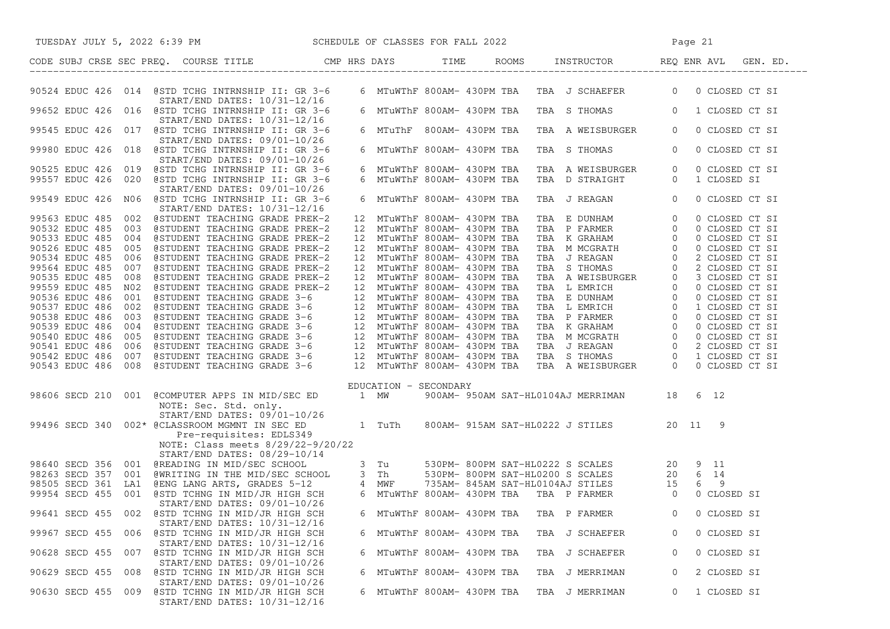| CODE | SUBJ | CRSE | SEC | PREQ. | COURSE TITLE | CMP | HRS | DAYS | TIME | ROOMS | INSTRUCTOR | REQ | ENR | AVL | GEN. ED. |
|---|---|---|---|---|---|---|---|---|---|---|---|---|---|---|---|
| 90524 | EDUC | 426 | 014 | | @STD TCHG INTRNSHIP II: GR 3-6 START/END DATES: 10/31-12/16 | | 6 | MTuWThF | 800AM- 430PM | TBA TBA | J SCHAEFER | 0 | 0 | CLOSED | CT SI |
| 99652 | EDUC | 426 | 016 | | @STD TCHG INTRNSHIP II: GR 3-6 START/END DATES: 10/31-12/16 | | 6 | MTuWThF | 800AM- 430PM | TBA TBA | S THOMAS | 0 | 1 | CLOSED | CT SI |
| 99545 | EDUC | 426 | 017 | | @STD TCHG INTRNSHIP II: GR 3-6 START/END DATES: 09/01-10/26 | | 6 | MTuThF | 800AM- 430PM | TBA TBA | A WEISBURGER | 0 | 0 | CLOSED | CT SI |
| 99980 | EDUC | 426 | 018 | | @STD TCHG INTRNSHIP II: GR 3-6 START/END DATES: 09/01-10/26 | | 6 | MTuWThF | 800AM- 430PM | TBA TBA | S THOMAS | 0 | 0 | CLOSED | CT SI |
| 90525 | EDUC | 426 | 019 | | @STD TCHG INTRNSHIP II: GR 3-6 | | 6 | MTuWThF | 800AM- 430PM | TBA TBA | A WEISBURGER | 0 | 0 | CLOSED | CT SI |
| 99557 | EDUC | 426 | 020 | | @STD TCHG INTRNSHIP II: GR 3-6 START/END DATES: 09/01-10/26 | | 6 | MTuWThF | 800AM- 430PM | TBA TBA | D STRAIGHT | 0 | 1 | CLOSED | SI |
| 99549 | EDUC | 426 | N06 | | @STD TCHG INTRNSHIP II: GR 3-6 START/END DATES: 10/31-12/16 | | 6 | MTuWThF | 800AM- 430PM | TBA TBA | J REAGAN | 0 | 0 | CLOSED | CT SI |
| 99563 | EDUC | 485 | 002 | | @STUDENT TEACHING GRADE PREK-2 | | 12 | MTuWThF | 800AM- 430PM | TBA TBA | E DUNHAM | 0 | 0 | CLOSED | CT SI |
| 90532 | EDUC | 485 | 003 | | @STUDENT TEACHING GRADE PREK-2 | | 12 | MTuWThF | 800AM- 430PM | TBA TBA | P FARMER | 0 | 0 | CLOSED | CT SI |
| 90533 | EDUC | 485 | 004 | | @STUDENT TEACHING GRADE PREK-2 | | 12 | MTuWThF | 800AM- 430PM | TBA TBA | K GRAHAM | 0 | 0 | CLOSED | CT SI |
| 90526 | EDUC | 485 | 005 | | @STUDENT TEACHING GRADE PREK-2 | | 12 | MTuWThF | 800AM- 430PM | TBA TBA | M MCGRATH | 0 | 0 | CLOSED | CT SI |
| 90534 | EDUC | 485 | 006 | | @STUDENT TEACHING GRADE PREK-2 | | 12 | MTuWThF | 800AM- 430PM | TBA TBA | J REAGAN | 0 | 2 | CLOSED | CT SI |
| 99564 | EDUC | 485 | 007 | | @STUDENT TEACHING GRADE PREK-2 | | 12 | MTuWThF | 800AM- 430PM | TBA TBA | S THOMAS | 0 | 2 | CLOSED | CT SI |
| 90535 | EDUC | 485 | 008 | | @STUDENT TEACHING GRADE PREK-2 | | 12 | MTuWThF | 800AM- 430PM | TBA TBA | A WEISBURGER | 0 | 3 | CLOSED | CT SI |
| 99559 | EDUC | 485 | N02 | | @STUDENT TEACHING GRADE PREK-2 | | 12 | MTuWThF | 800AM- 430PM | TBA TBA | L EMRICH | 0 | 0 | CLOSED | CT SI |
| 90536 | EDUC | 486 | 001 | | @STUDENT TEACHING GRADE 3-6 | | 12 | MTuWThF | 800AM- 430PM | TBA TBA | E DUNHAM | 0 | 0 | CLOSED | CT SI |
| 90537 | EDUC | 486 | 002 | | @STUDENT TEACHING GRADE 3-6 | | 12 | MTuWThF | 800AM- 430PM | TBA TBA | L EMRICH | 0 | 1 | CLOSED | CT SI |
| 90538 | EDUC | 486 | 003 | | @STUDENT TEACHING GRADE 3-6 | | 12 | MTuWThF | 800AM- 430PM | TBA TBA | P FARMER | 0 | 0 | CLOSED | CT SI |
| 90539 | EDUC | 486 | 004 | | @STUDENT TEACHING GRADE 3-6 | | 12 | MTuWThF | 800AM- 430PM | TBA TBA | K GRAHAM | 0 | 0 | CLOSED | CT SI |
| 90540 | EDUC | 486 | 005 | | @STUDENT TEACHING GRADE 3-6 | | 12 | MTuWThF | 800AM- 430PM | TBA TBA | M MCGRATH | 0 | 0 | CLOSED | CT SI |
| 90541 | EDUC | 486 | 006 | | @STUDENT TEACHING GRADE 3-6 | | 12 | MTuWThF | 800AM- 430PM | TBA TBA | J REAGAN | 0 | 2 | CLOSED | CT SI |
| 90542 | EDUC | 486 | 007 | | @STUDENT TEACHING GRADE 3-6 | | 12 | MTuWThF | 800AM- 430PM | TBA TBA | S THOMAS | 0 | 1 | CLOSED | CT SI |
| 90543 | EDUC | 486 | 008 | | @STUDENT TEACHING GRADE 3-6 | | 12 | MTuWThF | 800AM- 430PM | TBA TBA | A WEISBURGER | 0 | 0 | CLOSED | CT SI |

## EDUCATION - SECONDARY

| CODE | SUBJ | CRSE | SEC | PREQ. | COURSE TITLE | CMP | HRS | DAYS | TIME | ROOMS | INSTRUCTOR | REQ | ENR | AVL | GEN. ED. |
|---|---|---|---|---|---|---|---|---|---|---|---|---|---|---|---|
| 98606 | SECD | 210 | 001 | | @COMPUTER APPS IN MID/SEC ED NOTE: Sec. Std. only. START/END DATES: 09/01-10/26 | | 1 | MW | 900AM- 950AM | SAT-HL0104A | J MERRIMAN | 18 | 6 | 12 | |
| 99496 | SECD | 340 | 002 | * | @CLASSROOM MGMNT IN SEC ED Pre-requisites: EDLS349 NOTE: Class meets 8/29/22-9/20/22 START/END DATES: 08/29-10/14 | | 1 | TuTh | 800AM- 915AM | SAT-HL0222 | J STILES | 20 | 11 | 9 | |
| 98640 | SECD | 356 | 001 | | @READING IN MID/SEC SCHOOL | | 3 | Tu | 530PM- 800PM | SAT-HL0222 | S SCALES | 20 | 9 | 11 | |
| 98263 | SECD | 357 | 001 | | @WRITING IN THE MID/SEC SCHOOL | | 3 | Th | 530PM- 800PM | SAT-HL0200 | S SCALES | 20 | 6 | 14 | |
| 98505 | SECD | 361 | LA1 | | @ENG LANG ARTS, GRADES 5-12 | | 4 | MWF | 735AM- 845AM | SAT-HL0104A | J STILES | 15 | 6 | 9 | |
| 99954 | SECD | 455 | 001 | | @STD TCHNG IN MID/JR HIGH SCH START/END DATES: 09/01-10/26 | | 6 | MTuWThF | 800AM- 430PM | TBA TBA | P FARMER | 0 | 0 | CLOSED | SI |
| 99641 | SECD | 455 | 002 | | @STD TCHNG IN MID/JR HIGH SCH START/END DATES: 10/31-12/16 | | 6 | MTuWThF | 800AM- 430PM | TBA TBA | P FARMER | 0 | 0 | CLOSED | SI |
| 99967 | SECD | 455 | 006 | | @STD TCHNG IN MID/JR HIGH SCH START/END DATES: 10/31-12/16 | | 6 | MTuWThF | 800AM- 430PM | TBA TBA | J SCHAEFER | 0 | 0 | CLOSED | SI |
| 90628 | SECD | 455 | 007 | | @STD TCHNG IN MID/JR HIGH SCH START/END DATES: 09/01-10/26 | | 6 | MTuWThF | 800AM- 430PM | TBA TBA | J SCHAEFER | 0 | 0 | CLOSED | SI |
| 90629 | SECD | 455 | 008 | | @STD TCHNG IN MID/JR HIGH SCH START/END DATES: 09/01-10/26 | | 6 | MTuWThF | 800AM- 430PM | TBA TBA | J MERRIMAN | 0 | 2 | CLOSED | SI |
| 90630 | SECD | 455 | 009 | | @STD TCHNG IN MID/JR HIGH SCH START/END DATES: 10/31-12/16 | | 6 | MTuWThF | 800AM- 430PM | TBA TBA | J MERRIMAN | 0 | 1 | CLOSED | SI |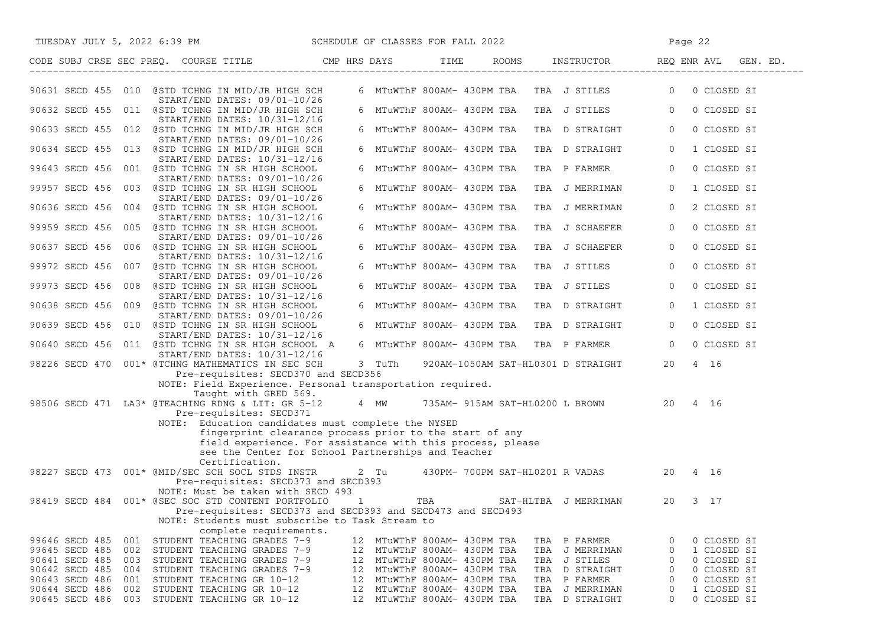SCHEDULE OF CLASSES FOR FALL 2022

| CODE | SUBJ | CRSE | SEC | PREQ. | COURSE TITLE | CMP | HRS | DAYS | TIME | ROOMS | INSTRUCTOR | REQ | ENR | AVL | GEN. ED. |
|---|---|---|---|---|---|---|---|---|---|---|---|---|---|---|---|
| 90631 | SECD | 455 | 010 | | @STD TCHNG IN MID/JR HIGH SCH | | 6 | MTuWThF | 800AM- 430PM | TBA TBA | J STILES | 0 | 0 | CLOSED | SI |
| | | | | | START/END DATES: 09/01-10/26 | | | | | | | | | | |
| 90632 | SECD | 455 | 011 | | @STD TCHNG IN MID/JR HIGH SCH | | 6 | MTuWThF | 800AM- 430PM | TBA TBA | J STILES | 0 | 0 | CLOSED | SI |
| | | | | | START/END DATES: 10/31-12/16 | | | | | | | | | | |
| 90633 | SECD | 455 | 012 | | @STD TCHNG IN MID/JR HIGH SCH | | 6 | MTuWThF | 800AM- 430PM | TBA TBA | D STRAIGHT | 0 | 0 | CLOSED | SI |
| | | | | | START/END DATES: 09/01-10/26 | | | | | | | | | | |
| 90634 | SECD | 455 | 013 | | @STD TCHNG IN MID/JR HIGH SCH | | 6 | MTuWThF | 800AM- 430PM | TBA TBA | D STRAIGHT | 0 | 1 | CLOSED | SI |
| | | | | | START/END DATES: 10/31-12/16 | | | | | | | | | | |
| 99643 | SECD | 456 | 001 | | @STD TCHNG IN SR HIGH SCHOOL | | 6 | MTuWThF | 800AM- 430PM | TBA TBA | P FARMER | 0 | 0 | CLOSED | SI |
| | | | | | START/END DATES: 09/01-10/26 | | | | | | | | | | |
| 99957 | SECD | 456 | 003 | | @STD TCHNG IN SR HIGH SCHOOL | | 6 | MTuWThF | 800AM- 430PM | TBA TBA | J MERRIMAN | 0 | 1 | CLOSED | SI |
| | | | | | START/END DATES: 09/01-10/26 | | | | | | | | | | |
| 90636 | SECD | 456 | 004 | | @STD TCHNG IN SR HIGH SCHOOL | | 6 | MTuWThF | 800AM- 430PM | TBA TBA | J MERRIMAN | 0 | 2 | CLOSED | SI |
| | | | | | START/END DATES: 10/31-12/16 | | | | | | | | | | |
| 99959 | SECD | 456 | 005 | | @STD TCHNG IN SR HIGH SCHOOL | | 6 | MTuWThF | 800AM- 430PM | TBA TBA | J SCHAEFER | 0 | 0 | CLOSED | SI |
| | | | | | START/END DATES: 09/01-10/26 | | | | | | | | | | |
| 90637 | SECD | 456 | 006 | | @STD TCHNG IN SR HIGH SCHOOL | | 6 | MTuWThF | 800AM- 430PM | TBA TBA | J SCHAEFER | 0 | 0 | CLOSED | SI |
| | | | | | START/END DATES: 10/31-12/16 | | | | | | | | | | |
| 99972 | SECD | 456 | 007 | | @STD TCHNG IN SR HIGH SCHOOL | | 6 | MTuWThF | 800AM- 430PM | TBA TBA | J STILES | 0 | 0 | CLOSED | SI |
| | | | | | START/END DATES: 09/01-10/26 | | | | | | | | | | |
| 99973 | SECD | 456 | 008 | | @STD TCHNG IN SR HIGH SCHOOL | | 6 | MTuWThF | 800AM- 430PM | TBA TBA | J STILES | 0 | 0 | CLOSED | SI |
| | | | | | START/END DATES: 10/31-12/16 | | | | | | | | | | |
| 90638 | SECD | 456 | 009 | | @STD TCHNG IN SR HIGH SCHOOL | | 6 | MTuWThF | 800AM- 430PM | TBA TBA | D STRAIGHT | 0 | 1 | CLOSED | SI |
| | | | | | START/END DATES: 09/01-10/26 | | | | | | | | | | |
| 90639 | SECD | 456 | 010 | | @STD TCHNG IN SR HIGH SCHOOL | | 6 | MTuWThF | 800AM- 430PM | TBA TBA | D STRAIGHT | 0 | 0 | CLOSED | SI |
| | | | | | START/END DATES: 10/31-12/16 | | | | | | | | | | |
| 90640 | SECD | 456 | 011 | | @STD TCHNG IN SR HIGH SCHOOL | A | 6 | MTuWThF | 800AM- 430PM | TBA TBA | P FARMER | 0 | 0 | CLOSED | SI |
| | | | | | START/END DATES: 10/31-12/16 | | | | | | | | | | |
| 98226 | SECD | 470 | 001 | * | @TCHNG MATHEMATICS IN SEC SCH | | 3 | TuTh | 920AM-1050AM | SAT-HL0301 | D STRAIGHT | 20 | 4 | 16 | |
| | | | | | Pre-requisites: SECD370 and SECD356 | | | | | | | | | | |
| | | | | | NOTE: Field Experience. Personal transportation required. Taught with GRED 569. | | | | | | | | | | |
| 98506 | SECD | 471 | LA3 | * | @TEACHING RDNG & LIT: GR 5-12 | | 4 | MW | 735AM- 915AM | SAT-HL0200 | L BROWN | 20 | 4 | 16 | |
| | | | | | Pre-requisites: SECD371 | | | | | | | | | | |
| | | | | | NOTE: Education candidates must complete the NYSED fingerprint clearance process prior to the start of any field experience. For assistance with this process, please see the Center for School Partnerships and Teacher Certification. | | | | | | | | | | |
| 98227 | SECD | 473 | 001 | * | @MID/SEC SCH SOCL STDS INSTR | | 2 | Tu | 430PM- 700PM | SAT-HL0201 | R VADAS | 20 | 4 | 16 | |
| | | | | | Pre-requisites: SECD373 and SECD393 | | | | | | | | | | |
| | | | | | NOTE: Must be taken with SECD 493 | | | | | | | | | | |
| 98419 | SECD | 484 | 001 | * | @SEC SOC STD CONTENT PORTFOLIO | | 1 | | TBA | SAT-HLTBA | J MERRIMAN | 20 | 3 | 17 | |
| | | | | | Pre-requisites: SECD373 and SECD393 and SECD473 and SECD493 | | | | | | | | | | |
| | | | | | NOTE: Students must subscribe to Task Stream to complete requirements. | | | | | | | | | | |
| 99646 | SECD | 485 | 001 | | STUDENT TEACHING GRADES 7-9 | | 12 | MTuWThF | 800AM- 430PM | TBA TBA | P FARMER | 0 | 0 | CLOSED | SI |
| 99645 | SECD | 485 | 002 | | STUDENT TEACHING GRADES 7-9 | | 12 | MTuWThF | 800AM- 430PM | TBA TBA | J MERRIMAN | 0 | 1 | CLOSED | SI |
| 90641 | SECD | 485 | 003 | | STUDENT TEACHING GRADES 7-9 | | 12 | MTuWThF | 800AM- 430PM | TBA TBA | J STILES | 0 | 0 | CLOSED | SI |
| 90642 | SECD | 485 | 004 | | STUDENT TEACHING GRADES 7-9 | | 12 | MTuWThF | 800AM- 430PM | TBA TBA | D STRAIGHT | 0 | 0 | CLOSED | SI |
| 90643 | SECD | 486 | 001 | | STUDENT TEACHING GR 10-12 | | 12 | MTuWThF | 800AM- 430PM | TBA TBA | P FARMER | 0 | 0 | CLOSED | SI |
| 90644 | SECD | 486 | 002 | | STUDENT TEACHING GR 10-12 | | 12 | MTuWThF | 800AM- 430PM | TBA TBA | J MERRIMAN | 0 | 1 | CLOSED | SI |
| 90645 | SECD | 486 | 003 | | STUDENT TEACHING GR 10-12 | | 12 | MTuWThF | 800AM- 430PM | TBA TBA | D STRAIGHT | 0 | 0 | CLOSED | SI |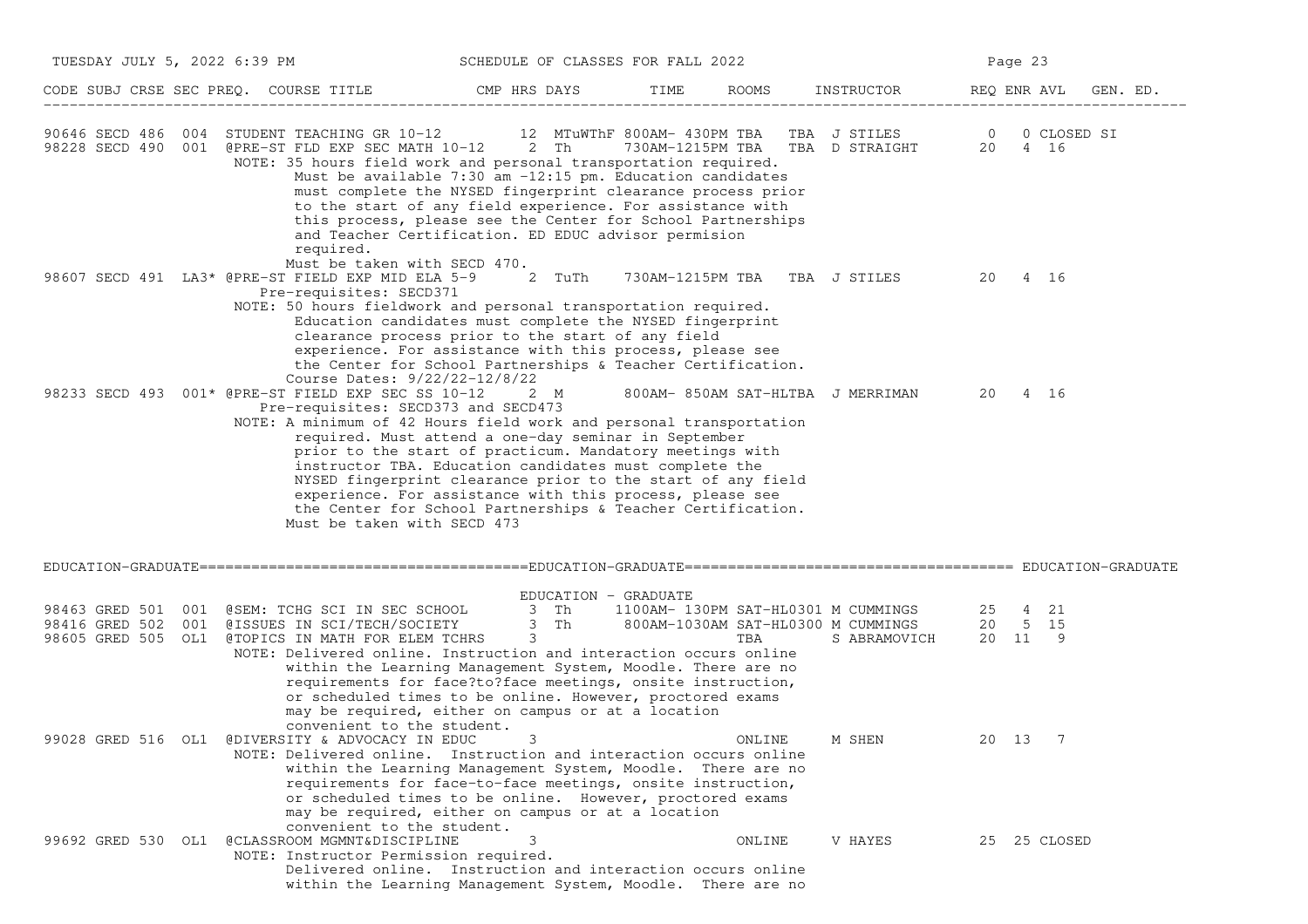| CODE | SUBJ | CRSE | SEC | PREQ. | COURSE TITLE | CMP | HRS | DAYS | TIME | ROOMS | INSTRUCTOR | REQ | ENR | AVL | GEN. ED. |
|---|---|---|---|---|---|---|---|---|---|---|---|---|---|---|---|
| 90646 | SECD | 486 | 004 | | STUDENT TEACHING GR 10-12 | | 12 | MTuWThF | 800AM- 430PM | TBA TBA | J STILES | 0 | 0 | CLOSED | SI |
| 98228 | SECD | 490 | 001 | | @PRE-ST FLD EXP SEC MATH 10-12 | | 2 | Th | 730AM-1215PM | TBA TBA | D STRAIGHT | 20 | 4 | 16 | |

NOTE: 35 hours field work and personal transportation required. Must be available 7:30 am -12:15 pm. Education candidates must complete the NYSED fingerprint clearance process prior to the start of any field experience. For assistance with this process, please see the Center for School Partnerships and Teacher Certification. ED EDUC advisor permision required.
Must be taken with SECD 470.

| CODE | SUBJ | CRSE | SEC | PREQ. | COURSE TITLE | CMP | HRS | DAYS | TIME | ROOMS | INSTRUCTOR | REQ | ENR | AVL | GEN. ED. |
|---|---|---|---|---|---|---|---|---|---|---|---|---|---|---|---|
| 98607 | SECD | 491 | LA3 | * | @PRE-ST FIELD EXP MID ELA 5-9 | | 2 | TuTh | 730AM-1215PM | TBA TBA | J STILES | 20 | 4 | 16 | |

Pre-requisites: SECD371
NOTE: 50 hours fieldwork and personal transportation required. Education candidates must complete the NYSED fingerprint clearance process prior to the start of any field experience. For assistance with this process, please see the Center for School Partnerships & Teacher Certification.
Course Dates: 9/22/22-12/8/22

| CODE | SUBJ | CRSE | SEC | PREQ. | COURSE TITLE | CMP | HRS | DAYS | TIME | ROOMS | INSTRUCTOR | REQ | ENR | AVL | GEN. ED. |
|---|---|---|---|---|---|---|---|---|---|---|---|---|---|---|---|
| 98233 | SECD | 493 | 001 | * | @PRE-ST FIELD EXP SEC SS 10-12 | | 2 | M | 800AM- 850AM | SAT-HLTBA | J MERRIMAN | 20 | 4 | 16 | |

Pre-requisites: SECD373 and SECD473
NOTE: A minimum of 42 Hours field work and personal transportation required. Must attend a one-day seminar in September prior to the start of practicum. Mandatory meetings with instructor TBA. Education candidates must complete the NYSED fingerprint clearance prior to the start of any field experience. For assistance with this process, please see the Center for School Partnerships & Teacher Certification.
Must be taken with SECD 473

## EDUCATION-GRADUATE

### EDUCATION - GRADUATE

| CODE | SUBJ | CRSE | SEC | PREQ. | COURSE TITLE | CMP | HRS | DAYS | TIME | ROOMS | INSTRUCTOR | REQ | ENR | AVL | GEN. ED. |
|---|---|---|---|---|---|---|---|---|---|---|---|---|---|---|---|
| 98463 | GRED | 501 | 001 | | @SEM: TCHG SCI IN SEC SCHOOL | | 3 | Th | 1100AM- 130PM | SAT-HL0301 | M CUMMINGS | 25 | 4 | 21 | |
| 98416 | GRED | 502 | 001 | | @ISSUES IN SCI/TECH/SOCIETY | | 3 | Th | 800AM-1030AM | SAT-HL0300 | M CUMMINGS | 20 | 5 | 15 | |
| 98605 | GRED | 505 | OL1 | | @TOPICS IN MATH FOR ELEM TCHRS | | 3 | | | TBA | S ABRAMOVICH | 20 | 11 | 9 | |

NOTE: Delivered online. Instruction and interaction occurs online within the Learning Management System, Moodle. There are no requirements for face?to?face meetings, onsite instruction, or scheduled times to be online. However, proctored exams may be required, either on campus or at a location convenient to the student.

| CODE | SUBJ | CRSE | SEC | PREQ. | COURSE TITLE | CMP | HRS | DAYS | TIME | ROOMS | INSTRUCTOR | REQ | ENR | AVL | GEN. ED. |
|---|---|---|---|---|---|---|---|---|---|---|---|---|---|---|---|
| 99028 | GRED | 516 | OL1 | | @DIVERSITY & ADVOCACY IN EDUC | | 3 | | | ONLINE | M SHEN | 20 | 13 | 7 | |

NOTE: Delivered online. Instruction and interaction occurs online within the Learning Management System, Moodle. There are no requirements for face-to-face meetings, onsite instruction, or scheduled times to be online. However, proctored exams may be required, either on campus or at a location convenient to the student.

| CODE | SUBJ | CRSE | SEC | PREQ. | COURSE TITLE | CMP | HRS | DAYS | TIME | ROOMS | INSTRUCTOR | REQ | ENR | AVL | GEN. ED. |
|---|---|---|---|---|---|---|---|---|---|---|---|---|---|---|---|
| 99692 | GRED | 530 | OL1 | | @CLASSROOM MGMNT&DISCIPLINE | | 3 | | | ONLINE | V HAYES | 25 | 25 | CLOSED | |

NOTE: Instructor Permission required.
Delivered online. Instruction and interaction occurs online within the Learning Management System, Moodle. There are no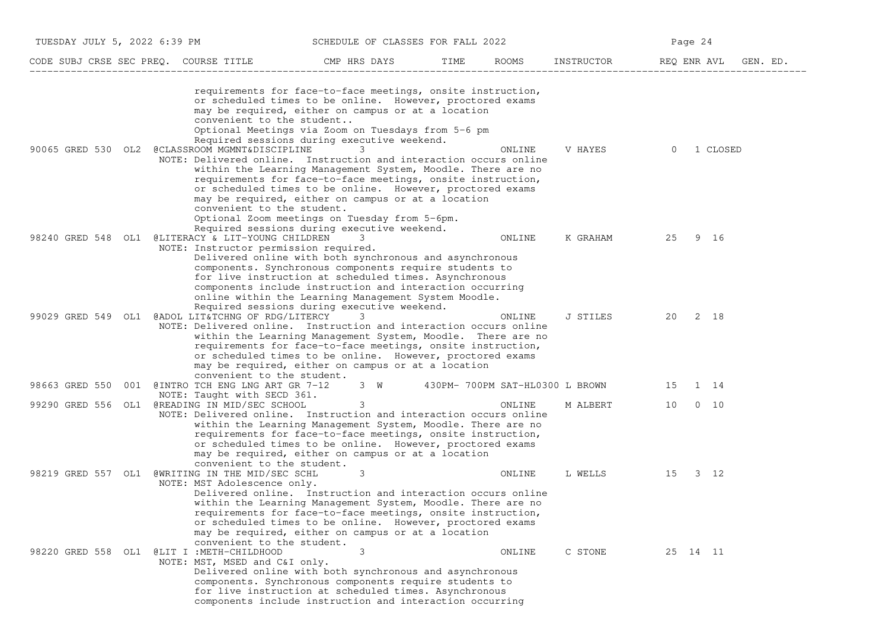| CODE | SUBJ | CRSE | SEC | PREQ. | COURSE TITLE | CMP | HRS | DAYS | TIME | ROOMS | INSTRUCTOR | REQ | ENR | AVL | GEN. ED. |
|---|---|---|---|---|---|---|---|---|---|---|---|---|---|---|---|
| | | | | | requirements for face-to-face meetings, onsite instruction, or scheduled times to be online. However, proctored exams may be required, either on campus or at a location convenient to the student.. Optional Meetings via Zoom on Tuesdays from 5-6 pm Required sessions during executive weekend. | | | | | | | | | | |
| 90065 | GRED | 530 | OL2 | @ | CLASSROOM MGMNT&DISCIPLINE | | 3 | | | ONLINE | V HAYES | 0 | 1 | CLOSED | |
| | | | | | NOTE: Delivered online. Instruction and interaction occurs online within the Learning Management System, Moodle. There are no requirements for face-to-face meetings, onsite instruction, or scheduled times to be online. However, proctored exams may be required, either on campus or at a location convenient to the student. Optional Zoom meetings on Tuesday from 5-6pm. Required sessions during executive weekend. | | | | | | | | | | |
| 98240 | GRED | 548 | OL1 | @ | LITERACY & LIT-YOUNG CHILDREN | | 3 | | | ONLINE | K GRAHAM | 25 | 9 | 16 | |
| | | | | | NOTE: Instructor permission required. Delivered online with both synchronous and asynchronous components. Synchronous components require students to for live instruction at scheduled times. Asynchronous components include instruction and interaction occurring online within the Learning Management System Moodle. Required sessions during executive weekend. | | | | | | | | | | |
| 99029 | GRED | 549 | OL1 | @ | ADOL LIT&TCHNG OF RDG/LITERCY | | 3 | | | ONLINE | J STILES | 20 | 2 | 18 | |
| | | | | | NOTE: Delivered online. Instruction and interaction occurs online within the Learning Management System, Moodle. There are no requirements for face-to-face meetings, onsite instruction, or scheduled times to be online. However, proctored exams may be required, either on campus or at a location convenient to the student. | | | | | | | | | | |
| 98663 | GRED | 550 | 001 | @ | INTRO TCH ENG LNG ART GR 7-12 | | 3 | W | 430PM- 700PM | SAT-HL0300 | L BROWN | 15 | 1 | 14 | |
| | | | | | NOTE: Taught with SECD 361. | | | | | | | | | | |
| 99290 | GRED | 556 | OL1 | @ | READING IN MID/SEC SCHOOL | | 3 | | | ONLINE | M ALBERT | 10 | 0 | 10 | |
| | | | | | NOTE: Delivered online. Instruction and interaction occurs online within the Learning Management System, Moodle. There are no requirements for face-to-face meetings, onsite instruction, or scheduled times to be online. However, proctored exams may be required, either on campus or at a location convenient to the student. | | | | | | | | | | |
| 98219 | GRED | 557 | OL1 | @ | WRITING IN THE MID/SEC SCHL | | 3 | | | ONLINE | L WELLS | 15 | 3 | 12 | |
| | | | | | NOTE: MST Adolescence only. Delivered online. Instruction and interaction occurs online within the Learning Management System, Moodle. There are no requirements for face-to-face meetings, onsite instruction, or scheduled times to be online. However, proctored exams may be required, either on campus or at a location convenient to the student. | | | | | | | | | | |
| 98220 | GRED | 558 | OL1 | @ | LIT I :METH-CHILDHOOD | | 3 | | | ONLINE | C STONE | 25 | 14 | 11 | |
| | | | | | NOTE: MST, MSED and C&I only. Delivered online with both synchronous and asynchronous components. Synchronous components require students to for live instruction at scheduled times. Asynchronous components include instruction and interaction occurring | | | | | | | | | | |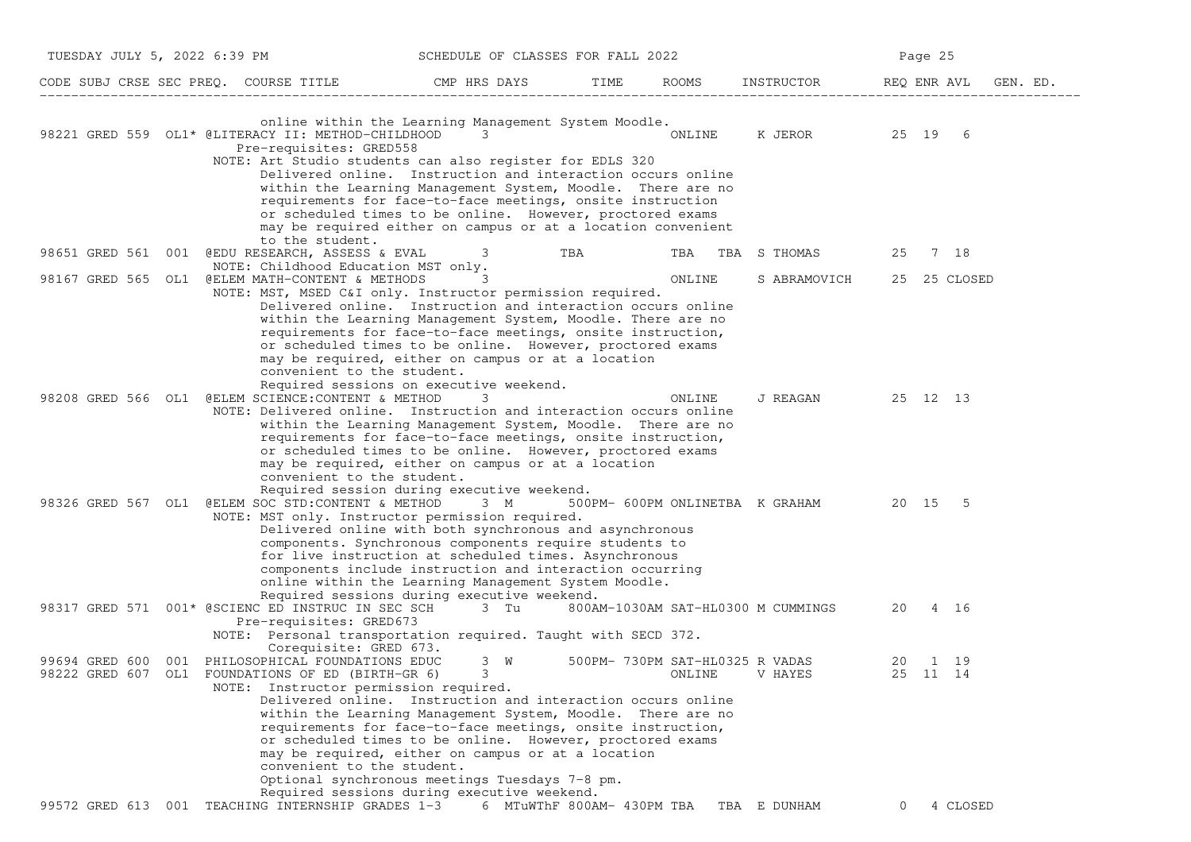| CODE | SUBJ | CRSE | SEC | PREQ. | COURSE TITLE | CMP | HRS | DAYS | TIME | ROOMS | INSTRUCTOR | REQ | ENR | AVL | GEN. ED. |
|---|---|---|---|---|---|---|---|---|---|---|---|---|---|---|---|
| | | | | | online within the Learning Management System Moodle. | | | | | | | | | | |
| 98221 | GRED | 559 | OL1 | * | @LITERACY II: METHOD-CHILDHOOD | | 3 | | | ONLINE | K JEROR | 25 | 19 | 6 | |
| | | | | | Pre-requisites: GRED558 | | | | | | | | | | |
| | | | | | NOTE: Art Studio students can also register for EDLS 320 Delivered online. Instruction and interaction occurs online within the Learning Management System, Moodle. There are no requirements for face-to-face meetings, onsite instruction or scheduled times to be online. However, proctored exams may be required either on campus or at a location convenient to the student. | | | | | | | | | | |
| 98651 | GRED | 561 | 001 | | @EDU RESEARCH, ASSESS & EVAL | | 3 | | TBA | TBA TBA | S THOMAS | 25 | 7 | 18 | |
| | | | | | NOTE: Childhood Education MST only. | | | | | | | | | | |
| 98167 | GRED | 565 | OL1 | | @ELEM MATH-CONTENT & METHODS | | 3 | | | ONLINE | S ABRAMOVICH | 25 | 25 | CLOSED | |
| | | | | | NOTE: MST, MSED C&I only. Instructor permission required. Delivered online. Instruction and interaction occurs online within the Learning Management System, Moodle. There are no requirements for face-to-face meetings, onsite instruction, or scheduled times to be online. However, proctored exams may be required, either on campus or at a location convenient to the student. Required sessions on executive weekend. | | | | | | | | | | |
| 98208 | GRED | 566 | OL1 | | @ELEM SCIENCE:CONTENT & METHOD | | 3 | | | ONLINE | J REAGAN | 25 | 12 | 13 | |
| | | | | | NOTE: Delivered online. Instruction and interaction occurs online within the Learning Management System, Moodle. There are no requirements for face-to-face meetings, onsite instruction, or scheduled times to be online. However, proctored exams may be required, either on campus or at a location convenient to the student. Required session during executive weekend. | | | | | | | | | | |
| 98326 | GRED | 567 | OL1 | | @ELEM SOC STD:CONTENT & METHOD | | 3 | M | 500PM- 600PM | ONLINETBA | K GRAHAM | 20 | 15 | 5 | |
| | | | | | NOTE: MST only. Instructor permission required. Delivered online with both synchronous and asynchronous components. Synchronous components require students to for live instruction at scheduled times. Asynchronous components include instruction and interaction occurring online within the Learning Management System Moodle. Required sessions during executive weekend. | | | | | | | | | | |
| 98317 | GRED | 571 | 001 | * | @SCIENC ED INSTRUC IN SEC SCH | | 3 | Tu | 800AM-1030AM | SAT-HL0300 | M CUMMINGS | 20 | 4 | 16 | |
| | | | | | Pre-requisites: GRED673 | | | | | | | | | | |
| | | | | | NOTE: Personal transportation required. Taught with SECD 372. Corequisite: GRED 673. | | | | | | | | | | |
| 99694 | GRED | 600 | 001 | | PHILOSOPHICAL FOUNDATIONS EDUC | | 3 | W | 500PM- 730PM | SAT-HL0325 | R VADAS | 20 | 1 | 19 | |
| 98222 | GRED | 607 | OL1 | | FOUNDATIONS OF ED (BIRTH-GR 6) | | 3 | | | ONLINE | V HAYES | 25 | 11 | 14 | |
| | | | | | NOTE: Instructor permission required. Delivered online. Instruction and interaction occurs online within the Learning Management System, Moodle. There are no requirements for face-to-face meetings, onsite instruction, or scheduled times to be online. However, proctored exams may be required, either on campus or at a location convenient to the student. Optional synchronous meetings Tuesdays 7-8 pm. Required sessions during executive weekend. | | | | | | | | | | |
| 99572 | GRED | 613 | 001 | | TEACHING INTERNSHIP GRADES 1-3 | | 6 | MTuWThF | 800AM- 430PM | TBA TBA | E DUNHAM | 0 | 4 | CLOSED | |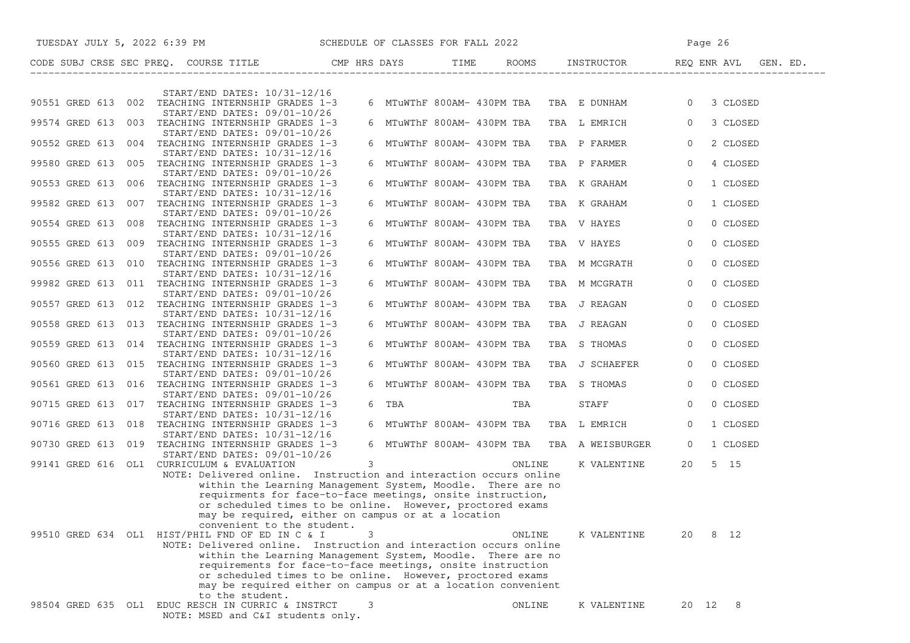| CODE | SUBJ | CRSE | SEC | PREQ. | COURSE TITLE | CMP | HRS | DAYS | TIME | ROOMS | INSTRUCTOR | REQ | ENR | AVL | GEN. ED. |
|---|---|---|---|---|---|---|---|---|---|---|---|---|---|---|---|
| | | | | | START/END DATES: 10/31-12/16 | | | | | | | | | | |
| 90551 | GRED | 613 | 002 | | TEACHING INTERNSHIP GRADES 1-3 | | 6 | MTuWThF | 800AM- 430PM | TBA TBA | E DUNHAM | 0 | 3 | CLOSED | |
| | | | | | START/END DATES: 09/01-10/26 | | | | | | | | | | |
| 99574 | GRED | 613 | 003 | | TEACHING INTERNSHIP GRADES 1-3 | | 6 | MTuWThF | 800AM- 430PM | TBA TBA | L EMRICH | 0 | 3 | CLOSED | |
| | | | | | START/END DATES: 09/01-10/26 | | | | | | | | | | |
| 90552 | GRED | 613 | 004 | | TEACHING INTERNSHIP GRADES 1-3 | | 6 | MTuWThF | 800AM- 430PM | TBA TBA | P FARMER | 0 | 2 | CLOSED | |
| | | | | | START/END DATES: 10/31-12/16 | | | | | | | | | | |
| 99580 | GRED | 613 | 005 | | TEACHING INTERNSHIP GRADES 1-3 | | 6 | MTuWThF | 800AM- 430PM | TBA TBA | P FARMER | 0 | 4 | CLOSED | |
| | | | | | START/END DATES: 09/01-10/26 | | | | | | | | | | |
| 90553 | GRED | 613 | 006 | | TEACHING INTERNSHIP GRADES 1-3 | | 6 | MTuWThF | 800AM- 430PM | TBA TBA | K GRAHAM | 0 | 1 | CLOSED | |
| | | | | | START/END DATES: 10/31-12/16 | | | | | | | | | | |
| 99582 | GRED | 613 | 007 | | TEACHING INTERNSHIP GRADES 1-3 | | 6 | MTuWThF | 800AM- 430PM | TBA TBA | K GRAHAM | 0 | 1 | CLOSED | |
| | | | | | START/END DATES: 09/01-10/26 | | | | | | | | | | |
| 90554 | GRED | 613 | 008 | | TEACHING INTERNSHIP GRADES 1-3 | | 6 | MTuWThF | 800AM- 430PM | TBA TBA | V HAYES | 0 | 0 | CLOSED | |
| | | | | | START/END DATES: 10/31-12/16 | | | | | | | | | | |
| 90555 | GRED | 613 | 009 | | TEACHING INTERNSHIP GRADES 1-3 | | 6 | MTuWThF | 800AM- 430PM | TBA TBA | V HAYES | 0 | 0 | CLOSED | |
| | | | | | START/END DATES: 09/01-10/26 | | | | | | | | | | |
| 90556 | GRED | 613 | 010 | | TEACHING INTERNSHIP GRADES 1-3 | | 6 | MTuWThF | 800AM- 430PM | TBA TBA | M MCGRATH | 0 | 0 | CLOSED | |
| | | | | | START/END DATES: 10/31-12/16 | | | | | | | | | | |
| 99982 | GRED | 613 | 011 | | TEACHING INTERNSHIP GRADES 1-3 | | 6 | MTuWThF | 800AM- 430PM | TBA TBA | M MCGRATH | 0 | 0 | CLOSED | |
| | | | | | START/END DATES: 09/01-10/26 | | | | | | | | | | |
| 90557 | GRED | 613 | 012 | | TEACHING INTERNSHIP GRADES 1-3 | | 6 | MTuWThF | 800AM- 430PM | TBA TBA | J REAGAN | 0 | 0 | CLOSED | |
| | | | | | START/END DATES: 10/31-12/16 | | | | | | | | | | |
| 90558 | GRED | 613 | 013 | | TEACHING INTERNSHIP GRADES 1-3 | | 6 | MTuWThF | 800AM- 430PM | TBA TBA | J REAGAN | 0 | 0 | CLOSED | |
| | | | | | START/END DATES: 09/01-10/26 | | | | | | | | | | |
| 90559 | GRED | 613 | 014 | | TEACHING INTERNSHIP GRADES 1-3 | | 6 | MTuWThF | 800AM- 430PM | TBA TBA | S THOMAS | 0 | 0 | CLOSED | |
| | | | | | START/END DATES: 10/31-12/16 | | | | | | | | | | |
| 90560 | GRED | 613 | 015 | | TEACHING INTERNSHIP GRADES 1-3 | | 6 | MTuWThF | 800AM- 430PM | TBA TBA | J SCHAEFER | 0 | 0 | CLOSED | |
| | | | | | START/END DATES: 09/01-10/26 | | | | | | | | | | |
| 90561 | GRED | 613 | 016 | | TEACHING INTERNSHIP GRADES 1-3 | | 6 | MTuWThF | 800AM- 430PM | TBA TBA | S THOMAS | 0 | 0 | CLOSED | |
| | | | | | START/END DATES: 09/01-10/26 | | | | | | | | | | |
| 90715 | GRED | 613 | 017 | | TEACHING INTERNSHIP GRADES 1-3 | | 6 | TBA | | TBA | STAFF | 0 | 0 | CLOSED | |
| | | | | | START/END DATES: 10/31-12/16 | | | | | | | | | | |
| 90716 | GRED | 613 | 018 | | TEACHING INTERNSHIP GRADES 1-3 | | 6 | MTuWThF | 800AM- 430PM | TBA TBA | L EMRICH | 0 | 1 | CLOSED | |
| | | | | | START/END DATES: 10/31-12/16 | | | | | | | | | | |
| 90730 | GRED | 613 | 019 | | TEACHING INTERNSHIP GRADES 1-3 | | 6 | MTuWThF | 800AM- 430PM | TBA TBA | A WEISBURGER | 0 | 1 | CLOSED | |
| | | | | | START/END DATES: 09/01-10/26 | | | | | | | | | | |
| 99141 | GRED | 616 | OL1 | | CURRICULUM & EVALUATION | | 3 | | | ONLINE | K VALENTINE | 20 | 5 | 15 | |
| | | | | | NOTE: Delivered online. Instruction and interaction occurs online within the Learning Management System, Moodle. There are no requirments for face-to-face meetings, onsite instruction, or scheduled times to be online. However, proctored exams may be required, either on campus or at a location convenient to the student. | | | | | | | | | | |
| 99510 | GRED | 634 | OL1 | | HIST/PHIL FND OF ED IN C & I | | 3 | | | ONLINE | K VALENTINE | 20 | 8 | 12 | |
| | | | | | NOTE: Delivered online. Instruction and interaction occurs online within the Learning Management System, Moodle. There are no requirements for face-to-face meetings, onsite instruction or scheduled times to be online. However, proctored exams may be required either on campus or at a location convenient to the student. | | | | | | | | | | |
| 98504 | GRED | 635 | OL1 | | EDUC RESCH IN CURRIC & INSTRCT | | 3 | | | ONLINE | K VALENTINE | 20 | 12 | 8 | |
| | | | | | NOTE: MSED and C&I students only. | | | | | | | | | | |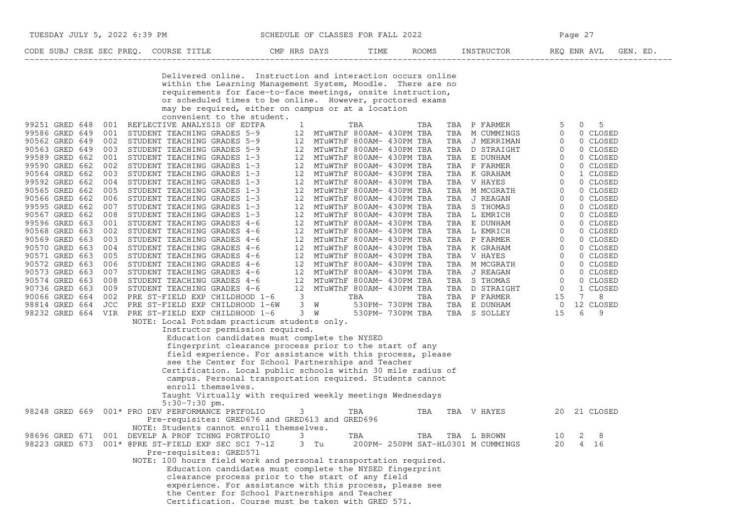| CODE | SUBJ | CRSE | SEC | PREQ. | COURSE TITLE | CMP | HRS | DAYS | TIME | ROOMS | INSTRUCTOR | REQ | ENR | AVL | GEN. ED. |
|---|---|---|---|---|---|---|---|---|---|---|---|---|---|---|---|

Delivered online. Instruction and interaction occurs online within the Learning Management System, Moodle. There are no requirements for face-to-face meetings, onsite instruction, or scheduled times to be online. However, proctored exams may be required, either on campus or at a location convenient to the student.

| CODE | SUBJ | CRSE | SEC | PREQ. | COURSE TITLE | CMP | HRS | DAYS | TIME | ROOMS | INSTRUCTOR | REQ | ENR | AVL | GEN. ED. |
|---|---|---|---|---|---|---|---|---|---|---|---|---|---|---|---|
| 99251 | GRED | 648 | 001 | | REFLECTIVE ANALYSIS OF EDTPA | | 1 | | TBA | TBA TBA | P FARMER | 5 | 0 | 5 | |
| 99586 | GRED | 649 | 001 | | STUDENT TEACHING GRADES 5-9 | | 12 | MTuWThF | 800AM- 430PM | TBA TBA | M CUMMINGS | 0 | 0 | CLOSED | |
| 90562 | GRED | 649 | 002 | | STUDENT TEACHING GRADES 5-9 | | 12 | MTuWThF | 800AM- 430PM | TBA TBA | J MERRIMAN | 0 | 0 | CLOSED | |
| 90563 | GRED | 649 | 003 | | STUDENT TEACHING GRADES 5-9 | | 12 | MTuWThF | 800AM- 430PM | TBA TBA | D STRAIGHT | 0 | 0 | CLOSED | |
| 99589 | GRED | 662 | 001 | | STUDENT TEACHING GRADES 1-3 | | 12 | MTuWThF | 800AM- 430PM | TBA TBA | E DUNHAM | 0 | 0 | CLOSED | |
| 99590 | GRED | 662 | 002 | | STUDENT TEACHING GRADES 1-3 | | 12 | MTuWThF | 800AM- 430PM | TBA TBA | P FARMER | 0 | 0 | CLOSED | |
| 90564 | GRED | 662 | 003 | | STUDENT TEACHING GRADES 1-3 | | 12 | MTuWThF | 800AM- 430PM | TBA TBA | K GRAHAM | 0 | 1 | CLOSED | |
| 99592 | GRED | 662 | 004 | | STUDENT TEACHING GRADES 1-3 | | 12 | MTuWThF | 800AM- 430PM | TBA TBA | V HAYES | 0 | 0 | CLOSED | |
| 90565 | GRED | 662 | 005 | | STUDENT TEACHING GRADES 1-3 | | 12 | MTuWThF | 800AM- 430PM | TBA TBA | M MCGRATH | 0 | 0 | CLOSED | |
| 90566 | GRED | 662 | 006 | | STUDENT TEACHING GRADES 1-3 | | 12 | MTuWThF | 800AM- 430PM | TBA TBA | J REAGAN | 0 | 0 | CLOSED | |
| 99595 | GRED | 662 | 007 | | STUDENT TEACHING GRADES 1-3 | | 12 | MTuWThF | 800AM- 430PM | TBA TBA | S THOMAS | 0 | 0 | CLOSED | |
| 90567 | GRED | 662 | 008 | | STUDENT TEACHING GRADES 1-3 | | 12 | MTuWThF | 800AM- 430PM | TBA TBA | L EMRICH | 0 | 0 | CLOSED | |
| 99596 | GRED | 663 | 001 | | STUDENT TEACHING GRADES 4-6 | | 12 | MTuWThF | 800AM- 430PM | TBA TBA | E DUNHAM | 0 | 0 | CLOSED | |
| 90568 | GRED | 663 | 002 | | STUDENT TEACHING GRADES 4-6 | | 12 | MTuWThF | 800AM- 430PM | TBA TBA | L EMRICH | 0 | 0 | CLOSED | |
| 90569 | GRED | 663 | 003 | | STUDENT TEACHING GRADES 4-6 | | 12 | MTuWThF | 800AM- 430PM | TBA TBA | P FARMER | 0 | 0 | CLOSED | |
| 90570 | GRED | 663 | 004 | | STUDENT TEACHING GRADES 4-6 | | 12 | MTuWThF | 800AM- 430PM | TBA TBA | K GRAHAM | 0 | 0 | CLOSED | |
| 90571 | GRED | 663 | 005 | | STUDENT TEACHING GRADES 4-6 | | 12 | MTuWThF | 800AM- 430PM | TBA TBA | V HAYES | 0 | 0 | CLOSED | |
| 90572 | GRED | 663 | 006 | | STUDENT TEACHING GRADES 4-6 | | 12 | MTuWThF | 800AM- 430PM | TBA TBA | M MCGRATH | 0 | 0 | CLOSED | |
| 90573 | GRED | 663 | 007 | | STUDENT TEACHING GRADES 4-6 | | 12 | MTuWThF | 800AM- 430PM | TBA TBA | J REAGAN | 0 | 0 | CLOSED | |
| 90574 | GRED | 663 | 008 | | STUDENT TEACHING GRADES 4-6 | | 12 | MTuWThF | 800AM- 430PM | TBA TBA | S THOMAS | 0 | 0 | CLOSED | |
| 90736 | GRED | 663 | 009 | | STUDENT TEACHING GRADES 4-6 | | 12 | MTuWThF | 800AM- 430PM | TBA TBA | D STRAIGHT | 0 | 1 | CLOSED | |
| 90066 | GRED | 664 | 002 | | PRE ST-FIELD EXP CHILDHOOD 1-6 | | 3 | | TBA | TBA TBA | P FARMER | 15 | 7 | 8 | |
| 98814 | GRED | 664 | JCC | | PRE ST-FIELD EXP CHILDHOOD 1-6W | | 3 | W | 530PM- 730PM | TBA TBA | E DUNHAM | 0 | 12 | CLOSED | |
| 98232 | GRED | 664 | VIR | | PRE ST-FIELD EXP CHILDHOOD 1-6 | | 3 | W | 530PM- 730PM | TBA TBA | S SOLLEY | 15 | 6 | 9 | |

NOTE: Local Potsdam practicum students only.
Instructor permission required.
Education candidates must complete the NYSED fingerprint clearance process prior to the start of any field experience. For assistance with this process, please see the Center for School Partnerships and Teacher Certification. Local public schools within 30 mile radius of campus. Personal transportation required. Students cannot enroll themselves.
Taught Virtually with required weekly meetings Wednesdays 5:30-7:30 pm.

| CODE | SUBJ | CRSE | SEC | PREQ. | COURSE TITLE | CMP | HRS | DAYS | TIME | ROOMS | INSTRUCTOR | REQ | ENR | AVL | GEN. ED. |
|---|---|---|---|---|---|---|---|---|---|---|---|---|---|---|---|
| 98248 | GRED | 669 | 001 | * | PRO DEV PERFORMANCE PRTFOLIO | | 3 | | TBA | TBA TBA | V HAYES | 20 | 21 | CLOSED | |

Pre-requisites: GRED676 and GRED613 and GRED696
NOTE: Students cannot enroll themselves.

| CODE | SUBJ | CRSE | SEC | PREQ. | COURSE TITLE | CMP | HRS | DAYS | TIME | ROOMS | INSTRUCTOR | REQ | ENR | AVL | GEN. ED. |
|---|---|---|---|---|---|---|---|---|---|---|---|---|---|---|---|
| 98696 | GRED | 671 | 001 | | DEVELP A PROF TCHNG PORTFOLIO | | 3 | | TBA | TBA TBA | L BROWN | 10 | 2 | 8 | |
| 98223 | GRED | 673 | 001 | * | @PRE ST-FIELD EXP SEC SCI 7-12 | | 3 | Tu | 200PM- 250PM | SAT-HL0301 | M CUMMINGS | 20 | 4 | 16 | |

Pre-requisites: GRED571
NOTE: 100 hours field work and personal transportation required.
Education candidates must complete the NYSED fingerprint clearance process prior to the start of any field experience. For assistance with this process, please see the Center for School Partnerships and Teacher Certification. Course must be taken with GRED 571.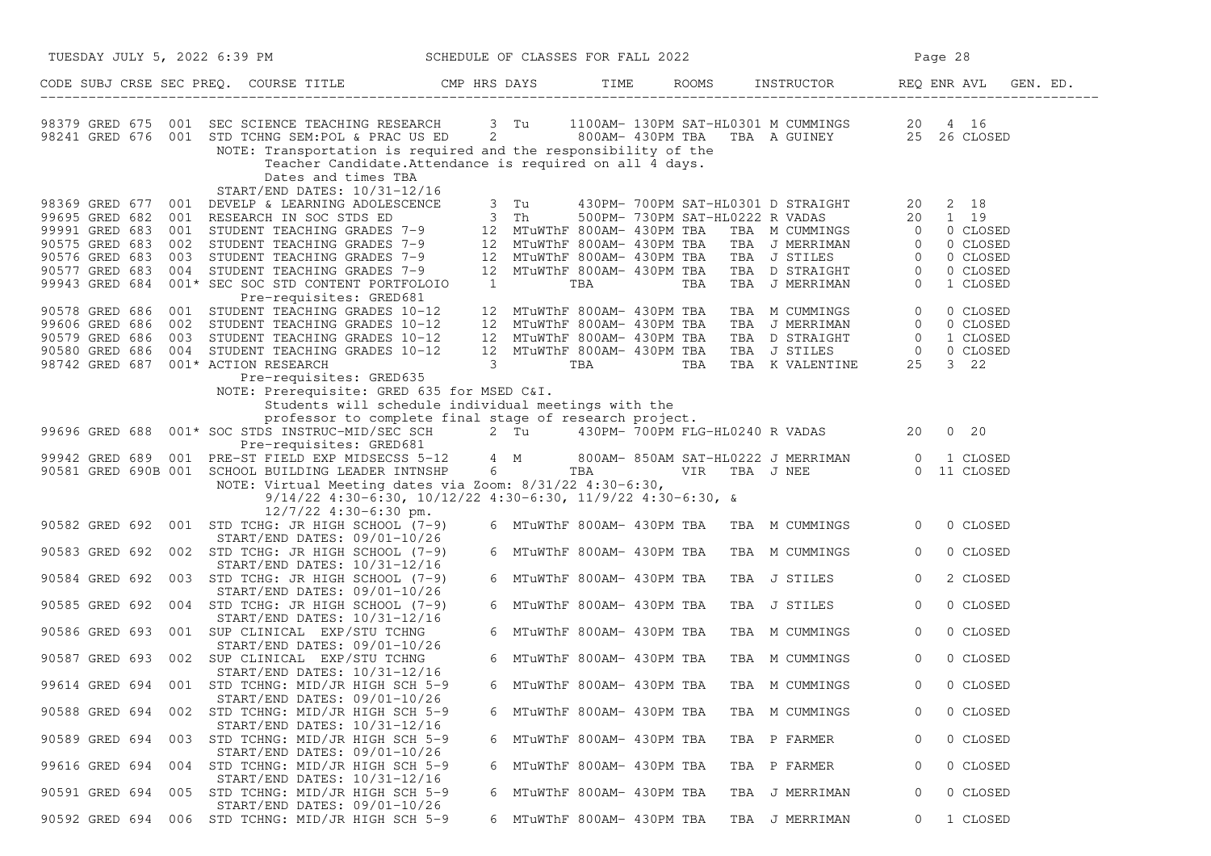| CODE | SUBJ | CRSE | SEC | PREQ. | COURSE TITLE | CMP | HRS | DAYS | TIME | ROOMS | INSTRUCTOR | REQ | ENR | AVL | GEN. ED. |
|---|---|---|---|---|---|---|---|---|---|---|---|---|---|---|---|
| 98379 | GRED | 675 | 001 | | SEC SCIENCE TEACHING RESEARCH | | 3 | Tu | 1100AM- 130PM | SAT-HL0301 | M CUMMINGS | 20 | 4 | 16 | |
| 98241 | GRED | 676 | 001 | | STD TCHNG SEM:POL & PRAC US ED | | 2 | | 800AM- 430PM | TBA | TBA A GUINEY | 25 | 26 | CLOSED | |
| | | | | | NOTE: Transportation is required and the responsibility of the Teacher Candidate.Attendance is required on all 4 days. Dates and times TBA | | | | | | | | | | |
| | | | | | START/END DATES: 10/31-12/16 | | | | | | | | | | |
| 98369 | GRED | 677 | 001 | | DEVELP & LEARNING ADOLESCENCE | | 3 | Tu | 430PM- 700PM | SAT-HL0301 | D STRAIGHT | 20 | 2 | 18 | |
| 99695 | GRED | 682 | 001 | | RESEARCH IN SOC STDS ED | | 3 | Th | 500PM- 730PM | SAT-HL0222 | R VADAS | 20 | 1 | 19 | |
| 99991 | GRED | 683 | 001 | | STUDENT TEACHING GRADES 7-9 | | 12 | MTuWThF | 800AM- 430PM | TBA | TBA M CUMMINGS | 0 | 0 | CLOSED | |
| 90575 | GRED | 683 | 002 | | STUDENT TEACHING GRADES 7-9 | | 12 | MTuWThF | 800AM- 430PM | TBA | TBA J MERRIMAN | 0 | 0 | CLOSED | |
| 90576 | GRED | 683 | 003 | | STUDENT TEACHING GRADES 7-9 | | 12 | MTuWThF | 800AM- 430PM | TBA | TBA J STILES | 0 | 0 | CLOSED | |
| 90577 | GRED | 683 | 004 | | STUDENT TEACHING GRADES 7-9 | | 12 | MTuWThF | 800AM- 430PM | TBA | TBA D STRAIGHT | 0 | 0 | CLOSED | |
| 99943 | GRED | 684 | 001 | * | SEC SOC STD CONTENT PORTFOLOIO | | 1 | | TBA | TBA | TBA J MERRIMAN | 0 | 1 | CLOSED | |
| | | | | | Pre-requisites: GRED681 | | | | | | | | | | |
| 90578 | GRED | 686 | 001 | | STUDENT TEACHING GRADES 10-12 | | 12 | MTuWThF | 800AM- 430PM | TBA | TBA M CUMMINGS | 0 | 0 | CLOSED | |
| 99606 | GRED | 686 | 002 | | STUDENT TEACHING GRADES 10-12 | | 12 | MTuWThF | 800AM- 430PM | TBA | TBA J MERRIMAN | 0 | 0 | CLOSED | |
| 90579 | GRED | 686 | 003 | | STUDENT TEACHING GRADES 10-12 | | 12 | MTuWThF | 800AM- 430PM | TBA | TBA D STRAIGHT | 0 | 1 | CLOSED | |
| 90580 | GRED | 686 | 004 | | STUDENT TEACHING GRADES 10-12 | | 12 | MTuWThF | 800AM- 430PM | TBA | TBA J STILES | 0 | 0 | CLOSED | |
| 98742 | GRED | 687 | 001 | * | ACTION RESEARCH | | 3 | | TBA | TBA | TBA K VALENTINE | 25 | 3 | 22 | |
| | | | | | Pre-requisites: GRED635 | | | | | | | | | | |
| | | | | | NOTE: Prerequisite: GRED 635 for MSED C&I. Students will schedule individual meetings with the professor to complete final stage of research project. | | | | | | | | | | |
| 99696 | GRED | 688 | 001 | * | SOC STDS INSTRUC-MID/SEC SCH | | 2 | Tu | 430PM- 700PM | FLG-HL0240 | R VADAS | 20 | 0 | 20 | |
| | | | | | Pre-requisites: GRED681 | | | | | | | | | | |
| 99942 | GRED | 689 | 001 | | PRE-ST FIELD EXP MIDSECSS 5-12 | | 4 | M | 800AM- 850AM | SAT-HL0222 | J MERRIMAN | 0 | 1 | CLOSED | |
| 90581 | GRED | 690B | 001 | | SCHOOL BUILDING LEADER INTNSHP | | 6 | | TBA | VIR | TBA J NEE | 0 | 11 | CLOSED | |
| | | | | | NOTE: Virtual Meeting dates via Zoom: 8/31/22 4:30-6:30, 9/14/22 4:30-6:30, 10/12/22 4:30-6:30, 11/9/22 4:30-6:30, & 12/7/22 4:30-6:30 pm. | | | | | | | | | | |
| 90582 | GRED | 692 | 001 | | STD TCHG: JR HIGH SCHOOL (7-9) | | 6 | MTuWThF | 800AM- 430PM | TBA | TBA M CUMMINGS | 0 | 0 | CLOSED | |
| | | | | | START/END DATES: 09/01-10/26 | | | | | | | | | | |
| 90583 | GRED | 692 | 002 | | STD TCHG: JR HIGH SCHOOL (7-9) | | 6 | MTuWThF | 800AM- 430PM | TBA | TBA M CUMMINGS | 0 | 0 | CLOSED | |
| | | | | | START/END DATES: 10/31-12/16 | | | | | | | | | | |
| 90584 | GRED | 692 | 003 | | STD TCHG: JR HIGH SCHOOL (7-9) | | 6 | MTuWThF | 800AM- 430PM | TBA | TBA J STILES | 0 | 2 | CLOSED | |
| | | | | | START/END DATES: 09/01-10/26 | | | | | | | | | | |
| 90585 | GRED | 692 | 004 | | STD TCHG: JR HIGH SCHOOL (7-9) | | 6 | MTuWThF | 800AM- 430PM | TBA | TBA J STILES | 0 | 0 | CLOSED | |
| | | | | | START/END DATES: 10/31-12/16 | | | | | | | | | | |
| 90586 | GRED | 693 | 001 | | SUP CLINICAL EXP/STU TCHNG | | 6 | MTuWThF | 800AM- 430PM | TBA | TBA M CUMMINGS | 0 | 0 | CLOSED | |
| | | | | | START/END DATES: 09/01-10/26 | | | | | | | | | | |
| 90587 | GRED | 693 | 002 | | SUP CLINICAL EXP/STU TCHNG | | 6 | MTuWThF | 800AM- 430PM | TBA | TBA M CUMMINGS | 0 | 0 | CLOSED | |
| | | | | | START/END DATES: 10/31-12/16 | | | | | | | | | | |
| 99614 | GRED | 694 | 001 | | STD TCHNG: MID/JR HIGH SCH 5-9 | | 6 | MTuWThF | 800AM- 430PM | TBA | TBA M CUMMINGS | 0 | 0 | CLOSED | |
| | | | | | START/END DATES: 09/01-10/26 | | | | | | | | | | |
| 90588 | GRED | 694 | 002 | | STD TCHNG: MID/JR HIGH SCH 5-9 | | 6 | MTuWThF | 800AM- 430PM | TBA | TBA M CUMMINGS | 0 | 0 | CLOSED | |
| | | | | | START/END DATES: 10/31-12/16 | | | | | | | | | | |
| 90589 | GRED | 694 | 003 | | STD TCHNG: MID/JR HIGH SCH 5-9 | | 6 | MTuWThF | 800AM- 430PM | TBA | TBA P FARMER | 0 | 0 | CLOSED | |
| | | | | | START/END DATES: 09/01-10/26 | | | | | | | | | | |
| 99616 | GRED | 694 | 004 | | STD TCHNG: MID/JR HIGH SCH 5-9 | | 6 | MTuWThF | 800AM- 430PM | TBA | TBA P FARMER | 0 | 0 | CLOSED | |
| | | | | | START/END DATES: 10/31-12/16 | | | | | | | | | | |
| 90591 | GRED | 694 | 005 | | STD TCHNG: MID/JR HIGH SCH 5-9 | | 6 | MTuWThF | 800AM- 430PM | TBA | TBA J MERRIMAN | 0 | 0 | CLOSED | |
| | | | | | START/END DATES: 09/01-10/26 | | | | | | | | | | |
| 90592 | GRED | 694 | 006 | | STD TCHNG: MID/JR HIGH SCH 5-9 | | 6 | MTuWThF | 800AM- 430PM | TBA | TBA J MERRIMAN | 0 | 1 | CLOSED | |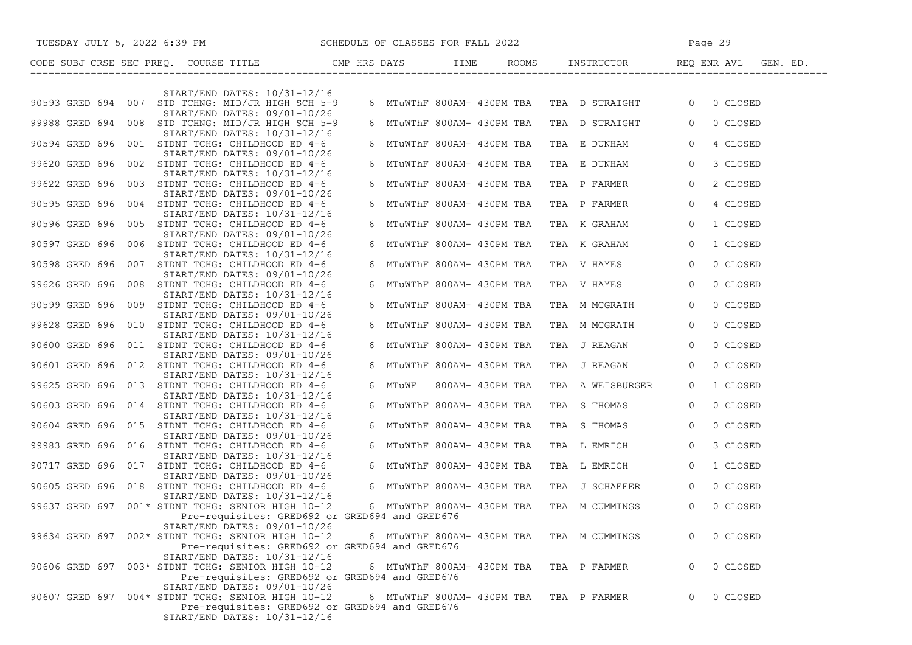| CODE | SUBJ | CRSE | SEC | PREQ. | COURSE TITLE | CMP | HRS | DAYS | TIME | ROOMS | INSTRUCTOR | REQ | ENR | AVL | GEN. ED. |
|---|---|---|---|---|---|---|---|---|---|---|---|---|---|---|---|
| | | | | | START/END DATES: 10/31-12/16 | | | | | | | | | | |
| 90593 | GRED | 694 | 007 | | STD TCHNG: MID/JR HIGH SCH 5-9 | | 6 | MTuWThF | 800AM- 430PM | TBA | TBA D STRAIGHT | | 0 | 0 CLOSED | |
| | | | | | START/END DATES: 09/01-10/26 | | | | | | | | | | |
| 99988 | GRED | 694 | 008 | | STD TCHNG: MID/JR HIGH SCH 5-9 | | 6 | MTuWThF | 800AM- 430PM | TBA | TBA D STRAIGHT | | 0 | 0 CLOSED | |
| | | | | | START/END DATES: 10/31-12/16 | | | | | | | | | | |
| 90594 | GRED | 696 | 001 | | STDNT TCHG: CHILDHOOD ED 4-6 | | 6 | MTuWThF | 800AM- 430PM | TBA | TBA E DUNHAM | | 0 | 4 CLOSED | |
| | | | | | START/END DATES: 09/01-10/26 | | | | | | | | | | |
| 99620 | GRED | 696 | 002 | | STDNT TCHG: CHILDHOOD ED 4-6 | | 6 | MTuWThF | 800AM- 430PM | TBA | TBA E DUNHAM | | 0 | 3 CLOSED | |
| | | | | | START/END DATES: 10/31-12/16 | | | | | | | | | | |
| 99622 | GRED | 696 | 003 | | STDNT TCHG: CHILDHOOD ED 4-6 | | 6 | MTuWThF | 800AM- 430PM | TBA | TBA P FARMER | | 0 | 2 CLOSED | |
| | | | | | START/END DATES: 09/01-10/26 | | | | | | | | | | |
| 90595 | GRED | 696 | 004 | | STDNT TCHG: CHILDHOOD ED 4-6 | | 6 | MTuWThF | 800AM- 430PM | TBA | TBA P FARMER | | 0 | 4 CLOSED | |
| | | | | | START/END DATES: 10/31-12/16 | | | | | | | | | | |
| 90596 | GRED | 696 | 005 | | STDNT TCHG: CHILDHOOD ED 4-6 | | 6 | MTuWThF | 800AM- 430PM | TBA | TBA K GRAHAM | | 0 | 1 CLOSED | |
| | | | | | START/END DATES: 09/01-10/26 | | | | | | | | | | |
| 90597 | GRED | 696 | 006 | | STDNT TCHG: CHILDHOOD ED 4-6 | | 6 | MTuWThF | 800AM- 430PM | TBA | TBA K GRAHAM | | 0 | 1 CLOSED | |
| | | | | | START/END DATES: 10/31-12/16 | | | | | | | | | | |
| 90598 | GRED | 696 | 007 | | STDNT TCHG: CHILDHOOD ED 4-6 | | 6 | MTuWThF | 800AM- 430PM | TBA | TBA V HAYES | | 0 | 0 CLOSED | |
| | | | | | START/END DATES: 09/01-10/26 | | | | | | | | | | |
| 99626 | GRED | 696 | 008 | | STDNT TCHG: CHILDHOOD ED 4-6 | | 6 | MTuWThF | 800AM- 430PM | TBA | TBA V HAYES | | 0 | 0 CLOSED | |
| | | | | | START/END DATES: 10/31-12/16 | | | | | | | | | | |
| 90599 | GRED | 696 | 009 | | STDNT TCHG: CHILDHOOD ED 4-6 | | 6 | MTuWThF | 800AM- 430PM | TBA | TBA M MCGRATH | | 0 | 0 CLOSED | |
| | | | | | START/END DATES: 09/01-10/26 | | | | | | | | | | |
| 99628 | GRED | 696 | 010 | | STDNT TCHG: CHILDHOOD ED 4-6 | | 6 | MTuWThF | 800AM- 430PM | TBA | TBA M MCGRATH | | 0 | 0 CLOSED | |
| | | | | | START/END DATES: 10/31-12/16 | | | | | | | | | | |
| 90600 | GRED | 696 | 011 | | STDNT TCHG: CHILDHOOD ED 4-6 | | 6 | MTuWThF | 800AM- 430PM | TBA | TBA J REAGAN | | 0 | 0 CLOSED | |
| | | | | | START/END DATES: 09/01-10/26 | | | | | | | | | | |
| 90601 | GRED | 696 | 012 | | STDNT TCHG: CHILDHOOD ED 4-6 | | 6 | MTuWThF | 800AM- 430PM | TBA | TBA J REAGAN | | 0 | 0 CLOSED | |
| | | | | | START/END DATES: 10/31-12/16 | | | | | | | | | | |
| 99625 | GRED | 696 | 013 | | STDNT TCHG: CHILDHOOD ED 4-6 | | 6 | MTuWF | 800AM- 430PM | TBA | TBA A WEISBURGER | | 0 | 1 CLOSED | |
| | | | | | START/END DATES: 10/31-12/16 | | | | | | | | | | |
| 90603 | GRED | 696 | 014 | | STDNT TCHG: CHILDHOOD ED 4-6 | | 6 | MTuWThF | 800AM- 430PM | TBA | TBA S THOMAS | | 0 | 0 CLOSED | |
| | | | | | START/END DATES: 10/31-12/16 | | | | | | | | | | |
| 90604 | GRED | 696 | 015 | | STDNT TCHG: CHILDHOOD ED 4-6 | | 6 | MTuWThF | 800AM- 430PM | TBA | TBA S THOMAS | | 0 | 0 CLOSED | |
| | | | | | START/END DATES: 09/01-10/26 | | | | | | | | | | |
| 99983 | GRED | 696 | 016 | | STDNT TCHG: CHILDHOOD ED 4-6 | | 6 | MTuWThF | 800AM- 430PM | TBA | TBA L EMRICH | | 0 | 3 CLOSED | |
| | | | | | START/END DATES: 10/31-12/16 | | | | | | | | | | |
| 90717 | GRED | 696 | 017 | | STDNT TCHG: CHILDHOOD ED 4-6 | | 6 | MTuWThF | 800AM- 430PM | TBA | TBA L EMRICH | | 0 | 1 CLOSED | |
| | | | | | START/END DATES: 09/01-10/26 | | | | | | | | | | |
| 90605 | GRED | 696 | 018 | | STDNT TCHG: CHILDHOOD ED 4-6 | | 6 | MTuWThF | 800AM- 430PM | TBA | TBA J SCHAEFER | | 0 | 0 CLOSED | |
| | | | | | START/END DATES: 10/31-12/16 | | | | | | | | | | |
| 99637 | GRED | 697 | 001 | * | STDNT TCHG: SENIOR HIGH 10-12 | | 6 | MTuWThF | 800AM- 430PM | TBA | TBA M CUMMINGS | | 0 | 0 CLOSED | |
| | | | | | Pre-requisites: GRED692 or GRED694 and GRED676 | | | | | | | | | | |
| | | | | | START/END DATES: 09/01-10/26 | | | | | | | | | | |
| 99634 | GRED | 697 | 002 | * | STDNT TCHG: SENIOR HIGH 10-12 | | 6 | MTuWThF | 800AM- 430PM | TBA | TBA M CUMMINGS | | 0 | 0 CLOSED | |
| | | | | | Pre-requisites: GRED692 or GRED694 and GRED676 | | | | | | | | | | |
| | | | | | START/END DATES: 10/31-12/16 | | | | | | | | | | |
| 90606 | GRED | 697 | 003 | * | STDNT TCHG: SENIOR HIGH 10-12 | | 6 | MTuWThF | 800AM- 430PM | TBA | TBA P FARMER | | 0 | 0 CLOSED | |
| | | | | | Pre-requisites: GRED692 or GRED694 and GRED676 | | | | | | | | | | |
| | | | | | START/END DATES: 09/01-10/26 | | | | | | | | | | |
| 90607 | GRED | 697 | 004 | * | STDNT TCHG: SENIOR HIGH 10-12 | | 6 | MTuWThF | 800AM- 430PM | TBA | TBA P FARMER | | 0 | 0 CLOSED | |
| | | | | | Pre-requisites: GRED692 or GRED694 and GRED676 | | | | | | | | | | |
| | | | | | START/END DATES: 10/31-12/16 | | | | | | | | | | |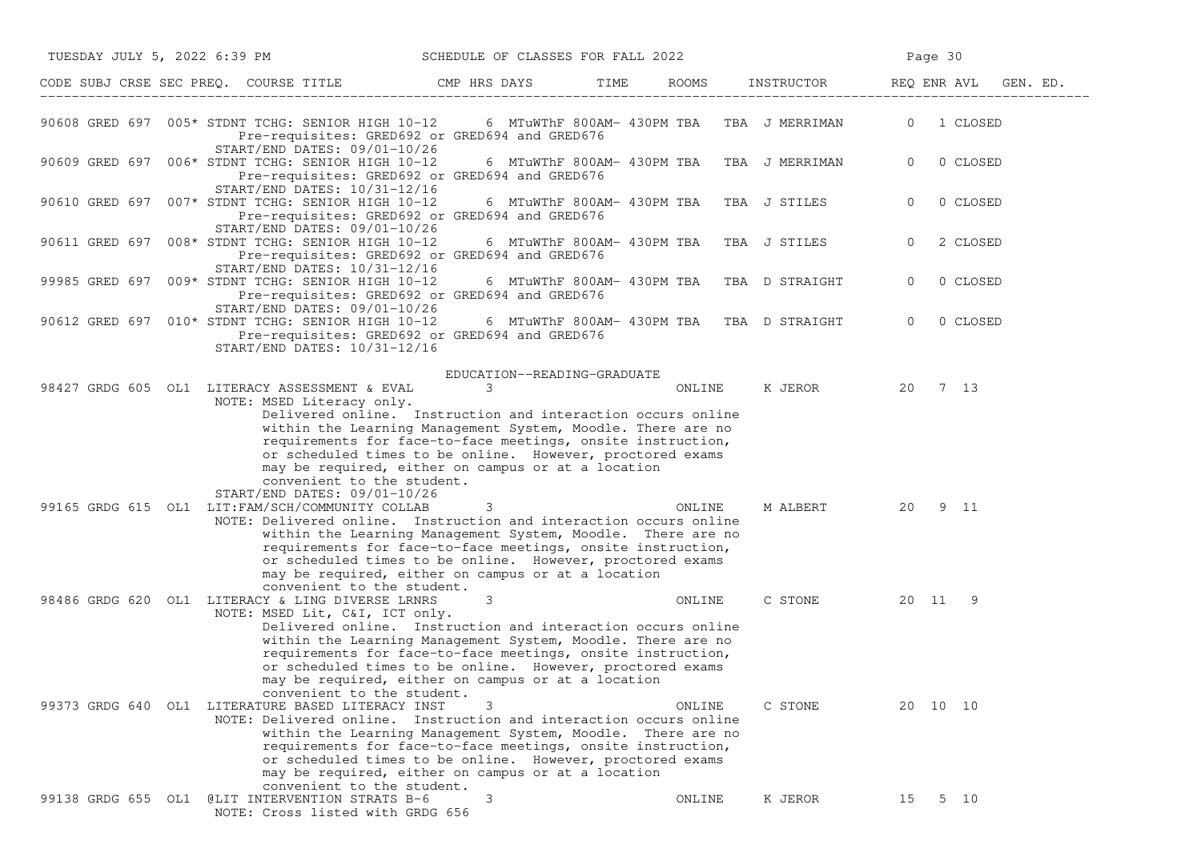| CODE | SUBJ | CRSE | SEC PREQ. | COURSE TITLE | CMP HRS | DAYS | TIME | ROOMS | INSTRUCTOR | REQ | ENR | AVL | GEN. ED. |
|---|---|---|---|---|---|---|---|---|---|---|---|---|---|
| 90608 | GRED | 697 | 005* | STDNT TCHG: SENIOR HIGH 10-12 | 6 | MTuWThF | 800AM- 430PM | TBA TBA | J MERRIMAN | 0 | 1 | CLOSED | |
| | | | | Pre-requisites: GRED692 or GRED694 and GRED676 | | | | | | | | | |
| | | | | START/END DATES: 09/01-10/26 | | | | | | | | | |
| 90609 | GRED | 697 | 006* | STDNT TCHG: SENIOR HIGH 10-12 | 6 | MTuWThF | 800AM- 430PM | TBA TBA | J MERRIMAN | 0 | 0 | CLOSED | |
| | | | | Pre-requisites: GRED692 or GRED694 and GRED676 | | | | | | | | | |
| | | | | START/END DATES: 10/31-12/16 | | | | | | | | | |
| 90610 | GRED | 697 | 007* | STDNT TCHG: SENIOR HIGH 10-12 | 6 | MTuWThF | 800AM- 430PM | TBA TBA | J STILES | 0 | 0 | CLOSED | |
| | | | | Pre-requisites: GRED692 or GRED694 and GRED676 | | | | | | | | | |
| | | | | START/END DATES: 09/01-10/26 | | | | | | | | | |
| 90611 | GRED | 697 | 008* | STDNT TCHG: SENIOR HIGH 10-12 | 6 | MTuWThF | 800AM- 430PM | TBA TBA | J STILES | 0 | 2 | CLOSED | |
| | | | | Pre-requisites: GRED692 or GRED694 and GRED676 | | | | | | | | | |
| | | | | START/END DATES: 10/31-12/16 | | | | | | | | | |
| 99985 | GRED | 697 | 009* | STDNT TCHG: SENIOR HIGH 10-12 | 6 | MTuWThF | 800AM- 430PM | TBA TBA | D STRAIGHT | 0 | 0 | CLOSED | |
| | | | | Pre-requisites: GRED692 or GRED694 and GRED676 | | | | | | | | | |
| | | | | START/END DATES: 09/01-10/26 | | | | | | | | | |
| 90612 | GRED | 697 | 010* | STDNT TCHG: SENIOR HIGH 10-12 | 6 | MTuWThF | 800AM- 430PM | TBA TBA | D STRAIGHT | 0 | 0 | CLOSED | |
| | | | | Pre-requisites: GRED692 or GRED694 and GRED676 | | | | | | | | | |
| | | | | START/END DATES: 10/31-12/16 | | | | | | | | | |

EDUCATION--READING-GRADUATE

| CODE | SUBJ | CRSE | SEC PREQ. | COURSE TITLE | CMP HRS | DAYS | TIME | ROOMS | INSTRUCTOR | REQ | ENR | AVL | GEN. ED. |
|---|---|---|---|---|---|---|---|---|---|---|---|---|---|
| 98427 | GRDG | 605 | OL1 | LITERACY ASSESSMENT & EVAL | 3 | | | ONLINE | K JEROR | 20 | 7 | 13 | |
| | | | | NOTE: MSED Literacy only. Delivered online. Instruction and interaction occurs online within the Learning Management System, Moodle. There are no requirements for face-to-face meetings, onsite instruction, or scheduled times to be online. However, proctored exams may be required, either on campus or at a location convenient to the student. | | | | | | | | | |
| | | | | START/END DATES: 09/01-10/26 | | | | | | | | | |
| 99165 | GRDG | 615 | OL1 | LIT:FAM/SCH/COMMUNITY COLLAB | 3 | | | ONLINE | M ALBERT | 20 | 9 | 11 | |
| | | | | NOTE: Delivered online. Instruction and interaction occurs online within the Learning Management System, Moodle. There are no requirements for face-to-face meetings, onsite instruction, or scheduled times to be online. However, proctored exams may be required, either on campus or at a location convenient to the student. | | | | | | | | | |
| 98486 | GRDG | 620 | OL1 | LITERACY & LING DIVERSE LRNRS | 3 | | | ONLINE | C STONE | 20 | 11 | 9 | |
| | | | | NOTE: MSED Lit, C&I, ICT only. Delivered online. Instruction and interaction occurs online within the Learning Management System, Moodle. There are no requirements for face-to-face meetings, onsite instruction, or scheduled times to be online. However, proctored exams may be required, either on campus or at a location convenient to the student. | | | | | | | | | |
| 99373 | GRDG | 640 | OL1 | LITERATURE BASED LITERACY INST | 3 | | | ONLINE | C STONE | 20 | 10 | 10 | |
| | | | | NOTE: Delivered online. Instruction and interaction occurs online within the Learning Management System, Moodle. There are no requirements for face-to-face meetings, onsite instruction, or scheduled times to be online. However, proctored exams may be required, either on campus or at a location convenient to the student. | | | | | | | | | |
| 99138 | GRDG | 655 | OL1 | @LIT INTERVENTION STRATS B-6 | 3 | | | ONLINE | K JEROR | 15 | 5 | 10 | |
| | | | | NOTE: Cross listed with GRDG 656 | | | | | | | | | |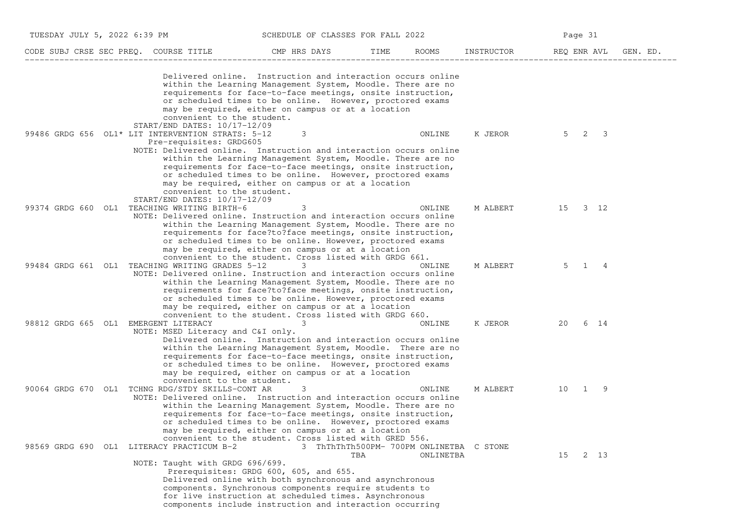| CODE | SUBJ | CRSE | SEC | PREQ. | COURSE TITLE | CMP | HRS | DAYS | TIME | ROOMS | INSTRUCTOR | REQ | ENR | AVL | GEN. ED. |
|---|---|---|---|---|---|---|---|---|---|---|---|---|---|---|---|
| | | | | | Delivered online. Instruction and interaction occurs online within the Learning Management System, Moodle. There are no requirements for face-to-face meetings, onsite instruction, or scheduled times to be online. However, proctored exams may be required, either on campus or at a location convenient to the student. START/END DATES: 10/17-12/09 | | | | | | | | | | |
| 99486 | GRDG | 656 | OL1 | * | LIT INTERVENTION STRATS: 5-12 | | 3 | | | ONLINE | K JEROR | 5 | 2 | 3 | |
| | | | | | Pre-requisites: GRDG605 | | | | | | | | | | |
| | | | | | NOTE: Delivered online. Instruction and interaction occurs online within the Learning Management System, Moodle. There are no requirements for face-to-face meetings, onsite instruction, or scheduled times to be online. However, proctored exams may be required, either on campus or at a location convenient to the student. START/END DATES: 10/17-12/09 | | | | | | | | | | |
| 99374 | GRDG | 660 | OL1 | | TEACHING WRITING BIRTH-6 | | 3 | | | ONLINE | M ALBERT | 15 | 3 | 12 | |
| | | | | | NOTE: Delivered online. Instruction and interaction occurs online within the Learning Management System, Moodle. There are no requirements for face?to?face meetings, onsite instruction, or scheduled times to be online. However, proctored exams may be required, either on campus or at a location convenient to the student. Cross listed with GRDG 661. | | | | | | | | | | |
| 99484 | GRDG | 661 | OL1 | | TEACHING WRITING GRADES 5-12 | | 3 | | | ONLINE | M ALBERT | 5 | 1 | 4 | |
| | | | | | NOTE: Delivered online. Instruction and interaction occurs online within the Learning Management System, Moodle. There are no requirements for face?to?face meetings, onsite instruction, or scheduled times to be online. However, proctored exams may be required, either on campus or at a location convenient to the student. Cross listed with GRDG 660. | | | | | | | | | | |
| 98812 | GRDG | 665 | OL1 | | EMERGENT LITERACY | | 3 | | | ONLINE | K JEROR | 20 | 6 | 14 | |
| | | | | | NOTE: MSED Literacy and C&I only. Delivered online. Instruction and interaction occurs online within the Learning Management System, Moodle. There are no requirements for face-to-face meetings, onsite instruction, or scheduled times to be online. However, proctored exams may be required, either on campus or at a location convenient to the student. | | | | | | | | | | |
| 90064 | GRDG | 670 | OL1 | | TCHNG RDG/STDY SKILLS-CONT AR | | 3 | | | ONLINE | M ALBERT | 10 | 1 | 9 | |
| | | | | | NOTE: Delivered online. Instruction and interaction occurs online within the Learning Management System, Moodle. There are no requirements for face-to-face meetings, onsite instruction, or scheduled times to be online. However, proctored exams may be required, either on campus or at a location convenient to the student. Cross listed with GRED 556. | | | | | | | | | | |
| 98569 | GRDG | 690 | OL1 | | LITERACY PRACTICUM B-2 | | 3 | ThThThTh | 500PM- 700PM | ONLINETBA | C STONE | | | | |
| | | | | | | | | | TBA | ONLINETBA | | 15 | 2 | 13 | |
| | | | | | NOTE: Taught with GRDG 696/699. Prerequisites: GRDG 600, 605, and 655. Delivered online with both synchronous and asynchronous components. Synchronous components require students to for live instruction at scheduled times. Asynchronous components include instruction and interaction occurring | | | | | | | | | | |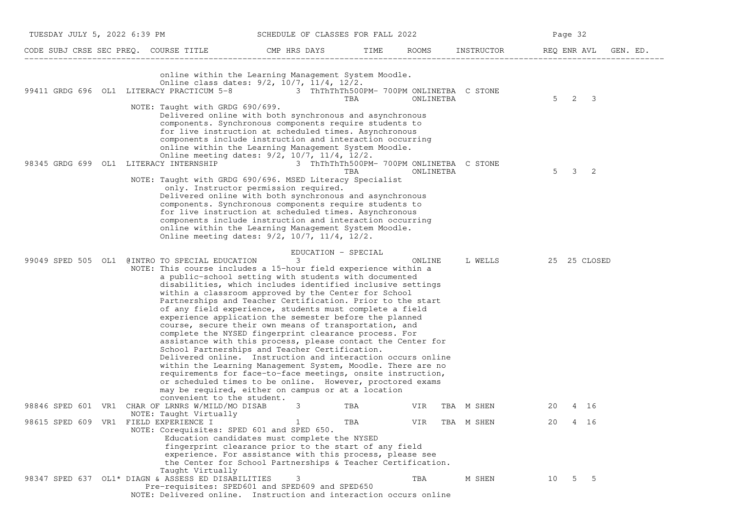```
CODE SUBJ CRSE SEC PREQ. COURSE TITLE            CMP HRS DAYS        TIME      ROOMS     INSTRUCTOR        REQ ENR AVL   GEN. ED.
-------------------------------------------------------------------------------------------------------------------------------------

                          online within the Learning Management System Moodle.
                          Online class dates: 9/2, 10/7, 11/4, 12/2.
99411 GRDG 696  OL1  LITERACY PRACTICUM 5-8             3  ThThThTh500PM- 700PM ONLINETBA  C STONE
                                                                TBA         ONLINETBA                      5   2   3
                     NOTE: Taught with GRDG 690/699.
                          Delivered online with both synchronous and asynchronous
                          components. Synchronous components require students to
                          for live instruction at scheduled times. Asynchronous
                          components include instruction and interaction occurring
                          online within the Learning Management System Moodle.
                          Online meeting dates: 9/2, 10/7, 11/4, 12/2.
98345 GRDG 699  OL1  LITERACY INTERNSHIP                3  ThThThTh500PM- 700PM ONLINETBA  C STONE
                                                                TBA         ONLINETBA                      5   3   2
                     NOTE: Taught with GRDG 690/696. MSED Literacy Specialist
                           only. Instructor permission required.
                          Delivered online with both synchronous and asynchronous
                          components. Synchronous components require students to
                          for live instruction at scheduled times. Asynchronous
                          components include instruction and interaction occurring
                          online within the Learning Management System Moodle.
                          Online meeting dates: 9/2, 10/7, 11/4, 12/2.

                                                      EDUCATION - SPECIAL
99049 SPED 505  OL1  @INTRO TO SPECIAL EDUCATION        3                     ONLINE     L WELLS          25  25 CLOSED
                     NOTE: This course includes a 15-hour field experience within a
                          a public-school setting with students with documented
                          disabilities, which includes identified inclusive settings
                          within a classroom approved by the Center for School
                          Partnerships and Teacher Certification. Prior to the start
                          of any field experience, students must complete a field
                          experience application the semester before the planned
                          course, secure their own means of transportation, and
                          complete the NYSED fingerprint clearance process. For
                          assistance with this process, please contact the Center for
                          School Partnerships and Teacher Certification.
                          Delivered online.  Instruction and interaction occurs online
                          within the Learning Management System, Moodle. There are no
                          requirements for face-to-face meetings, onsite instruction,
                          or scheduled times to be online.  However, proctored exams
                          may be required, either on campus or at a location
                          convenient to the student.
98846 SPED 601  VR1  CHAR OF LRNRS W/MILD/MO DISAB      3        TBA          VIR    TBA M SHEN            20   4  16
                     NOTE: Taught Virtually
98615 SPED 609  VR1  FIELD EXPERIENCE I                 1        TBA          VIR    TBA M SHEN            20   4  16
                     NOTE: Corequisites: SPED 601 and SPED 650.
                           Education candidates must complete the NYSED
                           fingerprint clearance prior to the start of any field
                           experience. For assistance with this process, please see
                           the Center for School Partnerships & Teacher Certification.
                          Taught Virtually
98347 SPED 637  OL1* DIAGN & ASSESS ED DISABILITIES     3                     TBA        M SHEN           10   5   5
                          Pre-requisites: SPED601 and SPED609 and SPED650
                     NOTE: Delivered online.  Instruction and interaction occurs online
```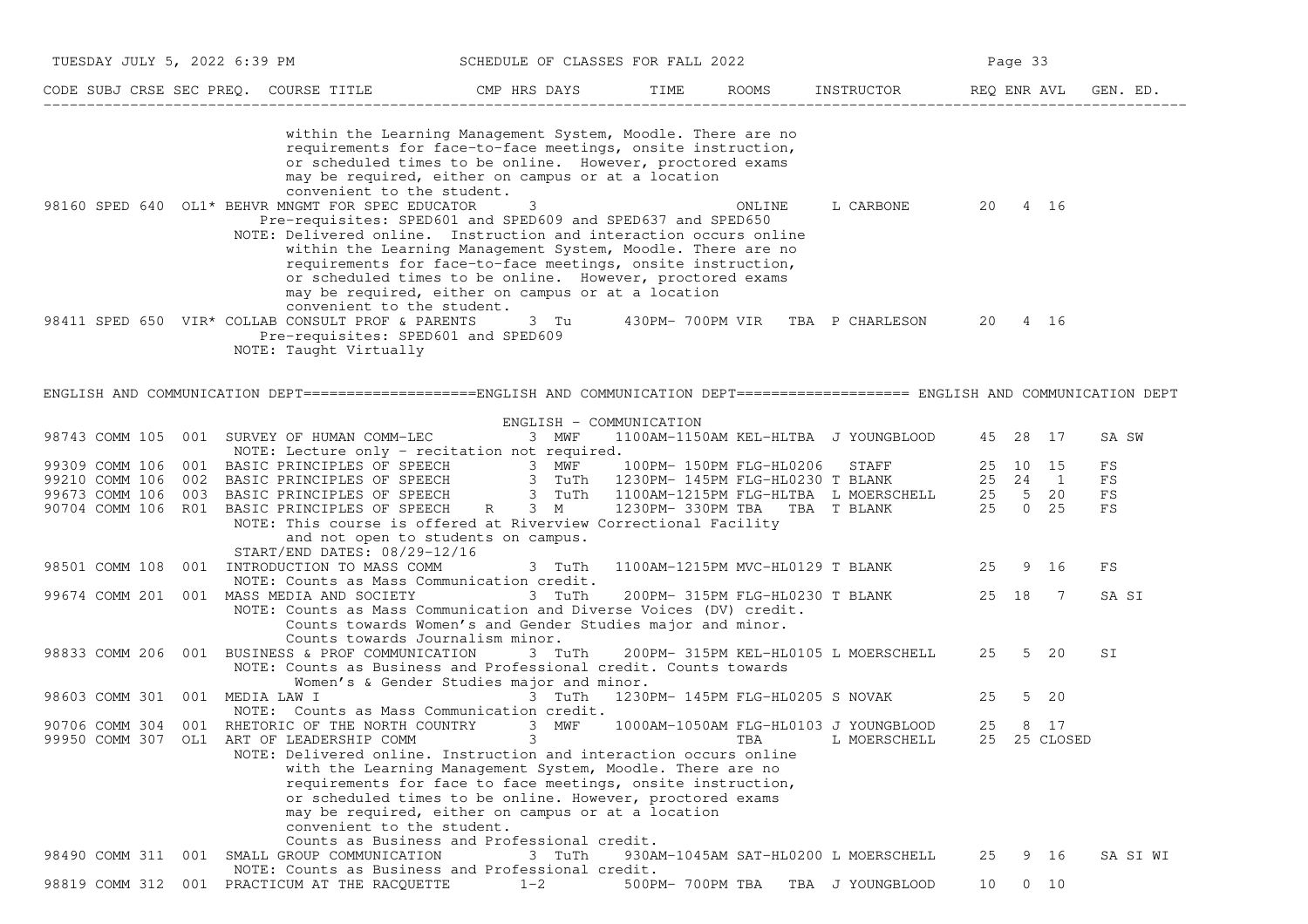| CODE | SUBJ | CRSE | SEC | PREQ. | COURSE TITLE | CMP | HRS | DAYS | TIME | ROOMS | INSTRUCTOR | REQ | ENR | AVL | GEN. ED. |
|---|---|---|---|---|---|---|---|---|---|---|---|---|---|---|---|
| | | | | | within the Learning Management System, Moodle. There are no requirements for face-to-face meetings, onsite instruction, or scheduled times to be online. However, proctored exams may be required, either on campus or at a location convenient to the student. | | | | | | | | | | |
| 98160 | SPED | 640 | OL1 | * | BEHVR MNGMT FOR SPEC EDUCATOR | | 3 | | | ONLINE | L CARBONE | 20 | 4 | 16 | |
| | | | | | Pre-requisites: SPED601 and SPED609 and SPED637 and SPED650 | | | | | | | | | | |
| | | | | | NOTE: Delivered online. Instruction and interaction occurs online within the Learning Management System, Moodle. There are no requirements for face-to-face meetings, onsite instruction, or scheduled times to be online. However, proctored exams may be required, either on campus or at a location convenient to the student. | | | | | | | | | | |
| 98411 | SPED | 650 | VIR | * | COLLAB CONSULT PROF & PARENTS | | 3 | Tu | 430PM- 700PM | VIR TBA | P CHARLESON | 20 | 4 | 16 | |
| | | | | | Pre-requisites: SPED601 and SPED609 | | | | | | | | | | |
| | | | | | NOTE: Taught Virtually | | | | | | | | | | |

ENGLISH AND COMMUNICATION DEPT====================ENGLISH AND COMMUNICATION DEPT==================== ENGLISH AND COMMUNICATION DEPT

ENGLISH - COMMUNICATION

| CODE | SUBJ | CRSE | SEC | PREQ. | COURSE TITLE | CMP | HRS | DAYS | TIME | ROOMS | INSTRUCTOR | REQ | ENR | AVL | GEN. ED. |
|---|---|---|---|---|---|---|---|---|---|---|---|---|---|---|---|
| 98743 | COMM | 105 | 001 | | SURVEY OF HUMAN COMM-LEC | | 3 | MWF | 1100AM-1150AM | KEL-HLTBA | J YOUNGBLOOD | 45 | 28 | 17 | SA SW |
| | | | | | NOTE: Lecture only - recitation not required. | | | | | | | | | | |
| 99309 | COMM | 106 | 001 | | BASIC PRINCIPLES OF SPEECH | | 3 | MWF | 100PM- 150PM | FLG-HL0206 | STAFF | 25 | 10 | 15 | FS |
| 99210 | COMM | 106 | 002 | | BASIC PRINCIPLES OF SPEECH | | 3 | TuTh | 1230PM- 145PM | FLG-HL0230 | T BLANK | 25 | 24 | 1 | FS |
| 99673 | COMM | 106 | 003 | | BASIC PRINCIPLES OF SPEECH | | 3 | TuTh | 1100AM-1215PM | FLG-HLTBA | L MOERSCHELL | 25 | 5 | 20 | FS |
| 90704 | COMM | 106 | R01 | | BASIC PRINCIPLES OF SPEECH | R | 3 | M | 1230PM- 330PM | TBA TBA | T BLANK | 25 | 0 | 25 | FS |
| | | | | | NOTE: This course is offered at Riverview Correctional Facility and not open to students on campus. START/END DATES: 08/29-12/16 | | | | | | | | | | |
| 98501 | COMM | 108 | 001 | | INTRODUCTION TO MASS COMM | | 3 | TuTh | 1100AM-1215PM | MVC-HL0129 | T BLANK | 25 | 9 | 16 | FS |
| | | | | | NOTE: Counts as Mass Communication credit. | | | | | | | | | | |
| 99674 | COMM | 201 | 001 | | MASS MEDIA AND SOCIETY | | 3 | TuTh | 200PM- 315PM | FLG-HL0230 | T BLANK | 25 | 18 | 7 | SA SI |
| | | | | | NOTE: Counts as Mass Communication and Diverse Voices (DV) credit. Counts towards Women's and Gender Studies major and minor. Counts towards Journalism minor. | | | | | | | | | | |
| 98833 | COMM | 206 | 001 | | BUSINESS & PROF COMMUNICATION | | 3 | TuTh | 200PM- 315PM | KEL-HL0105 | L MOERSCHELL | 25 | 5 | 20 | SI |
| | | | | | NOTE: Counts as Business and Professional credit. Counts towards Women's & Gender Studies major and minor. | | | | | | | | | | |
| 98603 | COMM | 301 | 001 | | MEDIA LAW I | | 3 | TuTh | 1230PM- 145PM | FLG-HL0205 | S NOVAK | 25 | 5 | 20 | |
| | | | | | NOTE: Counts as Mass Communication credit. | | | | | | | | | | |
| 90706 | COMM | 304 | 001 | | RHETORIC OF THE NORTH COUNTRY | | 3 | MWF | 1000AM-1050AM | FLG-HL0103 | J YOUNGBLOOD | 25 | 8 | 17 | |
| 99950 | COMM | 307 | OL1 | | ART OF LEADERSHIP COMM | | 3 | | | TBA | L MOERSCHELL | 25 | 25 | CLOSED | |
| | | | | | NOTE: Delivered online. Instruction and interaction occurs online with the Learning Management System, Moodle. There are no requirements for face to face meetings, onsite instruction, or scheduled times to be online. However, proctored exams may be required, either on campus or at a location convenient to the student. Counts as Business and Professional credit. | | | | | | | | | | |
| 98490 | COMM | 311 | 001 | | SMALL GROUP COMMUNICATION | | 3 | TuTh | 930AM-1045AM | SAT-HL0200 | L MOERSCHELL | 25 | 9 | 16 | SA SI WI |
| | | | | | NOTE: Counts as Business and Professional credit. | | | | | | | | | | |
| 98819 | COMM | 312 | 001 | | PRACTICUM AT THE RACQUETTE | | 1-2 | | 500PM- 700PM | TBA TBA | J YOUNGBLOOD | 10 | 0 | 10 | |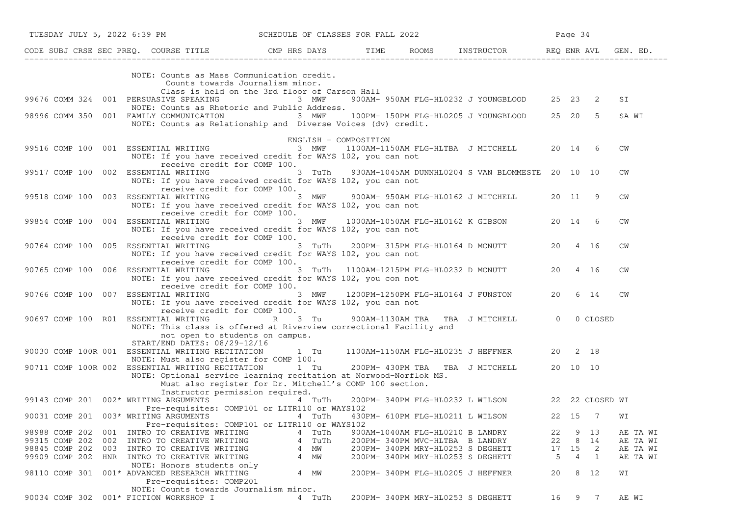| CODE | SUBJ | CRSE | SEC | PREQ. | COURSE TITLE | CMP | HRS | DAYS | TIME | ROOMS | INSTRUCTOR | REQ | ENR | AVL | GEN. ED. |
|---|---|---|---|---|---|---|---|---|---|---|---|---|---|---|---|
| | | | | | NOTE: Counts as Mass Communication credit. Counts towards Journalism minor. Class is held on the 3rd floor of Carson Hall | | | | | | | | | | |
| 99676 | COMM | 324 | 001 | | PERSUASIVE SPEAKING | | 3 | MWF | 900AM- 950AM | FLG-HL0232 | J YOUNGBLOOD | 25 | 23 | 2 | SI |
| | | | | | NOTE: Counts as Rhetoric and Public Address. | | | | | | | | | | |
| 98996 | COMM | 350 | 001 | | FAMILY COMMUNICATION | | 3 | MWF | 100PM- 150PM | FLG-HL0205 | J YOUNGBLOOD | 25 | 20 | 5 | SA WI |
| | | | | | NOTE: Counts as Relationship and Diverse Voices (dv) credit. | | | | | | | | | | |
| | | | | | ENGLISH - COMPOSITION | | | | | | | | | | |
| 99516 | COMP | 100 | 001 | | ESSENTIAL WRITING | | 3 | MWF | 1100AM-1150AM | FLG-HLTBA | J MITCHELL | 20 | 14 | 6 | CW |
| | | | | | NOTE: If you have received credit for WAYS 102, you can not receive credit for COMP 100. | | | | | | | | | | |
| 99517 | COMP | 100 | 002 | | ESSENTIAL WRITING | | 3 | TuTh | 930AM-1045AM | DUNNHL0204 | S VAN BLOMMESTE | 20 | 10 | 10 | CW |
| | | | | | NOTE: If you have received credit for WAYS 102, you can not receive credit for COMP 100. | | | | | | | | | | |
| 99518 | COMP | 100 | 003 | | ESSENTIAL WRITING | | 3 | MWF | 900AM- 950AM | FLG-HL0162 | J MITCHELL | 20 | 11 | 9 | CW |
| | | | | | NOTE: If you have received credit for WAYS 102, you can not receive credit for COMP 100. | | | | | | | | | | |
| 99854 | COMP | 100 | 004 | | ESSENTIAL WRITING | | 3 | MWF | 1000AM-1050AM | FLG-HL0162 | K GIBSON | 20 | 14 | 6 | CW |
| | | | | | NOTE: If you have received credit for WAYS 102, you can not receive credit for COMP 100. | | | | | | | | | | |
| 90764 | COMP | 100 | 005 | | ESSENTIAL WRITING | | 3 | TuTh | 200PM- 315PM | FLG-HL0164 | D MCNUTT | 20 | 4 | 16 | CW |
| | | | | | NOTE: If you have received credit for WAYS 102, you can not receive credit for COMP 100. | | | | | | | | | | |
| 90765 | COMP | 100 | 006 | | ESSENTIAL WRITING | | 3 | TuTh | 1100AM-1215PM | FLG-HL0232 | D MCNUTT | 20 | 4 | 16 | CW |
| | | | | | NOTE: If you have received credit for WAYS 102, you con not receive credit for COMP 100. | | | | | | | | | | |
| 90766 | COMP | 100 | 007 | | ESSENTIAL WRITING | | 3 | MWF | 1200PM-1250PM | FLG-HL0164 | J FUNSTON | 20 | 6 | 14 | CW |
| | | | | | NOTE: If you have received credit for WAYS 102, you can not receive credit for COMP 100. | | | | | | | | | | |
| 90697 | COMP | 100 | R01 | | ESSENTIAL WRITING | R | 3 | Tu | 900AM-1130AM | TBA TBA | J MITCHELL | 0 | 0 | CLOSED | |
| | | | | | NOTE: This class is offered at Riverview correctional Facility and not open to students on campus. START/END DATES: 08/29-12/16 | | | | | | | | | | |
| 90030 | COMP | 100R | 001 | | ESSENTIAL WRITING RECITATION | | 1 | Tu | 1100AM-1150AM | FLG-HL0235 | J HEFFNER | 20 | 2 | 18 | |
| | | | | | NOTE: Must also register for COMP 100. | | | | | | | | | | |
| 90711 | COMP | 100R | 002 | | ESSENTIAL WRITING RECITATION | | 1 | Tu | 200PM- 430PM | TBA TBA | J MITCHELL | 20 | 10 | 10 | |
| | | | | | NOTE: Optional service learning recitation at Norwood-Norflok MS. Must also register for Dr. Mitchell's COMP 100 section. Instructor permission required. | | | | | | | | | | |
| 99143 | COMP | 201 | 002 | * | WRITING ARGUMENTS | | 4 | TuTh | 200PM- 340PM | FLG-HL0232 | L WILSON | 22 | 22 | CLOSED | WI |
| | | | | | Pre-requisites: COMP101 or LITR110 or WAYS102 | | | | | | | | | | |
| 90031 | COMP | 201 | 003 | * | WRITING ARGUMENTS | | 4 | TuTh | 430PM- 610PM | FLG-HL0211 | L WILSON | 22 | 15 | 7 | WI |
| | | | | | Pre-requisites: COMP101 or LITR110 or WAYS102 | | | | | | | | | | |
| 98988 | COMP | 202 | 001 | | INTRO TO CREATIVE WRITING | | 4 | TuTh | 900AM-1040AM | FLG-HL0210 | B LANDRY | 22 | 9 | 13 | AE TA WI |
| 99315 | COMP | 202 | 002 | | INTRO TO CREATIVE WRITING | | 4 | TuTh | 200PM- 340PM | MVC-HLTBA | B LANDRY | 22 | 8 | 14 | AE TA WI |
| 98845 | COMP | 202 | 003 | | INTRO TO CREATIVE WRITING | | 4 | MW | 200PM- 340PM | MRY-HL0253 | S DEGHETT | 17 | 15 | 2 | AE TA WI |
| 99909 | COMP | 202 | HNR | | INTRO TO CREATIVE WRITING | | 4 | MW | 200PM- 340PM | MRY-HL0253 | S DEGHETT | 5 | 4 | 1 | AE TA WI |
| | | | | | NOTE: Honors students only | | | | | | | | | | |
| 98110 | COMP | 301 | 001 | * | ADVANCED RESEARCH WRITING | | 4 | MW | 200PM- 340PM | FLG-HL0205 | J HEFFNER | 20 | 8 | 12 | WI |
| | | | | | Pre-requisites: COMP201 NOTE: Counts towards Journalism minor. | | | | | | | | | | |
| 90034 | COMP | 302 | 001 | * | FICTION WORKSHOP I | | 4 | TuTh | 200PM- 340PM | MRY-HL0253 | S DEGHETT | 16 | 9 | 7 | AE WI |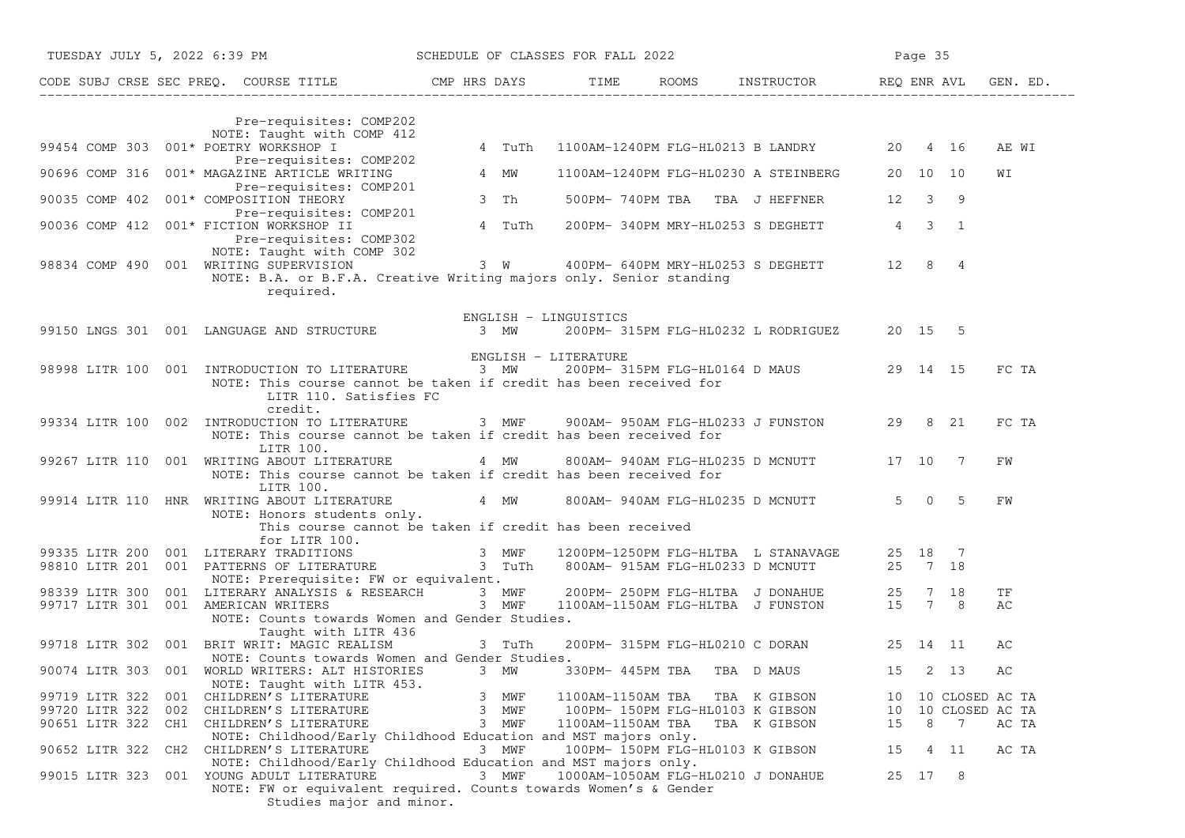| CODE | SUBJ | CRSE | SEC | PREQ. | COURSE TITLE | CMP | HRS | DAYS | TIME | ROOMS | INSTRUCTOR | REQ | ENR | AVL | GEN. ED. |
|---|---|---|---|---|---|---|---|---|---|---|---|---|---|---|---|
| | | | | | Pre-requisites: COMP202 | | | | | | | | | | |
| | | | | | NOTE: Taught with COMP 412 | | | | | | | | | | |
| 99454 | COMP | 303 | 001 | * | POETRY WORKSHOP I | | 4 | TuTh | 1100AM-1240PM | FLG-HL0213 | B LANDRY | 20 | 4 | 16 | AE WI |
| | | | | | Pre-requisites: COMP202 | | | | | | | | | | |
| 90696 | COMP | 316 | 001 | * | MAGAZINE ARTICLE WRITING | | 4 | MW | 1100AM-1240PM | FLG-HL0230 | A STEINBERG | 20 | 10 | 10 | WI |
| | | | | | Pre-requisites: COMP201 | | | | | | | | | | |
| 90035 | COMP | 402 | 001 | * | COMPOSITION THEORY | | 3 | Th | 500PM- 740PM | TBA TBA | J HEFFNER | 12 | 3 | 9 | |
| | | | | | Pre-requisites: COMP201 | | | | | | | | | | |
| 90036 | COMP | 412 | 001 | * | FICTION WORKSHOP II | | 4 | TuTh | 200PM- 340PM | MRY-HL0253 | S DEGHETT | 4 | 3 | 1 | |
| | | | | | Pre-requisites: COMP302 | | | | | | | | | | |
| | | | | | NOTE: Taught with COMP 302 | | | | | | | | | | |
| 98834 | COMP | 490 | 001 | | WRITING SUPERVISION | | 3 | W | 400PM- 640PM | MRY-HL0253 | S DEGHETT | 12 | 8 | 4 | |
| | | | | | NOTE: B.A. or B.F.A. Creative Writing majors only. Senior standing required. | | | | | | | | | | |
| | | | | | **ENGLISH - LINGUISTICS** | | | | | | | | | | |
| 99150 | LNGS | 301 | 001 | | LANGUAGE AND STRUCTURE | | 3 | MW | 200PM- 315PM | FLG-HL0232 | L RODRIGUEZ | 20 | 15 | 5 | |
| | | | | | **ENGLISH - LITERATURE** | | | | | | | | | | |
| 98998 | LITR | 100 | 001 | | INTRODUCTION TO LITERATURE | | 3 | MW | 200PM- 315PM | FLG-HL0164 | D MAUS | 29 | 14 | 15 | FC TA |
| | | | | | NOTE: This course cannot be taken if credit has been received for LITR 110. Satisfies FC credit. | | | | | | | | | | |
| 99334 | LITR | 100 | 002 | | INTRODUCTION TO LITERATURE | | 3 | MWF | 900AM- 950AM | FLG-HL0233 | J FUNSTON | 29 | 8 | 21 | FC TA |
| | | | | | NOTE: This course cannot be taken if credit has been received for LITR 100. | | | | | | | | | | |
| 99267 | LITR | 110 | 001 | | WRITING ABOUT LITERATURE | | 4 | MW | 800AM- 940AM | FLG-HL0235 | D MCNUTT | 17 | 10 | 7 | FW |
| | | | | | NOTE: This course cannot be taken if credit has been received for LITR 100. | | | | | | | | | | |
| 99914 | LITR | 110 | HNR | | WRITING ABOUT LITERATURE | | 4 | MW | 800AM- 940AM | FLG-HL0235 | D MCNUTT | 5 | 0 | 5 | FW |
| | | | | | NOTE: Honors students only. This course cannot be taken if credit has been received for LITR 100. | | | | | | | | | | |
| 99335 | LITR | 200 | 001 | | LITERARY TRADITIONS | | 3 | MWF | 1200PM-1250PM | FLG-HLTBA | L STANAVAGE | 25 | 18 | 7 | |
| 98810 | LITR | 201 | 001 | | PATTERNS OF LITERATURE | | 3 | TuTh | 800AM- 915AM | FLG-HL0233 | D MCNUTT | 25 | 7 | 18 | |
| | | | | | NOTE: Prerequisite: FW or equivalent. | | | | | | | | | | |
| 98339 | LITR | 300 | 001 | | LITERARY ANALYSIS & RESEARCH | | 3 | MWF | 200PM- 250PM | FLG-HLTBA | J DONAHUE | 25 | 7 | 18 | TF |
| 99717 | LITR | 301 | 001 | | AMERICAN WRITERS | | 3 | MWF | 1100AM-1150AM | FLG-HLTBA | J FUNSTON | 15 | 7 | 8 | AC |
| | | | | | NOTE: Counts towards Women and Gender Studies. Taught with LITR 436 | | | | | | | | | | |
| 99718 | LITR | 302 | 001 | | BRIT WRIT: MAGIC REALISM | | 3 | TuTh | 200PM- 315PM | FLG-HL0210 | C DORAN | 25 | 14 | 11 | AC |
| | | | | | NOTE: Counts towards Women and Gender Studies. | | | | | | | | | | |
| 90074 | LITR | 303 | 001 | | WORLD WRITERS: ALT HISTORIES | | 3 | MW | 330PM- 445PM | TBA TBA | D MAUS | 15 | 2 | 13 | AC |
| | | | | | NOTE: Taught with LITR 453. | | | | | | | | | | |
| 99719 | LITR | 322 | 001 | | CHILDREN'S LITERATURE | | 3 | MWF | 1100AM-1150AM | TBA TBA | K GIBSON | 10 | 10 | CLOSED | AC TA |
| 99720 | LITR | 322 | 002 | | CHILDREN'S LITERATURE | | 3 | MWF | 100PM- 150PM | FLG-HL0103 | K GIBSON | 10 | 10 | CLOSED | AC TA |
| 90651 | LITR | 322 | CH1 | | CHILDREN'S LITERATURE | | 3 | MWF | 1100AM-1150AM | TBA TBA | K GIBSON | 15 | 8 | 7 | AC TA |
| | | | | | NOTE: Childhood/Early Childhood Education and MST majors only. | | | | | | | | | | |
| 90652 | LITR | 322 | CH2 | | CHILDREN'S LITERATURE | | 3 | MWF | 100PM- 150PM | FLG-HL0103 | K GIBSON | 15 | 4 | 11 | AC TA |
| | | | | | NOTE: Childhood/Early Childhood Education and MST majors only. | | | | | | | | | | |
| 99015 | LITR | 323 | 001 | | YOUNG ADULT LITERATURE | | 3 | MWF | 1000AM-1050AM | FLG-HL0210 | J DONAHUE | 25 | 17 | 8 | |
| | | | | | NOTE: FW or equivalent required. Counts towards Women's & Gender Studies major and minor. | | | | | | | | | | |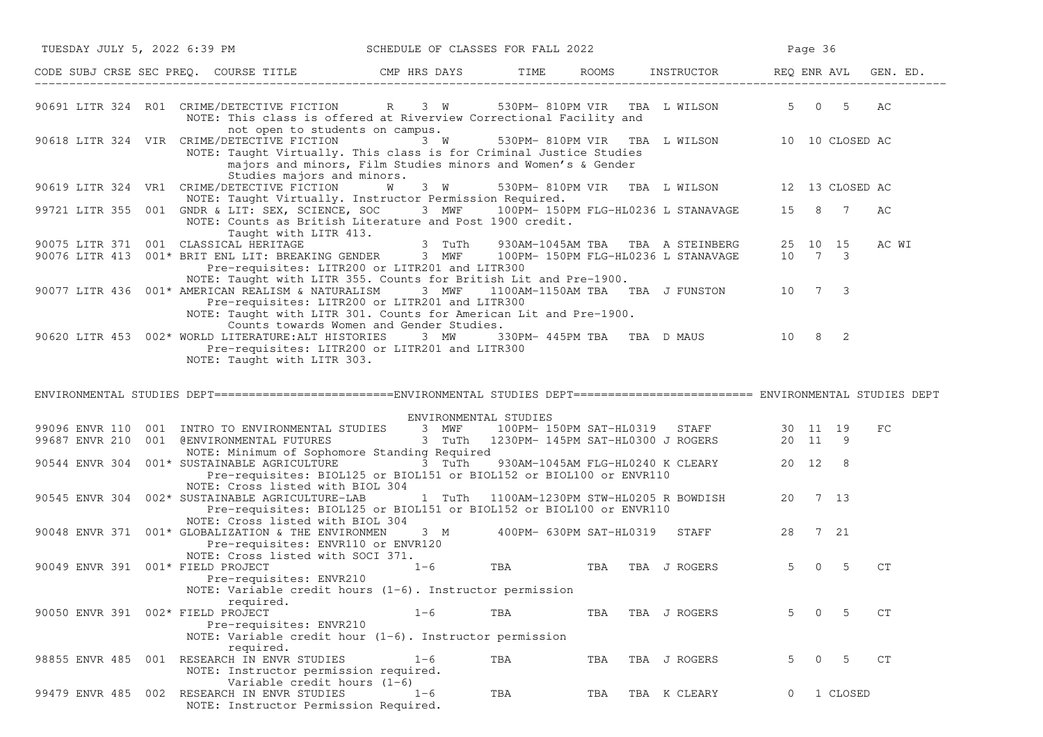| CODE | SUBJ | CRSE | SEC | PREQ. | COURSE TITLE | CMP | HRS | DAYS | TIME | ROOMS | INSTRUCTOR | REQ | ENR | AVL | GEN. ED. |
|---|---|---|---|---|---|---|---|---|---|---|---|---|---|---|---|
| 90691 | LITR | 324 | R01 | | CRIME/DETECTIVE FICTION | R | 3 | W | 530PM- 810PM | VIR TBA | L WILSON | 5 | 0 | 5 | AC |
| | | | | | NOTE: This class is offered at Riverview Correctional Facility and not open to students on campus. | | | | | | | | | | |
| 90618 | LITR | 324 | VIR | | CRIME/DETECTIVE FICTION | | 3 | W | 530PM- 810PM | VIR TBA | L WILSON | 10 | 10 | CLOSED | AC |
| | | | | | NOTE: Taught Virtually. This class is for Criminal Justice Studies majors and minors, Film Studies minors and Women's & Gender Studies majors and minors. | | | | | | | | | | |
| 90619 | LITR | 324 | VR1 | | CRIME/DETECTIVE FICTION | W | 3 | W | 530PM- 810PM | VIR TBA | L WILSON | 12 | 13 | CLOSED | AC |
| | | | | | NOTE: Taught Virtually. Instructor Permission Required. | | | | | | | | | | |
| 99721 | LITR | 355 | 001 | | GNDR & LIT: SEX, SCIENCE, SOC | | 3 | MWF | 100PM- 150PM | FLG-HL0236 | L STANAVAGE | 15 | 8 | 7 | AC |
| | | | | | NOTE: Counts as British Literature and Post 1900 credit. Taught with LITR 413. | | | | | | | | | | |
| 90075 | LITR | 371 | 001 | | CLASSICAL HERITAGE | | 3 | TuTh | 930AM-1045AM | TBA TBA | A STEINBERG | 25 | 10 | 15 | AC WI |
| 90076 | LITR | 413 | 001 | * | BRIT ENL LIT: BREAKING GENDER | | 3 | MWF | 100PM- 150PM | FLG-HL0236 | L STANAVAGE | 10 | 7 | 3 | |
| | | | | | Pre-requisites: LITR200 or LITR201 and LITR300 | | | | | | | | | | |
| | | | | | NOTE: Taught with LITR 355. Counts for British Lit and Pre-1900. | | | | | | | | | | |
| 90077 | LITR | 436 | 001 | * | AMERICAN REALISM & NATURALISM | | 3 | MWF | 1100AM-1150AM | TBA TBA | J FUNSTON | 10 | 7 | 3 | |
| | | | | | Pre-requisites: LITR200 or LITR201 and LITR300 | | | | | | | | | | |
| | | | | | NOTE: Taught with LITR 301. Counts for American Lit and Pre-1900. Counts towards Women and Gender Studies. | | | | | | | | | | |
| 90620 | LITR | 453 | 002 | * | WORLD LITERATURE:ALT HISTORIES | | 3 | MW | 330PM- 445PM | TBA TBA | D MAUS | 10 | 8 | 2 | |
| | | | | | Pre-requisites: LITR200 or LITR201 and LITR300 | | | | | | | | | | |
| | | | | | NOTE: Taught with LITR 303. | | | | | | | | | | |

## ENVIRONMENTAL STUDIES DEPT

### ENVIRONMENTAL STUDIES

| CODE | SUBJ | CRSE | SEC | PREQ. | COURSE TITLE | CMP | HRS | DAYS | TIME | ROOMS | INSTRUCTOR | REQ | ENR | AVL | GEN. ED. |
|---|---|---|---|---|---|---|---|---|---|---|---|---|---|---|---|
| 99096 | ENVR | 110 | 001 | | INTRO TO ENVIRONMENTAL STUDIES | | 3 | MWF | 100PM- 150PM | SAT-HL0319 | STAFF | 30 | 11 | 19 | FC |
| 99687 | ENVR | 210 | 001 | | @ENVIRONMENTAL FUTURES | | 3 | TuTh | 1230PM- 145PM | SAT-HL0300 | J ROGERS | 20 | 11 | 9 | |
| | | | | | NOTE: Minimum of Sophomore Standing Required | | | | | | | | | | |
| 90544 | ENVR | 304 | 001 | * | SUSTAINABLE AGRICULTURE | | 3 | TuTh | 930AM-1045AM | FLG-HL0240 | K CLEARY | 20 | 12 | 8 | |
| | | | | | Pre-requisites: BIOL125 or BIOL151 or BIOL152 or BIOL100 or ENVR110 | | | | | | | | | | |
| | | | | | NOTE: Cross listed with BIOL 304 | | | | | | | | | | |
| 90545 | ENVR | 304 | 002 | * | SUSTAINABLE AGRICULTURE-LAB | | 1 | TuTh | 1100AM-1230PM | STW-HL0205 | R BOWDISH | 20 | 7 | 13 | |
| | | | | | Pre-requisites: BIOL125 or BIOL151 or BIOL152 or BIOL100 or ENVR110 | | | | | | | | | | |
| | | | | | NOTE: Cross listed with BIOL 304 | | | | | | | | | | |
| 90048 | ENVR | 371 | 001 | * | GLOBALIZATION & THE ENVIRONMEN | | 3 | M | 400PM- 630PM | SAT-HL0319 | STAFF | 28 | 7 | 21 | |
| | | | | | Pre-requisites: ENVR110 or ENVR120 | | | | | | | | | | |
| | | | | | NOTE: Cross listed with SOCI 371. | | | | | | | | | | |
| 90049 | ENVR | 391 | 001 | * | FIELD PROJECT | | 1-6 | | TBA | TBA TBA | J ROGERS | 5 | 0 | 5 | CT |
| | | | | | Pre-requisites: ENVR210 | | | | | | | | | | |
| | | | | | NOTE: Variable credit hours (1-6). Instructor permission required. | | | | | | | | | | |
| 90050 | ENVR | 391 | 002 | * | FIELD PROJECT | | 1-6 | | TBA | TBA TBA | J ROGERS | 5 | 0 | 5 | CT |
| | | | | | Pre-requisites: ENVR210 | | | | | | | | | | |
| | | | | | NOTE: Variable credit hour (1-6). Instructor permission required. | | | | | | | | | | |
| 98855 | ENVR | 485 | 001 | | RESEARCH IN ENVR STUDIES | | 1-6 | | TBA | TBA TBA | J ROGERS | 5 | 0 | 5 | CT |
| | | | | | NOTE: Instructor permission required. Variable credit hours (1-6) | | | | | | | | | | |
| 99479 | ENVR | 485 | 002 | | RESEARCH IN ENVR STUDIES | | 1-6 | | TBA | TBA TBA | K CLEARY | 0 | 1 | CLOSED | |
| | | | | | NOTE: Instructor Permission Required. | | | | | | | | | | |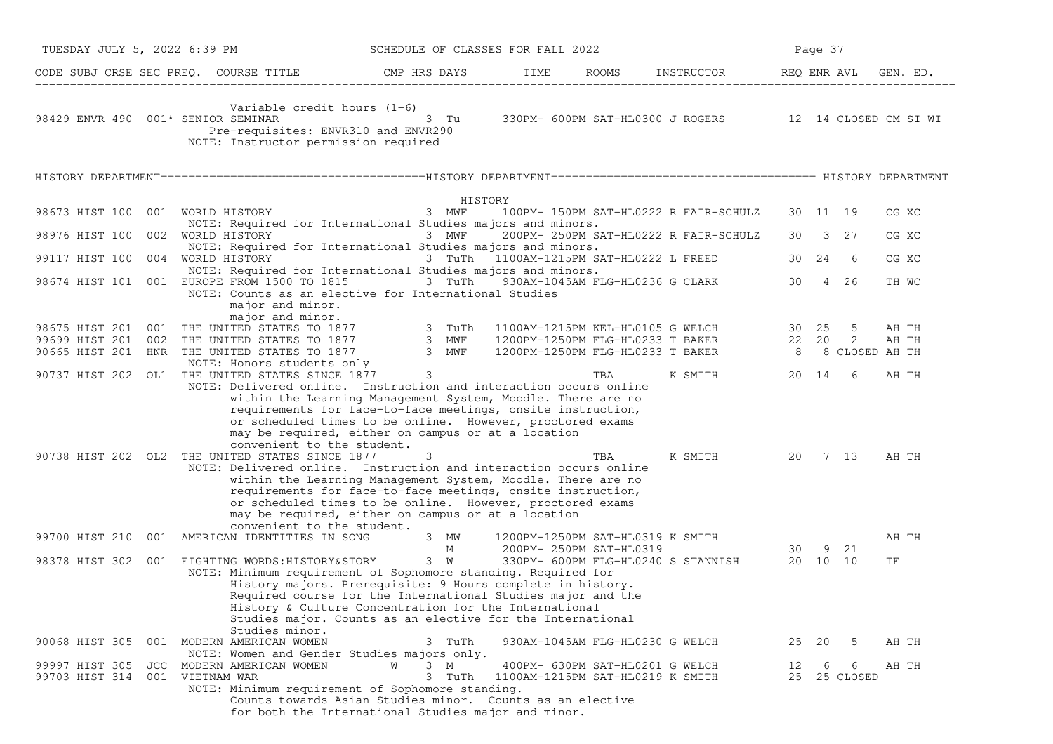| CODE | SUBJ | CRSE | SEC | PREQ. | COURSE TITLE | CMP | HRS | DAYS | TIME | ROOMS | INSTRUCTOR | REQ | ENR | AVL | GEN. ED. |
|---|---|---|---|---|---|---|---|---|---|---|---|---|---|---|---|
| | | | | | Variable credit hours (1-6) | | | | | | | | | | |
| 98429 | ENVR | 490 | 001* | | SENIOR SEMINAR | | 3 | Tu | 330PM- 600PM | SAT-HL0300 | J ROGERS | 12 | 14 | CLOSED | CM SI WI |
| | | | | | Pre-requisites: ENVR310 and ENVR290 | | | | | | | | | | |
| | | | | | NOTE: Instructor permission required | | | | | | | | | | |

HISTORY DEPARTMENT=====================================HISTORY DEPARTMENT===================================== HISTORY DEPARTMENT

HISTORY

| CODE | SUBJ | CRSE | SEC | PREQ. | COURSE TITLE | CMP | HRS | DAYS | TIME | ROOMS | INSTRUCTOR | REQ | ENR | AVL | GEN. ED. |
|---|---|---|---|---|---|---|---|---|---|---|---|---|---|---|---|
| 98673 | HIST | 100 | 001 | | WORLD HISTORY | | 3 | MWF | 100PM- 150PM | SAT-HL0222 | R FAIR-SCHULZ | 30 | 11 | 19 | CG XC |
| | | | | | NOTE: Required for International Studies majors and minors. | | | | | | | | | | |
| 98976 | HIST | 100 | 002 | | WORLD HISTORY | | 3 | MWF | 200PM- 250PM | SAT-HL0222 | R FAIR-SCHULZ | 30 | 3 | 27 | CG XC |
| | | | | | NOTE: Required for International Studies majors and minors. | | | | | | | | | | |
| 99117 | HIST | 100 | 004 | | WORLD HISTORY | | 3 | TuTh | 1100AM-1215PM | SAT-HL0222 | L FREED | 30 | 24 | 6 | CG XC |
| | | | | | NOTE: Required for International Studies majors and minors. | | | | | | | | | | |
| 98674 | HIST | 101 | 001 | | EUROPE FROM 1500 TO 1815 | | 3 | TuTh | 930AM-1045AM | FLG-HL0236 | G CLARK | 30 | 4 | 26 | TH WC |
| | | | | | NOTE: Counts as an elective for International Studies major and minor. major and minor. | | | | | | | | | | |
| 98675 | HIST | 201 | 001 | | THE UNITED STATES TO 1877 | | 3 | TuTh | 1100AM-1215PM | KEL-HL0105 | G WELCH | 30 | 25 | 5 | AH TH |
| 99699 | HIST | 201 | 002 | | THE UNITED STATES TO 1877 | | 3 | MWF | 1200PM-1250PM | FLG-HL0233 | T BAKER | 22 | 20 | 2 | AH TH |
| 90665 | HIST | 201 | HNR | | THE UNITED STATES TO 1877 | | 3 | MWF | 1200PM-1250PM | FLG-HL0233 | T BAKER | 8 | 8 | CLOSED | AH TH |
| | | | | | NOTE: Honors students only | | | | | | | | | | |
| 90737 | HIST | 202 | OL1 | | THE UNITED STATES SINCE 1877 | | 3 | | | TBA | K SMITH | 20 | 14 | 6 | AH TH |
| | | | | | NOTE: Delivered online. Instruction and interaction occurs online within the Learning Management System, Moodle. There are no requirements for face-to-face meetings, onsite instruction, or scheduled times to be online. However, proctored exams may be required, either on campus or at a location convenient to the student. | | | | | | | | | | |
| 90738 | HIST | 202 | OL2 | | THE UNITED STATES SINCE 1877 | | 3 | | | TBA | K SMITH | 20 | 7 | 13 | AH TH |
| | | | | | NOTE: Delivered online. Instruction and interaction occurs online within the Learning Management System, Moodle. There are no requirements for face-to-face meetings, onsite instruction, or scheduled times to be online. However, proctored exams may be required, either on campus or at a location convenient to the student. | | | | | | | | | | |
| 99700 | HIST | 210 | 001 | | AMERICAN IDENTITIES IN SONG | | 3 | MW | 1200PM-1250PM | SAT-HL0319 | K SMITH | | | | AH TH |
| | | | | | | | | M | 200PM- 250PM | SAT-HL0319 | | 30 | 9 | 21 | |
| 98378 | HIST | 302 | 001 | | FIGHTING WORDS:HISTORY&STORY | | 3 | W | 330PM- 600PM | FLG-HL0240 | S STANNISH | 20 | 10 | 10 | TF |
| | | | | | NOTE: Minimum requirement of Sophomore standing. Required for History majors. Prerequisite: 9 Hours complete in history. Required course for the International Studies major and the History & Culture Concentration for the International Studies major. Counts as an elective for the International Studies minor. | | | | | | | | | | |
| 90068 | HIST | 305 | 001 | | MODERN AMERICAN WOMEN | | 3 | TuTh | 930AM-1045AM | FLG-HL0230 | G WELCH | 25 | 20 | 5 | AH TH |
| | | | | | NOTE: Women and Gender Studies majors only. | | | | | | | | | | |
| 99997 | HIST | 305 | JCC | | MODERN AMERICAN WOMEN | W | 3 | M | 400PM- 630PM | SAT-HL0201 | G WELCH | 12 | 6 | 6 | AH TH |
| 99703 | HIST | 314 | 001 | | VIETNAM WAR | | 3 | TuTh | 1100AM-1215PM | SAT-HL0219 | K SMITH | 25 | 25 | CLOSED | |
| | | | | | NOTE: Minimum requirement of Sophomore standing. Counts towards Asian Studies minor. Counts as an elective for both the International Studies major and minor. | | | | | | | | | | |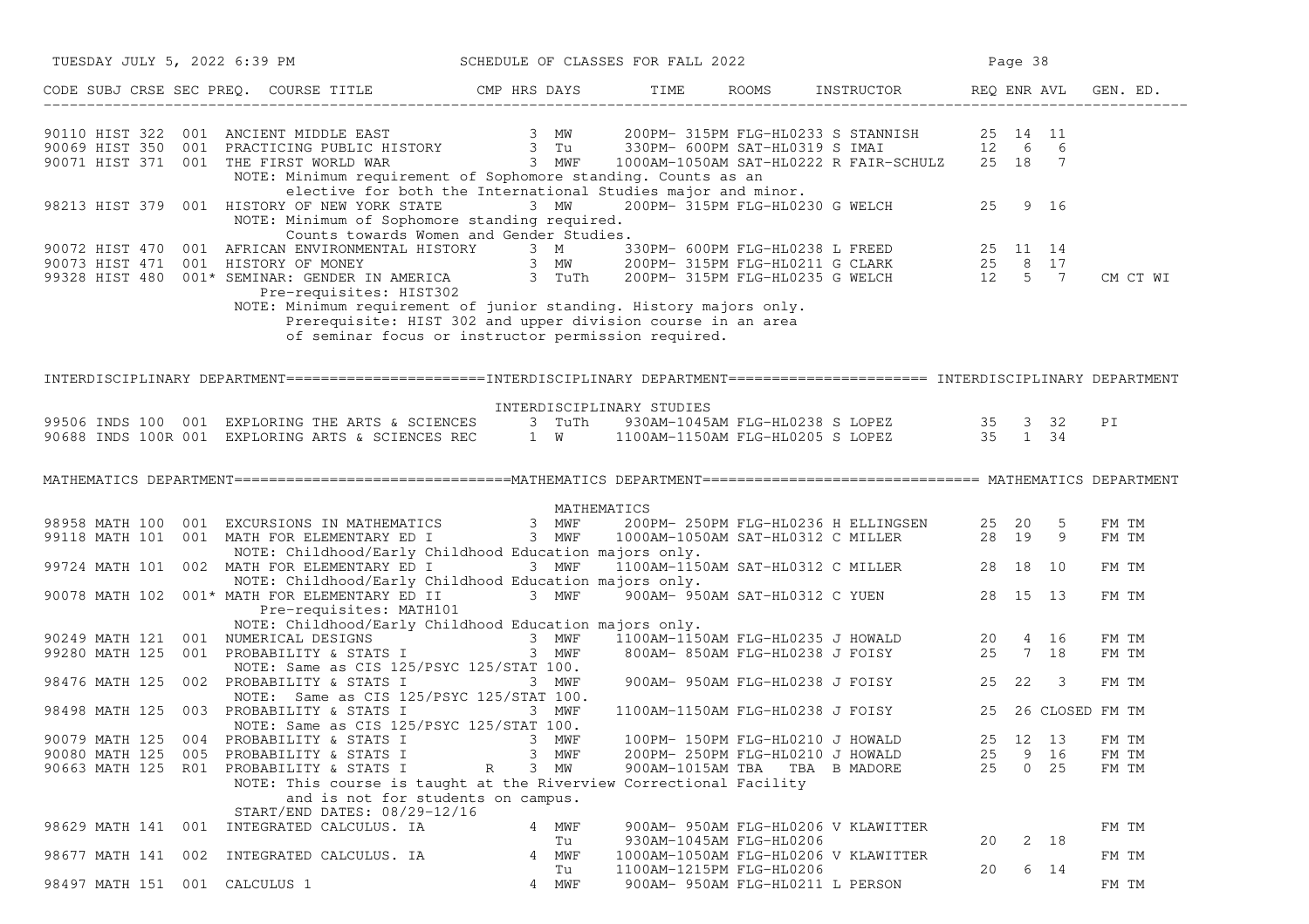SCHEDULE OF CLASSES FOR FALL 2022

| CODE | SUBJ | CRSE | SEC | PREQ. | COURSE TITLE | CMP | HRS | DAYS | TIME | ROOMS | INSTRUCTOR | REQ | ENR | AVL | GEN. ED. |
|---|---|---|---|---|---|---|---|---|---|---|---|---|---|---|---|
| 90110 | HIST | 322 | 001 | | ANCIENT MIDDLE EAST | | 3 | MW | 200PM- 315PM | FLG-HL0233 | S STANNISH | 25 | 14 | 11 | |
| 90069 | HIST | 350 | 001 | | PRACTICING PUBLIC HISTORY | | 3 | Tu | 330PM- 600PM | SAT-HL0319 | S IMAI | 12 | 6 | 6 | |
| 90071 | HIST | 371 | 001 | | THE FIRST WORLD WAR | | 3 | MWF | 1000AM-1050AM | SAT-HL0222 | R FAIR-SCHULZ | 25 | 18 | 7 | |
| | | | | | NOTE: Minimum requirement of Sophomore standing. Counts as an elective for both the International Studies major and minor. | | | | | | | | | | |
| 98213 | HIST | 379 | 001 | | HISTORY OF NEW YORK STATE | | 3 | MW | 200PM- 315PM | FLG-HL0230 | G WELCH | 25 | 9 | 16 | |
| | | | | | NOTE: Minimum of Sophomore standing required. Counts towards Women and Gender Studies. | | | | | | | | | | |
| 90072 | HIST | 470 | 001 | | AFRICAN ENVIRONMENTAL HISTORY | | 3 | M | 330PM- 600PM | FLG-HL0238 | L FREED | 25 | 11 | 14 | |
| 90073 | HIST | 471 | 001 | | HISTORY OF MONEY | | 3 | MW | 200PM- 315PM | FLG-HL0211 | G CLARK | 25 | 8 | 17 | |
| 99328 | HIST | 480 | 001 | * | SEMINAR: GENDER IN AMERICA | | 3 | TuTh | 200PM- 315PM | FLG-HL0235 | G WELCH | 12 | 5 | 7 | CM CT WI |
| | | | | | Pre-requisites: HIST302 | | | | | | | | | | |
| | | | | | NOTE: Minimum requirement of junior standing. History majors only. Prerequisite: HIST 302 and upper division course in an area of seminar focus or instructor permission required. | | | | | | | | | | |

## INTERDISCIPLINARY DEPARTMENT

### INTERDISCIPLINARY STUDIES

| CODE | SUBJ | CRSE | SEC | PREQ. | COURSE TITLE | CMP | HRS | DAYS | TIME | ROOMS | INSTRUCTOR | REQ | ENR | AVL | GEN. ED. |
|---|---|---|---|---|---|---|---|---|---|---|---|---|---|---|---|
| 99506 | INDS | 100 | 001 | | EXPLORING THE ARTS & SCIENCES | | 3 | TuTh | 930AM-1045AM | FLG-HL0238 | S LOPEZ | 35 | 3 | 32 | PI |
| 90688 | INDS | 100R | 001 | | EXPLORING ARTS & SCIENCES REC | | 1 | W | 1100AM-1150AM | FLG-HL0205 | S LOPEZ | 35 | 1 | 34 | |

## MATHEMATICS DEPARTMENT

### MATHEMATICS

| CODE | SUBJ | CRSE | SEC | PREQ. | COURSE TITLE | CMP | HRS | DAYS | TIME | ROOMS | INSTRUCTOR | REQ | ENR | AVL | GEN. ED. |
|---|---|---|---|---|---|---|---|---|---|---|---|---|---|---|---|
| 98958 | MATH | 100 | 001 | | EXCURSIONS IN MATHEMATICS | | 3 | MWF | 200PM- 250PM | FLG-HL0236 | H ELLINGSEN | 25 | 20 | 5 | FM TM |
| 99118 | MATH | 101 | 001 | | MATH FOR ELEMENTARY ED I | | 3 | MWF | 1000AM-1050AM | SAT-HL0312 | C MILLER | 28 | 19 | 9 | FM TM |
| | | | | | NOTE: Childhood/Early Childhood Education majors only. | | | | | | | | | | |
| 99724 | MATH | 101 | 002 | | MATH FOR ELEMENTARY ED I | | 3 | MWF | 1100AM-1150AM | SAT-HL0312 | C MILLER | 28 | 18 | 10 | FM TM |
| | | | | | NOTE: Childhood/Early Childhood Education majors only. | | | | | | | | | | |
| 90078 | MATH | 102 | 001 | * | MATH FOR ELEMENTARY ED II | | 3 | MWF | 900AM- 950AM | SAT-HL0312 | C YUEN | 28 | 15 | 13 | FM TM |
| | | | | | Pre-requisites: MATH101 | | | | | | | | | | |
| | | | | | NOTE: Childhood/Early Childhood Education majors only. | | | | | | | | | | |
| 90249 | MATH | 121 | 001 | | NUMERICAL DESIGNS | | 3 | MWF | 1100AM-1150AM | FLG-HL0235 | J HOWALD | 20 | 4 | 16 | FM TM |
| 99280 | MATH | 125 | 001 | | PROBABILITY & STATS I | | 3 | MWF | 800AM- 850AM | FLG-HL0238 | J FOISY | 25 | 7 | 18 | FM TM |
| | | | | | NOTE: Same as CIS 125/PSYC 125/STAT 100. | | | | | | | | | | |
| 98476 | MATH | 125 | 002 | | PROBABILITY & STATS I | | 3 | MWF | 900AM- 950AM | FLG-HL0238 | J FOISY | 25 | 22 | 3 | FM TM |
| | | | | | NOTE: Same as CIS 125/PSYC 125/STAT 100. | | | | | | | | | | |
| 98498 | MATH | 125 | 003 | | PROBABILITY & STATS I | | 3 | MWF | 1100AM-1150AM | FLG-HL0238 | J FOISY | 25 | 26 | CLOSED | FM TM |
| | | | | | NOTE: Same as CIS 125/PSYC 125/STAT 100. | | | | | | | | | | |
| 90079 | MATH | 125 | 004 | | PROBABILITY & STATS I | | 3 | MWF | 100PM- 150PM | FLG-HL0210 | J HOWALD | 25 | 12 | 13 | FM TM |
| 90080 | MATH | 125 | 005 | | PROBABILITY & STATS I | | 3 | MWF | 200PM- 250PM | FLG-HL0210 | J HOWALD | 25 | 9 | 16 | FM TM |
| 90663 | MATH | 125 | R01 | | PROBABILITY & STATS I | R | 3 | MW | 900AM-1015AM | TBA TBA | B MADORE | 25 | 0 | 25 | FM TM |
| | | | | | NOTE: This course is taught at the Riverview Correctional Facility and is not for students on campus. | | | | | | | | | | |
| | | | | | START/END DATES: 08/29-12/16 | | | | | | | | | | |
| 98629 | MATH | 141 | 001 | | INTEGRATED CALCULUS. IA | | 4 | MWF | 900AM- 950AM | FLG-HL0206 | V KLAWITTER | | | | FM TM |
| | | | | | | | | Tu | 930AM-1045AM | FLG-HL0206 | | 20 | 2 | 18 | |
| 98677 | MATH | 141 | 002 | | INTEGRATED CALCULUS. IA | | 4 | MWF | 1000AM-1050AM | FLG-HL0206 | V KLAWITTER | | | | FM TM |
| | | | | | | | | Tu | 1100AM-1215PM | FLG-HL0206 | | 20 | 6 | 14 | |
| 98497 | MATH | 151 | 001 | | CALCULUS 1 | | 4 | MWF | 900AM- 950AM | FLG-HL0211 | L PERSON | | | | FM TM |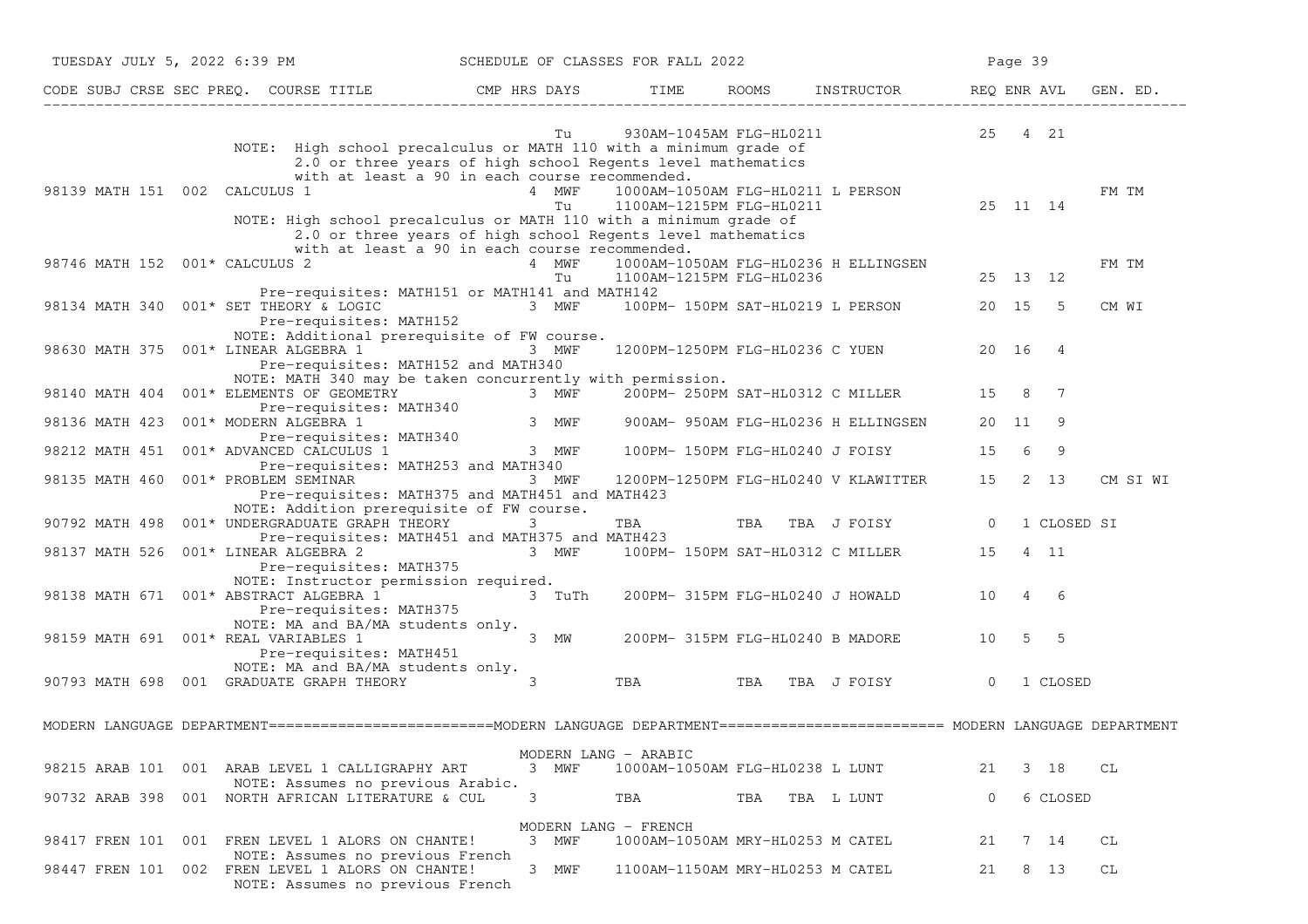SCHEDULE OF CLASSES FOR FALL 2022

| CODE | SUBJ | CRSE | SEC | PREQ. | COURSE TITLE | CMP | HRS | DAYS | TIME | ROOMS | INSTRUCTOR | REQ | ENR | AVL | GEN. ED. |
|---|---|---|---|---|---|---|---|---|---|---|---|---|---|---|---|
| | | | | | | | | Tu | 930AM-1045AM | FLG-HL0211 | | 25 | 4 | 21 | |
| | | | | | NOTE: High school precalculus or MATH 110 with a minimum grade of 2.0 or three years of high school Regents level mathematics with at least a 90 in each course recommended. | | | | | | | | | | |
| 98139 | MATH | 151 | 002 | | CALCULUS 1 | | 4 | MWF | 1000AM-1050AM | FLG-HL0211 | L PERSON | | | | FM TM |
| | | | | | | | | Tu | 1100AM-1215PM | FLG-HL0211 | | 25 | 11 | 14 | |
| | | | | | NOTE: High school precalculus or MATH 110 with a minimum grade of 2.0 or three years of high school Regents level mathematics with at least a 90 in each course recommended. | | | | | | | | | | |
| 98746 | MATH | 152 | 001* | | CALCULUS 2 | | 4 | MWF | 1000AM-1050AM | FLG-HL0236 | H ELLINGSEN | | | | FM TM |
| | | | | | | | | Tu | 1100AM-1215PM | FLG-HL0236 | | 25 | 13 | 12 | |
| | | | | | Pre-requisites: MATH151 or MATH141 and MATH142 | | | | | | | | | | |
| 98134 | MATH | 340 | 001* | | SET THEORY & LOGIC | | 3 | MWF | 100PM- 150PM | SAT-HL0219 | L PERSON | 20 | 15 | 5 | CM WI |
| | | | | | Pre-requisites: MATH152 | | | | | | | | | | |
| | | | | | NOTE: Additional prerequisite of FW course. | | | | | | | | | | |
| 98630 | MATH | 375 | 001* | | LINEAR ALGEBRA 1 | | 3 | MWF | 1200PM-1250PM | FLG-HL0236 | C YUEN | 20 | 16 | 4 | |
| | | | | | Pre-requisites: MATH152 and MATH340 | | | | | | | | | | |
| | | | | | NOTE: MATH 340 may be taken concurrently with permission. | | | | | | | | | | |
| 98140 | MATH | 404 | 001* | | ELEMENTS OF GEOMETRY | | 3 | MWF | 200PM- 250PM | SAT-HL0312 | C MILLER | 15 | 8 | 7 | |
| | | | | | Pre-requisites: MATH340 | | | | | | | | | | |
| 98136 | MATH | 423 | 001* | | MODERN ALGEBRA 1 | | 3 | MWF | 900AM- 950AM | FLG-HL0236 | H ELLINGSEN | 20 | 11 | 9 | |
| | | | | | Pre-requisites: MATH340 | | | | | | | | | | |
| 98212 | MATH | 451 | 001* | | ADVANCED CALCULUS 1 | | 3 | MWF | 100PM- 150PM | FLG-HL0240 | J FOISY | 15 | 6 | 9 | |
| | | | | | Pre-requisites: MATH253 and MATH340 | | | | | | | | | | |
| 98135 | MATH | 460 | 001* | | PROBLEM SEMINAR | | 3 | MWF | 1200PM-1250PM | FLG-HL0240 | V KLAWITTER | 15 | 2 | 13 | CM SI WI |
| | | | | | Pre-requisites: MATH375 and MATH451 and MATH423 | | | | | | | | | | |
| | | | | | NOTE: Addition prerequisite of FW course. | | | | | | | | | | |
| 90792 | MATH | 498 | 001* | | UNDERGRADUATE GRAPH THEORY | | 3 | | TBA | TBA | TBA J FOISY | 0 | 1 | CLOSED | SI |
| | | | | | Pre-requisites: MATH451 and MATH375 and MATH423 | | | | | | | | | | |
| 98137 | MATH | 526 | 001* | | LINEAR ALGEBRA 2 | | 3 | MWF | 100PM- 150PM | SAT-HL0312 | C MILLER | 15 | 4 | 11 | |
| | | | | | Pre-requisites: MATH375 | | | | | | | | | | |
| | | | | | NOTE: Instructor permission required. | | | | | | | | | | |
| 98138 | MATH | 671 | 001* | | ABSTRACT ALGEBRA 1 | | 3 | TuTh | 200PM- 315PM | FLG-HL0240 | J HOWALD | 10 | 4 | 6 | |
| | | | | | Pre-requisites: MATH375 | | | | | | | | | | |
| | | | | | NOTE: MA and BA/MA students only. | | | | | | | | | | |
| 98159 | MATH | 691 | 001* | | REAL VARIABLES 1 | | 3 | MW | 200PM- 315PM | FLG-HL0240 | B MADORE | 10 | 5 | 5 | |
| | | | | | Pre-requisites: MATH451 | | | | | | | | | | |
| | | | | | NOTE: MA and BA/MA students only. | | | | | | | | | | |
| 90793 | MATH | 698 | 001 | | GRADUATE GRAPH THEORY | | 3 | | TBA | TBA | TBA J FOISY | 0 | 1 | CLOSED | |

## MODERN LANGUAGE DEPARTMENT

### MODERN LANG - ARABIC

| CODE | SUBJ | CRSE | SEC | PREQ. | COURSE TITLE | CMP | HRS | DAYS | TIME | ROOMS | INSTRUCTOR | REQ | ENR | AVL | GEN. ED. |
|---|---|---|---|---|---|---|---|---|---|---|---|---|---|---|---|
| 98215 | ARAB | 101 | 001 | | ARAB LEVEL 1 CALLIGRAPHY ART | | 3 | MWF | 1000AM-1050AM | FLG-HL0238 | L LUNT | 21 | 3 | 18 | CL |
| | | | | | NOTE: Assumes no previous Arabic. | | | | | | | | | | |
| 90732 | ARAB | 398 | 001 | | NORTH AFRICAN LITERATURE & CUL | | 3 | | TBA | TBA | TBA L LUNT | 0 | 6 | CLOSED | |

### MODERN LANG - FRENCH

| CODE | SUBJ | CRSE | SEC | PREQ. | COURSE TITLE | CMP | HRS | DAYS | TIME | ROOMS | INSTRUCTOR | REQ | ENR | AVL | GEN. ED. |
|---|---|---|---|---|---|---|---|---|---|---|---|---|---|---|---|
| 98417 | FREN | 101 | 001 | | FREN LEVEL 1 ALORS ON CHANTE! | | 3 | MWF | 1000AM-1050AM | MRY-HL0253 | M CATEL | 21 | 7 | 14 | CL |
| | | | | | NOTE: Assumes no previous French | | | | | | | | | | |
| 98447 | FREN | 101 | 002 | | FREN LEVEL 1 ALORS ON CHANTE! | | 3 | MWF | 1100AM-1150AM | MRY-HL0253 | M CATEL | 21 | 8 | 13 | CL |
| | | | | | NOTE: Assumes no previous French | | | | | | | | | | |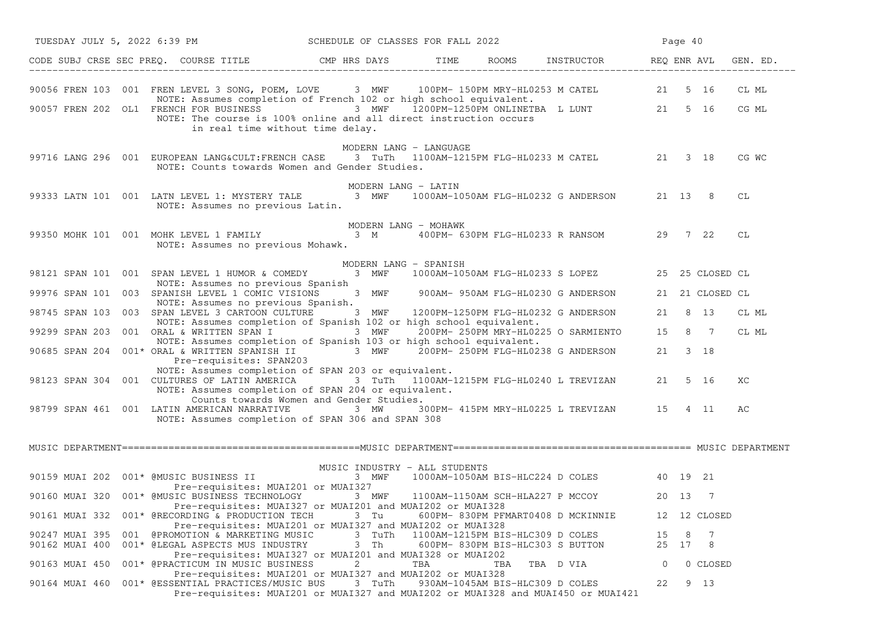SCHEDULE OF CLASSES FOR FALL 2022

| CODE | SUBJ | CRSE | SEC | PREQ. | COURSE TITLE | CMP | HRS | DAYS | TIME | ROOMS | INSTRUCTOR | REQ | ENR | AVL | GEN. ED. |
|---|---|---|---|---|---|---|---|---|---|---|---|---|---|---|---|
| 90056 | FREN | 103 | 001 | | FREN LEVEL 3 SONG, POEM, LOVE | | 3 | MWF | 100PM- 150PM | MRY-HL0253 | M CATEL | 21 | 5 | 16 | CL ML |
| | | | | | NOTE: Assumes completion of French 102 or high school equivalent. | | | | | | | | | | |
| 90057 | FREN | 202 | OL1 | | FRENCH FOR BUSINESS | | 3 | MWF | 1200PM-1250PM | ONLINETBA | L LUNT | 21 | 5 | 16 | CG ML |
| | | | | | NOTE: The course is 100% online and all direct instruction occurs in real time without time delay. | | | | | | | | | | |
| | | | | | **MODERN LANG - LANGUAGE** | | | | | | | | | | |
| 99716 | LANG | 296 | 001 | | EUROPEAN LANG&CULT:FRENCH CASE | | 3 | TuTh | 1100AM-1215PM | FLG-HL0233 | M CATEL | 21 | 3 | 18 | CG WC |
| | | | | | NOTE: Counts towards Women and Gender Studies. | | | | | | | | | | |
| | | | | | **MODERN LANG - LATIN** | | | | | | | | | | |
| 99333 | LATN | 101 | 001 | | LATN LEVEL 1: MYSTERY TALE | | 3 | MWF | 1000AM-1050AM | FLG-HL0232 | G ANDERSON | 21 | 13 | 8 | CL |
| | | | | | NOTE: Assumes no previous Latin. | | | | | | | | | | |
| | | | | | **MODERN LANG - MOHAWK** | | | | | | | | | | |
| 99350 | MOHK | 101 | 001 | | MOHK LEVEL 1 FAMILY | | 3 | M | 400PM- 630PM | FLG-HL0233 | R RANSOM | 29 | 7 | 22 | CL |
| | | | | | NOTE: Assumes no previous Mohawk. | | | | | | | | | | |
| | | | | | **MODERN LANG - SPANISH** | | | | | | | | | | |
| 98121 | SPAN | 101 | 001 | | SPAN LEVEL 1 HUMOR & COMEDY | | 3 | MWF | 1000AM-1050AM | FLG-HL0233 | S LOPEZ | 25 | 25 | CLOSED | CL |
| | | | | | NOTE: Assumes no previous Spanish | | | | | | | | | | |
| 99976 | SPAN | 101 | 003 | | SPANISH LEVEL 1 COMIC VISIONS | | 3 | MWF | 900AM- 950AM | FLG-HL0230 | G ANDERSON | 21 | 21 | CLOSED | CL |
| | | | | | NOTE: Assumes no previous Spanish. | | | | | | | | | | |
| 98745 | SPAN | 103 | 003 | | SPAN LEVEL 3 CARTOON CULTURE | | 3 | MWF | 1200PM-1250PM | FLG-HL0232 | G ANDERSON | 21 | 8 | 13 | CL ML |
| | | | | | NOTE: Assumes completion of Spanish 102 or high school equivalent. | | | | | | | | | | |
| 99299 | SPAN | 203 | 001 | | ORAL & WRITTEN SPAN I | | 3 | MWF | 200PM- 250PM | MRY-HL0225 | O SARMIENTO | 15 | 8 | 7 | CL ML |
| | | | | | NOTE: Assumes completion of Spanish 103 or high school equivalent. | | | | | | | | | | |
| 90685 | SPAN | 204 | 001* | | ORAL & WRITTEN SPANISH II | | 3 | MWF | 200PM- 250PM | FLG-HL0238 | G ANDERSON | 21 | 3 | 18 | |
| | | | | | Pre-requisites: SPAN203 | | | | | | | | | | |
| | | | | | NOTE: Assumes completion of SPAN 203 or equivalent. | | | | | | | | | | |
| 98123 | SPAN | 304 | 001 | | CULTURES OF LATIN AMERICA | | 3 | TuTh | 1100AM-1215PM | FLG-HL0240 | L TREVIZAN | 21 | 5 | 16 | XC |
| | | | | | NOTE: Assumes completion of SPAN 204 or equivalent. Counts towards Women and Gender Studies. | | | | | | | | | | |
| 98799 | SPAN | 461 | 001 | | LATIN AMERICAN NARRATIVE | | 3 | MW | 300PM- 415PM | MRY-HL0225 | L TREVIZAN | 15 | 4 | 11 | AC |
| | | | | | NOTE: Assumes completion of SPAN 306 and SPAN 308 | | | | | | | | | | |

## MUSIC DEPARTMENT

| CODE | SUBJ | CRSE | SEC | PREQ. | COURSE TITLE | CMP | HRS | DAYS | TIME | ROOMS | INSTRUCTOR | REQ | ENR | AVL | GEN. ED. |
|---|---|---|---|---|---|---|---|---|---|---|---|---|---|---|---|
| | | | | | **MUSIC INDUSTRY - ALL STUDENTS** | | | | | | | | | | |
| 90159 | MUAI | 202 | 001* | | @MUSIC BUSINESS II | | 3 | MWF | 1000AM-1050AM | BIS-HLC224 | D COLES | 40 | 19 | 21 | |
| | | | | | Pre-requisites: MUAI201 or MUAI327 | | | | | | | | | | |
| 90160 | MUAI | 320 | 001* | | @MUSIC BUSINESS TECHNOLOGY | | 3 | MWF | 1100AM-1150AM | SCH-HLA227 | P MCCOY | 20 | 13 | 7 | |
| | | | | | Pre-requisites: MUAI327 or MUAI201 and MUAI202 or MUAI328 | | | | | | | | | | |
| 90161 | MUAI | 332 | 001* | | @RECORDING & PRODUCTION TECH | | 3 | Tu | 600PM- 830PM | PFMART0408 | D MCKINNIE | 12 | 12 | CLOSED | |
| | | | | | Pre-requisites: MUAI201 or MUAI327 and MUAI202 or MUAI328 | | | | | | | | | | |
| 90247 | MUAI | 395 | 001 | | @PROMOTION & MARKETING MUSIC | | 3 | TuTh | 1100AM-1215PM | BIS-HLC309 | D COLES | 15 | 8 | 7 | |
| 90162 | MUAI | 400 | 001* | | @LEGAL ASPECTS MUS INDUSTRY | | 3 | Th | 600PM- 830PM | BIS-HLC303 | S BUTTON | 25 | 17 | 8 | |
| | | | | | Pre-requisites: MUAI327 or MUAI201 and MUAI328 or MUAI202 | | | | | | | | | | |
| 90163 | MUAI | 450 | 001* | | @PRACTICUM IN MUSIC BUSINESS | | 2 | | TBA | TBA | TBA D VIA | 0 | 0 | CLOSED | |
| | | | | | Pre-requisites: MUAI201 or MUAI327 and MUAI202 or MUAI328 | | | | | | | | | | |
| 90164 | MUAI | 460 | 001* | | @ESSENTIAL PRACTICES/MUSIC BUS | | 3 | TuTh | 930AM-1045AM | BIS-HLC309 | D COLES | 22 | 9 | 13 | |
| | | | | | Pre-requisites: MUAI201 or MUAI327 and MUAI202 or MUAI328 and MUAI450 or MUAI421 | | | | | | | | | | |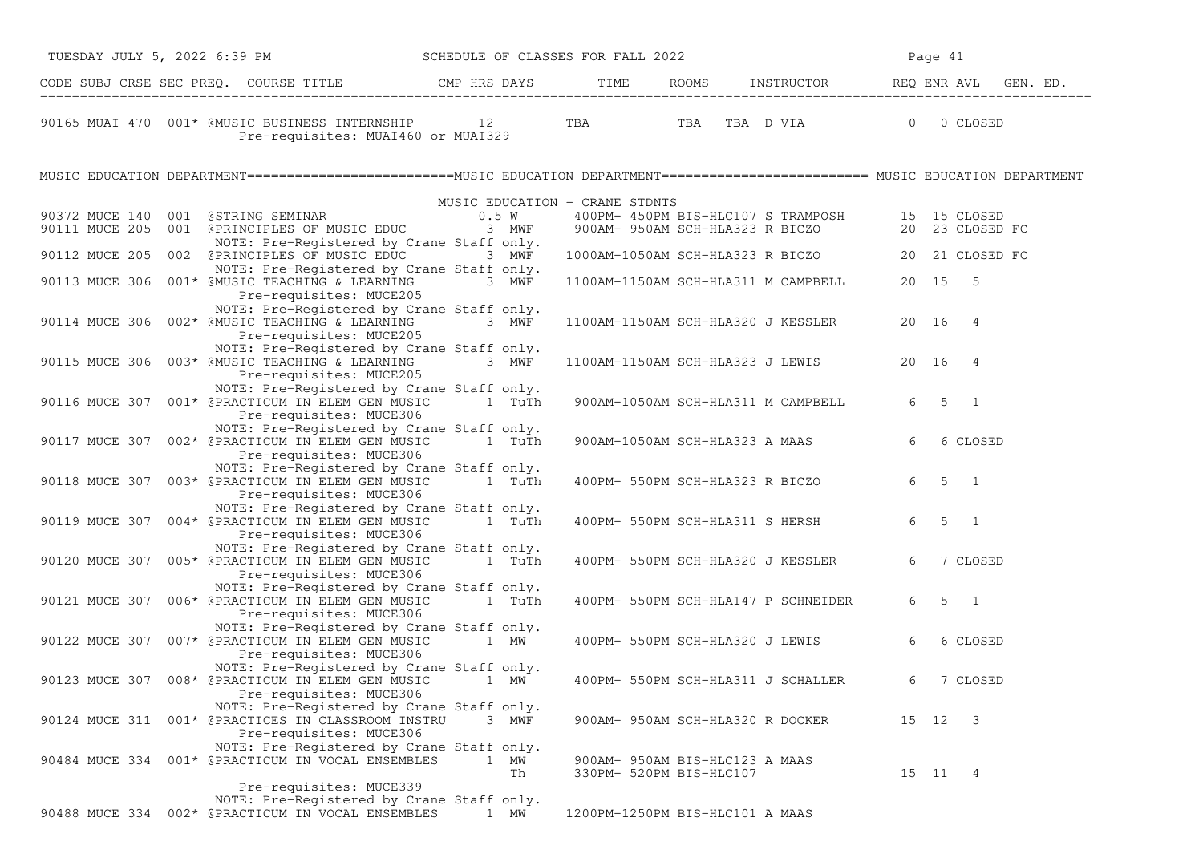| CODE | SUBJ | CRSE | SEC | PREQ. | COURSE TITLE | CMP | HRS | DAYS | TIME | ROOMS | INSTRUCTOR | REQ | ENR | AVL | GEN. ED. |
|---|---|---|---|---|---|---|---|---|---|---|---|---|---|---|---|
| 90165 | MUAI | 470 | 001* | | @MUSIC BUSINESS INTERNSHIP | | 12 | | TBA | TBA | TBA D VIA | 0 | 0 | CLOSED | |
| | | | | | Pre-requisites: MUAI460 or MUAI329 | | | | | | | | | | |

MUSIC EDUCATION DEPARTMENT=========================MUSIC EDUCATION DEPARTMENT========================= MUSIC EDUCATION DEPARTMENT

MUSIC EDUCATION - CRANE STDNTS

| CODE | SUBJ | CRSE | SEC | PREQ. | COURSE TITLE | CMP | HRS | DAYS | TIME | ROOMS | INSTRUCTOR | REQ | ENR | AVL | GEN. ED. |
|---|---|---|---|---|---|---|---|---|---|---|---|---|---|---|---|
| 90372 | MUCE | 140 | 001 | | @STRING SEMINAR | | 0.5 | W | 400PM- 450PM | BIS-HLC107 | S TRAMPOSH | 15 | 15 | CLOSED | |
| 90111 | MUCE | 205 | 001 | | @PRINCIPLES OF MUSIC EDUC | | 3 | MWF | 900AM- 950AM | SCH-HLA323 | R BICZO | 20 | 23 | CLOSED | FC |
| | | | | | NOTE: Pre-Registered by Crane Staff only. | | | | | | | | | | |
| 90112 | MUCE | 205 | 002 | | @PRINCIPLES OF MUSIC EDUC | | 3 | MWF | 1000AM-1050AM | SCH-HLA323 | R BICZO | 20 | 21 | CLOSED | FC |
| | | | | | NOTE: Pre-Registered by Crane Staff only. | | | | | | | | | | |
| 90113 | MUCE | 306 | 001* | | @MUSIC TEACHING & LEARNING | | 3 | MWF | 1100AM-1150AM | SCH-HLA311 | M CAMPBELL | 20 | 15 | 5 | |
| | | | | | Pre-requisites: MUCE205 | | | | | | | | | | |
| | | | | | NOTE: Pre-Registered by Crane Staff only. | | | | | | | | | | |
| 90114 | MUCE | 306 | 002* | | @MUSIC TEACHING & LEARNING | | 3 | MWF | 1100AM-1150AM | SCH-HLA320 | J KESSLER | 20 | 16 | 4 | |
| | | | | | Pre-requisites: MUCE205 | | | | | | | | | | |
| | | | | | NOTE: Pre-Registered by Crane Staff only. | | | | | | | | | | |
| 90115 | MUCE | 306 | 003* | | @MUSIC TEACHING & LEARNING | | 3 | MWF | 1100AM-1150AM | SCH-HLA323 | J LEWIS | 20 | 16 | 4 | |
| | | | | | Pre-requisites: MUCE205 | | | | | | | | | | |
| | | | | | NOTE: Pre-Registered by Crane Staff only. | | | | | | | | | | |
| 90116 | MUCE | 307 | 001* | | @PRACTICUM IN ELEM GEN MUSIC | | 1 | TuTh | 900AM-1050AM | SCH-HLA311 | M CAMPBELL | 6 | 5 | 1 | |
| | | | | | Pre-requisites: MUCE306 | | | | | | | | | | |
| | | | | | NOTE: Pre-Registered by Crane Staff only. | | | | | | | | | | |
| 90117 | MUCE | 307 | 002* | | @PRACTICUM IN ELEM GEN MUSIC | | 1 | TuTh | 900AM-1050AM | SCH-HLA323 | A MAAS | 6 | 6 | CLOSED | |
| | | | | | Pre-requisites: MUCE306 | | | | | | | | | | |
| | | | | | NOTE: Pre-Registered by Crane Staff only. | | | | | | | | | | |
| 90118 | MUCE | 307 | 003* | | @PRACTICUM IN ELEM GEN MUSIC | | 1 | TuTh | 400PM- 550PM | SCH-HLA323 | R BICZO | 6 | 5 | 1 | |
| | | | | | Pre-requisites: MUCE306 | | | | | | | | | | |
| | | | | | NOTE: Pre-Registered by Crane Staff only. | | | | | | | | | | |
| 90119 | MUCE | 307 | 004* | | @PRACTICUM IN ELEM GEN MUSIC | | 1 | TuTh | 400PM- 550PM | SCH-HLA311 | S HERSH | 6 | 5 | 1 | |
| | | | | | Pre-requisites: MUCE306 | | | | | | | | | | |
| | | | | | NOTE: Pre-Registered by Crane Staff only. | | | | | | | | | | |
| 90120 | MUCE | 307 | 005* | | @PRACTICUM IN ELEM GEN MUSIC | | 1 | TuTh | 400PM- 550PM | SCH-HLA320 | J KESSLER | 6 | 7 | CLOSED | |
| | | | | | Pre-requisites: MUCE306 | | | | | | | | | | |
| | | | | | NOTE: Pre-Registered by Crane Staff only. | | | | | | | | | | |
| 90121 | MUCE | 307 | 006* | | @PRACTICUM IN ELEM GEN MUSIC | | 1 | TuTh | 400PM- 550PM | SCH-HLA147 | P SCHNEIDER | 6 | 5 | 1 | |
| | | | | | Pre-requisites: MUCE306 | | | | | | | | | | |
| | | | | | NOTE: Pre-Registered by Crane Staff only. | | | | | | | | | | |
| 90122 | MUCE | 307 | 007* | | @PRACTICUM IN ELEM GEN MUSIC | | 1 | MW | 400PM- 550PM | SCH-HLA320 | J LEWIS | 6 | 6 | CLOSED | |
| | | | | | Pre-requisites: MUCE306 | | | | | | | | | | |
| | | | | | NOTE: Pre-Registered by Crane Staff only. | | | | | | | | | | |
| 90123 | MUCE | 307 | 008* | | @PRACTICUM IN ELEM GEN MUSIC | | 1 | MW | 400PM- 550PM | SCH-HLA311 | J SCHALLER | 6 | 7 | CLOSED | |
| | | | | | Pre-requisites: MUCE306 | | | | | | | | | | |
| | | | | | NOTE: Pre-Registered by Crane Staff only. | | | | | | | | | | |
| 90124 | MUCE | 311 | 001* | | @PRACTICES IN CLASSROOM INSTRU | | 3 | MWF | 900AM- 950AM | SCH-HLA320 | R DOCKER | 15 | 12 | 3 | |
| | | | | | Pre-requisites: MUCE306 | | | | | | | | | | |
| | | | | | NOTE: Pre-Registered by Crane Staff only. | | | | | | | | | | |
| 90484 | MUCE | 334 | 001* | | @PRACTICUM IN VOCAL ENSEMBLES | | 1 | MW | 900AM- 950AM | BIS-HLC123 | A MAAS | | | | |
| | | | | | | | | Th | 330PM- 520PM | BIS-HLC107 | | 15 | 11 | 4 | |
| | | | | | Pre-requisites: MUCE339 | | | | | | | | | | |
| | | | | | NOTE: Pre-Registered by Crane Staff only. | | | | | | | | | | |
| 90488 | MUCE | 334 | 002* | | @PRACTICUM IN VOCAL ENSEMBLES | | 1 | MW | 1200PM-1250PM | BIS-HLC101 | A MAAS | | | | |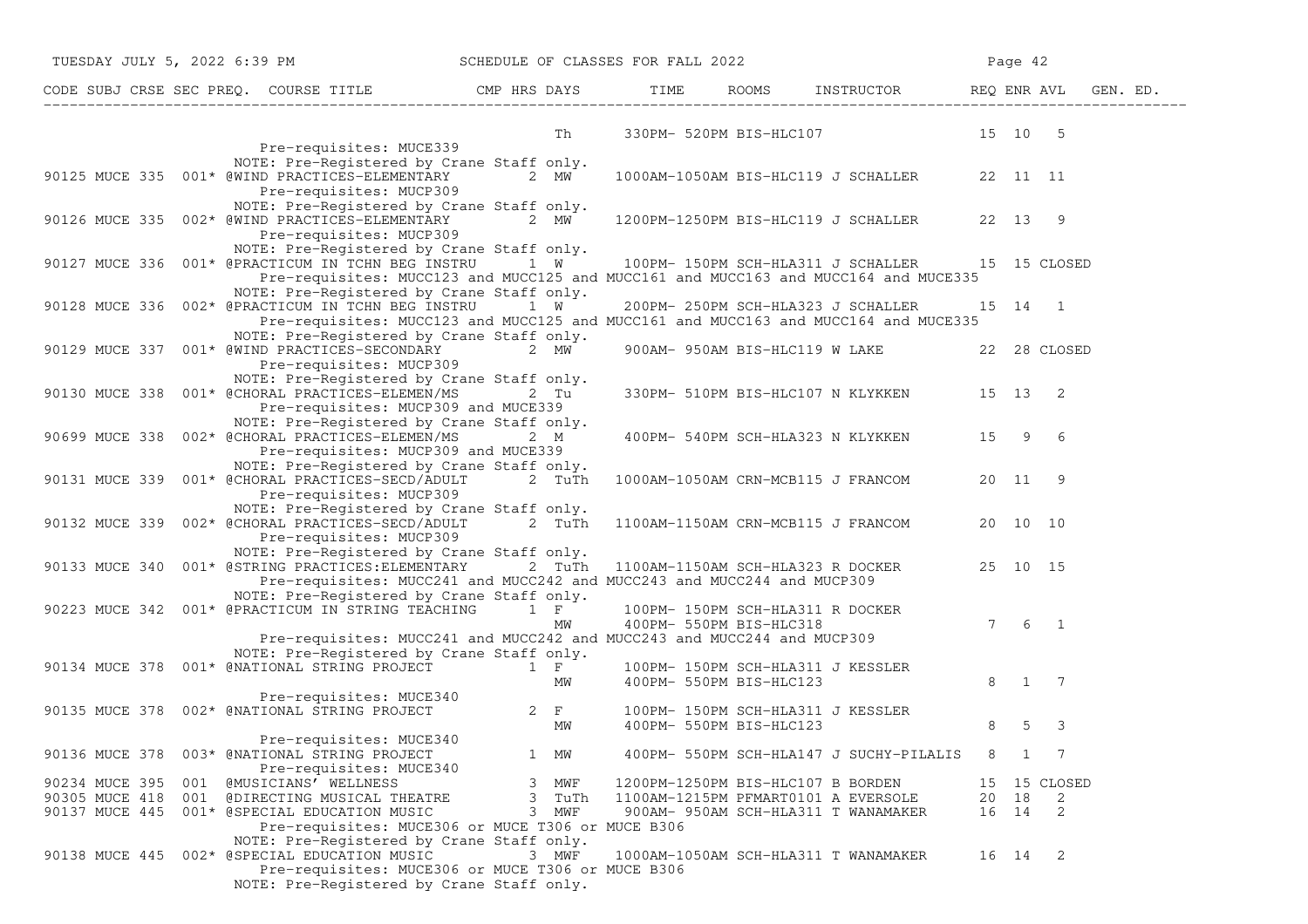SCHEDULE OF CLASSES FOR FALL 2022

| CODE | SUBJ | CRSE | SEC | PREQ. | COURSE TITLE | CMP | HRS | DAYS | TIME | ROOMS | INSTRUCTOR | REQ | ENR | AVL | GEN. ED. |
|---|---|---|---|---|---|---|---|---|---|---|---|---|---|---|---|
| | | | | | | | | Th | 330PM- 520PM | BIS-HLC107 | | 15 | 10 | 5 | |
| | | | | | Pre-requisites: MUCE339 | | | | | | | | | | |
| | | | | | NOTE: Pre-Registered by Crane Staff only. | | | | | | | | | | |
| 90125 | MUCE | 335 | 001* | | @WIND PRACTICES-ELEMENTARY | | 2 | MW | 1000AM-1050AM | BIS-HLC119 | J SCHALLER | 22 | 11 | 11 | |
| | | | | | Pre-requisites: MUCP309 | | | | | | | | | | |
| | | | | | NOTE: Pre-Registered by Crane Staff only. | | | | | | | | | | |
| 90126 | MUCE | 335 | 002* | | @WIND PRACTICES-ELEMENTARY | | 2 | MW | 1200PM-1250PM | BIS-HLC119 | J SCHALLER | 22 | 13 | 9 | |
| | | | | | Pre-requisites: MUCP309 | | | | | | | | | | |
| | | | | | NOTE: Pre-Registered by Crane Staff only. | | | | | | | | | | |
| 90127 | MUCE | 336 | 001* | | @PRACTICUM IN TCHN BEG INSTRU | | 1 | W | 100PM- 150PM | SCH-HLA311 | J SCHALLER | 15 | 15 | CLOSED | |
| | | | | | Pre-requisites: MUCC123 and MUCC125 and MUCC161 and MUCC163 and MUCC164 and MUCE335 | | | | | | | | | | |
| | | | | | NOTE: Pre-Registered by Crane Staff only. | | | | | | | | | | |
| 90128 | MUCE | 336 | 002* | | @PRACTICUM IN TCHN BEG INSTRU | | 1 | W | 200PM- 250PM | SCH-HLA323 | J SCHALLER | 15 | 14 | 1 | |
| | | | | | Pre-requisites: MUCC123 and MUCC125 and MUCC161 and MUCC163 and MUCC164 and MUCE335 | | | | | | | | | | |
| | | | | | NOTE: Pre-Registered by Crane Staff only. | | | | | | | | | | |
| 90129 | MUCE | 337 | 001* | | @WIND PRACTICES-SECONDARY | | 2 | MW | 900AM- 950AM | BIS-HLC119 | W LAKE | 22 | 28 | CLOSED | |
| | | | | | Pre-requisites: MUCP309 | | | | | | | | | | |
| | | | | | NOTE: Pre-Registered by Crane Staff only. | | | | | | | | | | |
| 90130 | MUCE | 338 | 001* | | @CHORAL PRACTICES-ELEMEN/MS | | 2 | Tu | 330PM- 510PM | BIS-HLC107 | N KLYKKEN | 15 | 13 | 2 | |
| | | | | | Pre-requisites: MUCP309 and MUCE339 | | | | | | | | | | |
| | | | | | NOTE: Pre-Registered by Crane Staff only. | | | | | | | | | | |
| 90699 | MUCE | 338 | 002* | | @CHORAL PRACTICES-ELEMEN/MS | | 2 | M | 400PM- 540PM | SCH-HLA323 | N KLYKKEN | 15 | 9 | 6 | |
| | | | | | Pre-requisites: MUCP309 and MUCE339 | | | | | | | | | | |
| | | | | | NOTE: Pre-Registered by Crane Staff only. | | | | | | | | | | |
| 90131 | MUCE | 339 | 001* | | @CHORAL PRACTICES-SECD/ADULT | | 2 | TuTh | 1000AM-1050AM | CRN-MCB115 | J FRANCOM | 20 | 11 | 9 | |
| | | | | | Pre-requisites: MUCP309 | | | | | | | | | | |
| | | | | | NOTE: Pre-Registered by Crane Staff only. | | | | | | | | | | |
| 90132 | MUCE | 339 | 002* | | @CHORAL PRACTICES-SECD/ADULT | | 2 | TuTh | 1100AM-1150AM | CRN-MCB115 | J FRANCOM | 20 | 10 | 10 | |
| | | | | | Pre-requisites: MUCP309 | | | | | | | | | | |
| | | | | | NOTE: Pre-Registered by Crane Staff only. | | | | | | | | | | |
| 90133 | MUCE | 340 | 001* | | @STRING PRACTICES:ELEMENTARY | | 2 | TuTh | 1100AM-1150AM | SCH-HLA323 | R DOCKER | 25 | 10 | 15 | |
| | | | | | Pre-requisites: MUCC241 and MUCC242 and MUCC243 and MUCC244 and MUCP309 | | | | | | | | | | |
| | | | | | NOTE: Pre-Registered by Crane Staff only. | | | | | | | | | | |
| 90223 | MUCE | 342 | 001* | | @PRACTICUM IN STRING TEACHING | | 1 | F | 100PM- 150PM | SCH-HLA311 | R DOCKER | | | | |
| | | | | | | | | MW | 400PM- 550PM | BIS-HLC318 | | 7 | 6 | 1 | |
| | | | | | Pre-requisites: MUCC241 and MUCC242 and MUCC243 and MUCC244 and MUCP309 | | | | | | | | | | |
| | | | | | NOTE: Pre-Registered by Crane Staff only. | | | | | | | | | | |
| 90134 | MUCE | 378 | 001* | | @NATIONAL STRING PROJECT | | 1 | F | 100PM- 150PM | SCH-HLA311 | J KESSLER | | | | |
| | | | | | | | | MW | 400PM- 550PM | BIS-HLC123 | | 8 | 1 | 7 | |
| | | | | | Pre-requisites: MUCE340 | | | | | | | | | | |
| 90135 | MUCE | 378 | 002* | | @NATIONAL STRING PROJECT | | 2 | F | 100PM- 150PM | SCH-HLA311 | J KESSLER | | | | |
| | | | | | | | | MW | 400PM- 550PM | BIS-HLC123 | | 8 | 5 | 3 | |
| | | | | | Pre-requisites: MUCE340 | | | | | | | | | | |
| 90136 | MUCE | 378 | 003* | | @NATIONAL STRING PROJECT | | 1 | MW | 400PM- 550PM | SCH-HLA147 | J SUCHY-PILALIS | 8 | 1 | 7 | |
| | | | | | Pre-requisites: MUCE340 | | | | | | | | | | |
| 90234 | MUCE | 395 | 001 | | @MUSICIANS' WELLNESS | | 3 | MWF | 1200PM-1250PM | BIS-HLC107 | B BORDEN | 15 | 15 | CLOSED | |
| 90305 | MUCE | 418 | 001 | | @DIRECTING MUSICAL THEATRE | | 3 | TuTh | 1100AM-1215PM | PFMART0101 | A EVERSOLE | 20 | 18 | 2 | |
| 90137 | MUCE | 445 | 001* | | @SPECIAL EDUCATION MUSIC | | 3 | MWF | 900AM- 950AM | SCH-HLA311 | T WANAMAKER | 16 | 14 | 2 | |
| | | | | | Pre-requisites: MUCE306 or MUCE T306 or MUCE B306 | | | | | | | | | | |
| | | | | | NOTE: Pre-Registered by Crane Staff only. | | | | | | | | | | |
| 90138 | MUCE | 445 | 002* | | @SPECIAL EDUCATION MUSIC | | 3 | MWF | 1000AM-1050AM | SCH-HLA311 | T WANAMAKER | 16 | 14 | 2 | |
| | | | | | Pre-requisites: MUCE306 or MUCE T306 or MUCE B306 | | | | | | | | | | |
| | | | | | NOTE: Pre-Registered by Crane Staff only. | | | | | | | | | | |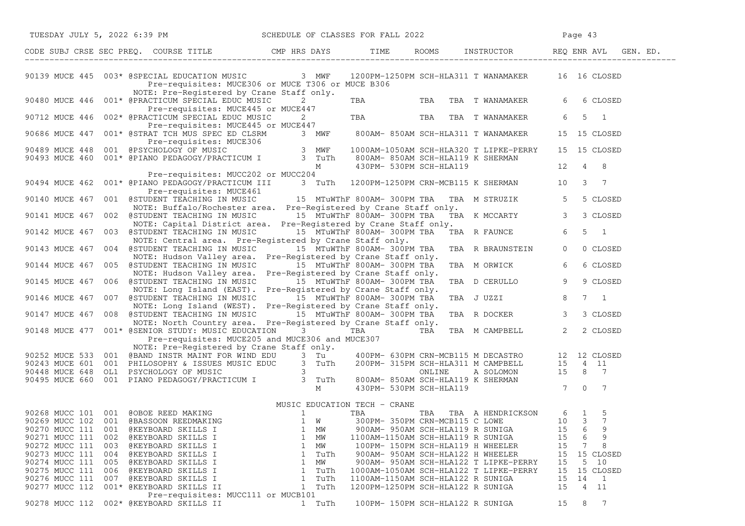SCHEDULE OF CLASSES FOR FALL 2022

| CODE | SUBJ | CRSE | SEC | PREQ. | COURSE TITLE | CMP | HRS | DAYS | TIME | ROOMS | INSTRUCTOR | REQ | ENR | AVL | GEN. ED. |
|---|---|---|---|---|---|---|---|---|---|---|---|---|---|---|---|
| 90139 | MUCE | 445 | 003 | * | @SPECIAL EDUCATION MUSIC | | 3 | MWF | 1200PM-1250PM | SCH-HLA311 | T WANAMAKER | 16 | 16 | CLOSED | |
| | | | | | Pre-requisites: MUCE306 or MUCE T306 or MUCE B306 | | | | | | | | | | |
| | | | | | NOTE: Pre-Registered by Crane Staff only. | | | | | | | | | | |
| 90480 | MUCE | 446 | 001 | * | @PRACTICUM SPECIAL EDUC MUSIC | | 2 | | TBA | TBA TBA | T WANAMAKER | 6 | 6 | CLOSED | |
| | | | | | Pre-requisites: MUCE445 or MUCE447 | | | | | | | | | | |
| 90712 | MUCE | 446 | 002 | * | @PRACTICUM SPECIAL EDUC MUSIC | | 2 | | TBA | TBA TBA | T WANAMAKER | 6 | 5 | 1 | |
| | | | | | Pre-requisites: MUCE445 or MUCE447 | | | | | | | | | | |
| 90686 | MUCE | 447 | 001 | * | @STRAT TCH MUS SPEC ED CLSRM | | 3 | MWF | 800AM- 850AM | SCH-HLA311 | T WANAMAKER | 15 | 15 | CLOSED | |
| | | | | | Pre-requisites: MUCE306 | | | | | | | | | | |
| 90489 | MUCE | 448 | 001 | | @PSYCHOLOGY OF MUSIC | | 3 | MWF | 1000AM-1050AM | SCH-HLA320 | T LIPKE-PERRY | 15 | 15 | CLOSED | |
| 90493 | MUCE | 460 | 001 | * | @PIANO PEDAGOGY/PRACTICUM I | | 3 | TuTh | 800AM- 850AM | SCH-HLA119 | K SHERMAN | | | | |
| | | | | | | | | M | 430PM- 530PM | SCH-HLA119 | | 12 | 4 | 8 | |
| | | | | | Pre-requisites: MUCC202 or MUCC204 | | | | | | | | | | |
| 90494 | MUCE | 462 | 001 | * | @PIANO PEDAGOGY/PRACTICUM III | | 3 | TuTh | 1200PM-1250PM | CRN-MCB115 | K SHERMAN | 10 | 3 | 7 | |
| | | | | | Pre-requisites: MUCE461 | | | | | | | | | | |
| 90140 | MUCE | 467 | 001 | | @STUDENT TEACHING IN MUSIC | | 15 | MTuWThF | 800AM- 300PM | TBA TBA | M STRUZIK | 5 | 5 | CLOSED | |
| | | | | | NOTE: Buffalo/Rochester area. Pre-Registered by Crane Staff only. | | | | | | | | | | |
| 90141 | MUCE | 467 | 002 | | @STUDENT TEACHING IN MUSIC | | 15 | MTuWThF | 800AM- 300PM | TBA TBA | K MCCARTY | 3 | 3 | CLOSED | |
| | | | | | NOTE: Capital District area. Pre-Registered by Crane Staff only. | | | | | | | | | | |
| 90142 | MUCE | 467 | 003 | | @STUDENT TEACHING IN MUSIC | | 15 | MTuWThF | 800AM- 300PM | TBA TBA | R FAUNCE | 6 | 5 | 1 | |
| | | | | | NOTE: Central area. Pre-Registered by Crane Staff only. | | | | | | | | | | |
| 90143 | MUCE | 467 | 004 | | @STUDENT TEACHING IN MUSIC | | 15 | MTuWThF | 800AM- 300PM | TBA TBA | R BRAUNSTEIN | 0 | 0 | CLOSED | |
| | | | | | NOTE: Hudson Valley area. Pre-Registered by Crane Staff only. | | | | | | | | | | |
| 90144 | MUCE | 467 | 005 | | @STUDENT TEACHING IN MUSIC | | 15 | MTuWThF | 800AM- 300PM | TBA TBA | M ORWICK | 6 | 6 | CLOSED | |
| | | | | | NOTE: Hudson Valley area. Pre-Registered by Crane Staff only. | | | | | | | | | | |
| 90145 | MUCE | 467 | 006 | | @STUDENT TEACHING IN MUSIC | | 15 | MTuWThF | 800AM- 300PM | TBA TBA | D CERULLO | 9 | 9 | CLOSED | |
| | | | | | NOTE: Long Island (EAST). Pre-Registered by Crane Staff only. | | | | | | | | | | |
| 90146 | MUCE | 467 | 007 | | @STUDENT TEACHING IN MUSIC | | 15 | MTuWThF | 800AM- 300PM | TBA TBA | J UZZI | 8 | 7 | 1 | |
| | | | | | NOTE: Long Island (WEST). Pre-Registered by Crane Staff only. | | | | | | | | | | |
| 90147 | MUCE | 467 | 008 | | @STUDENT TEACHING IN MUSIC | | 15 | MTuWThF | 800AM- 300PM | TBA TBA | R DOCKER | 3 | 3 | CLOSED | |
| | | | | | NOTE: North Country area. Pre-Registered by Crane Staff only. | | | | | | | | | | |
| 90148 | MUCE | 477 | 001 | * | @SENIOR STUDY: MUSIC EDUCATION | | 3 | | TBA | TBA TBA | M CAMPBELL | 2 | 2 | CLOSED | |
| | | | | | Pre-requisites: MUCE205 and MUCE306 and MUCE307 | | | | | | | | | | |
| | | | | | NOTE: Pre-Registered by Crane Staff only. | | | | | | | | | | |
| 90252 | MUCE | 533 | 001 | | @BAND INSTR MAINT FOR WIND EDU | | 3 | Tu | 400PM- 630PM | CRN-MCB115 | M DECASTRO | 12 | 12 | CLOSED | |
| 90243 | MUCE | 601 | 001 | | PHILOSOPHY & ISSUES MUSIC EDUC | | 3 | TuTh | 200PM- 315PM | SCH-HLA311 | M CAMPBELL | 15 | 4 | 11 | |
| 90448 | MUCE | 648 | OL1 | | PSYCHOLOGY OF MUSIC | | 3 | | | ONLINE | A SOLOMON | 15 | 8 | 7 | |
| 90495 | MUCE | 660 | 001 | | PIANO PEDAGOGY/PRACTICUM I | | 3 | TuTh | 800AM- 850AM | SCH-HLA119 | K SHERMAN | | | | |
| | | | | | | | | M | 430PM- 530PM | SCH-HLA119 | | 7 | 0 | 7 | |

MUSIC EDUCATION TECH - CRANE

| CODE | SUBJ | CRSE | SEC | PREQ. | COURSE TITLE | CMP | HRS | DAYS | TIME | ROOMS | INSTRUCTOR | REQ | ENR | AVL | GEN. ED. |
|---|---|---|---|---|---|---|---|---|---|---|---|---|---|---|---|
| 90268 | MUCC | 101 | 001 | | @OBOE REED MAKING | | 1 | | TBA | TBA TBA | A HENDRICKSON | 6 | 1 | 5 | |
| 90269 | MUCC | 102 | 001 | | @BASSOON REEDMAKING | | 1 | W | 300PM- 350PM | CRN-MCB115 | C LOWE | 10 | 3 | 7 | |
| 90270 | MUCC | 111 | 001 | | @KEYBOARD SKILLS I | | 1 | MW | 900AM- 950AM | SCH-HLA119 | R SUNIGA | 15 | 6 | 9 | |
| 90271 | MUCC | 111 | 002 | | @KEYBOARD SKILLS I | | 1 | MW | 1100AM-1150AM | SCH-HLA119 | R SUNIGA | 15 | 6 | 9 | |
| 90272 | MUCC | 111 | 003 | | @KEYBOARD SKILLS I | | 1 | MW | 100PM- 150PM | SCH-HLA119 | H WHEELER | 15 | 7 | 8 | |
| 90273 | MUCC | 111 | 004 | | @KEYBOARD SKILLS I | | 1 | TuTh | 900AM- 950AM | SCH-HLA122 | H WHEELER | 15 | 15 | CLOSED | |
| 90274 | MUCC | 111 | 005 | | @KEYBOARD SKILLS I | | 1 | MW | 900AM- 950AM | SCH-HLA122 | T LIPKE-PERRY | 15 | 5 | 10 | |
| 90275 | MUCC | 111 | 006 | | @KEYBOARD SKILLS I | | 1 | TuTh | 1000AM-1050AM | SCH-HLA122 | T LIPKE-PERRY | 15 | 15 | CLOSED | |
| 90276 | MUCC | 111 | 007 | | @KEYBOARD SKILLS I | | 1 | TuTh | 1100AM-1150AM | SCH-HLA122 | R SUNIGA | 15 | 14 | 1 | |
| 90277 | MUCC | 112 | 001 | * | @KEYBOARD SKILLS II | | 1 | TuTh | 1200PM-1250PM | SCH-HLA122 | R SUNIGA | 15 | 4 | 11 | |
| | | | | | Pre-requisites: MUCC111 or MUCB101 | | | | | | | | | | |
| 90278 | MUCC | 112 | 002 | * | @KEYBOARD SKILLS II | | 1 | TuTh | 100PM- 150PM | SCH-HLA122 | R SUNIGA | 15 | 8 | 7 | |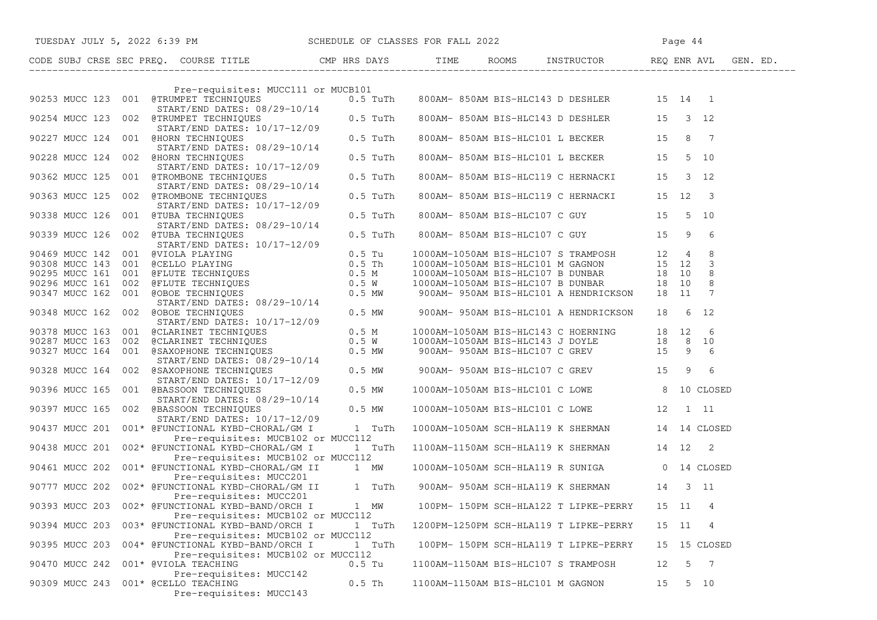| CODE | SUBJ | CRSE | SEC | PREQ. | COURSE TITLE | CMP | HRS | DAYS | TIME | ROOMS | INSTRUCTOR | REQ | ENR | AVL | GEN. ED. |
|---|---|---|---|---|---|---|---|---|---|---|---|---|---|---|---|
| | | | | | Pre-requisites: MUCC111 or MUCB101 | | | | | | | | | | |
| 90253 | MUCC | 123 | 001 | | @TRUMPET TECHNIQUES | | 0.5 | TuTh | 800AM- 850AM | BIS-HLC143 | D DESHLER | 15 | 14 | 1 | |
| | | | | | START/END DATES: 08/29-10/14 | | | | | | | | | | |
| 90254 | MUCC | 123 | 002 | | @TRUMPET TECHNIQUES | | 0.5 | TuTh | 800AM- 850AM | BIS-HLC143 | D DESHLER | 15 | 3 | 12 | |
| | | | | | START/END DATES: 10/17-12/09 | | | | | | | | | | |
| 90227 | MUCC | 124 | 001 | | @HORN TECHNIQUES | | 0.5 | TuTh | 800AM- 850AM | BIS-HLC101 | L BECKER | 15 | 8 | 7 | |
| | | | | | START/END DATES: 08/29-10/14 | | | | | | | | | | |
| 90228 | MUCC | 124 | 002 | | @HORN TECHNIQUES | | 0.5 | TuTh | 800AM- 850AM | BIS-HLC101 | L BECKER | 15 | 5 | 10 | |
| | | | | | START/END DATES: 10/17-12/09 | | | | | | | | | | |
| 90362 | MUCC | 125 | 001 | | @TROMBONE TECHNIQUES | | 0.5 | TuTh | 800AM- 850AM | BIS-HLC119 | C HERNACKI | 15 | 3 | 12 | |
| | | | | | START/END DATES: 08/29-10/14 | | | | | | | | | | |
| 90363 | MUCC | 125 | 002 | | @TROMBONE TECHNIQUES | | 0.5 | TuTh | 800AM- 850AM | BIS-HLC119 | C HERNACKI | 15 | 12 | 3 | |
| | | | | | START/END DATES: 10/17-12/09 | | | | | | | | | | |
| 90338 | MUCC | 126 | 001 | | @TUBA TECHNIQUES | | 0.5 | TuTh | 800AM- 850AM | BIS-HLC107 | C GUY | 15 | 5 | 10 | |
| | | | | | START/END DATES: 08/29-10/14 | | | | | | | | | | |
| 90339 | MUCC | 126 | 002 | | @TUBA TECHNIQUES | | 0.5 | TuTh | 800AM- 850AM | BIS-HLC107 | C GUY | 15 | 9 | 6 | |
| | | | | | START/END DATES: 10/17-12/09 | | | | | | | | | | |
| 90469 | MUCC | 142 | 001 | | @VIOLA PLAYING | | 0.5 | Tu | 1000AM-1050AM | BIS-HLC107 | S TRAMPOSH | 12 | 4 | 8 | |
| 90308 | MUCC | 143 | 001 | | @CELLO PLAYING | | 0.5 | Th | 1000AM-1050AM | BIS-HLC101 | M GAGNON | 15 | 12 | 3 | |
| 90295 | MUCC | 161 | 001 | | @FLUTE TECHNIQUES | | 0.5 | M | 1000AM-1050AM | BIS-HLC107 | B DUNBAR | 18 | 10 | 8 | |
| 90296 | MUCC | 161 | 002 | | @FLUTE TECHNIQUES | | 0.5 | W | 1000AM-1050AM | BIS-HLC107 | B DUNBAR | 18 | 10 | 8 | |
| 90347 | MUCC | 162 | 001 | | @OBOE TECHNIQUES | | 0.5 | MW | 900AM- 950AM | BIS-HLC101 | A HENDRICKSON | 18 | 11 | 7 | |
| | | | | | START/END DATES: 08/29-10/14 | | | | | | | | | | |
| 90348 | MUCC | 162 | 002 | | @OBOE TECHNIQUES | | 0.5 | MW | 900AM- 950AM | BIS-HLC101 | A HENDRICKSON | 18 | 6 | 12 | |
| | | | | | START/END DATES: 10/17-12/09 | | | | | | | | | | |
| 90378 | MUCC | 163 | 001 | | @CLARINET TECHNIQUES | | 0.5 | M | 1000AM-1050AM | BIS-HLC143 | C HOERNING | 18 | 12 | 6 | |
| 90287 | MUCC | 163 | 002 | | @CLARINET TECHNIQUES | | 0.5 | W | 1000AM-1050AM | BIS-HLC143 | J DOYLE | 18 | 8 | 10 | |
| 90327 | MUCC | 164 | 001 | | @SAXOPHONE TECHNIQUES | | 0.5 | MW | 900AM- 950AM | BIS-HLC107 | C GREV | 15 | 9 | 6 | |
| | | | | | START/END DATES: 08/29-10/14 | | | | | | | | | | |
| 90328 | MUCC | 164 | 002 | | @SAXOPHONE TECHNIQUES | | 0.5 | MW | 900AM- 950AM | BIS-HLC107 | C GREV | 15 | 9 | 6 | |
| | | | | | START/END DATES: 10/17-12/09 | | | | | | | | | | |
| 90396 | MUCC | 165 | 001 | | @BASSOON TECHNIQUES | | 0.5 | MW | 1000AM-1050AM | BIS-HLC101 | C LOWE | 8 | 10 | CLOSED | |
| | | | | | START/END DATES: 08/29-10/14 | | | | | | | | | | |
| 90397 | MUCC | 165 | 002 | | @BASSOON TECHNIQUES | | 0.5 | MW | 1000AM-1050AM | BIS-HLC101 | C LOWE | 12 | 1 | 11 | |
| | | | | | START/END DATES: 10/17-12/09 | | | | | | | | | | |
| 90437 | MUCC | 201 | 001 | * | @FUNCTIONAL KYBD-CHORAL/GM I | | 1 | TuTh | 1000AM-1050AM | SCH-HLA119 | K SHERMAN | 14 | 14 | CLOSED | |
| | | | | | Pre-requisites: MUCB102 or MUCC112 | | | | | | | | | | |
| 90438 | MUCC | 201 | 002 | * | @FUNCTIONAL KYBD-CHORAL/GM I | | 1 | TuTh | 1100AM-1150AM | SCH-HLA119 | K SHERMAN | 14 | 12 | 2 | |
| | | | | | Pre-requisites: MUCB102 or MUCC112 | | | | | | | | | | |
| 90461 | MUCC | 202 | 001 | * | @FUNCTIONAL KYBD-CHORAL/GM II | | 1 | MW | 1000AM-1050AM | SCH-HLA119 | R SUNIGA | 0 | 14 | CLOSED | |
| | | | | | Pre-requisites: MUCC201 | | | | | | | | | | |
| 90777 | MUCC | 202 | 002 | * | @FUNCTIONAL KYBD-CHORAL/GM II | | 1 | TuTh | 900AM- 950AM | SCH-HLA119 | K SHERMAN | 14 | 3 | 11 | |
| | | | | | Pre-requisites: MUCC201 | | | | | | | | | | |
| 90393 | MUCC | 203 | 002 | * | @FUNCTIONAL KYBD-BAND/ORCH I | | 1 | MW | 100PM- 150PM | SCH-HLA122 | T LIPKE-PERRY | 15 | 11 | 4 | |
| | | | | | Pre-requisites: MUCB102 or MUCC112 | | | | | | | | | | |
| 90394 | MUCC | 203 | 003 | * | @FUNCTIONAL KYBD-BAND/ORCH I | | 1 | TuTh | 1200PM-1250PM | SCH-HLA119 | T LIPKE-PERRY | 15 | 11 | 4 | |
| | | | | | Pre-requisites: MUCB102 or MUCC112 | | | | | | | | | | |
| 90395 | MUCC | 203 | 004 | * | @FUNCTIONAL KYBD-BAND/ORCH I | | 1 | TuTh | 100PM- 150PM | SCH-HLA119 | T LIPKE-PERRY | 15 | 15 | CLOSED | |
| | | | | | Pre-requisites: MUCB102 or MUCC112 | | | | | | | | | | |
| 90470 | MUCC | 242 | 001 | * | @VIOLA TEACHING | | 0.5 | Tu | 1100AM-1150AM | BIS-HLC107 | S TRAMPOSH | 12 | 5 | 7 | |
| | | | | | Pre-requisites: MUCC142 | | | | | | | | | | |
| 90309 | MUCC | 243 | 001 | * | @CELLO TEACHING | | 0.5 | Th | 1100AM-1150AM | BIS-HLC101 | M GAGNON | 15 | 5 | 10 | |
| | | | | | Pre-requisites: MUCC143 | | | | | | | | | | |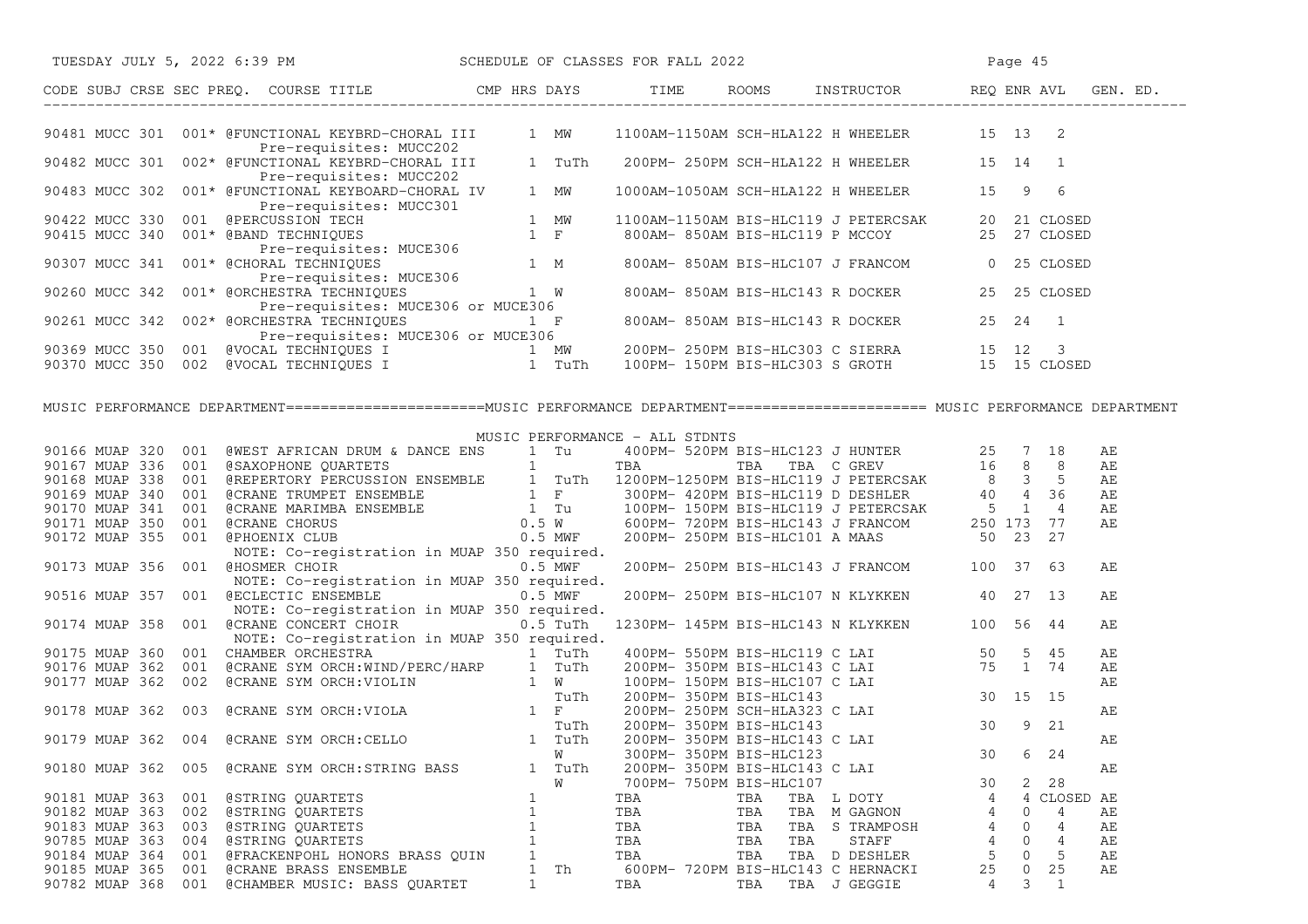SCHEDULE OF CLASSES FOR FALL 2022

| CODE | SUBJ | CRSE | SEC | PREQ. | COURSE TITLE | CMP | HRS | DAYS | TIME | ROOMS | INSTRUCTOR | REQ | ENR | AVL | GEN. ED. |
|---|---|---|---|---|---|---|---|---|---|---|---|---|---|---|---|
| 90481 | MUCC | 301 | 001 | * | @FUNCTIONAL KEYBRD-CHORAL III | | 1 | MW | 1100AM-1150AM | SCH-HLA122 | H WHEELER | 15 | 13 | 2 | |
| | | | | | Pre-requisites: MUCC202 | | | | | | | | | | |
| 90482 | MUCC | 301 | 002 | * | @FUNCTIONAL KEYBRD-CHORAL III | | 1 | TuTh | 200PM- 250PM | SCH-HLA122 | H WHEELER | 15 | 14 | 1 | |
| | | | | | Pre-requisites: MUCC202 | | | | | | | | | | |
| 90483 | MUCC | 302 | 001 | * | @FUNCTIONAL KEYBOARD-CHORAL IV | | 1 | MW | 1000AM-1050AM | SCH-HLA122 | H WHEELER | 15 | 9 | 6 | |
| | | | | | Pre-requisites: MUCC301 | | | | | | | | | | |
| 90422 | MUCC | 330 | 001 | | @PERCUSSION TECH | | 1 | MW | 1100AM-1150AM | BIS-HLC119 | J PETERCSAK | 20 | 21 | CLOSED | |
| 90415 | MUCC | 340 | 001 | * | @BAND TECHNIQUES | | 1 | F | 800AM- 850AM | BIS-HLC119 | P MCCOY | 25 | 27 | CLOSED | |
| | | | | | Pre-requisites: MUCE306 | | | | | | | | | | |
| 90307 | MUCC | 341 | 001 | * | @CHORAL TECHNIQUES | | 1 | M | 800AM- 850AM | BIS-HLC107 | J FRANCOM | 0 | 25 | CLOSED | |
| | | | | | Pre-requisites: MUCE306 | | | | | | | | | | |
| 90260 | MUCC | 342 | 001 | * | @ORCHESTRA TECHNIQUES | | 1 | W | 800AM- 850AM | BIS-HLC143 | R DOCKER | 25 | 25 | CLOSED | |
| | | | | | Pre-requisites: MUCE306 or MUCE306 | | | | | | | | | | |
| 90261 | MUCC | 342 | 002 | * | @ORCHESTRA TECHNIQUES | | 1 | F | 800AM- 850AM | BIS-HLC143 | R DOCKER | 25 | 24 | 1 | |
| | | | | | Pre-requisites: MUCE306 or MUCE306 | | | | | | | | | | |
| 90369 | MUCC | 350 | 001 | | @VOCAL TECHNIQUES I | | 1 | MW | 200PM- 250PM | BIS-HLC303 | C SIERRA | 15 | 12 | 3 | |
| 90370 | MUCC | 350 | 002 | | @VOCAL TECHNIQUES I | | 1 | TuTh | 100PM- 150PM | BIS-HLC303 | S GROTH | 15 | 15 | CLOSED | |

MUSIC PERFORMANCE DEPARTMENT======================MUSIC PERFORMANCE DEPARTMENT====================== MUSIC PERFORMANCE DEPARTMENT

MUSIC PERFORMANCE - ALL STDNTS

| CODE | SUBJ | CRSE | SEC | PREQ. | COURSE TITLE | CMP | HRS | DAYS | TIME | ROOMS | INSTRUCTOR | REQ | ENR | AVL | GEN. ED. |
|---|---|---|---|---|---|---|---|---|---|---|---|---|---|---|---|
| 90166 | MUAP | 320 | 001 | | @WEST AFRICAN DRUM & DANCE ENS | | 1 | Tu | 400PM- 520PM | BIS-HLC123 | J HUNTER | 25 | 7 | 18 | AE |
| 90167 | MUAP | 336 | 001 | | @SAXOPHONE QUARTETS | | 1 | | TBA | TBA TBA | C GREV | 16 | 8 | 8 | AE |
| 90168 | MUAP | 338 | 001 | | @REPERTORY PERCUSSION ENSEMBLE | | 1 | TuTh | 1200PM-1250PM | BIS-HLC119 | J PETERCSAK | 8 | 3 | 5 | AE |
| 90169 | MUAP | 340 | 001 | | @CRANE TRUMPET ENSEMBLE | | 1 | F | 300PM- 420PM | BIS-HLC119 | D DESHLER | 40 | 4 | 36 | AE |
| 90170 | MUAP | 341 | 001 | | @CRANE MARIMBA ENSEMBLE | | 1 | Tu | 100PM- 150PM | BIS-HLC119 | J PETERCSAK | 5 | 1 | 4 | AE |
| 90171 | MUAP | 350 | 001 | | @CRANE CHORUS | | 0.5 | W | 600PM- 720PM | BIS-HLC143 | J FRANCOM | 250 | 173 | 77 | AE |
| 90172 | MUAP | 355 | 001 | | @PHOENIX CLUB | | 0.5 | MWF | 200PM- 250PM | BIS-HLC101 | A MAAS | 50 | 23 | 27 | |
| | | | | | NOTE: Co-registration in MUAP 350 required. | | | | | | | | | | |
| 90173 | MUAP | 356 | 001 | | @HOSMER CHOIR | | 0.5 | MWF | 200PM- 250PM | BIS-HLC143 | J FRANCOM | 100 | 37 | 63 | AE |
| | | | | | NOTE: Co-registration in MUAP 350 required. | | | | | | | | | | |
| 90516 | MUAP | 357 | 001 | | @ECLECTIC ENSEMBLE | | 0.5 | MWF | 200PM- 250PM | BIS-HLC107 | N KLYKKEN | 40 | 27 | 13 | AE |
| | | | | | NOTE: Co-registration in MUAP 350 required. | | | | | | | | | | |
| 90174 | MUAP | 358 | 001 | | @CRANE CONCERT CHOIR | | 0.5 | TuTh | 1230PM- 145PM | BIS-HLC143 | N KLYKKEN | 100 | 56 | 44 | AE |
| | | | | | NOTE: Co-registration in MUAP 350 required. | | | | | | | | | | |
| 90175 | MUAP | 360 | 001 | | CHAMBER ORCHESTRA | | 1 | TuTh | 400PM- 550PM | BIS-HLC119 | C LAI | 50 | 5 | 45 | AE |
| 90176 | MUAP | 362 | 001 | | @CRANE SYM ORCH:WIND/PERC/HARP | | 1 | TuTh | 200PM- 350PM | BIS-HLC143 | C LAI | 75 | 1 | 74 | AE |
| 90177 | MUAP | 362 | 002 | | @CRANE SYM ORCH:VIOLIN | | 1 | W | 100PM- 150PM | BIS-HLC107 | C LAI | | | | AE |
| | | | | | | | | TuTh | 200PM- 350PM | BIS-HLC143 | | 30 | 15 | 15 | |
| 90178 | MUAP | 362 | 003 | | @CRANE SYM ORCH:VIOLA | | 1 | F | 200PM- 250PM | SCH-HLA323 | C LAI | | | | AE |
| | | | | | | | | TuTh | 200PM- 350PM | BIS-HLC143 | | 30 | 9 | 21 | |
| 90179 | MUAP | 362 | 004 | | @CRANE SYM ORCH:CELLO | | 1 | TuTh | 200PM- 350PM | BIS-HLC143 | C LAI | | | | AE |
| | | | | | | | | W | 300PM- 350PM | BIS-HLC123 | | 30 | 6 | 24 | |
| 90180 | MUAP | 362 | 005 | | @CRANE SYM ORCH:STRING BASS | | 1 | TuTh | 200PM- 350PM | BIS-HLC143 | C LAI | | | | AE |
| | | | | | | | | W | 700PM- 750PM | BIS-HLC107 | | 30 | 2 | 28 | |
| 90181 | MUAP | 363 | 001 | | @STRING QUARTETS | | 1 | | TBA | TBA TBA | L DOTY | 4 | 4 | CLOSED | AE |
| 90182 | MUAP | 363 | 002 | | @STRING QUARTETS | | 1 | | TBA | TBA TBA | M GAGNON | 4 | 0 | 4 | AE |
| 90183 | MUAP | 363 | 003 | | @STRING QUARTETS | | 1 | | TBA | TBA TBA | S TRAMPOSH | 4 | 0 | 4 | AE |
| 90785 | MUAP | 363 | 004 | | @STRING QUARTETS | | 1 | | TBA | TBA TBA | STAFF | 4 | 0 | 4 | AE |
| 90184 | MUAP | 364 | 001 | | @FRACKENPOHL HONORS BRASS QUIN | | 1 | | TBA | TBA TBA | D DESHLER | 5 | 0 | 5 | AE |
| 90185 | MUAP | 365 | 001 | | @CRANE BRASS ENSEMBLE | | 1 | Th | 600PM- 720PM | BIS-HLC143 | C HERNACKI | 25 | 0 | 25 | AE |
| 90782 | MUAP | 368 | 001 | | @CHAMBER MUSIC: BASS QUARTET | | 1 | | TBA | TBA TBA | J GEGGIE | 4 | 3 | 1 | |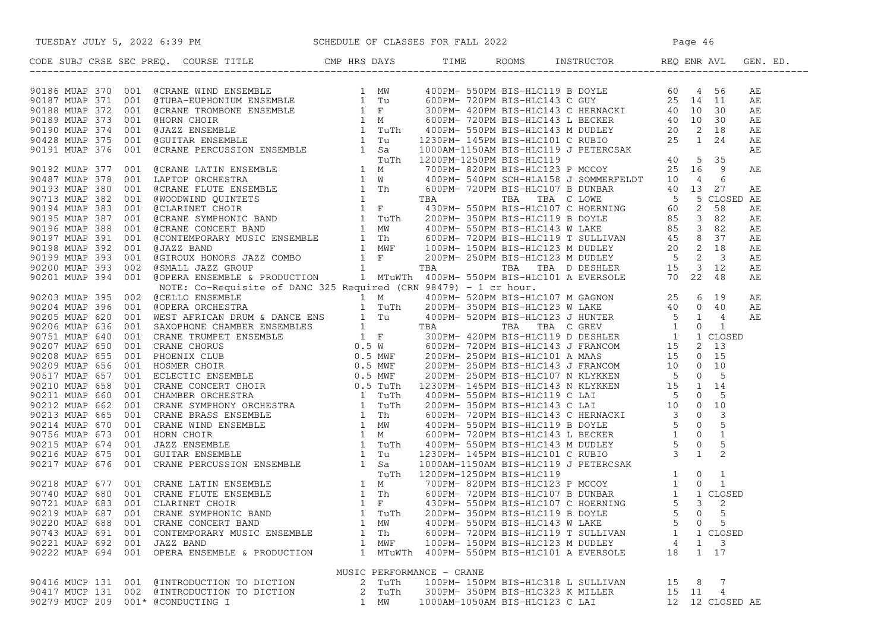SCHEDULE OF CLASSES FOR FALL 2022

| CODE | SUBJ | CRSE | SEC | PREQ. | COURSE TITLE | CMP | HRS | DAYS | TIME | ROOMS | INSTRUCTOR | REQ | ENR | AVL | GEN. ED. |
|---|---|---|---|---|---|---|---|---|---|---|---|---|---|---|---|
| 90186 | MUAP | 370 | 001 | | @CRANE WIND ENSEMBLE | | 1 | MW | 400PM- 550PM | BIS-HLC119 | B DOYLE | 60 | 4 | 56 | AE |
| 90187 | MUAP | 371 | 001 | | @TUBA-EUPHONIUM ENSEMBLE | | 1 | Tu | 600PM- 720PM | BIS-HLC143 | C GUY | 25 | 14 | 11 | AE |
| 90188 | MUAP | 372 | 001 | | @CRANE TROMBONE ENSEMBLE | | 1 | F | 300PM- 420PM | BIS-HLC143 | C HERNACKI | 40 | 10 | 30 | AE |
| 90189 | MUAP | 373 | 001 | | @HORN CHOIR | | 1 | M | 600PM- 720PM | BIS-HLC143 | L BECKER | 40 | 10 | 30 | AE |
| 90190 | MUAP | 374 | 001 | | @JAZZ ENSEMBLE | | 1 | TuTh | 400PM- 550PM | BIS-HLC143 | M DUDLEY | 20 | 2 | 18 | AE |
| 90428 | MUAP | 375 | 001 | | @GUITAR ENSEMBLE | | 1 | Tu | 1230PM- 145PM | BIS-HLC101 | C RUBIO | 25 | 1 | 24 | AE |
| 90191 | MUAP | 376 | 001 | | @CRANE PERCUSSION ENSEMBLE | | 1 | Sa | 1000AM-1150AM | BIS-HLC119 | J PETERCSAK | | | | AE |
| | | | | | | | | TuTh | 1200PM-1250PM | BIS-HLC119 | | 40 | 5 | 35 | |
| 90192 | MUAP | 377 | 001 | | @CRANE LATIN ENSEMBLE | | 1 | M | 700PM- 820PM | BIS-HLC123 | P MCCOY | 25 | 16 | 9 | AE |
| 90487 | MUAP | 378 | 001 | | LAPTOP ORCHESTRA | | 1 | W | 400PM- 540PM | SCH-HLA158 | J SOMMERFELDT | 10 | 4 | 6 | |
| 90193 | MUAP | 380 | 001 | | @CRANE FLUTE ENSEMBLE | | 1 | Th | 600PM- 720PM | BIS-HLC107 | B DUNBAR | 40 | 13 | 27 | AE |
| 90713 | MUAP | 382 | 001 | | @WOODWIND QUINTETS | | 1 | | TBA | TBA TBA | C LOWE | 5 | 5 | CLOSED | AE |
| 90194 | MUAP | 383 | 001 | | @CLARINET CHOIR | | 1 | F | 430PM- 550PM | BIS-HLC107 | C HOERNING | 60 | 2 | 58 | AE |
| 90195 | MUAP | 387 | 001 | | @CRANE SYMPHONIC BAND | | 1 | TuTh | 200PM- 350PM | BIS-HLC119 | B DOYLE | 85 | 3 | 82 | AE |
| 90196 | MUAP | 388 | 001 | | @CRANE CONCERT BAND | | 1 | MW | 400PM- 550PM | BIS-HLC143 | W LAKE | 85 | 3 | 82 | AE |
| 90197 | MUAP | 391 | 001 | | @CONTEMPORARY MUSIC ENSEMBLE | | 1 | Th | 600PM- 720PM | BIS-HLC119 | T SULLIVAN | 45 | 8 | 37 | AE |
| 90198 | MUAP | 392 | 001 | | @JAZZ BAND | | 1 | MWF | 100PM- 150PM | BIS-HLC123 | M DUDLEY | 20 | 2 | 18 | AE |
| 90199 | MUAP | 393 | 001 | | @GIROUX HONORS JAZZ COMBO | | 1 | F | 200PM- 250PM | BIS-HLC123 | M DUDLEY | 5 | 2 | 3 | AE |
| 90200 | MUAP | 393 | 002 | | @SMALL JAZZ GROUP | | 1 | | TBA | TBA TBA | D DESHLER | 15 | 3 | 12 | AE |
| 90201 | MUAP | 394 | 001 | | @OPERA ENSEMBLE & PRODUCTION | | 1 | MTuWTh | 400PM- 550PM | BIS-HLC101 | A EVERSOLE | 70 | 22 | 48 | AE |
| | | | | | NOTE: Co-Requisite of DANC 325 Required (CRN 98479) - 1 cr hour. | | | | | | | | | | |
| 90203 | MUAP | 395 | 002 | | @CELLO ENSEMBLE | | 1 | M | 400PM- 520PM | BIS-HLC107 | M GAGNON | 25 | 6 | 19 | AE |
| 90204 | MUAP | 396 | 001 | | @OPERA ORCHESTRA | | 1 | TuTh | 200PM- 350PM | BIS-HLC123 | W LAKE | 40 | 0 | 40 | AE |
| 90205 | MUAP | 620 | 001 | | WEST AFRICAN DRUM & DANCE ENS | | 1 | Tu | 400PM- 520PM | BIS-HLC123 | J HUNTER | 5 | 1 | 4 | AE |
| 90206 | MUAP | 636 | 001 | | SAXOPHONE CHAMBER ENSEMBLES | | 1 | | TBA | TBA TBA | C GREV | 1 | 0 | 1 | |
| 90751 | MUAP | 640 | 001 | | CRANE TRUMPET ENSEMBLE | | 1 | F | 300PM- 420PM | BIS-HLC119 | D DESHLER | 1 | 1 | CLOSED | |
| 90207 | MUAP | 650 | 001 | | CRANE CHORUS | | 0.5 | W | 600PM- 720PM | BIS-HLC143 | J FRANCOM | 15 | 2 | 13 | |
| 90208 | MUAP | 655 | 001 | | PHOENIX CLUB | | 0.5 | MWF | 200PM- 250PM | BIS-HLC101 | A MAAS | 15 | 0 | 15 | |
| 90209 | MUAP | 656 | 001 | | HOSMER CHOIR | | 0.5 | MWF | 200PM- 250PM | BIS-HLC143 | J FRANCOM | 10 | 0 | 10 | |
| 90517 | MUAP | 657 | 001 | | ECLECTIC ENSEMBLE | | 0.5 | MWF | 200PM- 250PM | BIS-HLC107 | N KLYKKEN | 5 | 0 | 5 | |
| 90210 | MUAP | 658 | 001 | | CRANE CONCERT CHOIR | | 0.5 | TuTh | 1230PM- 145PM | BIS-HLC143 | N KLYKKEN | 15 | 1 | 14 | |
| 90211 | MUAP | 660 | 001 | | CHAMBER ORCHESTRA | | 1 | TuTh | 400PM- 550PM | BIS-HLC119 | C LAI | 5 | 0 | 5 | |
| 90212 | MUAP | 662 | 001 | | CRANE SYMPHONY ORCHESTRA | | 1 | TuTh | 200PM- 350PM | BIS-HLC143 | C LAI | 10 | 0 | 10 | |
| 90213 | MUAP | 665 | 001 | | CRANE BRASS ENSEMBLE | | 1 | Th | 600PM- 720PM | BIS-HLC143 | C HERNACKI | 3 | 0 | 3 | |
| 90214 | MUAP | 670 | 001 | | CRANE WIND ENSEMBLE | | 1 | MW | 400PM- 550PM | BIS-HLC119 | B DOYLE | 5 | 0 | 5 | |
| 90756 | MUAP | 673 | 001 | | HORN CHOIR | | 1 | M | 600PM- 720PM | BIS-HLC143 | L BECKER | 1 | 0 | 1 | |
| 90215 | MUAP | 674 | 001 | | JAZZ ENSEMBLE | | 1 | TuTh | 400PM- 550PM | BIS-HLC143 | M DUDLEY | 5 | 0 | 5 | |
| 90216 | MUAP | 675 | 001 | | GUITAR ENSEMBLE | | 1 | Tu | 1230PM- 145PM | BIS-HLC101 | C RUBIO | 3 | 1 | 2 | |
| 90217 | MUAP | 676 | 001 | | CRANE PERCUSSION ENSEMBLE | | 1 | Sa | 1000AM-1150AM | BIS-HLC119 | J PETERCSAK | | | | |
| | | | | | | | | TuTh | 1200PM-1250PM | BIS-HLC119 | | 1 | 0 | 1 | |
| 90218 | MUAP | 677 | 001 | | CRANE LATIN ENSEMBLE | | 1 | M | 700PM- 820PM | BIS-HLC123 | P MCCOY | 1 | 0 | 1 | |
| 90740 | MUAP | 680 | 001 | | CRANE FLUTE ENSEMBLE | | 1 | Th | 600PM- 720PM | BIS-HLC107 | B DUNBAR | 1 | 1 | CLOSED | |
| 90721 | MUAP | 683 | 001 | | CLARINET CHOIR | | 1 | F | 430PM- 550PM | BIS-HLC107 | C HOERNING | 5 | 3 | 2 | |
| 90219 | MUAP | 687 | 001 | | CRANE SYMPHONIC BAND | | 1 | TuTh | 200PM- 350PM | BIS-HLC119 | B DOYLE | 5 | 0 | 5 | |
| 90220 | MUAP | 688 | 001 | | CRANE CONCERT BAND | | 1 | MW | 400PM- 550PM | BIS-HLC143 | W LAKE | 5 | 0 | 5 | |
| 90743 | MUAP | 691 | 001 | | CONTEMPORARY MUSIC ENSEMBLE | | 1 | Th | 600PM- 720PM | BIS-HLC119 | T SULLIVAN | 1 | 1 | CLOSED | |
| 90221 | MUAP | 692 | 001 | | JAZZ BAND | | 1 | MWF | 100PM- 150PM | BIS-HLC123 | M DUDLEY | 4 | 1 | 3 | |
| 90222 | MUAP | 694 | 001 | | OPERA ENSEMBLE & PRODUCTION | | 1 | MTuWTh | 400PM- 550PM | BIS-HLC101 | A EVERSOLE | 18 | 1 | 17 | |

MUSIC PERFORMANCE - CRANE

| CODE | SUBJ | CRSE | SEC | PREQ. | COURSE TITLE | CMP | HRS | DAYS | TIME | ROOMS | INSTRUCTOR | REQ | ENR | AVL | GEN. ED. |
|---|---|---|---|---|---|---|---|---|---|---|---|---|---|---|---|
| 90416 | MUCP | 131 | 001 | | @INTRODUCTION TO DICTION | | 2 | TuTh | 100PM- 150PM | BIS-HLC318 | L SULLIVAN | 15 | 8 | 7 | |
| 90417 | MUCP | 131 | 002 | | @INTRODUCTION TO DICTION | | 2 | TuTh | 300PM- 350PM | BIS-HLC323 | K MILLER | 15 | 11 | 4 | |
| 90279 | MUCP | 209 | 001 | * | @CONDUCTING I | | 1 | MW | 1000AM-1050AM | BIS-HLC123 | C LAI | 12 | 12 | CLOSED | AE |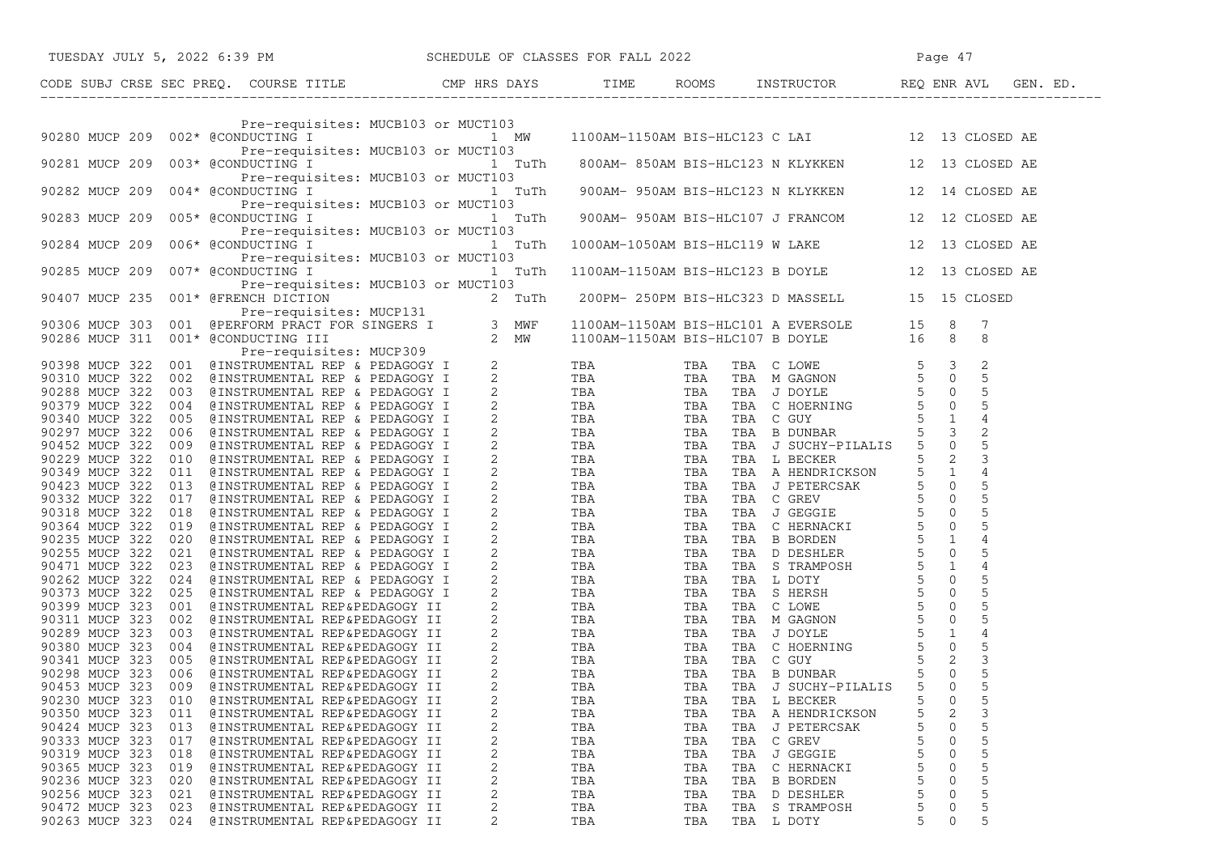| CODE | SUBJ | CRSE | SEC | PREQ. | COURSE TITLE | CMP | HRS | DAYS | TIME | ROOMS | INSTRUCTOR | REQ | ENR | AVL | GEN. ED. |
|---|---|---|---|---|---|---|---|---|---|---|---|---|---|---|---|
| | | | | | Pre-requisites: MUCB103 or MUCT103 | | | | | | | | | | |
| 90280 | MUCP | 209 | 002* | | @CONDUCTING I | | 1 | MW | 1100AM-1150AM | BIS-HLC123 | C LAI | 12 | 13 | CLOSED | AE |
| | | | | | Pre-requisites: MUCB103 or MUCT103 | | | | | | | | | | |
| 90281 | MUCP | 209 | 003* | | @CONDUCTING I | | 1 | TuTh | 800AM- 850AM | BIS-HLC123 | N KLYKKEN | 12 | 13 | CLOSED | AE |
| | | | | | Pre-requisites: MUCB103 or MUCT103 | | | | | | | | | | |
| 90282 | MUCP | 209 | 004* | | @CONDUCTING I | | 1 | TuTh | 900AM- 950AM | BIS-HLC123 | N KLYKKEN | 12 | 14 | CLOSED | AE |
| | | | | | Pre-requisites: MUCB103 or MUCT103 | | | | | | | | | | |
| 90283 | MUCP | 209 | 005* | | @CONDUCTING I | | 1 | TuTh | 900AM- 950AM | BIS-HLC107 | J FRANCOM | 12 | 12 | CLOSED | AE |
| | | | | | Pre-requisites: MUCB103 or MUCT103 | | | | | | | | | | |
| 90284 | MUCP | 209 | 006* | | @CONDUCTING I | | 1 | TuTh | 1000AM-1050AM | BIS-HLC119 | W LAKE | 12 | 13 | CLOSED | AE |
| | | | | | Pre-requisites: MUCB103 or MUCT103 | | | | | | | | | | |
| 90285 | MUCP | 209 | 007* | | @CONDUCTING I | | 1 | TuTh | 1100AM-1150AM | BIS-HLC123 | B DOYLE | 12 | 13 | CLOSED | AE |
| | | | | | Pre-requisites: MUCB103 or MUCT103 | | | | | | | | | | |
| 90407 | MUCP | 235 | 001* | | @FRENCH DICTION | | 2 | TuTh | 200PM- 250PM | BIS-HLC323 | D MASSELL | 15 | 15 | CLOSED | |
| | | | | | Pre-requisites: MUCP131 | | | | | | | | | | |
| 90306 | MUCP | 303 | 001 | | @PERFORM PRACT FOR SINGERS I | | 3 | MWF | 1100AM-1150AM | BIS-HLC101 | A EVERSOLE | 15 | 8 | 7 | |
| 90286 | MUCP | 311 | 001* | | @CONDUCTING III | | 2 | MW | 1100AM-1150AM | BIS-HLC107 | B DOYLE | 16 | 8 | 8 | |
| | | | | | Pre-requisites: MUCP309 | | | | | | | | | | |
| 90398 | MUCP | 322 | 001 | | @INSTRUMENTAL REP & PEDAGOGY I | | 2 | | TBA | TBA | TBA C LOWE | 5 | 3 | 2 | |
| 90310 | MUCP | 322 | 002 | | @INSTRUMENTAL REP & PEDAGOGY I | | 2 | | TBA | TBA | TBA M GAGNON | 5 | 0 | 5 | |
| 90288 | MUCP | 322 | 003 | | @INSTRUMENTAL REP & PEDAGOGY I | | 2 | | TBA | TBA | TBA J DOYLE | 5 | 0 | 5 | |
| 90379 | MUCP | 322 | 004 | | @INSTRUMENTAL REP & PEDAGOGY I | | 2 | | TBA | TBA | TBA C HOERNING | 5 | 0 | 5 | |
| 90340 | MUCP | 322 | 005 | | @INSTRUMENTAL REP & PEDAGOGY I | | 2 | | TBA | TBA | TBA C GUY | 5 | 1 | 4 | |
| 90297 | MUCP | 322 | 006 | | @INSTRUMENTAL REP & PEDAGOGY I | | 2 | | TBA | TBA | TBA B DUNBAR | 5 | 3 | 2 | |
| 90452 | MUCP | 322 | 009 | | @INSTRUMENTAL REP & PEDAGOGY I | | 2 | | TBA | TBA | TBA J SUCHY-PILALIS | 5 | 0 | 5 | |
| 90229 | MUCP | 322 | 010 | | @INSTRUMENTAL REP & PEDAGOGY I | | 2 | | TBA | TBA | TBA L BECKER | 5 | 2 | 3 | |
| 90349 | MUCP | 322 | 011 | | @INSTRUMENTAL REP & PEDAGOGY I | | 2 | | TBA | TBA | TBA A HENDRICKSON | 5 | 1 | 4 | |
| 90423 | MUCP | 322 | 013 | | @INSTRUMENTAL REP & PEDAGOGY I | | 2 | | TBA | TBA | TBA J PETERCSAK | 5 | 0 | 5 | |
| 90332 | MUCP | 322 | 017 | | @INSTRUMENTAL REP & PEDAGOGY I | | 2 | | TBA | TBA | TBA C GREV | 5 | 0 | 5 | |
| 90318 | MUCP | 322 | 018 | | @INSTRUMENTAL REP & PEDAGOGY I | | 2 | | TBA | TBA | TBA J GEGGIE | 5 | 0 | 5 | |
| 90364 | MUCP | 322 | 019 | | @INSTRUMENTAL REP & PEDAGOGY I | | 2 | | TBA | TBA | TBA C HERNACKI | 5 | 0 | 5 | |
| 90235 | MUCP | 322 | 020 | | @INSTRUMENTAL REP & PEDAGOGY I | | 2 | | TBA | TBA | TBA B BORDEN | 5 | 1 | 4 | |
| 90255 | MUCP | 322 | 021 | | @INSTRUMENTAL REP & PEDAGOGY I | | 2 | | TBA | TBA | TBA D DESHLER | 5 | 0 | 5 | |
| 90471 | MUCP | 322 | 023 | | @INSTRUMENTAL REP & PEDAGOGY I | | 2 | | TBA | TBA | TBA S TRAMPOSH | 5 | 1 | 4 | |
| 90262 | MUCP | 322 | 024 | | @INSTRUMENTAL REP & PEDAGOGY I | | 2 | | TBA | TBA | TBA L DOTY | 5 | 0 | 5 | |
| 90373 | MUCP | 322 | 025 | | @INSTRUMENTAL REP & PEDAGOGY I | | 2 | | TBA | TBA | TBA S HERSH | 5 | 0 | 5 | |
| 90399 | MUCP | 323 | 001 | | @INSTRUMENTAL REP&PEDAGOGY II | | 2 | | TBA | TBA | TBA C LOWE | 5 | 0 | 5 | |
| 90311 | MUCP | 323 | 002 | | @INSTRUMENTAL REP&PEDAGOGY II | | 2 | | TBA | TBA | TBA M GAGNON | 5 | 0 | 5 | |
| 90289 | MUCP | 323 | 003 | | @INSTRUMENTAL REP&PEDAGOGY II | | 2 | | TBA | TBA | TBA J DOYLE | 5 | 1 | 4 | |
| 90380 | MUCP | 323 | 004 | | @INSTRUMENTAL REP&PEDAGOGY II | | 2 | | TBA | TBA | TBA C HOERNING | 5 | 0 | 5 | |
| 90341 | MUCP | 323 | 005 | | @INSTRUMENTAL REP&PEDAGOGY II | | 2 | | TBA | TBA | TBA C GUY | 5 | 2 | 3 | |
| 90298 | MUCP | 323 | 006 | | @INSTRUMENTAL REP&PEDAGOGY II | | 2 | | TBA | TBA | TBA B DUNBAR | 5 | 0 | 5 | |
| 90453 | MUCP | 323 | 009 | | @INSTRUMENTAL REP&PEDAGOGY II | | 2 | | TBA | TBA | TBA J SUCHY-PILALIS | 5 | 0 | 5 | |
| 90230 | MUCP | 323 | 010 | | @INSTRUMENTAL REP&PEDAGOGY II | | 2 | | TBA | TBA | TBA L BECKER | 5 | 0 | 5 | |
| 90350 | MUCP | 323 | 011 | | @INSTRUMENTAL REP&PEDAGOGY II | | 2 | | TBA | TBA | TBA A HENDRICKSON | 5 | 2 | 3 | |
| 90424 | MUCP | 323 | 013 | | @INSTRUMENTAL REP&PEDAGOGY II | | 2 | | TBA | TBA | TBA J PETERCSAK | 5 | 0 | 5 | |
| 90333 | MUCP | 323 | 017 | | @INSTRUMENTAL REP&PEDAGOGY II | | 2 | | TBA | TBA | TBA C GREV | 5 | 0 | 5 | |
| 90319 | MUCP | 323 | 018 | | @INSTRUMENTAL REP&PEDAGOGY II | | 2 | | TBA | TBA | TBA J GEGGIE | 5 | 0 | 5 | |
| 90365 | MUCP | 323 | 019 | | @INSTRUMENTAL REP&PEDAGOGY II | | 2 | | TBA | TBA | TBA C HERNACKI | 5 | 0 | 5 | |
| 90236 | MUCP | 323 | 020 | | @INSTRUMENTAL REP&PEDAGOGY II | | 2 | | TBA | TBA | TBA B BORDEN | 5 | 0 | 5 | |
| 90256 | MUCP | 323 | 021 | | @INSTRUMENTAL REP&PEDAGOGY II | | 2 | | TBA | TBA | TBA D DESHLER | 5 | 0 | 5 | |
| 90472 | MUCP | 323 | 023 | | @INSTRUMENTAL REP&PEDAGOGY II | | 2 | | TBA | TBA | TBA S TRAMPOSH | 5 | 0 | 5 | |
| 90263 | MUCP | 323 | 024 | | @INSTRUMENTAL REP&PEDAGOGY II | | 2 | | TBA | TBA | TBA L DOTY | 5 | 0 | 5 | |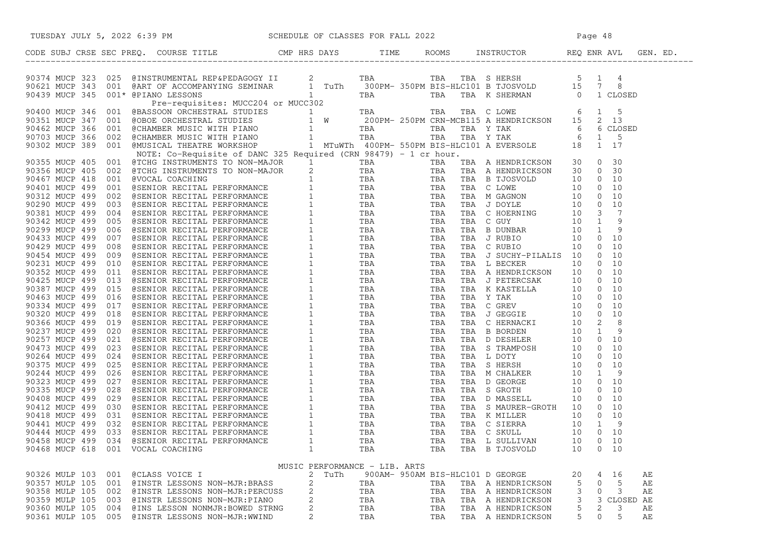# SCHEDULE OF CLASSES FOR FALL 2022

TUESDAY JULY 5, 2022 6:39 PM

| CODE | SUBJ | CRSE | SEC | PREQ. | COURSE TITLE | CMP | HRS | DAYS | TIME | ROOMS | | INSTRUCTOR | REQ | ENR | AVL | GEN. ED. |
|---|---|---|---|---|---|---|---|---|---|---|---|---|---|---|---|---|
| 90374 | MUCP | 323 | 025 | | @INSTRUMENTAL REP&PEDAGOGY II | | 2 | | TBA | TBA | TBA | S HERSH | 5 | 1 | 4 | |
| 90621 | MUCP | 343 | 001 | | @ART OF ACCOMPANYING SEMINAR | | 1 | TuTh | 300PM- 350PM | BIS-HLC101 | | B TJOSVOLD | 15 | 7 | 8 | |
| 90439 | MUCP | 345 | 001 | * | @PIANO LESSONS | | 1 | | TBA | TBA | TBA | K SHERMAN | 0 | 1 | CLOSED | |
| | | | | | Pre-requisites: MUCC204 or MUCC302 | | | | | | | | | | | |
| 90400 | MUCP | 346 | 001 | | @BASSOON ORCHESTRAL STUDIES | | 1 | | TBA | TBA | TBA | C LOWE | 6 | 1 | 5 | |
| 90351 | MUCP | 347 | 001 | | @OBOE ORCHESTRAL STUDIES | | 1 | W | 200PM- 250PM | CRN-MCB115 | | A HENDRICKSON | 15 | 2 | 13 | |
| 90462 | MUCP | 366 | 001 | | @CHAMBER MUSIC WITH PIANO | | 1 | | TBA | TBA | TBA | Y TAK | 6 | 6 | CLOSED | |
| 90703 | MUCP | 366 | 002 | | @CHAMBER MUSIC WITH PIANO | | 1 | | TBA | TBA | TBA | Y TAK | 6 | 1 | 5 | |
| 90302 | MUCP | 389 | 001 | | @MUSICAL THEATRE WORKSHOP | | 1 | MTuWTh | 400PM- 550PM | BIS-HLC101 | | A EVERSOLE | 18 | 1 | 17 | |
| | | | | | NOTE: Co-Requisite of DANC 325 Required (CRN 98479) - 1 cr hour. | | | | | | | | | | | |
| 90355 | MUCP | 405 | 001 | | @TCHG INSTRUMENTS TO NON-MAJOR | | 1 | | TBA | TBA | TBA | A HENDRICKSON | 30 | 0 | 30 | |
| 90356 | MUCP | 405 | 002 | | @TCHG INSTRUMENTS TO NON-MAJOR | | 2 | | TBA | TBA | TBA | A HENDRICKSON | 30 | 0 | 30 | |
| 90467 | MUCP | 418 | 001 | | @VOCAL COACHING | | 1 | | TBA | TBA | TBA | B TJOSVOLD | 10 | 0 | 10 | |
| 90401 | MUCP | 499 | 001 | | @SENIOR RECITAL PERFORMANCE | | 1 | | TBA | TBA | TBA | C LOWE | 10 | 0 | 10 | |
| 90312 | MUCP | 499 | 002 | | @SENIOR RECITAL PERFORMANCE | | 1 | | TBA | TBA | TBA | M GAGNON | 10 | 0 | 10 | |
| 90290 | MUCP | 499 | 003 | | @SENIOR RECITAL PERFORMANCE | | 1 | | TBA | TBA | TBA | J DOYLE | 10 | 0 | 10 | |
| 90381 | MUCP | 499 | 004 | | @SENIOR RECITAL PERFORMANCE | | 1 | | TBA | TBA | TBA | C HOERNING | 10 | 3 | 7 | |
| 90342 | MUCP | 499 | 005 | | @SENIOR RECITAL PERFORMANCE | | 1 | | TBA | TBA | TBA | C GUY | 10 | 1 | 9 | |
| 90299 | MUCP | 499 | 006 | | @SENIOR RECITAL PERFORMANCE | | 1 | | TBA | TBA | TBA | B DUNBAR | 10 | 1 | 9 | |
| 90433 | MUCP | 499 | 007 | | @SENIOR RECITAL PERFORMANCE | | 1 | | TBA | TBA | TBA | J RUBIO | 10 | 0 | 10 | |
| 90429 | MUCP | 499 | 008 | | @SENIOR RECITAL PERFORMANCE | | 1 | | TBA | TBA | TBA | C RUBIO | 10 | 0 | 10 | |
| 90454 | MUCP | 499 | 009 | | @SENIOR RECITAL PERFORMANCE | | 1 | | TBA | TBA | TBA | J SUCHY-PILALIS | 10 | 0 | 10 | |
| 90231 | MUCP | 499 | 010 | | @SENIOR RECITAL PERFORMANCE | | 1 | | TBA | TBA | TBA | L BECKER | 10 | 0 | 10 | |
| 90352 | MUCP | 499 | 011 | | @SENIOR RECITAL PERFORMANCE | | 1 | | TBA | TBA | TBA | A HENDRICKSON | 10 | 0 | 10 | |
| 90425 | MUCP | 499 | 013 | | @SENIOR RECITAL PERFORMANCE | | 1 | | TBA | TBA | TBA | J PETERCSAK | 10 | 0 | 10 | |
| 90387 | MUCP | 499 | 015 | | @SENIOR RECITAL PERFORMANCE | | 1 | | TBA | TBA | TBA | K KASTELLA | 10 | 0 | 10 | |
| 90463 | MUCP | 499 | 016 | | @SENIOR RECITAL PERFORMANCE | | 1 | | TBA | TBA | TBA | Y TAK | 10 | 0 | 10 | |
| 90334 | MUCP | 499 | 017 | | @SENIOR RECITAL PERFORMANCE | | 1 | | TBA | TBA | TBA | C GREV | 10 | 0 | 10 | |
| 90320 | MUCP | 499 | 018 | | @SENIOR RECITAL PERFORMANCE | | 1 | | TBA | TBA | TBA | J GEGGIE | 10 | 0 | 10 | |
| 90366 | MUCP | 499 | 019 | | @SENIOR RECITAL PERFORMANCE | | 1 | | TBA | TBA | TBA | C HERNACKI | 10 | 2 | 8 | |
| 90237 | MUCP | 499 | 020 | | @SENIOR RECITAL PERFORMANCE | | 1 | | TBA | TBA | TBA | B BORDEN | 10 | 1 | 9 | |
| 90257 | MUCP | 499 | 021 | | @SENIOR RECITAL PERFORMANCE | | 1 | | TBA | TBA | TBA | D DESHLER | 10 | 0 | 10 | |
| 90473 | MUCP | 499 | 023 | | @SENIOR RECITAL PERFORMANCE | | 1 | | TBA | TBA | TBA | S TRAMPOSH | 10 | 0 | 10 | |
| 90264 | MUCP | 499 | 024 | | @SENIOR RECITAL PERFORMANCE | | 1 | | TBA | TBA | TBA | L DOTY | 10 | 0 | 10 | |
| 90375 | MUCP | 499 | 025 | | @SENIOR RECITAL PERFORMANCE | | 1 | | TBA | TBA | TBA | S HERSH | 10 | 0 | 10 | |
| 90244 | MUCP | 499 | 026 | | @SENIOR RECITAL PERFORMANCE | | 1 | | TBA | TBA | TBA | M CHALKER | 10 | 1 | 9 | |
| 90323 | MUCP | 499 | 027 | | @SENIOR RECITAL PERFORMANCE | | 1 | | TBA | TBA | TBA | D GEORGE | 10 | 0 | 10 | |
| 90335 | MUCP | 499 | 028 | | @SENIOR RECITAL PERFORMANCE | | 1 | | TBA | TBA | TBA | S GROTH | 10 | 0 | 10 | |
| 90408 | MUCP | 499 | 029 | | @SENIOR RECITAL PERFORMANCE | | 1 | | TBA | TBA | TBA | D MASSELL | 10 | 0 | 10 | |
| 90412 | MUCP | 499 | 030 | | @SENIOR RECITAL PERFORMANCE | | 1 | | TBA | TBA | TBA | S MAURER-GROTH | 10 | 0 | 10 | |
| 90418 | MUCP | 499 | 031 | | @SENIOR RECITAL PERFORMANCE | | 1 | | TBA | TBA | TBA | K MILLER | 10 | 0 | 10 | |
| 90441 | MUCP | 499 | 032 | | @SENIOR RECITAL PERFORMANCE | | 1 | | TBA | TBA | TBA | C SIERRA | 10 | 1 | 9 | |
| 90444 | MUCP | 499 | 033 | | @SENIOR RECITAL PERFORMANCE | | 1 | | TBA | TBA | TBA | C SKULL | 10 | 0 | 10 | |
| 90458 | MUCP | 499 | 034 | | @SENIOR RECITAL PERFORMANCE | | 1 | | TBA | TBA | TBA | L SULLIVAN | 10 | 0 | 10 | |
| 90468 | MUCP | 618 | 001 | | VOCAL COACHING | | 1 | | TBA | TBA | TBA | B TJOSVOLD | 10 | 0 | 10 | |

## MUSIC PERFORMANCE - LIB. ARTS

| CODE | SUBJ | CRSE | SEC | PREQ. | COURSE TITLE | CMP | HRS | DAYS | TIME | ROOMS | | INSTRUCTOR | REQ | ENR | AVL | GEN. ED. |
|---|---|---|---|---|---|---|---|---|---|---|---|---|---|---|---|---|
| 90326 | MULP | 103 | 001 | | @CLASS VOICE I | | 2 | TuTh | 900AM- 950AM | BIS-HLC101 | | D GEORGE | 20 | 4 | 16 | AE |
| 90357 | MULP | 105 | 001 | | @INSTR LESSONS NON-MJR:BRASS | | 2 | | TBA | TBA | TBA | A HENDRICKSON | 5 | 0 | 5 | AE |
| 90358 | MULP | 105 | 002 | | @INSTR LESSONS NON-MJR:PERCUSS | | 2 | | TBA | TBA | TBA | A HENDRICKSON | 3 | 0 | 3 | AE |
| 90359 | MULP | 105 | 003 | | @INSTR LESSONS NON-MJR:PIANO | | 2 | | TBA | TBA | TBA | A HENDRICKSON | 3 | 3 | CLOSED | AE |
| 90360 | MULP | 105 | 004 | | @INS LESSON NONMJR:BOWED STRNG | | 2 | | TBA | TBA | TBA | A HENDRICKSON | 5 | 2 | 3 | AE |
| 90361 | MULP | 105 | 005 | | @INSTR LESSONS NON-MJR:WWIND | | 2 | | TBA | TBA | TBA | A HENDRICKSON | 5 | 0 | 5 | AE |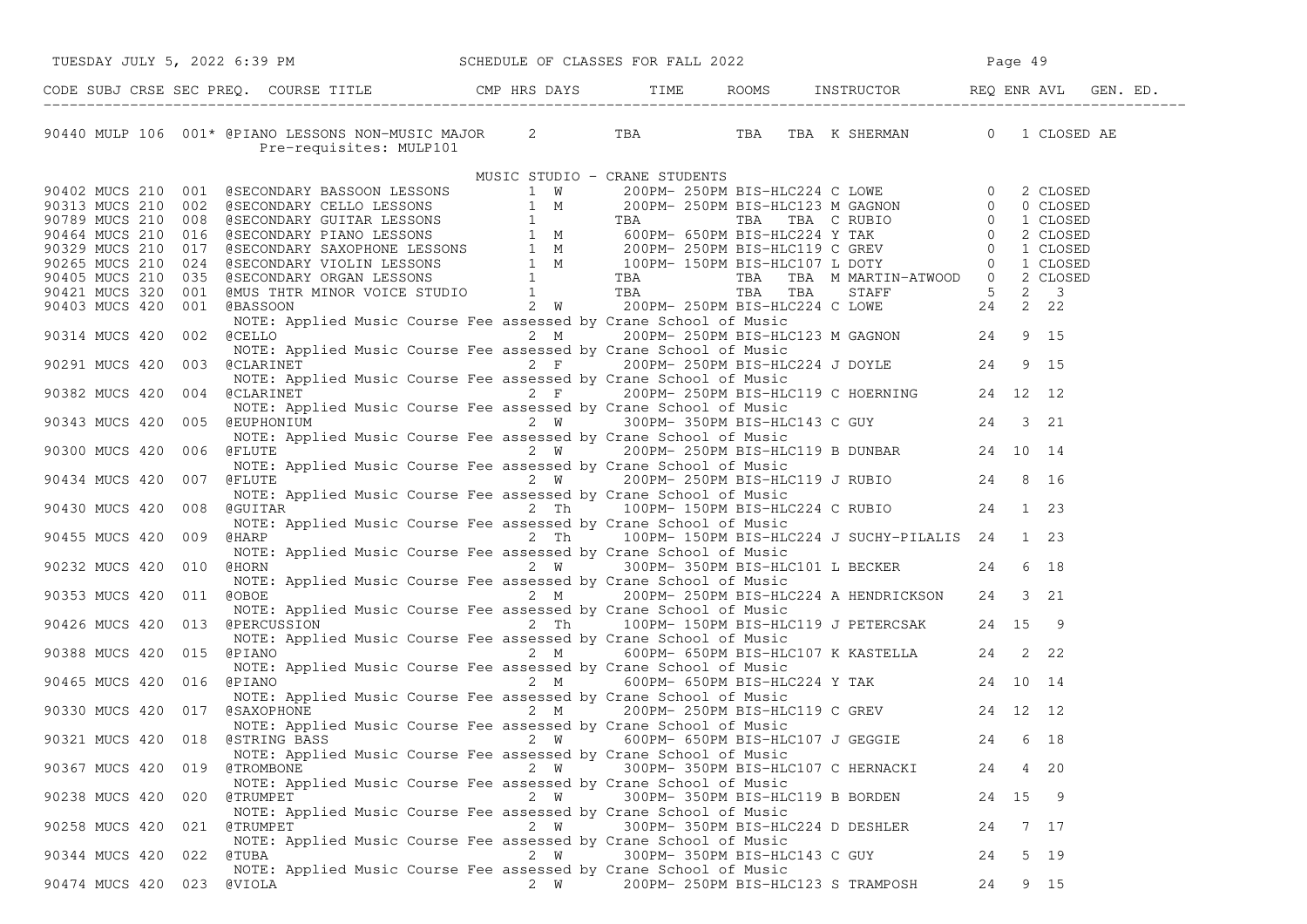SCHEDULE OF CLASSES FOR FALL 2022

| CODE | SUBJ | CRSE | SEC | PREQ. | COURSE TITLE | CMP | HRS | DAYS | TIME | ROOMS | INSTRUCTOR | REQ | ENR | AVL | GEN. ED. |
|---|---|---|---|---|---|---|---|---|---|---|---|---|---|---|---|
| 90440 | MULP | 106 | 001* | @ | PIANO LESSONS NON-MUSIC MAJOR | | 2 | TBA | | TBA TBA | K SHERMAN | 0 | 1 | CLOSED | AE |
| | | | | | Pre-requisites: MULP101 | | | | | | | | | | |
| | | | | | MUSIC STUDIO - CRANE STUDENTS | | | | | | | | | | |
| 90402 | MUCS | 210 | 001 | @ | SECONDARY BASSOON LESSONS | | 1 | W | 200PM- 250PM | BIS-HLC224 | C LOWE | 0 | 2 | CLOSED | |
| 90313 | MUCS | 210 | 002 | @ | SECONDARY CELLO LESSONS | | 1 | M | 200PM- 250PM | BIS-HLC123 | M GAGNON | 0 | 0 | CLOSED | |
| 90789 | MUCS | 210 | 008 | @ | SECONDARY GUITAR LESSONS | | 1 | TBA | | TBA TBA | C RUBIO | 0 | 1 | CLOSED | |
| 90464 | MUCS | 210 | 016 | @ | SECONDARY PIANO LESSONS | | 1 | M | 600PM- 650PM | BIS-HLC224 | Y TAK | 0 | 2 | CLOSED | |
| 90329 | MUCS | 210 | 017 | @ | SECONDARY SAXOPHONE LESSONS | | 1 | M | 200PM- 250PM | BIS-HLC119 | C GREV | 0 | 1 | CLOSED | |
| 90265 | MUCS | 210 | 024 | @ | SECONDARY VIOLIN LESSONS | | 1 | M | 100PM- 150PM | BIS-HLC107 | L DOTY | 0 | 1 | CLOSED | |
| 90405 | MUCS | 210 | 035 | @ | SECONDARY ORGAN LESSONS | | 1 | TBA | | TBA TBA | M MARTIN-ATWOOD | 0 | 2 | CLOSED | |
| 90421 | MUCS | 320 | 001 | @ | MUS THTR MINOR VOICE STUDIO | | 1 | TBA | | TBA TBA | STAFF | 5 | 2 | 3 | |
| 90403 | MUCS | 420 | 001 | @ | BASSOON | | 2 | W | 200PM- 250PM | BIS-HLC224 | C LOWE | 24 | 2 | 22 | |
| | | | | | NOTE: Applied Music Course Fee assessed by Crane School of Music | | | | | | | | | | |
| 90314 | MUCS | 420 | 002 | @ | CELLO | | 2 | M | 200PM- 250PM | BIS-HLC123 | M GAGNON | 24 | 9 | 15 | |
| | | | | | NOTE: Applied Music Course Fee assessed by Crane School of Music | | | | | | | | | | |
| 90291 | MUCS | 420 | 003 | @ | CLARINET | | 2 | F | 200PM- 250PM | BIS-HLC224 | J DOYLE | 24 | 9 | 15 | |
| | | | | | NOTE: Applied Music Course Fee assessed by Crane School of Music | | | | | | | | | | |
| 90382 | MUCS | 420 | 004 | @ | CLARINET | | 2 | F | 200PM- 250PM | BIS-HLC119 | C HOERNING | 24 | 12 | 12 | |
| | | | | | NOTE: Applied Music Course Fee assessed by Crane School of Music | | | | | | | | | | |
| 90343 | MUCS | 420 | 005 | @ | EUPHONIUM | | 2 | W | 300PM- 350PM | BIS-HLC143 | C GUY | 24 | 3 | 21 | |
| | | | | | NOTE: Applied Music Course Fee assessed by Crane School of Music | | | | | | | | | | |
| 90300 | MUCS | 420 | 006 | @ | FLUTE | | 2 | W | 200PM- 250PM | BIS-HLC119 | B DUNBAR | 24 | 10 | 14 | |
| | | | | | NOTE: Applied Music Course Fee assessed by Crane School of Music | | | | | | | | | | |
| 90434 | MUCS | 420 | 007 | @ | FLUTE | | 2 | W | 200PM- 250PM | BIS-HLC119 | J RUBIO | 24 | 8 | 16 | |
| | | | | | NOTE: Applied Music Course Fee assessed by Crane School of Music | | | | | | | | | | |
| 90430 | MUCS | 420 | 008 | @ | GUITAR | | 2 | Th | 100PM- 150PM | BIS-HLC224 | C RUBIO | 24 | 1 | 23 | |
| | | | | | NOTE: Applied Music Course Fee assessed by Crane School of Music | | | | | | | | | | |
| 90455 | MUCS | 420 | 009 | @ | HARP | | 2 | Th | 100PM- 150PM | BIS-HLC224 | J SUCHY-PILALIS | 24 | 1 | 23 | |
| | | | | | NOTE: Applied Music Course Fee assessed by Crane School of Music | | | | | | | | | | |
| 90232 | MUCS | 420 | 010 | @ | HORN | | 2 | W | 300PM- 350PM | BIS-HLC101 | L BECKER | 24 | 6 | 18 | |
| | | | | | NOTE: Applied Music Course Fee assessed by Crane School of Music | | | | | | | | | | |
| 90353 | MUCS | 420 | 011 | @ | OBOE | | 2 | M | 200PM- 250PM | BIS-HLC224 | A HENDRICKSON | 24 | 3 | 21 | |
| | | | | | NOTE: Applied Music Course Fee assessed by Crane School of Music | | | | | | | | | | |
| 90426 | MUCS | 420 | 013 | @ | PERCUSSION | | 2 | Th | 100PM- 150PM | BIS-HLC119 | J PETERCSAK | 24 | 15 | 9 | |
| | | | | | NOTE: Applied Music Course Fee assessed by Crane School of Music | | | | | | | | | | |
| 90388 | MUCS | 420 | 015 | @ | PIANO | | 2 | M | 600PM- 650PM | BIS-HLC107 | K KASTELLA | 24 | 2 | 22 | |
| | | | | | NOTE: Applied Music Course Fee assessed by Crane School of Music | | | | | | | | | | |
| 90465 | MUCS | 420 | 016 | @ | PIANO | | 2 | M | 600PM- 650PM | BIS-HLC224 | Y TAK | 24 | 10 | 14 | |
| | | | | | NOTE: Applied Music Course Fee assessed by Crane School of Music | | | | | | | | | | |
| 90330 | MUCS | 420 | 017 | @ | SAXOPHONE | | 2 | M | 200PM- 250PM | BIS-HLC119 | C GREV | 24 | 12 | 12 | |
| | | | | | NOTE: Applied Music Course Fee assessed by Crane School of Music | | | | | | | | | | |
| 90321 | MUCS | 420 | 018 | @ | STRING BASS | | 2 | W | 600PM- 650PM | BIS-HLC107 | J GEGGIE | 24 | 6 | 18 | |
| | | | | | NOTE: Applied Music Course Fee assessed by Crane School of Music | | | | | | | | | | |
| 90367 | MUCS | 420 | 019 | @ | TROMBONE | | 2 | W | 300PM- 350PM | BIS-HLC107 | C HERNACKI | 24 | 4 | 20 | |
| | | | | | NOTE: Applied Music Course Fee assessed by Crane School of Music | | | | | | | | | | |
| 90238 | MUCS | 420 | 020 | @ | TRUMPET | | 2 | W | 300PM- 350PM | BIS-HLC119 | B BORDEN | 24 | 15 | 9 | |
| | | | | | NOTE: Applied Music Course Fee assessed by Crane School of Music | | | | | | | | | | |
| 90258 | MUCS | 420 | 021 | @ | TRUMPET | | 2 | W | 300PM- 350PM | BIS-HLC224 | D DESHLER | 24 | 7 | 17 | |
| | | | | | NOTE: Applied Music Course Fee assessed by Crane School of Music | | | | | | | | | | |
| 90344 | MUCS | 420 | 022 | @ | TUBA | | 2 | W | 300PM- 350PM | BIS-HLC143 | C GUY | 24 | 5 | 19 | |
| | | | | | NOTE: Applied Music Course Fee assessed by Crane School of Music | | | | | | | | | | |
| 90474 | MUCS | 420 | 023 | @ | VIOLA | | 2 | W | 200PM- 250PM | BIS-HLC123 | S TRAMPOSH | 24 | 9 | 15 | |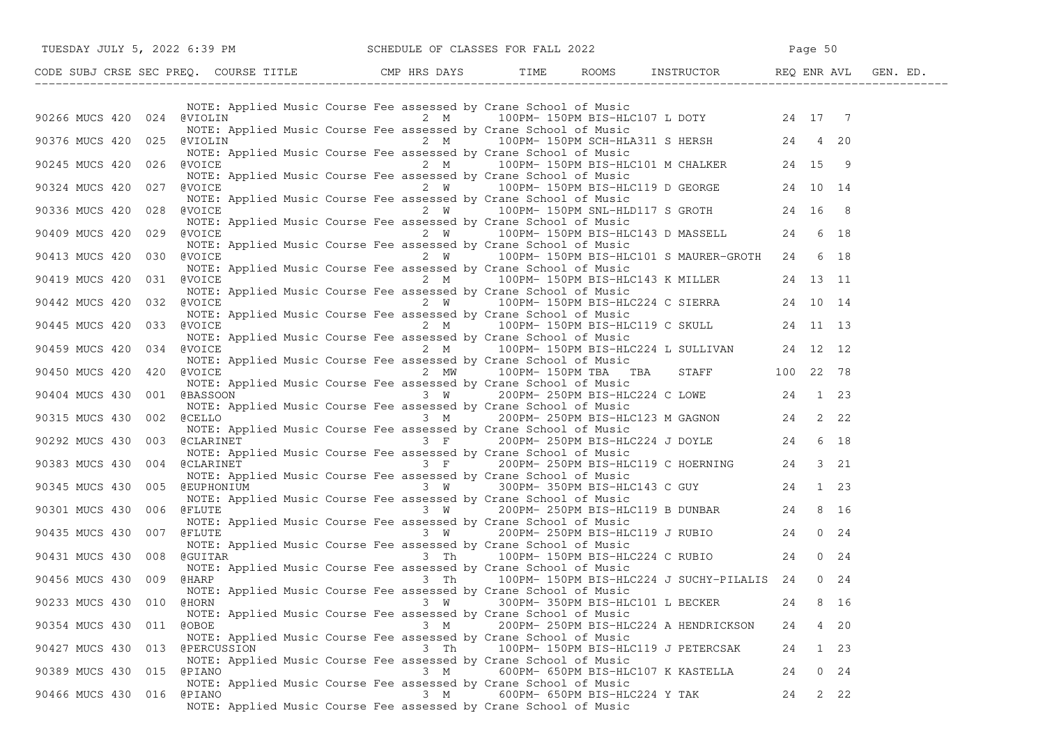| CODE | SUBJ | CRSE | SEC | PREQ. | COURSE TITLE | CMP | HRS | DAYS | TIME | ROOMS | INSTRUCTOR | REQ | ENR | AVL | GEN. ED. |
|---|---|---|---|---|---|---|---|---|---|---|---|---|---|---|---|
| | | | | | NOTE: Applied Music Course Fee assessed by Crane School of Music | | | | | | | | | | |
| 90266 | MUCS | 420 | 024 | @ | VIOLIN | | 2 | M | 100PM- 150PM | BIS-HLC107 | L DOTY | 24 | 17 | 7 | |
| | | | | | NOTE: Applied Music Course Fee assessed by Crane School of Music | | | | | | | | | | |
| 90376 | MUCS | 420 | 025 | @ | VIOLIN | | 2 | M | 100PM- 150PM | SCH-HLA311 | S HERSH | 24 | 4 | 20 | |
| | | | | | NOTE: Applied Music Course Fee assessed by Crane School of Music | | | | | | | | | | |
| 90245 | MUCS | 420 | 026 | @ | VOICE | | 2 | M | 100PM- 150PM | BIS-HLC101 | M CHALKER | 24 | 15 | 9 | |
| | | | | | NOTE: Applied Music Course Fee assessed by Crane School of Music | | | | | | | | | | |
| 90324 | MUCS | 420 | 027 | @ | VOICE | | 2 | W | 100PM- 150PM | BIS-HLC119 | D GEORGE | 24 | 10 | 14 | |
| | | | | | NOTE: Applied Music Course Fee assessed by Crane School of Music | | | | | | | | | | |
| 90336 | MUCS | 420 | 028 | @ | VOICE | | 2 | W | 100PM- 150PM | SNL-HLD117 | S GROTH | 24 | 16 | 8 | |
| | | | | | NOTE: Applied Music Course Fee assessed by Crane School of Music | | | | | | | | | | |
| 90409 | MUCS | 420 | 029 | @ | VOICE | | 2 | W | 100PM- 150PM | BIS-HLC143 | D MASSELL | 24 | 6 | 18 | |
| | | | | | NOTE: Applied Music Course Fee assessed by Crane School of Music | | | | | | | | | | |
| 90413 | MUCS | 420 | 030 | @ | VOICE | | 2 | W | 100PM- 150PM | BIS-HLC101 | S MAURER-GROTH | 24 | 6 | 18 | |
| | | | | | NOTE: Applied Music Course Fee assessed by Crane School of Music | | | | | | | | | | |
| 90419 | MUCS | 420 | 031 | @ | VOICE | | 2 | M | 100PM- 150PM | BIS-HLC143 | K MILLER | 24 | 13 | 11 | |
| | | | | | NOTE: Applied Music Course Fee assessed by Crane School of Music | | | | | | | | | | |
| 90442 | MUCS | 420 | 032 | @ | VOICE | | 2 | W | 100PM- 150PM | BIS-HLC224 | C SIERRA | 24 | 10 | 14 | |
| | | | | | NOTE: Applied Music Course Fee assessed by Crane School of Music | | | | | | | | | | |
| 90445 | MUCS | 420 | 033 | @ | VOICE | | 2 | M | 100PM- 150PM | BIS-HLC119 | C SKULL | 24 | 11 | 13 | |
| | | | | | NOTE: Applied Music Course Fee assessed by Crane School of Music | | | | | | | | | | |
| 90459 | MUCS | 420 | 034 | @ | VOICE | | 2 | M | 100PM- 150PM | BIS-HLC224 | L SULLIVAN | 24 | 12 | 12 | |
| | | | | | NOTE: Applied Music Course Fee assessed by Crane School of Music | | | | | | | | | | |
| 90450 | MUCS | 420 | 420 | @ | VOICE | | 2 | MW | 100PM- 150PM | TBA TBA | STAFF | 100 | 22 | 78 | |
| | | | | | NOTE: Applied Music Course Fee assessed by Crane School of Music | | | | | | | | | | |
| 90404 | MUCS | 430 | 001 | @ | BASSOON | | 3 | W | 200PM- 250PM | BIS-HLC224 | C LOWE | 24 | 1 | 23 | |
| | | | | | NOTE: Applied Music Course Fee assessed by Crane School of Music | | | | | | | | | | |
| 90315 | MUCS | 430 | 002 | @ | CELLO | | 3 | M | 200PM- 250PM | BIS-HLC123 | M GAGNON | 24 | 2 | 22 | |
| | | | | | NOTE: Applied Music Course Fee assessed by Crane School of Music | | | | | | | | | | |
| 90292 | MUCS | 430 | 003 | @ | CLARINET | | 3 | F | 200PM- 250PM | BIS-HLC224 | J DOYLE | 24 | 6 | 18 | |
| | | | | | NOTE: Applied Music Course Fee assessed by Crane School of Music | | | | | | | | | | |
| 90383 | MUCS | 430 | 004 | @ | CLARINET | | 3 | F | 200PM- 250PM | BIS-HLC119 | C HOERNING | 24 | 3 | 21 | |
| | | | | | NOTE: Applied Music Course Fee assessed by Crane School of Music | | | | | | | | | | |
| 90345 | MUCS | 430 | 005 | @ | EUPHONIUM | | 3 | W | 300PM- 350PM | BIS-HLC143 | C GUY | 24 | 1 | 23 | |
| | | | | | NOTE: Applied Music Course Fee assessed by Crane School of Music | | | | | | | | | | |
| 90301 | MUCS | 430 | 006 | @ | FLUTE | | 3 | W | 200PM- 250PM | BIS-HLC119 | B DUNBAR | 24 | 8 | 16 | |
| | | | | | NOTE: Applied Music Course Fee assessed by Crane School of Music | | | | | | | | | | |
| 90435 | MUCS | 430 | 007 | @ | FLUTE | | 3 | W | 200PM- 250PM | BIS-HLC119 | J RUBIO | 24 | 0 | 24 | |
| | | | | | NOTE: Applied Music Course Fee assessed by Crane School of Music | | | | | | | | | | |
| 90431 | MUCS | 430 | 008 | @ | GUITAR | | 3 | Th | 100PM- 150PM | BIS-HLC224 | C RUBIO | 24 | 0 | 24 | |
| | | | | | NOTE: Applied Music Course Fee assessed by Crane School of Music | | | | | | | | | | |
| 90456 | MUCS | 430 | 009 | @ | HARP | | 3 | Th | 100PM- 150PM | BIS-HLC224 | J SUCHY-PILALIS | 24 | 0 | 24 | |
| | | | | | NOTE: Applied Music Course Fee assessed by Crane School of Music | | | | | | | | | | |
| 90233 | MUCS | 430 | 010 | @ | HORN | | 3 | W | 300PM- 350PM | BIS-HLC101 | L BECKER | 24 | 8 | 16 | |
| | | | | | NOTE: Applied Music Course Fee assessed by Crane School of Music | | | | | | | | | | |
| 90354 | MUCS | 430 | 011 | @ | OBOE | | 3 | M | 200PM- 250PM | BIS-HLC224 | A HENDRICKSON | 24 | 4 | 20 | |
| | | | | | NOTE: Applied Music Course Fee assessed by Crane School of Music | | | | | | | | | | |
| 90427 | MUCS | 430 | 013 | @ | PERCUSSION | | 3 | Th | 100PM- 150PM | BIS-HLC119 | J PETERCSAK | 24 | 1 | 23 | |
| | | | | | NOTE: Applied Music Course Fee assessed by Crane School of Music | | | | | | | | | | |
| 90389 | MUCS | 430 | 015 | @ | PIANO | | 3 | M | 600PM- 650PM | BIS-HLC107 | K KASTELLA | 24 | 0 | 24 | |
| | | | | | NOTE: Applied Music Course Fee assessed by Crane School of Music | | | | | | | | | | |
| 90466 | MUCS | 430 | 016 | @ | PIANO | | 3 | M | 600PM- 650PM | BIS-HLC224 | Y TAK | 24 | 2 | 22 | |
| | | | | | NOTE: Applied Music Course Fee assessed by Crane School of Music | | | | | | | | | | |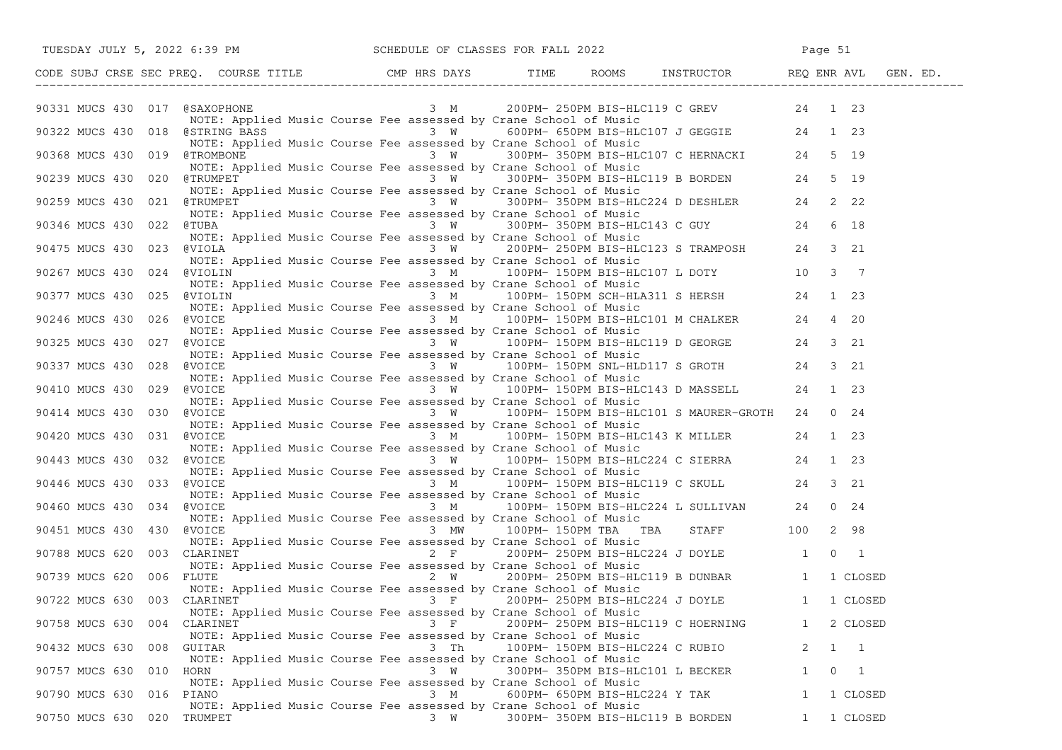| CODE | SUBJ | CRSE | SEC | PREQ. | COURSE TITLE | CMP | HRS | DAYS | TIME | ROOMS | INSTRUCTOR | REQ | ENR | AVL | GEN. ED. |
|---|---|---|---|---|---|---|---|---|---|---|---|---|---|---|---|
| 90331 | MUCS | 430 | 017 | @ | SAXOPHONE | | 3 | M | 200PM- 250PM | BIS-HLC119 | C GREV | 24 | 1 | 23 | |
| | | | | | NOTE: Applied Music Course Fee assessed by Crane School of Music | | | | | | | | | | |
| 90322 | MUCS | 430 | 018 | @ | STRING BASS | | 3 | W | 600PM- 650PM | BIS-HLC107 | J GEGGIE | 24 | 1 | 23 | |
| | | | | | NOTE: Applied Music Course Fee assessed by Crane School of Music | | | | | | | | | | |
| 90368 | MUCS | 430 | 019 | @ | TROMBONE | | 3 | W | 300PM- 350PM | BIS-HLC107 | C HERNACKI | 24 | 5 | 19 | |
| | | | | | NOTE: Applied Music Course Fee assessed by Crane School of Music | | | | | | | | | | |
| 90239 | MUCS | 430 | 020 | @ | TRUMPET | | 3 | W | 300PM- 350PM | BIS-HLC119 | B BORDEN | 24 | 5 | 19 | |
| | | | | | NOTE: Applied Music Course Fee assessed by Crane School of Music | | | | | | | | | | |
| 90259 | MUCS | 430 | 021 | @ | TRUMPET | | 3 | W | 300PM- 350PM | BIS-HLC224 | D DESHLER | 24 | 2 | 22 | |
| | | | | | NOTE: Applied Music Course Fee assessed by Crane School of Music | | | | | | | | | | |
| 90346 | MUCS | 430 | 022 | @ | TUBA | | 3 | W | 300PM- 350PM | BIS-HLC143 | C GUY | 24 | 6 | 18 | |
| | | | | | NOTE: Applied Music Course Fee assessed by Crane School of Music | | | | | | | | | | |
| 90475 | MUCS | 430 | 023 | @ | VIOLA | | 3 | W | 200PM- 250PM | BIS-HLC123 | S TRAMPOSH | 24 | 3 | 21 | |
| | | | | | NOTE: Applied Music Course Fee assessed by Crane School of Music | | | | | | | | | | |
| 90267 | MUCS | 430 | 024 | @ | VIOLIN | | 3 | M | 100PM- 150PM | BIS-HLC107 | L DOTY | 10 | 3 | 7 | |
| | | | | | NOTE: Applied Music Course Fee assessed by Crane School of Music | | | | | | | | | | |
| 90377 | MUCS | 430 | 025 | @ | VIOLIN | | 3 | M | 100PM- 150PM | SCH-HLA311 | S HERSH | 24 | 1 | 23 | |
| | | | | | NOTE: Applied Music Course Fee assessed by Crane School of Music | | | | | | | | | | |
| 90246 | MUCS | 430 | 026 | @ | VOICE | | 3 | M | 100PM- 150PM | BIS-HLC101 | M CHALKER | 24 | 4 | 20 | |
| | | | | | NOTE: Applied Music Course Fee assessed by Crane School of Music | | | | | | | | | | |
| 90325 | MUCS | 430 | 027 | @ | VOICE | | 3 | W | 100PM- 150PM | BIS-HLC119 | D GEORGE | 24 | 3 | 21 | |
| | | | | | NOTE: Applied Music Course Fee assessed by Crane School of Music | | | | | | | | | | |
| 90337 | MUCS | 430 | 028 | @ | VOICE | | 3 | W | 100PM- 150PM | SNL-HLD117 | S GROTH | 24 | 3 | 21 | |
| | | | | | NOTE: Applied Music Course Fee assessed by Crane School of Music | | | | | | | | | | |
| 90410 | MUCS | 430 | 029 | @ | VOICE | | 3 | W | 100PM- 150PM | BIS-HLC143 | D MASSELL | 24 | 1 | 23 | |
| | | | | | NOTE: Applied Music Course Fee assessed by Crane School of Music | | | | | | | | | | |
| 90414 | MUCS | 430 | 030 | @ | VOICE | | 3 | W | 100PM- 150PM | BIS-HLC101 | S MAURER-GROTH | 24 | 0 | 24 | |
| | | | | | NOTE: Applied Music Course Fee assessed by Crane School of Music | | | | | | | | | | |
| 90420 | MUCS | 430 | 031 | @ | VOICE | | 3 | M | 100PM- 150PM | BIS-HLC143 | K MILLER | 24 | 1 | 23 | |
| | | | | | NOTE: Applied Music Course Fee assessed by Crane School of Music | | | | | | | | | | |
| 90443 | MUCS | 430 | 032 | @ | VOICE | | 3 | W | 100PM- 150PM | BIS-HLC224 | C SIERRA | 24 | 1 | 23 | |
| | | | | | NOTE: Applied Music Course Fee assessed by Crane School of Music | | | | | | | | | | |
| 90446 | MUCS | 430 | 033 | @ | VOICE | | 3 | M | 100PM- 150PM | BIS-HLC119 | C SKULL | 24 | 3 | 21 | |
| | | | | | NOTE: Applied Music Course Fee assessed by Crane School of Music | | | | | | | | | | |
| 90460 | MUCS | 430 | 034 | @ | VOICE | | 3 | M | 100PM- 150PM | BIS-HLC224 | L SULLIVAN | 24 | 0 | 24 | |
| | | | | | NOTE: Applied Music Course Fee assessed by Crane School of Music | | | | | | | | | | |
| 90451 | MUCS | 430 | 430 | @ | VOICE | | 3 | MW | 100PM- 150PM | TBA TBA | STAFF | 100 | 2 | 98 | |
| | | | | | NOTE: Applied Music Course Fee assessed by Crane School of Music | | | | | | | | | | |
| 90788 | MUCS | 620 | 003 | | CLARINET | | 2 | F | 200PM- 250PM | BIS-HLC224 | J DOYLE | 1 | 0 | 1 | |
| | | | | | NOTE: Applied Music Course Fee assessed by Crane School of Music | | | | | | | | | | |
| 90739 | MUCS | 620 | 006 | | FLUTE | | 2 | W | 200PM- 250PM | BIS-HLC119 | B DUNBAR | 1 | 1 | CLOSED | |
| | | | | | NOTE: Applied Music Course Fee assessed by Crane School of Music | | | | | | | | | | |
| 90722 | MUCS | 630 | 003 | | CLARINET | | 3 | F | 200PM- 250PM | BIS-HLC224 | J DOYLE | 1 | 1 | CLOSED | |
| | | | | | NOTE: Applied Music Course Fee assessed by Crane School of Music | | | | | | | | | | |
| 90758 | MUCS | 630 | 004 | | CLARINET | | 3 | F | 200PM- 250PM | BIS-HLC119 | C HOERNING | 1 | 2 | CLOSED | |
| | | | | | NOTE: Applied Music Course Fee assessed by Crane School of Music | | | | | | | | | | |
| 90432 | MUCS | 630 | 008 | | GUITAR | | 3 | Th | 100PM- 150PM | BIS-HLC224 | C RUBIO | 2 | 1 | 1 | |
| | | | | | NOTE: Applied Music Course Fee assessed by Crane School of Music | | | | | | | | | | |
| 90757 | MUCS | 630 | 010 | | HORN | | 3 | W | 300PM- 350PM | BIS-HLC101 | L BECKER | 1 | 0 | 1 | |
| | | | | | NOTE: Applied Music Course Fee assessed by Crane School of Music | | | | | | | | | | |
| 90790 | MUCS | 630 | 016 | | PIANO | | 3 | M | 600PM- 650PM | BIS-HLC224 | Y TAK | 1 | 1 | CLOSED | |
| | | | | | NOTE: Applied Music Course Fee assessed by Crane School of Music | | | | | | | | | | |
| 90750 | MUCS | 630 | 020 | | TRUMPET | | 3 | W | 300PM- 350PM | BIS-HLC119 | B BORDEN | 1 | 1 | CLOSED | |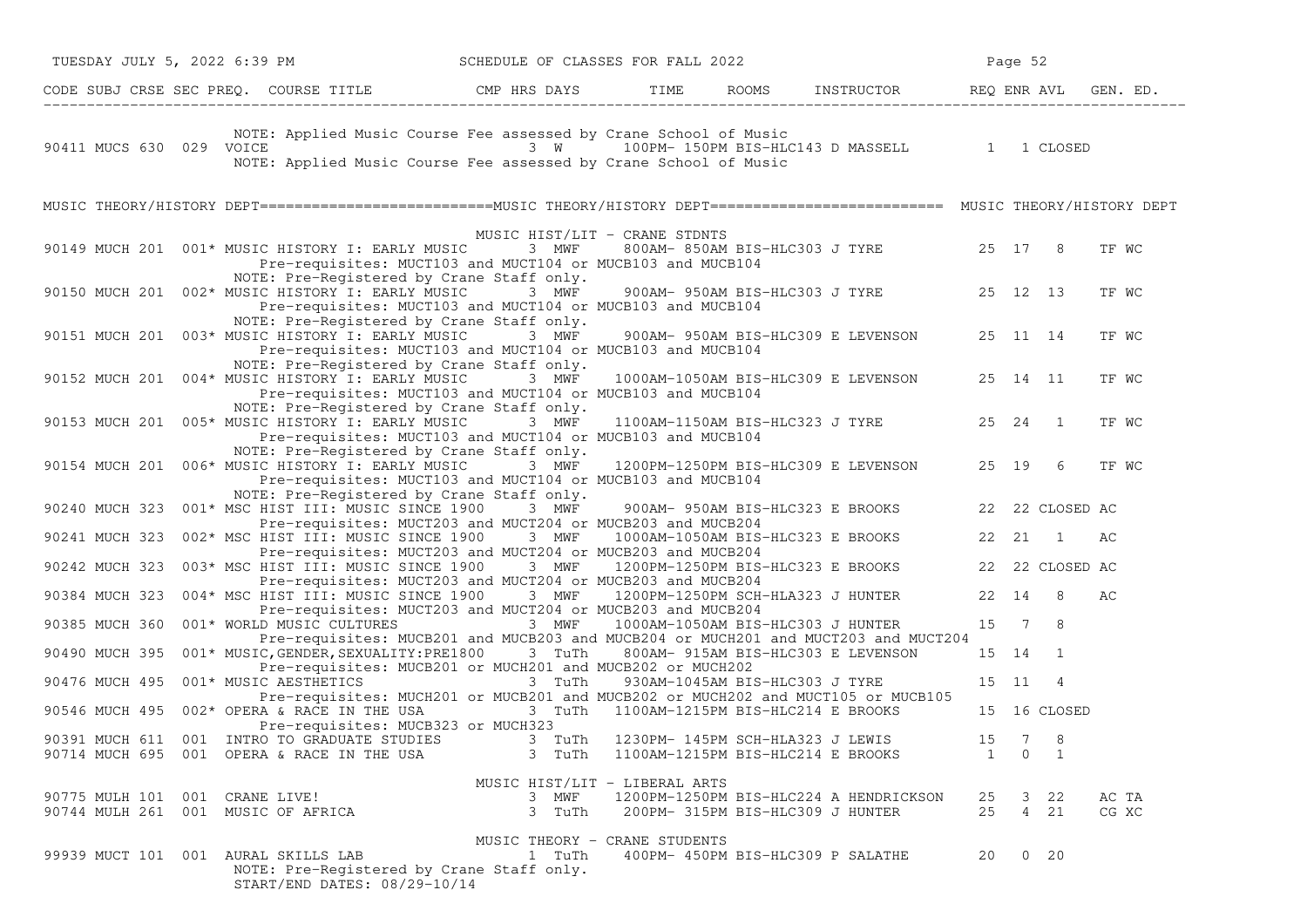TUESDAY JULY 5, 2022 6:39 PM — SCHEDULE OF CLASSES FOR FALL 2022

| CODE | SUBJ | CRSE | SEC | PREQ. | COURSE TITLE | CMP | HRS | DAYS | TIME | ROOMS | INSTRUCTOR | REQ | ENR | AVL | GEN. ED. |
|---|---|---|---|---|---|---|---|---|---|---|---|---|---|---|---|
| | | | | | NOTE: Applied Music Course Fee assessed by Crane School of Music | | | | | | | | | | |
| 90411 | MUCS | 630 | 029 | | VOICE | | 3 | W | 100PM- 150PM | BIS-HLC143 | D MASSELL | 1 | 1 | CLOSED | |
| | | | | | NOTE: Applied Music Course Fee assessed by Crane School of Music | | | | | | | | | | |

## MUSIC THEORY/HISTORY DEPT

### MUSIC HIST/LIT - CRANE STDNTS

| CODE | SUBJ | CRSE | SEC | PREQ. | COURSE TITLE | CMP | HRS | DAYS | TIME | ROOMS | INSTRUCTOR | REQ | ENR | AVL | GEN. ED. |
|---|---|---|---|---|---|---|---|---|---|---|---|---|---|---|---|
| 90149 | MUCH | 201 | 001 | * | MUSIC HISTORY I: EARLY MUSIC | | 3 | MWF | 800AM- 850AM | BIS-HLC303 | J TYRE | 25 | 17 | 8 | TF WC |
| | | | | | Pre-requisites: MUCT103 and MUCT104 or MUCB103 and MUCB104 | | | | | | | | | | |
| | | | | | NOTE: Pre-Registered by Crane Staff only. | | | | | | | | | | |
| 90150 | MUCH | 201 | 002 | * | MUSIC HISTORY I: EARLY MUSIC | | 3 | MWF | 900AM- 950AM | BIS-HLC303 | J TYRE | 25 | 12 | 13 | TF WC |
| | | | | | Pre-requisites: MUCT103 and MUCT104 or MUCB103 and MUCB104 | | | | | | | | | | |
| | | | | | NOTE: Pre-Registered by Crane Staff only. | | | | | | | | | | |
| 90151 | MUCH | 201 | 003 | * | MUSIC HISTORY I: EARLY MUSIC | | 3 | MWF | 900AM- 950AM | BIS-HLC309 | E LEVENSON | 25 | 11 | 14 | TF WC |
| | | | | | Pre-requisites: MUCT103 and MUCT104 or MUCB103 and MUCB104 | | | | | | | | | | |
| | | | | | NOTE: Pre-Registered by Crane Staff only. | | | | | | | | | | |
| 90152 | MUCH | 201 | 004 | * | MUSIC HISTORY I: EARLY MUSIC | | 3 | MWF | 1000AM-1050AM | BIS-HLC309 | E LEVENSON | 25 | 14 | 11 | TF WC |
| | | | | | Pre-requisites: MUCT103 and MUCT104 or MUCB103 and MUCB104 | | | | | | | | | | |
| | | | | | NOTE: Pre-Registered by Crane Staff only. | | | | | | | | | | |
| 90153 | MUCH | 201 | 005 | * | MUSIC HISTORY I: EARLY MUSIC | | 3 | MWF | 1100AM-1150AM | BIS-HLC323 | J TYRE | 25 | 24 | 1 | TF WC |
| | | | | | Pre-requisites: MUCT103 and MUCT104 or MUCB103 and MUCB104 | | | | | | | | | | |
| | | | | | NOTE: Pre-Registered by Crane Staff only. | | | | | | | | | | |
| 90154 | MUCH | 201 | 006 | * | MUSIC HISTORY I: EARLY MUSIC | | 3 | MWF | 1200PM-1250PM | BIS-HLC309 | E LEVENSON | 25 | 19 | 6 | TF WC |
| | | | | | Pre-requisites: MUCT103 and MUCT104 or MUCB103 and MUCB104 | | | | | | | | | | |
| | | | | | NOTE: Pre-Registered by Crane Staff only. | | | | | | | | | | |
| 90240 | MUCH | 323 | 001 | * | MSC HIST III: MUSIC SINCE 1900 | | 3 | MWF | 900AM- 950AM | BIS-HLC323 | E BROOKS | 22 | 22 | CLOSED | AC |
| | | | | | Pre-requisites: MUCT203 and MUCT204 or MUCB203 and MUCB204 | | | | | | | | | | |
| 90241 | MUCH | 323 | 002 | * | MSC HIST III: MUSIC SINCE 1900 | | 3 | MWF | 1000AM-1050AM | BIS-HLC323 | E BROOKS | 22 | 21 | 1 | AC |
| | | | | | Pre-requisites: MUCT203 and MUCT204 or MUCB203 and MUCB204 | | | | | | | | | | |
| 90242 | MUCH | 323 | 003 | * | MSC HIST III: MUSIC SINCE 1900 | | 3 | MWF | 1200PM-1250PM | BIS-HLC323 | E BROOKS | 22 | 22 | CLOSED | AC |
| | | | | | Pre-requisites: MUCT203 and MUCT204 or MUCB203 and MUCB204 | | | | | | | | | | |
| 90384 | MUCH | 323 | 004 | * | MSC HIST III: MUSIC SINCE 1900 | | 3 | MWF | 1200PM-1250PM | SCH-HLA323 | J HUNTER | 22 | 14 | 8 | AC |
| | | | | | Pre-requisites: MUCT203 and MUCT204 or MUCB203 and MUCB204 | | | | | | | | | | |
| 90385 | MUCH | 360 | 001 | * | WORLD MUSIC CULTURES | | 3 | MWF | 1000AM-1050AM | BIS-HLC303 | J HUNTER | 15 | 7 | 8 | |
| | | | | | Pre-requisites: MUCB201 and MUCB203 and MUCB204 or MUCH201 and MUCT203 and MUCT204 | | | | | | | | | | |
| 90490 | MUCH | 395 | 001 | * | MUSIC,GENDER,SEXUALITY:PRE1800 | | 3 | TuTh | 800AM- 915AM | BIS-HLC303 | E LEVENSON | 15 | 14 | 1 | |
| | | | | | Pre-requisites: MUCB201 or MUCH201 and MUCB202 or MUCH202 | | | | | | | | | | |
| 90476 | MUCH | 495 | 001 | * | MUSIC AESTHETICS | | 3 | TuTh | 930AM-1045AM | BIS-HLC303 | J TYRE | 15 | 11 | 4 | |
| | | | | | Pre-requisites: MUCH201 or MUCB201 and MUCB202 or MUCH202 and MUCT105 or MUCB105 | | | | | | | | | | |
| 90546 | MUCH | 495 | 002 | * | OPERA & RACE IN THE USA | | 3 | TuTh | 1100AM-1215PM | BIS-HLC214 | E BROOKS | 15 | 16 | CLOSED | |
| | | | | | Pre-requisites: MUCB323 or MUCH323 | | | | | | | | | | |
| 90391 | MUCH | 611 | 001 | | INTRO TO GRADUATE STUDIES | | 3 | TuTh | 1230PM- 145PM | SCH-HLA323 | J LEWIS | 15 | 7 | 8 | |
| 90714 | MUCH | 695 | 001 | | OPERA & RACE IN THE USA | | 3 | TuTh | 1100AM-1215PM | BIS-HLC214 | E BROOKS | 1 | 0 | 1 | |

### MUSIC HIST/LIT - LIBERAL ARTS

| CODE | SUBJ | CRSE | SEC | PREQ. | COURSE TITLE | CMP | HRS | DAYS | TIME | ROOMS | INSTRUCTOR | REQ | ENR | AVL | GEN. ED. |
|---|---|---|---|---|---|---|---|---|---|---|---|---|---|---|---|
| 90775 | MULH | 101 | 001 | | CRANE LIVE! | | 3 | MWF | 1200PM-1250PM | BIS-HLC224 | A HENDRICKSON | 25 | 3 | 22 | AC TA |
| 90744 | MULH | 261 | 001 | | MUSIC OF AFRICA | | 3 | TuTh | 200PM- 315PM | BIS-HLC309 | J HUNTER | 25 | 4 | 21 | CG XC |

### MUSIC THEORY - CRANE STUDENTS

| CODE | SUBJ | CRSE | SEC | PREQ. | COURSE TITLE | CMP | HRS | DAYS | TIME | ROOMS | INSTRUCTOR | REQ | ENR | AVL | GEN. ED. |
|---|---|---|---|---|---|---|---|---|---|---|---|---|---|---|---|
| 99939 | MUCT | 101 | 001 | | AURAL SKILLS LAB | | 1 | TuTh | 400PM- 450PM | BIS-HLC309 | P SALATHE | 20 | 0 | 20 | |
| | | | | | NOTE: Pre-Registered by Crane Staff only. | | | | | | | | | | |
| | | | | | START/END DATES: 08/29-10/14 | | | | | | | | | | |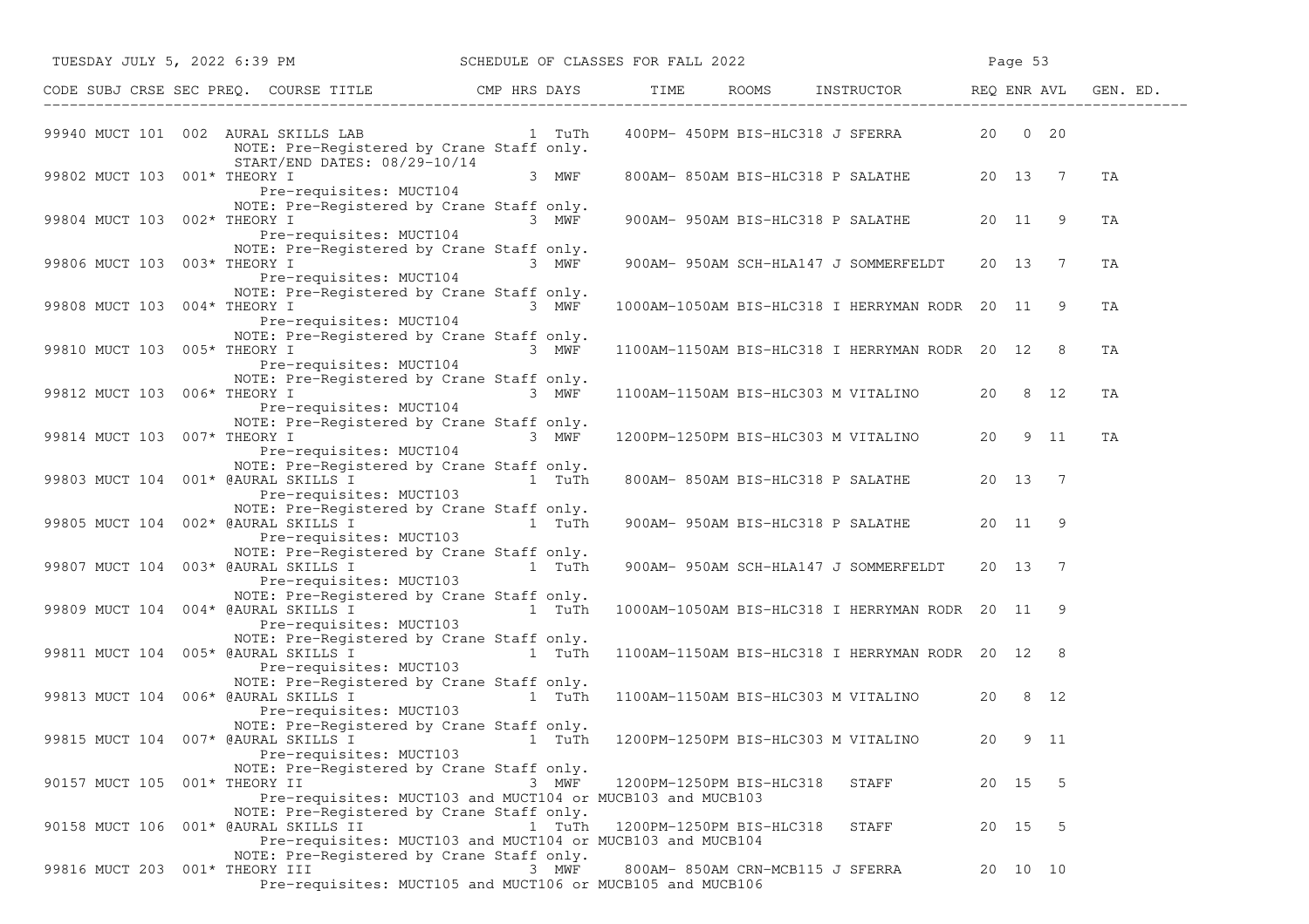| CODE | SUBJ | CRSE | SEC | PREQ. | COURSE TITLE | CMP | HRS | DAYS | TIME | ROOMS | INSTRUCTOR | REQ | ENR | AVL | GEN. ED. |
|---|---|---|---|---|---|---|---|---|---|---|---|---|---|---|---|
| 99940 | MUCT | 101 | 002 | | AURAL SKILLS LAB | | 1 | TuTh | 400PM- 450PM | BIS-HLC318 | J SFERRA | 20 | 0 | 20 | |
| | | | | | NOTE: Pre-Registered by Crane Staff only. START/END DATES: 08/29-10/14 | | | | | | | | | | |
| 99802 | MUCT | 103 | 001 | * | THEORY I | | 3 | MWF | 800AM- 850AM | BIS-HLC318 | P SALATHE | 20 | 13 | 7 | TA |
| | | | | | Pre-requisites: MUCT104 NOTE: Pre-Registered by Crane Staff only. | | | | | | | | | | |
| 99804 | MUCT | 103 | 002 | * | THEORY I | | 3 | MWF | 900AM- 950AM | BIS-HLC318 | P SALATHE | 20 | 11 | 9 | TA |
| | | | | | Pre-requisites: MUCT104 NOTE: Pre-Registered by Crane Staff only. | | | | | | | | | | |
| 99806 | MUCT | 103 | 003 | * | THEORY I | | 3 | MWF | 900AM- 950AM | SCH-HLA147 | J SOMMERFELDT | 20 | 13 | 7 | TA |
| | | | | | Pre-requisites: MUCT104 NOTE: Pre-Registered by Crane Staff only. | | | | | | | | | | |
| 99808 | MUCT | 103 | 004 | * | THEORY I | | 3 | MWF | 1000AM-1050AM | BIS-HLC318 | I HERRYMAN RODR | 20 | 11 | 9 | TA |
| | | | | | Pre-requisites: MUCT104 NOTE: Pre-Registered by Crane Staff only. | | | | | | | | | | |
| 99810 | MUCT | 103 | 005 | * | THEORY I | | 3 | MWF | 1100AM-1150AM | BIS-HLC318 | I HERRYMAN RODR | 20 | 12 | 8 | TA |
| | | | | | Pre-requisites: MUCT104 NOTE: Pre-Registered by Crane Staff only. | | | | | | | | | | |
| 99812 | MUCT | 103 | 006 | * | THEORY I | | 3 | MWF | 1100AM-1150AM | BIS-HLC303 | M VITALINO | 20 | 8 | 12 | TA |
| | | | | | Pre-requisites: MUCT104 NOTE: Pre-Registered by Crane Staff only. | | | | | | | | | | |
| 99814 | MUCT | 103 | 007 | * | THEORY I | | 3 | MWF | 1200PM-1250PM | BIS-HLC303 | M VITALINO | 20 | 9 | 11 | TA |
| | | | | | Pre-requisites: MUCT104 NOTE: Pre-Registered by Crane Staff only. | | | | | | | | | | |
| 99803 | MUCT | 104 | 001 | * | @AURAL SKILLS I | | 1 | TuTh | 800AM- 850AM | BIS-HLC318 | P SALATHE | 20 | 13 | 7 | |
| | | | | | Pre-requisites: MUCT103 NOTE: Pre-Registered by Crane Staff only. | | | | | | | | | | |
| 99805 | MUCT | 104 | 002 | * | @AURAL SKILLS I | | 1 | TuTh | 900AM- 950AM | BIS-HLC318 | P SALATHE | 20 | 11 | 9 | |
| | | | | | Pre-requisites: MUCT103 NOTE: Pre-Registered by Crane Staff only. | | | | | | | | | | |
| 99807 | MUCT | 104 | 003 | * | @AURAL SKILLS I | | 1 | TuTh | 900AM- 950AM | SCH-HLA147 | J SOMMERFELDT | 20 | 13 | 7 | |
| | | | | | Pre-requisites: MUCT103 NOTE: Pre-Registered by Crane Staff only. | | | | | | | | | | |
| 99809 | MUCT | 104 | 004 | * | @AURAL SKILLS I | | 1 | TuTh | 1000AM-1050AM | BIS-HLC318 | I HERRYMAN RODR | 20 | 11 | 9 | |
| | | | | | Pre-requisites: MUCT103 NOTE: Pre-Registered by Crane Staff only. | | | | | | | | | | |
| 99811 | MUCT | 104 | 005 | * | @AURAL SKILLS I | | 1 | TuTh | 1100AM-1150AM | BIS-HLC318 | I HERRYMAN RODR | 20 | 12 | 8 | |
| | | | | | Pre-requisites: MUCT103 NOTE: Pre-Registered by Crane Staff only. | | | | | | | | | | |
| 99813 | MUCT | 104 | 006 | * | @AURAL SKILLS I | | 1 | TuTh | 1100AM-1150AM | BIS-HLC303 | M VITALINO | 20 | 8 | 12 | |
| | | | | | Pre-requisites: MUCT103 NOTE: Pre-Registered by Crane Staff only. | | | | | | | | | | |
| 99815 | MUCT | 104 | 007 | * | @AURAL SKILLS I | | 1 | TuTh | 1200PM-1250PM | BIS-HLC303 | M VITALINO | 20 | 9 | 11 | |
| | | | | | Pre-requisites: MUCT103 NOTE: Pre-Registered by Crane Staff only. | | | | | | | | | | |
| 90157 | MUCT | 105 | 001 | * | THEORY II | | 3 | MWF | 1200PM-1250PM | BIS-HLC318 | STAFF | 20 | 15 | 5 | |
| | | | | | Pre-requisites: MUCT103 and MUCT104 or MUCB103 and MUCB103 NOTE: Pre-Registered by Crane Staff only. | | | | | | | | | | |
| 90158 | MUCT | 106 | 001 | * | @AURAL SKILLS II | | 1 | TuTh | 1200PM-1250PM | BIS-HLC318 | STAFF | 20 | 15 | 5 | |
| | | | | | Pre-requisites: MUCT103 and MUCT104 or MUCB103 and MUCB104 NOTE: Pre-Registered by Crane Staff only. | | | | | | | | | | |
| 99816 | MUCT | 203 | 001 | * | THEORY III | | 3 | MWF | 800AM- 850AM | CRN-MCB115 | J SFERRA | 20 | 10 | 10 | |
| | | | | | Pre-requisites: MUCT105 and MUCT106 or MUCB105 and MUCB106 | | | | | | | | | | |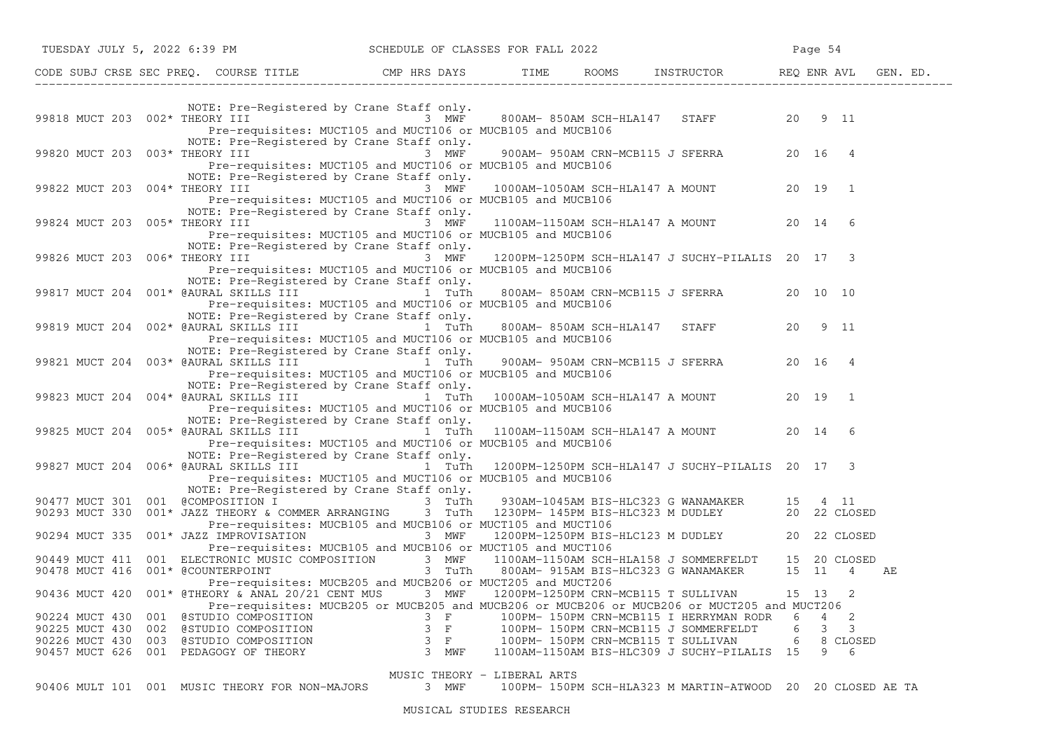| CODE | SUBJ | CRSE | SEC | PREQ. | COURSE TITLE | CMP | HRS | DAYS | TIME | ROOMS | INSTRUCTOR | REQ | ENR | AVL | GEN. ED. |
|---|---|---|---|---|---|---|---|---|---|---|---|---|---|---|---|
| | | | | | NOTE: Pre-Registered by Crane Staff only. | | | | | | | | | | |
| 99818 | MUCT | 203 | 002 | * | THEORY III | | 3 | MWF | 800AM- 850AM | SCH-HLA147 | STAFF | 20 | 9 | 11 | |
| | | | | | Pre-requisites: MUCT105 and MUCT106 or MUCB105 and MUCB106 | | | | | | | | | | |
| | | | | | NOTE: Pre-Registered by Crane Staff only. | | | | | | | | | | |
| 99820 | MUCT | 203 | 003 | * | THEORY III | | 3 | MWF | 900AM- 950AM | CRN-MCB115 | J SFERRA | 20 | 16 | 4 | |
| | | | | | Pre-requisites: MUCT105 and MUCT106 or MUCB105 and MUCB106 | | | | | | | | | | |
| | | | | | NOTE: Pre-Registered by Crane Staff only. | | | | | | | | | | |
| 99822 | MUCT | 203 | 004 | * | THEORY III | | 3 | MWF | 1000AM-1050AM | SCH-HLA147 | A MOUNT | 20 | 19 | 1 | |
| | | | | | Pre-requisites: MUCT105 and MUCT106 or MUCB105 and MUCB106 | | | | | | | | | | |
| | | | | | NOTE: Pre-Registered by Crane Staff only. | | | | | | | | | | |
| 99824 | MUCT | 203 | 005 | * | THEORY III | | 3 | MWF | 1100AM-1150AM | SCH-HLA147 | A MOUNT | 20 | 14 | 6 | |
| | | | | | Pre-requisites: MUCT105 and MUCT106 or MUCB105 and MUCB106 | | | | | | | | | | |
| | | | | | NOTE: Pre-Registered by Crane Staff only. | | | | | | | | | | |
| 99826 | MUCT | 203 | 006 | * | THEORY III | | 3 | MWF | 1200PM-1250PM | SCH-HLA147 | J SUCHY-PILALIS | 20 | 17 | 3 | |
| | | | | | Pre-requisites: MUCT105 and MUCT106 or MUCB105 and MUCB106 | | | | | | | | | | |
| | | | | | NOTE: Pre-Registered by Crane Staff only. | | | | | | | | | | |
| 99817 | MUCT | 204 | 001 | * | @AURAL SKILLS III | | 1 | TuTh | 800AM- 850AM | CRN-MCB115 | J SFERRA | 20 | 10 | 10 | |
| | | | | | Pre-requisites: MUCT105 and MUCT106 or MUCB105 and MUCB106 | | | | | | | | | | |
| | | | | | NOTE: Pre-Registered by Crane Staff only. | | | | | | | | | | |
| 99819 | MUCT | 204 | 002 | * | @AURAL SKILLS III | | 1 | TuTh | 800AM- 850AM | SCH-HLA147 | STAFF | 20 | 9 | 11 | |
| | | | | | Pre-requisites: MUCT105 and MUCT106 or MUCB105 and MUCB106 | | | | | | | | | | |
| | | | | | NOTE: Pre-Registered by Crane Staff only. | | | | | | | | | | |
| 99821 | MUCT | 204 | 003 | * | @AURAL SKILLS III | | 1 | TuTh | 900AM- 950AM | CRN-MCB115 | J SFERRA | 20 | 16 | 4 | |
| | | | | | Pre-requisites: MUCT105 and MUCT106 or MUCB105 and MUCB106 | | | | | | | | | | |
| | | | | | NOTE: Pre-Registered by Crane Staff only. | | | | | | | | | | |
| 99823 | MUCT | 204 | 004 | * | @AURAL SKILLS III | | 1 | TuTh | 1000AM-1050AM | SCH-HLA147 | A MOUNT | 20 | 19 | 1 | |
| | | | | | Pre-requisites: MUCT105 and MUCT106 or MUCB105 and MUCB106 | | | | | | | | | | |
| | | | | | NOTE: Pre-Registered by Crane Staff only. | | | | | | | | | | |
| 99825 | MUCT | 204 | 005 | * | @AURAL SKILLS III | | 1 | TuTh | 1100AM-1150AM | SCH-HLA147 | A MOUNT | 20 | 14 | 6 | |
| | | | | | Pre-requisites: MUCT105 and MUCT106 or MUCB105 and MUCB106 | | | | | | | | | | |
| | | | | | NOTE: Pre-Registered by Crane Staff only. | | | | | | | | | | |
| 99827 | MUCT | 204 | 006 | * | @AURAL SKILLS III | | 1 | TuTh | 1200PM-1250PM | SCH-HLA147 | J SUCHY-PILALIS | 20 | 17 | 3 | |
| | | | | | Pre-requisites: MUCT105 and MUCT106 or MUCB105 and MUCB106 | | | | | | | | | | |
| | | | | | NOTE: Pre-Registered by Crane Staff only. | | | | | | | | | | |
| 90477 | MUCT | 301 | 001 | | @COMPOSITION I | | 3 | TuTh | 930AM-1045AM | BIS-HLC323 | G WANAMAKER | 15 | 4 | 11 | |
| 90293 | MUCT | 330 | 001 | * | JAZZ THEORY & COMMER ARRANGING | | 3 | TuTh | 1230PM- 145PM | BIS-HLC323 | M DUDLEY | 20 | 22 | CLOSED | |
| | | | | | Pre-requisites: MUCB105 and MUCB106 or MUCT105 and MUCT106 | | | | | | | | | | |
| 90294 | MUCT | 335 | 001 | * | JAZZ IMPROVISATION | | 3 | MWF | 1200PM-1250PM | BIS-HLC123 | M DUDLEY | 20 | 22 | CLOSED | |
| | | | | | Pre-requisites: MUCB105 and MUCB106 or MUCT105 and MUCT106 | | | | | | | | | | |
| 90449 | MUCT | 411 | 001 | | ELECTRONIC MUSIC COMPOSITION | | 3 | MWF | 1100AM-1150AM | SCH-HLA158 | J SOMMERFELDT | 15 | 20 | CLOSED | |
| 90478 | MUCT | 416 | 001 | * | @COUNTERPOINT | | 3 | TuTh | 800AM- 915AM | BIS-HLC323 | G WANAMAKER | 15 | 11 | 4 | AE |
| | | | | | Pre-requisites: MUCB205 and MUCB206 or MUCT205 and MUCT206 | | | | | | | | | | |
| 90436 | MUCT | 420 | 001 | * | @THEORY & ANAL 20/21 CENT MUS | | 3 | MWF | 1200PM-1250PM | CRN-MCB115 | T SULLIVAN | 15 | 13 | 2 | |
| | | | | | Pre-requisites: MUCB205 or MUCB205 and MUCB206 or MUCB206 or MUCB206 or MUCT205 and MUCT206 | | | | | | | | | | |
| 90224 | MUCT | 430 | 001 | | @STUDIO COMPOSITION | | 3 | F | 100PM- 150PM | CRN-MCB115 | I HERRYMAN RODR | 6 | 4 | 2 | |
| 90225 | MUCT | 430 | 002 | | @STUDIO COMPOSITION | | 3 | F | 100PM- 150PM | CRN-MCB115 | J SOMMERFELDT | 6 | 3 | 3 | |
| 90226 | MUCT | 430 | 003 | | @STUDIO COMPOSITION | | 3 | F | 100PM- 150PM | CRN-MCB115 | T SULLIVAN | 6 | 8 | CLOSED | |
| 90457 | MUCT | 626 | 001 | | PEDAGOGY OF THEORY | | 3 | MWF | 1100AM-1150AM | BIS-HLC309 | J SUCHY-PILALIS | 15 | 9 | 6 | |

MUSIC THEORY - LIBERAL ARTS

| CODE | SUBJ | CRSE | SEC | PREQ. | COURSE TITLE | CMP | HRS | DAYS | TIME | ROOMS | INSTRUCTOR | REQ | ENR | AVL | GEN. ED. |
|---|---|---|---|---|---|---|---|---|---|---|---|---|---|---|---|
| 90406 | MULT | 101 | 001 | | MUSIC THEORY FOR NON-MAJORS | | 3 | MWF | 100PM- 150PM | SCH-HLA323 | M MARTIN-ATWOOD | 20 | 20 | CLOSED | AE TA |

MUSICAL STUDIES RESEARCH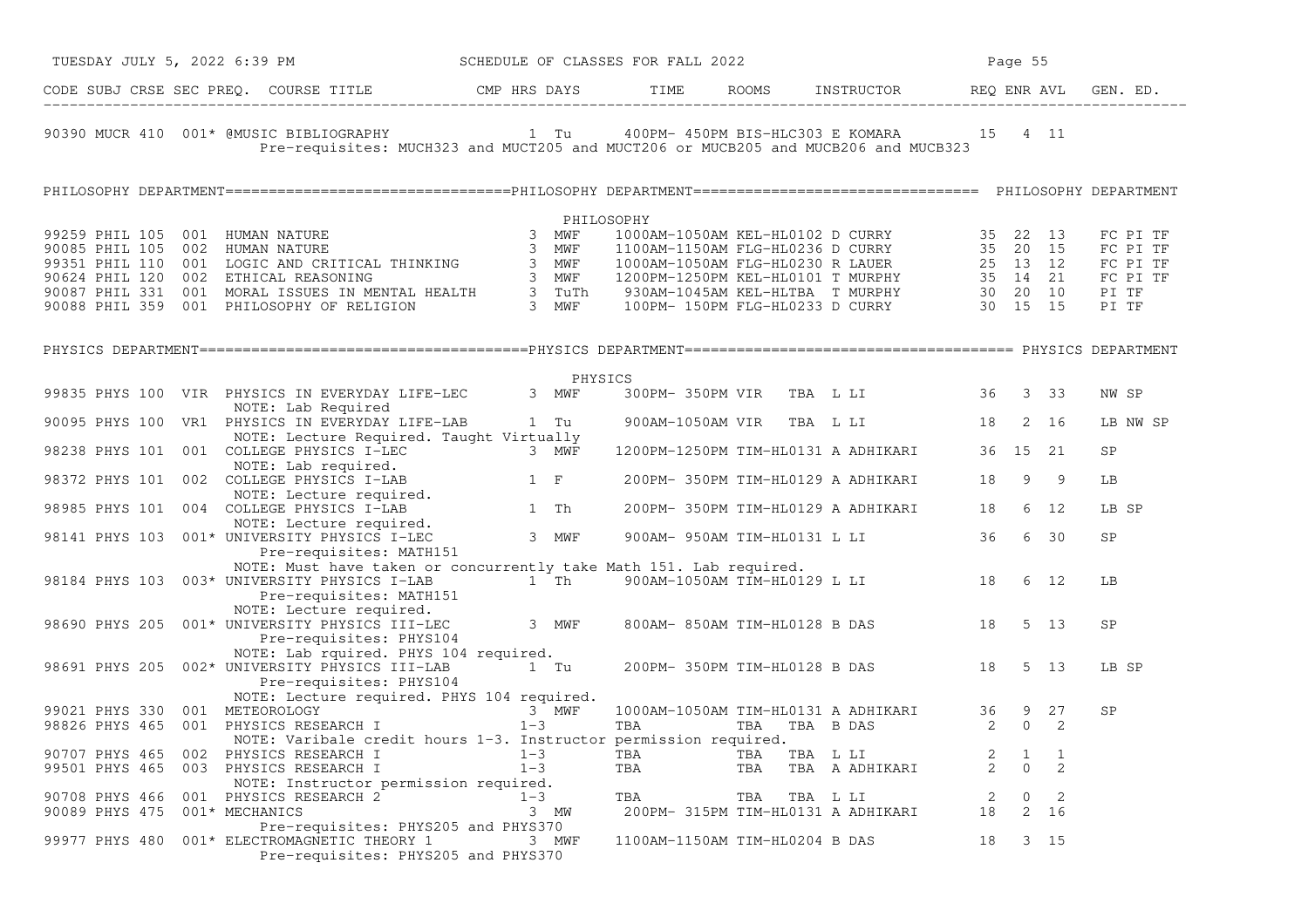| CODE | SUBJ | CRSE | SEC | PREQ. | COURSE TITLE | CMP | HRS | DAYS | TIME | ROOMS | INSTRUCTOR | REQ | ENR | AVL | GEN. ED. |
|---|---|---|---|---|---|---|---|---|---|---|---|---|---|---|---|
| 90390 | MUCR | 410 | 001 | * | @MUSIC BIBLIOGRAPHY | | 1 | Tu | 400PM- 450PM | BIS-HLC303 | E KOMARA | 15 | 4 | 11 | |
| | | | | | Pre-requisites: MUCH323 and MUCT205 and MUCT206 or MUCB205 and MUCB206 and MUCB323 | | | | | | | | | | |

## PHILOSOPHY DEPARTMENT

PHILOSOPHY

| CODE | SUBJ | CRSE | SEC | PREQ. | COURSE TITLE | CMP | HRS | DAYS | TIME | ROOMS | INSTRUCTOR | REQ | ENR | AVL | GEN. ED. |
|---|---|---|---|---|---|---|---|---|---|---|---|---|---|---|---|
| 99259 | PHIL | 105 | 001 | | HUMAN NATURE | | 3 | MWF | 1000AM-1050AM | KEL-HL0102 | D CURRY | 35 | 22 | 13 | FC PI TF |
| 90085 | PHIL | 105 | 002 | | HUMAN NATURE | | 3 | MWF | 1100AM-1150AM | FLG-HL0236 | D CURRY | 35 | 20 | 15 | FC PI TF |
| 99351 | PHIL | 110 | 001 | | LOGIC AND CRITICAL THINKING | | 3 | MWF | 1000AM-1050AM | FLG-HL0230 | R LAUER | 25 | 13 | 12 | FC PI TF |
| 90624 | PHIL | 120 | 002 | | ETHICAL REASONING | | 3 | MWF | 1200PM-1250PM | KEL-HL0101 | T MURPHY | 35 | 14 | 21 | FC PI TF |
| 90087 | PHIL | 331 | 001 | | MORAL ISSUES IN MENTAL HEALTH | | 3 | TuTh | 930AM-1045AM | KEL-HLTBA | T MURPHY | 30 | 20 | 10 | PI TF |
| 90088 | PHIL | 359 | 001 | | PHILOSOPHY OF RELIGION | | 3 | MWF | 100PM- 150PM | FLG-HL0233 | D CURRY | 30 | 15 | 15 | PI TF |

## PHYSICS DEPARTMENT

PHYSICS

| CODE | SUBJ | CRSE | SEC | PREQ. | COURSE TITLE | CMP | HRS | DAYS | TIME | ROOMS | INSTRUCTOR | REQ | ENR | AVL | GEN. ED. |
|---|---|---|---|---|---|---|---|---|---|---|---|---|---|---|---|
| 99835 | PHYS | 100 | VIR | | PHYSICS IN EVERYDAY LIFE-LEC | | 3 | MWF | 300PM- 350PM | VIR TBA | L LI | 36 | 3 | 33 | NW SP |
| | | | | | NOTE: Lab Required | | | | | | | | | | |
| 90095 | PHYS | 100 | VR1 | | PHYSICS IN EVERYDAY LIFE-LAB | | 1 | Tu | 900AM-1050AM | VIR TBA | L LI | 18 | 2 | 16 | LB NW SP |
| | | | | | NOTE: Lecture Required. Taught Virtually | | | | | | | | | | |
| 98238 | PHYS | 101 | 001 | | COLLEGE PHYSICS I-LEC | | 3 | MWF | 1200PM-1250PM | TIM-HL0131 | A ADHIKARI | 36 | 15 | 21 | SP |
| | | | | | NOTE: Lab required. | | | | | | | | | | |
| 98372 | PHYS | 101 | 002 | | COLLEGE PHYSICS I-LAB | | 1 | F | 200PM- 350PM | TIM-HL0129 | A ADHIKARI | 18 | 9 | 9 | LB |
| | | | | | NOTE: Lecture required. | | | | | | | | | | |
| 98985 | PHYS | 101 | 004 | | COLLEGE PHYSICS I-LAB | | 1 | Th | 200PM- 350PM | TIM-HL0129 | A ADHIKARI | 18 | 6 | 12 | LB SP |
| | | | | | NOTE: Lecture required. | | | | | | | | | | |
| 98141 | PHYS | 103 | 001 | * | UNIVERSITY PHYSICS I-LEC | | 3 | MWF | 900AM- 950AM | TIM-HL0131 | L LI | 36 | 6 | 30 | SP |
| | | | | | Pre-requisites: MATH151 | | | | | | | | | | |
| | | | | | NOTE: Must have taken or concurrently take Math 151. Lab required. | | | | | | | | | | |
| 98184 | PHYS | 103 | 003 | * | UNIVERSITY PHYSICS I-LAB | | 1 | Th | 900AM-1050AM | TIM-HL0129 | L LI | 18 | 6 | 12 | LB |
| | | | | | Pre-requisites: MATH151 | | | | | | | | | | |
| | | | | | NOTE: Lecture required. | | | | | | | | | | |
| 98690 | PHYS | 205 | 001 | * | UNIVERSITY PHYSICS III-LEC | | 3 | MWF | 800AM- 850AM | TIM-HL0128 | B DAS | 18 | 5 | 13 | SP |
| | | | | | Pre-requisites: PHYS104 | | | | | | | | | | |
| | | | | | NOTE: Lab rquired. PHYS 104 required. | | | | | | | | | | |
| 98691 | PHYS | 205 | 002 | * | UNIVERSITY PHYSICS III-LAB | | 1 | Tu | 200PM- 350PM | TIM-HL0128 | B DAS | 18 | 5 | 13 | LB SP |
| | | | | | Pre-requisites: PHYS104 | | | | | | | | | | |
| | | | | | NOTE: Lecture required. PHYS 104 required. | | | | | | | | | | |
| 99021 | PHYS | 330 | 001 | | METEOROLOGY | | 3 | MWF | 1000AM-1050AM | TIM-HL0131 | A ADHIKARI | 36 | 9 | 27 | SP |
| 98826 | PHYS | 465 | 001 | | PHYSICS RESEARCH I | | 1-3 | | TBA | TBA TBA | B DAS | 2 | 0 | 2 | |
| | | | | | NOTE: Varibale credit hours 1-3. Instructor permission required. | | | | | | | | | | |
| 90707 | PHYS | 465 | 002 | | PHYSICS RESEARCH I | | 1-3 | | TBA | TBA TBA | L LI | 2 | 1 | 1 | |
| 99501 | PHYS | 465 | 003 | | PHYSICS RESEARCH I | | 1-3 | | TBA | TBA TBA | A ADHIKARI | 2 | 0 | 2 | |
| | | | | | NOTE: Instructor permission required. | | | | | | | | | | |
| 90708 | PHYS | 466 | 001 | | PHYSICS RESEARCH 2 | | 1-3 | | TBA | TBA TBA | L LI | 2 | 0 | 2 | |
| 90089 | PHYS | 475 | 001 | * | MECHANICS | | 3 | MW | 200PM- 315PM | TIM-HL0131 | A ADHIKARI | 18 | 2 | 16 | |
| | | | | | Pre-requisites: PHYS205 and PHYS370 | | | | | | | | | | |
| 99977 | PHYS | 480 | 001 | * | ELECTROMAGNETIC THEORY 1 | | 3 | MWF | 1100AM-1150AM | TIM-HL0204 | B DAS | 18 | 3 | 15 | |
| | | | | | Pre-requisites: PHYS205 and PHYS370 | | | | | | | | | | |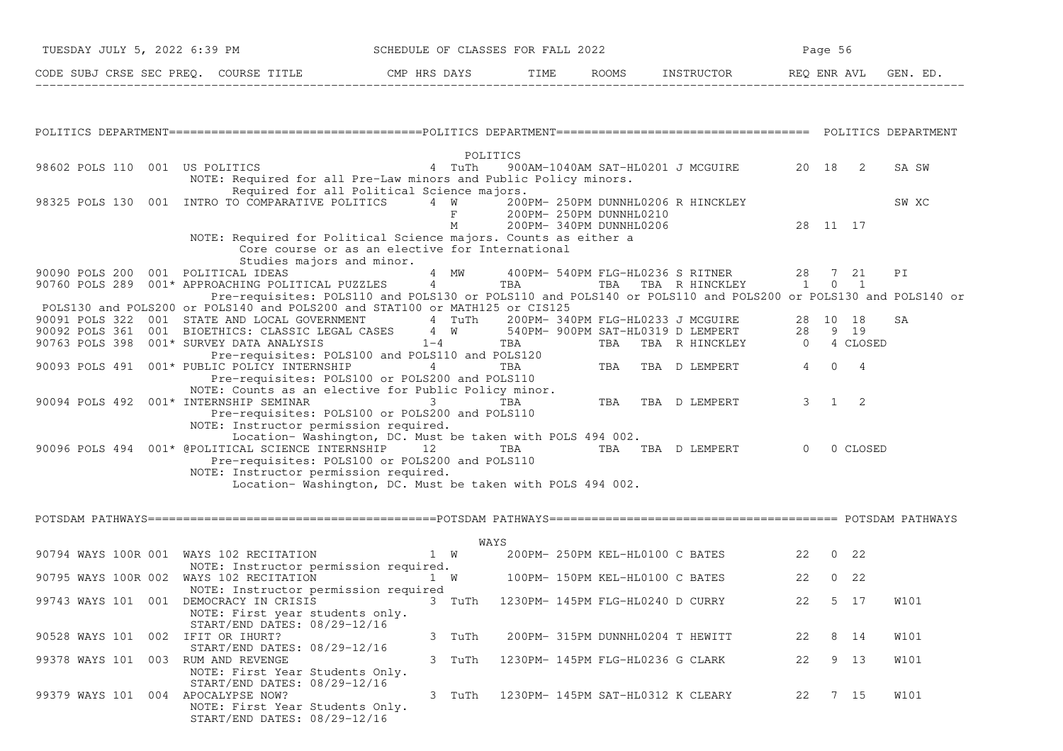CODE SUBJ CRSE SEC PREQ. COURSE TITLE CMP HRS DAYS TIME ROOMS INSTRUCTOR REQ ENR AVL GEN. ED.

## POLITICS DEPARTMENT

### POLITICS

| CODE | SUBJ | CRSE | SEC | PREQ. | COURSE TITLE | CMP | HRS | DAYS | TIME | ROOMS | INSTRUCTOR | REQ | ENR | AVL | GEN. ED. |
|---|---|---|---|---|---|---|---|---|---|---|---|---|---|---|---|
| 98602 | POLS | 110 | 001 | | US POLITICS | | 4 | TuTh | 900AM-1040AM | SAT-HL0201 | J MCGUIRE | 20 | 18 | 2 | SA SW |
| | | | | | NOTE: Required for all Pre-Law minors and Public Policy minors. Required for all Political Science majors. | | | | | | | | | | |
| 98325 | POLS | 130 | 001 | | INTRO TO COMPARATIVE POLITICS | | 4 | W | 200PM- 250PM | DUNNHL0206 | R HINCKLEY | | | | SW XC |
| | | | | | | | | F | 200PM- 250PM | DUNNHL0210 | | | | | |
| | | | | | | | | M | 200PM- 340PM | DUNNHL0206 | | 28 | 11 | 17 | |
| | | | | | NOTE: Required for Political Science majors. Counts as either a Core course or as an elective for International Studies majors and minor. | | | | | | | | | | |
| 90090 | POLS | 200 | 001 | | POLITICAL IDEAS | | 4 | MW | 400PM- 540PM | FLG-HL0236 | S RITNER | 28 | 7 | 21 | PI |
| 90760 | POLS | 289 | 001* | | APPROACHING POLITICAL PUZZLES | | 4 | | TBA | TBA | TBA R HINCKLEY | 1 | 0 | 1 | |
| | | | | | Pre-requisites: POLS110 and POLS130 or POLS110 and POLS140 or POLS110 and POLS200 or POLS130 and POLS140 or POLS130 and POLS200 or POLS140 and POLS200 and STAT100 or MATH125 or CIS125 | | | | | | | | | | |
| 90091 | POLS | 322 | 001 | | STATE AND LOCAL GOVERNMENT | | 4 | TuTh | 200PM- 340PM | FLG-HL0233 | J MCGUIRE | 28 | 10 | 18 | SA |
| 90092 | POLS | 361 | 001 | | BIOETHICS: CLASSIC LEGAL CASES | | 4 | W | 540PM- 900PM | SAT-HL0319 | D LEMPERT | 28 | 9 | 19 | |
| 90763 | POLS | 398 | 001* | | SURVEY DATA ANALYSIS | | 1-4 | | TBA | TBA | TBA R HINCKLEY | 0 | 4 | CLOSED | |
| | | | | | Pre-requisites: POLS100 and POLS110 and POLS120 | | | | | | | | | | |
| 90093 | POLS | 491 | 001* | | PUBLIC POLICY INTERNSHIP | | 4 | | TBA | TBA | TBA D LEMPERT | 4 | 0 | 4 | |
| | | | | | Pre-requisites: POLS100 or POLS200 and POLS110<br>NOTE: Counts as an elective for Public Policy minor. | | | | | | | | | | |
| 90094 | POLS | 492 | 001* | | INTERNSHIP SEMINAR | | 3 | | TBA | TBA | TBA D LEMPERT | 3 | 1 | 2 | |
| | | | | | Pre-requisites: POLS100 or POLS200 and POLS110<br>NOTE: Instructor permission required. Location- Washington, DC. Must be taken with POLS 494 002. | | | | | | | | | | |
| 90096 | POLS | 494 | 001* | | @POLITICAL SCIENCE INTERNSHIP | | 12 | | TBA | TBA | TBA D LEMPERT | 0 | 0 | CLOSED | |
| | | | | | Pre-requisites: POLS100 or POLS200 and POLS110<br>NOTE: Instructor permission required. Location- Washington, DC. Must be taken with POLS 494 002. | | | | | | | | | | |

## POTSDAM PATHWAYS

### WAYS

| CODE | SUBJ | CRSE | SEC | PREQ. | COURSE TITLE | CMP | HRS | DAYS | TIME | ROOMS | INSTRUCTOR | REQ | ENR | AVL | GEN. ED. |
|---|---|---|---|---|---|---|---|---|---|---|---|---|---|---|---|
| 90794 | WAYS | 100R | 001 | | WAYS 102 RECITATION | | 1 | W | 200PM- 250PM | KEL-HL0100 | C BATES | 22 | 0 | 22 | |
| | | | | | NOTE: Instructor permission required. | | | | | | | | | | |
| 90795 | WAYS | 100R | 002 | | WAYS 102 RECITATION | | 1 | W | 100PM- 150PM | KEL-HL0100 | C BATES | 22 | 0 | 22 | |
| | | | | | NOTE: Instructor permission required | | | | | | | | | | |
| 99743 | WAYS | 101 | 001 | | DEMOCRACY IN CRISIS | | 3 | TuTh | 1230PM- 145PM | FLG-HL0240 | D CURRY | 22 | 5 | 17 | W101 |
| | | | | | NOTE: First year students only.<br>START/END DATES: 08/29-12/16 | | | | | | | | | | |
| 90528 | WAYS | 101 | 002 | | IFIT OR IHURT? | | 3 | TuTh | 200PM- 315PM | DUNNHL0204 | T HEWITT | 22 | 8 | 14 | W101 |
| | | | | | START/END DATES: 08/29-12/16 | | | | | | | | | | |
| 99378 | WAYS | 101 | 003 | | RUM AND REVENGE | | 3 | TuTh | 1230PM- 145PM | FLG-HL0236 | G CLARK | 22 | 9 | 13 | W101 |
| | | | | | NOTE: First Year Students Only.<br>START/END DATES: 08/29-12/16 | | | | | | | | | | |
| 99379 | WAYS | 101 | 004 | | APOCALYPSE NOW? | | 3 | TuTh | 1230PM- 145PM | SAT-HL0312 | K CLEARY | 22 | 7 | 15 | W101 |
| | | | | | NOTE: First Year Students Only.<br>START/END DATES: 08/29-12/16 | | | | | | | | | | |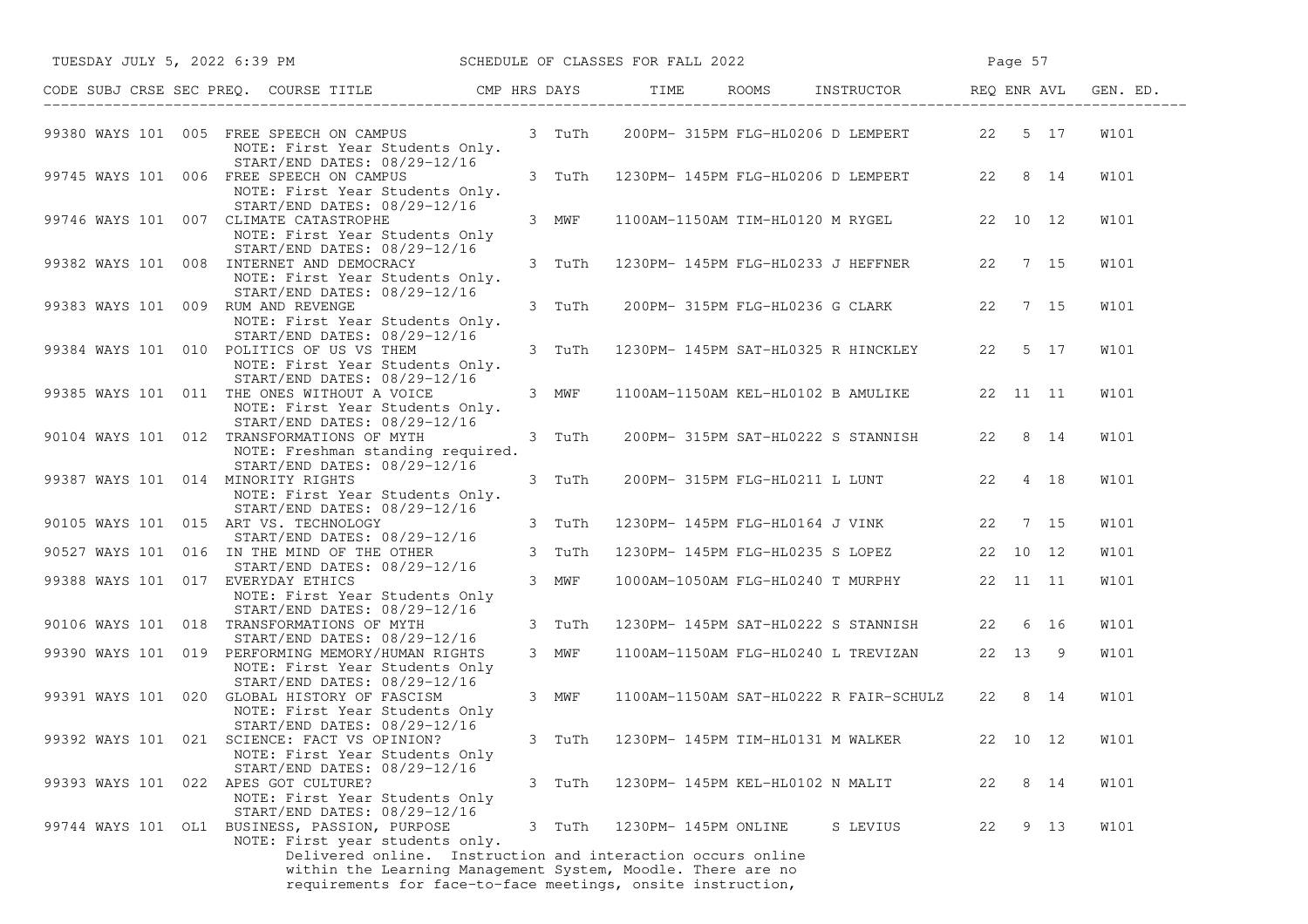SCHEDULE OF CLASSES FOR FALL 2022

| CODE | SUBJ | CRSE | SEC | PREQ. | COURSE TITLE | CMP | HRS | DAYS | TIME | ROOMS | INSTRUCTOR | REQ | ENR | AVL | GEN. ED. |
|---|---|---|---|---|---|---|---|---|---|---|---|---|---|---|---|
| 99380 | WAYS | 101 | 005 | | FREE SPEECH ON CAMPUS<br>NOTE: First Year Students Only.<br>START/END DATES: 08/29-12/16 | | 3 | TuTh | 200PM- 315PM | FLG-HL0206 | D LEMPERT | 22 | 5 | 17 | W101 |
| 99745 | WAYS | 101 | 006 | | FREE SPEECH ON CAMPUS<br>NOTE: First Year Students Only.<br>START/END DATES: 08/29-12/16 | | 3 | TuTh | 1230PM- 145PM | FLG-HL0206 | D LEMPERT | 22 | 8 | 14 | W101 |
| 99746 | WAYS | 101 | 007 | | CLIMATE CATASTROPHE<br>NOTE: First Year Students Only<br>START/END DATES: 08/29-12/16 | | 3 | MWF | 1100AM-1150AM | TIM-HL0120 | M RYGEL | 22 | 10 | 12 | W101 |
| 99382 | WAYS | 101 | 008 | | INTERNET AND DEMOCRACY<br>NOTE: First Year Students Only.<br>START/END DATES: 08/29-12/16 | | 3 | TuTh | 1230PM- 145PM | FLG-HL0233 | J HEFFNER | 22 | 7 | 15 | W101 |
| 99383 | WAYS | 101 | 009 | | RUM AND REVENGE<br>NOTE: First Year Students Only.<br>START/END DATES: 08/29-12/16 | | 3 | TuTh | 200PM- 315PM | FLG-HL0236 | G CLARK | 22 | 7 | 15 | W101 |
| 99384 | WAYS | 101 | 010 | | POLITICS OF US VS THEM<br>NOTE: First Year Students Only.<br>START/END DATES: 08/29-12/16 | | 3 | TuTh | 1230PM- 145PM | SAT-HL0325 | R HINCKLEY | 22 | 5 | 17 | W101 |
| 99385 | WAYS | 101 | 011 | | THE ONES WITHOUT A VOICE<br>NOTE: First Year Students Only.<br>START/END DATES: 08/29-12/16 | | 3 | MWF | 1100AM-1150AM | KEL-HL0102 | B AMULIKE | 22 | 11 | 11 | W101 |
| 90104 | WAYS | 101 | 012 | | TRANSFORMATIONS OF MYTH<br>NOTE: Freshman standing required.<br>START/END DATES: 08/29-12/16 | | 3 | TuTh | 200PM- 315PM | SAT-HL0222 | S STANNISH | 22 | 8 | 14 | W101 |
| 99387 | WAYS | 101 | 014 | | MINORITY RIGHTS<br>NOTE: First Year Students Only.<br>START/END DATES: 08/29-12/16 | | 3 | TuTh | 200PM- 315PM | FLG-HL0211 | L LUNT | 22 | 4 | 18 | W101 |
| 90105 | WAYS | 101 | 015 | | ART VS. TECHNOLOGY<br>START/END DATES: 08/29-12/16 | | 3 | TuTh | 1230PM- 145PM | FLG-HL0164 | J VINK | 22 | 7 | 15 | W101 |
| 90527 | WAYS | 101 | 016 | | IN THE MIND OF THE OTHER<br>START/END DATES: 08/29-12/16 | | 3 | TuTh | 1230PM- 145PM | FLG-HL0235 | S LOPEZ | 22 | 10 | 12 | W101 |
| 99388 | WAYS | 101 | 017 | | EVERYDAY ETHICS<br>NOTE: First Year Students Only<br>START/END DATES: 08/29-12/16 | | 3 | MWF | 1000AM-1050AM | FLG-HL0240 | T MURPHY | 22 | 11 | 11 | W101 |
| 90106 | WAYS | 101 | 018 | | TRANSFORMATIONS OF MYTH<br>START/END DATES: 08/29-12/16 | | 3 | TuTh | 1230PM- 145PM | SAT-HL0222 | S STANNISH | 22 | 6 | 16 | W101 |
| 99390 | WAYS | 101 | 019 | | PERFORMING MEMORY/HUMAN RIGHTS<br>NOTE: First Year Students Only<br>START/END DATES: 08/29-12/16 | | 3 | MWF | 1100AM-1150AM | FLG-HL0240 | L TREVIZAN | 22 | 13 | 9 | W101 |
| 99391 | WAYS | 101 | 020 | | GLOBAL HISTORY OF FASCISM<br>NOTE: First Year Students Only<br>START/END DATES: 08/29-12/16 | | 3 | MWF | 1100AM-1150AM | SAT-HL0222 | R FAIR-SCHULZ | 22 | 8 | 14 | W101 |
| 99392 | WAYS | 101 | 021 | | SCIENCE: FACT VS OPINION?<br>NOTE: First Year Students Only<br>START/END DATES: 08/29-12/16 | | 3 | TuTh | 1230PM- 145PM | TIM-HL0131 | M WALKER | 22 | 10 | 12 | W101 |
| 99393 | WAYS | 101 | 022 | | APES GOT CULTURE?<br>NOTE: First Year Students Only<br>START/END DATES: 08/29-12/16 | | 3 | TuTh | 1230PM- 145PM | KEL-HL0102 | N MALIT | 22 | 8 | 14 | W101 |
| 99744 | WAYS | 101 | OL1 | | BUSINESS, PASSION, PURPOSE<br>NOTE: First year students only.<br>Delivered online. Instruction and interaction occurs online within the Learning Management System, Moodle. There are no requirements for face-to-face meetings, onsite instruction, | | 3 | TuTh | 1230PM- 145PM | ONLINE | S LEVIUS | 22 | 9 | 13 | W101 |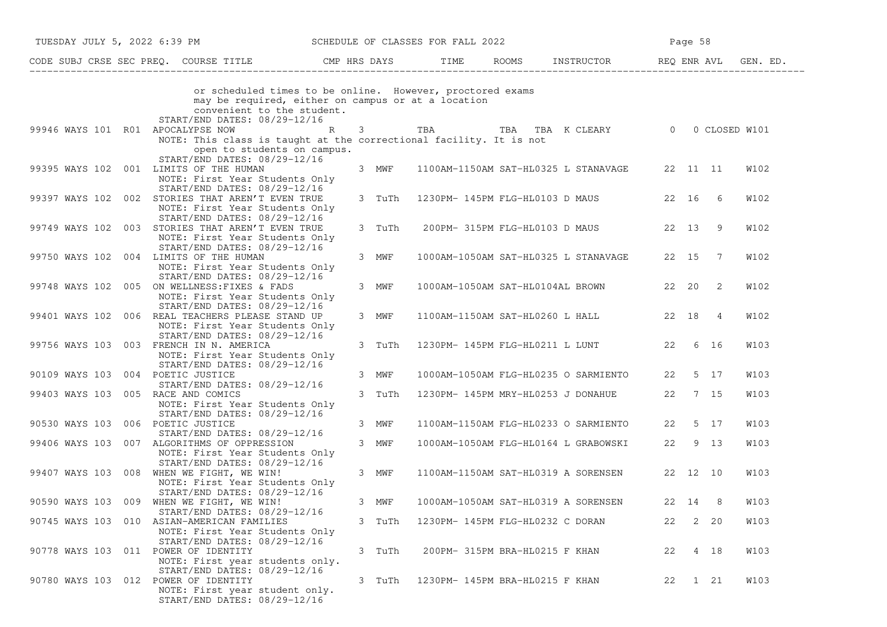| CODE | SUBJ | CRSE | SEC | PREQ. | COURSE TITLE | CMP | HRS | DAYS | TIME | ROOMS | INSTRUCTOR | REQ | ENR | AVL | GEN. ED. |
|---|---|---|---|---|---|---|---|---|---|---|---|---|---|---|---|
| | | | | | or scheduled times to be online. However, proctored exams may be required, either on campus or at a location convenient to the student. START/END DATES: 08/29-12/16 | | | | | | | | | | |
| 99946 | WAYS | 101 | R01 | | APOCALYPSE NOW NOTE: This class is taught at the correctional facility. It is not open to students on campus. START/END DATES: 08/29-12/16 | R | 3 | | TBA | TBA TBA | K CLEARY | 0 | 0 | CLOSED | W101 |
| 99395 | WAYS | 102 | 001 | | LIMITS OF THE HUMAN NOTE: First Year Students Only START/END DATES: 08/29-12/16 | | 3 | MWF | 1100AM-1150AM | SAT-HL0325 | L STANAVAGE | 22 | 11 | 11 | W102 |
| 99397 | WAYS | 102 | 002 | | STORIES THAT AREN'T EVEN TRUE NOTE: First Year Students Only START/END DATES: 08/29-12/16 | | 3 | TuTh | 1230PM- 145PM | FLG-HL0103 | D MAUS | 22 | 16 | 6 | W102 |
| 99749 | WAYS | 102 | 003 | | STORIES THAT AREN'T EVEN TRUE NOTE: First Year Students Only START/END DATES: 08/29-12/16 | | 3 | TuTh | 200PM- 315PM | FLG-HL0103 | D MAUS | 22 | 13 | 9 | W102 |
| 99750 | WAYS | 102 | 004 | | LIMITS OF THE HUMAN NOTE: First Year Students Only START/END DATES: 08/29-12/16 | | 3 | MWF | 1000AM-1050AM | SAT-HL0325 | L STANAVAGE | 22 | 15 | 7 | W102 |
| 99748 | WAYS | 102 | 005 | | ON WELLNESS:FIXES & FADS NOTE: First Year Students Only START/END DATES: 08/29-12/16 | | 3 | MWF | 1000AM-1050AM | SAT-HL0104 | AL BROWN | 22 | 20 | 2 | W102 |
| 99401 | WAYS | 102 | 006 | | REAL TEACHERS PLEASE STAND UP NOTE: First Year Students Only START/END DATES: 08/29-12/16 | | 3 | MWF | 1100AM-1150AM | SAT-HL0260 | L HALL | 22 | 18 | 4 | W102 |
| 99756 | WAYS | 103 | 003 | | FRENCH IN N. AMERICA NOTE: First Year Students Only START/END DATES: 08/29-12/16 | | 3 | TuTh | 1230PM- 145PM | FLG-HL0211 | L LUNT | 22 | 6 | 16 | W103 |
| 90109 | WAYS | 103 | 004 | | POETIC JUSTICE START/END DATES: 08/29-12/16 | | 3 | MWF | 1000AM-1050AM | FLG-HL0235 | O SARMIENTO | 22 | 5 | 17 | W103 |
| 99403 | WAYS | 103 | 005 | | RACE AND COMICS NOTE: First Year Students Only START/END DATES: 08/29-12/16 | | 3 | TuTh | 1230PM- 145PM | MRY-HL0253 | J DONAHUE | 22 | 7 | 15 | W103 |
| 90530 | WAYS | 103 | 006 | | POETIC JUSTICE START/END DATES: 08/29-12/16 | | 3 | MWF | 1100AM-1150AM | FLG-HL0233 | O SARMIENTO | 22 | 5 | 17 | W103 |
| 99406 | WAYS | 103 | 007 | | ALGORITHMS OF OPPRESSION NOTE: First Year Students Only START/END DATES: 08/29-12/16 | | 3 | MWF | 1000AM-1050AM | FLG-HL0164 | L GRABOWSKI | 22 | 9 | 13 | W103 |
| 99407 | WAYS | 103 | 008 | | WHEN WE FIGHT, WE WIN! NOTE: First Year Students Only START/END DATES: 08/29-12/16 | | 3 | MWF | 1100AM-1150AM | SAT-HL0319 | A SORENSEN | 22 | 12 | 10 | W103 |
| 90590 | WAYS | 103 | 009 | | WHEN WE FIGHT, WE WIN! START/END DATES: 08/29-12/16 | | 3 | MWF | 1000AM-1050AM | SAT-HL0319 | A SORENSEN | 22 | 14 | 8 | W103 |
| 90745 | WAYS | 103 | 010 | | ASIAN-AMERICAN FAMILIES NOTE: First Year Students Only START/END DATES: 08/29-12/16 | | 3 | TuTh | 1230PM- 145PM | FLG-HL0232 | C DORAN | 22 | 2 | 20 | W103 |
| 90778 | WAYS | 103 | 011 | | POWER OF IDENTITY NOTE: First year students only. START/END DATES: 08/29-12/16 | | 3 | TuTh | 200PM- 315PM | BRA-HL0215 | F KHAN | 22 | 4 | 18 | W103 |
| 90780 | WAYS | 103 | 012 | | POWER OF IDENTITY NOTE: First year student only. START/END DATES: 08/29-12/16 | | 3 | TuTh | 1230PM- 145PM | BRA-HL0215 | F KHAN | 22 | 1 | 21 | W103 |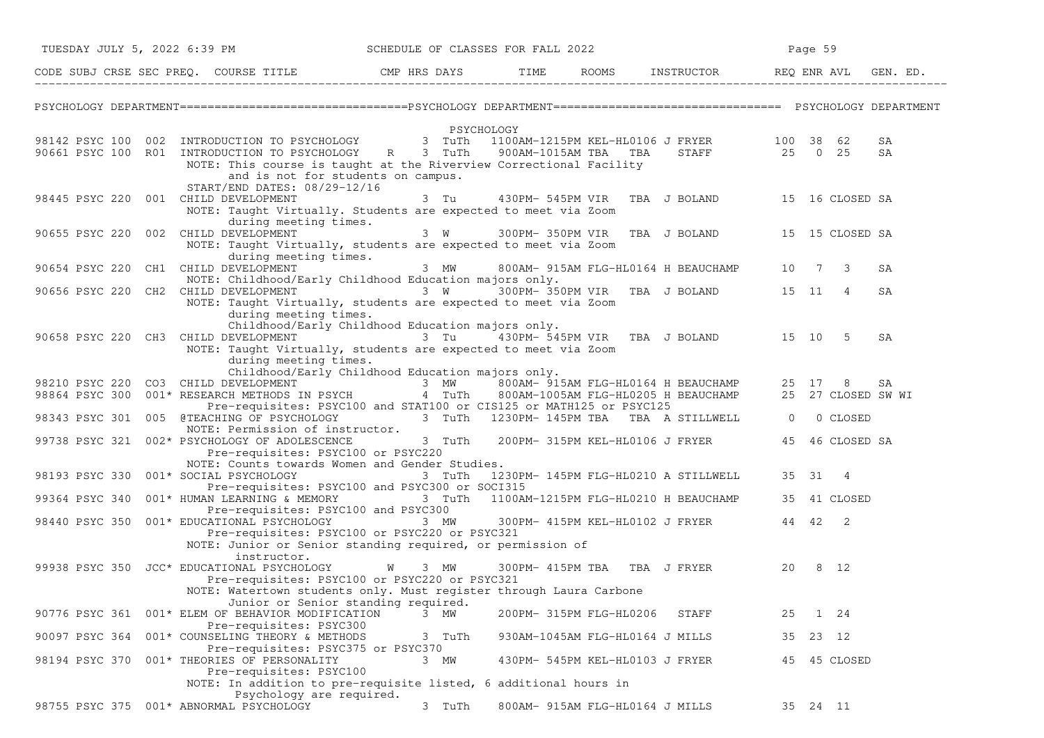SCHEDULE OF CLASSES FOR FALL 2022

PSYCHOLOGY DEPARTMENT

## PSYCHOLOGY

| CODE | SUBJ | CRSE | SEC | PREQ. | COURSE TITLE | CMP | HRS | DAYS | TIME | ROOMS | INSTRUCTOR | REQ | ENR | AVL | GEN. ED. |
|---|---|---|---|---|---|---|---|---|---|---|---|---|---|---|---|
| 98142 | PSYC | 100 | 002 | | INTRODUCTION TO PSYCHOLOGY | | 3 | TuTh | 1100AM-1215PM | KEL-HL0106 | J FRYER | 100 | 38 | 62 | SA |
| 90661 | PSYC | 100 | R01 | | INTRODUCTION TO PSYCHOLOGY | R | 3 | TuTh | 900AM-1015AM | TBA TBA | STAFF | 25 | 0 | 25 | SA |
| | | | | | NOTE: This course is taught at the Riverview Correctional Facility and is not for students on campus. START/END DATES: 08/29-12/16 | | | | | | | | | | |
| 98445 | PSYC | 220 | 001 | | CHILD DEVELOPMENT | | 3 | Tu | 430PM- 545PM | VIR TBA | J BOLAND | 15 | 16 | CLOSED | SA |
| | | | | | NOTE: Taught Virtually. Students are expected to meet via Zoom during meeting times. | | | | | | | | | | |
| 90655 | PSYC | 220 | 002 | | CHILD DEVELOPMENT | | 3 | W | 300PM- 350PM | VIR TBA | J BOLAND | 15 | 15 | CLOSED | SA |
| | | | | | NOTE: Taught Virtually, students are expected to meet via Zoom during meeting times. | | | | | | | | | | |
| 90654 | PSYC | 220 | CH1 | | CHILD DEVELOPMENT | | 3 | MW | 800AM- 915AM | FLG-HL0164 | H BEAUCHAMP | 10 | 7 | 3 | SA |
| | | | | | NOTE: Childhood/Early Childhood Education majors only. | | | | | | | | | | |
| 90656 | PSYC | 220 | CH2 | | CHILD DEVELOPMENT | | 3 | W | 300PM- 350PM | VIR TBA | J BOLAND | 15 | 11 | 4 | SA |
| | | | | | NOTE: Taught Virtually, students are expected to meet via Zoom during meeting times. Childhood/Early Childhood Education majors only. | | | | | | | | | | |
| 90658 | PSYC | 220 | CH3 | | CHILD DEVELOPMENT | | 3 | Tu | 430PM- 545PM | VIR TBA | J BOLAND | 15 | 10 | 5 | SA |
| | | | | | NOTE: Taught Virtually, students are expected to meet via Zoom during meeting times. Childhood/Early Childhood Education majors only. | | | | | | | | | | |
| 98210 | PSYC | 220 | CO3 | | CHILD DEVELOPMENT | | 3 | MW | 800AM- 915AM | FLG-HL0164 | H BEAUCHAMP | 25 | 17 | 8 | SA |
| 98864 | PSYC | 300 | 001 | * | RESEARCH METHODS IN PSYCH | | 4 | TuTh | 800AM-1005AM | FLG-HL0205 | H BEAUCHAMP | 25 | 27 | CLOSED | SW WI |
| | | | | | Pre-requisites: PSYC100 and STAT100 or CIS125 or MATH125 or PSYC125 | | | | | | | | | | |
| 98343 | PSYC | 301 | 005 | @ | TEACHING OF PSYCHOLOGY | | 3 | TuTh | 1230PM- 145PM | TBA TBA | A STILLWELL | 0 | 0 | CLOSED | |
| | | | | | NOTE: Permission of instructor. | | | | | | | | | | |
| 99738 | PSYC | 321 | 002 | * | PSYCHOLOGY OF ADOLESCENCE | | 3 | TuTh | 200PM- 315PM | KEL-HL0106 | J FRYER | 45 | 46 | CLOSED | SA |
| | | | | | Pre-requisites: PSYC100 or PSYC220 NOTE: Counts towards Women and Gender Studies. | | | | | | | | | | |
| 98193 | PSYC | 330 | 001 | * | SOCIAL PSYCHOLOGY | | 3 | TuTh | 1230PM- 145PM | FLG-HL0210 | A STILLWELL | 35 | 31 | 4 | |
| | | | | | Pre-requisites: PSYC100 and PSYC300 or SOCI315 | | | | | | | | | | |
| 99364 | PSYC | 340 | 001 | * | HUMAN LEARNING & MEMORY | | 3 | TuTh | 1100AM-1215PM | FLG-HL0210 | H BEAUCHAMP | 35 | 41 | CLOSED | |
| | | | | | Pre-requisites: PSYC100 and PSYC300 | | | | | | | | | | |
| 98440 | PSYC | 350 | 001 | * | EDUCATIONAL PSYCHOLOGY | | 3 | MW | 300PM- 415PM | KEL-HL0102 | J FRYER | 44 | 42 | 2 | |
| | | | | | Pre-requisites: PSYC100 or PSYC220 or PSYC321 NOTE: Junior or Senior standing required, or permission of instructor. | | | | | | | | | | |
| 99938 | PSYC | 350 | JCC | * | EDUCATIONAL PSYCHOLOGY | W | 3 | MW | 300PM- 415PM | TBA TBA | J FRYER | 20 | 8 | 12 | |
| | | | | | Pre-requisites: PSYC100 or PSYC220 or PSYC321 NOTE: Watertown students only. Must register through Laura Carbone Junior or Senior standing required. | | | | | | | | | | |
| 90776 | PSYC | 361 | 001 | * | ELEM OF BEHAVIOR MODIFICATION | | 3 | MW | 200PM- 315PM | FLG-HL0206 | STAFF | 25 | 1 | 24 | |
| | | | | | Pre-requisites: PSYC300 | | | | | | | | | | |
| 90097 | PSYC | 364 | 001 | * | COUNSELING THEORY & METHODS | | 3 | TuTh | 930AM-1045AM | FLG-HL0164 | J MILLS | 35 | 23 | 12 | |
| | | | | | Pre-requisites: PSYC375 or PSYC370 | | | | | | | | | | |
| 98194 | PSYC | 370 | 001 | * | THEORIES OF PERSONALITY | | 3 | MW | 430PM- 545PM | KEL-HL0103 | J FRYER | 45 | 45 | CLOSED | |
| | | | | | Pre-requisites: PSYC100 NOTE: In addition to pre-requisite listed, 6 additional hours in Psychology are required. | | | | | | | | | | |
| 98755 | PSYC | 375 | 001 | * | ABNORMAL PSYCHOLOGY | | 3 | TuTh | 800AM- 915AM | FLG-HL0164 | J MILLS | 35 | 24 | 11 | |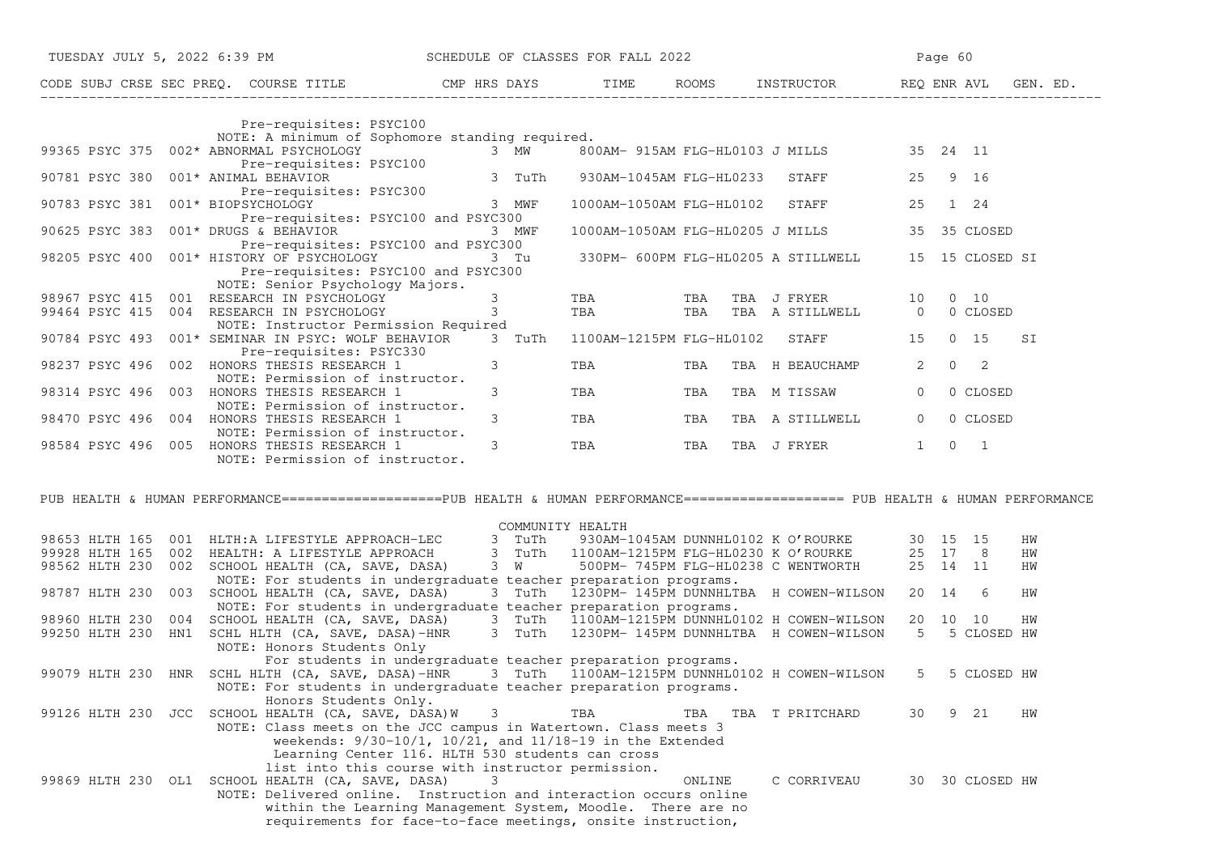| CODE | SUBJ | CRSE | SEC | PREQ. | COURSE TITLE | CMP | HRS | DAYS | TIME | ROOMS | INSTRUCTOR | REQ | ENR | AVL | GEN. ED. |
|---|---|---|---|---|---|---|---|---|---|---|---|---|---|---|---|
| | | | | | Pre-requisites: PSYC100 | | | | | | | | | | |
| | | | | | NOTE: A minimum of Sophomore standing required. | | | | | | | | | | |
| 99365 | PSYC | 375 | 002 | * | ABNORMAL PSYCHOLOGY | | 3 | MW | 800AM- 915AM | FLG-HL0103 | J MILLS | 35 | 24 | 11 | |
| | | | | | Pre-requisites: PSYC100 | | | | | | | | | | |
| 90781 | PSYC | 380 | 001 | * | ANIMAL BEHAVIOR | | 3 | TuTh | 930AM-1045AM | FLG-HL0233 | STAFF | 25 | 9 | 16 | |
| | | | | | Pre-requisites: PSYC300 | | | | | | | | | | |
| 90783 | PSYC | 381 | 001 | * | BIOPSYCHOLOGY | | 3 | MWF | 1000AM-1050AM | FLG-HL0102 | STAFF | 25 | 1 | 24 | |
| | | | | | Pre-requisites: PSYC100 and PSYC300 | | | | | | | | | | |
| 90625 | PSYC | 383 | 001 | * | DRUGS & BEHAVIOR | | 3 | MWF | 1000AM-1050AM | FLG-HL0205 | J MILLS | 35 | 35 | CLOSED | |
| | | | | | Pre-requisites: PSYC100 and PSYC300 | | | | | | | | | | |
| 98205 | PSYC | 400 | 001 | * | HISTORY OF PSYCHOLOGY | | 3 | Tu | 330PM- 600PM | FLG-HL0205 | A STILLWELL | 15 | 15 | CLOSED | SI |
| | | | | | Pre-requisites: PSYC100 and PSYC300 | | | | | | | | | | |
| | | | | | NOTE: Senior Psychology Majors. | | | | | | | | | | |
| 98967 | PSYC | 415 | 001 | | RESEARCH IN PSYCHOLOGY | | 3 | | TBA | TBA | TBA J FRYER | 10 | 0 | 10 | |
| 99464 | PSYC | 415 | 004 | | RESEARCH IN PSYCHOLOGY | | 3 | | TBA | TBA | TBA A STILLWELL | 0 | 0 | CLOSED | |
| | | | | | NOTE: Instructor Permission Required | | | | | | | | | | |
| 90784 | PSYC | 493 | 001 | * | SEMINAR IN PSYC: WOLF BEHAVIOR | | 3 | TuTh | 1100AM-1215PM | FLG-HL0102 | STAFF | 15 | 0 | 15 | SI |
| | | | | | Pre-requisites: PSYC330 | | | | | | | | | | |
| 98237 | PSYC | 496 | 002 | | HONORS THESIS RESEARCH 1 | | 3 | | TBA | TBA | TBA H BEAUCHAMP | 2 | 0 | 2 | |
| | | | | | NOTE: Permission of instructor. | | | | | | | | | | |
| 98314 | PSYC | 496 | 003 | | HONORS THESIS RESEARCH 1 | | 3 | | TBA | TBA | TBA M TISSAW | 0 | 0 | CLOSED | |
| | | | | | NOTE: Permission of instructor. | | | | | | | | | | |
| 98470 | PSYC | 496 | 004 | | HONORS THESIS RESEARCH 1 | | 3 | | TBA | TBA | TBA A STILLWELL | 0 | 0 | CLOSED | |
| | | | | | NOTE: Permission of instructor. | | | | | | | | | | |
| 98584 | PSYC | 496 | 005 | | HONORS THESIS RESEARCH 1 | | 3 | | TBA | TBA | TBA J FRYER | 1 | 0 | 1 | |
| | | | | | NOTE: Permission of instructor. | | | | | | | | | | |

## PUB HEALTH & HUMAN PERFORMANCE

### COMMUNITY HEALTH

| CODE | SUBJ | CRSE | SEC | PREQ. | COURSE TITLE | CMP | HRS | DAYS | TIME | ROOMS | INSTRUCTOR | REQ | ENR | AVL | GEN. ED. |
|---|---|---|---|---|---|---|---|---|---|---|---|---|---|---|---|
| 98653 | HLTH | 165 | 001 | | HLTH:A LIFESTYLE APPROACH-LEC | | 3 | TuTh | 930AM-1045AM | DUNNHL0102 | K O'ROURKE | 30 | 15 | 15 | HW |
| 99928 | HLTH | 165 | 002 | | HEALTH: A LIFESTYLE APPROACH | | 3 | TuTh | 1100AM-1215PM | FLG-HL0230 | K O'ROURKE | 25 | 17 | 8 | HW |
| 98562 | HLTH | 230 | 002 | | SCHOOL HEALTH (CA, SAVE, DASA) | | 3 | W | 500PM- 745PM | FLG-HL0238 | C WENTWORTH | 25 | 14 | 11 | HW |
| | | | | | NOTE: For students in undergraduate teacher preparation programs. | | | | | | | | | | |
| 98787 | HLTH | 230 | 003 | | SCHOOL HEALTH (CA, SAVE, DASA) | | 3 | TuTh | 1230PM- 145PM | DUNNHLTBA | H COWEN-WILSON | 20 | 14 | 6 | HW |
| | | | | | NOTE: For students in undergraduate teacher preparation programs. | | | | | | | | | | |
| 98960 | HLTH | 230 | 004 | | SCHOOL HEALTH (CA, SAVE, DASA) | | 3 | TuTh | 1100AM-1215PM | DUNNHL0102 | H COWEN-WILSON | 20 | 10 | 10 | HW |
| 99250 | HLTH | 230 | HN1 | | SCHL HLTH (CA, SAVE, DASA)-HNR | | 3 | TuTh | 1230PM- 145PM | DUNNHLTBA | H COWEN-WILSON | 5 | 5 | CLOSED | HW |
| | | | | | NOTE: Honors Students Only<br>For students in undergraduate teacher preparation programs. | | | | | | | | | | |
| 99079 | HLTH | 230 | HNR | | SCHL HLTH (CA, SAVE, DASA)-HNR | | 3 | TuTh | 1100AM-1215PM | DUNNHL0102 | H COWEN-WILSON | 5 | 5 | CLOSED | HW |
| | | | | | NOTE: For students in undergraduate teacher preparation programs.<br>Honors Students Only. | | | | | | | | | | |
| 99126 | HLTH | 230 | JCC | | SCHOOL HEALTH (CA, SAVE, DASA)W | | 3 | | TBA | TBA | TBA T PRITCHARD | 30 | 9 | 21 | HW |
| | | | | | NOTE: Class meets on the JCC campus in Watertown. Class meets 3 weekends: 9/30-10/1, 10/21, and 11/18-19 in the Extended Learning Center 116. HLTH 530 students can cross list into this course with instructor permission. | | | | | | | | | | |
| 99869 | HLTH | 230 | OL1 | | SCHOOL HEALTH (CA, SAVE, DASA) | | 3 | | | ONLINE | C CORRIVEAU | 30 | 30 | CLOSED | HW |
| | | | | | NOTE: Delivered online. Instruction and interaction occurs online within the Learning Management System, Moodle. There are no requirements for face-to-face meetings, onsite instruction, | | | | | | | | | | |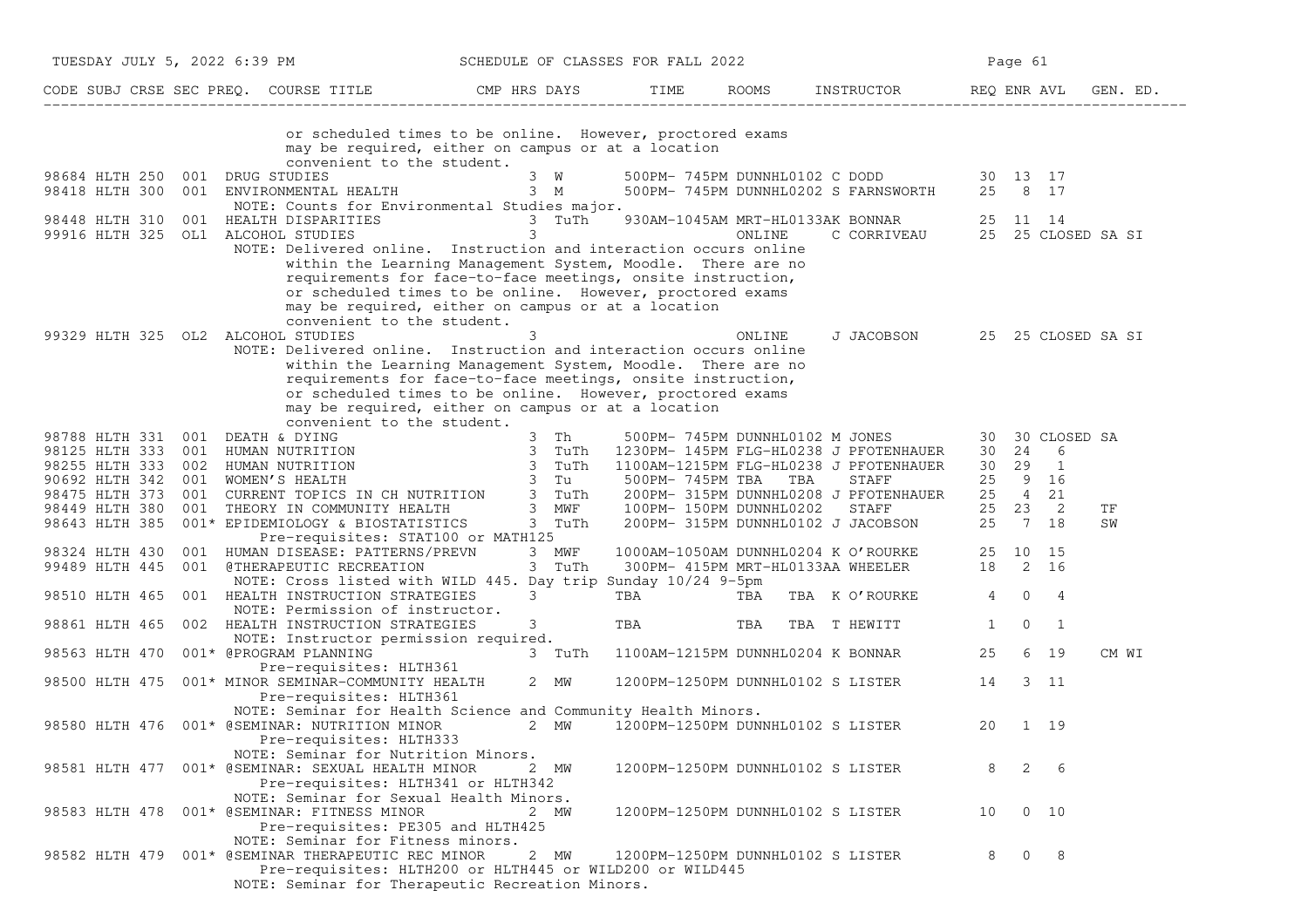| CODE | SUBJ | CRSE | SEC | PREQ. | COURSE TITLE | CMP | HRS | DAYS | TIME | ROOMS | INSTRUCTOR | REQ | ENR | AVL | GEN. ED. |
|---|---|---|---|---|---|---|---|---|---|---|---|---|---|---|---|
| | | | | | or scheduled times to be online. However, proctored exams may be required, either on campus or at a location convenient to the student. | | | | | | | | | | |
| 98684 | HLTH | 250 | 001 | | DRUG STUDIES | | 3 | W | 500PM- 745PM | DUNNHL0102 | C DODD | 30 | 13 | 17 | |
| 98418 | HLTH | 300 | 001 | | ENVIRONMENTAL HEALTH | | 3 | M | 500PM- 745PM | DUNNHL0202 | S FARNSWORTH | 25 | 8 | 17 | |
| | | | | | NOTE: Counts for Environmental Studies major. | | | | | | | | | | |
| 98448 | HLTH | 310 | 001 | | HEALTH DISPARITIES | | 3 | TuTh | 930AM-1045AM | MRT-HL0133AK | BONNAR | 25 | 11 | 14 | |
| 99916 | HLTH | 325 | OL1 | | ALCOHOL STUDIES | | 3 | | | ONLINE | C CORRIVEAU | 25 | 25 | CLOSED | SA SI |
| | | | | | NOTE: Delivered online. Instruction and interaction occurs online within the Learning Management System, Moodle. There are no requirements for face-to-face meetings, onsite instruction, or scheduled times to be online. However, proctored exams may be required, either on campus or at a location convenient to the student. | | | | | | | | | | |
| 99329 | HLTH | 325 | OL2 | | ALCOHOL STUDIES | | 3 | | | ONLINE | J JACOBSON | 25 | 25 | CLOSED | SA SI |
| | | | | | NOTE: Delivered online. Instruction and interaction occurs online within the Learning Management System, Moodle. There are no requirements for face-to-face meetings, onsite instruction, or scheduled times to be online. However, proctored exams may be required, either on campus or at a location convenient to the student. | | | | | | | | | | |
| 98788 | HLTH | 331 | 001 | | DEATH & DYING | | 3 | Th | 500PM- 745PM | DUNNHL0102 | M JONES | 30 | 30 | CLOSED | SA |
| 98125 | HLTH | 333 | 001 | | HUMAN NUTRITION | | 3 | TuTh | 1230PM- 145PM | FLG-HL0238 | J PFOTENHAUER | 30 | 24 | 6 | |
| 98255 | HLTH | 333 | 002 | | HUMAN NUTRITION | | 3 | TuTh | 1100AM-1215PM | FLG-HL0238 | J PFOTENHAUER | 30 | 29 | 1 | |
| 90692 | HLTH | 342 | 001 | | WOMEN'S HEALTH | | 3 | Tu | 500PM- 745PM | TBA TBA | STAFF | 25 | 9 | 16 | |
| 98475 | HLTH | 373 | 001 | | CURRENT TOPICS IN CH NUTRITION | | 3 | TuTh | 200PM- 315PM | DUNNHL0208 | J PFOTENHAUER | 25 | 4 | 21 | |
| 98449 | HLTH | 380 | 001 | | THEORY IN COMMUNITY HEALTH | | 3 | MWF | 100PM- 150PM | DUNNHL0202 | STAFF | 25 | 23 | 2 | TF |
| 98643 | HLTH | 385 | 001 | * | EPIDEMIOLOGY & BIOSTATISTICS | | 3 | TuTh | 200PM- 315PM | DUNNHL0102 | J JACOBSON | 25 | 7 | 18 | SW |
| | | | | | Pre-requisites: STAT100 or MATH125 | | | | | | | | | | |
| 98324 | HLTH | 430 | 001 | | HUMAN DISEASE: PATTERNS/PREVN | | 3 | MWF | 1000AM-1050AM | DUNNHL0204 | K O'ROURKE | 25 | 10 | 15 | |
| 99489 | HLTH | 445 | 001 | | @THERAPEUTIC RECREATION | | 3 | TuTh | 300PM- 415PM | MRT-HL0133AA | WHEELER | 18 | 2 | 16 | |
| | | | | | NOTE: Cross listed with WILD 445. Day trip Sunday 10/24 9-5pm | | | | | | | | | | |
| 98510 | HLTH | 465 | 001 | | HEALTH INSTRUCTION STRATEGIES | | 3 | | TBA | TBA TBA | K O'ROURKE | 4 | 0 | 4 | |
| | | | | | NOTE: Permission of instructor. | | | | | | | | | | |
| 98861 | HLTH | 465 | 002 | | HEALTH INSTRUCTION STRATEGIES | | 3 | | TBA | TBA TBA | T HEWITT | 1 | 0 | 1 | |
| | | | | | NOTE: Instructor permission required. | | | | | | | | | | |
| 98563 | HLTH | 470 | 001 | * | @PROGRAM PLANNING | | 3 | TuTh | 1100AM-1215PM | DUNNHL0204 | K BONNAR | 25 | 6 | 19 | CM WI |
| | | | | | Pre-requisites: HLTH361 | | | | | | | | | | |
| 98500 | HLTH | 475 | 001 | * | MINOR SEMINAR-COMMUNITY HEALTH | | 2 | MW | 1200PM-1250PM | DUNNHL0102 | S LISTER | 14 | 3 | 11 | |
| | | | | | Pre-requisites: HLTH361 | | | | | | | | | | |
| | | | | | NOTE: Seminar for Health Science and Community Health Minors. | | | | | | | | | | |
| 98580 | HLTH | 476 | 001 | * | @SEMINAR: NUTRITION MINOR | | 2 | MW | 1200PM-1250PM | DUNNHL0102 | S LISTER | 20 | 1 | 19 | |
| | | | | | Pre-requisites: HLTH333 | | | | | | | | | | |
| | | | | | NOTE: Seminar for Nutrition Minors. | | | | | | | | | | |
| 98581 | HLTH | 477 | 001 | * | @SEMINAR: SEXUAL HEALTH MINOR | | 2 | MW | 1200PM-1250PM | DUNNHL0102 | S LISTER | 8 | 2 | 6 | |
| | | | | | Pre-requisites: HLTH341 or HLTH342 | | | | | | | | | | |
| | | | | | NOTE: Seminar for Sexual Health Minors. | | | | | | | | | | |
| 98583 | HLTH | 478 | 001 | * | @SEMINAR: FITNESS MINOR | | 2 | MW | 1200PM-1250PM | DUNNHL0102 | S LISTER | 10 | 0 | 10 | |
| | | | | | Pre-requisites: PE305 and HLTH425 | | | | | | | | | | |
| | | | | | NOTE: Seminar for Fitness minors. | | | | | | | | | | |
| 98582 | HLTH | 479 | 001 | * | @SEMINAR THERAPEUTIC REC MINOR | | 2 | MW | 1200PM-1250PM | DUNNHL0102 | S LISTER | 8 | 0 | 8 | |
| | | | | | Pre-requisites: HLTH200 or HLTH445 or WILD200 or WILD445 | | | | | | | | | | |
| | | | | | NOTE: Seminar for Therapeutic Recreation Minors. | | | | | | | | | | |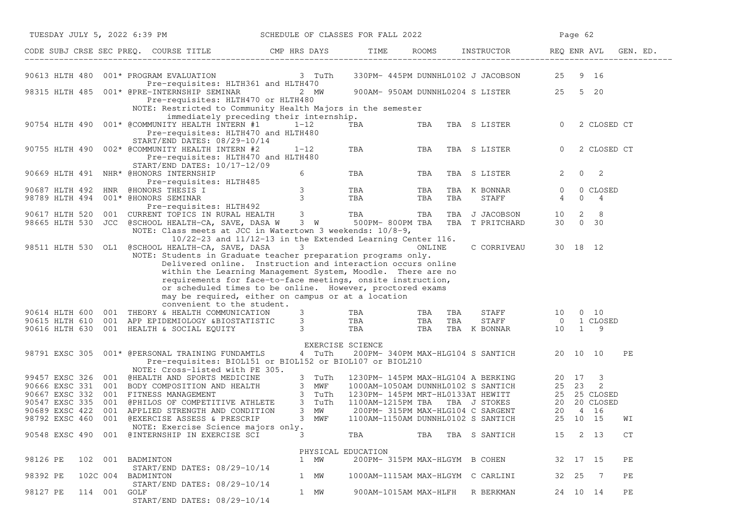| CODE | SUBJ | CRSE | SEC | PREQ. | COURSE TITLE | CMP | HRS | DAYS | TIME | ROOMS | INSTRUCTOR | REQ | ENR | AVL | GEN. ED. |
|---|---|---|---|---|---|---|---|---|---|---|---|---|---|---|---|
| 90613 | HLTH | 480 | 001 | * | PROGRAM EVALUATION | | 3 | TuTh | 330PM- 445PM | DUNNHL0102 | J JACOBSON | 25 | 9 | 16 | |
| | | | | | Pre-requisites: HLTH361 and HLTH470 | | | | | | | | | | |
| 98315 | HLTH | 485 | 001 | * | @PRE-INTERNSHIP SEMINAR | | 2 | MW | 900AM- 950AM | DUNNHL0204 | S LISTER | 25 | 5 | 20 | |
| | | | | | Pre-requisites: HLTH470 or HLTH480 | | | | | | | | | | |
| | | | | | NOTE: Restricted to Community Health Majors in the semester immediately preceding their internship. | | | | | | | | | | |
| 90754 | HLTH | 490 | 001 | * | @COMMUNITY HEALTH INTERN #1 | | 1-12 | | TBA | TBA TBA | S LISTER | 0 | 2 | CLOSED | CT |
| | | | | | Pre-requisites: HLTH470 and HLTH480 | | | | | | | | | | |
| | | | | | START/END DATES: 08/29-10/14 | | | | | | | | | | |
| 90755 | HLTH | 490 | 002 | * | @COMMUNITY HEALTH INTERN #2 | | 1-12 | | TBA | TBA TBA | S LISTER | 0 | 2 | CLOSED | CT |
| | | | | | Pre-requisites: HLTH470 and HLTH480 | | | | | | | | | | |
| | | | | | START/END DATES: 10/17-12/09 | | | | | | | | | | |
| 90669 | HLTH | 491 | NHR | * | @HONORS INTERNSHIP | | 6 | | TBA | TBA TBA | S LISTER | 2 | 0 | 2 | |
| | | | | | Pre-requisites: HLTH485 | | | | | | | | | | |
| 90687 | HLTH | 492 | HNR | | @HONORS THESIS I | | 3 | | TBA | TBA TBA | K BONNAR | 0 | 0 | CLOSED | |
| 98789 | HLTH | 494 | 001 | * | @HONORS SEMINAR | | 3 | | TBA | TBA TBA | STAFF | 4 | 0 | 4 | |
| | | | | | Pre-requisites: HLTH492 | | | | | | | | | | |
| 90617 | HLTH | 520 | 001 | | CURRENT TOPICS IN RURAL HEALTH | | 3 | | TBA | TBA TBA | J JACOBSON | 10 | 2 | 8 | |
| 98665 | HLTH | 530 | JCC | | @SCHOOL HEALTH-CA, SAVE, DASA W | | 3 | W | 500PM- 800PM | TBA TBA | T PRITCHARD | 30 | 0 | 30 | |
| | | | | | NOTE: Class meets at JCC in Watertown 3 weekends: 10/8-9, 10/22-23 and 11/12-13 in the Extended Learning Center 116. | | | | | | | | | | |
| 98511 | HLTH | 530 | OL1 | | @SCHOOL HEALTH-CA, SAVE, DASA | | 3 | | | ONLINE | C CORRIVEAU | 30 | 18 | 12 | |
| | | | | | NOTE: Students in Graduate teacher preparation programs only. Delivered online. Instruction and interaction occurs online within the Learning Management System, Moodle. There are no requirements for face-to-face meetings, onsite instruction, or scheduled times to be online. However, proctored exams may be required, either on campus or at a location convenient to the student. | | | | | | | | | | |
| 90614 | HLTH | 600 | 001 | | THEORY & HEALTH COMMUNICATION | | 3 | | TBA | TBA TBA | STAFF | 10 | 0 | 10 | |
| 90615 | HLTH | 610 | 001 | | APP EPIDEMIOLOGY &BIOSTATISTIC | | 3 | | TBA | TBA TBA | STAFF | 0 | 1 | CLOSED | |
| 90616 | HLTH | 630 | 001 | | HEALTH & SOCIAL EQUITY | | 3 | | TBA | TBA TBA | K BONNAR | 10 | 1 | 9 | |
| | | | | | **EXERCISE SCIENCE** | | | | | | | | | | |
| 98791 | EXSC | 305 | 001 | * | @PERSONAL TRAINING FUNDAMTLS | | 4 | TuTh | 200PM- 340PM | MAX-HLG104 | S SANTICH | 20 | 10 | 10 | PE |
| | | | | | Pre-requisites: BIOL151 or BIOL152 or BIOL107 or BIOL210 | | | | | | | | | | |
| | | | | | NOTE: Cross-listed with PE 305. | | | | | | | | | | |
| 99457 | EXSC | 326 | 001 | | @HEALTH AND SPORTS MEDICINE | | 3 | TuTh | 1230PM- 145PM | MAX-HLG104 | A BERKING | 20 | 17 | 3 | |
| 90666 | EXSC | 331 | 001 | | BODY COMPOSITION AND HEALTH | | 3 | MWF | 1000AM-1050AM | DUNNHL0102 | S SANTICH | 25 | 23 | 2 | |
| 90667 | EXSC | 332 | 001 | | FITNESS MANAGEMENT | | 3 | TuTh | 1230PM- 145PM | MRT-HL0133 | AT HEWITT | 25 | 25 | CLOSED | |
| 90547 | EXSC | 335 | 001 | | @PHILOS OF COMPETITIVE ATHLETE | | 3 | TuTh | 1100AM-1215PM | TBA TBA | J STOKES | 20 | 20 | CLOSED | |
| 90689 | EXSC | 422 | 001 | | APPLIED STRENGTH AND CONDITION | | 3 | MW | 200PM- 315PM | MAX-HLG104 | C SARGENT | 20 | 4 | 16 | |
| 98792 | EXSC | 460 | 001 | | @EXERCISE ASSESS & PRESCRIP | | 3 | MWF | 1100AM-1150AM | DUNNHL0102 | S SANTICH | 25 | 10 | 15 | WI |
| | | | | | NOTE: Exercise Science majors only. | | | | | | | | | | |
| 90548 | EXSC | 490 | 001 | | @INTERNSHIP IN EXERCISE SCI | | 3 | | TBA | TBA TBA | S SANTICH | 15 | 2 | 13 | CT |
| | | | | | **PHYSICAL EDUCATION** | | | | | | | | | | |
| 98126 | PE | 102 | 001 | | BADMINTON | | 1 | MW | 200PM- 315PM | MAX-HLGYM | B COHEN | 32 | 17 | 15 | PE |
| | | | | | START/END DATES: 08/29-10/14 | | | | | | | | | | |
| 98392 | PE | 102C | 004 | | BADMINTON | | 1 | MW | 1000AM-1115AM | MAX-HLGYM | C CARLINI | 32 | 25 | 7 | PE |
| | | | | | START/END DATES: 08/29-10/14 | | | | | | | | | | |
| 98127 | PE | 114 | 001 | | GOLF | | 1 | MW | 900AM-1015AM | MAX-HLFH | R BERKMAN | 24 | 10 | 14 | PE |
| | | | | | START/END DATES: 08/29-10/14 | | | | | | | | | | |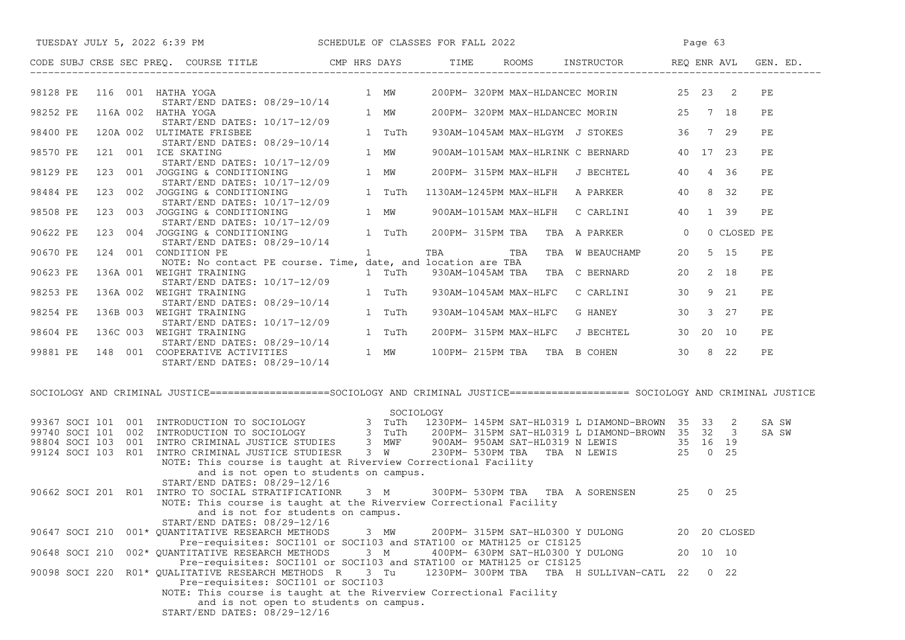# SCHEDULE OF CLASSES FOR FALL 2022

| CODE | SUBJ | CRSE | SEC | PREQ. | COURSE TITLE | CMP | HRS | DAYS | TIME | ROOMS | INSTRUCTOR | REQ | ENR | AVL | GEN. ED. |
|---|---|---|---|---|---|---|---|---|---|---|---|---|---|---|---|
| 98128 | PE | 116 | 001 | | HATHA YOGA | | 1 | MW | 200PM- 320PM | MAX-HLDANCEC | MORIN | 25 | 23 | 2 | PE |
| | | | | | START/END DATES: 08/29-10/14 | | | | | | | | | | |
| 98252 | PE | 116A | 002 | | HATHA YOGA | | 1 | MW | 200PM- 320PM | MAX-HLDANCEC | MORIN | 25 | 7 | 18 | PE |
| | | | | | START/END DATES: 10/17-12/09 | | | | | | | | | | |
| 98400 | PE | 120A | 002 | | ULTIMATE FRISBEE | | 1 | TuTh | 930AM-1045AM | MAX-HLGYM | J STOKES | 36 | 7 | 29 | PE |
| | | | | | START/END DATES: 08/29-10/14 | | | | | | | | | | |
| 98570 | PE | 121 | 001 | | ICE SKATING | | 1 | MW | 900AM-1015AM | MAX-HLRINK | C BERNARD | 40 | 17 | 23 | PE |
| | | | | | START/END DATES: 10/17-12/09 | | | | | | | | | | |
| 98129 | PE | 123 | 001 | | JOGGING & CONDITIONING | | 1 | MW | 200PM- 315PM | MAX-HLFH | J BECHTEL | 40 | 4 | 36 | PE |
| | | | | | START/END DATES: 10/17-12/09 | | | | | | | | | | |
| 98484 | PE | 123 | 002 | | JOGGING & CONDITIONING | | 1 | TuTh | 1130AM-1245PM | MAX-HLFH | A PARKER | 40 | 8 | 32 | PE |
| | | | | | START/END DATES: 10/17-12/09 | | | | | | | | | | |
| 98508 | PE | 123 | 003 | | JOGGING & CONDITIONING | | 1 | MW | 900AM-1015AM | MAX-HLFH | C CARLINI | 40 | 1 | 39 | PE |
| | | | | | START/END DATES: 10/17-12/09 | | | | | | | | | | |
| 90622 | PE | 123 | 004 | | JOGGING & CONDITIONING | | 1 | TuTh | 200PM- 315PM | TBA TBA | A PARKER | 0 | 0 | CLOSED | PE |
| | | | | | START/END DATES: 08/29-10/14 | | | | | | | | | | |
| 90670 | PE | 124 | 001 | | CONDITION PE | | 1 | | TBA | TBA TBA | W BEAUCHAMP | 20 | 5 | 15 | PE |
| | | | | | NOTE: No contact PE course. Time, date, and location are TBA | | | | | | | | | | |
| 90623 | PE | 136A | 001 | | WEIGHT TRAINING | | 1 | TuTh | 930AM-1045AM | TBA TBA | C BERNARD | 20 | 2 | 18 | PE |
| | | | | | START/END DATES: 10/17-12/09 | | | | | | | | | | |
| 98253 | PE | 136A | 002 | | WEIGHT TRAINING | | 1 | TuTh | 930AM-1045AM | MAX-HLFC | C CARLINI | 30 | 9 | 21 | PE |
| | | | | | START/END DATES: 08/29-10/14 | | | | | | | | | | |
| 98254 | PE | 136B | 003 | | WEIGHT TRAINING | | 1 | TuTh | 930AM-1045AM | MAX-HLFC | G HANEY | 30 | 3 | 27 | PE |
| | | | | | START/END DATES: 10/17-12/09 | | | | | | | | | | |
| 98604 | PE | 136C | 003 | | WEIGHT TRAINING | | 1 | TuTh | 200PM- 315PM | MAX-HLFC | J BECHTEL | 30 | 20 | 10 | PE |
| | | | | | START/END DATES: 08/29-10/14 | | | | | | | | | | |
| 99881 | PE | 148 | 001 | | COOPERATIVE ACTIVITIES | | 1 | MW | 100PM- 215PM | TBA TBA | B COHEN | 30 | 8 | 22 | PE |
| | | | | | START/END DATES: 08/29-10/14 | | | | | | | | | | |

## SOCIOLOGY AND CRIMINAL JUSTICE

SOCIOLOGY

| CODE | SUBJ | CRSE | SEC | PREQ. | COURSE TITLE | CMP | HRS | DAYS | TIME | ROOMS | INSTRUCTOR | REQ | ENR | AVL | GEN. ED. |
|---|---|---|---|---|---|---|---|---|---|---|---|---|---|---|---|
| 99367 | SOCI | 101 | 001 | | INTRODUCTION TO SOCIOLOGY | | 3 | TuTh | 1230PM- 145PM | SAT-HL0319 | L DIAMOND-BROWN | 35 | 33 | 2 | SA SW |
| 99740 | SOCI | 101 | 002 | | INTRODUCTION TO SOCIOLOGY | | 3 | TuTh | 200PM- 315PM | SAT-HL0319 | L DIAMOND-BROWN | 35 | 32 | 3 | SA SW |
| 98804 | SOCI | 103 | 001 | | INTRO CRIMINAL JUSTICE STUDIES | | 3 | MWF | 900AM- 950AM | SAT-HL0319 | N LEWIS | 35 | 16 | 19 | |
| 99124 | SOCI | 103 | R01 | | INTRO CRIMINAL JUSTICE STUDIES | R | 3 | W | 230PM- 530PM | TBA TBA | N LEWIS | 25 | 0 | 25 | |
| | | | | | NOTE: This course is taught at Riverview Correctional Facility and is not open to students on campus. | | | | | | | | | | |
| | | | | | START/END DATES: 08/29-12/16 | | | | | | | | | | |
| 90662 | SOCI | 201 | R01 | | INTRO TO SOCIAL STRATIFICATION | R | 3 | M | 300PM- 530PM | TBA TBA | A SORENSEN | 25 | 0 | 25 | |
| | | | | | NOTE: This course is taught at the Riverview Correctional Facility and is not for students on campus. | | | | | | | | | | |
| | | | | | START/END DATES: 08/29-12/16 | | | | | | | | | | |
| 90647 | SOCI | 210 | 001 | * | QUANTITATIVE RESEARCH METHODS | | 3 | MW | 200PM- 315PM | SAT-HL0300 | Y DULONG | 20 | 20 | CLOSED | |
| | | | | | Pre-requisites: SOCI101 or SOCI103 and STAT100 or MATH125 or CIS125 | | | | | | | | | | |
| 90648 | SOCI | 210 | 002 | * | QUANTITATIVE RESEARCH METHODS | | 3 | M | 400PM- 630PM | SAT-HL0300 | Y DULONG | 20 | 10 | 10 | |
| | | | | | Pre-requisites: SOCI101 or SOCI103 and STAT100 or MATH125 or CIS125 | | | | | | | | | | |
| 90098 | SOCI | 220 | R01 | * | QUALITATIVE RESEARCH METHODS | R | 3 | Tu | 1230PM- 300PM | TBA TBA | H SULLIVAN-CATL | 22 | 0 | 22 | |
| | | | | | Pre-requisites: SOCI101 or SOCI103 | | | | | | | | | | |
| | | | | | NOTE: This course is taught at the Riverview Correctional Facility and is not open to students on campus. | | | | | | | | | | |
| | | | | | START/END DATES: 08/29-12/16 | | | | | | | | | | |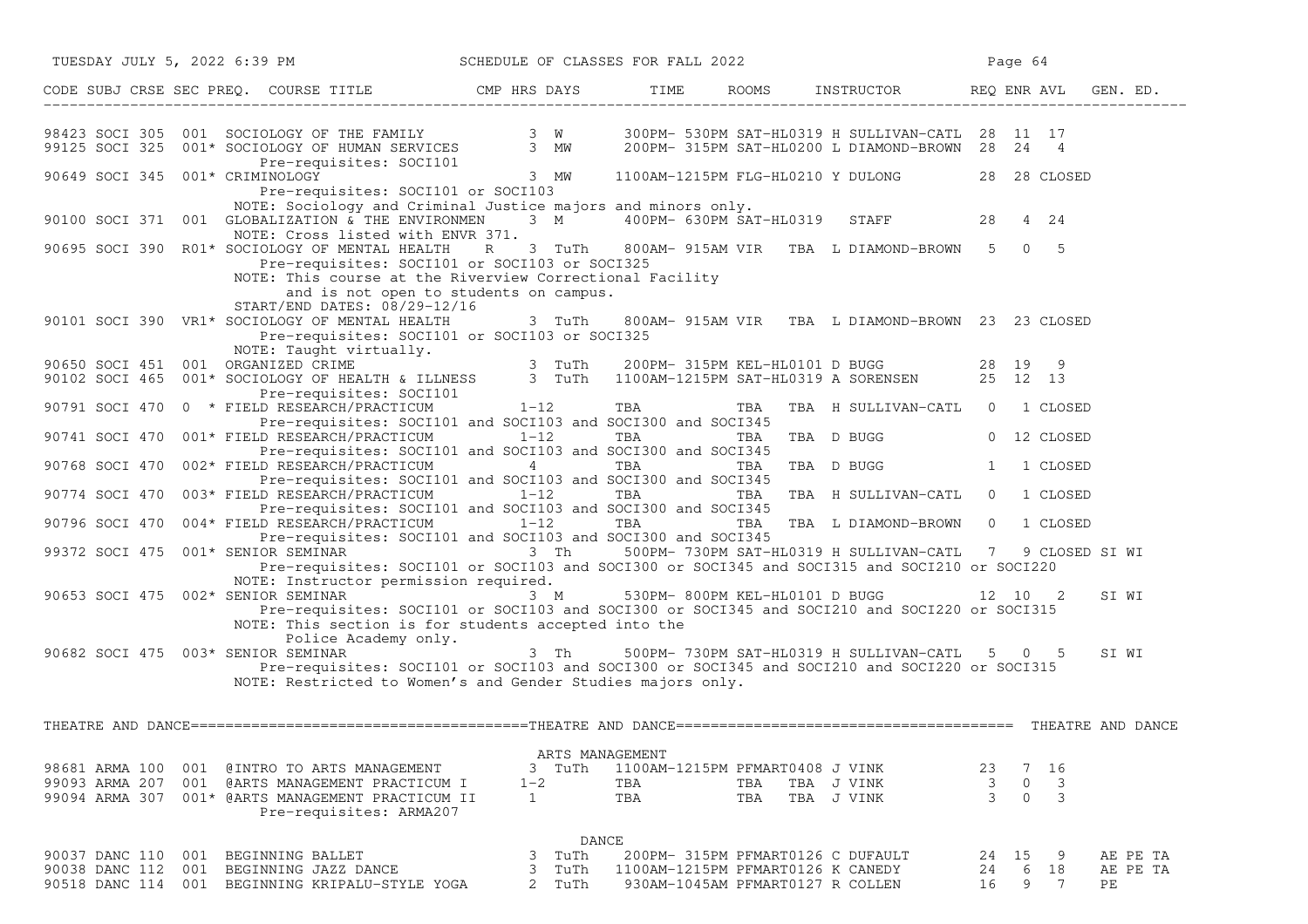| CODE | SUBJ | CRSE | SEC | PREQ. | COURSE TITLE | CMP | HRS | DAYS | TIME | ROOMS | INSTRUCTOR | REQ | ENR | AVL | GEN. ED. |
|---|---|---|---|---|---|---|---|---|---|---|---|---|---|---|---|
| 98423 | SOCI | 305 | 001 | | SOCIOLOGY OF THE FAMILY | | 3 | W | 300PM- 530PM | SAT-HL0319 | H SULLIVAN-CATL | 28 | 11 | 17 | |
| 99125 | SOCI | 325 | 001 | * | SOCIOLOGY OF HUMAN SERVICES | | 3 | MW | 200PM- 315PM | SAT-HL0200 | L DIAMOND-BROWN | 28 | 24 | 4 | |
| | | | | | Pre-requisites: SOCI101 | | | | | | | | | | |
| 90649 | SOCI | 345 | 001 | * | CRIMINOLOGY | | 3 | MW | 1100AM-1215PM | FLG-HL0210 | Y DULONG | 28 | 28 | CLOSED | |
| | | | | | Pre-requisites: SOCI101 or SOCI103 | | | | | | | | | | |
| | | | | | NOTE: Sociology and Criminal Justice majors and minors only. | | | | | | | | | | |
| 90100 | SOCI | 371 | 001 | | GLOBALIZATION & THE ENVIRONMEN | | 3 | M | 400PM- 630PM | SAT-HL0319 | STAFF | 28 | 4 | 24 | |
| | | | | | NOTE: Cross listed with ENVR 371. | | | | | | | | | | |
| 90695 | SOCI | 390 | R01 | * | SOCIOLOGY OF MENTAL HEALTH | R | 3 | TuTh | 800AM- 915AM | VIR TBA | L DIAMOND-BROWN | 5 | 0 | 5 | |
| | | | | | Pre-requisites: SOCI101 or SOCI103 or SOCI325 | | | | | | | | | | |
| | | | | | NOTE: This course at the Riverview Correctional Facility and is not open to students on campus. | | | | | | | | | | |
| | | | | | START/END DATES: 08/29-12/16 | | | | | | | | | | |
| 90101 | SOCI | 390 | VR1 | * | SOCIOLOGY OF MENTAL HEALTH | | 3 | TuTh | 800AM- 915AM | VIR TBA | L DIAMOND-BROWN | 23 | 23 | CLOSED | |
| | | | | | Pre-requisites: SOCI101 or SOCI103 or SOCI325 | | | | | | | | | | |
| | | | | | NOTE: Taught virtually. | | | | | | | | | | |
| 90650 | SOCI | 451 | 001 | | ORGANIZED CRIME | | 3 | TuTh | 200PM- 315PM | KEL-HL0101 | D BUGG | 28 | 19 | 9 | |
| 90102 | SOCI | 465 | 001 | * | SOCIOLOGY OF HEALTH & ILLNESS | | 3 | TuTh | 1100AM-1215PM | SAT-HL0319 | A SORENSEN | 25 | 12 | 13 | |
| | | | | | Pre-requisites: SOCI101 | | | | | | | | | | |
| 90791 | SOCI | 470 | 0 | * | FIELD RESEARCH/PRACTICUM | | 1-12 | | TBA | TBA TBA | H SULLIVAN-CATL | 0 | 1 | CLOSED | |
| | | | | | Pre-requisites: SOCI101 and SOCI103 and SOCI300 and SOCI345 | | | | | | | | | | |
| 90741 | SOCI | 470 | 001 | * | FIELD RESEARCH/PRACTICUM | | 1-12 | | TBA | TBA TBA | D BUGG | 0 | 12 | CLOSED | |
| | | | | | Pre-requisites: SOCI101 and SOCI103 and SOCI300 and SOCI345 | | | | | | | | | | |
| 90768 | SOCI | 470 | 002 | * | FIELD RESEARCH/PRACTICUM | | 4 | | TBA | TBA TBA | D BUGG | 1 | 1 | CLOSED | |
| | | | | | Pre-requisites: SOCI101 and SOCI103 and SOCI300 and SOCI345 | | | | | | | | | | |
| 90774 | SOCI | 470 | 003 | * | FIELD RESEARCH/PRACTICUM | | 1-12 | | TBA | TBA TBA | H SULLIVAN-CATL | 0 | 1 | CLOSED | |
| | | | | | Pre-requisites: SOCI101 and SOCI103 and SOCI300 and SOCI345 | | | | | | | | | | |
| 90796 | SOCI | 470 | 004 | * | FIELD RESEARCH/PRACTICUM | | 1-12 | | TBA | TBA TBA | L DIAMOND-BROWN | 0 | 1 | CLOSED | |
| | | | | | Pre-requisites: SOCI101 and SOCI103 and SOCI300 and SOCI345 | | | | | | | | | | |
| 99372 | SOCI | 475 | 001 | * | SENIOR SEMINAR | | 3 | Th | 500PM- 730PM | SAT-HL0319 | H SULLIVAN-CATL | 7 | 9 | CLOSED | SI WI |
| | | | | | Pre-requisites: SOCI101 or SOCI103 and SOCI300 or SOCI345 and SOCI315 and SOCI210 or SOCI220 | | | | | | | | | | |
| | | | | | NOTE: Instructor permission required. | | | | | | | | | | |
| 90653 | SOCI | 475 | 002 | * | SENIOR SEMINAR | | 3 | M | 530PM- 800PM | KEL-HL0101 | D BUGG | 12 | 10 | 2 | SI WI |
| | | | | | Pre-requisites: SOCI101 or SOCI103 and SOCI300 or SOCI345 and SOCI210 and SOCI220 or SOCI315 | | | | | | | | | | |
| | | | | | NOTE: This section is for students accepted into the Police Academy only. | | | | | | | | | | |
| 90682 | SOCI | 475 | 003 | * | SENIOR SEMINAR | | 3 | Th | 500PM- 730PM | SAT-HL0319 | H SULLIVAN-CATL | 5 | 0 | 5 | SI WI |
| | | | | | Pre-requisites: SOCI101 or SOCI103 and SOCI300 or SOCI345 and SOCI210 and SOCI220 or SOCI315 | | | | | | | | | | |
| | | | | | NOTE: Restricted to Women's and Gender Studies majors only. | | | | | | | | | | |

## THEATRE AND DANCE

### ARTS MANAGEMENT

| CODE | SUBJ | CRSE | SEC | PREQ. | COURSE TITLE | CMP | HRS | DAYS | TIME | ROOMS | INSTRUCTOR | REQ | ENR | AVL | GEN. ED. |
|---|---|---|---|---|---|---|---|---|---|---|---|---|---|---|---|
| 98681 | ARMA | 100 | 001 | | @INTRO TO ARTS MANAGEMENT | | 3 | TuTh | 1100AM-1215PM | PFMART0408 | J VINK | 23 | 7 | 16 | |
| 99093 | ARMA | 207 | 001 | | @ARTS MANAGEMENT PRACTICUM I | | 1-2 | | TBA | TBA TBA | J VINK | 3 | 0 | 3 | |
| 99094 | ARMA | 307 | 001 | * | @ARTS MANAGEMENT PRACTICUM II | | 1 | | TBA | TBA TBA | J VINK | 3 | 0 | 3 | |
| | | | | | Pre-requisites: ARMA207 | | | | | | | | | | |

### DANCE

| CODE | SUBJ | CRSE | SEC | PREQ. | COURSE TITLE | CMP | HRS | DAYS | TIME | ROOMS | INSTRUCTOR | REQ | ENR | AVL | GEN. ED. |
|---|---|---|---|---|---|---|---|---|---|---|---|---|---|---|---|
| 90037 | DANC | 110 | 001 | | BEGINNING BALLET | | 3 | TuTh | 200PM- 315PM | PFMART0126 | C DUFAULT | 24 | 15 | 9 | AE PE TA |
| 90038 | DANC | 112 | 001 | | BEGINNING JAZZ DANCE | | 3 | TuTh | 1100AM-1215PM | PFMART0126 | K CANEDY | 24 | 6 | 18 | AE PE TA |
| 90518 | DANC | 114 | 001 | | BEGINNING KRIPALU-STYLE YOGA | | 2 | TuTh | 930AM-1045AM | PFMART0127 | R COLLEN | 16 | 9 | 7 | PE |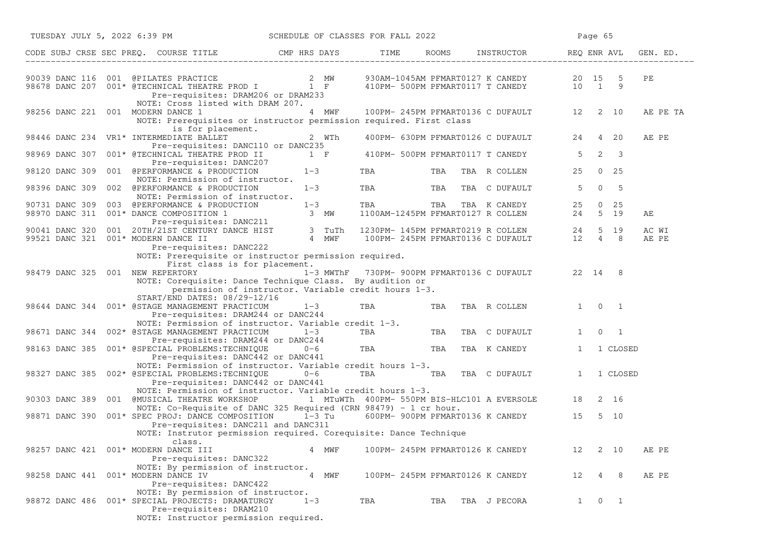# SCHEDULE OF CLASSES FOR FALL 2022

| CODE | SUBJ | CRSE | SEC | PREQ. | COURSE TITLE | CMP | HRS | DAYS | TIME | ROOMS | INSTRUCTOR | REQ | ENR | AVL | GEN. ED. |
|---|---|---|---|---|---|---|---|---|---|---|---|---|---|---|---|
| 90039 | DANC | 116 | 001 | | @PILATES PRACTICE | | 2 | MW | 930AM-1045AM | PFMART0127 | K CANEDY | 20 | 15 | 5 | PE |
| 98678 | DANC | 207 | 001* | | @TECHNICAL THEATRE PROD I | | 1 | F | 410PM- 500PM | PFMART0117 | T CANEDY | 10 | 1 | 9 | |
| | | | | | Pre-requisites: DRAM206 or DRAM233 | | | | | | | | | | |
| | | | | | NOTE: Cross listed with DRAM 207. | | | | | | | | | | |
| 98256 | DANC | 221 | 001 | | MODERN DANCE 1 | | 4 | MWF | 100PM- 245PM | PFMART0136 | C DUFAULT | 12 | 2 | 10 | AE PE TA |
| | | | | | NOTE: Prerequisites or instructor permission required. First class is for placement. | | | | | | | | | | |
| 98446 | DANC | 234 | VR1* | | INTERMEDIATE BALLET | | 2 | WTh | 400PM- 630PM | PFMART0126 | C DUFAULT | 24 | 4 | 20 | AE PE |
| | | | | | Pre-requisites: DANC110 or DANC235 | | | | | | | | | | |
| 98969 | DANC | 307 | 001* | | @TECHNICAL THEATRE PROD II | | 1 | F | 410PM- 500PM | PFMART0117 | T CANEDY | 5 | 2 | 3 | |
| | | | | | Pre-requisites: DANC207 | | | | | | | | | | |
| 98120 | DANC | 309 | 001 | | @PERFORMANCE & PRODUCTION | | 1-3 | | TBA | TBA | TBA R COLLEN | 25 | 0 | 25 | |
| | | | | | NOTE: Permission of instructor. | | | | | | | | | | |
| 98396 | DANC | 309 | 002 | | @PERFORMANCE & PRODUCTION | | 1-3 | | TBA | TBA | TBA C DUFAULT | 5 | 0 | 5 | |
| | | | | | NOTE: Permission of instructor. | | | | | | | | | | |
| 90731 | DANC | 309 | 003 | | @PERFORMANCE & PRODUCTION | | 1-3 | | TBA | TBA | TBA K CANEDY | 25 | 0 | 25 | |
| 98970 | DANC | 311 | 001* | | DANCE COMPOSITION 1 | | 3 | MW | 1100AM-1245PM | PFMART0127 | R COLLEN | 24 | 5 | 19 | AE |
| | | | | | Pre-requisites: DANC211 | | | | | | | | | | |
| 90041 | DANC | 320 | 001 | | 20TH/21ST CENTURY DANCE HIST | | 3 | TuTh | 1230PM- 145PM | PFMART0219 | R COLLEN | 24 | 5 | 19 | AC WI |
| 99521 | DANC | 321 | 001* | | MODERN DANCE II | | 4 | MWF | 100PM- 245PM | PFMART0136 | C DUFAULT | 12 | 4 | 8 | AE PE |
| | | | | | Pre-requisites: DANC222 | | | | | | | | | | |
| | | | | | NOTE: Prerequisite or instructor permission required. First class is for placement. | | | | | | | | | | |
| 98479 | DANC | 325 | 001 | | NEW REPERTORY | | 1-3 | MWThF | 730PM- 900PM | PFMART0136 | C DUFAULT | 22 | 14 | 8 | |
| | | | | | NOTE: Corequisite: Dance Technique Class. By audition or permission of instructor. Variable credit hours 1-3. | | | | | | | | | | |
| | | | | | START/END DATES: 08/29-12/16 | | | | | | | | | | |
| 98644 | DANC | 344 | 001* | | @STAGE MANAGEMENT PRACTICUM | | 1-3 | | TBA | TBA | TBA R COLLEN | 1 | 0 | 1 | |
| | | | | | Pre-requisites: DRAM244 or DANC244 | | | | | | | | | | |
| | | | | | NOTE: Permission of instructor. Variable credit 1-3. | | | | | | | | | | |
| 98671 | DANC | 344 | 002* | | @STAGE MANAGEMENT PRACTICUM | | 1-3 | | TBA | TBA | TBA C DUFAULT | 1 | 0 | 1 | |
| | | | | | Pre-requisites: DRAM244 or DANC244 | | | | | | | | | | |
| 98163 | DANC | 385 | 001* | | @SPECIAL PROBLEMS:TECHNIQUE | | 0-6 | | TBA | TBA | TBA K CANEDY | 1 | 1 | CLOSED | |
| | | | | | Pre-requisites: DANC442 or DANC441 | | | | | | | | | | |
| | | | | | NOTE: Permission of instructor. Variable credit hours 1-3. | | | | | | | | | | |
| 98327 | DANC | 385 | 002* | | @SPECIAL PROBLEMS:TECHNIQUE | | 0-6 | | TBA | TBA | TBA C DUFAULT | 1 | 1 | CLOSED | |
| | | | | | Pre-requisites: DANC442 or DANC441 | | | | | | | | | | |
| | | | | | NOTE: Permission of instructor. Variable credit hours 1-3. | | | | | | | | | | |
| 90303 | DANC | 389 | 001 | | @MUSICAL THEATRE WORKSHOP | | 1 | MTuWTh | 400PM- 550PM | BIS-HLC101 | A EVERSOLE | 18 | 2 | 16 | |
| | | | | | NOTE: Co-Requisite of DANC 325 Required (CRN 98479) - 1 cr hour. | | | | | | | | | | |
| 98871 | DANC | 390 | 001* | | SPEC PROJ: DANCE COMPOSITION | | 1-3 | Tu | 600PM- 900PM | PFMART0136 | K CANEDY | 15 | 5 | 10 | |
| | | | | | Pre-requisites: DANC211 and DANC311 | | | | | | | | | | |
| | | | | | NOTE: Instrutor permission required. Corequisite: Dance Technique class. | | | | | | | | | | |
| 98257 | DANC | 421 | 001* | | MODERN DANCE III | | 4 | MWF | 100PM- 245PM | PFMART0126 | K CANEDY | 12 | 2 | 10 | AE PE |
| | | | | | Pre-requisites: DANC322 | | | | | | | | | | |
| | | | | | NOTE: By permission of instructor. | | | | | | | | | | |
| 98258 | DANC | 441 | 001* | | MODERN DANCE IV | | 4 | MWF | 100PM- 245PM | PFMART0126 | K CANEDY | 12 | 4 | 8 | AE PE |
| | | | | | Pre-requisites: DANC422 | | | | | | | | | | |
| | | | | | NOTE: By permission of instructor. | | | | | | | | | | |
| 98872 | DANC | 486 | 001* | | SPECIAL PROJECTS: DRAMATURGY | | 1-3 | | TBA | TBA | TBA J PECORA | 1 | 0 | 1 | |
| | | | | | Pre-requisites: DRAM210 | | | | | | | | | | |
| | | | | | NOTE: Instructor permission required. | | | | | | | | | | |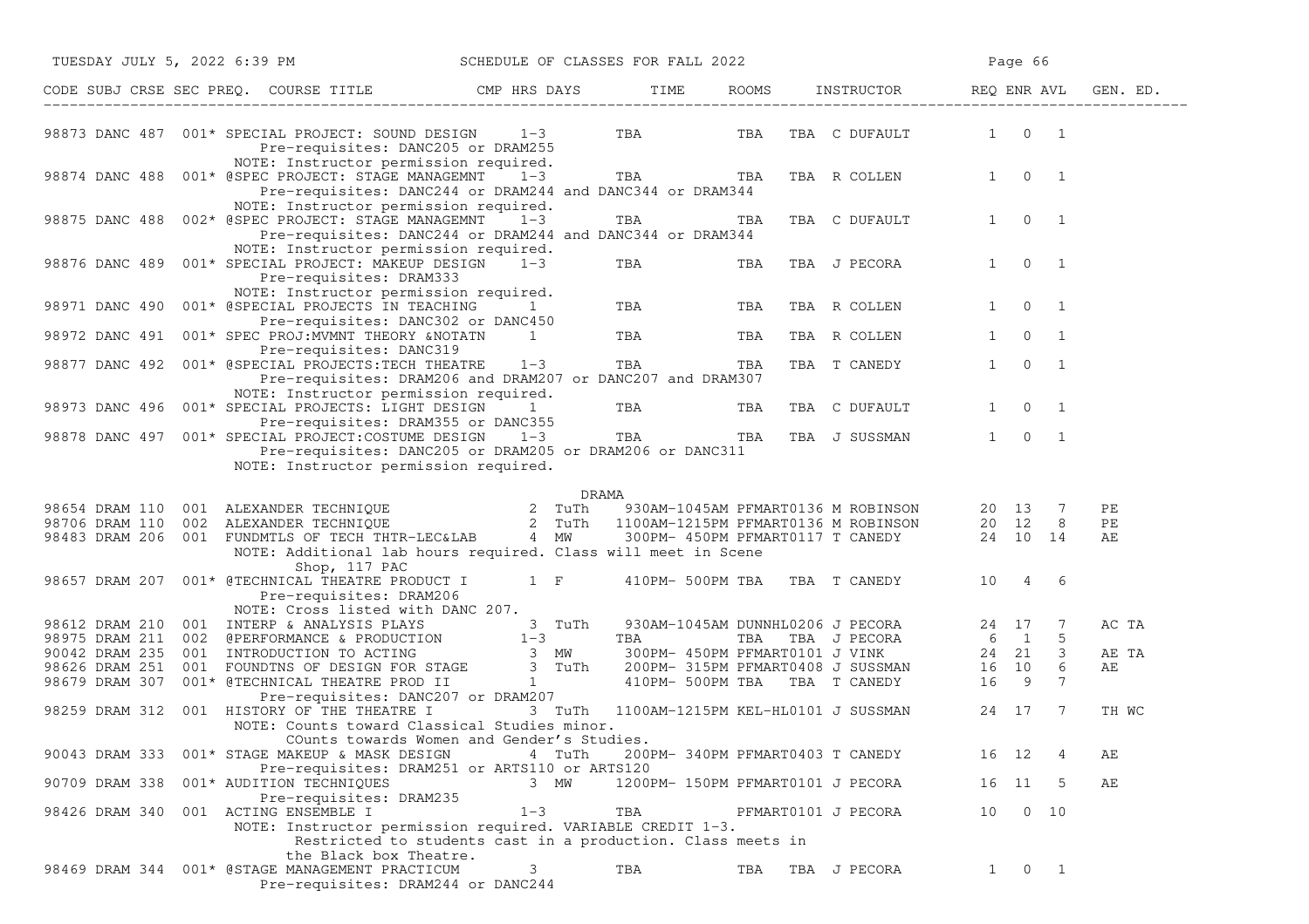SCHEDULE OF CLASSES FOR FALL 2022

| CODE | SUBJ | CRSE | SEC | PREQ. | COURSE TITLE | CMP | HRS | DAYS | TIME | ROOMS | INSTRUCTOR | REQ | ENR | AVL | GEN. ED. |
|---|---|---|---|---|---|---|---|---|---|---|---|---|---|---|---|
| 98873 | DANC | 487 | 001 | * | SPECIAL PROJECT: SOUND DESIGN | | 1-3 | | TBA | TBA TBA | C DUFAULT | 1 | 0 | 1 | |
| | | | | | Pre-requisites: DANC205 or DRAM255 | | | | | | | | | | |
| | | | | | NOTE: Instructor permission required. | | | | | | | | | | |
| 98874 | DANC | 488 | 001 | * | @SPEC PROJECT: STAGE MANAGEMNT | | 1-3 | | TBA | TBA TBA | R COLLEN | 1 | 0 | 1 | |
| | | | | | Pre-requisites: DANC244 or DRAM244 and DANC344 or DRAM344 | | | | | | | | | | |
| | | | | | NOTE: Instructor permission required. | | | | | | | | | | |
| 98875 | DANC | 488 | 002 | * | @SPEC PROJECT: STAGE MANAGEMNT | | 1-3 | | TBA | TBA TBA | C DUFAULT | 1 | 0 | 1 | |
| | | | | | Pre-requisites: DANC244 or DRAM244 and DANC344 or DRAM344 | | | | | | | | | | |
| | | | | | NOTE: Instructor permission required. | | | | | | | | | | |
| 98876 | DANC | 489 | 001 | * | SPECIAL PROJECT: MAKEUP DESIGN | | 1-3 | | TBA | TBA TBA | J PECORA | 1 | 0 | 1 | |
| | | | | | Pre-requisites: DRAM333 | | | | | | | | | | |
| | | | | | NOTE: Instructor permission required. | | | | | | | | | | |
| 98971 | DANC | 490 | 001 | * | @SPECIAL PROJECTS IN TEACHING | | 1 | | TBA | TBA TBA | R COLLEN | 1 | 0 | 1 | |
| | | | | | Pre-requisites: DANC302 or DANC450 | | | | | | | | | | |
| 98972 | DANC | 491 | 001 | * | SPEC PROJ:MVMNT THEORY &NOTATN | | 1 | | TBA | TBA TBA | R COLLEN | 1 | 0 | 1 | |
| | | | | | Pre-requisites: DANC319 | | | | | | | | | | |
| 98877 | DANC | 492 | 001 | * | @SPECIAL PROJECTS:TECH THEATRE | | 1-3 | | TBA | TBA TBA | T CANEDY | 1 | 0 | 1 | |
| | | | | | Pre-requisites: DRAM206 and DRAM207 or DANC207 and DRAM307 | | | | | | | | | | |
| | | | | | NOTE: Instructor permission required. | | | | | | | | | | |
| 98973 | DANC | 496 | 001 | * | SPECIAL PROJECTS: LIGHT DESIGN | | 1 | | TBA | TBA TBA | C DUFAULT | 1 | 0 | 1 | |
| | | | | | Pre-requisites: DRAM355 or DANC355 | | | | | | | | | | |
| 98878 | DANC | 497 | 001 | * | SPECIAL PROJECT:COSTUME DESIGN | | 1-3 | | TBA | TBA TBA | J SUSSMAN | 1 | 0 | 1 | |
| | | | | | Pre-requisites: DANC205 or DRAM205 or DRAM206 or DANC311 | | | | | | | | | | |
| | | | | | NOTE: Instructor permission required. | | | | | | | | | | |
| | | | | | **DRAMA** | | | | | | | | | | |
| 98654 | DRAM | 110 | 001 | | ALEXANDER TECHNIQUE | | 2 | TuTh | 930AM-1045AM | PFMART0136 | M ROBINSON | 20 | 13 | 7 | PE |
| 98706 | DRAM | 110 | 002 | | ALEXANDER TECHNIQUE | | 2 | TuTh | 1100AM-1215PM | PFMART0136 | M ROBINSON | 20 | 12 | 8 | PE |
| 98483 | DRAM | 206 | 001 | | FUNDMTLS OF TECH THTR-LEC&LAB | | 4 | MW | 300PM- 450PM | PFMART0117 | T CANEDY | 24 | 10 | 14 | AE |
| | | | | | NOTE: Additional lab hours required. Class will meet in Scene Shop, 117 PAC | | | | | | | | | | |
| 98657 | DRAM | 207 | 001 | * | @TECHNICAL THEATRE PRODUCT I | | 1 | F | 410PM- 500PM | TBA TBA | T CANEDY | 10 | 4 | 6 | |
| | | | | | Pre-requisites: DRAM206 | | | | | | | | | | |
| | | | | | NOTE: Cross listed with DANC 207. | | | | | | | | | | |
| 98612 | DRAM | 210 | 001 | | INTERP & ANALYSIS PLAYS | | 3 | TuTh | 930AM-1045AM | DUNNHL0206 | J PECORA | 24 | 17 | 7 | AC TA |
| 98975 | DRAM | 211 | 002 | | @PERFORMANCE & PRODUCTION | | 1-3 | | TBA | TBA TBA | J PECORA | 6 | 1 | 5 | |
| 90042 | DRAM | 235 | 001 | | INTRODUCTION TO ACTING | | 3 | MW | 300PM- 450PM | PFMART0101 | J VINK | 24 | 21 | 3 | AE TA |
| 98626 | DRAM | 251 | 001 | | FOUNDTNS OF DESIGN FOR STAGE | | 3 | TuTh | 200PM- 315PM | PFMART0408 | J SUSSMAN | 16 | 10 | 6 | AE |
| 98679 | DRAM | 307 | 001 | * | @TECHNICAL THEATRE PROD II | | 1 | | 410PM- 500PM | TBA TBA | T CANEDY | 16 | 9 | 7 | |
| | | | | | Pre-requisites: DANC207 or DRAM207 | | | | | | | | | | |
| 98259 | DRAM | 312 | 001 | | HISTORY OF THE THEATRE I | | 3 | TuTh | 1100AM-1215PM | KEL-HL0101 | J SUSSMAN | 24 | 17 | 7 | TH WC |
| | | | | | NOTE: Counts toward Classical Studies minor. COunts towards Women and Gender's Studies. | | | | | | | | | | |
| 90043 | DRAM | 333 | 001 | * | STAGE MAKEUP & MASK DESIGN | | 4 | TuTh | 200PM- 340PM | PFMART0403 | T CANEDY | 16 | 12 | 4 | AE |
| | | | | | Pre-requisites: DRAM251 or ARTS110 or ARTS120 | | | | | | | | | | |
| 90709 | DRAM | 338 | 001 | * | AUDITION TECHNIQUES | | 3 | MW | 1200PM- 150PM | PFMART0101 | J PECORA | 16 | 11 | 5 | AE |
| | | | | | Pre-requisites: DRAM235 | | | | | | | | | | |
| 98426 | DRAM | 340 | 001 | | ACTING ENSEMBLE I | | 1-3 | | TBA | PFMART0101 | J PECORA | 10 | 0 | 10 | |
| | | | | | NOTE: Instructor permission required. VARIABLE CREDIT 1-3. Restricted to students cast in a production. Class meets in the Black box Theatre. | | | | | | | | | | |
| 98469 | DRAM | 344 | 001 | * | @STAGE MANAGEMENT PRACTICUM | | 3 | | TBA | TBA TBA | J PECORA | 1 | 0 | 1 | |
| | | | | | Pre-requisites: DRAM244 or DANC244 | | | | | | | | | | |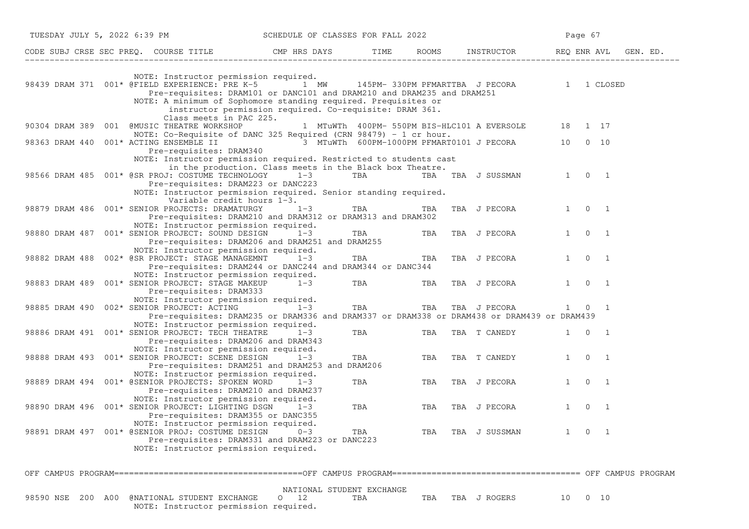| CODE | SUBJ | CRSE | SEC | PREQ. | COURSE TITLE | CMP | HRS | DAYS | TIME | ROOMS | INSTRUCTOR | REQ | ENR | AVL | GEN. ED. |
|---|---|---|---|---|---|---|---|---|---|---|---|---|---|---|---|
| | | | | | NOTE: Instructor permission required. | | | | | | | | | | |
| 98439 | DRAM | 371 | 001* | | @FIELD EXPERIENCE: PRE K-5 | | 1 | MW | 145PM- 330PM | PFMARTTBA | J PECORA | 1 | 1 | CLOSED | |
| | | | | | Pre-requisites: DRAM101 or DANC101 and DRAM210 and DRAM235 and DRAM251 | | | | | | | | | | |
| | | | | | NOTE: A minimum of Sophomore standing required. Prequisites or instructor permission required. Co-requisite: DRAM 361. Class meets in PAC 225. | | | | | | | | | | |
| 90304 | DRAM | 389 | 001 | | @MUSIC THEATRE WORKSHOP | | 1 | MTuWTh | 400PM- 550PM | BIS-HLC101 | A EVERSOLE | 18 | 1 | 17 | |
| | | | | | NOTE: Co-Requisite of DANC 325 Required (CRN 98479) - 1 cr hour. | | | | | | | | | | |
| 98363 | DRAM | 440 | 001* | | ACTING ENSEMBLE II | | 3 | MTuWTh | 600PM-1000PM | PFMART0101 | J PECORA | 10 | 0 | 10 | |
| | | | | | Pre-requisites: DRAM340 | | | | | | | | | | |
| | | | | | NOTE: Instructor permission required. Restricted to students cast in the production. Class meets in the Black box Theatre. | | | | | | | | | | |
| 98566 | DRAM | 485 | 001* | | @SR PROJ: COSTUME TECHNOLOGY | | 1-3 | TBA | TBA | TBA | J SUSSMAN | 1 | 0 | 1 | |
| | | | | | Pre-requisites: DRAM223 or DANC223 | | | | | | | | | | |
| | | | | | NOTE: Instructor permission required. Senior standing required. Variable credit hours 1-3. | | | | | | | | | | |
| 98879 | DRAM | 486 | 001* | | SENIOR PROJECTS: DRAMATURGY | | 1-3 | TBA | TBA | TBA | J PECORA | 1 | 0 | 1 | |
| | | | | | Pre-requisites: DRAM210 and DRAM312 or DRAM313 and DRAM302 | | | | | | | | | | |
| | | | | | NOTE: Instructor permission required. | | | | | | | | | | |
| 98880 | DRAM | 487 | 001* | | SENIOR PROJECT: SOUND DESIGN | | 1-3 | TBA | TBA | TBA | J PECORA | 1 | 0 | 1 | |
| | | | | | Pre-requisites: DRAM206 and DRAM251 and DRAM255 | | | | | | | | | | |
| | | | | | NOTE: Instructor permission required. | | | | | | | | | | |
| 98882 | DRAM | 488 | 002* | | @SR PROJECT: STAGE MANAGEMNT | | 1-3 | TBA | TBA | TBA | J PECORA | 1 | 0 | 1 | |
| | | | | | Pre-requisites: DRAM244 or DANC244 and DRAM344 or DANC344 | | | | | | | | | | |
| | | | | | NOTE: Instructor permission required. | | | | | | | | | | |
| 98883 | DRAM | 489 | 001* | | SENIOR PROJECT: STAGE MAKEUP | | 1-3 | TBA | TBA | TBA | J PECORA | 1 | 0 | 1 | |
| | | | | | Pre-requisites: DRAM333 | | | | | | | | | | |
| | | | | | NOTE: Instructor permission required. | | | | | | | | | | |
| 98885 | DRAM | 490 | 002* | | SENIOR PROJECT: ACTING | | 1-3 | TBA | TBA | TBA | J PECORA | 1 | 0 | 1 | |
| | | | | | Pre-requisites: DRAM235 or DRAM336 and DRAM337 or DRAM338 or DRAM438 or DRAM439 or DRAM439 | | | | | | | | | | |
| | | | | | NOTE: Instructor permission required. | | | | | | | | | | |
| 98886 | DRAM | 491 | 001* | | SENIOR PROJECT: TECH THEATRE | | 1-3 | TBA | TBA | TBA | T CANEDY | 1 | 0 | 1 | |
| | | | | | Pre-requisites: DRAM206 and DRAM343 | | | | | | | | | | |
| | | | | | NOTE: Instructor permission required. | | | | | | | | | | |
| 98888 | DRAM | 493 | 001* | | SENIOR PROJECT: SCENE DESIGN | | 1-3 | TBA | TBA | TBA | T CANEDY | 1 | 0 | 1 | |
| | | | | | Pre-requisites: DRAM251 and DRAM253 and DRAM206 | | | | | | | | | | |
| | | | | | NOTE: Instructor permission required. | | | | | | | | | | |
| 98889 | DRAM | 494 | 001* | | @SENIOR PROJECTS: SPOKEN WORD | | 1-3 | TBA | TBA | TBA | J PECORA | 1 | 0 | 1 | |
| | | | | | Pre-requisites: DRAM210 and DRAM237 | | | | | | | | | | |
| | | | | | NOTE: Instructor permission required. | | | | | | | | | | |
| 98890 | DRAM | 496 | 001* | | SENIOR PROJECT: LIGHTING DSGN | | 1-3 | TBA | TBA | TBA | J PECORA | 1 | 0 | 1 | |
| | | | | | Pre-requisites: DRAM355 or DANC355 | | | | | | | | | | |
| | | | | | NOTE: Instructor permission required. | | | | | | | | | | |
| 98891 | DRAM | 497 | 001* | | @SENIOR PROJ: COSTUME DESIGN | | 0-3 | TBA | TBA | TBA | J SUSSMAN | 1 | 0 | 1 | |
| | | | | | Pre-requisites: DRAM331 and DRAM223 or DANC223 | | | | | | | | | | |
| | | | | | NOTE: Instructor permission required. | | | | | | | | | | |

## OFF CAMPUS PROGRAM

### NATIONAL STUDENT EXCHANGE

| CODE | SUBJ | CRSE | SEC | PREQ. | COURSE TITLE | CMP | HRS | DAYS | TIME | ROOMS | INSTRUCTOR | REQ | ENR | AVL | GEN. ED. |
|---|---|---|---|---|---|---|---|---|---|---|---|---|---|---|---|
| 98590 | NSE | 200 | A00 | | @NATIONAL STUDENT EXCHANGE | O | 12 | TBA | TBA | TBA | J ROGERS | 10 | 0 | 10 | |
| | | | | | NOTE: Instructor permission required. | | | | | | | | | | |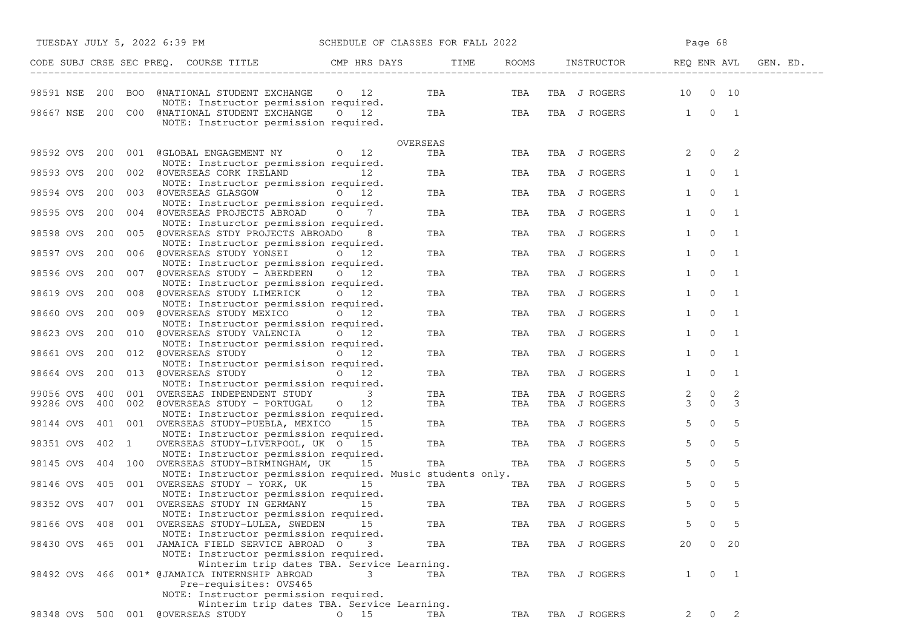SCHEDULE OF CLASSES FOR FALL 2022

| CODE | SUBJ | CRSE | SEC | PREQ. | COURSE TITLE | CMP | HRS | DAYS | TIME | ROOMS | INSTRUCTOR | REQ | ENR | AVL | GEN. ED. |
|---|---|---|---|---|---|---|---|---|---|---|---|---|---|---|---|
| 98591 | NSE | 200 | BOO | | @NATIONAL STUDENT EXCHANGE | O | 12 | | TBA | TBA | TBA J ROGERS | 10 | 0 | 10 | |
| | | | | | NOTE: Instructor permission required. | | | | | | | | | | |
| 98667 | NSE | 200 | C00 | | @NATIONAL STUDENT EXCHANGE | O | 12 | | TBA | TBA | TBA J ROGERS | 1 | 0 | 1 | |
| | | | | | NOTE: Instructor permission required. | | | | | | | | | | |
| | | | | | OVERSEAS | | | | | | | | | | |
| 98592 | OVS | 200 | 001 | | @GLOBAL ENGAGEMENT NY | O | 12 | | TBA | TBA | TBA J ROGERS | 2 | 0 | 2 | |
| | | | | | NOTE: Instructor permission required. | | | | | | | | | | |
| 98593 | OVS | 200 | 002 | | @OVERSEAS CORK IRELAND | | 12 | | TBA | TBA | TBA J ROGERS | 1 | 0 | 1 | |
| | | | | | NOTE: Instructor permission required. | | | | | | | | | | |
| 98594 | OVS | 200 | 003 | | @OVERSEAS GLASGOW | O | 12 | | TBA | TBA | TBA J ROGERS | 1 | 0 | 1 | |
| | | | | | NOTE: Instructor permission required. | | | | | | | | | | |
| 98595 | OVS | 200 | 004 | | @OVERSEAS PROJECTS ABROAD | O | 7 | | TBA | TBA | TBA J ROGERS | 1 | 0 | 1 | |
| | | | | | NOTE: Insturctor permission required. | | | | | | | | | | |
| 98598 | OVS | 200 | 005 | | @OVERSEAS STDY PROJECTS ABROADO | | 8 | | TBA | TBA | TBA J ROGERS | 1 | 0 | 1 | |
| | | | | | NOTE: Instructor permission required. | | | | | | | | | | |
| 98597 | OVS | 200 | 006 | | @OVERSEAS STUDY YONSEI | O | 12 | | TBA | TBA | TBA J ROGERS | 1 | 0 | 1 | |
| | | | | | NOTE: Instructor permission required. | | | | | | | | | | |
| 98596 | OVS | 200 | 007 | | @OVERSEAS STUDY - ABERDEEN | O | 12 | | TBA | TBA | TBA J ROGERS | 1 | 0 | 1 | |
| | | | | | NOTE: Instructor permission required. | | | | | | | | | | |
| 98619 | OVS | 200 | 008 | | @OVERSEAS STUDY LIMERICK | O | 12 | | TBA | TBA | TBA J ROGERS | 1 | 0 | 1 | |
| | | | | | NOTE: Instructor permission required. | | | | | | | | | | |
| 98660 | OVS | 200 | 009 | | @OVERSEAS STUDY MEXICO | O | 12 | | TBA | TBA | TBA J ROGERS | 1 | 0 | 1 | |
| | | | | | NOTE: Instructor permission required. | | | | | | | | | | |
| 98623 | OVS | 200 | 010 | | @OVERSEAS STUDY VALENCIA | O | 12 | | TBA | TBA | TBA J ROGERS | 1 | 0 | 1 | |
| | | | | | NOTE: Instructor permission required. | | | | | | | | | | |
| 98661 | OVS | 200 | 012 | | @OVERSEAS STUDY | O | 12 | | TBA | TBA | TBA J ROGERS | 1 | 0 | 1 | |
| | | | | | NOTE: Instructor permisison required. | | | | | | | | | | |
| 98664 | OVS | 200 | 013 | | @OVERSEAS STUDY | O | 12 | | TBA | TBA | TBA J ROGERS | 1 | 0 | 1 | |
| | | | | | NOTE: Instructor permission required. | | | | | | | | | | |
| 99056 | OVS | 400 | 001 | | OVERSEAS INDEPENDENT STUDY | | 3 | | TBA | TBA | TBA J ROGERS | 2 | 0 | 2 | |
| 99286 | OVS | 400 | 002 | | @OVERSEAS STUDY - PORTUGAL | O | 12 | | TBA | TBA | TBA J ROGERS | 3 | 0 | 3 | |
| | | | | | NOTE: Instructor permission required. | | | | | | | | | | |
| 98144 | OVS | 401 | 001 | | OVERSEAS STUDY-PUEBLA, MEXICO | | 15 | | TBA | TBA | TBA J ROGERS | 5 | 0 | 5 | |
| | | | | | NOTE: Instructor permission required. | | | | | | | | | | |
| 98351 | OVS | 402 | 1 | | OVERSEAS STUDY-LIVERPOOL, UK | O | 15 | | TBA | TBA | TBA J ROGERS | 5 | 0 | 5 | |
| | | | | | NOTE: Instructor permission required. | | | | | | | | | | |
| 98145 | OVS | 404 | 100 | | OVERSEAS STUDY-BIRMINGHAM, UK | | 15 | | TBA | TBA | TBA J ROGERS | 5 | 0 | 5 | |
| | | | | | NOTE: Instructor permission required. Music students only. | | | | | | | | | | |
| 98146 | OVS | 405 | 001 | | OVERSEAS STUDY - YORK, UK | | 15 | | TBA | TBA | TBA J ROGERS | 5 | 0 | 5 | |
| | | | | | NOTE: Instructor permission required. | | | | | | | | | | |
| 98352 | OVS | 407 | 001 | | OVERSEAS STUDY IN GERMANY | | 15 | | TBA | TBA | TBA J ROGERS | 5 | 0 | 5 | |
| | | | | | NOTE: Instructor permission required. | | | | | | | | | | |
| 98166 | OVS | 408 | 001 | | OVERSEAS STUDY-LULEA, SWEDEN | | 15 | | TBA | TBA | TBA J ROGERS | 5 | 0 | 5 | |
| | | | | | NOTE: Instructor permission required. | | | | | | | | | | |
| 98430 | OVS | 465 | 001 | | JAMAICA FIELD SERVICE ABROAD | O | 3 | | TBA | TBA | TBA J ROGERS | 20 | 0 | 20 | |
| | | | | | NOTE: Instructor permission required. | | | | | | | | | | |
| | | | | | Winterim trip dates TBA. Service Learning. | | | | | | | | | | |
| 98492 | OVS | 466 | 001* | | @JAMAICA INTERNSHIP ABROAD | | 3 | | TBA | TBA | TBA J ROGERS | 1 | 0 | 1 | |
| | | | | | Pre-requisites: OVS465 | | | | | | | | | | |
| | | | | | NOTE: Instructor permission required. | | | | | | | | | | |
| | | | | | Winterim trip dates TBA. Service Learning. | | | | | | | | | | |
| 98348 | OVS | 500 | 001 | | @OVERSEAS STUDY | O | 15 | | TBA | TBA | TBA J ROGERS | 2 | 0 | 2 | |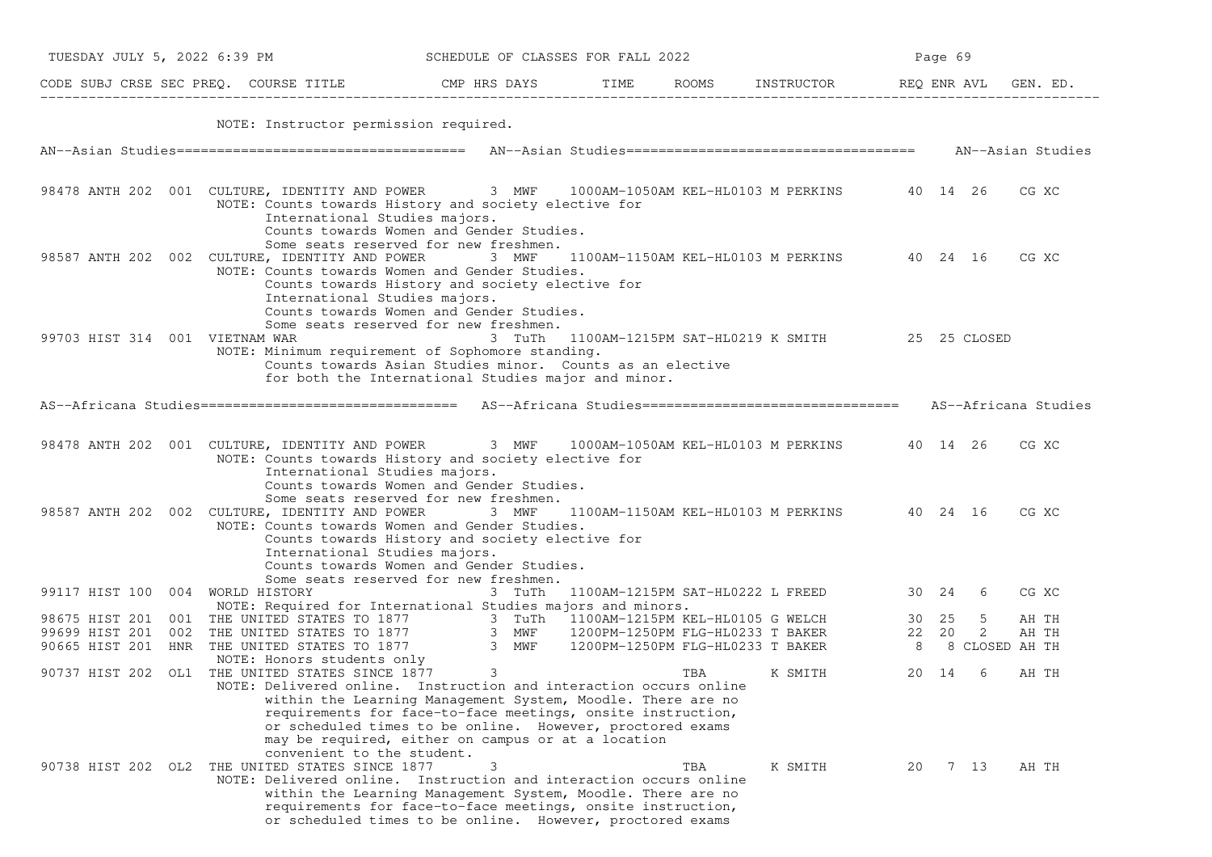NOTE: Instructor permission required.

## AN--Asian Studies

| CODE | SUBJ | CRSE | SEC | PREQ. | COURSE TITLE | CMP | HRS | DAYS | TIME | ROOMS | INSTRUCTOR | REQ | ENR | AVL | GEN. ED. |
|---|---|---|---|---|---|---|---|---|---|---|---|---|---|---|---|
| 98478 | ANTH | 202 | 001 | | CULTURE, IDENTITY AND POWER | | 3 | MWF | 1000AM-1050AM | KEL-HL0103 | M PERKINS | 40 | 14 | 26 | CG XC |
| | | | | | NOTE: Counts towards History and society elective for International Studies majors. Counts towards Women and Gender Studies. Some seats reserved for new freshmen. | | | | | | | | | | |
| 98587 | ANTH | 202 | 002 | | CULTURE, IDENTITY AND POWER | | 3 | MWF | 1100AM-1150AM | KEL-HL0103 | M PERKINS | 40 | 24 | 16 | CG XC |
| | | | | | NOTE: Counts towards Women and Gender Studies. Counts towards History and society elective for International Studies majors. Counts towards Women and Gender Studies. Some seats reserved for new freshmen. | | | | | | | | | | |
| 99703 | HIST | 314 | 001 | | VIETNAM WAR | | 3 | TuTh | 1100AM-1215PM | SAT-HL0219 | K SMITH | 25 | 25 | CLOSED | |
| | | | | | NOTE: Minimum requirement of Sophomore standing. Counts towards Asian Studies minor. Counts as an elective for both the International Studies major and minor. | | | | | | | | | | |

## AS--Africana Studies

| CODE | SUBJ | CRSE | SEC | PREQ. | COURSE TITLE | CMP | HRS | DAYS | TIME | ROOMS | INSTRUCTOR | REQ | ENR | AVL | GEN. ED. |
|---|---|---|---|---|---|---|---|---|---|---|---|---|---|---|---|
| 98478 | ANTH | 202 | 001 | | CULTURE, IDENTITY AND POWER | | 3 | MWF | 1000AM-1050AM | KEL-HL0103 | M PERKINS | 40 | 14 | 26 | CG XC |
| | | | | | NOTE: Counts towards History and society elective for International Studies majors. Counts towards Women and Gender Studies. Some seats reserved for new freshmen. | | | | | | | | | | |
| 98587 | ANTH | 202 | 002 | | CULTURE, IDENTITY AND POWER | | 3 | MWF | 1100AM-1150AM | KEL-HL0103 | M PERKINS | 40 | 24 | 16 | CG XC |
| | | | | | NOTE: Counts towards Women and Gender Studies. Counts towards History and society elective for International Studies majors. Counts towards Women and Gender Studies. Some seats reserved for new freshmen. | | | | | | | | | | |
| 99117 | HIST | 100 | 004 | | WORLD HISTORY | | 3 | TuTh | 1100AM-1215PM | SAT-HL0222 | L FREED | 30 | 24 | 6 | CG XC |
| | | | | | NOTE: Required for International Studies majors and minors. | | | | | | | | | | |
| 98675 | HIST | 201 | 001 | | THE UNITED STATES TO 1877 | | 3 | TuTh | 1100AM-1215PM | KEL-HL0105 | G WELCH | 30 | 25 | 5 | AH TH |
| 99699 | HIST | 201 | 002 | | THE UNITED STATES TO 1877 | | 3 | MWF | 1200PM-1250PM | FLG-HL0233 | T BAKER | 22 | 20 | 2 | AH TH |
| 90665 | HIST | 201 | HNR | | THE UNITED STATES TO 1877 | | 3 | MWF | 1200PM-1250PM | FLG-HL0233 | T BAKER | 8 | 8 | CLOSED | AH TH |
| | | | | | NOTE: Honors students only | | | | | | | | | | |
| 90737 | HIST | 202 | OL1 | | THE UNITED STATES SINCE 1877 | | 3 | | | TBA | K SMITH | 20 | 14 | 6 | AH TH |
| | | | | | NOTE: Delivered online. Instruction and interaction occurs online within the Learning Management System, Moodle. There are no requirements for face-to-face meetings, onsite instruction, or scheduled times to be online. However, proctored exams may be required, either on campus or at a location convenient to the student. | | | | | | | | | | |
| 90738 | HIST | 202 | OL2 | | THE UNITED STATES SINCE 1877 | | 3 | | | TBA | K SMITH | 20 | 7 | 13 | AH TH |
| | | | | | NOTE: Delivered online. Instruction and interaction occurs online within the Learning Management System, Moodle. There are no requirements for face-to-face meetings, onsite instruction, or scheduled times to be online. However, proctored exams | | | | | | | | | | |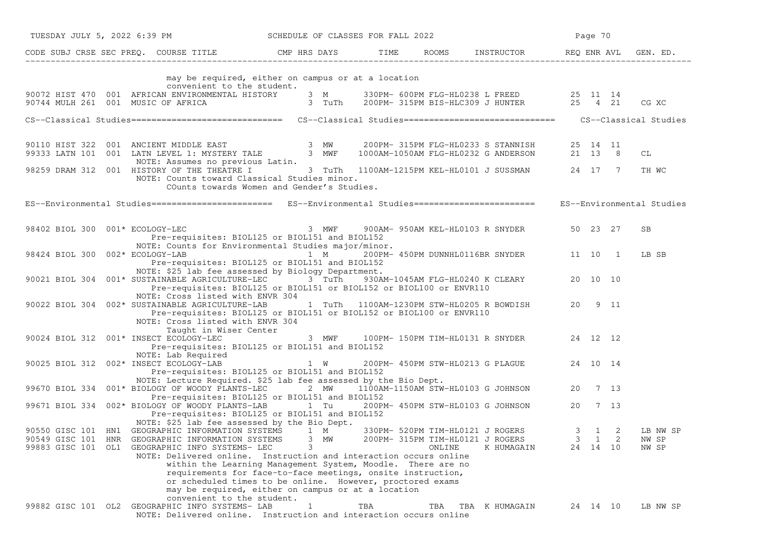| CODE | SUBJ | CRSE | SEC | PREQ. | COURSE TITLE | CMP | HRS | DAYS | TIME | ROOMS | INSTRUCTOR | REQ | ENR | AVL | GEN. ED. |
|---|---|---|---|---|---|---|---|---|---|---|---|---|---|---|---|
| | | | | | may be required, either on campus or at a location convenient to the student. | | | | | | | | | | |
| 90072 | HIST | 470 | 001 | | AFRICAN ENVIRONMENTAL HISTORY | | 3 | M | 330PM- 600PM | FLG-HL0238 | L FREED | 25 | 11 | 14 | |
| 90744 | MULH | 261 | 001 | | MUSIC OF AFRICA | | 3 | TuTh | 200PM- 315PM | BIS-HLC309 | J HUNTER | 25 | 4 | 21 | CG XC |

## CS--Classical Studies

| CODE | SUBJ | CRSE | SEC | PREQ. | COURSE TITLE | CMP | HRS | DAYS | TIME | ROOMS | INSTRUCTOR | REQ | ENR | AVL | GEN. ED. |
|---|---|---|---|---|---|---|---|---|---|---|---|---|---|---|---|
| 90110 | HIST | 322 | 001 | | ANCIENT MIDDLE EAST | | 3 | MW | 200PM- 315PM | FLG-HL0233 | S STANNISH | 25 | 14 | 11 | |
| 99333 | LATN | 101 | 001 | | LATN LEVEL 1: MYSTERY TALE | | 3 | MWF | 1000AM-1050AM | FLG-HL0232 | G ANDERSON | 21 | 13 | 8 | CL |
| | | | | | NOTE: Assumes no previous Latin. | | | | | | | | | | |
| 98259 | DRAM | 312 | 001 | | HISTORY OF THE THEATRE I | | 3 | TuTh | 1100AM-1215PM | KEL-HL0101 | J SUSSMAN | 24 | 17 | 7 | TH WC |
| | | | | | NOTE: Counts toward Classical Studies minor. COunts towards Women and Gender's Studies. | | | | | | | | | | |

## ES--Environmental Studies

| CODE | SUBJ | CRSE | SEC | PREQ. | COURSE TITLE | CMP | HRS | DAYS | TIME | ROOMS | INSTRUCTOR | REQ | ENR | AVL | GEN. ED. |
|---|---|---|---|---|---|---|---|---|---|---|---|---|---|---|---|
| 98402 | BIOL | 300 | 001 | * | ECOLOGY-LEC | | 3 | MWF | 900AM- 950AM | KEL-HL0103 | R SNYDER | 50 | 23 | 27 | SB |
| | | | | | Pre-requisites: BIOL125 or BIOL151 and BIOL152<br>NOTE: Counts for Environmental Studies major/minor. | | | | | | | | | | |
| 98424 | BIOL | 300 | 002 | * | ECOLOGY-LAB | | 1 | M | 200PM- 450PM | DUNNHL0116BR | SNYDER | 11 | 10 | 1 | LB SB |
| | | | | | Pre-requisites: BIOL125 or BIOL151 and BIOL152<br>NOTE: $25 lab fee assessed by Biology Department. | | | | | | | | | | |
| 90021 | BIOL | 304 | 001 | * | SUSTAINABLE AGRICULTURE-LEC | | 3 | TuTh | 930AM-1045AM | FLG-HL0240 | K CLEARY | 20 | 10 | 10 | |
| | | | | | Pre-requisites: BIOL125 or BIOL151 or BIOL152 or BIOL100 or ENVR110<br>NOTE: Cross listed with ENVR 304 | | | | | | | | | | |
| 90022 | BIOL | 304 | 002 | * | SUSTAINABLE AGRICULTURE-LAB | | 1 | TuTh | 1100AM-1230PM | STW-HL0205 | R BOWDISH | 20 | 9 | 11 | |
| | | | | | Pre-requisites: BIOL125 or BIOL151 or BIOL152 or BIOL100 or ENVR110<br>NOTE: Cross listed with ENVR 304<br>Taught in Wiser Center | | | | | | | | | | |
| 90024 | BIOL | 312 | 001 | * | INSECT ECOLOGY-LEC | | 3 | MWF | 100PM- 150PM | TIM-HL0131 | R SNYDER | 24 | 12 | 12 | |
| | | | | | Pre-requisites: BIOL125 or BIOL151 and BIOL152<br>NOTE: Lab Required | | | | | | | | | | |
| 90025 | BIOL | 312 | 002 | * | INSECT ECOLOGY-LAB | | 1 | W | 200PM- 450PM | STW-HL0213 | G PLAGUE | 24 | 10 | 14 | |
| | | | | | Pre-requisites: BIOL125 or BIOL151 and BIOL152<br>NOTE: Lecture Required. $25 lab fee assessed by the Bio Dept. | | | | | | | | | | |
| 99670 | BIOL | 334 | 001 | * | BIOLOGY OF WOODY PLANTS-LEC | | 2 | MW | 1100AM-1150AM | STW-HL0103 | G JOHNSON | 20 | 7 | 13 | |
| | | | | | Pre-requisites: BIOL125 or BIOL151 and BIOL152 | | | | | | | | | | |
| 99671 | BIOL | 334 | 002 | * | BIOLOGY OF WOODY PLANTS-LAB | | 1 | Tu | 200PM- 450PM | STW-HL0103 | G JOHNSON | 20 | 7 | 13 | |
| | | | | | Pre-requisites: BIOL125 or BIOL151 and BIOL152<br>NOTE: $25 lab fee assessed by the Bio Dept. | | | | | | | | | | |
| 90550 | GISC | 101 | HN1 | | GEOGRAPHIC INFORMATION SYSTEMS | | 1 | M | 330PM- 520PM | TIM-HL0121 | J ROGERS | 3 | 1 | 2 | LB NW SP |
| 90549 | GISC | 101 | HNR | | GEOGRAPHIC INFORMATION SYSTEMS | | 3 | MW | 200PM- 315PM | TIM-HL0121 | J ROGERS | 3 | 1 | 2 | NW SP |
| 99883 | GISC | 101 | OL1 | | GEOGRAPHIC INFO SYSTEMS- LEC | | 3 | | | ONLINE | K HUMAGAIN | 24 | 14 | 10 | NW SP |
| | | | | | NOTE: Delivered online. Instruction and interaction occurs online within the Learning Management System, Moodle. There are no requirements for face-to-face meetings, onsite instruction, or scheduled times to be online. However, proctored exams may be required, either on campus or at a location convenient to the student. | | | | | | | | | | |
| 99882 | GISC | 101 | OL2 | | GEOGRAPHIC INFO SYSTEMS- LAB | | 1 | | TBA | TBA | TBA K HUMAGAIN | 24 | 14 | 10 | LB NW SP |
| | | | | | NOTE: Delivered online. Instruction and interaction occurs online | | | | | | | | | | |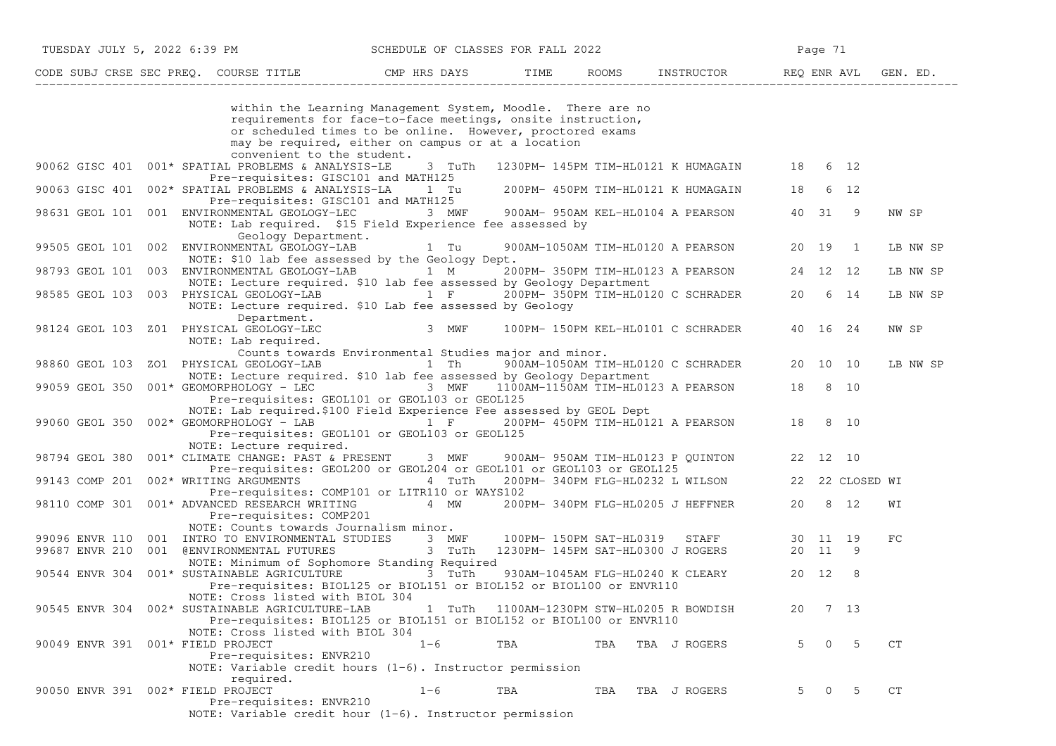| CODE | SUBJ | CRSE | SEC | PREQ. | COURSE TITLE | CMP | HRS | DAYS | TIME | ROOMS | INSTRUCTOR | REQ | ENR | AVL | GEN. ED. |
|---|---|---|---|---|---|---|---|---|---|---|---|---|---|---|---|
| | | | | | within the Learning Management System, Moodle. There are no requirements for face-to-face meetings, onsite instruction, or scheduled times to be online. However, proctored exams may be required, either on campus or at a location convenient to the student. | | | | | | | | | | |
| 90062 | GISC | 401 | 001* | | SPATIAL PROBLEMS & ANALYSIS-LE | | 3 | TuTh | 1230PM- 145PM | TIM-HL0121 | K HUMAGAIN | 18 | 6 | 12 | |
| | | | | | Pre-requisites: GISC101 and MATH125 | | | | | | | | | | |
| 90063 | GISC | 401 | 002* | | SPATIAL PROBLEMS & ANALYSIS-LA | | 1 | Tu | 200PM- 450PM | TIM-HL0121 | K HUMAGAIN | 18 | 6 | 12 | |
| | | | | | Pre-requisites: GISC101 and MATH125 | | | | | | | | | | |
| 98631 | GEOL | 101 | 001 | | ENVIRONMENTAL GEOLOGY-LEC | | 3 | MWF | 900AM- 950AM | KEL-HL0104 | A PEARSON | 40 | 31 | 9 | NW SP |
| | | | | | NOTE: Lab required. $15 Field Experience fee assessed by Geology Department. | | | | | | | | | | |
| 99505 | GEOL | 101 | 002 | | ENVIRONMENTAL GEOLOGY-LAB | | 1 | Tu | 900AM-1050AM | TIM-HL0120 | A PEARSON | 20 | 19 | 1 | LB NW SP |
| | | | | | NOTE: $10 lab fee assessed by the Geology Dept. | | | | | | | | | | |
| 98793 | GEOL | 101 | 003 | | ENVIRONMENTAL GEOLOGY-LAB | | 1 | M | 200PM- 350PM | TIM-HL0123 | A PEARSON | 24 | 12 | 12 | LB NW SP |
| | | | | | NOTE: Lecture required. $10 lab fee assessed by Geology Department | | | | | | | | | | |
| 98585 | GEOL | 103 | 003 | | PHYSICAL GEOLOGY-LAB | | 1 | F | 200PM- 350PM | TIM-HL0120 | C SCHRADER | 20 | 6 | 14 | LB NW SP |
| | | | | | NOTE: Lecture required. $10 Lab fee assessed by Geology Department. | | | | | | | | | | |
| 98124 | GEOL | 103 | Z01 | | PHYSICAL GEOLOGY-LEC | | 3 | MWF | 100PM- 150PM | KEL-HL0101 | C SCHRADER | 40 | 16 | 24 | NW SP |
| | | | | | NOTE: Lab required. Counts towards Environmental Studies major and minor. | | | | | | | | | | |
| 98860 | GEOL | 103 | ZO1 | | PHYSICAL GEOLOGY-LAB | | 1 | Th | 900AM-1050AM | TIM-HL0120 | C SCHRADER | 20 | 10 | 10 | LB NW SP |
| | | | | | NOTE: Lecture required. $10 lab fee assessed by Geology Department | | | | | | | | | | |
| 99059 | GEOL | 350 | 001* | | GEOMORPHOLOGY - LEC | | 3 | MWF | 1100AM-1150AM | TIM-HL0123 | A PEARSON | 18 | 8 | 10 | |
| | | | | | Pre-requisites: GEOL101 or GEOL103 or GEOL125 | | | | | | | | | | |
| | | | | | NOTE: Lab required.$100 Field Experience Fee assessed by GEOL Dept | | | | | | | | | | |
| 99060 | GEOL | 350 | 002* | | GEOMORPHOLOGY - LAB | | 1 | F | 200PM- 450PM | TIM-HL0121 | A PEARSON | 18 | 8 | 10 | |
| | | | | | Pre-requisites: GEOL101 or GEOL103 or GEOL125 | | | | | | | | | | |
| | | | | | NOTE: Lecture required. | | | | | | | | | | |
| 98794 | GEOL | 380 | 001* | | CLIMATE CHANGE: PAST & PRESENT | | 3 | MWF | 900AM- 950AM | TIM-HL0123 | P QUINTON | 22 | 12 | 10 | |
| | | | | | Pre-requisites: GEOL200 or GEOL204 or GEOL101 or GEOL103 or GEOL125 | | | | | | | | | | |
| 99143 | COMP | 201 | 002* | | WRITING ARGUMENTS | | 4 | TuTh | 200PM- 340PM | FLG-HL0232 | L WILSON | 22 | 22 | CLOSED | WI |
| | | | | | Pre-requisites: COMP101 or LITR110 or WAYS102 | | | | | | | | | | |
| 98110 | COMP | 301 | 001* | | ADVANCED RESEARCH WRITING | | 4 | MW | 200PM- 340PM | FLG-HL0205 | J HEFFNER | 20 | 8 | 12 | WI |
| | | | | | Pre-requisites: COMP201 | | | | | | | | | | |
| | | | | | NOTE: Counts towards Journalism minor. | | | | | | | | | | |
| 99096 | ENVR | 110 | 001 | | INTRO TO ENVIRONMENTAL STUDIES | | 3 | MWF | 100PM- 150PM | SAT-HL0319 | STAFF | 30 | 11 | 19 | FC |
| 99687 | ENVR | 210 | 001 | | @ENVIRONMENTAL FUTURES | | 3 | TuTh | 1230PM- 145PM | SAT-HL0300 | J ROGERS | 20 | 11 | 9 | |
| | | | | | NOTE: Minimum of Sophomore Standing Required | | | | | | | | | | |
| 90544 | ENVR | 304 | 001* | | SUSTAINABLE AGRICULTURE | | 3 | TuTh | 930AM-1045AM | FLG-HL0240 | K CLEARY | 20 | 12 | 8 | |
| | | | | | Pre-requisites: BIOL125 or BIOL151 or BIOL152 or BIOL100 or ENVR110 | | | | | | | | | | |
| | | | | | NOTE: Cross listed with BIOL 304 | | | | | | | | | | |
| 90545 | ENVR | 304 | 002* | | SUSTAINABLE AGRICULTURE-LAB | | 1 | TuTh | 1100AM-1230PM | STW-HL0205 | R BOWDISH | 20 | 7 | 13 | |
| | | | | | Pre-requisites: BIOL125 or BIOL151 or BIOL152 or BIOL100 or ENVR110 | | | | | | | | | | |
| | | | | | NOTE: Cross listed with BIOL 304 | | | | | | | | | | |
| 90049 | ENVR | 391 | 001* | | FIELD PROJECT | | 1-6 | | TBA | TBA | TBA J ROGERS | 5 | 0 | 5 | CT |
| | | | | | Pre-requisites: ENVR210 | | | | | | | | | | |
| | | | | | NOTE: Variable credit hours (1-6). Instructor permission required. | | | | | | | | | | |
| 90050 | ENVR | 391 | 002* | | FIELD PROJECT | | 1-6 | | TBA | TBA | TBA J ROGERS | 5 | 0 | 5 | CT |
| | | | | | Pre-requisites: ENVR210 | | | | | | | | | | |
| | | | | | NOTE: Variable credit hour (1-6). Instructor permission | | | | | | | | | | |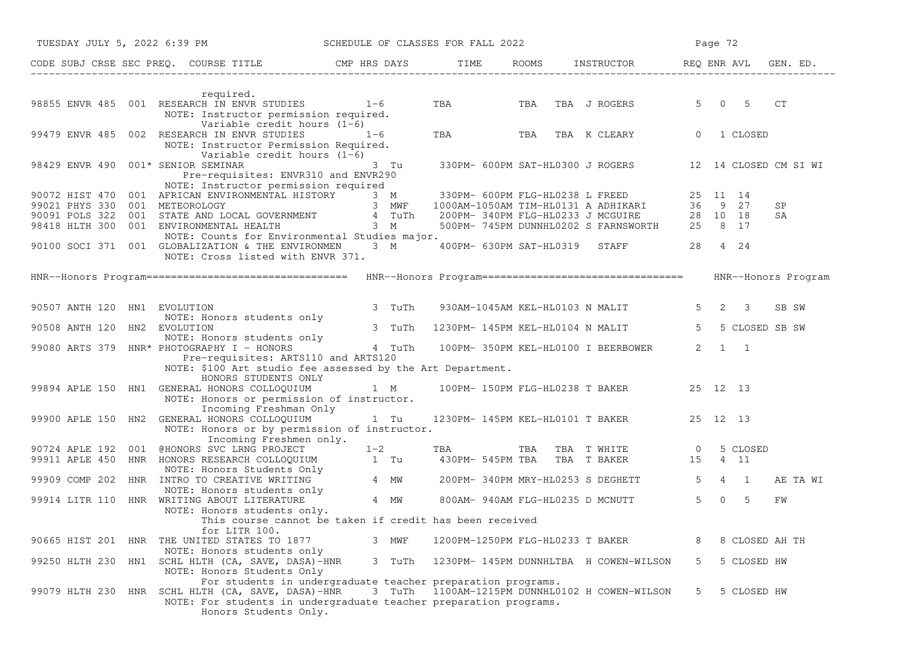| CODE | SUBJ | CRSE | SEC | PREQ. | COURSE TITLE | CMP | HRS | DAYS | TIME | ROOMS | INSTRUCTOR | REQ | ENR | AVL | GEN. ED. |
|---|---|---|---|---|---|---|---|---|---|---|---|---|---|---|---|
| | | | | | required. | | | | | | | | | | |
| 98855 | ENVR | 485 | 001 | | RESEARCH IN ENVR STUDIES | | 1-6 | | TBA | TBA | TBA J ROGERS | 5 | 0 | 5 | CT |
| | | | | | NOTE: Instructor permission required. Variable credit hours (1-6) | | | | | | | | | | |
| 99479 | ENVR | 485 | 002 | | RESEARCH IN ENVR STUDIES | | 1-6 | | TBA | TBA | TBA K CLEARY | 0 | 1 | CLOSED | |
| | | | | | NOTE: Instructor Permission Required. Variable credit hours (1-6) | | | | | | | | | | |
| 98429 | ENVR | 490 | 001 | * | SENIOR SEMINAR | | 3 | Tu | 330PM- 600PM | SAT-HL0300 | J ROGERS | 12 | 14 | CLOSED | CM SI WI |
| | | | | | Pre-requisites: ENVR310 and ENVR290 NOTE: Instructor permission required | | | | | | | | | | |
| 90072 | HIST | 470 | 001 | | AFRICAN ENVIRONMENTAL HISTORY | | 3 | M | 330PM- 600PM | FLG-HL0238 | L FREED | 25 | 11 | 14 | |
| 99021 | PHYS | 330 | 001 | | METEOROLOGY | | 3 | MWF | 1000AM-1050AM | TIM-HL0131 | A ADHIKARI | 36 | 9 | 27 | SP |
| 90091 | POLS | 322 | 001 | | STATE AND LOCAL GOVERNMENT | | 4 | TuTh | 200PM- 340PM | FLG-HL0233 | J MCGUIRE | 28 | 10 | 18 | SA |
| 98418 | HLTH | 300 | 001 | | ENVIRONMENTAL HEALTH | | 3 | M | 500PM- 745PM | DUNNHL0202 | S FARNSWORTH | 25 | 8 | 17 | |
| | | | | | NOTE: Counts for Environmental Studies major. | | | | | | | | | | |
| 90100 | SOCI | 371 | 001 | | GLOBALIZATION & THE ENVIRONMEN | | 3 | M | 400PM- 630PM | SAT-HL0319 | STAFF | 28 | 4 | 24 | |
| | | | | | NOTE: Cross listed with ENVR 371. | | | | | | | | | | |

## HNR--Honors Program

| CODE | SUBJ | CRSE | SEC | PREQ. | COURSE TITLE | CMP | HRS | DAYS | TIME | ROOMS | INSTRUCTOR | REQ | ENR | AVL | GEN. ED. |
|---|---|---|---|---|---|---|---|---|---|---|---|---|---|---|---|
| 90507 | ANTH | 120 | HN1 | | EVOLUTION | | 3 | TuTh | 930AM-1045AM | KEL-HL0103 | N MALIT | 5 | 2 | 3 | SB SW |
| | | | | | NOTE: Honors students only | | | | | | | | | | |
| 90508 | ANTH | 120 | HN2 | | EVOLUTION | | 3 | TuTh | 1230PM- 145PM | KEL-HL0104 | N MALIT | 5 | 5 | CLOSED | SB SW |
| | | | | | NOTE: Honors students only | | | | | | | | | | |
| 99080 | ARTS | 379 | HNR | * | PHOTOGRAPHY I - HONORS | | 4 | TuTh | 100PM- 350PM | KEL-HL0100 | I BEERBOWER | 2 | 1 | 1 | |
| | | | | | Pre-requisites: ARTS110 and ARTS120 NOTE: $100 Art studio fee assessed by the Art Department. HONORS STUDENTS ONLY | | | | | | | | | | |
| 99894 | APLE | 150 | HN1 | | GENERAL HONORS COLLOQUIUM | | 1 | M | 100PM- 150PM | FLG-HL0238 | T BAKER | 25 | 12 | 13 | |
| | | | | | NOTE: Honors or permission of instructor. Incoming Freshman Only | | | | | | | | | | |
| 99900 | APLE | 150 | HN2 | | GENERAL HONORS COLLOQUIUM | | 1 | Tu | 1230PM- 145PM | KEL-HL0101 | T BAKER | 25 | 12 | 13 | |
| | | | | | NOTE: Honors or by permission of instructor. Incoming Freshmen only. | | | | | | | | | | |
| 90724 | APLE | 192 | 001 | | @HONORS SVC LRNG PROJECT | | 1-2 | | TBA | TBA | TBA T WHITE | 0 | 5 | CLOSED | |
| 99911 | APLE | 450 | HNR | | HONORS RESEARCH COLLOQUIUM | | 1 | Tu | 430PM- 545PM | TBA | TBA T BAKER | 15 | 4 | 11 | |
| | | | | | NOTE: Honors Students Only | | | | | | | | | | |
| 99909 | COMP | 202 | HNR | | INTRO TO CREATIVE WRITING | | 4 | MW | 200PM- 340PM | MRY-HL0253 | S DEGHETT | 5 | 4 | 1 | AE TA WI |
| | | | | | NOTE: Honors students only | | | | | | | | | | |
| 99914 | LITR | 110 | HNR | | WRITING ABOUT LITERATURE | | 4 | MW | 800AM- 940AM | FLG-HL0235 | D MCNUTT | 5 | 0 | 5 | FW |
| | | | | | NOTE: Honors students only. This course cannot be taken if credit has been received for LITR 100. | | | | | | | | | | |
| 90665 | HIST | 201 | HNR | | THE UNITED STATES TO 1877 | | 3 | MWF | 1200PM-1250PM | FLG-HL0233 | T BAKER | 8 | 8 | CLOSED | AH TH |
| | | | | | NOTE: Honors students only | | | | | | | | | | |
| 99250 | HLTH | 230 | HN1 | | SCHL HLTH (CA, SAVE, DASA)-HNR | | 3 | TuTh | 1230PM- 145PM | DUNNHLTBA | H COWEN-WILSON | 5 | 5 | CLOSED | HW |
| | | | | | NOTE: Honors Students Only For students in undergraduate teacher preparation programs. | | | | | | | | | | |
| 99079 | HLTH | 230 | HNR | | SCHL HLTH (CA, SAVE, DASA)-HNR | | 3 | TuTh | 1100AM-1215PM | DUNNHL0102 | H COWEN-WILSON | 5 | 5 | CLOSED | HW |
| | | | | | NOTE: For students in undergraduate teacher preparation programs. Honors Students Only. | | | | | | | | | | |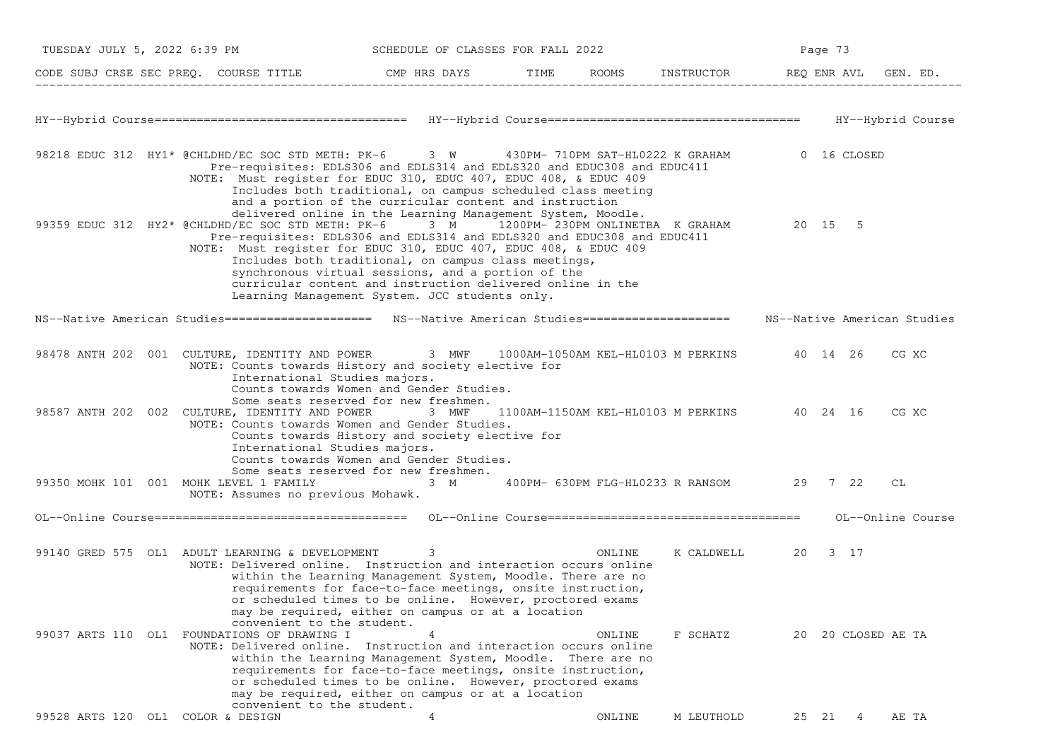| CODE | SUBJ | CRSE | SEC | PREQ. | COURSE TITLE | CMP | HRS | DAYS | TIME | ROOMS | INSTRUCTOR | REQ | ENR | AVL | GEN. ED. |
|---|---|---|---|---|---|---|---|---|---|---|---|---|---|---|---|

## HY--Hybrid Course

| CODE | SUBJ | CRSE | SEC | PREQ. | COURSE TITLE | CMP | HRS | DAYS | TIME | ROOMS | INSTRUCTOR | REQ | ENR | AVL | GEN. ED. |
|---|---|---|---|---|---|---|---|---|---|---|---|---|---|---|---|
| 98218 | EDUC | 312 | HY1 | * | @CHLDHD/EC SOC STD METH: PK-6 | | 3 | W | 430PM- 710PM | SAT-HL0222 | K GRAHAM | 0 | 16 | CLOSED | |
| 99359 | EDUC | 312 | HY2 | * | @CHLDHD/EC SOC STD METH: PK-6 | | 3 | M | 1200PM- 230PM | ONLINETBA | K GRAHAM | 20 | 15 | 5 | |

98218 EDUC 312 HY1:
Pre-requisites: EDLS306 and EDLS314 and EDLS320 and EDUC308 and EDUC411
NOTE: Must register for EDUC 310, EDUC 407, EDUC 408, & EDUC 409
Includes both traditional, on campus scheduled class meeting and a portion of the curricular content and instruction delivered online in the Learning Management System, Moodle.

99359 EDUC 312 HY2:
Pre-requisites: EDLS306 and EDLS314 and EDLS320 and EDUC308 and EDUC411
NOTE: Must register for EDUC 310, EDUC 407, EDUC 408, & EDUC 409
Includes both traditional, on campus class meetings, synchronous virtual sessions, and a portion of the curricular content and instruction delivered online in the Learning Management System. JCC students only.

## NS--Native American Studies

| CODE | SUBJ | CRSE | SEC | PREQ. | COURSE TITLE | CMP | HRS | DAYS | TIME | ROOMS | INSTRUCTOR | REQ | ENR | AVL | GEN. ED. |
|---|---|---|---|---|---|---|---|---|---|---|---|---|---|---|---|
| 98478 | ANTH | 202 | 001 | | CULTURE, IDENTITY AND POWER | | 3 | MWF | 1000AM-1050AM | KEL-HL0103 | M PERKINS | 40 | 14 | 26 | CG XC |
| 98587 | ANTH | 202 | 002 | | CULTURE, IDENTITY AND POWER | | 3 | MWF | 1100AM-1150AM | KEL-HL0103 | M PERKINS | 40 | 24 | 16 | CG XC |
| 99350 | MOHK | 101 | 001 | | MOHK LEVEL 1 FAMILY | | 3 | M | 400PM- 630PM | FLG-HL0233 | R RANSOM | 29 | 7 | 22 | CL |

98478 ANTH 202 001:
NOTE: Counts towards History and society elective for International Studies majors.
Counts towards Women and Gender Studies.
Some seats reserved for new freshmen.

98587 ANTH 202 002:
NOTE: Counts towards Women and Gender Studies.
Counts towards History and society elective for International Studies majors.
Counts towards Women and Gender Studies.
Some seats reserved for new freshmen.

99350 MOHK 101 001:
NOTE: Assumes no previous Mohawk.

## OL--Online Course

| CODE | SUBJ | CRSE | SEC | PREQ. | COURSE TITLE | CMP | HRS | DAYS | TIME | ROOMS | INSTRUCTOR | REQ | ENR | AVL | GEN. ED. |
|---|---|---|---|---|---|---|---|---|---|---|---|---|---|---|---|
| 99140 | GRED | 575 | OL1 | | ADULT LEARNING & DEVELOPMENT | | 3 | | | ONLINE | K CALDWELL | 20 | 3 | 17 | |
| 99037 | ARTS | 110 | OL1 | | FOUNDATIONS OF DRAWING I | | 4 | | | ONLINE | F SCHATZ | 20 | 20 | CLOSED | AE TA |
| 99528 | ARTS | 120 | OL1 | | COLOR & DESIGN | | 4 | | | ONLINE | M LEUTHOLD | 25 | 21 | 4 | AE TA |

99140 GRED 575 OL1:
NOTE: Delivered online. Instruction and interaction occurs online within the Learning Management System, Moodle. There are no requirements for face-to-face meetings, onsite instruction, or scheduled times to be online. However, proctored exams may be required, either on campus or at a location convenient to the student.

99037 ARTS 110 OL1:
NOTE: Delivered online. Instruction and interaction occurs online within the Learning Management System, Moodle. There are no requirements for face-to-face meetings, onsite instruction, or scheduled times to be online. However, proctored exams may be required, either on campus or at a location convenient to the student.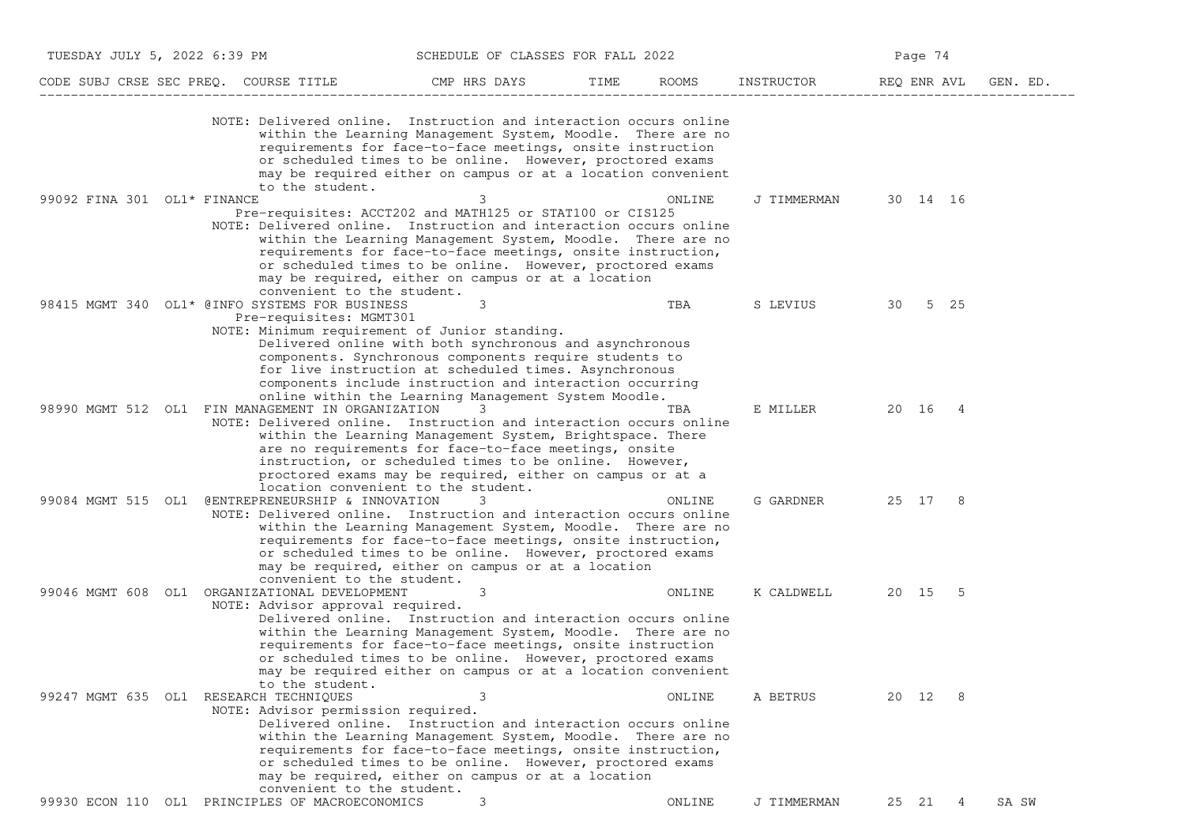| CODE | SUBJ | CRSE | SEC | PREQ. | COURSE TITLE | CMP | HRS | DAYS | TIME | ROOMS | INSTRUCTOR | REQ | ENR | AVL | GEN. ED. |
|---|---|---|---|---|---|---|---|---|---|---|---|---|---|---|---|

NOTE: Delivered online. Instruction and interaction occurs online within the Learning Management System, Moodle. There are no requirements for face-to-face meetings, onsite instruction or scheduled times to be online. However, proctored exams may be required either on campus or at a location convenient to the student.

| CODE | SUBJ | CRSE | SEC | PREQ. | COURSE TITLE | CMP | HRS | DAYS | TIME | ROOMS | INSTRUCTOR | REQ | ENR | AVL | GEN. ED. |
|---|---|---|---|---|---|---|---|---|---|---|---|---|---|---|---|
| 99092 | FINA | 301 | OL1 | * | FINANCE | | 3 | | | ONLINE | J TIMMERMAN | 30 | 14 | 16 | |

Pre-requisites: ACCT202 and MATH125 or STAT100 or CIS125
NOTE: Delivered online. Instruction and interaction occurs online within the Learning Management System, Moodle. There are no requirements for face-to-face meetings, onsite instruction, or scheduled times to be online. However, proctored exams may be required, either on campus or at a location convenient to the student.

| CODE | SUBJ | CRSE | SEC | PREQ. | COURSE TITLE | CMP | HRS | DAYS | TIME | ROOMS | INSTRUCTOR | REQ | ENR | AVL | GEN. ED. |
|---|---|---|---|---|---|---|---|---|---|---|---|---|---|---|---|
| 98415 | MGMT | 340 | OL1 | * | @INFO SYSTEMS FOR BUSINESS | | 3 | | | TBA | S LEVIUS | 30 | 5 | 25 | |

Pre-requisites: MGMT301
NOTE: Minimum requirement of Junior standing.
Delivered online with both synchronous and asynchronous components. Synchronous components require students to for live instruction at scheduled times. Asynchronous components include instruction and interaction occurring online within the Learning Management System Moodle.

| CODE | SUBJ | CRSE | SEC | PREQ. | COURSE TITLE | CMP | HRS | DAYS | TIME | ROOMS | INSTRUCTOR | REQ | ENR | AVL | GEN. ED. |
|---|---|---|---|---|---|---|---|---|---|---|---|---|---|---|---|
| 98990 | MGMT | 512 | OL1 | | FIN MANAGEMENT IN ORGANIZATION | | 3 | | | TBA | E MILLER | 20 | 16 | 4 | |

NOTE: Delivered online. Instruction and interaction occurs online within the Learning Management System, Brightspace. There are no requirements for face-to-face meetings, onsite instruction, or scheduled times to be online. However, proctored exams may be required, either on campus or at a location convenient to the student.

| CODE | SUBJ | CRSE | SEC | PREQ. | COURSE TITLE | CMP | HRS | DAYS | TIME | ROOMS | INSTRUCTOR | REQ | ENR | AVL | GEN. ED. |
|---|---|---|---|---|---|---|---|---|---|---|---|---|---|---|---|
| 99084 | MGMT | 515 | OL1 | | @ENTREPRENEURSHIP & INNOVATION | | 3 | | | ONLINE | G GARDNER | 25 | 17 | 8 | |

NOTE: Delivered online. Instruction and interaction occurs online within the Learning Management System, Moodle. There are no requirements for face-to-face meetings, onsite instruction, or scheduled times to be online. However, proctored exams may be required, either on campus or at a location convenient to the student.

| CODE | SUBJ | CRSE | SEC | PREQ. | COURSE TITLE | CMP | HRS | DAYS | TIME | ROOMS | INSTRUCTOR | REQ | ENR | AVL | GEN. ED. |
|---|---|---|---|---|---|---|---|---|---|---|---|---|---|---|---|
| 99046 | MGMT | 608 | OL1 | | ORGANIZATIONAL DEVELOPMENT | | 3 | | | ONLINE | K CALDWELL | 20 | 15 | 5 | |

NOTE: Advisor approval required.
Delivered online. Instruction and interaction occurs online within the Learning Management System, Moodle. There are no requirements for face-to-face meetings, onsite instruction or scheduled times to be online. However, proctored exams may be required either on campus or at a location convenient to the student.

| CODE | SUBJ | CRSE | SEC | PREQ. | COURSE TITLE | CMP | HRS | DAYS | TIME | ROOMS | INSTRUCTOR | REQ | ENR | AVL | GEN. ED. |
|---|---|---|---|---|---|---|---|---|---|---|---|---|---|---|---|
| 99247 | MGMT | 635 | OL1 | | RESEARCH TECHNIQUES | | 3 | | | ONLINE | A BETRUS | 20 | 12 | 8 | |

NOTE: Advisor permission required.
Delivered online. Instruction and interaction occurs online within the Learning Management System, Moodle. There are no requirements for face-to-face meetings, onsite instruction, or scheduled times to be online. However, proctored exams may be required, either on campus or at a location convenient to the student.

| CODE | SUBJ | CRSE | SEC | PREQ. | COURSE TITLE | CMP | HRS | DAYS | TIME | ROOMS | INSTRUCTOR | REQ | ENR | AVL | GEN. ED. |
|---|---|---|---|---|---|---|---|---|---|---|---|---|---|---|---|
| 99930 | ECON | 110 | OL1 | | PRINCIPLES OF MACROECONOMICS | | 3 | | | ONLINE | J TIMMERMAN | 25 | 21 | 4 | SA SW |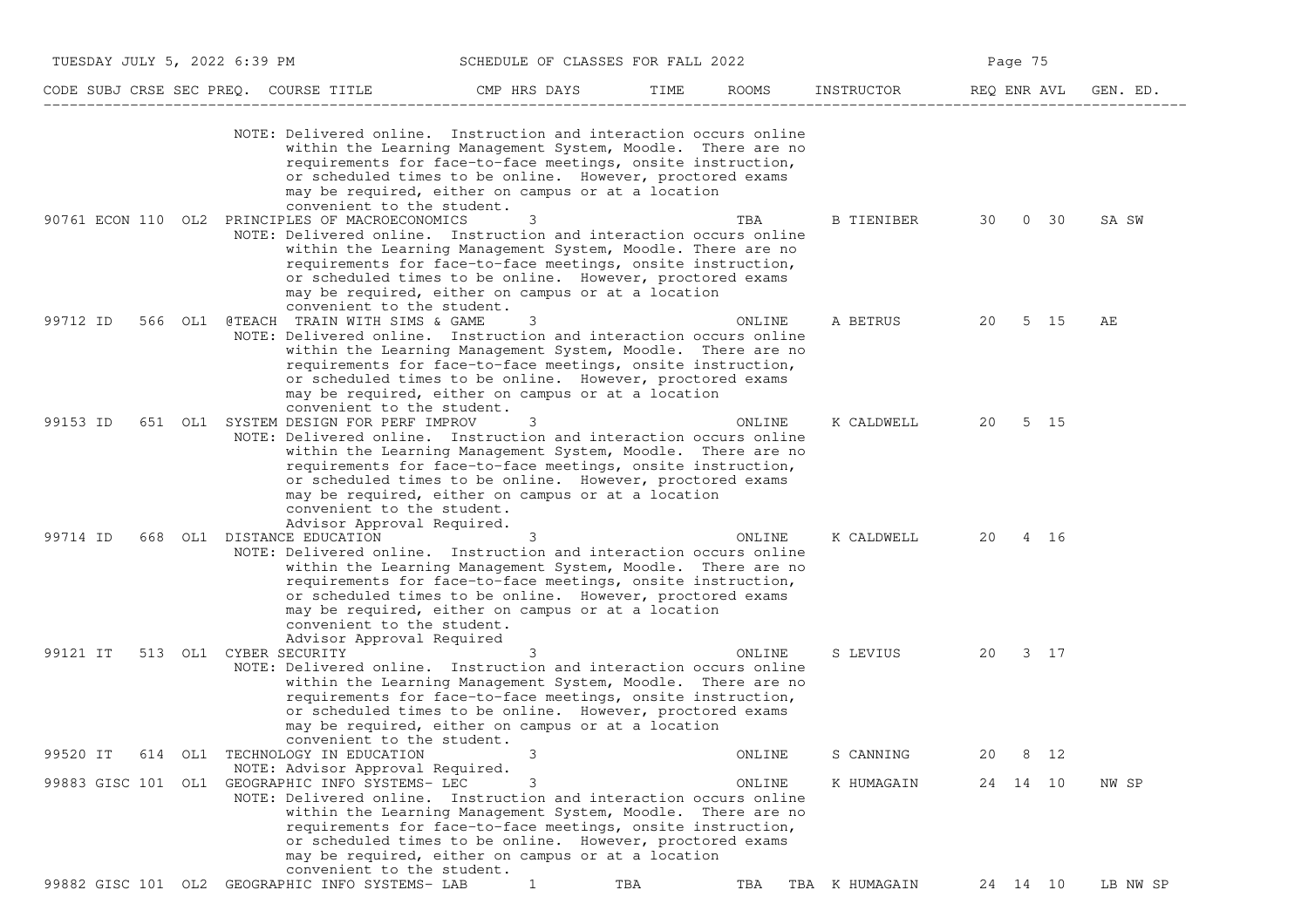| CODE | SUBJ | CRSE | SEC | PREQ. | COURSE TITLE | CMP | HRS | DAYS | TIME | ROOMS | INSTRUCTOR | REQ | ENR | AVL | GEN. ED. |
|---|---|---|---|---|---|---|---|---|---|---|---|---|---|---|---|
| | | | | | NOTE: Delivered online. Instruction and interaction occurs online within the Learning Management System, Moodle. There are no requirements for face-to-face meetings, onsite instruction, or scheduled times to be online. However, proctored exams may be required, either on campus or at a location convenient to the student. | | | | | | | | | | |
| 90761 | ECON | 110 | OL2 | | PRINCIPLES OF MACROECONOMICS | | 3 | | | TBA | B TIENIBER | 30 | 0 | 30 | SA SW |
| | | | | | NOTE: Delivered online. Instruction and interaction occurs online within the Learning Management System, Moodle. There are no requirements for face-to-face meetings, onsite instruction, or scheduled times to be online. However, proctored exams may be required, either on campus or at a location convenient to the student. | | | | | | | | | | |
| 99712 | ID | 566 | OL1 | @TEACH | TRAIN WITH SIMS & GAME | | 3 | | | ONLINE | A BETRUS | 20 | 5 | 15 | AE |
| | | | | | NOTE: Delivered online. Instruction and interaction occurs online within the Learning Management System, Moodle. There are no requirements for face-to-face meetings, onsite instruction, or scheduled times to be online. However, proctored exams may be required, either on campus or at a location convenient to the student. | | | | | | | | | | |
| 99153 | ID | 651 | OL1 | | SYSTEM DESIGN FOR PERF IMPROV | | 3 | | | ONLINE | K CALDWELL | 20 | 5 | 15 | |
| | | | | | NOTE: Delivered online. Instruction and interaction occurs online within the Learning Management System, Moodle. There are no requirements for face-to-face meetings, onsite instruction, or scheduled times to be online. However, proctored exams may be required, either on campus or at a location convenient to the student. Advisor Approval Required. | | | | | | | | | | |
| 99714 | ID | 668 | OL1 | | DISTANCE EDUCATION | | 3 | | | ONLINE | K CALDWELL | 20 | 4 | 16 | |
| | | | | | NOTE: Delivered online. Instruction and interaction occurs online within the Learning Management System, Moodle. There are no requirements for face-to-face meetings, onsite instruction, or scheduled times to be online. However, proctored exams may be required, either on campus or at a location convenient to the student. Advisor Approval Required | | | | | | | | | | |
| 99121 | IT | 513 | OL1 | | CYBER SECURITY | | 3 | | | ONLINE | S LEVIUS | 20 | 3 | 17 | |
| | | | | | NOTE: Delivered online. Instruction and interaction occurs online within the Learning Management System, Moodle. There are no requirements for face-to-face meetings, onsite instruction, or scheduled times to be online. However, proctored exams may be required, either on campus or at a location convenient to the student. | | | | | | | | | | |
| 99520 | IT | 614 | OL1 | | TECHNOLOGY IN EDUCATION | | 3 | | | ONLINE | S CANNING | 20 | 8 | 12 | |
| | | | | | NOTE: Advisor Approval Required. | | | | | | | | | | |
| 99883 | GISC | 101 | OL1 | | GEOGRAPHIC INFO SYSTEMS- LEC | | 3 | | | ONLINE | K HUMAGAIN | 24 | 14 | 10 | NW SP |
| | | | | | NOTE: Delivered online. Instruction and interaction occurs online within the Learning Management System, Moodle. There are no requirements for face-to-face meetings, onsite instruction, or scheduled times to be online. However, proctored exams may be required, either on campus or at a location convenient to the student. | | | | | | | | | | |
| 99882 | GISC | 101 | OL2 | | GEOGRAPHIC INFO SYSTEMS- LAB | | 1 | TBA | | TBA TBA | K HUMAGAIN | 24 | 14 | 10 | LB NW SP |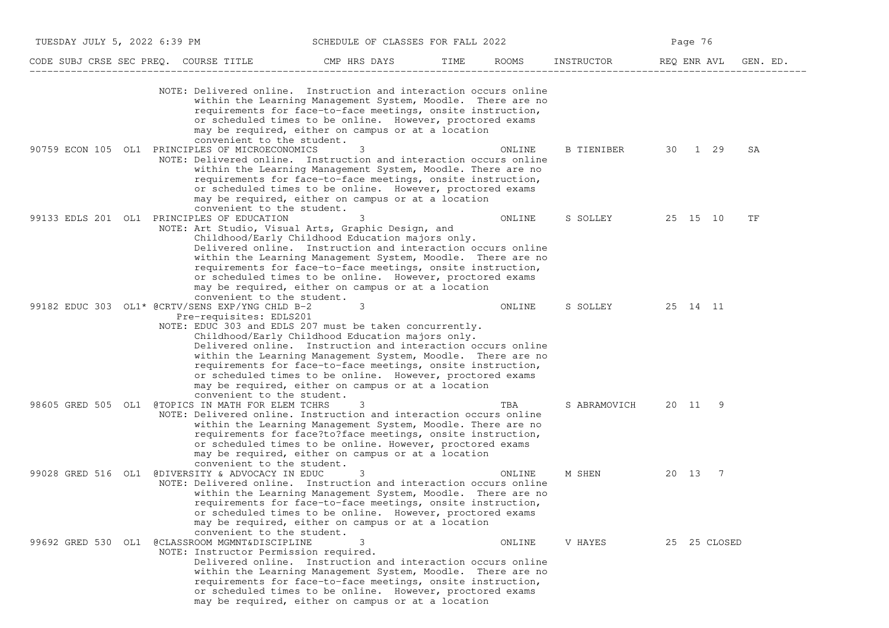| CODE | SUBJ | CRSE | SEC | PREQ. | COURSE TITLE | CMP | HRS | DAYS | TIME | ROOMS | INSTRUCTOR | REQ | ENR | AVL | GEN. ED. |
|---|---|---|---|---|---|---|---|---|---|---|---|---|---|---|---|

NOTE: Delivered online. Instruction and interaction occurs online within the Learning Management System, Moodle. There are no requirements for face-to-face meetings, onsite instruction, or scheduled times to be online. However, proctored exams may be required, either on campus or at a location convenient to the student.

| CODE | SUBJ | CRSE | SEC | PREQ. | COURSE TITLE | CMP | HRS | DAYS | TIME | ROOMS | INSTRUCTOR | REQ | ENR | AVL | GEN. ED. |
|---|---|---|---|---|---|---|---|---|---|---|---|---|---|---|---|
| 90759 | ECON | 105 | OL1 | | PRINCIPLES OF MICROECONOMICS | | 3 | | | ONLINE | B TIENIBER | 30 | 1 | 29 | SA |

NOTE: Delivered online. Instruction and interaction occurs online within the Learning Management System, Moodle. There are no requirements for face-to-face meetings, onsite instruction, or scheduled times to be online. However, proctored exams may be required, either on campus or at a location convenient to the student.

| CODE | SUBJ | CRSE | SEC | PREQ. | COURSE TITLE | CMP | HRS | DAYS | TIME | ROOMS | INSTRUCTOR | REQ | ENR | AVL | GEN. ED. |
|---|---|---|---|---|---|---|---|---|---|---|---|---|---|---|---|
| 99133 | EDLS | 201 | OL1 | | PRINCIPLES OF EDUCATION | | 3 | | | ONLINE | S SOLLEY | 25 | 15 | 10 | TF |

NOTE: Art Studio, Visual Arts, Graphic Design, and Childhood/Early Childhood Education majors only. Delivered online. Instruction and interaction occurs online within the Learning Management System, Moodle. There are no requirements for face-to-face meetings, onsite instruction, or scheduled times to be online. However, proctored exams may be required, either on campus or at a location convenient to the student.

| CODE | SUBJ | CRSE | SEC | PREQ. | COURSE TITLE | CMP | HRS | DAYS | TIME | ROOMS | INSTRUCTOR | REQ | ENR | AVL | GEN. ED. |
|---|---|---|---|---|---|---|---|---|---|---|---|---|---|---|---|
| 99182 | EDUC | 303 | OL1 | * | @CRTV/SENS EXP/YNG CHLD B-2 | | 3 | | | ONLINE | S SOLLEY | 25 | 14 | 11 | |

Pre-requisites: EDLS201

NOTE: EDUC 303 and EDLS 207 must be taken concurrently. Childhood/Early Childhood Education majors only. Delivered online. Instruction and interaction occurs online within the Learning Management System, Moodle. There are no requirements for face-to-face meetings, onsite instruction, or scheduled times to be online. However, proctored exams may be required, either on campus or at a location convenient to the student.

| CODE | SUBJ | CRSE | SEC | PREQ. | COURSE TITLE | CMP | HRS | DAYS | TIME | ROOMS | INSTRUCTOR | REQ | ENR | AVL | GEN. ED. |
|---|---|---|---|---|---|---|---|---|---|---|---|---|---|---|---|
| 98605 | GRED | 505 | OL1 | | @TOPICS IN MATH FOR ELEM TCHRS | | 3 | | | TBA | S ABRAMOVICH | 20 | 11 | 9 | |

NOTE: Delivered online. Instruction and interaction occurs online within the Learning Management System, Moodle. There are no requirements for face?to?face meetings, onsite instruction, or scheduled times to be online. However, proctored exams may be required, either on campus or at a location convenient to the student.

| CODE | SUBJ | CRSE | SEC | PREQ. | COURSE TITLE | CMP | HRS | DAYS | TIME | ROOMS | INSTRUCTOR | REQ | ENR | AVL | GEN. ED. |
|---|---|---|---|---|---|---|---|---|---|---|---|---|---|---|---|
| 99028 | GRED | 516 | OL1 | | @DIVERSITY & ADVOCACY IN EDUC | | 3 | | | ONLINE | M SHEN | 20 | 13 | 7 | |

NOTE: Delivered online. Instruction and interaction occurs online within the Learning Management System, Moodle. There are no requirements for face-to-face meetings, onsite instruction, or scheduled times to be online. However, proctored exams may be required, either on campus or at a location convenient to the student.

| CODE | SUBJ | CRSE | SEC | PREQ. | COURSE TITLE | CMP | HRS | DAYS | TIME | ROOMS | INSTRUCTOR | REQ | ENR | AVL | GEN. ED. |
|---|---|---|---|---|---|---|---|---|---|---|---|---|---|---|---|
| 99692 | GRED | 530 | OL1 | | @CLASSROOM MGMNT&DISCIPLINE | | 3 | | | ONLINE | V HAYES | 25 | 25 | CLOSED | |

NOTE: Instructor Permission required. Delivered online. Instruction and interaction occurs online within the Learning Management System, Moodle. There are no requirements for face-to-face meetings, onsite instruction, or scheduled times to be online. However, proctored exams may be required, either on campus or at a location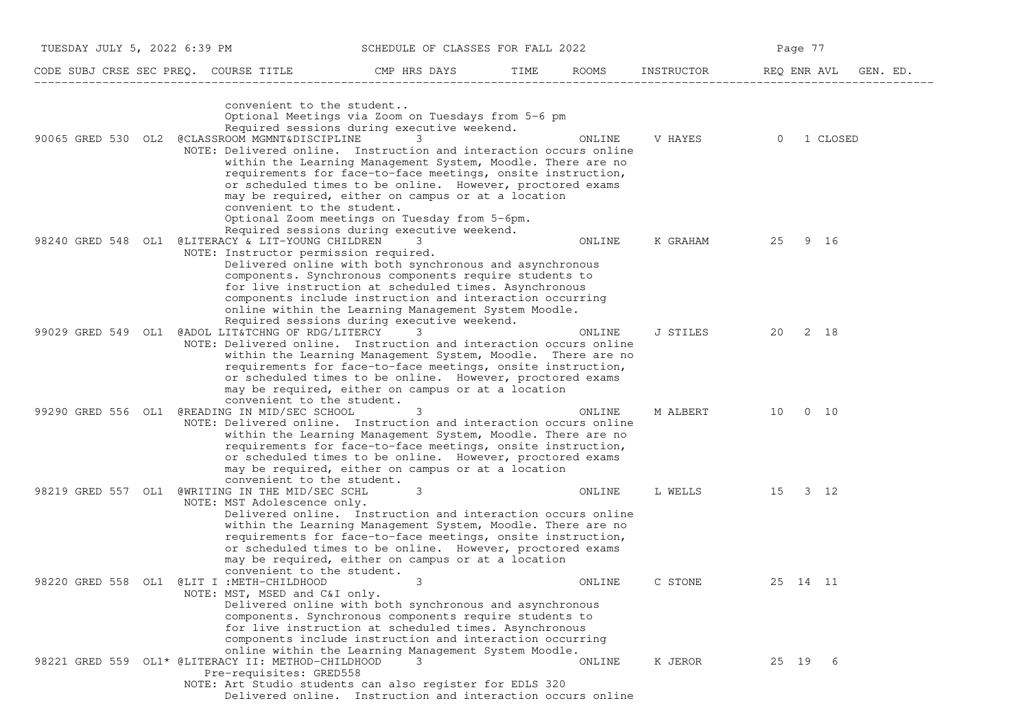| CODE | SUBJ | CRSE | SEC | PREQ. | COURSE TITLE | CMP | HRS | DAYS | TIME | ROOMS | INSTRUCTOR | REQ | ENR | AVL | GEN. ED. |
|---|---|---|---|---|---|---|---|---|---|---|---|---|---|---|---|

convenient to the student..
Optional Meetings via Zoom on Tuesdays from 5-6 pm
Required sessions during executive weekend.

| CODE | SUBJ | CRSE | SEC | PREQ. | COURSE TITLE | CMP | HRS | DAYS | TIME | ROOMS | INSTRUCTOR | REQ | ENR | AVL | GEN. ED. |
|---|---|---|---|---|---|---|---|---|---|---|---|---|---|---|---|
| 90065 | GRED | 530 | OL2 | | @CLASSROOM MGMNT&DISCIPLINE | | 3 | | | ONLINE | V HAYES | 0 | 1 | CLOSED | |

NOTE: Delivered online. Instruction and interaction occurs online within the Learning Management System, Moodle. There are no requirements for face-to-face meetings, onsite instruction, or scheduled times to be online. However, proctored exams may be required, either on campus or at a location convenient to the student.
Optional Zoom meetings on Tuesday from 5-6pm.
Required sessions during executive weekend.

| CODE | SUBJ | CRSE | SEC | PREQ. | COURSE TITLE | CMP | HRS | DAYS | TIME | ROOMS | INSTRUCTOR | REQ | ENR | AVL | GEN. ED. |
|---|---|---|---|---|---|---|---|---|---|---|---|---|---|---|---|
| 98240 | GRED | 548 | OL1 | | @LITERACY & LIT-YOUNG CHILDREN | | 3 | | | ONLINE | K GRAHAM | 25 | 9 | 16 | |

NOTE: Instructor permission required.
Delivered online with both synchronous and asynchronous components. Synchronous components require students to for live instruction at scheduled times. Asynchronous components include instruction and interaction occurring online within the Learning Management System Moodle.
Required sessions during executive weekend.

| CODE | SUBJ | CRSE | SEC | PREQ. | COURSE TITLE | CMP | HRS | DAYS | TIME | ROOMS | INSTRUCTOR | REQ | ENR | AVL | GEN. ED. |
|---|---|---|---|---|---|---|---|---|---|---|---|---|---|---|---|
| 99029 | GRED | 549 | OL1 | | @ADOL LIT&TCHNG OF RDG/LITERCY | | 3 | | | ONLINE | J STILES | 20 | 2 | 18 | |

NOTE: Delivered online. Instruction and interaction occurs online within the Learning Management System, Moodle. There are no requirements for face-to-face meetings, onsite instruction, or scheduled times to be online. However, proctored exams may be required, either on campus or at a location convenient to the student.

| CODE | SUBJ | CRSE | SEC | PREQ. | COURSE TITLE | CMP | HRS | DAYS | TIME | ROOMS | INSTRUCTOR | REQ | ENR | AVL | GEN. ED. |
|---|---|---|---|---|---|---|---|---|---|---|---|---|---|---|---|
| 99290 | GRED | 556 | OL1 | | @READING IN MID/SEC SCHOOL | | 3 | | | ONLINE | M ALBERT | 10 | 0 | 10 | |

NOTE: Delivered online. Instruction and interaction occurs online within the Learning Management System, Moodle. There are no requirements for face-to-face meetings, onsite instruction, or scheduled times to be online. However, proctored exams may be required, either on campus or at a location convenient to the student.

| CODE | SUBJ | CRSE | SEC | PREQ. | COURSE TITLE | CMP | HRS | DAYS | TIME | ROOMS | INSTRUCTOR | REQ | ENR | AVL | GEN. ED. |
|---|---|---|---|---|---|---|---|---|---|---|---|---|---|---|---|
| 98219 | GRED | 557 | OL1 | | @WRITING IN THE MID/SEC SCHL | | 3 | | | ONLINE | L WELLS | 15 | 3 | 12 | |

NOTE: MST Adolescence only.
Delivered online. Instruction and interaction occurs online within the Learning Management System, Moodle. There are no requirements for face-to-face meetings, onsite instruction, or scheduled times to be online. However, proctored exams may be required, either on campus or at a location convenient to the student.

| CODE | SUBJ | CRSE | SEC | PREQ. | COURSE TITLE | CMP | HRS | DAYS | TIME | ROOMS | INSTRUCTOR | REQ | ENR | AVL | GEN. ED. |
|---|---|---|---|---|---|---|---|---|---|---|---|---|---|---|---|
| 98220 | GRED | 558 | OL1 | | @LIT I :METH-CHILDHOOD | | 3 | | | ONLINE | C STONE | 25 | 14 | 11 | |

NOTE: MST, MSED and C&I only.
Delivered online with both synchronous and asynchronous components. Synchronous components require students to for live instruction at scheduled times. Asynchronous components include instruction and interaction occurring online within the Learning Management System Moodle.

| CODE | SUBJ | CRSE | SEC | PREQ. | COURSE TITLE | CMP | HRS | DAYS | TIME | ROOMS | INSTRUCTOR | REQ | ENR | AVL | GEN. ED. |
|---|---|---|---|---|---|---|---|---|---|---|---|---|---|---|---|
| 98221 | GRED | 559 | OL1 | * | @LITERACY II: METHOD-CHILDHOOD | | 3 | | | ONLINE | K JEROR | 25 | 19 | 6 | |

Pre-requisites: GRED558
NOTE: Art Studio students can also register for EDLS 320
Delivered online. Instruction and interaction occurs online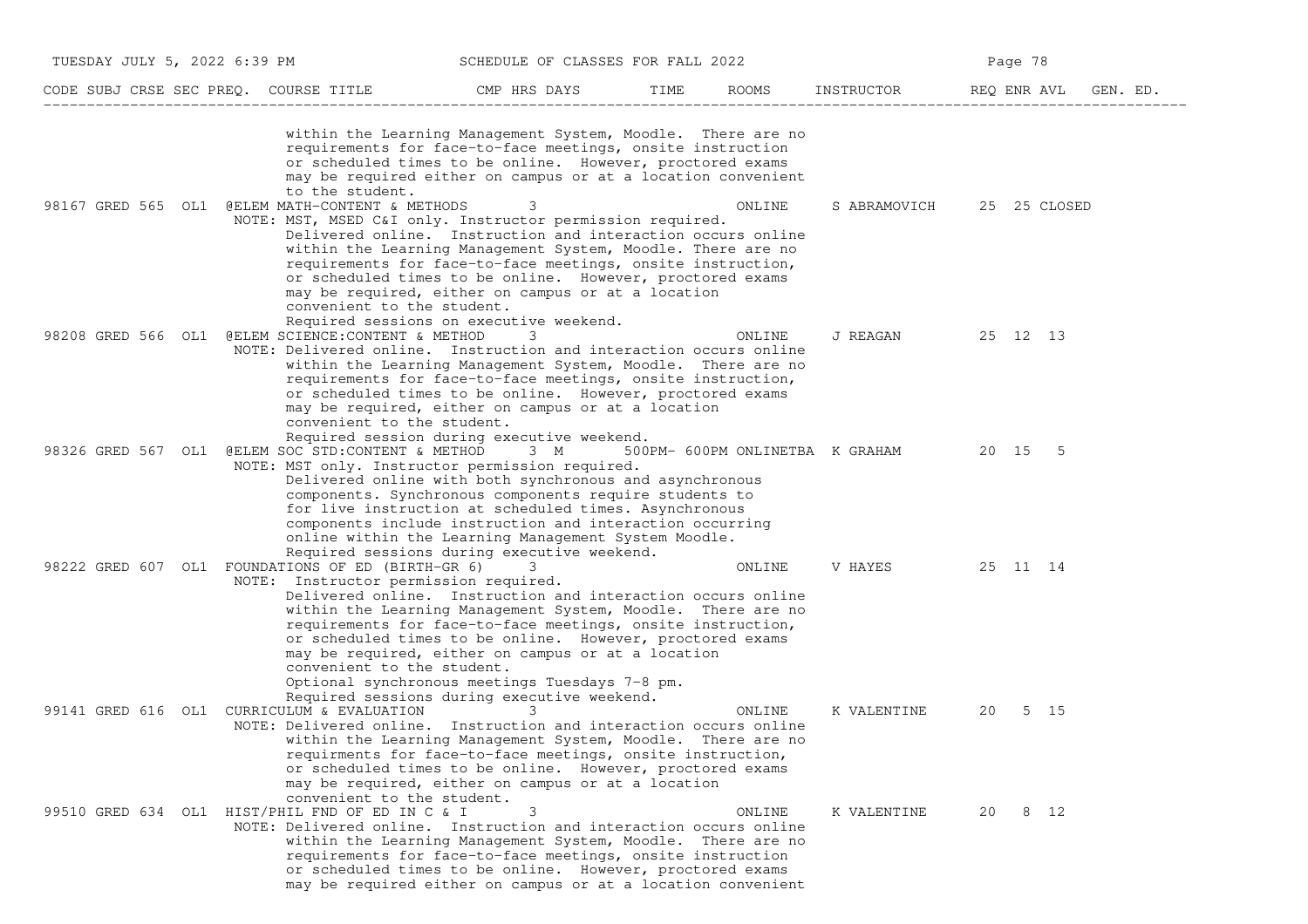| CODE | SUBJ | CRSE | SEC | PREQ. | COURSE TITLE | CMP | HRS | DAYS | TIME | ROOMS | INSTRUCTOR | REQ | ENR | AVL | GEN. ED. |
|---|---|---|---|---|---|---|---|---|---|---|---|---|---|---|---|

within the Learning Management System, Moodle. There are no requirements for face-to-face meetings, onsite instruction or scheduled times to be online. However, proctored exams may be required either on campus or at a location convenient to the student.

| CODE | SUBJ | CRSE | SEC | PREQ. | COURSE TITLE | CMP | HRS | DAYS | TIME | ROOMS | INSTRUCTOR | REQ | ENR | AVL | GEN. ED. |
|---|---|---|---|---|---|---|---|---|---|---|---|---|---|---|---|
| 98167 | GRED | 565 | OL1 | @ | ELEM MATH-CONTENT & METHODS | | 3 | | | ONLINE | S ABRAMOVICH | 25 | 25 | CLOSED | |

NOTE: MST, MSED C&I only. Instructor permission required. Delivered online. Instruction and interaction occurs online within the Learning Management System, Moodle. There are no requirements for face-to-face meetings, onsite instruction, or scheduled times to be online. However, proctored exams may be required, either on campus or at a location convenient to the student.
Required sessions on executive weekend.

| CODE | SUBJ | CRSE | SEC | PREQ. | COURSE TITLE | CMP | HRS | DAYS | TIME | ROOMS | INSTRUCTOR | REQ | ENR | AVL | GEN. ED. |
|---|---|---|---|---|---|---|---|---|---|---|---|---|---|---|---|
| 98208 | GRED | 566 | OL1 | @ | ELEM SCIENCE:CONTENT & METHOD | | 3 | | | ONLINE | J REAGAN | 25 | 12 | 13 | |

NOTE: Delivered online. Instruction and interaction occurs online within the Learning Management System, Moodle. There are no requirements for face-to-face meetings, onsite instruction, or scheduled times to be online. However, proctored exams may be required, either on campus or at a location convenient to the student.
Required session during executive weekend.

| CODE | SUBJ | CRSE | SEC | PREQ. | COURSE TITLE | CMP | HRS | DAYS | TIME | ROOMS | INSTRUCTOR | REQ | ENR | AVL | GEN. ED. |
|---|---|---|---|---|---|---|---|---|---|---|---|---|---|---|---|
| 98326 | GRED | 567 | OL1 | @ | ELEM SOC STD:CONTENT & METHOD | | 3 | M | 500PM- 600PM | ONLINETBA | K GRAHAM | 20 | 15 | 5 | |

NOTE: MST only. Instructor permission required. Delivered online with both synchronous and asynchronous components. Synchronous components require students to for live instruction at scheduled times. Asynchronous components include instruction and interaction occurring online within the Learning Management System Moodle.
Required sessions during executive weekend.

| CODE | SUBJ | CRSE | SEC | PREQ. | COURSE TITLE | CMP | HRS | DAYS | TIME | ROOMS | INSTRUCTOR | REQ | ENR | AVL | GEN. ED. |
|---|---|---|---|---|---|---|---|---|---|---|---|---|---|---|---|
| 98222 | GRED | 607 | OL1 | | FOUNDATIONS OF ED (BIRTH-GR 6) | | 3 | | | ONLINE | V HAYES | 25 | 11 | 14 | |

NOTE: Instructor permission required. Delivered online. Instruction and interaction occurs online within the Learning Management System, Moodle. There are no requirements for face-to-face meetings, onsite instruction, or scheduled times to be online. However, proctored exams may be required, either on campus or at a location convenient to the student.
Optional synchronous meetings Tuesdays 7-8 pm.
Required sessions during executive weekend.

| CODE | SUBJ | CRSE | SEC | PREQ. | COURSE TITLE | CMP | HRS | DAYS | TIME | ROOMS | INSTRUCTOR | REQ | ENR | AVL | GEN. ED. |
|---|---|---|---|---|---|---|---|---|---|---|---|---|---|---|---|
| 99141 | GRED | 616 | OL1 | | CURRICULUM & EVALUATION | | 3 | | | ONLINE | K VALENTINE | 20 | 5 | 15 | |

NOTE: Delivered online. Instruction and interaction occurs online within the Learning Management System, Moodle. There are no requirments for face-to-face meetings, onsite instruction, or scheduled times to be online. However, proctored exams may be required, either on campus or at a location convenient to the student.

| CODE | SUBJ | CRSE | SEC | PREQ. | COURSE TITLE | CMP | HRS | DAYS | TIME | ROOMS | INSTRUCTOR | REQ | ENR | AVL | GEN. ED. |
|---|---|---|---|---|---|---|---|---|---|---|---|---|---|---|---|
| 99510 | GRED | 634 | OL1 | | HIST/PHIL FND OF ED IN C & I | | 3 | | | ONLINE | K VALENTINE | 20 | 8 | 12 | |

NOTE: Delivered online. Instruction and interaction occurs online within the Learning Management System, Moodle. There are no requirements for face-to-face meetings, onsite instruction or scheduled times to be online. However, proctored exams may be required either on campus or at a location convenient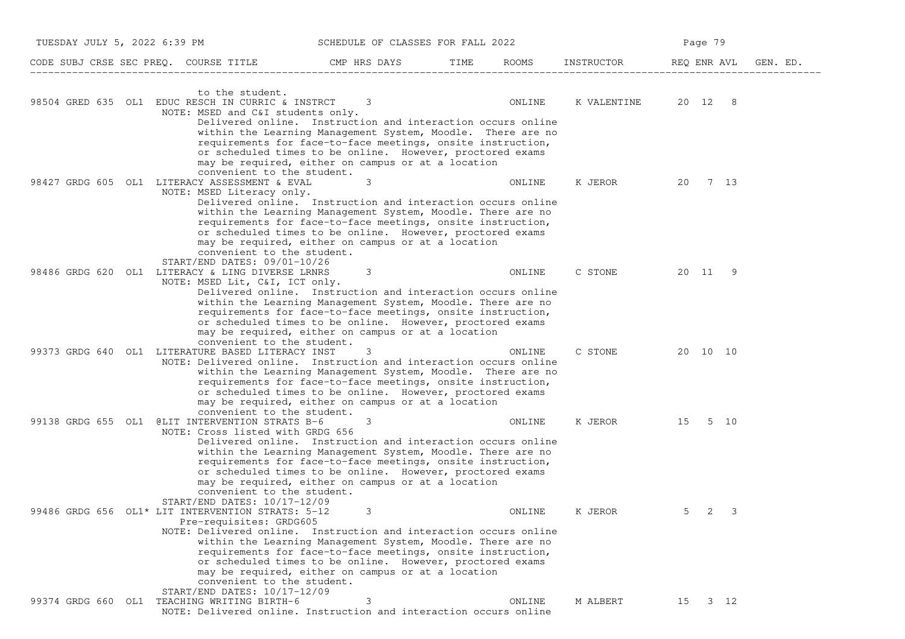| CODE | SUBJ | CRSE | SEC | PREQ. | COURSE TITLE | CMP | HRS | DAYS | TIME | ROOMS | INSTRUCTOR | REQ | ENR | AVL | GEN. ED. |
|---|---|---|---|---|---|---|---|---|---|---|---|---|---|---|---|

to the student.

| CODE | SUBJ | CRSE | SEC | PREQ. | COURSE TITLE | CMP | HRS | DAYS | TIME | ROOMS | INSTRUCTOR | REQ | ENR | AVL | GEN. ED. |
|---|---|---|---|---|---|---|---|---|---|---|---|---|---|---|---|
| 98504 | GRED | 635 | OL1 | | EDUC RESCH IN CURRIC & INSTRCT | | 3 | | | ONLINE | K VALENTINE | 20 | 12 | 8 | |

NOTE: MSED and C&I students only.
Delivered online. Instruction and interaction occurs online within the Learning Management System, Moodle. There are no requirements for face-to-face meetings, onsite instruction, or scheduled times to be online. However, proctored exams may be required, either on campus or at a location convenient to the student.

| CODE | SUBJ | CRSE | SEC | PREQ. | COURSE TITLE | CMP | HRS | DAYS | TIME | ROOMS | INSTRUCTOR | REQ | ENR | AVL | GEN. ED. |
|---|---|---|---|---|---|---|---|---|---|---|---|---|---|---|---|
| 98427 | GRDG | 605 | OL1 | | LITERACY ASSESSMENT & EVAL | | 3 | | | ONLINE | K JEROR | 20 | 7 | 13 | |

NOTE: MSED Literacy only.
Delivered online. Instruction and interaction occurs online within the Learning Management System, Moodle. There are no requirements for face-to-face meetings, onsite instruction, or scheduled times to be online. However, proctored exams may be required, either on campus or at a location convenient to the student.
START/END DATES: 09/01-10/26

| CODE | SUBJ | CRSE | SEC | PREQ. | COURSE TITLE | CMP | HRS | DAYS | TIME | ROOMS | INSTRUCTOR | REQ | ENR | AVL | GEN. ED. |
|---|---|---|---|---|---|---|---|---|---|---|---|---|---|---|---|
| 98486 | GRDG | 620 | OL1 | | LITERACY & LING DIVERSE LRNRS | | 3 | | | ONLINE | C STONE | 20 | 11 | 9 | |

NOTE: MSED Lit, C&I, ICT only.
Delivered online. Instruction and interaction occurs online within the Learning Management System, Moodle. There are no requirements for face-to-face meetings, onsite instruction, or scheduled times to be online. However, proctored exams may be required, either on campus or at a location convenient to the student.

| CODE | SUBJ | CRSE | SEC | PREQ. | COURSE TITLE | CMP | HRS | DAYS | TIME | ROOMS | INSTRUCTOR | REQ | ENR | AVL | GEN. ED. |
|---|---|---|---|---|---|---|---|---|---|---|---|---|---|---|---|
| 99373 | GRDG | 640 | OL1 | | LITERATURE BASED LITERACY INST | | 3 | | | ONLINE | C STONE | 20 | 10 | 10 | |

NOTE: Delivered online. Instruction and interaction occurs online within the Learning Management System, Moodle. There are no requirements for face-to-face meetings, onsite instruction, or scheduled times to be online. However, proctored exams may be required, either on campus or at a location convenient to the student.

| CODE | SUBJ | CRSE | SEC | PREQ. | COURSE TITLE | CMP | HRS | DAYS | TIME | ROOMS | INSTRUCTOR | REQ | ENR | AVL | GEN. ED. |
|---|---|---|---|---|---|---|---|---|---|---|---|---|---|---|---|
| 99138 | GRDG | 655 | OL1 | | @LIT INTERVENTION STRATS B-6 | | 3 | | | ONLINE | K JEROR | 15 | 5 | 10 | |

NOTE: Cross listed with GRDG 656
Delivered online. Instruction and interaction occurs online within the Learning Management System, Moodle. There are no requirements for face-to-face meetings, onsite instruction, or scheduled times to be online. However, proctored exams may be required, either on campus or at a location convenient to the student.
START/END DATES: 10/17-12/09

| CODE | SUBJ | CRSE | SEC | PREQ. | COURSE TITLE | CMP | HRS | DAYS | TIME | ROOMS | INSTRUCTOR | REQ | ENR | AVL | GEN. ED. |
|---|---|---|---|---|---|---|---|---|---|---|---|---|---|---|---|
| 99486 | GRDG | 656 | OL1 | * | LIT INTERVENTION STRATS: 5-12 | | 3 | | | ONLINE | K JEROR | 5 | 2 | 3 | |

Pre-requisites: GRDG605
NOTE: Delivered online. Instruction and interaction occurs online within the Learning Management System, Moodle. There are no requirements for face-to-face meetings, onsite instruction, or scheduled times to be online. However, proctored exams may be required, either on campus or at a location convenient to the student.
START/END DATES: 10/17-12/09

| CODE | SUBJ | CRSE | SEC | PREQ. | COURSE TITLE | CMP | HRS | DAYS | TIME | ROOMS | INSTRUCTOR | REQ | ENR | AVL | GEN. ED. |
|---|---|---|---|---|---|---|---|---|---|---|---|---|---|---|---|
| 99374 | GRDG | 660 | OL1 | | TEACHING WRITING BIRTH-6 | | 3 | | | ONLINE | M ALBERT | 15 | 3 | 12 | |

NOTE: Delivered online. Instruction and interaction occurs online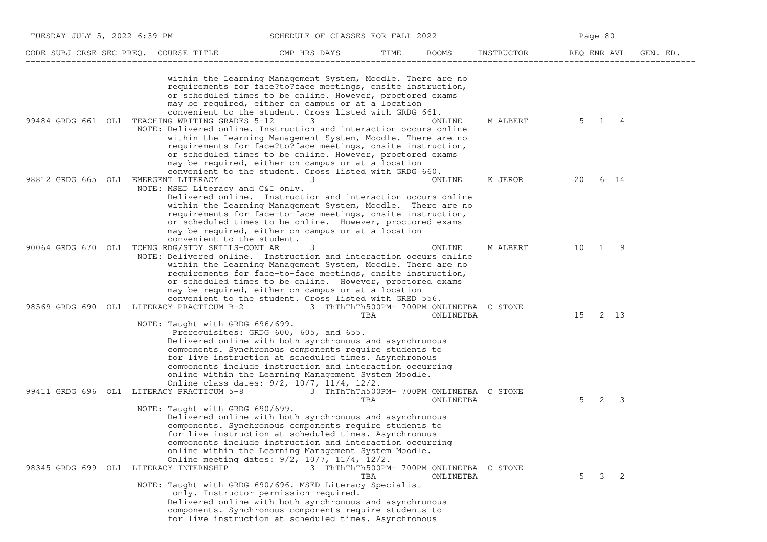| CODE | SUBJ | CRSE | SEC | PREQ. | COURSE TITLE | CMP | HRS | DAYS | TIME | ROOMS | INSTRUCTOR | REQ | ENR | AVL | GEN. ED. |
|---|---|---|---|---|---|---|---|---|---|---|---|---|---|---|---|
| | | | | | within the Learning Management System, Moodle. There are no requirements for face?to?face meetings, onsite instruction, or scheduled times to be online. However, proctored exams may be required, either on campus or at a location convenient to the student. Cross listed with GRDG 661. | | | | | | | | | | |
| 99484 | GRDG | 661 | OL1 | | TEACHING WRITING GRADES 5-12 | | 3 | | | ONLINE | M ALBERT | 5 | 1 | 4 | |
| | | | | | NOTE: Delivered online. Instruction and interaction occurs online within the Learning Management System, Moodle. There are no requirements for face?to?face meetings, onsite instruction, or scheduled times to be online. However, proctored exams may be required, either on campus or at a location convenient to the student. Cross listed with GRDG 660. | | | | | | | | | | |
| 98812 | GRDG | 665 | OL1 | | EMERGENT LITERACY | | 3 | | | ONLINE | K JEROR | 20 | 6 | 14 | |
| | | | | | NOTE: MSED Literacy and C&I only. Delivered online. Instruction and interaction occurs online within the Learning Management System, Moodle. There are no requirements for face-to-face meetings, onsite instruction, or scheduled times to be online. However, proctored exams may be required, either on campus or at a location convenient to the student. | | | | | | | | | | |
| 90064 | GRDG | 670 | OL1 | | TCHNG RDG/STDY SKILLS-CONT AR | | 3 | | | ONLINE | M ALBERT | 10 | 1 | 9 | |
| | | | | | NOTE: Delivered online. Instruction and interaction occurs online within the Learning Management System, Moodle. There are no requirements for face-to-face meetings, onsite instruction, or scheduled times to be online. However, proctored exams may be required, either on campus or at a location convenient to the student. Cross listed with GRED 556. | | | | | | | | | | |
| 98569 | GRDG | 690 | OL1 | | LITERACY PRACTICUM B-2 | | 3 | ThThThTh | 500PM- 700PM | ONLINETBA | C STONE | | | | |
| | | | | | | | | | TBA | ONLINETBA | | 15 | 2 | 13 | |
| | | | | | NOTE: Taught with GRDG 696/699. Prerequisites: GRDG 600, 605, and 655. Delivered online with both synchronous and asynchronous components. Synchronous components require students to for live instruction at scheduled times. Asynchronous components include instruction and interaction occurring online within the Learning Management System Moodle. Online class dates: 9/2, 10/7, 11/4, 12/2. | | | | | | | | | | |
| 99411 | GRDG | 696 | OL1 | | LITERACY PRACTICUM 5-8 | | 3 | ThThThTh | 500PM- 700PM | ONLINETBA | C STONE | | | | |
| | | | | | | | | | TBA | ONLINETBA | | 5 | 2 | 3 | |
| | | | | | NOTE: Taught with GRDG 690/699. Delivered online with both synchronous and asynchronous components. Synchronous components require students to for live instruction at scheduled times. Asynchronous components include instruction and interaction occurring online within the Learning Management System Moodle. Online meeting dates: 9/2, 10/7, 11/4, 12/2. | | | | | | | | | | |
| 98345 | GRDG | 699 | OL1 | | LITERACY INTERNSHIP | | 3 | ThThThTh | 500PM- 700PM | ONLINETBA | C STONE | | | | |
| | | | | | | | | | TBA | ONLINETBA | | 5 | 3 | 2 | |
| | | | | | NOTE: Taught with GRDG 690/696. MSED Literacy Specialist only. Instructor permission required. Delivered online with both synchronous and asynchronous components. Synchronous components require students to for live instruction at scheduled times. Asynchronous | | | | | | | | | | |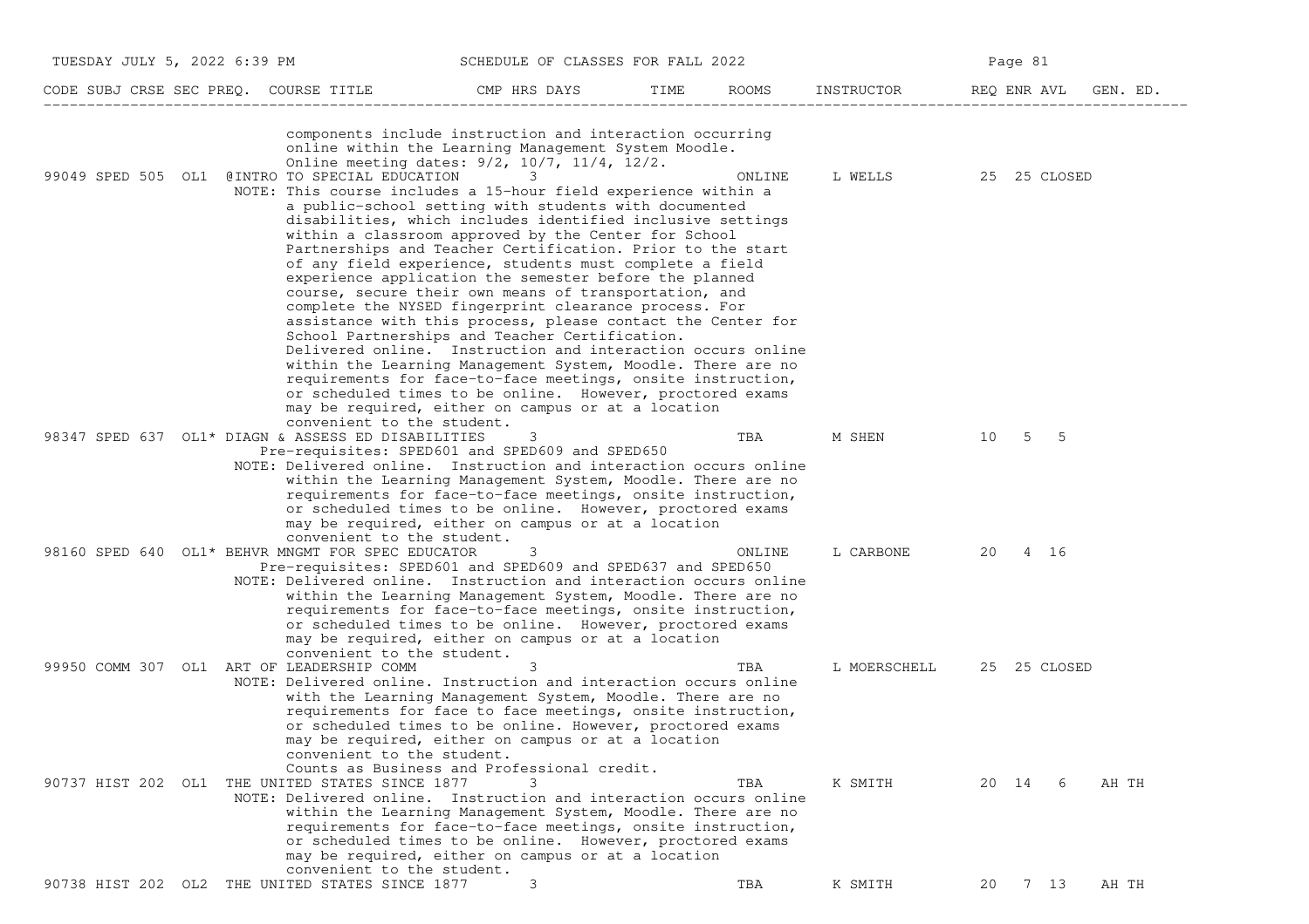| CODE | SUBJ | CRSE | SEC | PREQ. | COURSE TITLE | CMP | HRS | DAYS | TIME | ROOMS | INSTRUCTOR | REQ | ENR | AVL | GEN. ED. |
|---|---|---|---|---|---|---|---|---|---|---|---|---|---|---|---|

components include instruction and interaction occurring online within the Learning Management System Moodle. Online meeting dates: 9/2, 10/7, 11/4, 12/2.

| CODE | SUBJ | CRSE | SEC | PREQ. | COURSE TITLE | CMP | HRS | DAYS | TIME | ROOMS | INSTRUCTOR | REQ | ENR | AVL | GEN. ED. |
|---|---|---|---|---|---|---|---|---|---|---|---|---|---|---|---|
| 99049 | SPED | 505 | OL1 | @ | INTRO TO SPECIAL EDUCATION | | 3 | | | ONLINE | L WELLS | 25 | 25 | CLOSED | |

NOTE: This course includes a 15-hour field experience within a a public-school setting with students with documented disabilities, which includes identified inclusive settings within a classroom approved by the Center for School Partnerships and Teacher Certification. Prior to the start of any field experience, students must complete a field experience application the semester before the planned course, secure their own means of transportation, and complete the NYSED fingerprint clearance process. For assistance with this process, please contact the Center for School Partnerships and Teacher Certification. Delivered online. Instruction and interaction occurs online within the Learning Management System, Moodle. There are no requirements for face-to-face meetings, onsite instruction, or scheduled times to be online. However, proctored exams may be required, either on campus or at a location convenient to the student.

| CODE | SUBJ | CRSE | SEC | PREQ. | COURSE TITLE | CMP | HRS | DAYS | TIME | ROOMS | INSTRUCTOR | REQ | ENR | AVL | GEN. ED. |
|---|---|---|---|---|---|---|---|---|---|---|---|---|---|---|---|
| 98347 | SPED | 637 | OL1 | * | DIAGN & ASSESS ED DISABILITIES | | 3 | | | TBA | M SHEN | 10 | 5 | 5 | |

Pre-requisites: SPED601 and SPED609 and SPED650

NOTE: Delivered online. Instruction and interaction occurs online within the Learning Management System, Moodle. There are no requirements for face-to-face meetings, onsite instruction, or scheduled times to be online. However, proctored exams may be required, either on campus or at a location convenient to the student.

| CODE | SUBJ | CRSE | SEC | PREQ. | COURSE TITLE | CMP | HRS | DAYS | TIME | ROOMS | INSTRUCTOR | REQ | ENR | AVL | GEN. ED. |
|---|---|---|---|---|---|---|---|---|---|---|---|---|---|---|---|
| 98160 | SPED | 640 | OL1 | * | BEHVR MNGMT FOR SPEC EDUCATOR | | 3 | | | ONLINE | L CARBONE | 20 | 4 | 16 | |

Pre-requisites: SPED601 and SPED609 and SPED637 and SPED650

NOTE: Delivered online. Instruction and interaction occurs online within the Learning Management System, Moodle. There are no requirements for face-to-face meetings, onsite instruction, or scheduled times to be online. However, proctored exams may be required, either on campus or at a location convenient to the student.

| CODE | SUBJ | CRSE | SEC | PREQ. | COURSE TITLE | CMP | HRS | DAYS | TIME | ROOMS | INSTRUCTOR | REQ | ENR | AVL | GEN. ED. |
|---|---|---|---|---|---|---|---|---|---|---|---|---|---|---|---|
| 99950 | COMM | 307 | OL1 | | ART OF LEADERSHIP COMM | | 3 | | | TBA | L MOERSCHELL | 25 | 25 | CLOSED | |

NOTE: Delivered online. Instruction and interaction occurs online with the Learning Management System, Moodle. There are no requirements for face to face meetings, onsite instruction, or scheduled times to be online. However, proctored exams may be required, either on campus or at a location convenient to the student.
Counts as Business and Professional credit.

| CODE | SUBJ | CRSE | SEC | PREQ. | COURSE TITLE | CMP | HRS | DAYS | TIME | ROOMS | INSTRUCTOR | REQ | ENR | AVL | GEN. ED. |
|---|---|---|---|---|---|---|---|---|---|---|---|---|---|---|---|
| 90737 | HIST | 202 | OL1 | | THE UNITED STATES SINCE 1877 | | 3 | | | TBA | K SMITH | 20 | 14 | 6 | AH TH |

NOTE: Delivered online. Instruction and interaction occurs online within the Learning Management System, Moodle. There are no requirements for face-to-face meetings, onsite instruction, or scheduled times to be online. However, proctored exams may be required, either on campus or at a location convenient to the student.

| CODE | SUBJ | CRSE | SEC | PREQ. | COURSE TITLE | CMP | HRS | DAYS | TIME | ROOMS | INSTRUCTOR | REQ | ENR | AVL | GEN. ED. |
|---|---|---|---|---|---|---|---|---|---|---|---|---|---|---|---|
| 90738 | HIST | 202 | OL2 | | THE UNITED STATES SINCE 1877 | | 3 | | | TBA | K SMITH | 20 | 7 | 13 | AH TH |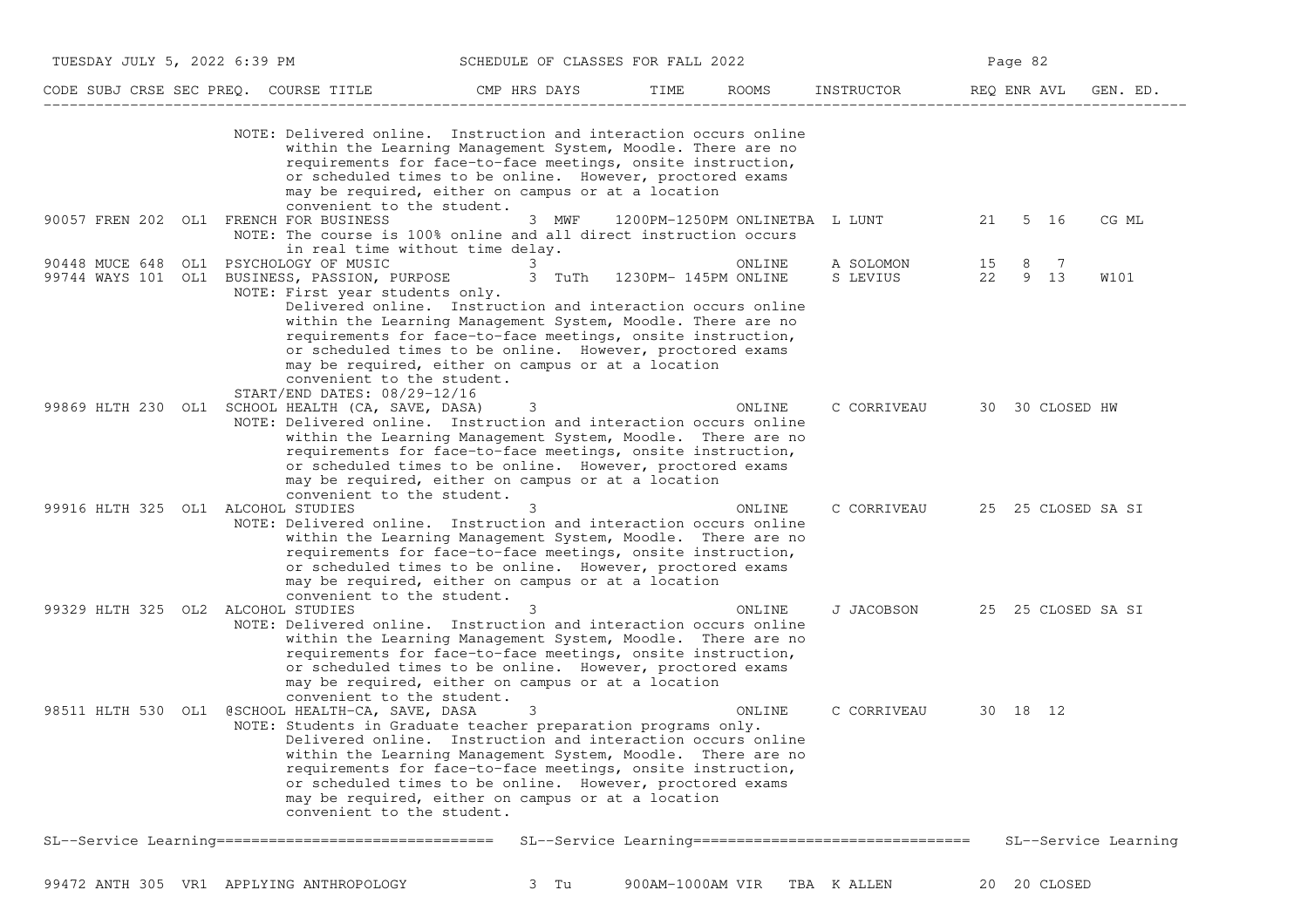| CODE | SUBJ | CRSE | SEC | PREQ. | COURSE TITLE | CMP | HRS | DAYS | TIME | ROOMS | INSTRUCTOR | REQ | ENR | AVL | GEN. ED. |
|---|---|---|---|---|---|---|---|---|---|---|---|---|---|---|---|
| | | | | | NOTE: Delivered online. Instruction and interaction occurs online within the Learning Management System, Moodle. There are no requirements for face-to-face meetings, onsite instruction, or scheduled times to be online. However, proctored exams may be required, either on campus or at a location convenient to the student. | | | | | | | | | | |
| 90057 | FREN | 202 | OL1 | | FRENCH FOR BUSINESS | | 3 | MWF | 1200PM-1250PM | ONLINETBA | L LUNT | 21 | 5 | 16 | CG ML |
| | | | | | NOTE: The course is 100% online and all direct instruction occurs in real time without time delay. | | | | | | | | | | |
| 90448 | MUCE | 648 | OL1 | | PSYCHOLOGY OF MUSIC | | 3 | | | ONLINE | A SOLOMON | 15 | 8 | 7 | |
| 99744 | WAYS | 101 | OL1 | | BUSINESS, PASSION, PURPOSE | | 3 | TuTh | 1230PM- 145PM | ONLINE | S LEVIUS | 22 | 9 | 13 | W101 |
| | | | | | NOTE: First year students only. Delivered online. Instruction and interaction occurs online within the Learning Management System, Moodle. There are no requirements for face-to-face meetings, onsite instruction, or scheduled times to be online. However, proctored exams may be required, either on campus or at a location convenient to the student. START/END DATES: 08/29-12/16 | | | | | | | | | | |
| 99869 | HLTH | 230 | OL1 | | SCHOOL HEALTH (CA, SAVE, DASA) | | 3 | | | ONLINE | C CORRIVEAU | 30 | 30 | CLOSED | HW |
| | | | | | NOTE: Delivered online. Instruction and interaction occurs online within the Learning Management System, Moodle. There are no requirements for face-to-face meetings, onsite instruction, or scheduled times to be online. However, proctored exams may be required, either on campus or at a location convenient to the student. | | | | | | | | | | |
| 99916 | HLTH | 325 | OL1 | | ALCOHOL STUDIES | | 3 | | | ONLINE | C CORRIVEAU | 25 | 25 | CLOSED | SA SI |
| | | | | | NOTE: Delivered online. Instruction and interaction occurs online within the Learning Management System, Moodle. There are no requirements for face-to-face meetings, onsite instruction, or scheduled times to be online. However, proctored exams may be required, either on campus or at a location convenient to the student. | | | | | | | | | | |
| 99329 | HLTH | 325 | OL2 | | ALCOHOL STUDIES | | 3 | | | ONLINE | J JACOBSON | 25 | 25 | CLOSED | SA SI |
| | | | | | NOTE: Delivered online. Instruction and interaction occurs online within the Learning Management System, Moodle. There are no requirements for face-to-face meetings, onsite instruction, or scheduled times to be online. However, proctored exams may be required, either on campus or at a location convenient to the student. | | | | | | | | | | |
| 98511 | HLTH | 530 | OL1 | | @SCHOOL HEALTH-CA, SAVE, DASA | | 3 | | | ONLINE | C CORRIVEAU | 30 | 18 | 12 | |
| | | | | | NOTE: Students in Graduate teacher preparation programs only. Delivered online. Instruction and interaction occurs online within the Learning Management System, Moodle. There are no requirements for face-to-face meetings, onsite instruction, or scheduled times to be online. However, proctored exams may be required, either on campus or at a location convenient to the student. | | | | | | | | | | |

## SL--Service Learning

| CODE | SUBJ | CRSE | SEC | PREQ. | COURSE TITLE | CMP | HRS | DAYS | TIME | ROOMS | INSTRUCTOR | REQ | ENR | AVL | GEN. ED. |
|---|---|---|---|---|---|---|---|---|---|---|---|---|---|---|---|
| 99472 | ANTH | 305 | VR1 | | APPLYING ANTHROPOLOGY | | 3 | Tu | 900AM-1000AM | VIR TBA | K ALLEN | 20 | 20 | CLOSED | |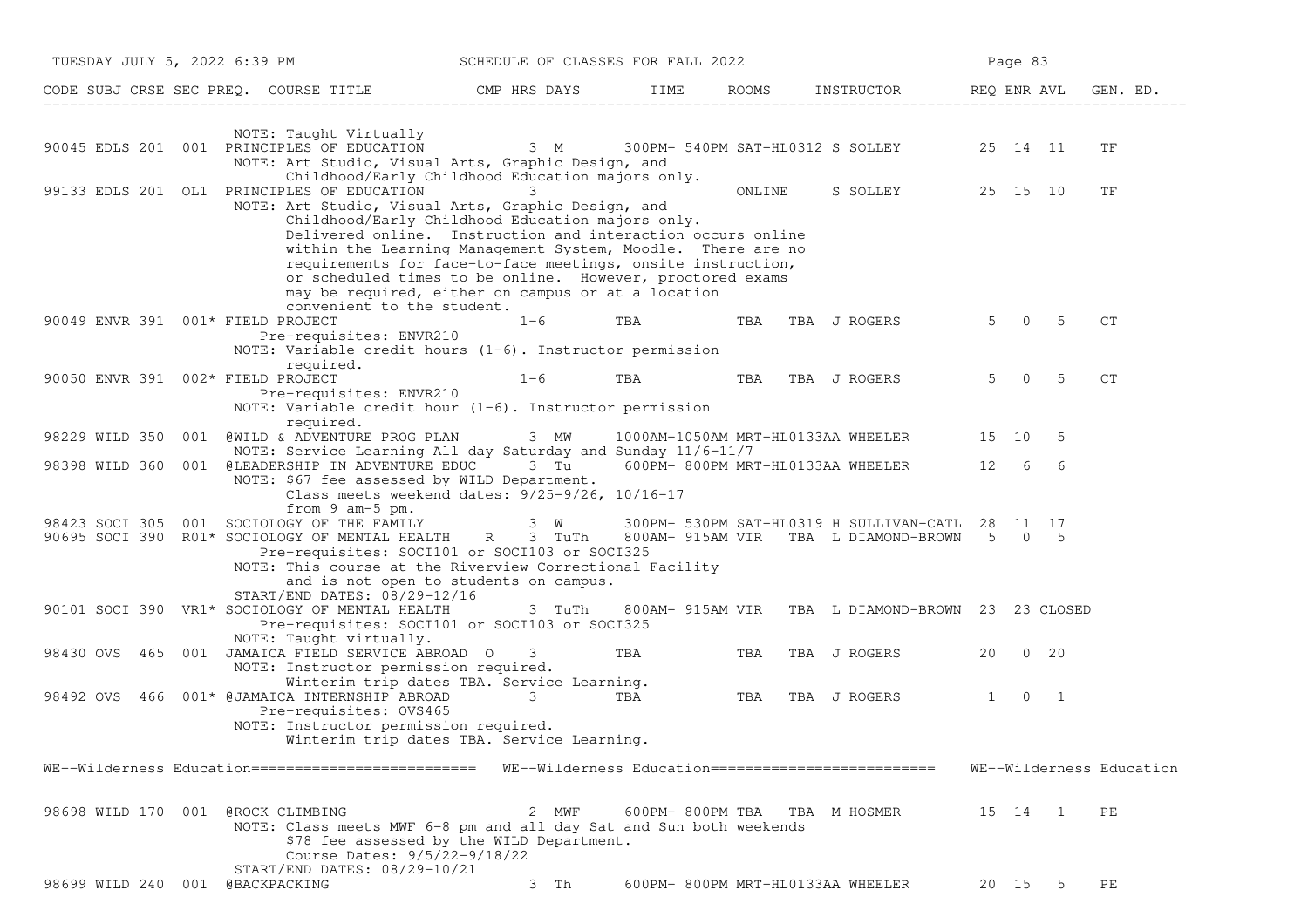| CODE | SUBJ | CRSE | SEC | PREQ. | COURSE TITLE | CMP | HRS | DAYS | TIME | ROOMS | INSTRUCTOR | REQ | ENR | AVL | GEN. ED. |
|---|---|---|---|---|---|---|---|---|---|---|---|---|---|---|---|
| | | | | | NOTE: Taught Virtually | | | | | | | | | | |
| 90045 | EDLS | 201 | 001 | | PRINCIPLES OF EDUCATION | | 3 | M | 300PM- 540PM | SAT-HL0312 | S SOLLEY | 25 | 14 | 11 | TF |
| | | | | | NOTE: Art Studio, Visual Arts, Graphic Design, and Childhood/Early Childhood Education majors only. | | | | | | | | | | |
| 99133 | EDLS | 201 | OL1 | | PRINCIPLES OF EDUCATION | | 3 | | | ONLINE | S SOLLEY | 25 | 15 | 10 | TF |
| | | | | | NOTE: Art Studio, Visual Arts, Graphic Design, and Childhood/Early Childhood Education majors only. Delivered online. Instruction and interaction occurs online within the Learning Management System, Moodle. There are no requirements for face-to-face meetings, onsite instruction, or scheduled times to be online. However, proctored exams may be required, either on campus or at a location convenient to the student. | | | | | | | | | | |
| 90049 | ENVR | 391 | 001* | | FIELD PROJECT | | 1-6 | | TBA | TBA | TBA J ROGERS | 5 | 0 | 5 | CT |
| | | | | | Pre-requisites: ENVR210 | | | | | | | | | | |
| | | | | | NOTE: Variable credit hours (1-6). Instructor permission required. | | | | | | | | | | |
| 90050 | ENVR | 391 | 002* | | FIELD PROJECT | | 1-6 | | TBA | TBA | TBA J ROGERS | 5 | 0 | 5 | CT |
| | | | | | Pre-requisites: ENVR210 | | | | | | | | | | |
| | | | | | NOTE: Variable credit hour (1-6). Instructor permission required. | | | | | | | | | | |
| 98229 | WILD | 350 | 001 | | @WILD & ADVENTURE PROG PLAN | | 3 | MW | 1000AM-1050AM | MRT-HL0133AA | WHEELER | 15 | 10 | 5 | |
| | | | | | NOTE: Service Learning All day Saturday and Sunday 11/6-11/7 | | | | | | | | | | |
| 98398 | WILD | 360 | 001 | | @LEADERSHIP IN ADVENTURE EDUC | | 3 | Tu | 600PM- 800PM | MRT-HL0133AA | WHEELER | 12 | 6 | 6 | |
| | | | | | NOTE: $67 fee assessed by WILD Department. Class meets weekend dates: 9/25-9/26, 10/16-17 from 9 am-5 pm. | | | | | | | | | | |
| 98423 | SOCI | 305 | 001 | | SOCIOLOGY OF THE FAMILY | | 3 | W | 300PM- 530PM | SAT-HL0319 | H SULLIVAN-CATL | 28 | 11 | 17 | |
| 90695 | SOCI | 390 | R01* | | SOCIOLOGY OF MENTAL HEALTH | R | 3 | TuTh | 800AM- 915AM | VIR | TBA L DIAMOND-BROWN | 5 | 0 | 5 | |
| | | | | | Pre-requisites: SOCI101 or SOCI103 or SOCI325 | | | | | | | | | | |
| | | | | | NOTE: This course at the Riverview Correctional Facility and is not open to students on campus. | | | | | | | | | | |
| | | | | | START/END DATES: 08/29-12/16 | | | | | | | | | | |
| 90101 | SOCI | 390 | VR1* | | SOCIOLOGY OF MENTAL HEALTH | | 3 | TuTh | 800AM- 915AM | VIR | TBA L DIAMOND-BROWN | 23 | 23 | CLOSED | |
| | | | | | Pre-requisites: SOCI101 or SOCI103 or SOCI325 | | | | | | | | | | |
| | | | | | NOTE: Taught virtually. | | | | | | | | | | |
| 98430 | OVS | 465 | 001 | | JAMAICA FIELD SERVICE ABROAD | O | 3 | | TBA | TBA | TBA J ROGERS | 20 | 0 | 20 | |
| | | | | | NOTE: Instructor permission required. Winterim trip dates TBA. Service Learning. | | | | | | | | | | |
| 98492 | OVS | 466 | 001* | | @JAMAICA INTERNSHIP ABROAD | | 3 | | TBA | TBA | TBA J ROGERS | 1 | 0 | 1 | |
| | | | | | Pre-requisites: OVS465 | | | | | | | | | | |
| | | | | | NOTE: Instructor permission required. Winterim trip dates TBA. Service Learning. | | | | | | | | | | |

## WE--Wilderness Education

| CODE | SUBJ | CRSE | SEC | PREQ. | COURSE TITLE | CMP | HRS | DAYS | TIME | ROOMS | INSTRUCTOR | REQ | ENR | AVL | GEN. ED. |
|---|---|---|---|---|---|---|---|---|---|---|---|---|---|---|---|
| 98698 | WILD | 170 | 001 | | @ROCK CLIMBING | | 2 | MWF | 600PM- 800PM | TBA | TBA M HOSMER | 15 | 14 | 1 | PE |
| | | | | | NOTE: Class meets MWF 6-8 pm and all day Sat and Sun both weekends $78 fee assessed by the WILD Department. Course Dates: 9/5/22-9/18/22 | | | | | | | | | | |
| | | | | | START/END DATES: 08/29-10/21 | | | | | | | | | | |
| 98699 | WILD | 240 | 001 | | @BACKPACKING | | 3 | Th | 600PM- 800PM | MRT-HL0133AA | WHEELER | 20 | 15 | 5 | PE |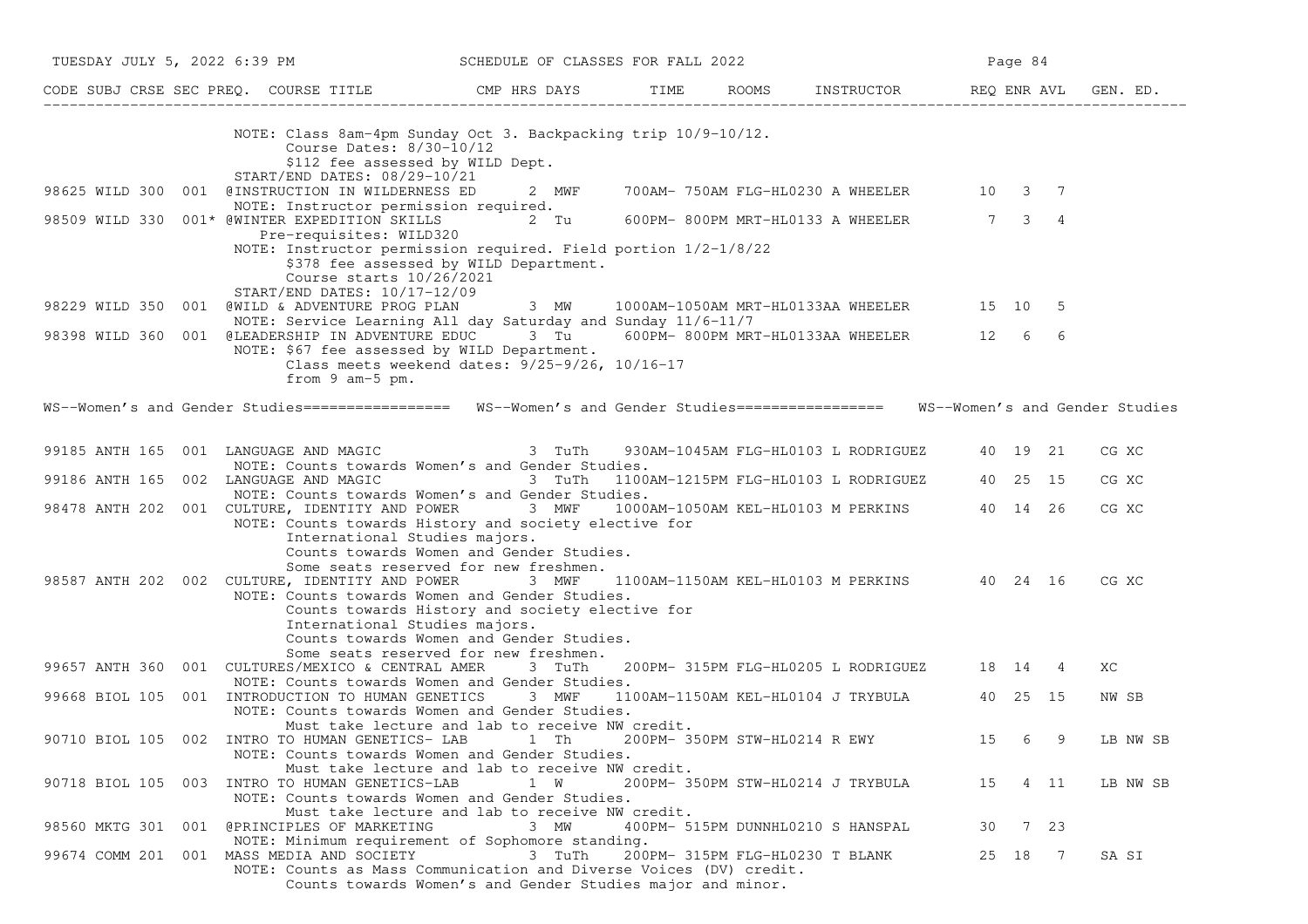| CODE | SUBJ | CRSE | SEC | PREQ. | COURSE TITLE | CMP | HRS | DAYS | TIME | ROOMS | INSTRUCTOR | REQ | ENR | AVL | GEN. ED. |
|---|---|---|---|---|---|---|---|---|---|---|---|---|---|---|---|

NOTE: Class 8am-4pm Sunday Oct 3. Backpacking trip 10/9-10/12.
Course Dates: 8/30-10/12
$112 fee assessed by WILD Dept.
START/END DATES: 08/29-10/21

| CODE | SUBJ | CRSE | SEC | PREQ. | COURSE TITLE | CMP | HRS | DAYS | TIME | ROOMS | INSTRUCTOR | REQ | ENR | AVL | GEN. ED. |
|---|---|---|---|---|---|---|---|---|---|---|---|---|---|---|---|
| 98625 | WILD | 300 | 001 | @ | INSTRUCTION IN WILDERNESS ED | | 2 | MWF | 700AM- 750AM | FLG-HL0230 | A WHEELER | 10 | 3 | 7 | |

NOTE: Instructor permission required.

| CODE | SUBJ | CRSE | SEC | PREQ. | COURSE TITLE | CMP | HRS | DAYS | TIME | ROOMS | INSTRUCTOR | REQ | ENR | AVL | GEN. ED. |
|---|---|---|---|---|---|---|---|---|---|---|---|---|---|---|---|
| 98509 | WILD | 330 | 001* | @ | WINTER EXPEDITION SKILLS | | 2 | Tu | 600PM- 800PM | MRT-HL0133 | A WHEELER | 7 | 3 | 4 | |

Pre-requisites: WILD320
NOTE: Instructor permission required. Field portion 1/2-1/8/22
$378 fee assessed by WILD Department.
Course starts 10/26/2021
START/END DATES: 10/17-12/09

| CODE | SUBJ | CRSE | SEC | PREQ. | COURSE TITLE | CMP | HRS | DAYS | TIME | ROOMS | INSTRUCTOR | REQ | ENR | AVL | GEN. ED. |
|---|---|---|---|---|---|---|---|---|---|---|---|---|---|---|---|
| 98229 | WILD | 350 | 001 | @ | WILD & ADVENTURE PROG PLAN | | 3 | MW | 1000AM-1050AM | MRT-HL0133AA | WHEELER | 15 | 10 | 5 | |

NOTE: Service Learning All day Saturday and Sunday 11/6-11/7

| CODE | SUBJ | CRSE | SEC | PREQ. | COURSE TITLE | CMP | HRS | DAYS | TIME | ROOMS | INSTRUCTOR | REQ | ENR | AVL | GEN. ED. |
|---|---|---|---|---|---|---|---|---|---|---|---|---|---|---|---|
| 98398 | WILD | 360 | 001 | @ | LEADERSHIP IN ADVENTURE EDUC | | 3 | Tu | 600PM- 800PM | MRT-HL0133AA | WHEELER | 12 | 6 | 6 | |

NOTE: $67 fee assessed by WILD Department.
Class meets weekend dates: 9/25-9/26, 10/16-17
from 9 am-5 pm.

## WS--Women's and Gender Studies

| CODE | SUBJ | CRSE | SEC | PREQ. | COURSE TITLE | CMP | HRS | DAYS | TIME | ROOMS | INSTRUCTOR | REQ | ENR | AVL | GEN. ED. |
|---|---|---|---|---|---|---|---|---|---|---|---|---|---|---|---|
| 99185 | ANTH | 165 | 001 | | LANGUAGE AND MAGIC | | 3 | TuTh | 930AM-1045AM | FLG-HL0103 | L RODRIGUEZ | 40 | 19 | 21 | CG XC |

NOTE: Counts towards Women's and Gender Studies.

| CODE | SUBJ | CRSE | SEC | PREQ. | COURSE TITLE | CMP | HRS | DAYS | TIME | ROOMS | INSTRUCTOR | REQ | ENR | AVL | GEN. ED. |
|---|---|---|---|---|---|---|---|---|---|---|---|---|---|---|---|
| 99186 | ANTH | 165 | 002 | | LANGUAGE AND MAGIC | | 3 | TuTh | 1100AM-1215PM | FLG-HL0103 | L RODRIGUEZ | 40 | 25 | 15 | CG XC |

NOTE: Counts towards Women's and Gender Studies.

| CODE | SUBJ | CRSE | SEC | PREQ. | COURSE TITLE | CMP | HRS | DAYS | TIME | ROOMS | INSTRUCTOR | REQ | ENR | AVL | GEN. ED. |
|---|---|---|---|---|---|---|---|---|---|---|---|---|---|---|---|
| 98478 | ANTH | 202 | 001 | | CULTURE, IDENTITY AND POWER | | 3 | MWF | 1000AM-1050AM | KEL-HL0103 | M PERKINS | 40 | 14 | 26 | CG XC |

NOTE: Counts towards History and society elective for
International Studies majors.
Counts towards Women and Gender Studies.
Some seats reserved for new freshmen.

| CODE | SUBJ | CRSE | SEC | PREQ. | COURSE TITLE | CMP | HRS | DAYS | TIME | ROOMS | INSTRUCTOR | REQ | ENR | AVL | GEN. ED. |
|---|---|---|---|---|---|---|---|---|---|---|---|---|---|---|---|
| 98587 | ANTH | 202 | 002 | | CULTURE, IDENTITY AND POWER | | 3 | MWF | 1100AM-1150AM | KEL-HL0103 | M PERKINS | 40 | 24 | 16 | CG XC |

NOTE: Counts towards Women and Gender Studies.
Counts towards History and society elective for
International Studies majors.
Counts towards Women and Gender Studies.
Some seats reserved for new freshmen.

| CODE | SUBJ | CRSE | SEC | PREQ. | COURSE TITLE | CMP | HRS | DAYS | TIME | ROOMS | INSTRUCTOR | REQ | ENR | AVL | GEN. ED. |
|---|---|---|---|---|---|---|---|---|---|---|---|---|---|---|---|
| 99657 | ANTH | 360 | 001 | | CULTURES/MEXICO & CENTRAL AMER | | 3 | TuTh | 200PM- 315PM | FLG-HL0205 | L RODRIGUEZ | 18 | 14 | 4 | XC |

NOTE: Counts towards Women and Gender Studies.

| CODE | SUBJ | CRSE | SEC | PREQ. | COURSE TITLE | CMP | HRS | DAYS | TIME | ROOMS | INSTRUCTOR | REQ | ENR | AVL | GEN. ED. |
|---|---|---|---|---|---|---|---|---|---|---|---|---|---|---|---|
| 99668 | BIOL | 105 | 001 | | INTRODUCTION TO HUMAN GENETICS | | 3 | MWF | 1100AM-1150AM | KEL-HL0104 | J TRYBULA | 40 | 25 | 15 | NW SB |

NOTE: Counts towards Women and Gender Studies.
Must take lecture and lab to receive NW credit.

| CODE | SUBJ | CRSE | SEC | PREQ. | COURSE TITLE | CMP | HRS | DAYS | TIME | ROOMS | INSTRUCTOR | REQ | ENR | AVL | GEN. ED. |
|---|---|---|---|---|---|---|---|---|---|---|---|---|---|---|---|
| 90710 | BIOL | 105 | 002 | | INTRO TO HUMAN GENETICS- LAB | | 1 | Th | 200PM- 350PM | STW-HL0214 | R EWY | 15 | 6 | 9 | LB NW SB |

NOTE: Counts towards Women and Gender Studies.
Must take lecture and lab to receive NW credit.

| CODE | SUBJ | CRSE | SEC | PREQ. | COURSE TITLE | CMP | HRS | DAYS | TIME | ROOMS | INSTRUCTOR | REQ | ENR | AVL | GEN. ED. |
|---|---|---|---|---|---|---|---|---|---|---|---|---|---|---|---|
| 90718 | BIOL | 105 | 003 | | INTRO TO HUMAN GENETICS-LAB | | 1 | W | 200PM- 350PM | STW-HL0214 | J TRYBULA | 15 | 4 | 11 | LB NW SB |

NOTE: Counts towards Women and Gender Studies.
Must take lecture and lab to receive NW credit.

| CODE | SUBJ | CRSE | SEC | PREQ. | COURSE TITLE | CMP | HRS | DAYS | TIME | ROOMS | INSTRUCTOR | REQ | ENR | AVL | GEN. ED. |
|---|---|---|---|---|---|---|---|---|---|---|---|---|---|---|---|
| 98560 | MKTG | 301 | 001 | @ | PRINCIPLES OF MARKETING | | 3 | MW | 400PM- 515PM | DUNNHL0210 | S HANSPAL | 30 | 7 | 23 | |

NOTE: Minimum requirement of Sophomore standing.

| CODE | SUBJ | CRSE | SEC | PREQ. | COURSE TITLE | CMP | HRS | DAYS | TIME | ROOMS | INSTRUCTOR | REQ | ENR | AVL | GEN. ED. |
|---|---|---|---|---|---|---|---|---|---|---|---|---|---|---|---|
| 99674 | COMM | 201 | 001 | | MASS MEDIA AND SOCIETY | | 3 | TuTh | 200PM- 315PM | FLG-HL0230 | T BLANK | 25 | 18 | 7 | SA SI |

NOTE: Counts as Mass Communication and Diverse Voices (DV) credit.
Counts towards Women's and Gender Studies major and minor.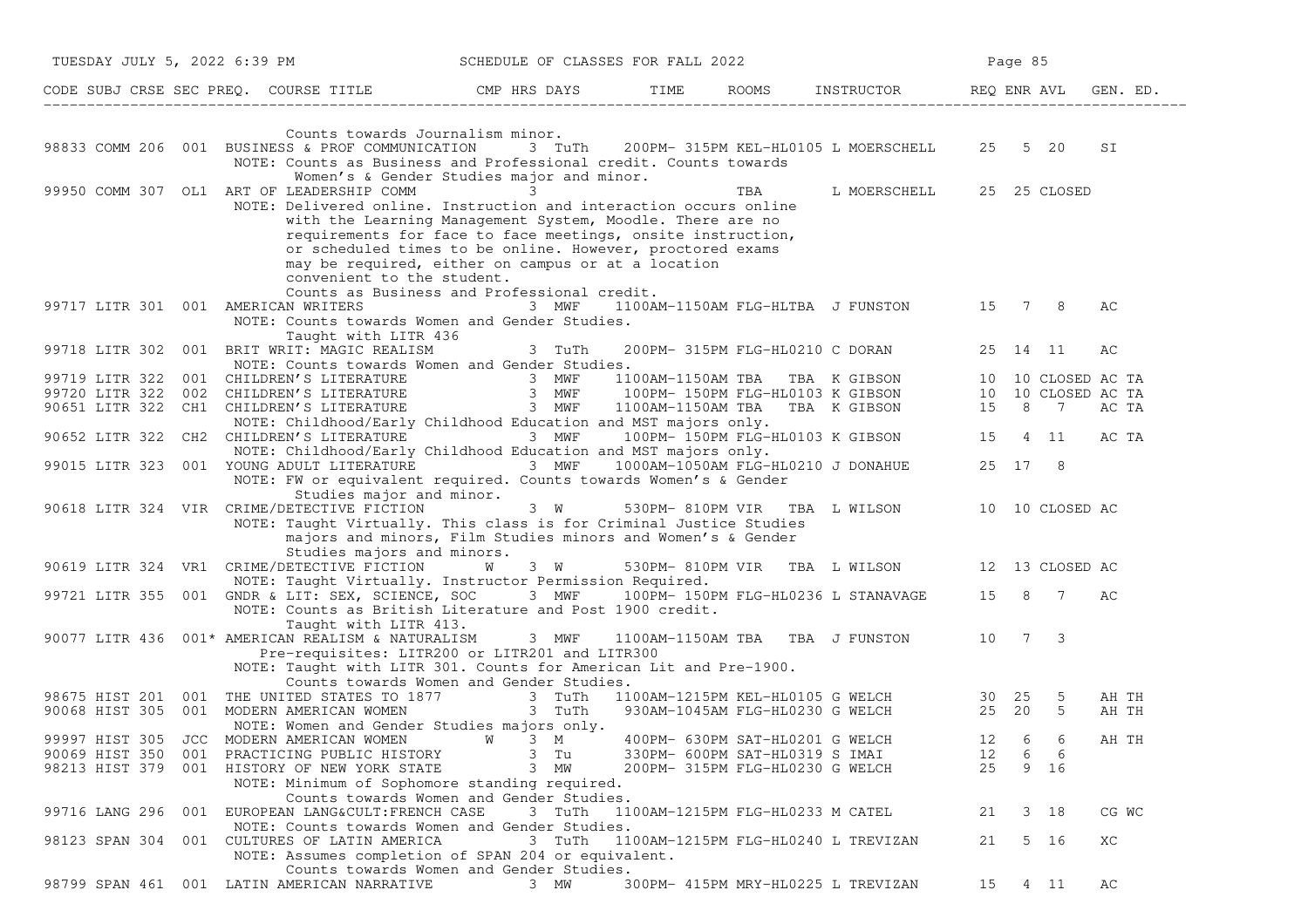| CODE | SUBJ | CRSE | SEC | PREQ. | COURSE TITLE | CMP | HRS | DAYS | TIME | ROOMS | INSTRUCTOR | REQ | ENR | AVL | GEN. ED. |
|---|---|---|---|---|---|---|---|---|---|---|---|---|---|---|---|
| | | | | | Counts towards Journalism minor. | | | | | | | | | | |
| 98833 | COMM | 206 | 001 | | BUSINESS & PROF COMMUNICATION | | 3 | TuTh | 200PM- 315PM | KEL-HL0105 | L MOERSCHELL | 25 | 5 | 20 | SI |
| | | | | | NOTE: Counts as Business and Professional credit. Counts towards Women's & Gender Studies major and minor. | | | | | | | | | | |
| 99950 | COMM | 307 | OL1 | | ART OF LEADERSHIP COMM | | 3 | | | TBA | L MOERSCHELL | 25 | 25 | CLOSED | |
| | | | | | NOTE: Delivered online. Instruction and interaction occurs online with the Learning Management System, Moodle. There are no requirements for face to face meetings, onsite instruction, or scheduled times to be online. However, proctored exams may be required, either on campus or at a location convenient to the student. Counts as Business and Professional credit. | | | | | | | | | | |
| 99717 | LITR | 301 | 001 | | AMERICAN WRITERS | | 3 | MWF | 1100AM-1150AM | FLG-HLTBA | J FUNSTON | 15 | 7 | 8 | AC |
| | | | | | NOTE: Counts towards Women and Gender Studies. Taught with LITR 436 | | | | | | | | | | |
| 99718 | LITR | 302 | 001 | | BRIT WRIT: MAGIC REALISM | | 3 | TuTh | 200PM- 315PM | FLG-HL0210 | C DORAN | 25 | 14 | 11 | AC |
| | | | | | NOTE: Counts towards Women and Gender Studies. | | | | | | | | | | |
| 99719 | LITR | 322 | 001 | | CHILDREN'S LITERATURE | | 3 | MWF | 1100AM-1150AM | TBA TBA | K GIBSON | 10 | 10 | CLOSED | AC TA |
| 99720 | LITR | 322 | 002 | | CHILDREN'S LITERATURE | | 3 | MWF | 100PM- 150PM | FLG-HL0103 | K GIBSON | 10 | 10 | CLOSED | AC TA |
| 90651 | LITR | 322 | CH1 | | CHILDREN'S LITERATURE | | 3 | MWF | 1100AM-1150AM | TBA TBA | K GIBSON | 15 | 8 | 7 | AC TA |
| | | | | | NOTE: Childhood/Early Childhood Education and MST majors only. | | | | | | | | | | |
| 90652 | LITR | 322 | CH2 | | CHILDREN'S LITERATURE | | 3 | MWF | 100PM- 150PM | FLG-HL0103 | K GIBSON | 15 | 4 | 11 | AC TA |
| | | | | | NOTE: Childhood/Early Childhood Education and MST majors only. | | | | | | | | | | |
| 99015 | LITR | 323 | 001 | | YOUNG ADULT LITERATURE | | 3 | MWF | 1000AM-1050AM | FLG-HL0210 | J DONAHUE | 25 | 17 | 8 | |
| | | | | | NOTE: FW or equivalent required. Counts towards Women's & Gender Studies major and minor. | | | | | | | | | | |
| 90618 | LITR | 324 | VIR | | CRIME/DETECTIVE FICTION | | 3 | W | 530PM- 810PM | VIR TBA | L WILSON | 10 | 10 | CLOSED | AC |
| | | | | | NOTE: Taught Virtually. This class is for Criminal Justice Studies majors and minors, Film Studies minors and Women's & Gender Studies majors and minors. | | | | | | | | | | |
| 90619 | LITR | 324 | VR1 | | CRIME/DETECTIVE FICTION | W | 3 | W | 530PM- 810PM | VIR TBA | L WILSON | 12 | 13 | CLOSED | AC |
| | | | | | NOTE: Taught Virtually. Instructor Permission Required. | | | | | | | | | | |
| 99721 | LITR | 355 | 001 | | GNDR & LIT: SEX, SCIENCE, SOC | | 3 | MWF | 100PM- 150PM | FLG-HL0236 | L STANAVAGE | 15 | 8 | 7 | AC |
| | | | | | NOTE: Counts as British Literature and Post 1900 credit. Taught with LITR 413. | | | | | | | | | | |
| 90077 | LITR | 436 | 001 | * | AMERICAN REALISM & NATURALISM | | 3 | MWF | 1100AM-1150AM | TBA TBA | J FUNSTON | 10 | 7 | 3 | |
| | | | | | Pre-requisites: LITR200 or LITR201 and LITR300 | | | | | | | | | | |
| | | | | | NOTE: Taught with LITR 301. Counts for American Lit and Pre-1900. Counts towards Women and Gender Studies. | | | | | | | | | | |
| 98675 | HIST | 201 | 001 | | THE UNITED STATES TO 1877 | | 3 | TuTh | 1100AM-1215PM | KEL-HL0105 | G WELCH | 30 | 25 | 5 | AH TH |
| 90068 | HIST | 305 | 001 | | MODERN AMERICAN WOMEN | | 3 | TuTh | 930AM-1045AM | FLG-HL0230 | G WELCH | 25 | 20 | 5 | AH TH |
| | | | | | NOTE: Women and Gender Studies majors only. | | | | | | | | | | |
| 99997 | HIST | 305 | JCC | | MODERN AMERICAN WOMEN | W | 3 | M | 400PM- 630PM | SAT-HL0201 | G WELCH | 12 | 6 | 6 | AH TH |
| 90069 | HIST | 350 | 001 | | PRACTICING PUBLIC HISTORY | | 3 | Tu | 330PM- 600PM | SAT-HL0319 | S IMAI | 12 | 6 | 6 | |
| 98213 | HIST | 379 | 001 | | HISTORY OF NEW YORK STATE | | 3 | MW | 200PM- 315PM | FLG-HL0230 | G WELCH | 25 | 9 | 16 | |
| | | | | | NOTE: Minimum of Sophomore standing required. Counts towards Women and Gender Studies. | | | | | | | | | | |
| 99716 | LANG | 296 | 001 | | EUROPEAN LANG&CULT:FRENCH CASE | | 3 | TuTh | 1100AM-1215PM | FLG-HL0233 | M CATEL | 21 | 3 | 18 | CG WC |
| | | | | | NOTE: Counts towards Women and Gender Studies. | | | | | | | | | | |
| 98123 | SPAN | 304 | 001 | | CULTURES OF LATIN AMERICA | | 3 | TuTh | 1100AM-1215PM | FLG-HL0240 | L TREVIZAN | 21 | 5 | 16 | XC |
| | | | | | NOTE: Assumes completion of SPAN 204 or equivalent. Counts towards Women and Gender Studies. | | | | | | | | | | |
| 98799 | SPAN | 461 | 001 | | LATIN AMERICAN NARRATIVE | | 3 | MW | 300PM- 415PM | MRY-HL0225 | L TREVIZAN | 15 | 4 | 11 | AC |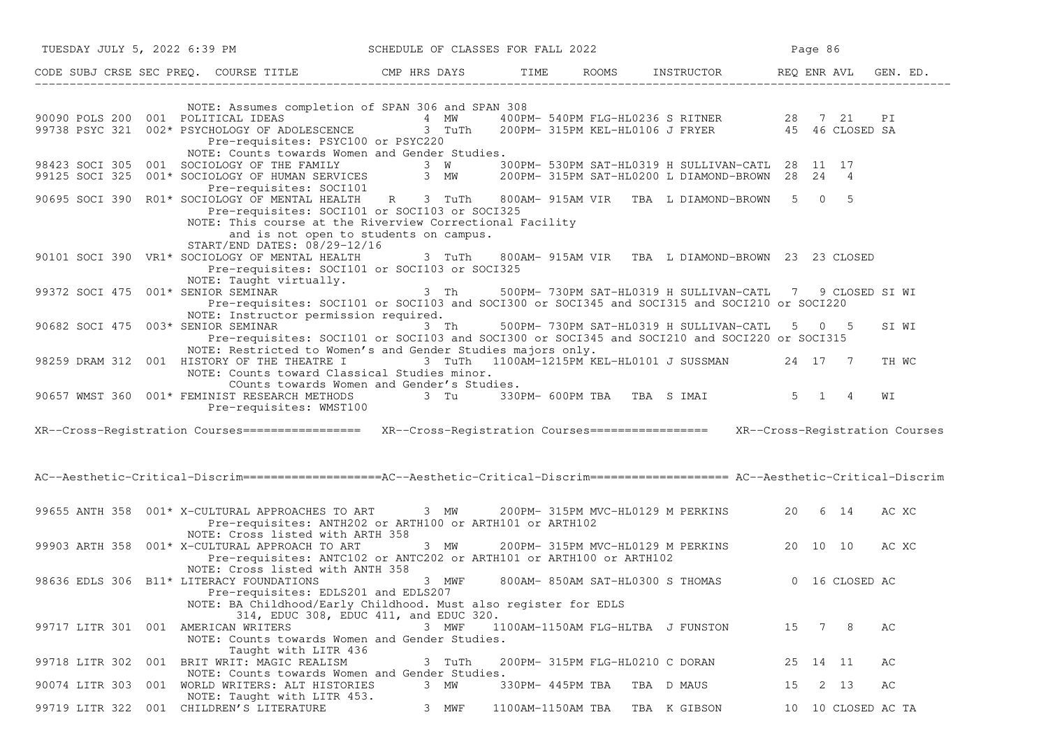| CODE | SUBJ | CRSE | SEC | PREQ. | COURSE TITLE | CMP | HRS | DAYS | TIME | ROOMS | INSTRUCTOR | REQ | ENR | AVL | GEN. ED. |
|---|---|---|---|---|---|---|---|---|---|---|---|---|---|---|---|
| | | | | | NOTE: Assumes completion of SPAN 306 and SPAN 308 | | | | | | | | | | |
| 90090 | POLS | 200 | 001 | | POLITICAL IDEAS | | 4 | MW | 400PM- 540PM | FLG-HL0236 | S RITNER | 28 | 7 | 21 | PI |
| 99738 | PSYC | 321 | 002 | * | PSYCHOLOGY OF ADOLESCENCE | | 3 | TuTh | 200PM- 315PM | KEL-HL0106 | J FRYER | 45 | 46 | CLOSED | SA |
| | | | | | Pre-requisites: PSYC100 or PSYC220 | | | | | | | | | | |
| | | | | | NOTE: Counts towards Women and Gender Studies. | | | | | | | | | | |
| 98423 | SOCI | 305 | 001 | | SOCIOLOGY OF THE FAMILY | | 3 | W | 300PM- 530PM | SAT-HL0319 | H SULLIVAN-CATL | 28 | 11 | 17 | |
| 99125 | SOCI | 325 | 001 | * | SOCIOLOGY OF HUMAN SERVICES | | 3 | MW | 200PM- 315PM | SAT-HL0200 | L DIAMOND-BROWN | 28 | 24 | 4 | |
| | | | | | Pre-requisites: SOCI101 | | | | | | | | | | |
| 90695 | SOCI | 390 | R01 | * | SOCIOLOGY OF MENTAL HEALTH | R | 3 | TuTh | 800AM- 915AM | VIR TBA | L DIAMOND-BROWN | 5 | 0 | 5 | |
| | | | | | Pre-requisites: SOCI101 or SOCI103 or SOCI325 | | | | | | | | | | |
| | | | | | NOTE: This course at the Riverview Correctional Facility and is not open to students on campus. | | | | | | | | | | |
| | | | | | START/END DATES: 08/29-12/16 | | | | | | | | | | |
| 90101 | SOCI | 390 | VR1 | * | SOCIOLOGY OF MENTAL HEALTH | | 3 | TuTh | 800AM- 915AM | VIR TBA | L DIAMOND-BROWN | 23 | 23 | CLOSED | |
| | | | | | Pre-requisites: SOCI101 or SOCI103 or SOCI325 | | | | | | | | | | |
| | | | | | NOTE: Taught virtually. | | | | | | | | | | |
| 99372 | SOCI | 475 | 001 | * | SENIOR SEMINAR | | 3 | Th | 500PM- 730PM | SAT-HL0319 | H SULLIVAN-CATL | 7 | 9 | CLOSED | SI WI |
| | | | | | Pre-requisites: SOCI101 or SOCI103 and SOCI300 or SOCI345 and SOCI315 and SOCI210 or SOCI220 | | | | | | | | | | |
| | | | | | NOTE: Instructor permission required. | | | | | | | | | | |
| 90682 | SOCI | 475 | 003 | * | SENIOR SEMINAR | | 3 | Th | 500PM- 730PM | SAT-HL0319 | H SULLIVAN-CATL | 5 | 0 | 5 | SI WI |
| | | | | | Pre-requisites: SOCI101 or SOCI103 and SOCI300 or SOCI345 and SOCI210 and SOCI220 or SOCI315 | | | | | | | | | | |
| | | | | | NOTE: Restricted to Women's and Gender Studies majors only. | | | | | | | | | | |
| 98259 | DRAM | 312 | 001 | | HISTORY OF THE THEATRE I | | 3 | TuTh | 1100AM-1215PM | KEL-HL0101 | J SUSSMAN | 24 | 17 | 7 | TH WC |
| | | | | | NOTE: Counts toward Classical Studies minor. COunts towards Women and Gender's Studies. | | | | | | | | | | |
| 90657 | WMST | 360 | 001 | * | FEMINIST RESEARCH METHODS | | 3 | Tu | 330PM- 600PM | TBA TBA | S IMAI | 5 | 1 | 4 | WI |
| | | | | | Pre-requisites: WMST100 | | | | | | | | | | |

XR--Cross-Registration Courses================= XR--Cross-Registration Courses================= XR--Cross-Registration Courses

AC--Aesthetic-Critical-Discrim====================AC--Aesthetic-Critical-Discrim==================== AC--Aesthetic-Critical-Discrim

| CODE | SUBJ | CRSE | SEC | PREQ. | COURSE TITLE | CMP | HRS | DAYS | TIME | ROOMS | INSTRUCTOR | REQ | ENR | AVL | GEN. ED. |
|---|---|---|---|---|---|---|---|---|---|---|---|---|---|---|---|
| 99655 | ANTH | 358 | 001 | * | X-CULTURAL APPROACHES TO ART | | 3 | MW | 200PM- 315PM | MVC-HL0129 | M PERKINS | 20 | 6 | 14 | AC XC |
| | | | | | Pre-requisites: ANTH202 or ARTH100 or ARTH101 or ARTH102 | | | | | | | | | | |
| | | | | | NOTE: Cross listed with ARTH 358 | | | | | | | | | | |
| 99903 | ARTH | 358 | 001 | * | X-CULTURAL APPROACH TO ART | | 3 | MW | 200PM- 315PM | MVC-HL0129 | M PERKINS | 20 | 10 | 10 | AC XC |
| | | | | | Pre-requisites: ANTC102 or ANTC202 or ARTH101 or ARTH100 or ARTH102 | | | | | | | | | | |
| | | | | | NOTE: Cross listed with ANTH 358 | | | | | | | | | | |
| 98636 | EDLS | 306 | B11 | * | LITERACY FOUNDATIONS | | 3 | MWF | 800AM- 850AM | SAT-HL0300 | S THOMAS | 0 | 16 | CLOSED | AC |
| | | | | | Pre-requisites: EDLS201 and EDLS207 | | | | | | | | | | |
| | | | | | NOTE: BA Childhood/Early Childhood. Must also register for EDLS 314, EDUC 308, EDUC 411, and EDUC 320. | | | | | | | | | | |
| 99717 | LITR | 301 | 001 | | AMERICAN WRITERS | | 3 | MWF | 1100AM-1150AM | FLG-HLTBA | J FUNSTON | 15 | 7 | 8 | AC |
| | | | | | NOTE: Counts towards Women and Gender Studies. Taught with LITR 436 | | | | | | | | | | |
| 99718 | LITR | 302 | 001 | | BRIT WRIT: MAGIC REALISM | | 3 | TuTh | 200PM- 315PM | FLG-HL0210 | C DORAN | 25 | 14 | 11 | AC |
| | | | | | NOTE: Counts towards Women and Gender Studies. | | | | | | | | | | |
| 90074 | LITR | 303 | 001 | | WORLD WRITERS: ALT HISTORIES | | 3 | MW | 330PM- 445PM | TBA TBA | D MAUS | 15 | 2 | 13 | AC |
| | | | | | NOTE: Taught with LITR 453. | | | | | | | | | | |
| 99719 | LITR | 322 | 001 | | CHILDREN'S LITERATURE | | 3 | MWF | 1100AM-1150AM | TBA TBA | K GIBSON | 10 | 10 | CLOSED | AC TA |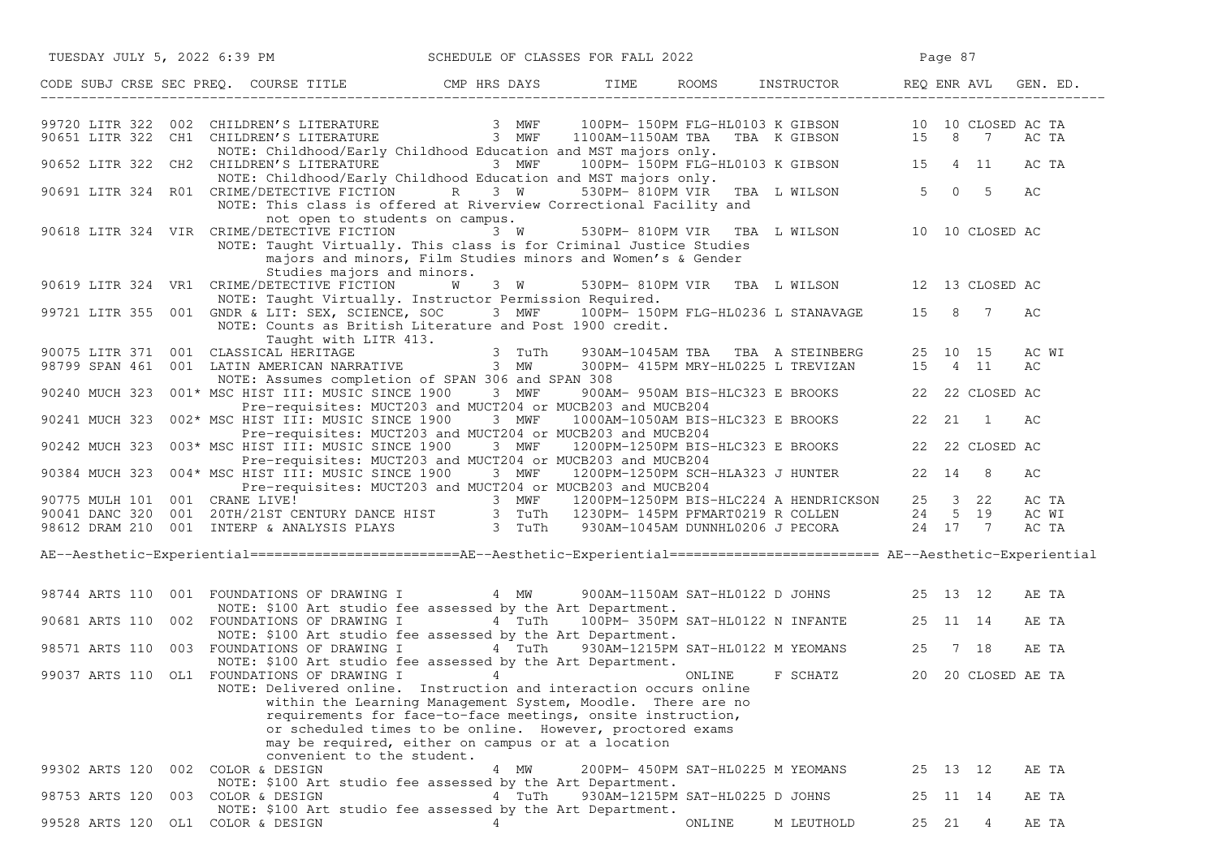| CODE | SUBJ | CRSE | SEC | PREQ. | COURSE TITLE | CMP | HRS | DAYS | TIME | ROOMS | INSTRUCTOR | REQ | ENR | AVL | GEN. ED. |
|---|---|---|---|---|---|---|---|---|---|---|---|---|---|---|---|
| 99720 | LITR | 322 | 002 | | CHILDREN'S LITERATURE | | 3 | MWF | 100PM- 150PM | FLG-HL0103 | K GIBSON | 10 | 10 | CLOSED | AC TA |
| 90651 | LITR | 322 | CH1 | | CHILDREN'S LITERATURE | | 3 | MWF | 1100AM-1150AM | TBA TBA | K GIBSON | 15 | 8 | 7 | AC TA |
| | | | | | NOTE: Childhood/Early Childhood Education and MST majors only. | | | | | | | | | | |
| 90652 | LITR | 322 | CH2 | | CHILDREN'S LITERATURE | | 3 | MWF | 100PM- 150PM | FLG-HL0103 | K GIBSON | 15 | 4 | 11 | AC TA |
| | | | | | NOTE: Childhood/Early Childhood Education and MST majors only. | | | | | | | | | | |
| 90691 | LITR | 324 | R01 | | CRIME/DETECTIVE FICTION | R | 3 | W | 530PM- 810PM | VIR TBA | L WILSON | 5 | 0 | 5 | AC |
| | | | | | NOTE: This class is offered at Riverview Correctional Facility and not open to students on campus. | | | | | | | | | | |
| 90618 | LITR | 324 | VIR | | CRIME/DETECTIVE FICTION | | 3 | W | 530PM- 810PM | VIR TBA | L WILSON | 10 | 10 | CLOSED | AC |
| | | | | | NOTE: Taught Virtually. This class is for Criminal Justice Studies majors and minors, Film Studies minors and Women's & Gender Studies majors and minors. | | | | | | | | | | |
| 90619 | LITR | 324 | VR1 | | CRIME/DETECTIVE FICTION | W | 3 | W | 530PM- 810PM | VIR TBA | L WILSON | 12 | 13 | CLOSED | AC |
| | | | | | NOTE: Taught Virtually. Instructor Permission Required. | | | | | | | | | | |
| 99721 | LITR | 355 | 001 | | GNDR & LIT: SEX, SCIENCE, SOC | | 3 | MWF | 100PM- 150PM | FLG-HL0236 | L STANAVAGE | 15 | 8 | 7 | AC |
| | | | | | NOTE: Counts as British Literature and Post 1900 credit. Taught with LITR 413. | | | | | | | | | | |
| 90075 | LITR | 371 | 001 | | CLASSICAL HERITAGE | | 3 | TuTh | 930AM-1045AM | TBA TBA | A STEINBERG | 25 | 10 | 15 | AC WI |
| 98799 | SPAN | 461 | 001 | | LATIN AMERICAN NARRATIVE | | 3 | MW | 300PM- 415PM | MRY-HL0225 | L TREVIZAN | 15 | 4 | 11 | AC |
| | | | | | NOTE: Assumes completion of SPAN 306 and SPAN 308 | | | | | | | | | | |
| 90240 | MUCH | 323 | 001 | * | MSC HIST III: MUSIC SINCE 1900 | | 3 | MWF | 900AM- 950AM | BIS-HLC323 | E BROOKS | 22 | 22 | CLOSED | AC |
| | | | | | Pre-requisites: MUCT203 and MUCT204 or MUCB203 and MUCB204 | | | | | | | | | | |
| 90241 | MUCH | 323 | 002 | * | MSC HIST III: MUSIC SINCE 1900 | | 3 | MWF | 1000AM-1050AM | BIS-HLC323 | E BROOKS | 22 | 21 | 1 | AC |
| | | | | | Pre-requisites: MUCT203 and MUCT204 or MUCB203 and MUCB204 | | | | | | | | | | |
| 90242 | MUCH | 323 | 003 | * | MSC HIST III: MUSIC SINCE 1900 | | 3 | MWF | 1200PM-1250PM | BIS-HLC323 | E BROOKS | 22 | 22 | CLOSED | AC |
| | | | | | Pre-requisites: MUCT203 and MUCT204 or MUCB203 and MUCB204 | | | | | | | | | | |
| 90384 | MUCH | 323 | 004 | * | MSC HIST III: MUSIC SINCE 1900 | | 3 | MWF | 1200PM-1250PM | SCH-HLA323 | J HUNTER | 22 | 14 | 8 | AC |
| | | | | | Pre-requisites: MUCT203 and MUCT204 or MUCB203 and MUCB204 | | | | | | | | | | |
| 90775 | MULH | 101 | 001 | | CRANE LIVE! | | 3 | MWF | 1200PM-1250PM | BIS-HLC224 | A HENDRICKSON | 25 | 3 | 22 | AC TA |
| 90041 | DANC | 320 | 001 | | 20TH/21ST CENTURY DANCE HIST | | 3 | TuTh | 1230PM- 145PM | PFMART0219 | R COLLEN | 24 | 5 | 19 | AC WI |
| 98612 | DRAM | 210 | 001 | | INTERP & ANALYSIS PLAYS | | 3 | TuTh | 930AM-1045AM | DUNNHL0206 | J PECORA | 24 | 17 | 7 | AC TA |

AE--Aesthetic-Experiential========================AE--Aesthetic-Experiential======================== AE--Aesthetic-Experiential

| CODE | SUBJ | CRSE | SEC | PREQ. | COURSE TITLE | CMP | HRS | DAYS | TIME | ROOMS | INSTRUCTOR | REQ | ENR | AVL | GEN. ED. |
|---|---|---|---|---|---|---|---|---|---|---|---|---|---|---|---|
| 98744 | ARTS | 110 | 001 | | FOUNDATIONS OF DRAWING I | | 4 | MW | 900AM-1150AM | SAT-HL0122 | D JOHNS | 25 | 13 | 12 | AE TA |
| | | | | | NOTE: $100 Art studio fee assessed by the Art Department. | | | | | | | | | | |
| 90681 | ARTS | 110 | 002 | | FOUNDATIONS OF DRAWING I | | 4 | TuTh | 100PM- 350PM | SAT-HL0122 | N INFANTE | 25 | 11 | 14 | AE TA |
| | | | | | NOTE: $100 Art studio fee assessed by the Art Department. | | | | | | | | | | |
| 98571 | ARTS | 110 | 003 | | FOUNDATIONS OF DRAWING I | | 4 | TuTh | 930AM-1215PM | SAT-HL0122 | M YEOMANS | 25 | 7 | 18 | AE TA |
| | | | | | NOTE: $100 Art studio fee assessed by the Art Department. | | | | | | | | | | |
| 99037 | ARTS | 110 | OL1 | | FOUNDATIONS OF DRAWING I | | 4 | | | ONLINE | F SCHATZ | 20 | 20 | CLOSED | AE TA |
| | | | | | NOTE: Delivered online. Instruction and interaction occurs online within the Learning Management System, Moodle. There are no requirements for face-to-face meetings, onsite instruction, or scheduled times to be online. However, proctored exams may be required, either on campus or at a location convenient to the student. | | | | | | | | | | |
| 99302 | ARTS | 120 | 002 | | COLOR & DESIGN | | 4 | MW | 200PM- 450PM | SAT-HL0225 | M YEOMANS | 25 | 13 | 12 | AE TA |
| | | | | | NOTE: $100 Art studio fee assessed by the Art Department. | | | | | | | | | | |
| 98753 | ARTS | 120 | 003 | | COLOR & DESIGN | | 4 | TuTh | 930AM-1215PM | SAT-HL0225 | D JOHNS | 25 | 11 | 14 | AE TA |
| | | | | | NOTE: $100 Art studio fee assessed by the Art Department. | | | | | | | | | | |
| 99528 | ARTS | 120 | OL1 | | COLOR & DESIGN | | 4 | | | ONLINE | M LEUTHOLD | 25 | 21 | 4 | AE TA |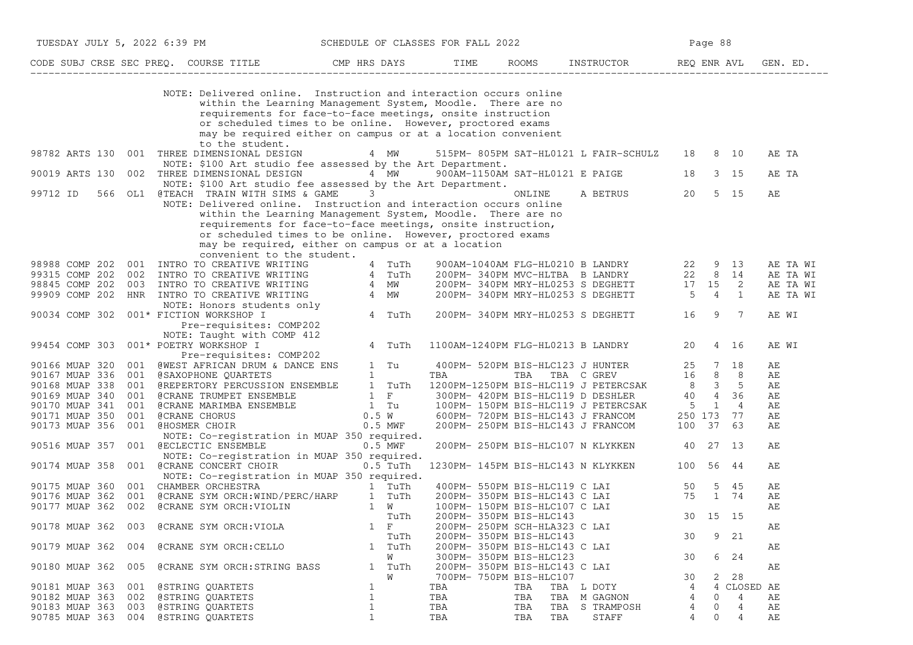| CODE | SUBJ | CRSE | SEC | PREQ. | COURSE TITLE | CMP | HRS | DAYS | TIME | ROOMS | INSTRUCTOR | REQ | ENR | AVL | GEN. ED. |
|---|---|---|---|---|---|---|---|---|---|---|---|---|---|---|---|
| | | | | | NOTE: Delivered online. Instruction and interaction occurs online within the Learning Management System, Moodle. There are no requirements for face-to-face meetings, onsite instruction or scheduled times to be online. However, proctored exams may be required either on campus or at a location convenient to the student. | | | | | | | | | | |
| 98782 | ARTS | 130 | 001 | | THREE DIMENSIONAL DESIGN | | 4 | MW | 515PM- 805PM | SAT-HL0121 | L FAIR-SCHULZ | 18 | 8 | 10 | AE TA |
| | | | | | NOTE: $100 Art studio fee assessed by the Art Department. | | | | | | | | | | |
| 90019 | ARTS | 130 | 002 | | THREE DIMENSIONAL DESIGN | | 4 | MW | 900AM-1150AM | SAT-HL0121 | E PAIGE | 18 | 3 | 15 | AE TA |
| | | | | | NOTE: $100 Art studio fee assessed by the Art Department. | | | | | | | | | | |
| 99712 | ID | 566 | OL1 | | @TEACH TRAIN WITH SIMS & GAME | | 3 | | | ONLINE | A BETRUS | 20 | 5 | 15 | AE |
| | | | | | NOTE: Delivered online. Instruction and interaction occurs online within the Learning Management System, Moodle. There are no requirements for face-to-face meetings, onsite instruction, or scheduled times to be online. However, proctored exams may be required, either on campus or at a location convenient to the student. | | | | | | | | | | |
| 98988 | COMP | 202 | 001 | | INTRO TO CREATIVE WRITING | | 4 | TuTh | 900AM-1040AM | FLG-HL0210 | B LANDRY | 22 | 9 | 13 | AE TA WI |
| 99315 | COMP | 202 | 002 | | INTRO TO CREATIVE WRITING | | 4 | TuTh | 200PM- 340PM | MVC-HLTBA | B LANDRY | 22 | 8 | 14 | AE TA WI |
| 98845 | COMP | 202 | 003 | | INTRO TO CREATIVE WRITING | | 4 | MW | 200PM- 340PM | MRY-HL0253 | S DEGHETT | 17 | 15 | 2 | AE TA WI |
| 99909 | COMP | 202 | HNR | | INTRO TO CREATIVE WRITING | | 4 | MW | 200PM- 340PM | MRY-HL0253 | S DEGHETT | 5 | 4 | 1 | AE TA WI |
| | | | | | NOTE: Honors students only | | | | | | | | | | |
| 90034 | COMP | 302 | 001 | * | FICTION WORKSHOP I | | 4 | TuTh | 200PM- 340PM | MRY-HL0253 | S DEGHETT | 16 | 9 | 7 | AE WI |
| | | | | | Pre-requisites: COMP202 | | | | | | | | | | |
| | | | | | NOTE: Taught with COMP 412 | | | | | | | | | | |
| 99454 | COMP | 303 | 001 | * | POETRY WORKSHOP I | | 4 | TuTh | 1100AM-1240PM | FLG-HL0213 | B LANDRY | 20 | 4 | 16 | AE WI |
| | | | | | Pre-requisites: COMP202 | | | | | | | | | | |
| 90166 | MUAP | 320 | 001 | | @WEST AFRICAN DRUM & DANCE ENS | | 1 | Tu | 400PM- 520PM | BIS-HLC123 | J HUNTER | 25 | 7 | 18 | AE |
| 90167 | MUAP | 336 | 001 | | @SAXOPHONE QUARTETS | | 1 | | TBA | TBA TBA | C GREV | 16 | 8 | 8 | AE |
| 90168 | MUAP | 338 | 001 | | @REPERTORY PERCUSSION ENSEMBLE | | 1 | TuTh | 1200PM-1250PM | BIS-HLC119 | J PETERCSAK | 8 | 3 | 5 | AE |
| 90169 | MUAP | 340 | 001 | | @CRANE TRUMPET ENSEMBLE | | 1 | F | 300PM- 420PM | BIS-HLC119 | D DESHLER | 40 | 4 | 36 | AE |
| 90170 | MUAP | 341 | 001 | | @CRANE MARIMBA ENSEMBLE | | 1 | Tu | 100PM- 150PM | BIS-HLC119 | J PETERCSAK | 5 | 1 | 4 | AE |
| 90171 | MUAP | 350 | 001 | | @CRANE CHORUS | | 0.5 | W | 600PM- 720PM | BIS-HLC143 | J FRANCOM | 250 | 173 | 77 | AE |
| 90173 | MUAP | 356 | 001 | | @HOSMER CHOIR | | 0.5 | MWF | 200PM- 250PM | BIS-HLC143 | J FRANCOM | 100 | 37 | 63 | AE |
| | | | | | NOTE: Co-registration in MUAP 350 required. | | | | | | | | | | |
| 90516 | MUAP | 357 | 001 | | @ECLECTIC ENSEMBLE | | 0.5 | MWF | 200PM- 250PM | BIS-HLC107 | N KLYKKEN | 40 | 27 | 13 | AE |
| | | | | | NOTE: Co-registration in MUAP 350 required. | | | | | | | | | | |
| 90174 | MUAP | 358 | 001 | | @CRANE CONCERT CHOIR | | 0.5 | TuTh | 1230PM- 145PM | BIS-HLC143 | N KLYKKEN | 100 | 56 | 44 | AE |
| | | | | | NOTE: Co-registration in MUAP 350 required. | | | | | | | | | | |
| 90175 | MUAP | 360 | 001 | | CHAMBER ORCHESTRA | | 1 | TuTh | 400PM- 550PM | BIS-HLC119 | C LAI | 50 | 5 | 45 | AE |
| 90176 | MUAP | 362 | 001 | | @CRANE SYM ORCH:WIND/PERC/HARP | | 1 | TuTh | 200PM- 350PM | BIS-HLC143 | C LAI | 75 | 1 | 74 | AE |
| 90177 | MUAP | 362 | 002 | | @CRANE SYM ORCH:VIOLIN | | 1 | W | 100PM- 150PM | BIS-HLC107 | C LAI | | | | AE |
| | | | | | | | | TuTh | 200PM- 350PM | BIS-HLC143 | | 30 | 15 | 15 | |
| 90178 | MUAP | 362 | 003 | | @CRANE SYM ORCH:VIOLA | | 1 | F | 200PM- 250PM | SCH-HLA323 | C LAI | | | | AE |
| | | | | | | | | TuTh | 200PM- 350PM | BIS-HLC143 | | 30 | 9 | 21 | |
| 90179 | MUAP | 362 | 004 | | @CRANE SYM ORCH:CELLO | | 1 | TuTh | 200PM- 350PM | BIS-HLC143 | C LAI | | | | AE |
| | | | | | | | | W | 300PM- 350PM | BIS-HLC123 | | 30 | 6 | 24 | |
| 90180 | MUAP | 362 | 005 | | @CRANE SYM ORCH:STRING BASS | | 1 | TuTh | 200PM- 350PM | BIS-HLC143 | C LAI | | | | AE |
| | | | | | | | | W | 700PM- 750PM | BIS-HLC107 | | 30 | 2 | 28 | |
| 90181 | MUAP | 363 | 001 | | @STRING QUARTETS | | 1 | | TBA | TBA TBA | L DOTY | 4 | 4 | CLOSED | AE |
| 90182 | MUAP | 363 | 002 | | @STRING QUARTETS | | 1 | | TBA | TBA TBA | M GAGNON | 4 | 0 | 4 | AE |
| 90183 | MUAP | 363 | 003 | | @STRING QUARTETS | | 1 | | TBA | TBA TBA | S TRAMPOSH | 4 | 0 | 4 | AE |
| 90785 | MUAP | 363 | 004 | | @STRING QUARTETS | | 1 | | TBA | TBA TBA | STAFF | 4 | 0 | 4 | AE |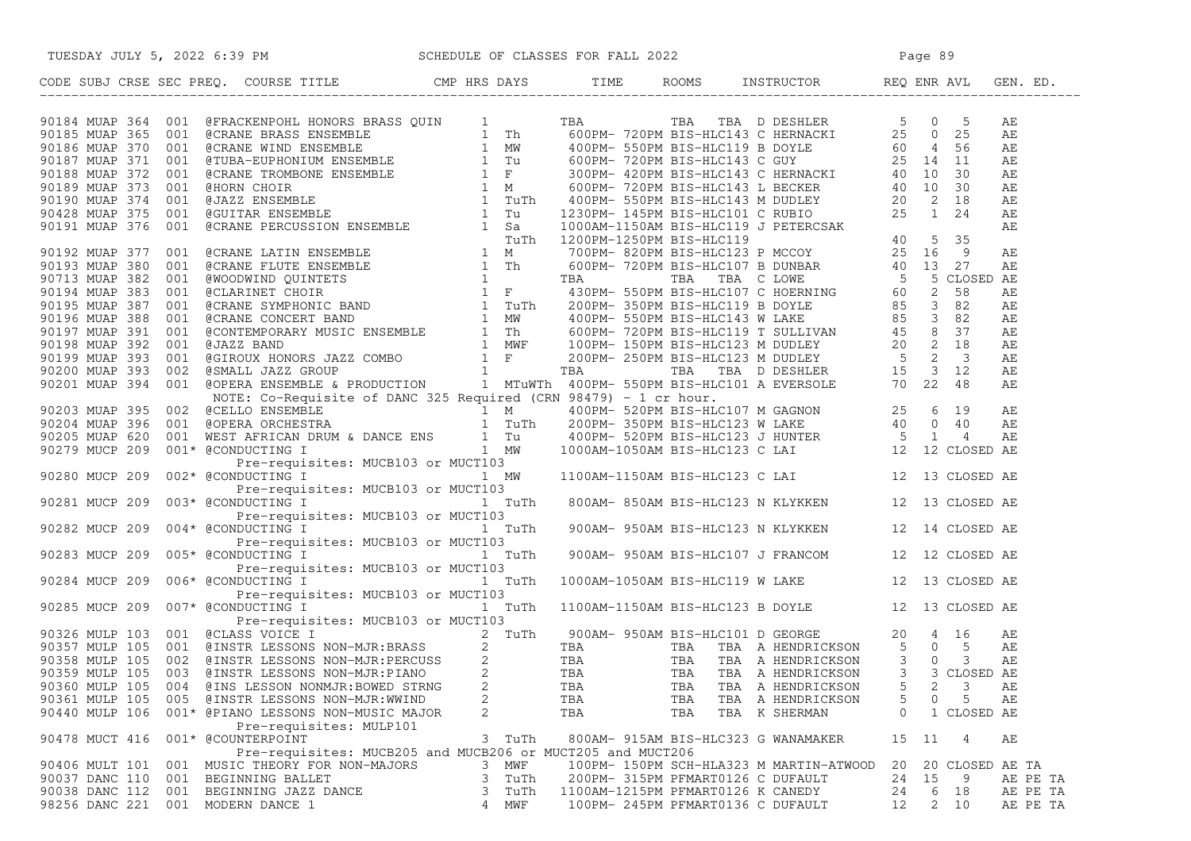# SCHEDULE OF CLASSES FOR FALL 2022

TUESDAY JULY 5, 2022 6:39 PM

| CODE | SUBJ | CRSE | SEC | PREQ. | COURSE TITLE | CMP | HRS | DAYS | TIME | ROOMS | INSTRUCTOR | REQ | ENR | AVL | GEN. ED. |
|---|---|---|---|---|---|---|---|---|---|---|---|---|---|---|---|
| 90184 | MUAP | 364 | 001 | | @FRACKENPOHL HONORS BRASS QUIN | | 1 | | TBA | TBA TBA | D DESHLER | 5 | 0 | 5 | AE |
| 90185 | MUAP | 365 | 001 | | @CRANE BRASS ENSEMBLE | | 1 | Th | 600PM- 720PM | BIS-HLC143 | C HERNACKI | 25 | 0 | 25 | AE |
| 90186 | MUAP | 370 | 001 | | @CRANE WIND ENSEMBLE | | 1 | MW | 400PM- 550PM | BIS-HLC119 | B DOYLE | 60 | 4 | 56 | AE |
| 90187 | MUAP | 371 | 001 | | @TUBA-EUPHONIUM ENSEMBLE | | 1 | Tu | 600PM- 720PM | BIS-HLC143 | C GUY | 25 | 14 | 11 | AE |
| 90188 | MUAP | 372 | 001 | | @CRANE TROMBONE ENSEMBLE | | 1 | F | 300PM- 420PM | BIS-HLC143 | C HERNACKI | 40 | 10 | 30 | AE |
| 90189 | MUAP | 373 | 001 | | @HORN CHOIR | | 1 | M | 600PM- 720PM | BIS-HLC143 | L BECKER | 40 | 10 | 30 | AE |
| 90190 | MUAP | 374 | 001 | | @JAZZ ENSEMBLE | | 1 | TuTh | 400PM- 550PM | BIS-HLC143 | M DUDLEY | 20 | 2 | 18 | AE |
| 90428 | MUAP | 375 | 001 | | @GUITAR ENSEMBLE | | 1 | Tu | 1230PM- 145PM | BIS-HLC101 | C RUBIO | 25 | 1 | 24 | AE |
| 90191 | MUAP | 376 | 001 | | @CRANE PERCUSSION ENSEMBLE | | 1 | Sa | 1000AM-1150AM | BIS-HLC119 | J PETERCSAK | | | | AE |
| | | | | | | | | TuTh | 1200PM-1250PM | BIS-HLC119 | | 40 | 5 | 35 | |
| 90192 | MUAP | 377 | 001 | | @CRANE LATIN ENSEMBLE | | 1 | M | 700PM- 820PM | BIS-HLC123 | P MCCOY | 25 | 16 | 9 | AE |
| 90193 | MUAP | 380 | 001 | | @CRANE FLUTE ENSEMBLE | | 1 | Th | 600PM- 720PM | BIS-HLC107 | B DUNBAR | 40 | 13 | 27 | AE |
| 90713 | MUAP | 382 | 001 | | @WOODWIND QUINTETS | | 1 | | TBA | TBA TBA | C LOWE | 5 | 5 | CLOSED | AE |
| 90194 | MUAP | 383 | 001 | | @CLARINET CHOIR | | 1 | F | 430PM- 550PM | BIS-HLC107 | C HOERNING | 60 | 2 | 58 | AE |
| 90195 | MUAP | 387 | 001 | | @CRANE SYMPHONIC BAND | | 1 | TuTh | 200PM- 350PM | BIS-HLC119 | B DOYLE | 85 | 3 | 82 | AE |
| 90196 | MUAP | 388 | 001 | | @CRANE CONCERT BAND | | 1 | MW | 400PM- 550PM | BIS-HLC143 | W LAKE | 85 | 3 | 82 | AE |
| 90197 | MUAP | 391 | 001 | | @CONTEMPORARY MUSIC ENSEMBLE | | 1 | Th | 600PM- 720PM | BIS-HLC119 | T SULLIVAN | 45 | 8 | 37 | AE |
| 90198 | MUAP | 392 | 001 | | @JAZZ BAND | | 1 | MWF | 100PM- 150PM | BIS-HLC123 | M DUDLEY | 20 | 2 | 18 | AE |
| 90199 | MUAP | 393 | 001 | | @GIROUX HONORS JAZZ COMBO | | 1 | F | 200PM- 250PM | BIS-HLC123 | M DUDLEY | 5 | 2 | 3 | AE |
| 90200 | MUAP | 393 | 002 | | @SMALL JAZZ GROUP | | 1 | | TBA | TBA TBA | D DESHLER | 15 | 3 | 12 | AE |
| 90201 | MUAP | 394 | 001 | | @OPERA ENSEMBLE & PRODUCTION | | 1 | MTuWTh | 400PM- 550PM | BIS-HLC101 | A EVERSOLE | 70 | 22 | 48 | AE |
| | | | | | NOTE: Co-Requisite of DANC 325 Required (CRN 98479) - 1 cr hour. | | | | | | | | | | |
| 90203 | MUAP | 395 | 002 | | @CELLO ENSEMBLE | | 1 | M | 400PM- 520PM | BIS-HLC107 | M GAGNON | 25 | 6 | 19 | AE |
| 90204 | MUAP | 396 | 001 | | @OPERA ORCHESTRA | | 1 | TuTh | 200PM- 350PM | BIS-HLC123 | W LAKE | 40 | 0 | 40 | AE |
| 90205 | MUAP | 620 | 001 | | WEST AFRICAN DRUM & DANCE ENS | | 1 | Tu | 400PM- 520PM | BIS-HLC123 | J HUNTER | 5 | 1 | 4 | AE |
| 90279 | MUCP | 209 | 001 | * | @CONDUCTING I | | 1 | MW | 1000AM-1050AM | BIS-HLC123 | C LAI | 12 | 12 | CLOSED | AE |
| | | | | | Pre-requisites: MUCB103 or MUCT103 | | | | | | | | | | |
| 90280 | MUCP | 209 | 002 | * | @CONDUCTING I | | 1 | MW | 1100AM-1150AM | BIS-HLC123 | C LAI | 12 | 13 | CLOSED | AE |
| | | | | | Pre-requisites: MUCB103 or MUCT103 | | | | | | | | | | |
| 90281 | MUCP | 209 | 003 | * | @CONDUCTING I | | 1 | TuTh | 800AM- 850AM | BIS-HLC123 | N KLYKKEN | 12 | 13 | CLOSED | AE |
| | | | | | Pre-requisites: MUCB103 or MUCT103 | | | | | | | | | | |
| 90282 | MUCP | 209 | 004 | * | @CONDUCTING I | | 1 | TuTh | 900AM- 950AM | BIS-HLC123 | N KLYKKEN | 12 | 14 | CLOSED | AE |
| | | | | | Pre-requisites: MUCB103 or MUCT103 | | | | | | | | | | |
| 90283 | MUCP | 209 | 005 | * | @CONDUCTING I | | 1 | TuTh | 900AM- 950AM | BIS-HLC107 | J FRANCOM | 12 | 12 | CLOSED | AE |
| | | | | | Pre-requisites: MUCB103 or MUCT103 | | | | | | | | | | |
| 90284 | MUCP | 209 | 006 | * | @CONDUCTING I | | 1 | TuTh | 1000AM-1050AM | BIS-HLC119 | W LAKE | 12 | 13 | CLOSED | AE |
| | | | | | Pre-requisites: MUCB103 or MUCT103 | | | | | | | | | | |
| 90285 | MUCP | 209 | 007 | * | @CONDUCTING I | | 1 | TuTh | 1100AM-1150AM | BIS-HLC123 | B DOYLE | 12 | 13 | CLOSED | AE |
| | | | | | Pre-requisites: MUCB103 or MUCT103 | | | | | | | | | | |
| 90326 | MULP | 103 | 001 | | @CLASS VOICE I | | 2 | TuTh | 900AM- 950AM | BIS-HLC101 | D GEORGE | 20 | 4 | 16 | AE |
| 90357 | MULP | 105 | 001 | | @INSTR LESSONS NON-MJR:BRASS | | 2 | | TBA | TBA TBA | A HENDRICKSON | 5 | 0 | 5 | AE |
| 90358 | MULP | 105 | 002 | | @INSTR LESSONS NON-MJR:PERCUSS | | 2 | | TBA | TBA TBA | A HENDRICKSON | 3 | 0 | 3 | AE |
| 90359 | MULP | 105 | 003 | | @INSTR LESSONS NON-MJR:PIANO | | 2 | | TBA | TBA TBA | A HENDRICKSON | 3 | 3 | CLOSED | AE |
| 90360 | MULP | 105 | 004 | | @INS LESSON NONMJR:BOWED STRNG | | 2 | | TBA | TBA TBA | A HENDRICKSON | 5 | 2 | 3 | AE |
| 90361 | MULP | 105 | 005 | | @INSTR LESSONS NON-MJR:WWIND | | 2 | | TBA | TBA TBA | A HENDRICKSON | 5 | 0 | 5 | AE |
| 90440 | MULP | 106 | 001 | * | @PIANO LESSONS NON-MUSIC MAJOR | | 2 | | TBA | TBA TBA | K SHERMAN | 0 | 1 | CLOSED | AE |
| | | | | | Pre-requisites: MULP101 | | | | | | | | | | |
| 90478 | MUCT | 416 | 001 | * | @COUNTERPOINT | | 3 | TuTh | 800AM- 915AM | BIS-HLC323 | G WANAMAKER | 15 | 11 | 4 | AE |
| | | | | | Pre-requisites: MUCB205 and MUCB206 or MUCT205 and MUCT206 | | | | | | | | | | |
| 90406 | MULT | 101 | 001 | | MUSIC THEORY FOR NON-MAJORS | | 3 | MWF | 100PM- 150PM | SCH-HLA323 | M MARTIN-ATWOOD | 20 | 20 | CLOSED | AE TA |
| 90037 | DANC | 110 | 001 | | BEGINNING BALLET | | 3 | TuTh | 200PM- 315PM | PFMART0126 | C DUFAULT | 24 | 15 | 9 | AE PE TA |
| 90038 | DANC | 112 | 001 | | BEGINNING JAZZ DANCE | | 3 | TuTh | 1100AM-1215PM | PFMART0126 | K CANEDY | 24 | 6 | 18 | AE PE TA |
| 98256 | DANC | 221 | 001 | | MODERN DANCE 1 | | 4 | MWF | 100PM- 245PM | PFMART0136 | C DUFAULT | 12 | 2 | 10 | AE PE TA |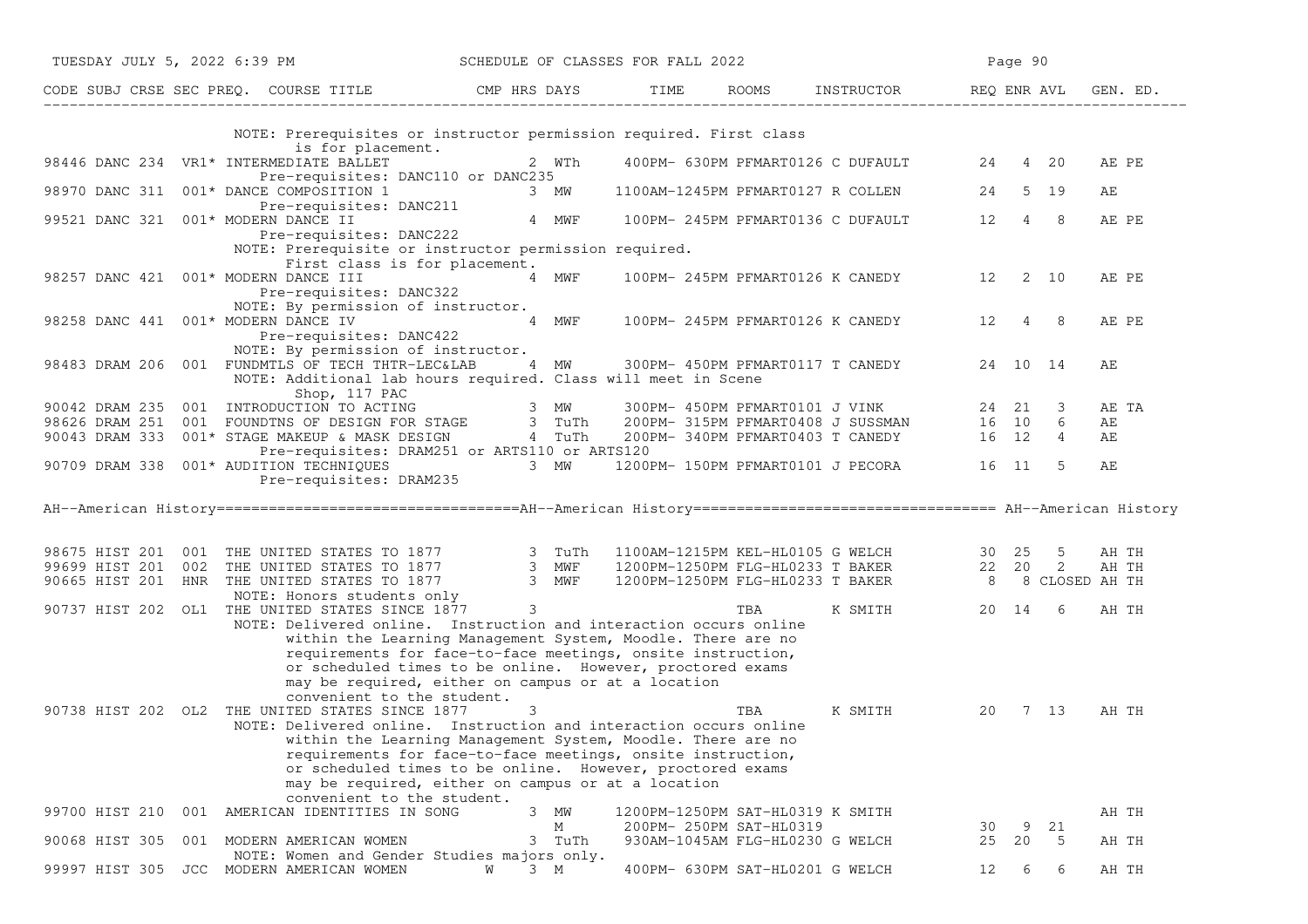| CODE | SUBJ | CRSE | SEC | PREQ. | COURSE TITLE | CMP | HRS | DAYS | TIME | ROOMS | INSTRUCTOR | REQ | ENR | AVL | GEN. ED. |
|---|---|---|---|---|---|---|---|---|---|---|---|---|---|---|---|
| | | | | | NOTE: Prerequisites or instructor permission required. First class is for placement. | | | | | | | | | | |
| 98446 | DANC | 234 | VR1 | * | INTERMEDIATE BALLET | | 2 | WTh | 400PM- 630PM | PFMART0126 | C DUFAULT | 24 | 4 | 20 | AE PE |
| | | | | | Pre-requisites: DANC110 or DANC235 | | | | | | | | | | |
| 98970 | DANC | 311 | 001 | * | DANCE COMPOSITION 1 | | 3 | MW | 1100AM-1245PM | PFMART0127 | R COLLEN | 24 | 5 | 19 | AE |
| | | | | | Pre-requisites: DANC211 | | | | | | | | | | |
| 99521 | DANC | 321 | 001 | * | MODERN DANCE II | | 4 | MWF | 100PM- 245PM | PFMART0136 | C DUFAULT | 12 | 4 | 8 | AE PE |
| | | | | | Pre-requisites: DANC222 | | | | | | | | | | |
| | | | | | NOTE: Prerequisite or instructor permission required. First class is for placement. | | | | | | | | | | |
| 98257 | DANC | 421 | 001 | * | MODERN DANCE III | | 4 | MWF | 100PM- 245PM | PFMART0126 | K CANEDY | 12 | 2 | 10 | AE PE |
| | | | | | Pre-requisites: DANC322 | | | | | | | | | | |
| | | | | | NOTE: By permission of instructor. | | | | | | | | | | |
| 98258 | DANC | 441 | 001 | * | MODERN DANCE IV | | 4 | MWF | 100PM- 245PM | PFMART0126 | K CANEDY | 12 | 4 | 8 | AE PE |
| | | | | | Pre-requisites: DANC422 | | | | | | | | | | |
| | | | | | NOTE: By permission of instructor. | | | | | | | | | | |
| 98483 | DRAM | 206 | 001 | | FUNDMTLS OF TECH THTR-LEC&LAB | | 4 | MW | 300PM- 450PM | PFMART0117 | T CANEDY | 24 | 10 | 14 | AE |
| | | | | | NOTE: Additional lab hours required. Class will meet in Scene Shop, 117 PAC | | | | | | | | | | |
| 90042 | DRAM | 235 | 001 | | INTRODUCTION TO ACTING | | 3 | MW | 300PM- 450PM | PFMART0101 | J VINK | 24 | 21 | 3 | AE TA |
| 98626 | DRAM | 251 | 001 | | FOUNDTNS OF DESIGN FOR STAGE | | 3 | TuTh | 200PM- 315PM | PFMART0408 | J SUSSMAN | 16 | 10 | 6 | AE |
| 90043 | DRAM | 333 | 001 | * | STAGE MAKEUP & MASK DESIGN | | 4 | TuTh | 200PM- 340PM | PFMART0403 | T CANEDY | 16 | 12 | 4 | AE |
| | | | | | Pre-requisites: DRAM251 or ARTS110 or ARTS120 | | | | | | | | | | |
| 90709 | DRAM | 338 | 001 | * | AUDITION TECHNIQUES | | 3 | MW | 1200PM- 150PM | PFMART0101 | J PECORA | 16 | 11 | 5 | AE |
| | | | | | Pre-requisites: DRAM235 | | | | | | | | | | |

## AH--American History

| CODE | SUBJ | CRSE | SEC | PREQ. | COURSE TITLE | CMP | HRS | DAYS | TIME | ROOMS | INSTRUCTOR | REQ | ENR | AVL | GEN. ED. |
|---|---|---|---|---|---|---|---|---|---|---|---|---|---|---|---|
| 98675 | HIST | 201 | 001 | | THE UNITED STATES TO 1877 | | 3 | TuTh | 1100AM-1215PM | KEL-HL0105 | G WELCH | 30 | 25 | 5 | AH TH |
| 99699 | HIST | 201 | 002 | | THE UNITED STATES TO 1877 | | 3 | MWF | 1200PM-1250PM | FLG-HL0233 | T BAKER | 22 | 20 | 2 | AH TH |
| 90665 | HIST | 201 | HNR | | THE UNITED STATES TO 1877 | | 3 | MWF | 1200PM-1250PM | FLG-HL0233 | T BAKER | 8 | 8 | CLOSED | AH TH |
| | | | | | NOTE: Honors students only | | | | | | | | | | |
| 90737 | HIST | 202 | OL1 | | THE UNITED STATES SINCE 1877 | | 3 | | | TBA | K SMITH | 20 | 14 | 6 | AH TH |
| | | | | | NOTE: Delivered online. Instruction and interaction occurs online within the Learning Management System, Moodle. There are no requirements for face-to-face meetings, onsite instruction, or scheduled times to be online. However, proctored exams may be required, either on campus or at a location convenient to the student. | | | | | | | | | | |
| 90738 | HIST | 202 | OL2 | | THE UNITED STATES SINCE 1877 | | 3 | | | TBA | K SMITH | 20 | 7 | 13 | AH TH |
| | | | | | NOTE: Delivered online. Instruction and interaction occurs online within the Learning Management System, Moodle. There are no requirements for face-to-face meetings, onsite instruction, or scheduled times to be online. However, proctored exams may be required, either on campus or at a location convenient to the student. | | | | | | | | | | |
| 99700 | HIST | 210 | 001 | | AMERICAN IDENTITIES IN SONG | | 3 | MW | 1200PM-1250PM | SAT-HL0319 | K SMITH | | | | AH TH |
| | | | | | | | | M | 200PM- 250PM | SAT-HL0319 | | 30 | 9 | 21 | |
| 90068 | HIST | 305 | 001 | | MODERN AMERICAN WOMEN | | 3 | TuTh | 930AM-1045AM | FLG-HL0230 | G WELCH | 25 | 20 | 5 | AH TH |
| | | | | | NOTE: Women and Gender Studies majors only. | | | | | | | | | | |
| 99997 | HIST | 305 | JCC | | MODERN AMERICAN WOMEN | W | 3 | M | 400PM- 630PM | SAT-HL0201 | G WELCH | 12 | 6 | 6 | AH TH |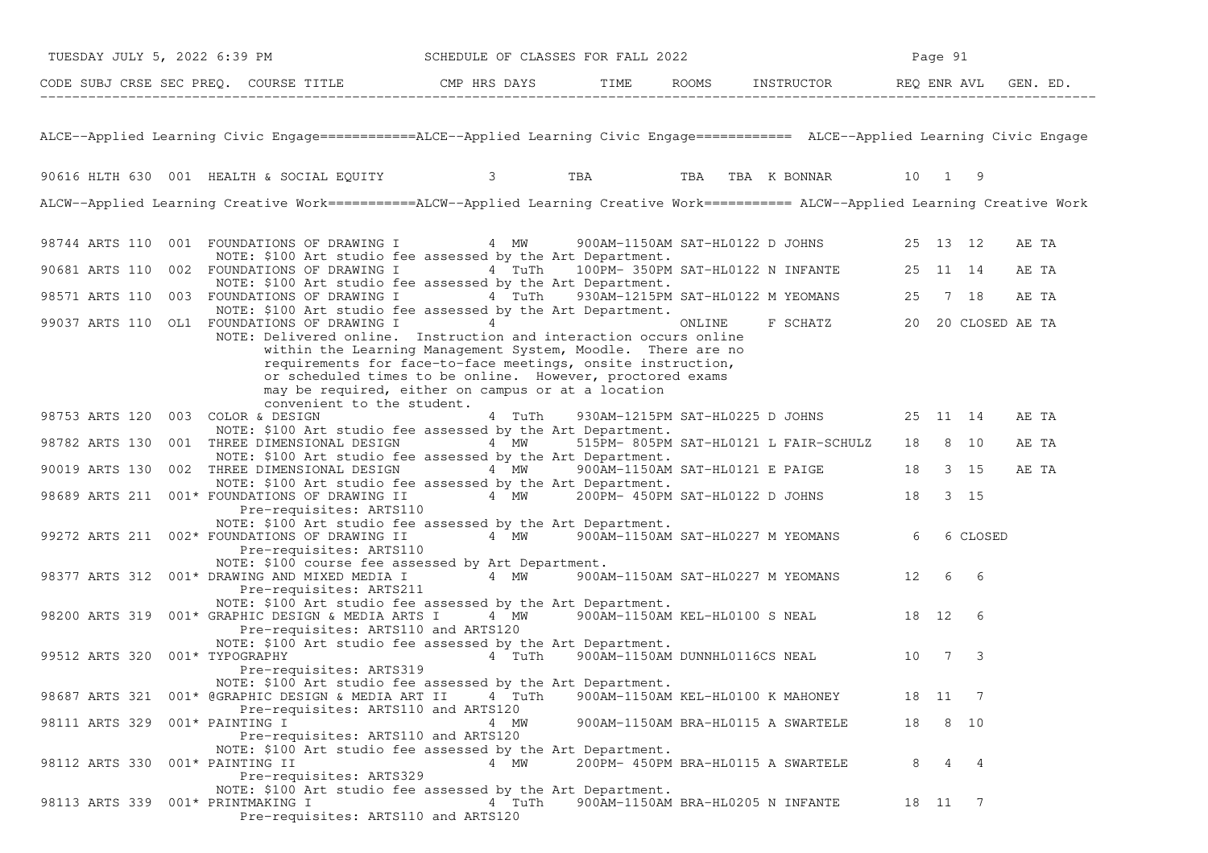# SCHEDULE OF CLASSES FOR FALL 2022

| CODE | SUBJ | CRSE | SEC | PREQ. | COURSE TITLE | CMP | HRS | DAYS | TIME | ROOMS | INSTRUCTOR | REQ | ENR | AVL | GEN. ED. |
|---|---|---|---|---|---|---|---|---|---|---|---|---|---|---|---|

## ALCE--Applied Learning Civic Engage

| CODE | SUBJ | CRSE | SEC | PREQ. | COURSE TITLE | CMP | HRS | DAYS | TIME | ROOMS | INSTRUCTOR | REQ | ENR | AVL | GEN. ED. |
|---|---|---|---|---|---|---|---|---|---|---|---|---|---|---|---|
| 90616 | HLTH | 630 | 001 | | HEALTH & SOCIAL EQUITY | | 3 | TBA | | TBA | TBA K BONNAR | 10 | 1 | 9 | |

## ALCW--Applied Learning Creative Work

| CODE | SUBJ | CRSE | SEC | PREQ. | COURSE TITLE | CMP | HRS | DAYS | TIME | ROOMS | INSTRUCTOR | REQ | ENR | AVL | GEN. ED. |
|---|---|---|---|---|---|---|---|---|---|---|---|---|---|---|---|
| 98744 | ARTS | 110 | 001 | | FOUNDATIONS OF DRAWING I | | 4 | MW | 900AM-1150AM | SAT-HL0122 | D JOHNS | 25 | 13 | 12 | AE TA |
| | | | | | NOTE: $100 Art studio fee assessed by the Art Department. | | | | | | | | | | |
| 90681 | ARTS | 110 | 002 | | FOUNDATIONS OF DRAWING I | | 4 | TuTh | 100PM- 350PM | SAT-HL0122 | N INFANTE | 25 | 11 | 14 | AE TA |
| | | | | | NOTE: $100 Art studio fee assessed by the Art Department. | | | | | | | | | | |
| 98571 | ARTS | 110 | 003 | | FOUNDATIONS OF DRAWING I | | 4 | TuTh | 930AM-1215PM | SAT-HL0122 | M YEOMANS | 25 | 7 | 18 | AE TA |
| | | | | | NOTE: $100 Art studio fee assessed by the Art Department. | | | | | | | | | | |
| 99037 | ARTS | 110 | OL1 | | FOUNDATIONS OF DRAWING I | | 4 | | | ONLINE | F SCHATZ | 20 | 20 | CLOSED | AE TA |
| | | | | | NOTE: Delivered online. Instruction and interaction occurs online within the Learning Management System, Moodle. There are no requirements for face-to-face meetings, onsite instruction, or scheduled times to be online. However, proctored exams may be required, either on campus or at a location convenient to the student. | | | | | | | | | | |
| 98753 | ARTS | 120 | 003 | | COLOR & DESIGN | | 4 | TuTh | 930AM-1215PM | SAT-HL0225 | D JOHNS | 25 | 11 | 14 | AE TA |
| | | | | | NOTE: $100 Art studio fee assessed by the Art Department. | | | | | | | | | | |
| 98782 | ARTS | 130 | 001 | | THREE DIMENSIONAL DESIGN | | 4 | MW | 515PM- 805PM | SAT-HL0121 | L FAIR-SCHULZ | 18 | 8 | 10 | AE TA |
| | | | | | NOTE: $100 Art studio fee assessed by the Art Department. | | | | | | | | | | |
| 90019 | ARTS | 130 | 002 | | THREE DIMENSIONAL DESIGN | | 4 | MW | 900AM-1150AM | SAT-HL0121 | E PAIGE | 18 | 3 | 15 | AE TA |
| | | | | | NOTE: $100 Art studio fee assessed by the Art Department. | | | | | | | | | | |
| 98689 | ARTS | 211 | 001 | * | FOUNDATIONS OF DRAWING II | | 4 | MW | 200PM- 450PM | SAT-HL0122 | D JOHNS | 18 | 3 | 15 | |
| | | | | | Pre-requisites: ARTS110 | | | | | | | | | | |
| | | | | | NOTE: $100 Art studio fee assessed by the Art Department. | | | | | | | | | | |
| 99272 | ARTS | 211 | 002 | * | FOUNDATIONS OF DRAWING II | | 4 | MW | 900AM-1150AM | SAT-HL0227 | M YEOMANS | 6 | 6 | CLOSED | |
| | | | | | Pre-requisites: ARTS110 | | | | | | | | | | |
| | | | | | NOTE: $100 course fee assessed by Art Department. | | | | | | | | | | |
| 98377 | ARTS | 312 | 001 | * | DRAWING AND MIXED MEDIA I | | 4 | MW | 900AM-1150AM | SAT-HL0227 | M YEOMANS | 12 | 6 | 6 | |
| | | | | | Pre-requisites: ARTS211 | | | | | | | | | | |
| | | | | | NOTE: $100 Art studio fee assessed by the Art Department. | | | | | | | | | | |
| 98200 | ARTS | 319 | 001 | * | GRAPHIC DESIGN & MEDIA ARTS I | | 4 | MW | 900AM-1150AM | KEL-HL0100 | S NEAL | 18 | 12 | 6 | |
| | | | | | Pre-requisites: ARTS110 and ARTS120 | | | | | | | | | | |
| | | | | | NOTE: $100 Art studio fee assessed by the Art Department. | | | | | | | | | | |
| 99512 | ARTS | 320 | 001 | * | TYPOGRAPHY | | 4 | TuTh | 900AM-1150AM | DUNNHL0116CS | NEAL | 10 | 7 | 3 | |
| | | | | | Pre-requisites: ARTS319 | | | | | | | | | | |
| | | | | | NOTE: $100 Art studio fee assessed by the Art Department. | | | | | | | | | | |
| 98687 | ARTS | 321 | 001 | * | @GRAPHIC DESIGN & MEDIA ART II | | 4 | TuTh | 900AM-1150AM | KEL-HL0100 | K MAHONEY | 18 | 11 | 7 | |
| | | | | | Pre-requisites: ARTS110 and ARTS120 | | | | | | | | | | |
| 98111 | ARTS | 329 | 001 | * | PAINTING I | | 4 | MW | 900AM-1150AM | BRA-HL0115 | A SWARTELE | 18 | 8 | 10 | |
| | | | | | Pre-requisites: ARTS110 and ARTS120 | | | | | | | | | | |
| | | | | | NOTE: $100 Art studio fee assessed by the Art Department. | | | | | | | | | | |
| 98112 | ARTS | 330 | 001 | * | PAINTING II | | 4 | MW | 200PM- 450PM | BRA-HL0115 | A SWARTELE | 8 | 4 | 4 | |
| | | | | | Pre-requisites: ARTS329 | | | | | | | | | | |
| | | | | | NOTE: $100 Art studio fee assessed by the Art Department. | | | | | | | | | | |
| 98113 | ARTS | 339 | 001 | * | PRINTMAKING I | | 4 | TuTh | 900AM-1150AM | BRA-HL0205 | N INFANTE | 18 | 11 | 7 | |
| | | | | | Pre-requisites: ARTS110 and ARTS120 | | | | | | | | | | |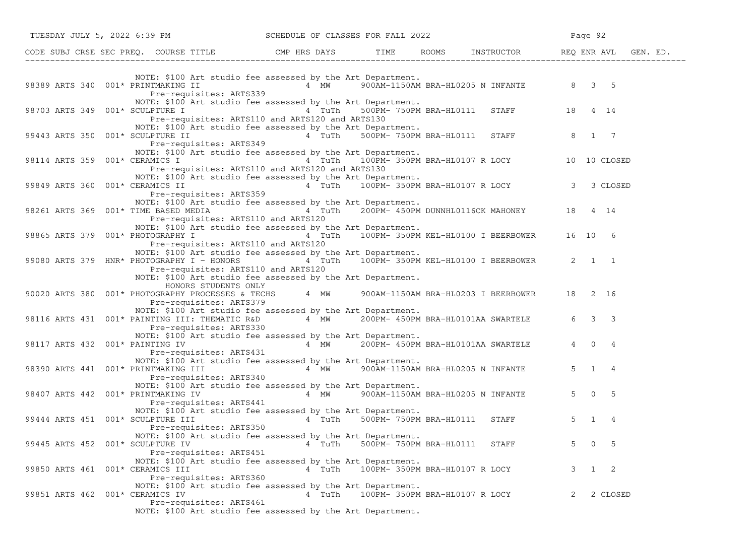| CODE | SUBJ | CRSE | SEC | PREQ. | COURSE TITLE | CMP | HRS | DAYS | TIME | ROOMS | INSTRUCTOR | REQ | ENR | AVL | GEN. ED. |
|---|---|---|---|---|---|---|---|---|---|---|---|---|---|---|---|
| | | | | | NOTE: $100 Art studio fee assessed by the Art Department. | | | | | | | | | | |
| 98389 | ARTS | 340 | 001 | * | PRINTMAKING II | | 4 | MW | 900AM-1150AM | BRA-HL0205 | N INFANTE | 8 | 3 | 5 | |
| | | | | | Pre-requisites: ARTS339 | | | | | | | | | | |
| | | | | | NOTE: $100 Art studio fee assessed by the Art Department. | | | | | | | | | | |
| 98703 | ARTS | 349 | 001 | * | SCULPTURE I | | 4 | TuTh | 500PM- 750PM | BRA-HL0111 | STAFF | 18 | 4 | 14 | |
| | | | | | Pre-requisites: ARTS110 and ARTS120 and ARTS130 | | | | | | | | | | |
| | | | | | NOTE: $100 Art studio fee assessed by the Art Department. | | | | | | | | | | |
| 99443 | ARTS | 350 | 001 | * | SCULPTURE II | | 4 | TuTh | 500PM- 750PM | BRA-HL0111 | STAFF | 8 | 1 | 7 | |
| | | | | | Pre-requisites: ARTS349 | | | | | | | | | | |
| | | | | | NOTE: $100 Art studio fee assessed by the Art Department. | | | | | | | | | | |
| 98114 | ARTS | 359 | 001 | * | CERAMICS I | | 4 | TuTh | 100PM- 350PM | BRA-HL0107 | R LOCY | 10 | 10 | CLOSED | |
| | | | | | Pre-requisites: ARTS110 and ARTS120 and ARTS130 | | | | | | | | | | |
| | | | | | NOTE: $100 Art studio fee assessed by the Art Department. | | | | | | | | | | |
| 99849 | ARTS | 360 | 001 | * | CERAMICS II | | 4 | TuTh | 100PM- 350PM | BRA-HL0107 | R LOCY | 3 | 3 | CLOSED | |
| | | | | | Pre-requisites: ARTS359 | | | | | | | | | | |
| | | | | | NOTE: $100 Art studio fee assessed by the Art Department. | | | | | | | | | | |
| 98261 | ARTS | 369 | 001 | * | TIME BASED MEDIA | | 4 | TuTh | 200PM- 450PM | DUNNHL0116CK | MAHONEY | 18 | 4 | 14 | |
| | | | | | Pre-requisites: ARTS110 and ARTS120 | | | | | | | | | | |
| | | | | | NOTE: $100 Art studio fee assessed by the Art Department. | | | | | | | | | | |
| 98865 | ARTS | 379 | 001 | * | PHOTOGRAPHY I | | 4 | TuTh | 100PM- 350PM | KEL-HL0100 | I BEERBOWER | 16 | 10 | 6 | |
| | | | | | Pre-requisites: ARTS110 and ARTS120 | | | | | | | | | | |
| | | | | | NOTE: $100 Art studio fee assessed by the Art Department. | | | | | | | | | | |
| 99080 | ARTS | 379 | HNR | * | PHOTOGRAPHY I - HONORS | | 4 | TuTh | 100PM- 350PM | KEL-HL0100 | I BEERBOWER | 2 | 1 | 1 | |
| | | | | | Pre-requisites: ARTS110 and ARTS120 | | | | | | | | | | |
| | | | | | NOTE: $100 Art studio fee assessed by the Art Department. | | | | | | | | | | |
| | | | | | HONORS STUDENTS ONLY | | | | | | | | | | |
| 90020 | ARTS | 380 | 001 | * | PHOTOGRAPHY PROCESSES & TECHS | | 4 | MW | 900AM-1150AM | BRA-HL0203 | I BEERBOWER | 18 | 2 | 16 | |
| | | | | | Pre-requisites: ARTS379 | | | | | | | | | | |
| | | | | | NOTE: $100 Art studio fee assessed by the Art Department. | | | | | | | | | | |
| 98116 | ARTS | 431 | 001 | * | PAINTING III: THEMATIC R&D | | 4 | MW | 200PM- 450PM | BRA-HL0101AA | SWARTELE | 6 | 3 | 3 | |
| | | | | | Pre-requisites: ARTS330 | | | | | | | | | | |
| | | | | | NOTE: $100 Art studio fee assessed by the Art Department. | | | | | | | | | | |
| 98117 | ARTS | 432 | 001 | * | PAINTING IV | | 4 | MW | 200PM- 450PM | BRA-HL0101AA | SWARTELE | 4 | 0 | 4 | |
| | | | | | Pre-requisites: ARTS431 | | | | | | | | | | |
| | | | | | NOTE: $100 Art studio fee assessed by the Art Department. | | | | | | | | | | |
| 98390 | ARTS | 441 | 001 | * | PRINTMAKING III | | 4 | MW | 900AM-1150AM | BRA-HL0205 | N INFANTE | 5 | 1 | 4 | |
| | | | | | Pre-requisites: ARTS340 | | | | | | | | | | |
| | | | | | NOTE: $100 Art studio fee assessed by the Art Department. | | | | | | | | | | |
| 98407 | ARTS | 442 | 001 | * | PRINTMAKING IV | | 4 | MW | 900AM-1150AM | BRA-HL0205 | N INFANTE | 5 | 0 | 5 | |
| | | | | | Pre-requisites: ARTS441 | | | | | | | | | | |
| | | | | | NOTE: $100 Art studio fee assessed by the Art Department. | | | | | | | | | | |
| 99444 | ARTS | 451 | 001 | * | SCULPTURE III | | 4 | TuTh | 500PM- 750PM | BRA-HL0111 | STAFF | 5 | 1 | 4 | |
| | | | | | Pre-requisites: ARTS350 | | | | | | | | | | |
| | | | | | NOTE: $100 Art studio fee assessed by the Art Department. | | | | | | | | | | |
| 99445 | ARTS | 452 | 001 | * | SCULPTURE IV | | 4 | TuTh | 500PM- 750PM | BRA-HL0111 | STAFF | 5 | 0 | 5 | |
| | | | | | Pre-requisites: ARTS451 | | | | | | | | | | |
| | | | | | NOTE: $100 Art studio fee assessed by the Art Department. | | | | | | | | | | |
| 99850 | ARTS | 461 | 001 | * | CERAMICS III | | 4 | TuTh | 100PM- 350PM | BRA-HL0107 | R LOCY | 3 | 1 | 2 | |
| | | | | | Pre-requisites: ARTS360 | | | | | | | | | | |
| | | | | | NOTE: $100 Art studio fee assessed by the Art Department. | | | | | | | | | | |
| 99851 | ARTS | 462 | 001 | * | CERAMICS IV | | 4 | TuTh | 100PM- 350PM | BRA-HL0107 | R LOCY | 2 | 2 | CLOSED | |
| | | | | | Pre-requisites: ARTS461 | | | | | | | | | | |
| | | | | | NOTE: $100 Art studio fee assessed by the Art Department. | | | | | | | | | | |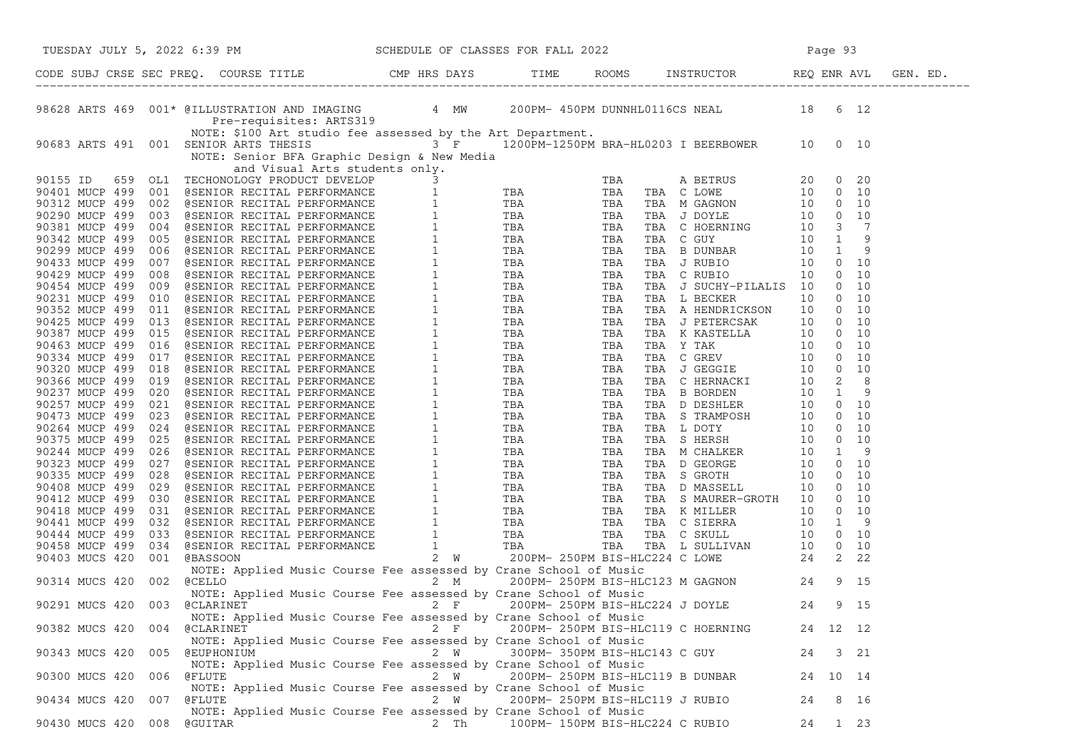| CODE | SUBJ | CRSE | SEC | PREQ. | COURSE TITLE | CMP | HRS | DAYS | TIME | ROOMS | INSTRUCTOR | REQ | ENR | AVL | GEN. ED. |
|---|---|---|---|---|---|---|---|---|---|---|---|---|---|---|---|
| 98628 | ARTS | 469 | 001* | @ | ILLUSTRATION AND IMAGING | | 4 | MW | 200PM- 450PM | DUNNHL0116CS | NEAL | 18 | 6 | 12 | |
| | | | | | Pre-requisites: ARTS319 | | | | | | | | | | |
| | | | | | NOTE: $100 Art studio fee assessed by the Art Department. | | | | | | | | | | |
| 90683 | ARTS | 491 | 001 | | SENIOR ARTS THESIS | | 3 | F | 1200PM-1250PM | BRA-HL0203 I | BEERBOWER | 10 | 0 | 10 | |
| | | | | | NOTE: Senior BFA Graphic Design & New Media and Visual Arts students only. | | | | | | | | | | |
| 90155 | ID | 659 | OL1 | | TECHONOLOGY PRODUCT DEVELOP | | 3 | | | TBA | A BETRUS | 20 | 0 | 20 | |
| 90401 | MUCP | 499 | 001 | @ | SENIOR RECITAL PERFORMANCE | | 1 | | TBA | TBA TBA | C LOWE | 10 | 0 | 10 | |
| 90312 | MUCP | 499 | 002 | @ | SENIOR RECITAL PERFORMANCE | | 1 | | TBA | TBA TBA | M GAGNON | 10 | 0 | 10 | |
| 90290 | MUCP | 499 | 003 | @ | SENIOR RECITAL PERFORMANCE | | 1 | | TBA | TBA TBA | J DOYLE | 10 | 0 | 10 | |
| 90381 | MUCP | 499 | 004 | @ | SENIOR RECITAL PERFORMANCE | | 1 | | TBA | TBA TBA | C HOERNING | 10 | 3 | 7 | |
| 90342 | MUCP | 499 | 005 | @ | SENIOR RECITAL PERFORMANCE | | 1 | | TBA | TBA TBA | C GUY | 10 | 1 | 9 | |
| 90299 | MUCP | 499 | 006 | @ | SENIOR RECITAL PERFORMANCE | | 1 | | TBA | TBA TBA | B DUNBAR | 10 | 1 | 9 | |
| 90433 | MUCP | 499 | 007 | @ | SENIOR RECITAL PERFORMANCE | | 1 | | TBA | TBA TBA | J RUBIO | 10 | 0 | 10 | |
| 90429 | MUCP | 499 | 008 | @ | SENIOR RECITAL PERFORMANCE | | 1 | | TBA | TBA TBA | C RUBIO | 10 | 0 | 10 | |
| 90454 | MUCP | 499 | 009 | @ | SENIOR RECITAL PERFORMANCE | | 1 | | TBA | TBA TBA | J SUCHY-PILALIS | 10 | 0 | 10 | |
| 90231 | MUCP | 499 | 010 | @ | SENIOR RECITAL PERFORMANCE | | 1 | | TBA | TBA TBA | L BECKER | 10 | 0 | 10 | |
| 90352 | MUCP | 499 | 011 | @ | SENIOR RECITAL PERFORMANCE | | 1 | | TBA | TBA TBA | A HENDRICKSON | 10 | 0 | 10 | |
| 90425 | MUCP | 499 | 013 | @ | SENIOR RECITAL PERFORMANCE | | 1 | | TBA | TBA TBA | J PETERCSAK | 10 | 0 | 10 | |
| 90387 | MUCP | 499 | 015 | @ | SENIOR RECITAL PERFORMANCE | | 1 | | TBA | TBA TBA | K KASTELLA | 10 | 0 | 10 | |
| 90463 | MUCP | 499 | 016 | @ | SENIOR RECITAL PERFORMANCE | | 1 | | TBA | TBA TBA | Y TAK | 10 | 0 | 10 | |
| 90334 | MUCP | 499 | 017 | @ | SENIOR RECITAL PERFORMANCE | | 1 | | TBA | TBA TBA | C GREV | 10 | 0 | 10 | |
| 90320 | MUCP | 499 | 018 | @ | SENIOR RECITAL PERFORMANCE | | 1 | | TBA | TBA TBA | J GEGGIE | 10 | 0 | 10 | |
| 90366 | MUCP | 499 | 019 | @ | SENIOR RECITAL PERFORMANCE | | 1 | | TBA | TBA TBA | C HERNACKI | 10 | 2 | 8 | |
| 90237 | MUCP | 499 | 020 | @ | SENIOR RECITAL PERFORMANCE | | 1 | | TBA | TBA TBA | B BORDEN | 10 | 1 | 9 | |
| 90257 | MUCP | 499 | 021 | @ | SENIOR RECITAL PERFORMANCE | | 1 | | TBA | TBA TBA | D DESHLER | 10 | 0 | 10 | |
| 90473 | MUCP | 499 | 023 | @ | SENIOR RECITAL PERFORMANCE | | 1 | | TBA | TBA TBA | S TRAMPOSH | 10 | 0 | 10 | |
| 90264 | MUCP | 499 | 024 | @ | SENIOR RECITAL PERFORMANCE | | 1 | | TBA | TBA TBA | L DOTY | 10 | 0 | 10 | |
| 90375 | MUCP | 499 | 025 | @ | SENIOR RECITAL PERFORMANCE | | 1 | | TBA | TBA TBA | S HERSH | 10 | 0 | 10 | |
| 90244 | MUCP | 499 | 026 | @ | SENIOR RECITAL PERFORMANCE | | 1 | | TBA | TBA TBA | M CHALKER | 10 | 1 | 9 | |
| 90323 | MUCP | 499 | 027 | @ | SENIOR RECITAL PERFORMANCE | | 1 | | TBA | TBA TBA | D GEORGE | 10 | 0 | 10 | |
| 90335 | MUCP | 499 | 028 | @ | SENIOR RECITAL PERFORMANCE | | 1 | | TBA | TBA TBA | S GROTH | 10 | 0 | 10 | |
| 90408 | MUCP | 499 | 029 | @ | SENIOR RECITAL PERFORMANCE | | 1 | | TBA | TBA TBA | D MASSELL | 10 | 0 | 10 | |
| 90412 | MUCP | 499 | 030 | @ | SENIOR RECITAL PERFORMANCE | | 1 | | TBA | TBA TBA | S MAURER-GROTH | 10 | 0 | 10 | |
| 90418 | MUCP | 499 | 031 | @ | SENIOR RECITAL PERFORMANCE | | 1 | | TBA | TBA TBA | K MILLER | 10 | 0 | 10 | |
| 90441 | MUCP | 499 | 032 | @ | SENIOR RECITAL PERFORMANCE | | 1 | | TBA | TBA TBA | C SIERRA | 10 | 1 | 9 | |
| 90444 | MUCP | 499 | 033 | @ | SENIOR RECITAL PERFORMANCE | | 1 | | TBA | TBA TBA | C SKULL | 10 | 0 | 10 | |
| 90458 | MUCP | 499 | 034 | @ | SENIOR RECITAL PERFORMANCE | | 1 | | TBA | TBA TBA | L SULLIVAN | 10 | 0 | 10 | |
| 90403 | MUCS | 420 | 001 | @ | BASSOON | | 2 | W | 200PM- 250PM | BIS-HLC224 | C LOWE | 24 | 2 | 22 | |
| | | | | | NOTE: Applied Music Course Fee assessed by Crane School of Music | | | | | | | | | | |
| 90314 | MUCS | 420 | 002 | @ | CELLO | | 2 | M | 200PM- 250PM | BIS-HLC123 | M GAGNON | 24 | 9 | 15 | |
| | | | | | NOTE: Applied Music Course Fee assessed by Crane School of Music | | | | | | | | | | |
| 90291 | MUCS | 420 | 003 | @ | CLARINET | | 2 | F | 200PM- 250PM | BIS-HLC224 | J DOYLE | 24 | 9 | 15 | |
| | | | | | NOTE: Applied Music Course Fee assessed by Crane School of Music | | | | | | | | | | |
| 90382 | MUCS | 420 | 004 | @ | CLARINET | | 2 | F | 200PM- 250PM | BIS-HLC119 | C HOERNING | 24 | 12 | 12 | |
| | | | | | NOTE: Applied Music Course Fee assessed by Crane School of Music | | | | | | | | | | |
| 90343 | MUCS | 420 | 005 | @ | EUPHONIUM | | 2 | W | 300PM- 350PM | BIS-HLC143 | C GUY | 24 | 3 | 21 | |
| | | | | | NOTE: Applied Music Course Fee assessed by Crane School of Music | | | | | | | | | | |
| 90300 | MUCS | 420 | 006 | @ | FLUTE | | 2 | W | 200PM- 250PM | BIS-HLC119 | B DUNBAR | 24 | 10 | 14 | |
| | | | | | NOTE: Applied Music Course Fee assessed by Crane School of Music | | | | | | | | | | |
| 90434 | MUCS | 420 | 007 | @ | FLUTE | | 2 | W | 200PM- 250PM | BIS-HLC119 | J RUBIO | 24 | 8 | 16 | |
| | | | | | NOTE: Applied Music Course Fee assessed by Crane School of Music | | | | | | | | | | |
| 90430 | MUCS | 420 | 008 | @ | GUITAR | | 2 | Th | 100PM- 150PM | BIS-HLC224 | C RUBIO | 24 | 1 | 23 | |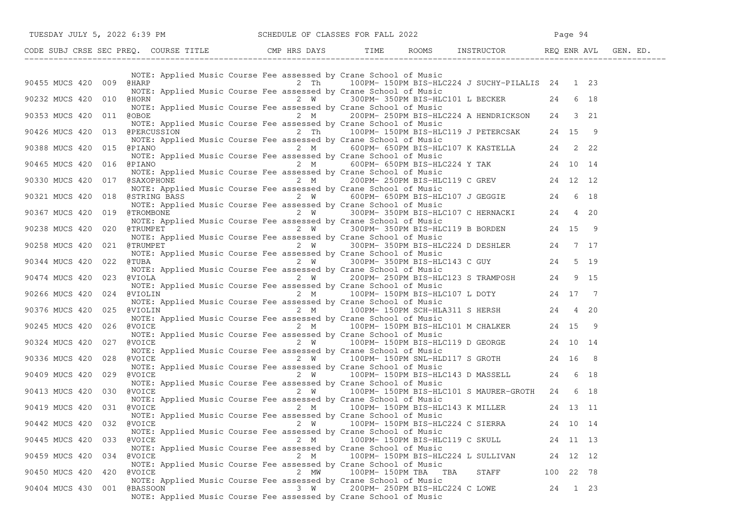| CODE | SUBJ | CRSE | SEC | PREQ. | COURSE TITLE | CMP | HRS | DAYS | TIME | ROOMS | INSTRUCTOR | REQ | ENR | AVL | GEN. ED. |
|---|---|---|---|---|---|---|---|---|---|---|---|---|---|---|---|
| | | | | | NOTE: Applied Music Course Fee assessed by Crane School of Music | | | | | | | | | | |
| 90455 | MUCS | 420 | 009 | | @HARP | | 2 | Th | 100PM- 150PM | BIS-HLC224 | J SUCHY-PILALIS | 24 | 1 | 23 | |
| | | | | | NOTE: Applied Music Course Fee assessed by Crane School of Music | | | | | | | | | | |
| 90232 | MUCS | 420 | 010 | | @HORN | | 2 | W | 300PM- 350PM | BIS-HLC101 | L BECKER | 24 | 6 | 18 | |
| | | | | | NOTE: Applied Music Course Fee assessed by Crane School of Music | | | | | | | | | | |
| 90353 | MUCS | 420 | 011 | | @OBOE | | 2 | M | 200PM- 250PM | BIS-HLC224 | A HENDRICKSON | 24 | 3 | 21 | |
| | | | | | NOTE: Applied Music Course Fee assessed by Crane School of Music | | | | | | | | | | |
| 90426 | MUCS | 420 | 013 | | @PERCUSSION | | 2 | Th | 100PM- 150PM | BIS-HLC119 | J PETERCSAK | 24 | 15 | 9 | |
| | | | | | NOTE: Applied Music Course Fee assessed by Crane School of Music | | | | | | | | | | |
| 90388 | MUCS | 420 | 015 | | @PIANO | | 2 | M | 600PM- 650PM | BIS-HLC107 | K KASTELLA | 24 | 2 | 22 | |
| | | | | | NOTE: Applied Music Course Fee assessed by Crane School of Music | | | | | | | | | | |
| 90465 | MUCS | 420 | 016 | | @PIANO | | 2 | M | 600PM- 650PM | BIS-HLC224 | Y TAK | 24 | 10 | 14 | |
| | | | | | NOTE: Applied Music Course Fee assessed by Crane School of Music | | | | | | | | | | |
| 90330 | MUCS | 420 | 017 | | @SAXOPHONE | | 2 | M | 200PM- 250PM | BIS-HLC119 | C GREV | 24 | 12 | 12 | |
| | | | | | NOTE: Applied Music Course Fee assessed by Crane School of Music | | | | | | | | | | |
| 90321 | MUCS | 420 | 018 | | @STRING BASS | | 2 | W | 600PM- 650PM | BIS-HLC107 | J GEGGIE | 24 | 6 | 18 | |
| | | | | | NOTE: Applied Music Course Fee assessed by Crane School of Music | | | | | | | | | | |
| 90367 | MUCS | 420 | 019 | | @TROMBONE | | 2 | W | 300PM- 350PM | BIS-HLC107 | C HERNACKI | 24 | 4 | 20 | |
| | | | | | NOTE: Applied Music Course Fee assessed by Crane School of Music | | | | | | | | | | |
| 90238 | MUCS | 420 | 020 | | @TRUMPET | | 2 | W | 300PM- 350PM | BIS-HLC119 | B BORDEN | 24 | 15 | 9 | |
| | | | | | NOTE: Applied Music Course Fee assessed by Crane School of Music | | | | | | | | | | |
| 90258 | MUCS | 420 | 021 | | @TRUMPET | | 2 | W | 300PM- 350PM | BIS-HLC224 | D DESHLER | 24 | 7 | 17 | |
| | | | | | NOTE: Applied Music Course Fee assessed by Crane School of Music | | | | | | | | | | |
| 90344 | MUCS | 420 | 022 | | @TUBA | | 2 | W | 300PM- 350PM | BIS-HLC143 | C GUY | 24 | 5 | 19 | |
| | | | | | NOTE: Applied Music Course Fee assessed by Crane School of Music | | | | | | | | | | |
| 90474 | MUCS | 420 | 023 | | @VIOLA | | 2 | W | 200PM- 250PM | BIS-HLC123 | S TRAMPOSH | 24 | 9 | 15 | |
| | | | | | NOTE: Applied Music Course Fee assessed by Crane School of Music | | | | | | | | | | |
| 90266 | MUCS | 420 | 024 | | @VIOLIN | | 2 | M | 100PM- 150PM | BIS-HLC107 | L DOTY | 24 | 17 | 7 | |
| | | | | | NOTE: Applied Music Course Fee assessed by Crane School of Music | | | | | | | | | | |
| 90376 | MUCS | 420 | 025 | | @VIOLIN | | 2 | M | 100PM- 150PM | SCH-HLA311 | S HERSH | 24 | 4 | 20 | |
| | | | | | NOTE: Applied Music Course Fee assessed by Crane School of Music | | | | | | | | | | |
| 90245 | MUCS | 420 | 026 | | @VOICE | | 2 | M | 100PM- 150PM | BIS-HLC101 | M CHALKER | 24 | 15 | 9 | |
| | | | | | NOTE: Applied Music Course Fee assessed by Crane School of Music | | | | | | | | | | |
| 90324 | MUCS | 420 | 027 | | @VOICE | | 2 | W | 100PM- 150PM | BIS-HLC119 | D GEORGE | 24 | 10 | 14 | |
| | | | | | NOTE: Applied Music Course Fee assessed by Crane School of Music | | | | | | | | | | |
| 90336 | MUCS | 420 | 028 | | @VOICE | | 2 | W | 100PM- 150PM | SNL-HLD117 | S GROTH | 24 | 16 | 8 | |
| | | | | | NOTE: Applied Music Course Fee assessed by Crane School of Music | | | | | | | | | | |
| 90409 | MUCS | 420 | 029 | | @VOICE | | 2 | W | 100PM- 150PM | BIS-HLC143 | D MASSELL | 24 | 6 | 18 | |
| | | | | | NOTE: Applied Music Course Fee assessed by Crane School of Music | | | | | | | | | | |
| 90413 | MUCS | 420 | 030 | | @VOICE | | 2 | W | 100PM- 150PM | BIS-HLC101 | S MAURER-GROTH | 24 | 6 | 18 | |
| | | | | | NOTE: Applied Music Course Fee assessed by Crane School of Music | | | | | | | | | | |
| 90419 | MUCS | 420 | 031 | | @VOICE | | 2 | M | 100PM- 150PM | BIS-HLC143 | K MILLER | 24 | 13 | 11 | |
| | | | | | NOTE: Applied Music Course Fee assessed by Crane School of Music | | | | | | | | | | |
| 90442 | MUCS | 420 | 032 | | @VOICE | | 2 | W | 100PM- 150PM | BIS-HLC224 | C SIERRA | 24 | 10 | 14 | |
| | | | | | NOTE: Applied Music Course Fee assessed by Crane School of Music | | | | | | | | | | |
| 90445 | MUCS | 420 | 033 | | @VOICE | | 2 | M | 100PM- 150PM | BIS-HLC119 | C SKULL | 24 | 11 | 13 | |
| | | | | | NOTE: Applied Music Course Fee assessed by Crane School of Music | | | | | | | | | | |
| 90459 | MUCS | 420 | 034 | | @VOICE | | 2 | M | 100PM- 150PM | BIS-HLC224 | L SULLIVAN | 24 | 12 | 12 | |
| | | | | | NOTE: Applied Music Course Fee assessed by Crane School of Music | | | | | | | | | | |
| 90450 | MUCS | 420 | 420 | | @VOICE | | 2 | MW | 100PM- 150PM | TBA TBA | STAFF | 100 | 22 | 78 | |
| | | | | | NOTE: Applied Music Course Fee assessed by Crane School of Music | | | | | | | | | | |
| 90404 | MUCS | 430 | 001 | | @BASSOON | | 3 | W | 200PM- 250PM | BIS-HLC224 | C LOWE | 24 | 1 | 23 | |
| | | | | | NOTE: Applied Music Course Fee assessed by Crane School of Music | | | | | | | | | | |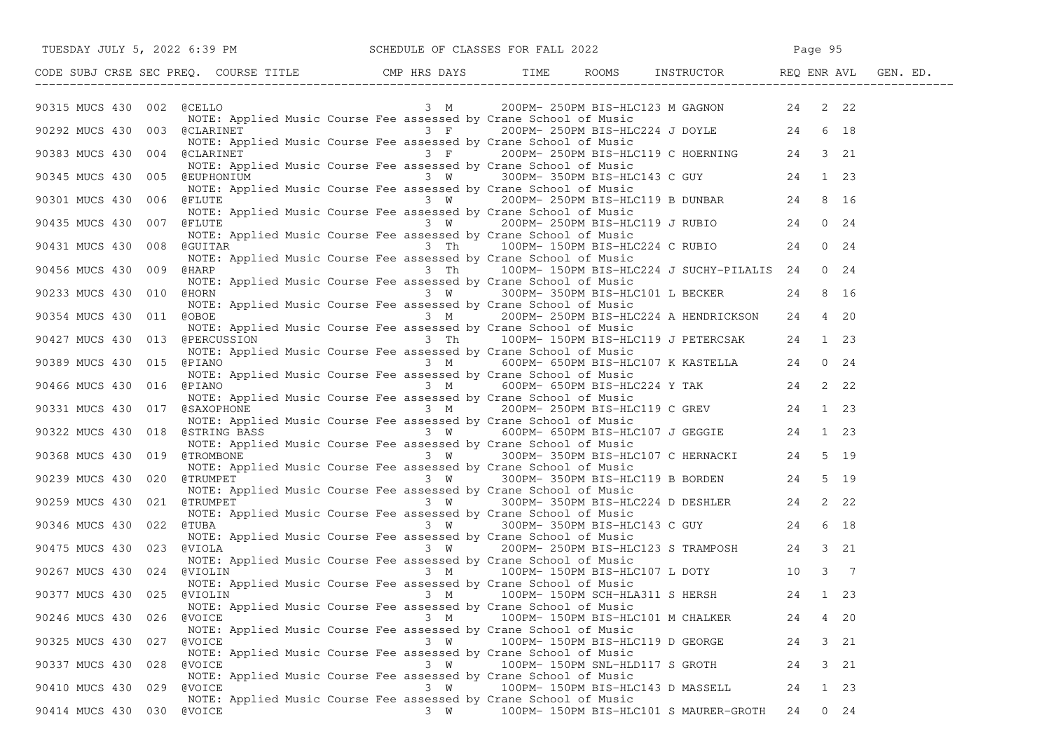| CODE | SUBJ | CRSE | SEC | PREQ. | COURSE TITLE | CMP | HRS | DAYS | TIME | ROOMS | INSTRUCTOR | REQ | ENR | AVL | GEN. ED. |
|---|---|---|---|---|---|---|---|---|---|---|---|---|---|---|---|
| 90315 | MUCS | 430 | 002 | @ | CELLO | | 3 | M | 200PM- 250PM | BIS-HLC123 | M GAGNON | 24 | 2 | 22 | |
| | | | | | NOTE: Applied Music Course Fee assessed by Crane School of Music | | | | | | | | | | |
| 90292 | MUCS | 430 | 003 | @ | CLARINET | | 3 | F | 200PM- 250PM | BIS-HLC224 | J DOYLE | 24 | 6 | 18 | |
| | | | | | NOTE: Applied Music Course Fee assessed by Crane School of Music | | | | | | | | | | |
| 90383 | MUCS | 430 | 004 | @ | CLARINET | | 3 | F | 200PM- 250PM | BIS-HLC119 | C HOERNING | 24 | 3 | 21 | |
| | | | | | NOTE: Applied Music Course Fee assessed by Crane School of Music | | | | | | | | | | |
| 90345 | MUCS | 430 | 005 | @ | EUPHONIUM | | 3 | W | 300PM- 350PM | BIS-HLC143 | C GUY | 24 | 1 | 23 | |
| | | | | | NOTE: Applied Music Course Fee assessed by Crane School of Music | | | | | | | | | | |
| 90301 | MUCS | 430 | 006 | @ | FLUTE | | 3 | W | 200PM- 250PM | BIS-HLC119 | B DUNBAR | 24 | 8 | 16 | |
| | | | | | NOTE: Applied Music Course Fee assessed by Crane School of Music | | | | | | | | | | |
| 90435 | MUCS | 430 | 007 | @ | FLUTE | | 3 | W | 200PM- 250PM | BIS-HLC119 | J RUBIO | 24 | 0 | 24 | |
| | | | | | NOTE: Applied Music Course Fee assessed by Crane School of Music | | | | | | | | | | |
| 90431 | MUCS | 430 | 008 | @ | GUITAR | | 3 | Th | 100PM- 150PM | BIS-HLC224 | C RUBIO | 24 | 0 | 24 | |
| | | | | | NOTE: Applied Music Course Fee assessed by Crane School of Music | | | | | | | | | | |
| 90456 | MUCS | 430 | 009 | @ | HARP | | 3 | Th | 100PM- 150PM | BIS-HLC224 | J SUCHY-PILALIS | 24 | 0 | 24 | |
| | | | | | NOTE: Applied Music Course Fee assessed by Crane School of Music | | | | | | | | | | |
| 90233 | MUCS | 430 | 010 | @ | HORN | | 3 | W | 300PM- 350PM | BIS-HLC101 | L BECKER | 24 | 8 | 16 | |
| | | | | | NOTE: Applied Music Course Fee assessed by Crane School of Music | | | | | | | | | | |
| 90354 | MUCS | 430 | 011 | @ | OBOE | | 3 | M | 200PM- 250PM | BIS-HLC224 | A HENDRICKSON | 24 | 4 | 20 | |
| | | | | | NOTE: Applied Music Course Fee assessed by Crane School of Music | | | | | | | | | | |
| 90427 | MUCS | 430 | 013 | @ | PERCUSSION | | 3 | Th | 100PM- 150PM | BIS-HLC119 | J PETERCSAK | 24 | 1 | 23 | |
| | | | | | NOTE: Applied Music Course Fee assessed by Crane School of Music | | | | | | | | | | |
| 90389 | MUCS | 430 | 015 | @ | PIANO | | 3 | M | 600PM- 650PM | BIS-HLC107 | K KASTELLA | 24 | 0 | 24 | |
| | | | | | NOTE: Applied Music Course Fee assessed by Crane School of Music | | | | | | | | | | |
| 90466 | MUCS | 430 | 016 | @ | PIANO | | 3 | M | 600PM- 650PM | BIS-HLC224 | Y TAK | 24 | 2 | 22 | |
| | | | | | NOTE: Applied Music Course Fee assessed by Crane School of Music | | | | | | | | | | |
| 90331 | MUCS | 430 | 017 | @ | SAXOPHONE | | 3 | M | 200PM- 250PM | BIS-HLC119 | C GREV | 24 | 1 | 23 | |
| | | | | | NOTE: Applied Music Course Fee assessed by Crane School of Music | | | | | | | | | | |
| 90322 | MUCS | 430 | 018 | @ | STRING BASS | | 3 | W | 600PM- 650PM | BIS-HLC107 | J GEGGIE | 24 | 1 | 23 | |
| | | | | | NOTE: Applied Music Course Fee assessed by Crane School of Music | | | | | | | | | | |
| 90368 | MUCS | 430 | 019 | @ | TROMBONE | | 3 | W | 300PM- 350PM | BIS-HLC107 | C HERNACKI | 24 | 5 | 19 | |
| | | | | | NOTE: Applied Music Course Fee assessed by Crane School of Music | | | | | | | | | | |
| 90239 | MUCS | 430 | 020 | @ | TRUMPET | | 3 | W | 300PM- 350PM | BIS-HLC119 | B BORDEN | 24 | 5 | 19 | |
| | | | | | NOTE: Applied Music Course Fee assessed by Crane School of Music | | | | | | | | | | |
| 90259 | MUCS | 430 | 021 | @ | TRUMPET | | 3 | W | 300PM- 350PM | BIS-HLC224 | D DESHLER | 24 | 2 | 22 | |
| | | | | | NOTE: Applied Music Course Fee assessed by Crane School of Music | | | | | | | | | | |
| 90346 | MUCS | 430 | 022 | @ | TUBA | | 3 | W | 300PM- 350PM | BIS-HLC143 | C GUY | 24 | 6 | 18 | |
| | | | | | NOTE: Applied Music Course Fee assessed by Crane School of Music | | | | | | | | | | |
| 90475 | MUCS | 430 | 023 | @ | VIOLA | | 3 | W | 200PM- 250PM | BIS-HLC123 | S TRAMPOSH | 24 | 3 | 21 | |
| | | | | | NOTE: Applied Music Course Fee assessed by Crane School of Music | | | | | | | | | | |
| 90267 | MUCS | 430 | 024 | @ | VIOLIN | | 3 | M | 100PM- 150PM | BIS-HLC107 | L DOTY | 10 | 3 | 7 | |
| | | | | | NOTE: Applied Music Course Fee assessed by Crane School of Music | | | | | | | | | | |
| 90377 | MUCS | 430 | 025 | @ | VIOLIN | | 3 | M | 100PM- 150PM | SCH-HLA311 | S HERSH | 24 | 1 | 23 | |
| | | | | | NOTE: Applied Music Course Fee assessed by Crane School of Music | | | | | | | | | | |
| 90246 | MUCS | 430 | 026 | @ | VOICE | | 3 | M | 100PM- 150PM | BIS-HLC101 | M CHALKER | 24 | 4 | 20 | |
| | | | | | NOTE: Applied Music Course Fee assessed by Crane School of Music | | | | | | | | | | |
| 90325 | MUCS | 430 | 027 | @ | VOICE | | 3 | W | 100PM- 150PM | BIS-HLC119 | D GEORGE | 24 | 3 | 21 | |
| | | | | | NOTE: Applied Music Course Fee assessed by Crane School of Music | | | | | | | | | | |
| 90337 | MUCS | 430 | 028 | @ | VOICE | | 3 | W | 100PM- 150PM | SNL-HLD117 | S GROTH | 24 | 3 | 21 | |
| | | | | | NOTE: Applied Music Course Fee assessed by Crane School of Music | | | | | | | | | | |
| 90410 | MUCS | 430 | 029 | @ | VOICE | | 3 | W | 100PM- 150PM | BIS-HLC143 | D MASSELL | 24 | 1 | 23 | |
| | | | | | NOTE: Applied Music Course Fee assessed by Crane School of Music | | | | | | | | | | |
| 90414 | MUCS | 430 | 030 | @ | VOICE | | 3 | W | 100PM- 150PM | BIS-HLC101 | S MAURER-GROTH | 24 | 0 | 24 | |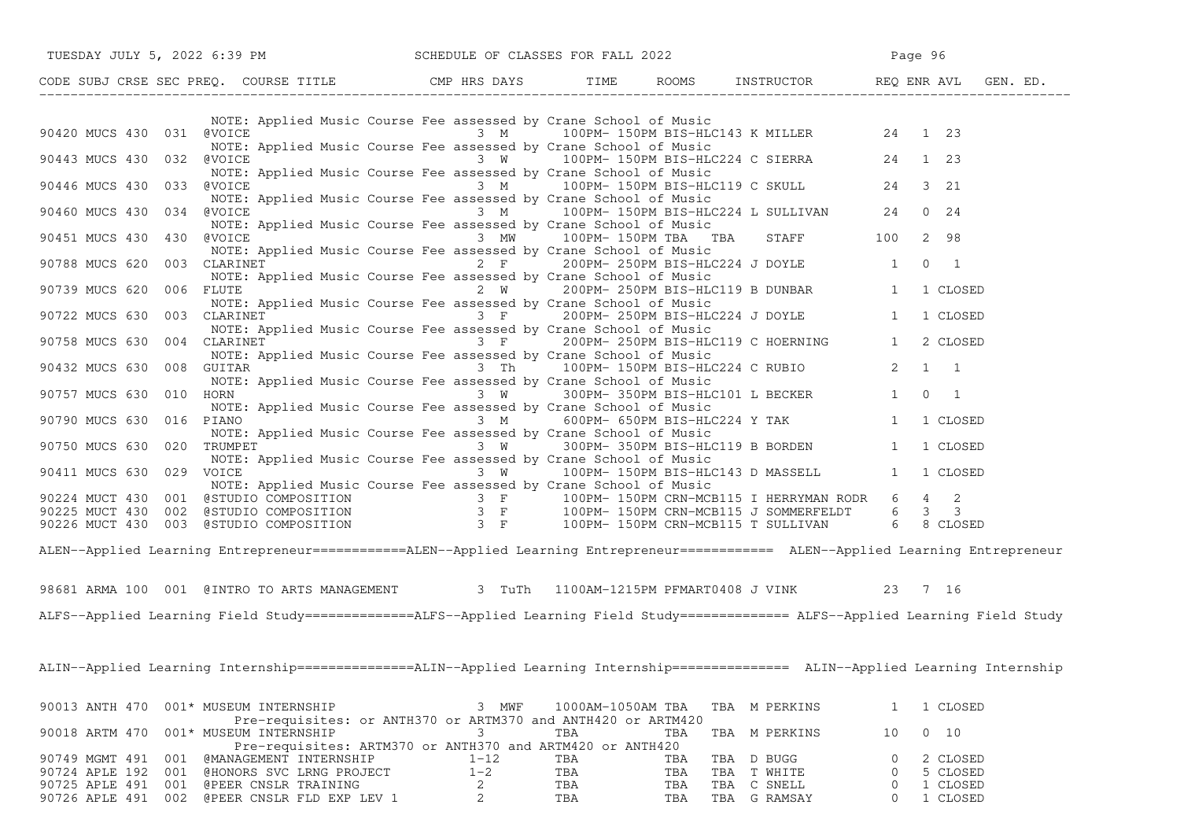SCHEDULE OF CLASSES FOR FALL 2022

| CODE | SUBJ | CRSE | SEC | PREQ. | COURSE TITLE | CMP | HRS | DAYS | TIME | ROOMS | INSTRUCTOR | REQ | ENR | AVL | GEN. ED. |
|---|---|---|---|---|---|---|---|---|---|---|---|---|---|---|---|
| | | | | | NOTE: Applied Music Course Fee assessed by Crane School of Music | | | | | | | | | | |
| 90420 | MUCS | 430 | 031 | | @VOICE | | 3 | M | 100PM- 150PM | BIS-HLC143 | K MILLER | 24 | 1 | 23 | |
| | | | | | NOTE: Applied Music Course Fee assessed by Crane School of Music | | | | | | | | | | |
| 90443 | MUCS | 430 | 032 | | @VOICE | | 3 | W | 100PM- 150PM | BIS-HLC224 | C SIERRA | 24 | 1 | 23 | |
| | | | | | NOTE: Applied Music Course Fee assessed by Crane School of Music | | | | | | | | | | |
| 90446 | MUCS | 430 | 033 | | @VOICE | | 3 | M | 100PM- 150PM | BIS-HLC119 | C SKULL | 24 | 3 | 21 | |
| | | | | | NOTE: Applied Music Course Fee assessed by Crane School of Music | | | | | | | | | | |
| 90460 | MUCS | 430 | 034 | | @VOICE | | 3 | M | 100PM- 150PM | BIS-HLC224 | L SULLIVAN | 24 | 0 | 24 | |
| | | | | | NOTE: Applied Music Course Fee assessed by Crane School of Music | | | | | | | | | | |
| 90451 | MUCS | 430 | 430 | | @VOICE | | 3 | MW | 100PM- 150PM | TBA TBA | STAFF | 100 | 2 | 98 | |
| | | | | | NOTE: Applied Music Course Fee assessed by Crane School of Music | | | | | | | | | | |
| 90788 | MUCS | 620 | 003 | | CLARINET | | 2 | F | 200PM- 250PM | BIS-HLC224 | J DOYLE | 1 | 0 | 1 | |
| | | | | | NOTE: Applied Music Course Fee assessed by Crane School of Music | | | | | | | | | | |
| 90739 | MUCS | 620 | 006 | | FLUTE | | 2 | W | 200PM- 250PM | BIS-HLC119 | B DUNBAR | 1 | 1 | CLOSED | |
| | | | | | NOTE: Applied Music Course Fee assessed by Crane School of Music | | | | | | | | | | |
| 90722 | MUCS | 630 | 003 | | CLARINET | | 3 | F | 200PM- 250PM | BIS-HLC224 | J DOYLE | 1 | 1 | CLOSED | |
| | | | | | NOTE: Applied Music Course Fee assessed by Crane School of Music | | | | | | | | | | |
| 90758 | MUCS | 630 | 004 | | CLARINET | | 3 | F | 200PM- 250PM | BIS-HLC119 | C HOERNING | 1 | 2 | CLOSED | |
| | | | | | NOTE: Applied Music Course Fee assessed by Crane School of Music | | | | | | | | | | |
| 90432 | MUCS | 630 | 008 | | GUITAR | | 3 | Th | 100PM- 150PM | BIS-HLC224 | C RUBIO | 2 | 1 | 1 | |
| | | | | | NOTE: Applied Music Course Fee assessed by Crane School of Music | | | | | | | | | | |
| 90757 | MUCS | 630 | 010 | | HORN | | 3 | W | 300PM- 350PM | BIS-HLC101 | L BECKER | 1 | 0 | 1 | |
| | | | | | NOTE: Applied Music Course Fee assessed by Crane School of Music | | | | | | | | | | |
| 90790 | MUCS | 630 | 016 | | PIANO | | 3 | M | 600PM- 650PM | BIS-HLC224 | Y TAK | 1 | 1 | CLOSED | |
| | | | | | NOTE: Applied Music Course Fee assessed by Crane School of Music | | | | | | | | | | |
| 90750 | MUCS | 630 | 020 | | TRUMPET | | 3 | W | 300PM- 350PM | BIS-HLC119 | B BORDEN | 1 | 1 | CLOSED | |
| | | | | | NOTE: Applied Music Course Fee assessed by Crane School of Music | | | | | | | | | | |
| 90411 | MUCS | 630 | 029 | | VOICE | | 3 | W | 100PM- 150PM | BIS-HLC143 | D MASSELL | 1 | 1 | CLOSED | |
| | | | | | NOTE: Applied Music Course Fee assessed by Crane School of Music | | | | | | | | | | |
| 90224 | MUCT | 430 | 001 | | @STUDIO COMPOSITION | | 3 | F | 100PM- 150PM | CRN-MCB115 | I HERRYMAN RODR | 6 | 4 | 2 | |
| 90225 | MUCT | 430 | 002 | | @STUDIO COMPOSITION | | 3 | F | 100PM- 150PM | CRN-MCB115 | J SOMMERFELDT | 6 | 3 | 3 | |
| 90226 | MUCT | 430 | 003 | | @STUDIO COMPOSITION | | 3 | F | 100PM- 150PM | CRN-MCB115 | T SULLIVAN | 6 | 8 | CLOSED | |

ALEN--Applied Learning Entrepreneur============ALEN--Applied Learning Entrepreneur============ ALEN--Applied Learning Entrepreneur

| CODE | SUBJ | CRSE | SEC | PREQ. | COURSE TITLE | CMP | HRS | DAYS | TIME | ROOMS | INSTRUCTOR | REQ | ENR | AVL | GEN. ED. |
|---|---|---|---|---|---|---|---|---|---|---|---|---|---|---|---|
| 98681 | ARMA | 100 | 001 | | @INTRO TO ARTS MANAGEMENT | | 3 | TuTh | 1100AM-1215PM | PFMART0408 | J VINK | 23 | 7 | 16 | |

ALFS--Applied Learning Field Study==============ALFS--Applied Learning Field Study============== ALFS--Applied Learning Field Study

ALIN--Applied Learning Internship===============ALIN--Applied Learning Internship=============== ALIN--Applied Learning Internship

| CODE | SUBJ | CRSE | SEC | PREQ. | COURSE TITLE | CMP | HRS | DAYS | TIME | ROOMS | INSTRUCTOR | REQ | ENR | AVL | GEN. ED. |
|---|---|---|---|---|---|---|---|---|---|---|---|---|---|---|---|
| 90013 | ANTH | 470 | 001 | * | MUSEUM INTERNSHIP | | 3 | MWF | 1000AM-1050AM | TBA TBA | M PERKINS | 1 | 1 | CLOSED | |
| | | | | | Pre-requisites: or ANTH370 or ARTM370 and ANTH420 or ARTM420 | | | | | | | | | | |
| 90018 | ARTM | 470 | 001 | * | MUSEUM INTERNSHIP | | 3 | | TBA | TBA TBA | M PERKINS | 10 | 0 | 10 | |
| | | | | | Pre-requisites: ARTM370 or ANTH370 and ARTM420 or ANTH420 | | | | | | | | | | |
| 90749 | MGMT | 491 | 001 | | @MANAGEMENT INTERNSHIP | | 1-12 | | TBA | TBA TBA | D BUGG | 0 | 2 | CLOSED | |
| 90724 | APLE | 192 | 001 | | @HONORS SVC LRNG PROJECT | | 1-2 | | TBA | TBA TBA | T WHITE | 0 | 5 | CLOSED | |
| 90725 | APLE | 491 | 001 | | @PEER CNSLR TRAINING | | 2 | | TBA | TBA TBA | C SNELL | 0 | 1 | CLOSED | |
| 90726 | APLE | 491 | 002 | | @PEER CNSLR FLD EXP LEV 1 | | 2 | | TBA | TBA TBA | G RAMSAY | 0 | 1 | CLOSED | |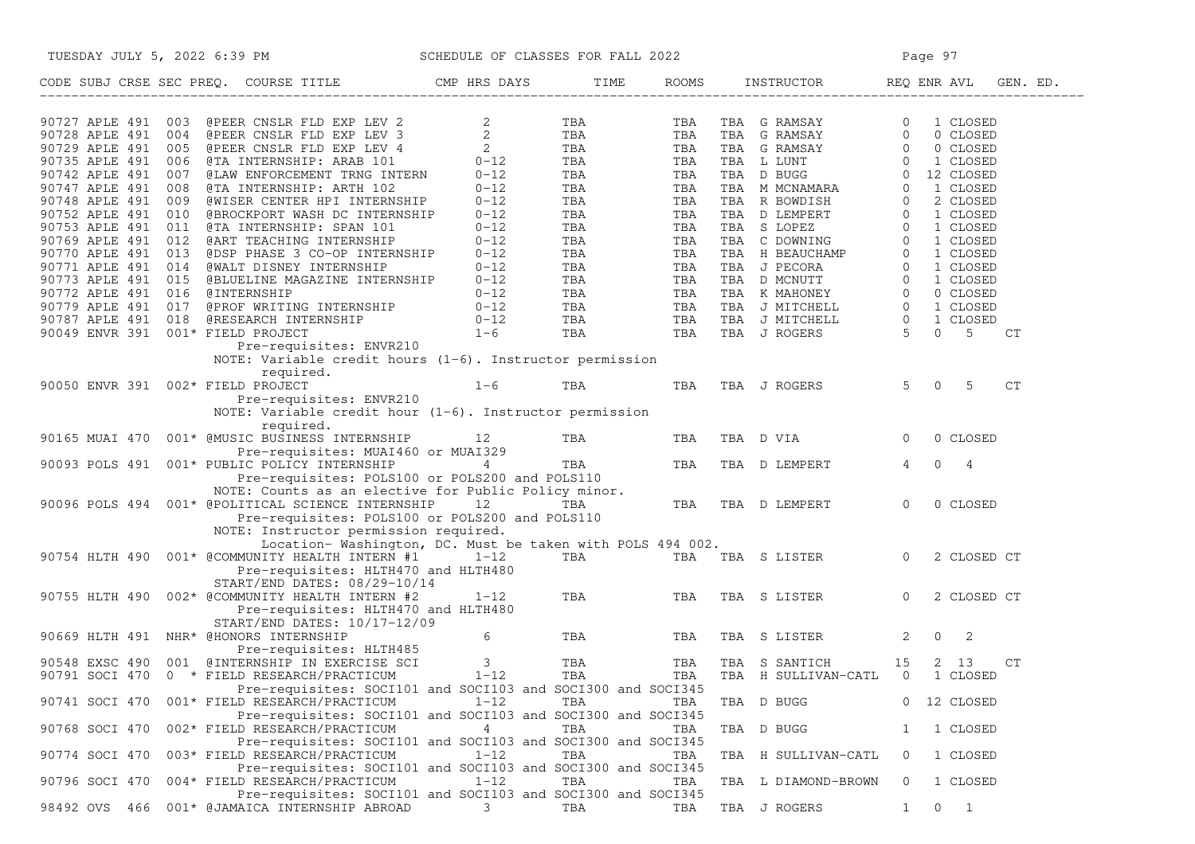TUESDAY JULY 5, 2022 6:39 PM — SCHEDULE OF CLASSES FOR FALL 2022

| CODE | SUBJ | CRSE | SEC | PREQ. | COURSE TITLE | CMP | HRS | DAYS | TIME | ROOMS | INSTRUCTOR | REQ | ENR | AVL | GEN. ED. |
|---|---|---|---|---|---|---|---|---|---|---|---|---|---|---|---|
| 90727 | APLE | 491 | 003 | | @PEER CNSLR FLD EXP LEV 2 | | 2 | TBA | | TBA | TBA G RAMSAY | 0 | 1 | CLOSED | |
| 90728 | APLE | 491 | 004 | | @PEER CNSLR FLD EXP LEV 3 | | 2 | TBA | | TBA | TBA G RAMSAY | 0 | 0 | CLOSED | |
| 90729 | APLE | 491 | 005 | | @PEER CNSLR FLD EXP LEV 4 | | 2 | TBA | | TBA | TBA G RAMSAY | 0 | 0 | CLOSED | |
| 90735 | APLE | 491 | 006 | | @TA INTERNSHIP: ARAB 101 | | 0-12 | TBA | | TBA | TBA L LUNT | 0 | 1 | CLOSED | |
| 90742 | APLE | 491 | 007 | | @LAW ENFORCEMENT TRNG INTERN | | 0-12 | TBA | | TBA | TBA D BUGG | 0 | 12 | CLOSED | |
| 90747 | APLE | 491 | 008 | | @TA INTERNSHIP: ARTH 102 | | 0-12 | TBA | | TBA | TBA M MCNAMARA | 0 | 1 | CLOSED | |
| 90748 | APLE | 491 | 009 | | @WISER CENTER HPI INTERNSHIP | | 0-12 | TBA | | TBA | TBA R BOWDISH | 0 | 2 | CLOSED | |
| 90752 | APLE | 491 | 010 | | @BROCKPORT WASH DC INTERNSHIP | | 0-12 | TBA | | TBA | TBA D LEMPERT | 0 | 1 | CLOSED | |
| 90753 | APLE | 491 | 011 | | @TA INTERNSHIP: SPAN 101 | | 0-12 | TBA | | TBA | TBA S LOPEZ | 0 | 1 | CLOSED | |
| 90769 | APLE | 491 | 012 | | @ART TEACHING INTERNSHIP | | 0-12 | TBA | | TBA | TBA C DOWNING | 0 | 1 | CLOSED | |
| 90770 | APLE | 491 | 013 | | @DSP PHASE 3 CO-OP INTERNSHIP | | 0-12 | TBA | | TBA | TBA H BEAUCHAMP | 0 | 1 | CLOSED | |
| 90771 | APLE | 491 | 014 | | @WALT DISNEY INTERNSHIP | | 0-12 | TBA | | TBA | TBA J PECORA | 0 | 1 | CLOSED | |
| 90773 | APLE | 491 | 015 | | @BLUELINE MAGAZINE INTERNSHIP | | 0-12 | TBA | | TBA | TBA D MCNUTT | 0 | 1 | CLOSED | |
| 90772 | APLE | 491 | 016 | | @INTERNSHIP | | 0-12 | TBA | | TBA | TBA K MAHONEY | 0 | 0 | CLOSED | |
| 90779 | APLE | 491 | 017 | | @PROF WRITING INTERNSHIP | | 0-12 | TBA | | TBA | TBA J MITCHELL | 0 | 1 | CLOSED | |
| 90787 | APLE | 491 | 018 | | @RESEARCH INTERNSHIP | | 0-12 | TBA | | TBA | TBA J MITCHELL | 0 | 1 | CLOSED | |
| 90049 | ENVR | 391 | 001 | * | FIELD PROJECT | | 1-6 | TBA | | TBA | TBA J ROGERS | 5 | 0 | 5 | CT |
| | | | | | Pre-requisites: ENVR210 | | | | | | | | | | |
| | | | | | NOTE: Variable credit hours (1-6). Instructor permission required. | | | | | | | | | | |
| 90050 | ENVR | 391 | 002 | * | FIELD PROJECT | | 1-6 | TBA | | TBA | TBA J ROGERS | 5 | 0 | 5 | CT |
| | | | | | Pre-requisites: ENVR210 | | | | | | | | | | |
| | | | | | NOTE: Variable credit hour (1-6). Instructor permission required. | | | | | | | | | | |
| 90165 | MUAI | 470 | 001 | * | @MUSIC BUSINESS INTERNSHIP | | 12 | TBA | | TBA | TBA D VIA | 0 | 0 | CLOSED | |
| | | | | | Pre-requisites: MUAI460 or MUAI329 | | | | | | | | | | |
| 90093 | POLS | 491 | 001 | * | PUBLIC POLICY INTERNSHIP | | 4 | TBA | | TBA | TBA D LEMPERT | 4 | 0 | 4 | |
| | | | | | Pre-requisites: POLS100 or POLS200 and POLS110 | | | | | | | | | | |
| | | | | | NOTE: Counts as an elective for Public Policy minor. | | | | | | | | | | |
| 90096 | POLS | 494 | 001 | * | @POLITICAL SCIENCE INTERNSHIP | | 12 | TBA | | TBA | TBA D LEMPERT | 0 | 0 | CLOSED | |
| | | | | | Pre-requisites: POLS100 or POLS200 and POLS110 | | | | | | | | | | |
| | | | | | NOTE: Instructor permission required. Location- Washington, DC. Must be taken with POLS 494 002. | | | | | | | | | | |
| 90754 | HLTH | 490 | 001 | * | @COMMUNITY HEALTH INTERN #1 | | 1-12 | TBA | | TBA | TBA S LISTER | 0 | 2 | CLOSED | CT |
| | | | | | Pre-requisites: HLTH470 and HLTH480 | | | | | | | | | | |
| | | | | | START/END DATES: 08/29-10/14 | | | | | | | | | | |
| 90755 | HLTH | 490 | 002 | * | @COMMUNITY HEALTH INTERN #2 | | 1-12 | TBA | | TBA | TBA S LISTER | 0 | 2 | CLOSED | CT |
| | | | | | Pre-requisites: HLTH470 and HLTH480 | | | | | | | | | | |
| | | | | | START/END DATES: 10/17-12/09 | | | | | | | | | | |
| 90669 | HLTH | 491 | NHR | * | @HONORS INTERNSHIP | | 6 | TBA | | TBA | TBA S LISTER | 2 | 0 | 2 | |
| | | | | | Pre-requisites: HLTH485 | | | | | | | | | | |
| 90548 | EXSC | 490 | 001 | | @INTERNSHIP IN EXERCISE SCI | | 3 | TBA | | TBA | TBA S SANTICH | 15 | 2 | 13 | CT |
| 90791 | SOCI | 470 | 0 | * | FIELD RESEARCH/PRACTICUM | | 1-12 | TBA | | TBA | TBA H SULLIVAN-CATL | 0 | 1 | CLOSED | |
| | | | | | Pre-requisites: SOCI101 and SOCI103 and SOCI300 and SOCI345 | | | | | | | | | | |
| 90741 | SOCI | 470 | 001 | * | FIELD RESEARCH/PRACTICUM | | 1-12 | TBA | | TBA | TBA D BUGG | 0 | 12 | CLOSED | |
| | | | | | Pre-requisites: SOCI101 and SOCI103 and SOCI300 and SOCI345 | | | | | | | | | | |
| 90768 | SOCI | 470 | 002 | * | FIELD RESEARCH/PRACTICUM | | 4 | TBA | | TBA | TBA D BUGG | 1 | 1 | CLOSED | |
| | | | | | Pre-requisites: SOCI101 and SOCI103 and SOCI300 and SOCI345 | | | | | | | | | | |
| 90774 | SOCI | 470 | 003 | * | FIELD RESEARCH/PRACTICUM | | 1-12 | TBA | | TBA | TBA H SULLIVAN-CATL | 0 | 1 | CLOSED | |
| | | | | | Pre-requisites: SOCI101 and SOCI103 and SOCI300 and SOCI345 | | | | | | | | | | |
| 90796 | SOCI | 470 | 004 | * | FIELD RESEARCH/PRACTICUM | | 1-12 | TBA | | TBA | TBA L DIAMOND-BROWN | 0 | 1 | CLOSED | |
| | | | | | Pre-requisites: SOCI101 and SOCI103 and SOCI300 and SOCI345 | | | | | | | | | | |
| 98492 | OVS | 466 | 001 | * | @JAMAICA INTERNSHIP ABROAD | | 3 | TBA | | TBA | TBA J ROGERS | 1 | 0 | 1 | |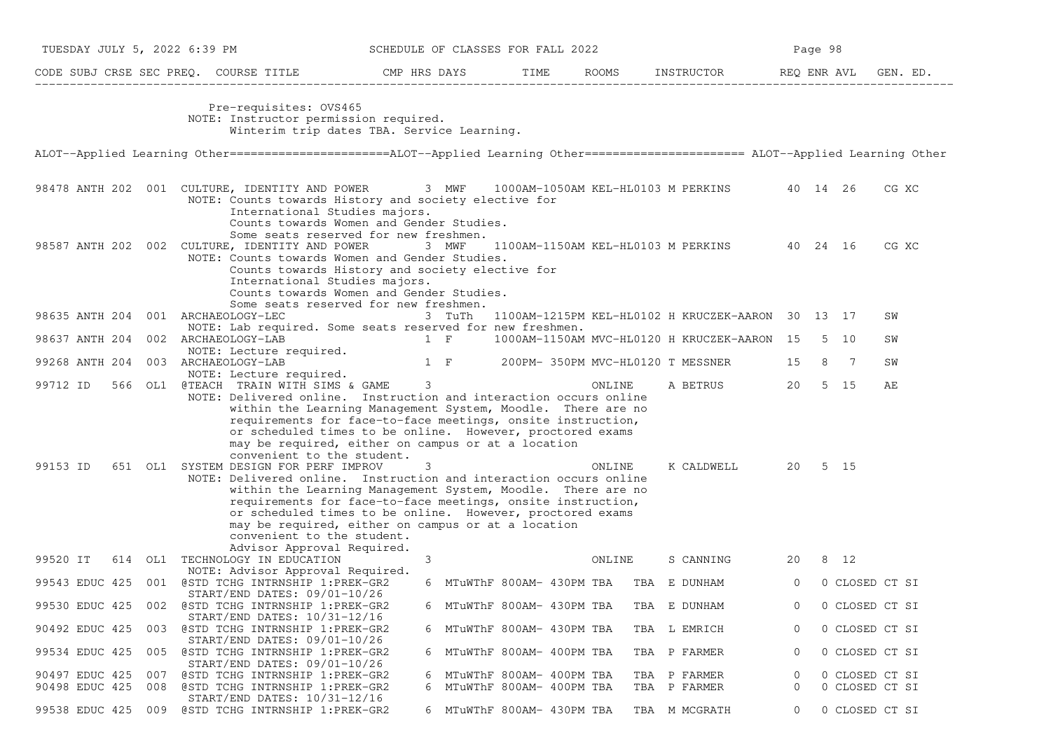| CODE | SUBJ | CRSE | SEC | PREQ. | COURSE TITLE | CMP | HRS | DAYS | TIME | ROOMS | INSTRUCTOR | REQ | ENR | AVL | GEN. ED. |
|---|---|---|---|---|---|---|---|---|---|---|---|---|---|---|---|

Pre-requisites: OVS465
NOTE: Instructor permission required.
Winterim trip dates TBA. Service Learning.

ALOT--Applied Learning Other======================ALOT--Applied Learning Other====================== ALOT--Applied Learning Other

| CODE | SUBJ | CRSE | SEC | PREQ. | COURSE TITLE | CMP | HRS | DAYS | TIME | ROOMS | INSTRUCTOR | REQ | ENR | AVL | GEN. ED. |
|---|---|---|---|---|---|---|---|---|---|---|---|---|---|---|---|
| 98478 | ANTH | 202 | 001 | | CULTURE, IDENTITY AND POWER | | 3 | MWF | 1000AM-1050AM | KEL-HL0103 | M PERKINS | 40 | 14 | 26 | CG XC |
| | | | | | NOTE: Counts towards History and society elective for International Studies majors. Counts towards Women and Gender Studies. Some seats reserved for new freshmen. | | | | | | | | | | |
| 98587 | ANTH | 202 | 002 | | CULTURE, IDENTITY AND POWER | | 3 | MWF | 1100AM-1150AM | KEL-HL0103 | M PERKINS | 40 | 24 | 16 | CG XC |
| | | | | | NOTE: Counts towards Women and Gender Studies. Counts towards History and society elective for International Studies majors. Counts towards Women and Gender Studies. Some seats reserved for new freshmen. | | | | | | | | | | |
| 98635 | ANTH | 204 | 001 | | ARCHAEOLOGY-LEC | | 3 | TuTh | 1100AM-1215PM | KEL-HL0102 | H KRUCZEK-AARON | 30 | 13 | 17 | SW |
| | | | | | NOTE: Lab required. Some seats reserved for new freshmen. | | | | | | | | | | |
| 98637 | ANTH | 204 | 002 | | ARCHAEOLOGY-LAB | | 1 | F | 1000AM-1150AM | MVC-HL0120 | H KRUCZEK-AARON | 15 | 5 | 10 | SW |
| | | | | | NOTE: Lecture required. | | | | | | | | | | |
| 99268 | ANTH | 204 | 003 | | ARCHAEOLOGY-LAB | | 1 | F | 200PM- 350PM | MVC-HL0120 | T MESSNER | 15 | 8 | 7 | SW |
| | | | | | NOTE: Lecture required. | | | | | | | | | | |
| 99712 | ID | 566 | OL1 | | @TEACH TRAIN WITH SIMS & GAME | | 3 | | | ONLINE | A BETRUS | 20 | 5 | 15 | AE |
| | | | | | NOTE: Delivered online. Instruction and interaction occurs online within the Learning Management System, Moodle. There are no requirements for face-to-face meetings, onsite instruction, or scheduled times to be online. However, proctored exams may be required, either on campus or at a location convenient to the student. | | | | | | | | | | |
| 99153 | ID | 651 | OL1 | | SYSTEM DESIGN FOR PERF IMPROV | | 3 | | | ONLINE | K CALDWELL | 20 | 5 | 15 | |
| | | | | | NOTE: Delivered online. Instruction and interaction occurs online within the Learning Management System, Moodle. There are no requirements for face-to-face meetings, onsite instruction, or scheduled times to be online. However, proctored exams may be required, either on campus or at a location convenient to the student. Advisor Approval Required. | | | | | | | | | | |
| 99520 | IT | 614 | OL1 | | TECHNOLOGY IN EDUCATION | | 3 | | | ONLINE | S CANNING | 20 | 8 | 12 | |
| | | | | | NOTE: Advisor Approval Required. | | | | | | | | | | |
| 99543 | EDUC | 425 | 001 | | @STD TCHG INTRNSHIP 1:PREK-GR2 | | 6 | MTuWThF | 800AM- 430PM | TBA TBA | E DUNHAM | 0 | 0 | CLOSED | CT SI |
| | | | | | START/END DATES: 09/01-10/26 | | | | | | | | | | |
| 99530 | EDUC | 425 | 002 | | @STD TCHG INTRNSHIP 1:PREK-GR2 | | 6 | MTuWThF | 800AM- 430PM | TBA TBA | E DUNHAM | 0 | 0 | CLOSED | CT SI |
| | | | | | START/END DATES: 10/31-12/16 | | | | | | | | | | |
| 90492 | EDUC | 425 | 003 | | @STD TCHG INTRNSHIP 1:PREK-GR2 | | 6 | MTuWThF | 800AM- 430PM | TBA TBA | L EMRICH | 0 | 0 | CLOSED | CT SI |
| | | | | | START/END DATES: 09/01-10/26 | | | | | | | | | | |
| 99534 | EDUC | 425 | 005 | | @STD TCHG INTRNSHIP 1:PREK-GR2 | | 6 | MTuWThF | 800AM- 400PM | TBA TBA | P FARMER | 0 | 0 | CLOSED | CT SI |
| | | | | | START/END DATES: 09/01-10/26 | | | | | | | | | | |
| 90497 | EDUC | 425 | 007 | | @STD TCHG INTRNSHIP 1:PREK-GR2 | | 6 | MTuWThF | 800AM- 400PM | TBA TBA | P FARMER | 0 | 0 | CLOSED | CT SI |
| 90498 | EDUC | 425 | 008 | | @STD TCHG INTRNSHIP 1:PREK-GR2 | | 6 | MTuWThF | 800AM- 400PM | TBA TBA | P FARMER | 0 | 0 | CLOSED | CT SI |
| | | | | | START/END DATES: 10/31-12/16 | | | | | | | | | | |
| 99538 | EDUC | 425 | 009 | | @STD TCHG INTRNSHIP 1:PREK-GR2 | | 6 | MTuWThF | 800AM- 430PM | TBA TBA | M MCGRATH | 0 | 0 | CLOSED | CT SI |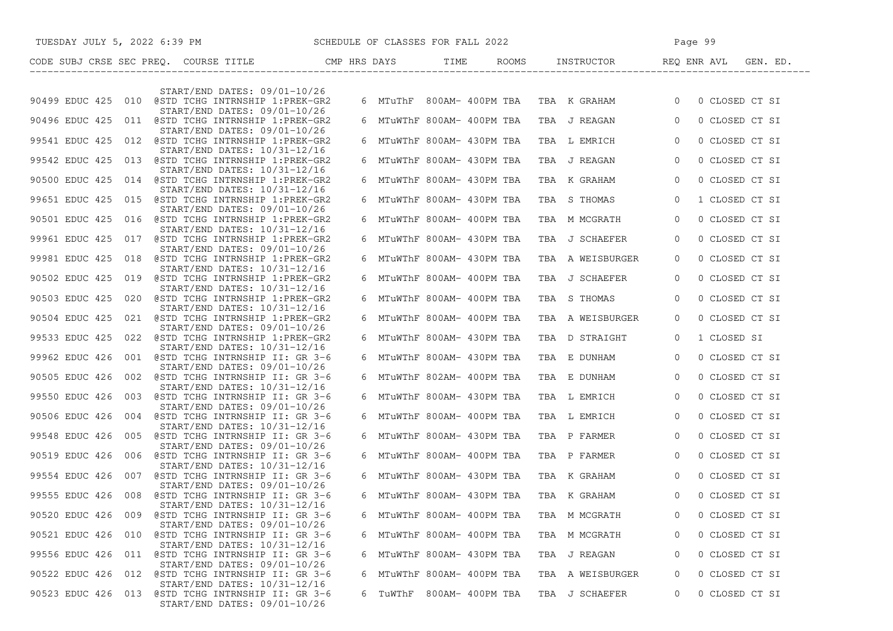| CODE | SUBJ | CRSE | SEC | PREQ. | COURSE TITLE | CMP | HRS | DAYS | TIME | ROOMS | INSTRUCTOR | REQ | ENR | AVL | GEN. ED. |
|---|---|---|---|---|---|---|---|---|---|---|---|---|---|---|---|
| | | | | | START/END DATES: 09/01-10/26 | | | | | | | | | | |
| 90499 | EDUC | 425 | 010 | @ | STD TCHG INTRNSHIP 1:PREK-GR2 | | 6 | MTuThF | 800AM- 400PM | TBA | TBA K GRAHAM | | 0 | 0 | CLOSED CT SI |
| | | | | | START/END DATES: 09/01-10/26 | | | | | | | | | | |
| 90496 | EDUC | 425 | 011 | @ | STD TCHG INTRNSHIP 1:PREK-GR2 | | 6 | MTuWThF | 800AM- 400PM | TBA | TBA J REAGAN | | 0 | 0 | CLOSED CT SI |
| | | | | | START/END DATES: 09/01-10/26 | | | | | | | | | | |
| 99541 | EDUC | 425 | 012 | @ | STD TCHG INTRNSHIP 1:PREK-GR2 | | 6 | MTuWThF | 800AM- 430PM | TBA | TBA L EMRICH | | 0 | 0 | CLOSED CT SI |
| | | | | | START/END DATES: 10/31-12/16 | | | | | | | | | | |
| 99542 | EDUC | 425 | 013 | @ | STD TCHG INTRNSHIP 1:PREK-GR2 | | 6 | MTuWThF | 800AM- 430PM | TBA | TBA J REAGAN | | 0 | 0 | CLOSED CT SI |
| | | | | | START/END DATES: 10/31-12/16 | | | | | | | | | | |
| 90500 | EDUC | 425 | 014 | @ | STD TCHG INTRNSHIP 1:PREK-GR2 | | 6 | MTuWThF | 800AM- 430PM | TBA | TBA K GRAHAM | | 0 | 0 | CLOSED CT SI |
| | | | | | START/END DATES: 10/31-12/16 | | | | | | | | | | |
| 99651 | EDUC | 425 | 015 | @ | STD TCHG INTRNSHIP 1:PREK-GR2 | | 6 | MTuWThF | 800AM- 430PM | TBA | TBA S THOMAS | | 0 | 1 | CLOSED CT SI |
| | | | | | START/END DATES: 09/01-10/26 | | | | | | | | | | |
| 90501 | EDUC | 425 | 016 | @ | STD TCHG INTRNSHIP 1:PREK-GR2 | | 6 | MTuWThF | 800AM- 400PM | TBA | TBA M MCGRATH | | 0 | 0 | CLOSED CT SI |
| | | | | | START/END DATES: 10/31-12/16 | | | | | | | | | | |
| 99961 | EDUC | 425 | 017 | @ | STD TCHG INTRNSHIP 1:PREK-GR2 | | 6 | MTuWThF | 800AM- 430PM | TBA | TBA J SCHAEFER | | 0 | 0 | CLOSED CT SI |
| | | | | | START/END DATES: 09/01-10/26 | | | | | | | | | | |
| 99981 | EDUC | 425 | 018 | @ | STD TCHG INTRNSHIP 1:PREK-GR2 | | 6 | MTuWThF | 800AM- 430PM | TBA | TBA A WEISBURGER | | 0 | 0 | CLOSED CT SI |
| | | | | | START/END DATES: 10/31-12/16 | | | | | | | | | | |
| 90502 | EDUC | 425 | 019 | @ | STD TCHG INTRNSHIP 1:PREK-GR2 | | 6 | MTuWThF | 800AM- 400PM | TBA | TBA J SCHAEFER | | 0 | 0 | CLOSED CT SI |
| | | | | | START/END DATES: 10/31-12/16 | | | | | | | | | | |
| 90503 | EDUC | 425 | 020 | @ | STD TCHG INTRNSHIP 1:PREK-GR2 | | 6 | MTuWThF | 800AM- 400PM | TBA | TBA S THOMAS | | 0 | 0 | CLOSED CT SI |
| | | | | | START/END DATES: 10/31-12/16 | | | | | | | | | | |
| 90504 | EDUC | 425 | 021 | @ | STD TCHG INTRNSHIP 1:PREK-GR2 | | 6 | MTuWThF | 800AM- 400PM | TBA | TBA A WEISBURGER | | 0 | 0 | CLOSED CT SI |
| | | | | | START/END DATES: 09/01-10/26 | | | | | | | | | | |
| 99533 | EDUC | 425 | 022 | @ | STD TCHG INTRNSHIP 1:PREK-GR2 | | 6 | MTuWThF | 800AM- 430PM | TBA | TBA D STRAIGHT | | 0 | 1 | CLOSED SI |
| | | | | | START/END DATES: 10/31-12/16 | | | | | | | | | | |
| 99962 | EDUC | 426 | 001 | @ | STD TCHG INTRNSHIP II: GR 3-6 | | 6 | MTuWThF | 800AM- 430PM | TBA | TBA E DUNHAM | | 0 | 0 | CLOSED CT SI |
| | | | | | START/END DATES: 09/01-10/26 | | | | | | | | | | |
| 90505 | EDUC | 426 | 002 | @ | STD TCHG INTRNSHIP II: GR 3-6 | | 6 | MTuWThF | 802AM- 400PM | TBA | TBA E DUNHAM | | 0 | 0 | CLOSED CT SI |
| | | | | | START/END DATES: 10/31-12/16 | | | | | | | | | | |
| 99550 | EDUC | 426 | 003 | @ | STD TCHG INTRNSHIP II: GR 3-6 | | 6 | MTuWThF | 800AM- 430PM | TBA | TBA L EMRICH | | 0 | 0 | CLOSED CT SI |
| | | | | | START/END DATES: 09/01-10/26 | | | | | | | | | | |
| 90506 | EDUC | 426 | 004 | @ | STD TCHG INTRNSHIP II: GR 3-6 | | 6 | MTuWThF | 800AM- 400PM | TBA | TBA L EMRICH | | 0 | 0 | CLOSED CT SI |
| | | | | | START/END DATES: 10/31-12/16 | | | | | | | | | | |
| 99548 | EDUC | 426 | 005 | @ | STD TCHG INTRNSHIP II: GR 3-6 | | 6 | MTuWThF | 800AM- 430PM | TBA | TBA P FARMER | | 0 | 0 | CLOSED CT SI |
| | | | | | START/END DATES: 09/01-10/26 | | | | | | | | | | |
| 90519 | EDUC | 426 | 006 | @ | STD TCHG INTRNSHIP II: GR 3-6 | | 6 | MTuWThF | 800AM- 400PM | TBA | TBA P FARMER | | 0 | 0 | CLOSED CT SI |
| | | | | | START/END DATES: 10/31-12/16 | | | | | | | | | | |
| 99554 | EDUC | 426 | 007 | @ | STD TCHG INTRNSHIP II: GR 3-6 | | 6 | MTuWThF | 800AM- 430PM | TBA | TBA K GRAHAM | | 0 | 0 | CLOSED CT SI |
| | | | | | START/END DATES: 09/01-10/26 | | | | | | | | | | |
| 99555 | EDUC | 426 | 008 | @ | STD TCHG INTRNSHIP II: GR 3-6 | | 6 | MTuWThF | 800AM- 430PM | TBA | TBA K GRAHAM | | 0 | 0 | CLOSED CT SI |
| | | | | | START/END DATES: 10/31-12/16 | | | | | | | | | | |
| 90520 | EDUC | 426 | 009 | @ | STD TCHG INTRNSHIP II: GR 3-6 | | 6 | MTuWThF | 800AM- 400PM | TBA | TBA M MCGRATH | | 0 | 0 | CLOSED CT SI |
| | | | | | START/END DATES: 09/01-10/26 | | | | | | | | | | |
| 90521 | EDUC | 426 | 010 | @ | STD TCHG INTRNSHIP II: GR 3-6 | | 6 | MTuWThF | 800AM- 400PM | TBA | TBA M MCGRATH | | 0 | 0 | CLOSED CT SI |
| | | | | | START/END DATES: 10/31-12/16 | | | | | | | | | | |
| 99556 | EDUC | 426 | 011 | @ | STD TCHG INTRNSHIP II: GR 3-6 | | 6 | MTuWThF | 800AM- 430PM | TBA | TBA J REAGAN | | 0 | 0 | CLOSED CT SI |
| | | | | | START/END DATES: 09/01-10/26 | | | | | | | | | | |
| 90522 | EDUC | 426 | 012 | @ | STD TCHG INTRNSHIP II: GR 3-6 | | 6 | MTuWThF | 800AM- 400PM | TBA | TBA A WEISBURGER | | 0 | 0 | CLOSED CT SI |
| | | | | | START/END DATES: 10/31-12/16 | | | | | | | | | | |
| 90523 | EDUC | 426 | 013 | @ | STD TCHG INTRNSHIP II: GR 3-6 | | 6 | TuWThF | 800AM- 400PM | TBA | TBA J SCHAEFER | | 0 | 0 | CLOSED CT SI |
| | | | | | START/END DATES: 09/01-10/26 | | | | | | | | | | |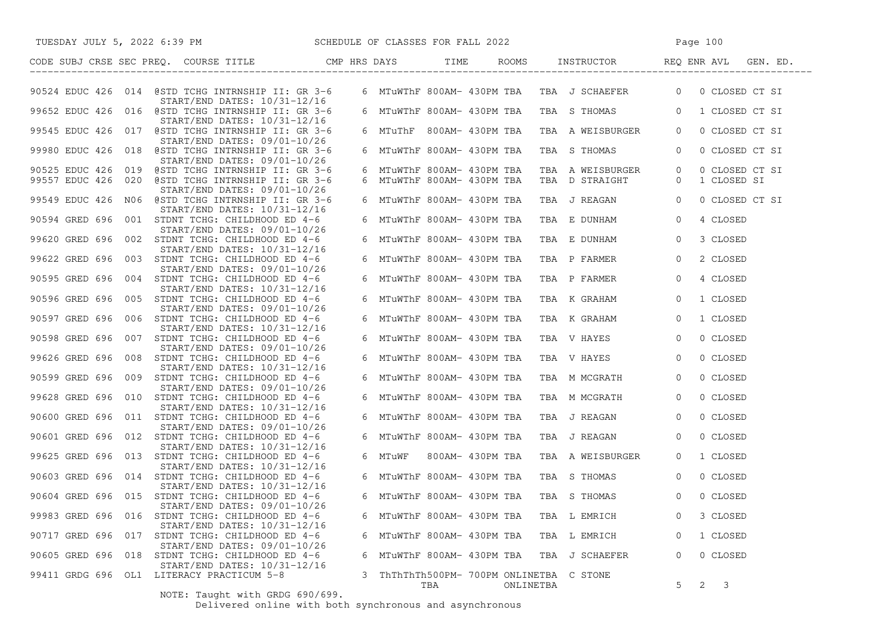TUESDAY JULY 5, 2022 6:39 PM — SCHEDULE OF CLASSES FOR FALL 2022

| CODE | SUBJ | CRSE | SEC | PREQ. | COURSE TITLE | CMP | HRS | DAYS | TIME | ROOMS | INSTRUCTOR | REQ | ENR | AVL | GEN. ED. |
|---|---|---|---|---|---|---|---|---|---|---|---|---|---|---|---|
| 90524 | EDUC | 426 | 014 | @ | STD TCHG INTRNSHIP II: GR 3-6<br>START/END DATES: 10/31-12/16 | | 6 | MTuWThF | 800AM- 430PM | TBA TBA | J SCHAEFER | 0 | 0 | CLOSED | CT SI |
| 99652 | EDUC | 426 | 016 | @ | STD TCHG INTRNSHIP II: GR 3-6<br>START/END DATES: 10/31-12/16 | | 6 | MTuWThF | 800AM- 430PM | TBA TBA | S THOMAS | 0 | 1 | CLOSED | CT SI |
| 99545 | EDUC | 426 | 017 | @ | STD TCHG INTRNSHIP II: GR 3-6<br>START/END DATES: 09/01-10/26 | | 6 | MTuThF | 800AM- 430PM | TBA TBA | A WEISBURGER | 0 | 0 | CLOSED | CT SI |
| 99980 | EDUC | 426 | 018 | @ | STD TCHG INTRNSHIP II: GR 3-6<br>START/END DATES: 09/01-10/26 | | 6 | MTuWThF | 800AM- 430PM | TBA TBA | S THOMAS | 0 | 0 | CLOSED | CT SI |
| 90525 | EDUC | 426 | 019 | @ | STD TCHG INTRNSHIP II: GR 3-6 | | 6 | MTuWThF | 800AM- 430PM | TBA TBA | A WEISBURGER | 0 | 0 | CLOSED | CT SI |
| 99557 | EDUC | 426 | 020 | @ | STD TCHG INTRNSHIP II: GR 3-6<br>START/END DATES: 09/01-10/26 | | 6 | MTuWThF | 800AM- 430PM | TBA TBA | D STRAIGHT | 0 | 1 | CLOSED | SI |
| 99549 | EDUC | 426 | N06 | @ | STD TCHG INTRNSHIP II: GR 3-6<br>START/END DATES: 10/31-12/16 | | 6 | MTuWThF | 800AM- 430PM | TBA TBA | J REAGAN | 0 | 0 | CLOSED | CT SI |
| 90594 | GRED | 696 | 001 | | STDNT TCHG: CHILDHOOD ED 4-6<br>START/END DATES: 09/01-10/26 | | 6 | MTuWThF | 800AM- 430PM | TBA TBA | E DUNHAM | 0 | 4 | CLOSED | |
| 99620 | GRED | 696 | 002 | | STDNT TCHG: CHILDHOOD ED 4-6<br>START/END DATES: 10/31-12/16 | | 6 | MTuWThF | 800AM- 430PM | TBA TBA | E DUNHAM | 0 | 3 | CLOSED | |
| 99622 | GRED | 696 | 003 | | STDNT TCHG: CHILDHOOD ED 4-6<br>START/END DATES: 09/01-10/26 | | 6 | MTuWThF | 800AM- 430PM | TBA TBA | P FARMER | 0 | 2 | CLOSED | |
| 90595 | GRED | 696 | 004 | | STDNT TCHG: CHILDHOOD ED 4-6<br>START/END DATES: 10/31-12/16 | | 6 | MTuWThF | 800AM- 430PM | TBA TBA | P FARMER | 0 | 4 | CLOSED | |
| 90596 | GRED | 696 | 005 | | STDNT TCHG: CHILDHOOD ED 4-6<br>START/END DATES: 09/01-10/26 | | 6 | MTuWThF | 800AM- 430PM | TBA TBA | K GRAHAM | 0 | 1 | CLOSED | |
| 90597 | GRED | 696 | 006 | | STDNT TCHG: CHILDHOOD ED 4-6<br>START/END DATES: 10/31-12/16 | | 6 | MTuWThF | 800AM- 430PM | TBA TBA | K GRAHAM | 0 | 1 | CLOSED | |
| 90598 | GRED | 696 | 007 | | STDNT TCHG: CHILDHOOD ED 4-6<br>START/END DATES: 09/01-10/26 | | 6 | MTuWThF | 800AM- 430PM | TBA TBA | V HAYES | 0 | 0 | CLOSED | |
| 99626 | GRED | 696 | 008 | | STDNT TCHG: CHILDHOOD ED 4-6<br>START/END DATES: 10/31-12/16 | | 6 | MTuWThF | 800AM- 430PM | TBA TBA | V HAYES | 0 | 0 | CLOSED | |
| 90599 | GRED | 696 | 009 | | STDNT TCHG: CHILDHOOD ED 4-6<br>START/END DATES: 09/01-10/26 | | 6 | MTuWThF | 800AM- 430PM | TBA TBA | M MCGRATH | 0 | 0 | CLOSED | |
| 99628 | GRED | 696 | 010 | | STDNT TCHG: CHILDHOOD ED 4-6<br>START/END DATES: 10/31-12/16 | | 6 | MTuWThF | 800AM- 430PM | TBA TBA | M MCGRATH | 0 | 0 | CLOSED | |
| 90600 | GRED | 696 | 011 | | STDNT TCHG: CHILDHOOD ED 4-6<br>START/END DATES: 09/01-10/26 | | 6 | MTuWThF | 800AM- 430PM | TBA TBA | J REAGAN | 0 | 0 | CLOSED | |
| 90601 | GRED | 696 | 012 | | STDNT TCHG: CHILDHOOD ED 4-6<br>START/END DATES: 10/31-12/16 | | 6 | MTuWThF | 800AM- 430PM | TBA TBA | J REAGAN | 0 | 0 | CLOSED | |
| 99625 | GRED | 696 | 013 | | STDNT TCHG: CHILDHOOD ED 4-6<br>START/END DATES: 10/31-12/16 | | 6 | MTuWF | 800AM- 430PM | TBA TBA | A WEISBURGER | 0 | 1 | CLOSED | |
| 90603 | GRED | 696 | 014 | | STDNT TCHG: CHILDHOOD ED 4-6<br>START/END DATES: 10/31-12/16 | | 6 | MTuWThF | 800AM- 430PM | TBA TBA | S THOMAS | 0 | 0 | CLOSED | |
| 90604 | GRED | 696 | 015 | | STDNT TCHG: CHILDHOOD ED 4-6<br>START/END DATES: 09/01-10/26 | | 6 | MTuWThF | 800AM- 430PM | TBA TBA | S THOMAS | 0 | 0 | CLOSED | |
| 99983 | GRED | 696 | 016 | | STDNT TCHG: CHILDHOOD ED 4-6<br>START/END DATES: 10/31-12/16 | | 6 | MTuWThF | 800AM- 430PM | TBA TBA | L EMRICH | 0 | 3 | CLOSED | |
| 90717 | GRED | 696 | 017 | | STDNT TCHG: CHILDHOOD ED 4-6<br>START/END DATES: 09/01-10/26 | | 6 | MTuWThF | 800AM- 430PM | TBA TBA | L EMRICH | 0 | 1 | CLOSED | |
| 90605 | GRED | 696 | 018 | | STDNT TCHG: CHILDHOOD ED 4-6<br>START/END DATES: 10/31-12/16 | | 6 | MTuWThF | 800AM- 430PM | TBA TBA | J SCHAEFER | 0 | 0 | CLOSED | |
| 99411 | GRDG | 696 | OL1 | | LITERACY PRACTICUM 5-8 | | 3 | ThThThTh<br>TBA | 500PM- 700PM | ONLINETBA<br>ONLINETBA | C STONE | 5 | 2 | 3 | |

NOTE: Taught with GRDG 690/699.
Delivered online with both synchronous and asynchronous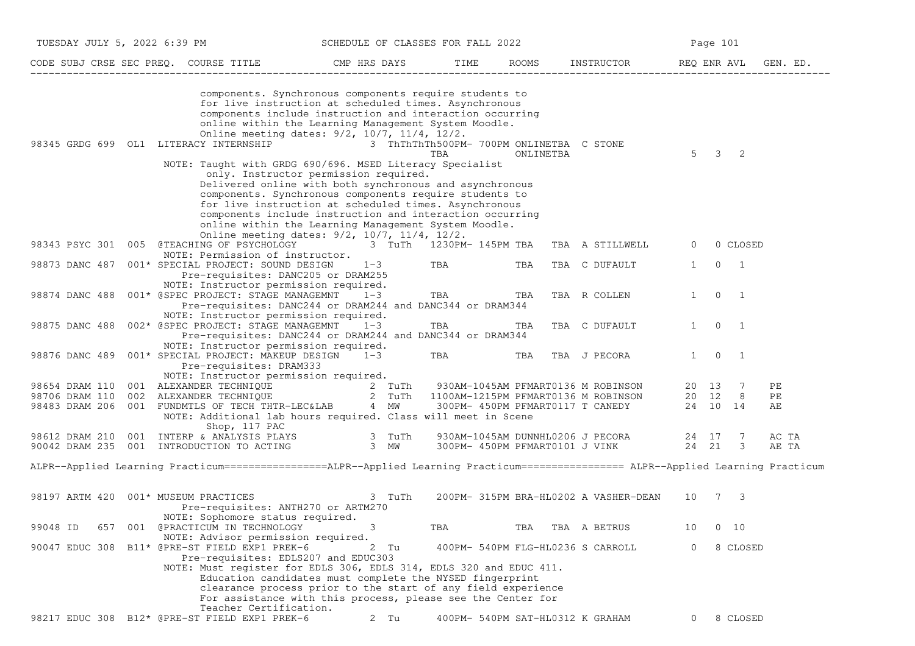| CODE | SUBJ | CRSE | SEC | PREQ. | COURSE TITLE | CMP | HRS | DAYS | TIME | ROOMS | INSTRUCTOR | REQ | ENR | AVL | GEN. ED. |
|---|---|---|---|---|---|---|---|---|---|---|---|---|---|---|---|

components. Synchronous components require students to
for live instruction at scheduled times. Asynchronous
components include instruction and interaction occurring
online within the Learning Management System Moodle.
Online meeting dates: 9/2, 10/7, 11/4, 12/2.

| CODE | SUBJ | CRSE | SEC | PREQ. | COURSE TITLE | CMP | HRS | DAYS | TIME | ROOMS | INSTRUCTOR | REQ | ENR | AVL | GEN. ED. |
|---|---|---|---|---|---|---|---|---|---|---|---|---|---|---|---|
| 98345 | GRDG | 699 | OL1 | | LITERACY INTERNSHIP | | 3 | ThThThTh | 500PM- 700PM / TBA | ONLINETBA / ONLINETBA | C STONE | 5 | 3 | 2 | |

NOTE: Taught with GRDG 690/696. MSED Literacy Specialist only. Instructor permission required.
Delivered online with both synchronous and asynchronous components. Synchronous components require students to for live instruction at scheduled times. Asynchronous components include instruction and interaction occurring online within the Learning Management System Moodle.
Online meeting dates: 9/2, 10/7, 11/4, 12/2.

| CODE | SUBJ | CRSE | SEC | PREQ. | COURSE TITLE | CMP | HRS | DAYS | TIME | ROOMS | INSTRUCTOR | REQ | ENR | AVL | GEN. ED. |
|---|---|---|---|---|---|---|---|---|---|---|---|---|---|---|---|
| 98343 | PSYC | 301 | 005 | | @TEACHING OF PSYCHOLOGY | | 3 | TuTh | 1230PM- 145PM | TBA TBA | A STILLWELL | 0 | 0 | CLOSED | |

NOTE: Permission of instructor.

| CODE | SUBJ | CRSE | SEC | PREQ. | COURSE TITLE | CMP | HRS | DAYS | TIME | ROOMS | INSTRUCTOR | REQ | ENR | AVL | GEN. ED. |
|---|---|---|---|---|---|---|---|---|---|---|---|---|---|---|---|
| 98873 | DANC | 487 | 001 | * | SPECIAL PROJECT: SOUND DESIGN | | 1-3 | | TBA | TBA TBA | C DUFAULT | 1 | 0 | 1 | |

Pre-requisites: DANC205 or DRAM255
NOTE: Instructor permission required.

| CODE | SUBJ | CRSE | SEC | PREQ. | COURSE TITLE | CMP | HRS | DAYS | TIME | ROOMS | INSTRUCTOR | REQ | ENR | AVL | GEN. ED. |
|---|---|---|---|---|---|---|---|---|---|---|---|---|---|---|---|
| 98874 | DANC | 488 | 001 | * | @SPEC PROJECT: STAGE MANAGEMNT | | 1-3 | | TBA | TBA TBA | R COLLEN | 1 | 0 | 1 | |

Pre-requisites: DANC244 or DRAM244 and DANC344 or DRAM344
NOTE: Instructor permission required.

| CODE | SUBJ | CRSE | SEC | PREQ. | COURSE TITLE | CMP | HRS | DAYS | TIME | ROOMS | INSTRUCTOR | REQ | ENR | AVL | GEN. ED. |
|---|---|---|---|---|---|---|---|---|---|---|---|---|---|---|---|
| 98875 | DANC | 488 | 002 | * | @SPEC PROJECT: STAGE MANAGEMNT | | 1-3 | | TBA | TBA TBA | C DUFAULT | 1 | 0 | 1 | |

Pre-requisites: DANC244 or DRAM244 and DANC344 or DRAM344
NOTE: Instructor permission required.

| CODE | SUBJ | CRSE | SEC | PREQ. | COURSE TITLE | CMP | HRS | DAYS | TIME | ROOMS | INSTRUCTOR | REQ | ENR | AVL | GEN. ED. |
|---|---|---|---|---|---|---|---|---|---|---|---|---|---|---|---|
| 98876 | DANC | 489 | 001 | * | SPECIAL PROJECT: MAKEUP DESIGN | | 1-3 | | TBA | TBA TBA | J PECORA | 1 | 0 | 1 | |

Pre-requisites: DRAM333
NOTE: Instructor permission required.

| CODE | SUBJ | CRSE | SEC | PREQ. | COURSE TITLE | CMP | HRS | DAYS | TIME | ROOMS | INSTRUCTOR | REQ | ENR | AVL | GEN. ED. |
|---|---|---|---|---|---|---|---|---|---|---|---|---|---|---|---|
| 98654 | DRAM | 110 | 001 | | ALEXANDER TECHNIQUE | | 2 | TuTh | 930AM-1045AM | PFMART0136 | M ROBINSON | 20 | 13 | 7 | PE |
| 98706 | DRAM | 110 | 002 | | ALEXANDER TECHNIQUE | | 2 | TuTh | 1100AM-1215PM | PFMART0136 | M ROBINSON | 20 | 12 | 8 | PE |
| 98483 | DRAM | 206 | 001 | | FUNDMTLS OF TECH THTR-LEC&LAB | | 4 | MW | 300PM- 450PM | PFMART0117 | T CANEDY | 24 | 10 | 14 | AE |

NOTE: Additional lab hours required. Class will meet in Scene Shop, 117 PAC

| CODE | SUBJ | CRSE | SEC | PREQ. | COURSE TITLE | CMP | HRS | DAYS | TIME | ROOMS | INSTRUCTOR | REQ | ENR | AVL | GEN. ED. |
|---|---|---|---|---|---|---|---|---|---|---|---|---|---|---|---|
| 98612 | DRAM | 210 | 001 | | INTERP & ANALYSIS PLAYS | | 3 | TuTh | 930AM-1045AM | DUNNHL0206 | J PECORA | 24 | 17 | 7 | AC TA |
| 90042 | DRAM | 235 | 001 | | INTRODUCTION TO ACTING | | 3 | MW | 300PM- 450PM | PFMART0101 | J VINK | 24 | 21 | 3 | AE TA |

ALPR--Applied Learning Practicum================ALPR--Applied Learning Practicum================ ALPR--Applied Learning Practicum

| CODE | SUBJ | CRSE | SEC | PREQ. | COURSE TITLE | CMP | HRS | DAYS | TIME | ROOMS | INSTRUCTOR | REQ | ENR | AVL | GEN. ED. |
|---|---|---|---|---|---|---|---|---|---|---|---|---|---|---|---|
| 98197 | ARTM | 420 | 001 | * | MUSEUM PRACTICES | | 3 | TuTh | 200PM- 315PM | BRA-HL0202 | A VASHER-DEAN | 10 | 7 | 3 | |

Pre-requisites: ANTH270 or ARTM270
NOTE: Sophomore status required.

| CODE | SUBJ | CRSE | SEC | PREQ. | COURSE TITLE | CMP | HRS | DAYS | TIME | ROOMS | INSTRUCTOR | REQ | ENR | AVL | GEN. ED. |
|---|---|---|---|---|---|---|---|---|---|---|---|---|---|---|---|
| 99048 | ID | 657 | 001 | | @PRACTICUM IN TECHNOLOGY | | 3 | | TBA | TBA TBA | A BETRUS | 10 | 0 | 10 | |

NOTE: Advisor permission required.

| CODE | SUBJ | CRSE | SEC | PREQ. | COURSE TITLE | CMP | HRS | DAYS | TIME | ROOMS | INSTRUCTOR | REQ | ENR | AVL | GEN. ED. |
|---|---|---|---|---|---|---|---|---|---|---|---|---|---|---|---|
| 90047 | EDUC | 308 | B11 | * | @PRE-ST FIELD EXP1 PREK-6 | | 2 | Tu | 400PM- 540PM | FLG-HL0236 | S CARROLL | 0 | 8 | CLOSED | |

Pre-requisites: EDLS207 and EDUC303
NOTE: Must register for EDLS 306, EDLS 314, EDLS 320 and EDUC 411.
Education candidates must complete the NYSED fingerprint clearance process prior to the start of any field experience. For assistance with this process, please see the Center for Teacher Certification.

| CODE | SUBJ | CRSE | SEC | PREQ. | COURSE TITLE | CMP | HRS | DAYS | TIME | ROOMS | INSTRUCTOR | REQ | ENR | AVL | GEN. ED. |
|---|---|---|---|---|---|---|---|---|---|---|---|---|---|---|---|
| 98217 | EDUC | 308 | B12 | * | @PRE-ST FIELD EXP1 PREK-6 | | 2 | Tu | 400PM- 540PM | SAT-HL0312 | K GRAHAM | 0 | 8 | CLOSED | |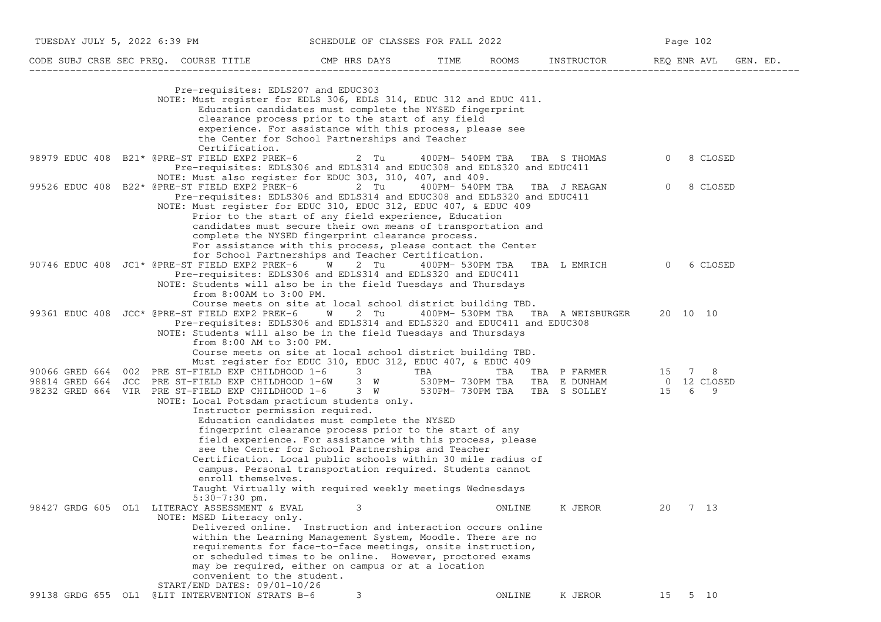| CODE | SUBJ | CRSE | SEC | PREQ. | COURSE TITLE | CMP | HRS | DAYS | TIME | ROOMS | INSTRUCTOR | REQ | ENR | AVL | GEN. ED. |
|---|---|---|---|---|---|---|---|---|---|---|---|---|---|---|---|

Pre-requisites: EDLS207 and EDUC303
NOTE: Must register for EDLS 306, EDLS 314, EDUC 312 and EDUC 411.
Education candidates must complete the NYSED fingerprint clearance process prior to the start of any field experience. For assistance with this process, please see the Center for School Partnerships and Teacher Certification.

| CODE | SUBJ | CRSE | SEC | PREQ. | COURSE TITLE | CMP | HRS | DAYS | TIME | ROOMS | INSTRUCTOR | REQ | ENR | AVL | GEN. ED. |
|---|---|---|---|---|---|---|---|---|---|---|---|---|---|---|---|
| 98979 | EDUC | 408 | B21 | * @ | PRE-ST FIELD EXP2 PREK-6 | | 2 | Tu | 400PM- 540PM | TBA TBA | S THOMAS | 0 | 8 | CLOSED | |

Pre-requisites: EDLS306 and EDLS314 and EDUC308 and EDLS320 and EDUC411
NOTE: Must also register for EDUC 303, 310, 407, and 409.

| CODE | SUBJ | CRSE | SEC | PREQ. | COURSE TITLE | CMP | HRS | DAYS | TIME | ROOMS | INSTRUCTOR | REQ | ENR | AVL | GEN. ED. |
|---|---|---|---|---|---|---|---|---|---|---|---|---|---|---|---|
| 99526 | EDUC | 408 | B22 | * @ | PRE-ST FIELD EXP2 PREK-6 | | 2 | Tu | 400PM- 540PM | TBA TBA | J REAGAN | 0 | 8 | CLOSED | |

Pre-requisites: EDLS306 and EDLS314 and EDUC308 and EDLS320 and EDUC411
NOTE: Must register for EDUC 310, EDUC 312, EDUC 407, & EDUC 409
Prior to the start of any field experience, Education candidates must secure their own means of transportation and complete the NYSED fingerprint clearance process.
For assistance with this process, please contact the Center for School Partnerships and Teacher Certification.

| CODE | SUBJ | CRSE | SEC | PREQ. | COURSE TITLE | CMP | HRS | DAYS | TIME | ROOMS | INSTRUCTOR | REQ | ENR | AVL | GEN. ED. |
|---|---|---|---|---|---|---|---|---|---|---|---|---|---|---|---|
| 90746 | EDUC | 408 | JC1 | * @ | PRE-ST FIELD EXP2 PREK-6 | W | 2 | Tu | 400PM- 530PM | TBA TBA | L EMRICH | 0 | 6 | CLOSED | |

Pre-requisites: EDLS306 and EDLS314 and EDLS320 and EDUC411
NOTE: Students will also be in the field Tuesdays and Thursdays from 8:00AM to 3:00 PM.
Course meets on site at local school district building TBD.

| CODE | SUBJ | CRSE | SEC | PREQ. | COURSE TITLE | CMP | HRS | DAYS | TIME | ROOMS | INSTRUCTOR | REQ | ENR | AVL | GEN. ED. |
|---|---|---|---|---|---|---|---|---|---|---|---|---|---|---|---|
| 99361 | EDUC | 408 | JCC | * @ | PRE-ST FIELD EXP2 PREK-6 | W | 2 | Tu | 400PM- 530PM | TBA TBA | A WEISBURGER | 20 | 10 | 10 | |

Pre-requisites: EDLS306 and EDLS314 and EDLS320 and EDUC411 and EDUC308
NOTE: Students will also be in the field Tuesdays and Thursdays from 8:00 AM to 3:00 PM.
Course meets on site at local school district building TBD.
Must register for EDUC 310, EDUC 312, EDUC 407, & EDUC 409

| CODE | SUBJ | CRSE | SEC | PREQ. | COURSE TITLE | CMP | HRS | DAYS | TIME | ROOMS | INSTRUCTOR | REQ | ENR | AVL | GEN. ED. |
|---|---|---|---|---|---|---|---|---|---|---|---|---|---|---|---|
| 90066 | GRED | 664 | 002 | | PRE ST-FIELD EXP CHILDHOOD 1-6 | | 3 | | TBA | TBA TBA | P FARMER | 15 | 7 | 8 | |
| 98814 | GRED | 664 | JCC | | PRE ST-FIELD EXP CHILDHOOD 1-6 | W | 3 | W | 530PM- 730PM | TBA TBA | E DUNHAM | 0 | 12 | CLOSED | |
| 98232 | GRED | 664 | VIR | | PRE ST-FIELD EXP CHILDHOOD 1-6 | | 3 | W | 530PM- 730PM | TBA TBA | S SOLLEY | 15 | 6 | 9 | |

NOTE: Local Potsdam practicum students only.
Instructor permission required.
Education candidates must complete the NYSED fingerprint clearance process prior to the start of any field experience. For assistance with this process, please see the Center for School Partnerships and Teacher Certification. Local public schools within 30 mile radius of campus. Personal transportation required. Students cannot enroll themselves.
Taught Virtually with required weekly meetings Wednesdays 5:30-7:30 pm.

| CODE | SUBJ | CRSE | SEC | PREQ. | COURSE TITLE | CMP | HRS | DAYS | TIME | ROOMS | INSTRUCTOR | REQ | ENR | AVL | GEN. ED. |
|---|---|---|---|---|---|---|---|---|---|---|---|---|---|---|---|
| 98427 | GRDG | 605 | OL1 | | LITERACY ASSESSMENT & EVAL | | 3 | | | ONLINE | K JEROR | 20 | 7 | 13 | |

NOTE: MSED Literacy only.
Delivered online. Instruction and interaction occurs online within the Learning Management System, Moodle. There are no requirements for face-to-face meetings, onsite instruction, or scheduled times to be online. However, proctored exams may be required, either on campus or at a location convenient to the student.
START/END DATES: 09/01-10/26

| CODE | SUBJ | CRSE | SEC | PREQ. | COURSE TITLE | CMP | HRS | DAYS | TIME | ROOMS | INSTRUCTOR | REQ | ENR | AVL | GEN. ED. |
|---|---|---|---|---|---|---|---|---|---|---|---|---|---|---|---|
| 99138 | GRDG | 655 | OL1 | @ | LIT INTERVENTION STRATS B-6 | | 3 | | | ONLINE | K JEROR | 15 | 5 | 10 | |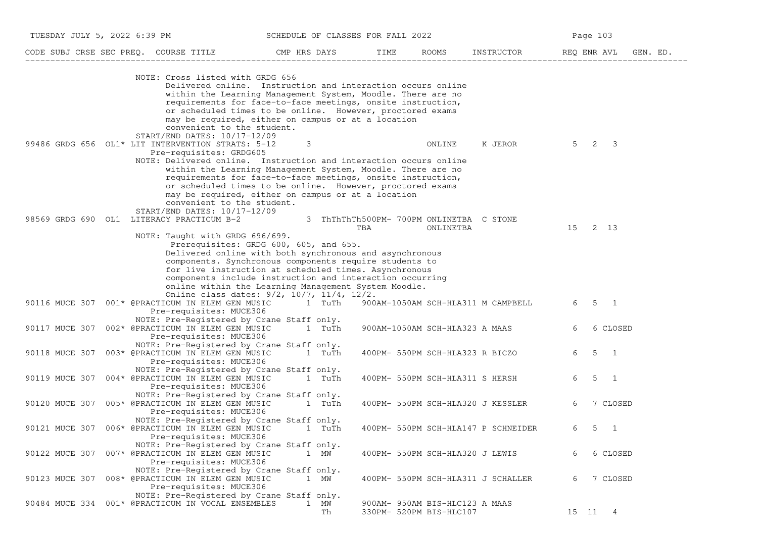| CODE | SUBJ | CRSE | SEC | PREQ. | COURSE TITLE | CMP | HRS | DAYS | TIME | ROOMS | INSTRUCTOR | REQ | ENR | AVL | GEN. ED. |
|---|---|---|---|---|---|---|---|---|---|---|---|---|---|---|---|

NOTE: Cross listed with GRDG 656
Delivered online. Instruction and interaction occurs online within the Learning Management System, Moodle. There are no requirements for face-to-face meetings, onsite instruction, or scheduled times to be online. However, proctored exams may be required, either on campus or at a location convenient to the student.
START/END DATES: 10/17-12/09

| CODE | SUBJ | CRSE | SEC | PREQ. | COURSE TITLE | CMP | HRS | DAYS | TIME | ROOMS | INSTRUCTOR | REQ | ENR | AVL | GEN. ED. |
|---|---|---|---|---|---|---|---|---|---|---|---|---|---|---|---|
| 99486 | GRDG | 656 | OL1 | * | LIT INTERVENTION STRATS: 5-12 | | 3 | | | ONLINE | K JEROR | 5 | 2 | 3 | |

Pre-requisites: GRDG605
NOTE: Delivered online. Instruction and interaction occurs online within the Learning Management System, Moodle. There are no requirements for face-to-face meetings, onsite instruction, or scheduled times to be online. However, proctored exams may be required, either on campus or at a location convenient to the student.
START/END DATES: 10/17-12/09

| CODE | SUBJ | CRSE | SEC | PREQ. | COURSE TITLE | CMP | HRS | DAYS | TIME | ROOMS | INSTRUCTOR | REQ | ENR | AVL | GEN. ED. |
|---|---|---|---|---|---|---|---|---|---|---|---|---|---|---|---|
| 98569 | GRDG | 690 | OL1 | | LITERACY PRACTICUM B-2 | | 3 | ThThThTh | 500PM- 700PM | ONLINETBA | C STONE | | | | |
| | | | | | | | | | TBA | ONLINETBA | | 15 | 2 | 13 | |

NOTE: Taught with GRDG 696/699.
Prerequisites: GRDG 600, 605, and 655.
Delivered online with both synchronous and asynchronous components. Synchronous components require students to for live instruction at scheduled times. Asynchronous components include instruction and interaction occurring online within the Learning Management System Moodle.
Online class dates: 9/2, 10/7, 11/4, 12/2.

| CODE | SUBJ | CRSE | SEC | PREQ. | COURSE TITLE | CMP | HRS | DAYS | TIME | ROOMS | INSTRUCTOR | REQ | ENR | AVL | GEN. ED. |
|---|---|---|---|---|---|---|---|---|---|---|---|---|---|---|---|
| 90116 | MUCE | 307 | 001 | * | @PRACTICUM IN ELEM GEN MUSIC | | 1 | TuTh | 900AM-1050AM | SCH-HLA311 | M CAMPBELL | 6 | 5 | 1 | |
| | | | | | Pre-requisites: MUCE306 | | | | | | | | | | |
| | | | | | NOTE: Pre-Registered by Crane Staff only. | | | | | | | | | | |
| 90117 | MUCE | 307 | 002 | * | @PRACTICUM IN ELEM GEN MUSIC | | 1 | TuTh | 900AM-1050AM | SCH-HLA323 | A MAAS | 6 | 6 | CLOSED | |
| | | | | | Pre-requisites: MUCE306 | | | | | | | | | | |
| | | | | | NOTE: Pre-Registered by Crane Staff only. | | | | | | | | | | |
| 90118 | MUCE | 307 | 003 | * | @PRACTICUM IN ELEM GEN MUSIC | | 1 | TuTh | 400PM- 550PM | SCH-HLA323 | R BICZO | 6 | 5 | 1 | |
| | | | | | Pre-requisites: MUCE306 | | | | | | | | | | |
| | | | | | NOTE: Pre-Registered by Crane Staff only. | | | | | | | | | | |
| 90119 | MUCE | 307 | 004 | * | @PRACTICUM IN ELEM GEN MUSIC | | 1 | TuTh | 400PM- 550PM | SCH-HLA311 | S HERSH | 6 | 5 | 1 | |
| | | | | | Pre-requisites: MUCE306 | | | | | | | | | | |
| | | | | | NOTE: Pre-Registered by Crane Staff only. | | | | | | | | | | |
| 90120 | MUCE | 307 | 005 | * | @PRACTICUM IN ELEM GEN MUSIC | | 1 | TuTh | 400PM- 550PM | SCH-HLA320 | J KESSLER | 6 | 7 | CLOSED | |
| | | | | | Pre-requisites: MUCE306 | | | | | | | | | | |
| | | | | | NOTE: Pre-Registered by Crane Staff only. | | | | | | | | | | |
| 90121 | MUCE | 307 | 006 | * | @PRACTICUM IN ELEM GEN MUSIC | | 1 | TuTh | 400PM- 550PM | SCH-HLA147 | P SCHNEIDER | 6 | 5 | 1 | |
| | | | | | Pre-requisites: MUCE306 | | | | | | | | | | |
| | | | | | NOTE: Pre-Registered by Crane Staff only. | | | | | | | | | | |
| 90122 | MUCE | 307 | 007 | * | @PRACTICUM IN ELEM GEN MUSIC | | 1 | MW | 400PM- 550PM | SCH-HLA320 | J LEWIS | 6 | 6 | CLOSED | |
| | | | | | Pre-requisites: MUCE306 | | | | | | | | | | |
| | | | | | NOTE: Pre-Registered by Crane Staff only. | | | | | | | | | | |
| 90123 | MUCE | 307 | 008 | * | @PRACTICUM IN ELEM GEN MUSIC | | 1 | MW | 400PM- 550PM | SCH-HLA311 | J SCHALLER | 6 | 7 | CLOSED | |
| | | | | | Pre-requisites: MUCE306 | | | | | | | | | | |
| | | | | | NOTE: Pre-Registered by Crane Staff only. | | | | | | | | | | |
| 90484 | MUCE | 334 | 001 | * | @PRACTICUM IN VOCAL ENSEMBLES | | 1 | MW | 900AM- 950AM | BIS-HLC123 | A MAAS | | | | |
| | | | | | | | | Th | 330PM- 520PM | BIS-HLC107 | | 15 | 11 | 4 | |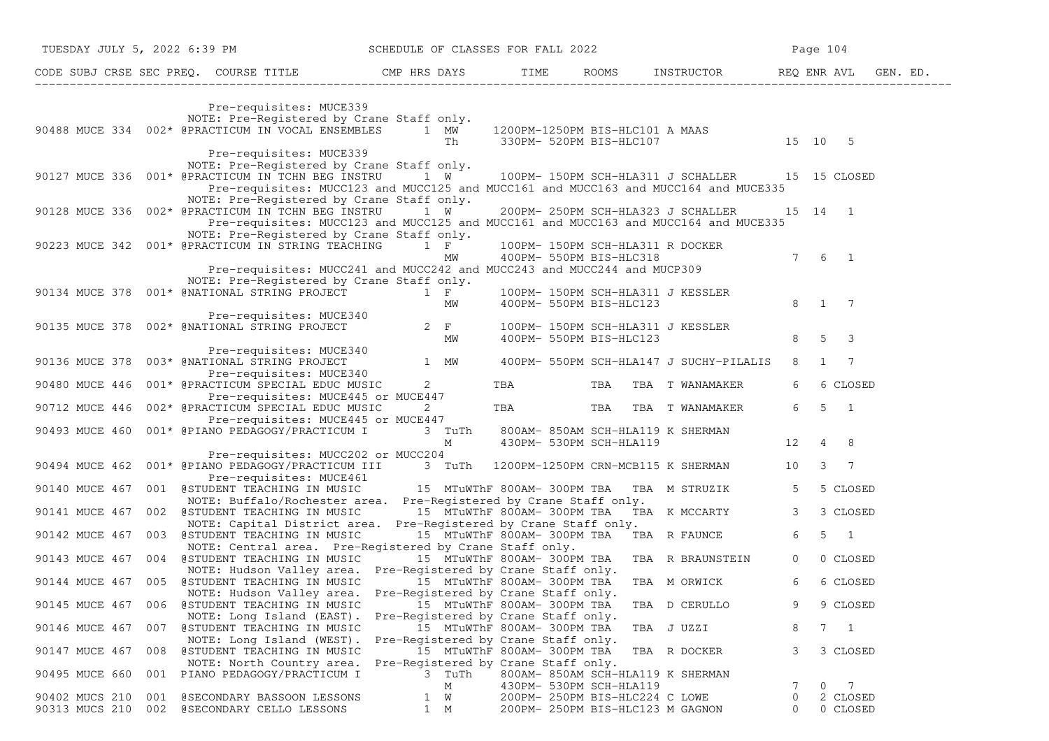SCHEDULE OF CLASSES FOR FALL 2022

| CODE | SUBJ | CRSE | SEC | PREQ. | COURSE TITLE | CMP | HRS | DAYS | TIME | ROOMS | INSTRUCTOR | REQ | ENR | AVL | GEN. ED. |
|---|---|---|---|---|---|---|---|---|---|---|---|---|---|---|---|
| | | | | | Pre-requisites: MUCE339 | | | | | | | | | | |
| | | | | | NOTE: Pre-Registered by Crane Staff only. | | | | | | | | | | |
| 90488 | MUCE | 334 | 002* | | @PRACTICUM IN VOCAL ENSEMBLES | | 1 | MW | 1200PM-1250PM | BIS-HLC101 | A MAAS | | | | |
| | | | | | | | | Th | 330PM- 520PM | BIS-HLC107 | | 15 | 10 | 5 | |
| | | | | | Pre-requisites: MUCE339 | | | | | | | | | | |
| | | | | | NOTE: Pre-Registered by Crane Staff only. | | | | | | | | | | |
| 90127 | MUCE | 336 | 001* | | @PRACTICUM IN TCHN BEG INSTRU | | 1 | W | 100PM- 150PM | SCH-HLA311 | J SCHALLER | 15 | 15 | CLOSED | |
| | | | | | Pre-requisites: MUCC123 and MUCC125 and MUCC161 and MUCC163 and MUCC164 and MUCE335 | | | | | | | | | | |
| | | | | | NOTE: Pre-Registered by Crane Staff only. | | | | | | | | | | |
| 90128 | MUCE | 336 | 002* | | @PRACTICUM IN TCHN BEG INSTRU | | 1 | W | 200PM- 250PM | SCH-HLA323 | J SCHALLER | 15 | 14 | 1 | |
| | | | | | Pre-requisites: MUCC123 and MUCC125 and MUCC161 and MUCC163 and MUCC164 and MUCE335 | | | | | | | | | | |
| | | | | | NOTE: Pre-Registered by Crane Staff only. | | | | | | | | | | |
| 90223 | MUCE | 342 | 001* | | @PRACTICUM IN STRING TEACHING | | 1 | F | 100PM- 150PM | SCH-HLA311 | R DOCKER | | | | |
| | | | | | | | | MW | 400PM- 550PM | BIS-HLC318 | | 7 | 6 | 1 | |
| | | | | | Pre-requisites: MUCC241 and MUCC242 and MUCC243 and MUCC244 and MUCP309 | | | | | | | | | | |
| | | | | | NOTE: Pre-Registered by Crane Staff only. | | | | | | | | | | |
| 90134 | MUCE | 378 | 001* | | @NATIONAL STRING PROJECT | | 1 | F | 100PM- 150PM | SCH-HLA311 | J KESSLER | | | | |
| | | | | | | | | MW | 400PM- 550PM | BIS-HLC123 | | 8 | 1 | 7 | |
| | | | | | Pre-requisites: MUCE340 | | | | | | | | | | |
| 90135 | MUCE | 378 | 002* | | @NATIONAL STRING PROJECT | | 2 | F | 100PM- 150PM | SCH-HLA311 | J KESSLER | | | | |
| | | | | | | | | MW | 400PM- 550PM | BIS-HLC123 | | 8 | 5 | 3 | |
| | | | | | Pre-requisites: MUCE340 | | | | | | | | | | |
| 90136 | MUCE | 378 | 003* | | @NATIONAL STRING PROJECT | | 1 | MW | 400PM- 550PM | SCH-HLA147 | J SUCHY-PILALIS | 8 | 1 | 7 | |
| | | | | | Pre-requisites: MUCE340 | | | | | | | | | | |
| 90480 | MUCE | 446 | 001* | | @PRACTICUM SPECIAL EDUC MUSIC | | 2 | | TBA | TBA TBA | T WANAMAKER | 6 | 6 | CLOSED | |
| | | | | | Pre-requisites: MUCE445 or MUCE447 | | | | | | | | | | |
| 90712 | MUCE | 446 | 002* | | @PRACTICUM SPECIAL EDUC MUSIC | | 2 | | TBA | TBA TBA | T WANAMAKER | 6 | 5 | 1 | |
| | | | | | Pre-requisites: MUCE445 or MUCE447 | | | | | | | | | | |
| 90493 | MUCE | 460 | 001* | | @PIANO PEDAGOGY/PRACTICUM I | | 3 | TuTh | 800AM- 850AM | SCH-HLA119 | K SHERMAN | | | | |
| | | | | | | | | M | 430PM- 530PM | SCH-HLA119 | | 12 | 4 | 8 | |
| | | | | | Pre-requisites: MUCC202 or MUCC204 | | | | | | | | | | |
| 90494 | MUCE | 462 | 001* | | @PIANO PEDAGOGY/PRACTICUM III | | 3 | TuTh | 1200PM-1250PM | CRN-MCB115 | K SHERMAN | 10 | 3 | 7 | |
| | | | | | Pre-requisites: MUCE461 | | | | | | | | | | |
| 90140 | MUCE | 467 | 001 | | @STUDENT TEACHING IN MUSIC | | 15 | MTuWThF | 800AM- 300PM | TBA TBA | M STRUZIK | 5 | 5 | CLOSED | |
| | | | | | NOTE: Buffalo/Rochester area. Pre-Registered by Crane Staff only. | | | | | | | | | | |
| 90141 | MUCE | 467 | 002 | | @STUDENT TEACHING IN MUSIC | | 15 | MTuWThF | 800AM- 300PM | TBA TBA | K MCCARTY | 3 | 3 | CLOSED | |
| | | | | | NOTE: Capital District area. Pre-Registered by Crane Staff only. | | | | | | | | | | |
| 90142 | MUCE | 467 | 003 | | @STUDENT TEACHING IN MUSIC | | 15 | MTuWThF | 800AM- 300PM | TBA TBA | R FAUNCE | 6 | 5 | 1 | |
| | | | | | NOTE: Central area. Pre-Registered by Crane Staff only. | | | | | | | | | | |
| 90143 | MUCE | 467 | 004 | | @STUDENT TEACHING IN MUSIC | | 15 | MTuWThF | 800AM- 300PM | TBA TBA | R BRAUNSTEIN | 0 | 0 | CLOSED | |
| | | | | | NOTE: Hudson Valley area. Pre-Registered by Crane Staff only. | | | | | | | | | | |
| 90144 | MUCE | 467 | 005 | | @STUDENT TEACHING IN MUSIC | | 15 | MTuWThF | 800AM- 300PM | TBA TBA | M ORWICK | 6 | 6 | CLOSED | |
| | | | | | NOTE: Hudson Valley area. Pre-Registered by Crane Staff only. | | | | | | | | | | |
| 90145 | MUCE | 467 | 006 | | @STUDENT TEACHING IN MUSIC | | 15 | MTuWThF | 800AM- 300PM | TBA TBA | D CERULLO | 9 | 9 | CLOSED | |
| | | | | | NOTE: Long Island (EAST). Pre-Registered by Crane Staff only. | | | | | | | | | | |
| 90146 | MUCE | 467 | 007 | | @STUDENT TEACHING IN MUSIC | | 15 | MTuWThF | 800AM- 300PM | TBA TBA | J UZZI | 8 | 7 | 1 | |
| | | | | | NOTE: Long Island (WEST). Pre-Registered by Crane Staff only. | | | | | | | | | | |
| 90147 | MUCE | 467 | 008 | | @STUDENT TEACHING IN MUSIC | | 15 | MTuWThF | 800AM- 300PM | TBA TBA | R DOCKER | 3 | 3 | CLOSED | |
| | | | | | NOTE: North Country area. Pre-Registered by Crane Staff only. | | | | | | | | | | |
| 90495 | MUCE | 660 | 001 | | PIANO PEDAGOGY/PRACTICUM I | | 3 | TuTh | 800AM- 850AM | SCH-HLA119 | K SHERMAN | | | | |
| | | | | | | | | M | 430PM- 530PM | SCH-HLA119 | | 7 | 0 | 7 | |
| 90402 | MUCS | 210 | 001 | | @SECONDARY BASSOON LESSONS | | 1 | W | 200PM- 250PM | BIS-HLC224 | C LOWE | 0 | 2 | CLOSED | |
| 90313 | MUCS | 210 | 002 | | @SECONDARY CELLO LESSONS | | 1 | M | 200PM- 250PM | BIS-HLC123 | M GAGNON | 0 | 0 | CLOSED | |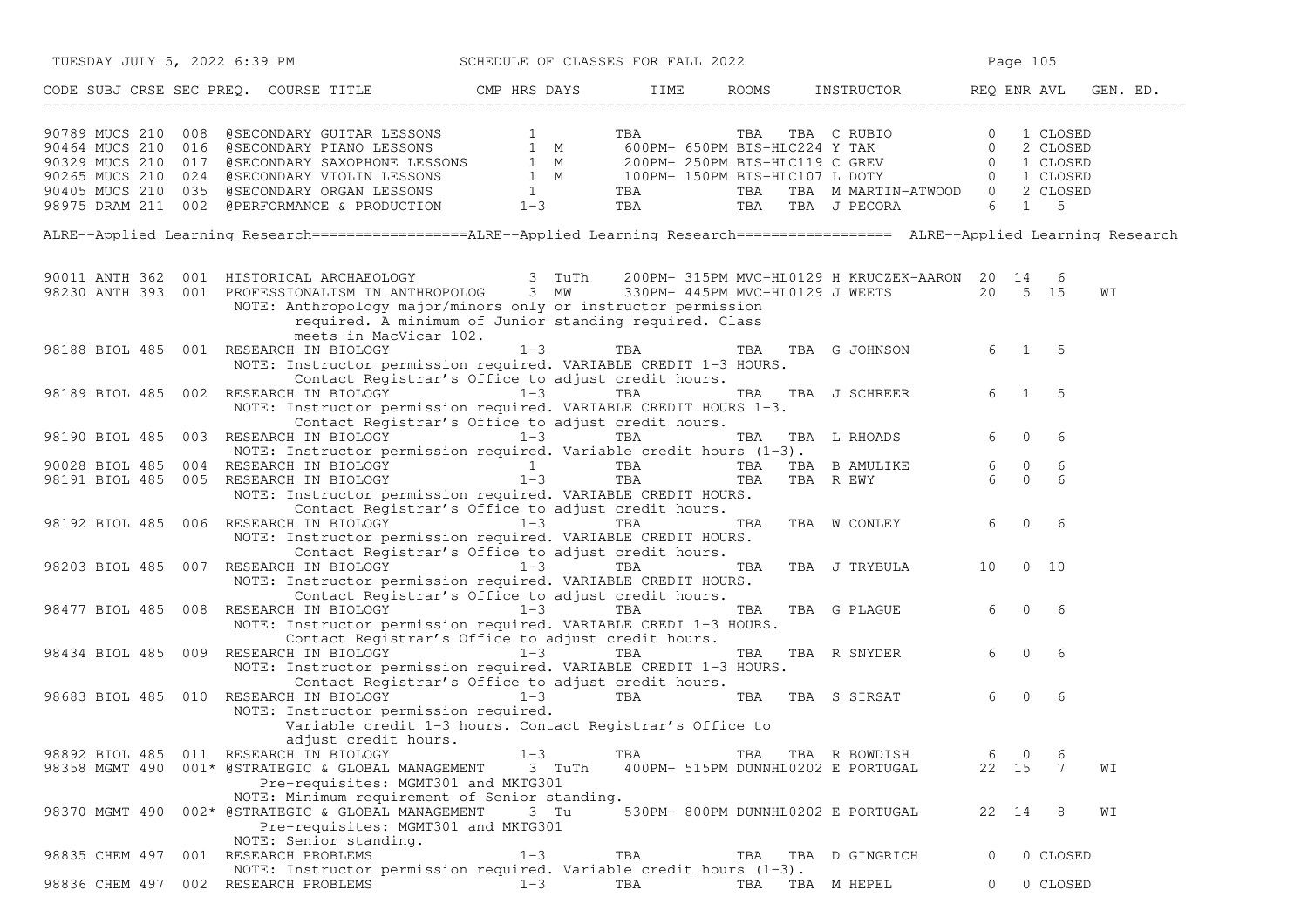| CODE | SUBJ | CRSE | SEC | PREQ. | COURSE TITLE | CMP | HRS | DAYS | TIME | ROOMS | INSTRUCTOR | REQ | ENR | AVL | GEN. ED. |
|---|---|---|---|---|---|---|---|---|---|---|---|---|---|---|---|
| 90789 | MUCS | 210 | 008 | | @SECONDARY GUITAR LESSONS | | 1 | | TBA | TBA TBA | C RUBIO | 0 | 1 | CLOSED | |
| 90464 | MUCS | 210 | 016 | | @SECONDARY PIANO LESSONS | | 1 | M | 600PM- 650PM | BIS-HLC224 | Y TAK | 0 | 2 | CLOSED | |
| 90329 | MUCS | 210 | 017 | | @SECONDARY SAXOPHONE LESSONS | | 1 | M | 200PM- 250PM | BIS-HLC119 | C GREV | 0 | 1 | CLOSED | |
| 90265 | MUCS | 210 | 024 | | @SECONDARY VIOLIN LESSONS | | 1 | M | 100PM- 150PM | BIS-HLC107 | L DOTY | 0 | 1 | CLOSED | |
| 90405 | MUCS | 210 | 035 | | @SECONDARY ORGAN LESSONS | | 1 | | TBA | TBA TBA | M MARTIN-ATWOOD | 0 | 2 | CLOSED | |
| 98975 | DRAM | 211 | 002 | | @PERFORMANCE & PRODUCTION | | 1-3 | | TBA | TBA TBA | J PECORA | 6 | 1 | 5 | |

ALRE--Applied Learning Research==================ALRE--Applied Learning Research================== ALRE--Applied Learning Research

| CODE | SUBJ | CRSE | SEC | PREQ. | COURSE TITLE | CMP | HRS | DAYS | TIME | ROOMS | INSTRUCTOR | REQ | ENR | AVL | GEN. ED. |
|---|---|---|---|---|---|---|---|---|---|---|---|---|---|---|---|
| 90011 | ANTH | 362 | 001 | | HISTORICAL ARCHAEOLOGY | | 3 | TuTh | 200PM- 315PM | MVC-HL0129 | H KRUCZEK-AARON | 20 | 14 | 6 | |
| 98230 | ANTH | 393 | 001 | | PROFESSIONALISM IN ANTHROPOLOG | | 3 | MW | 330PM- 445PM | MVC-HL0129 | J WEETS | 20 | 5 | 15 | WI |
| | | | | | NOTE: Anthropology major/minors only or instructor permission required. A minimum of Junior standing required. Class meets in MacVicar 102. | | | | | | | | | | |
| 98188 | BIOL | 485 | 001 | | RESEARCH IN BIOLOGY | | 1-3 | | TBA | TBA TBA | G JOHNSON | 6 | 1 | 5 | |
| | | | | | NOTE: Instructor permission required. VARIABLE CREDIT 1-3 HOURS. Contact Registrar's Office to adjust credit hours. | | | | | | | | | | |
| 98189 | BIOL | 485 | 002 | | RESEARCH IN BIOLOGY | | 1-3 | | TBA | TBA TBA | J SCHREER | 6 | 1 | 5 | |
| | | | | | NOTE: Instructor permission required. VARIABLE CREDIT HOURS 1-3. Contact Registrar's Office to adjust credit hours. | | | | | | | | | | |
| 98190 | BIOL | 485 | 003 | | RESEARCH IN BIOLOGY | | 1-3 | | TBA | TBA TBA | L RHOADS | 6 | 0 | 6 | |
| | | | | | NOTE: Instructor permission required. Variable credit hours (1-3). | | | | | | | | | | |
| 90028 | BIOL | 485 | 004 | | RESEARCH IN BIOLOGY | | 1 | | TBA | TBA TBA | B AMULIKE | 6 | 0 | 6 | |
| 98191 | BIOL | 485 | 005 | | RESEARCH IN BIOLOGY | | 1-3 | | TBA | TBA TBA | R EWY | 6 | 0 | 6 | |
| | | | | | NOTE: Instructor permission required. VARIABLE CREDIT HOURS. Contact Registrar's Office to adjust credit hours. | | | | | | | | | | |
| 98192 | BIOL | 485 | 006 | | RESEARCH IN BIOLOGY | | 1-3 | | TBA | TBA TBA | W CONLEY | 6 | 0 | 6 | |
| | | | | | NOTE: Instructor permission required. VARIABLE CREDIT HOURS. Contact Registrar's Office to adjust credit hours. | | | | | | | | | | |
| 98203 | BIOL | 485 | 007 | | RESEARCH IN BIOLOGY | | 1-3 | | TBA | TBA TBA | J TRYBULA | 10 | 0 | 10 | |
| | | | | | NOTE: Instructor permission required. VARIABLE CREDIT HOURS. Contact Registrar's Office to adjust credit hours. | | | | | | | | | | |
| 98477 | BIOL | 485 | 008 | | RESEARCH IN BIOLOGY | | 1-3 | | TBA | TBA TBA | G PLAGUE | 6 | 0 | 6 | |
| | | | | | NOTE: Instructor permission required. VARIABLE CREDI 1-3 HOURS. Contact Registrar's Office to adjust credit hours. | | | | | | | | | | |
| 98434 | BIOL | 485 | 009 | | RESEARCH IN BIOLOGY | | 1-3 | | TBA | TBA TBA | R SNYDER | 6 | 0 | 6 | |
| | | | | | NOTE: Instructor permission required. VARIABLE CREDIT 1-3 HOURS. Contact Registrar's Office to adjust credit hours. | | | | | | | | | | |
| 98683 | BIOL | 485 | 010 | | RESEARCH IN BIOLOGY | | 1-3 | | TBA | TBA TBA | S SIRSAT | 6 | 0 | 6 | |
| | | | | | NOTE: Instructor permission required. Variable credit 1-3 hours. Contact Registrar's Office to adjust credit hours. | | | | | | | | | | |
| 98892 | BIOL | 485 | 011 | | RESEARCH IN BIOLOGY | | 1-3 | | TBA | TBA TBA | R BOWDISH | 6 | 0 | 6 | |
| 98358 | MGMT | 490 | 001* | | @STRATEGIC & GLOBAL MANAGEMENT | | 3 | TuTh | 400PM- 515PM | DUNNHL0202 | E PORTUGAL | 22 | 15 | 7 | WI |
| | | | | | Pre-requisites: MGMT301 and MKTG301 NOTE: Minimum requirement of Senior standing. | | | | | | | | | | |
| 98370 | MGMT | 490 | 002* | | @STRATEGIC & GLOBAL MANAGEMENT | | 3 | Tu | 530PM- 800PM | DUNNHL0202 | E PORTUGAL | 22 | 14 | 8 | WI |
| | | | | | Pre-requisites: MGMT301 and MKTG301 NOTE: Senior standing. | | | | | | | | | | |
| 98835 | CHEM | 497 | 001 | | RESEARCH PROBLEMS | | 1-3 | | TBA | TBA TBA | D GINGRICH | 0 | 0 | CLOSED | |
| | | | | | NOTE: Instructor permission required. Variable credit hours (1-3). | | | | | | | | | | |
| 98836 | CHEM | 497 | 002 | | RESEARCH PROBLEMS | | 1-3 | | TBA | TBA TBA | M HEPEL | 0 | 0 | CLOSED | |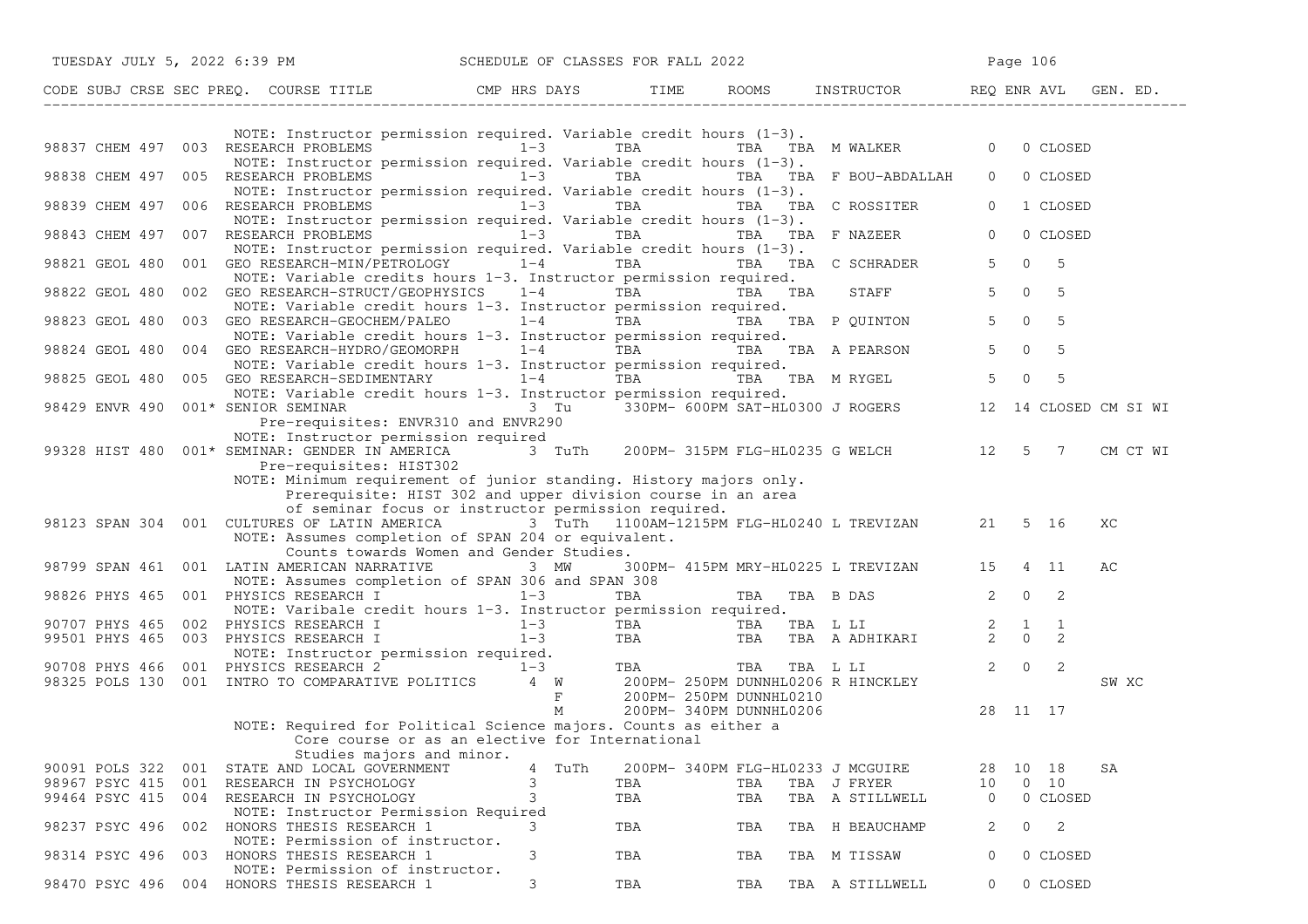| CODE | SUBJ | CRSE | SEC | PREQ. | COURSE TITLE | CMP | HRS | DAYS | TIME | ROOMS | INSTRUCTOR | REQ | ENR | AVL | GEN. ED. |
|---|---|---|---|---|---|---|---|---|---|---|---|---|---|---|---|
| | | | | | NOTE: Instructor permission required. Variable credit hours (1-3). | | | | | | | | | | |
| 98837 | CHEM | 497 | 003 | | RESEARCH PROBLEMS | | 1-3 | | TBA | TBA TBA | M WALKER | 0 | 0 | CLOSED | |
| | | | | | NOTE: Instructor permission required. Variable credit hours (1-3). | | | | | | | | | | |
| 98838 | CHEM | 497 | 005 | | RESEARCH PROBLEMS | | 1-3 | | TBA | TBA TBA | F BOU-ABDALLAH | 0 | 0 | CLOSED | |
| | | | | | NOTE: Instructor permission required. Variable credit hours (1-3). | | | | | | | | | | |
| 98839 | CHEM | 497 | 006 | | RESEARCH PROBLEMS | | 1-3 | | TBA | TBA TBA | C ROSSITER | 0 | 1 | CLOSED | |
| | | | | | NOTE: Instructor permission required. Variable credit hours (1-3). | | | | | | | | | | |
| 98843 | CHEM | 497 | 007 | | RESEARCH PROBLEMS | | 1-3 | | TBA | TBA TBA | F NAZEER | 0 | 0 | CLOSED | |
| | | | | | NOTE: Instructor permission required. Variable credit hours (1-3). | | | | | | | | | | |
| 98821 | GEOL | 480 | 001 | | GEO RESEARCH-MIN/PETROLOGY | | 1-4 | | TBA | TBA TBA | C SCHRADER | 5 | 0 | 5 | |
| | | | | | NOTE: Variable credits hours 1-3. Instructor permission required. | | | | | | | | | | |
| 98822 | GEOL | 480 | 002 | | GEO RESEARCH-STRUCT/GEOPHYSICS | | 1-4 | | TBA | TBA TBA | STAFF | 5 | 0 | 5 | |
| | | | | | NOTE: Variable credit hours 1-3. Instructor permission required. | | | | | | | | | | |
| 98823 | GEOL | 480 | 003 | | GEO RESEARCH-GEOCHEM/PALEO | | 1-4 | | TBA | TBA TBA | P QUINTON | 5 | 0 | 5 | |
| | | | | | NOTE: Variable credit hours 1-3. Instructor permission required. | | | | | | | | | | |
| 98824 | GEOL | 480 | 004 | | GEO RESEARCH-HYDRO/GEOMORPH | | 1-4 | | TBA | TBA TBA | A PEARSON | 5 | 0 | 5 | |
| | | | | | NOTE: Variable credit hours 1-3. Instructor permission required. | | | | | | | | | | |
| 98825 | GEOL | 480 | 005 | | GEO RESEARCH-SEDIMENTARY | | 1-4 | | TBA | TBA TBA | M RYGEL | 5 | 0 | 5 | |
| | | | | | NOTE: Variable credit hours 1-3. Instructor permission required. | | | | | | | | | | |
| 98429 | ENVR | 490 | 001* | | SENIOR SEMINAR | | 3 | Tu | 330PM- 600PM | SAT-HL0300 | J ROGERS | 12 | 14 | CLOSED | CM SI WI |
| | | | | | Pre-requisites: ENVR310 and ENVR290 | | | | | | | | | | |
| | | | | | NOTE: Instructor permission required | | | | | | | | | | |
| 99328 | HIST | 480 | 001* | | SEMINAR: GENDER IN AMERICA | | 3 | TuTh | 200PM- 315PM | FLG-HL0235 | G WELCH | 12 | 5 | 7 | CM CT WI |
| | | | | | Pre-requisites: HIST302 | | | | | | | | | | |
| | | | | | NOTE: Minimum requirement of junior standing. History majors only. Prerequisite: HIST 302 and upper division course in an area of seminar focus or instructor permission required. | | | | | | | | | | |
| 98123 | SPAN | 304 | 001 | | CULTURES OF LATIN AMERICA | | 3 | TuTh | 1100AM-1215PM | FLG-HL0240 | L TREVIZAN | 21 | 5 | 16 | XC |
| | | | | | NOTE: Assumes completion of SPAN 204 or equivalent. Counts towards Women and Gender Studies. | | | | | | | | | | |
| 98799 | SPAN | 461 | 001 | | LATIN AMERICAN NARRATIVE | | 3 | MW | 300PM- 415PM | MRY-HL0225 | L TREVIZAN | 15 | 4 | 11 | AC |
| | | | | | NOTE: Assumes completion of SPAN 306 and SPAN 308 | | | | | | | | | | |
| 98826 | PHYS | 465 | 001 | | PHYSICS RESEARCH I | | 1-3 | | TBA | TBA TBA | B DAS | 2 | 0 | 2 | |
| | | | | | NOTE: Varibale credit hours 1-3. Instructor permission required. | | | | | | | | | | |
| 90707 | PHYS | 465 | 002 | | PHYSICS RESEARCH I | | 1-3 | | TBA | TBA TBA | L LI | 2 | 1 | 1 | |
| 99501 | PHYS | 465 | 003 | | PHYSICS RESEARCH I | | 1-3 | | TBA | TBA TBA | A ADHIKARI | 2 | 0 | 2 | |
| | | | | | NOTE: Instructor permission required. | | | | | | | | | | |
| 90708 | PHYS | 466 | 001 | | PHYSICS RESEARCH 2 | | 1-3 | | TBA | TBA TBA | L LI | 2 | 0 | 2 | |
| 98325 | POLS | 130 | 001 | | INTRO TO COMPARATIVE POLITICS | | 4 | W | 200PM- 250PM | DUNNHL0206 | R HINCKLEY | | | | SW XC |
| | | | | | | | | F | 200PM- 250PM | DUNNHL0210 | | | | | |
| | | | | | | | | M | 200PM- 340PM | DUNNHL0206 | | 28 | 11 | 17 | |
| | | | | | NOTE: Required for Political Science majors. Counts as either a Core course or as an elective for International Studies majors and minor. | | | | | | | | | | |
| 90091 | POLS | 322 | 001 | | STATE AND LOCAL GOVERNMENT | | 4 | TuTh | 200PM- 340PM | FLG-HL0233 | J MCGUIRE | 28 | 10 | 18 | SA |
| 98967 | PSYC | 415 | 001 | | RESEARCH IN PSYCHOLOGY | | 3 | | TBA | TBA TBA | J FRYER | 10 | 0 | 10 | |
| 99464 | PSYC | 415 | 004 | | RESEARCH IN PSYCHOLOGY | | 3 | | TBA | TBA TBA | A STILLWELL | 0 | 0 | CLOSED | |
| | | | | | NOTE: Instructor Permission Required | | | | | | | | | | |
| 98237 | PSYC | 496 | 002 | | HONORS THESIS RESEARCH 1 | | 3 | | TBA | TBA TBA | H BEAUCHAMP | 2 | 0 | 2 | |
| | | | | | NOTE: Permission of instructor. | | | | | | | | | | |
| 98314 | PSYC | 496 | 003 | | HONORS THESIS RESEARCH 1 | | 3 | | TBA | TBA TBA | M TISSAW | 0 | 0 | CLOSED | |
| | | | | | NOTE: Permission of instructor. | | | | | | | | | | |
| 98470 | PSYC | 496 | 004 | | HONORS THESIS RESEARCH 1 | | 3 | | TBA | TBA TBA | A STILLWELL | 0 | 0 | CLOSED | |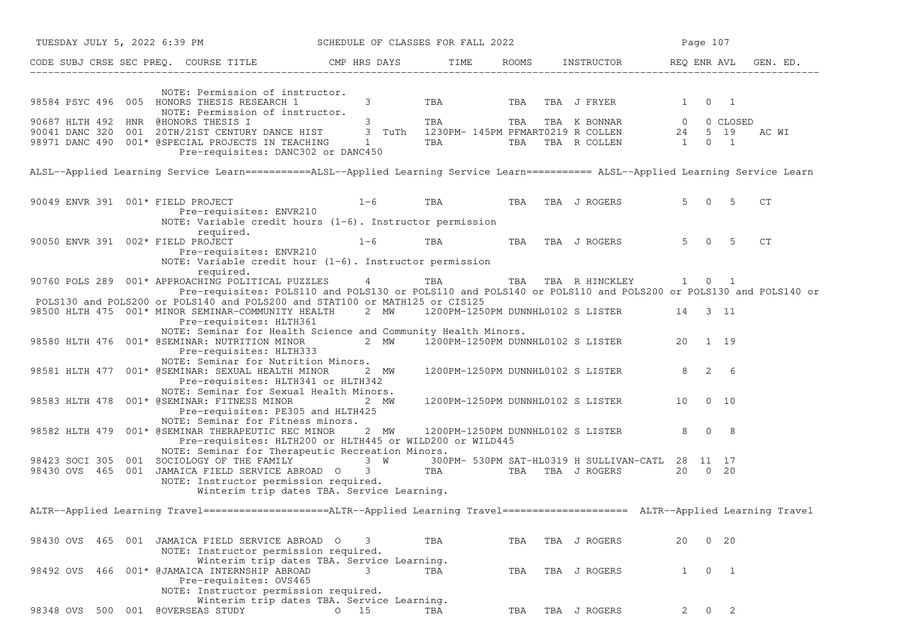| CODE | SUBJ | CRSE | SEC | PREQ. | COURSE TITLE | CMP | HRS | DAYS | TIME | ROOMS | INSTRUCTOR | REQ | ENR | AVL | GEN. ED. |
|---|---|---|---|---|---|---|---|---|---|---|---|---|---|---|---|
| | | | | | NOTE: Permission of instructor. | | | | | | | | | | |
| 98584 | PSYC | 496 | 005 | | HONORS THESIS RESEARCH 1 | | 3 | | TBA | TBA | TBA J FRYER | 1 | 0 | 1 | |
| | | | | | NOTE: Permission of instructor. | | | | | | | | | | |
| 90687 | HLTH | 492 | HNR | | @HONORS THESIS I | | 3 | | TBA | TBA | TBA K BONNAR | 0 | 0 | CLOSED | |
| 90041 | DANC | 320 | 001 | | 20TH/21ST CENTURY DANCE HIST | | 3 | TuTh | 1230PM- 145PM | PFMART0219 | R COLLEN | 24 | 5 | 19 | AC WI |
| 98971 | DANC | 490 | 001* | | @SPECIAL PROJECTS IN TEACHING | | 1 | | TBA | TBA | TBA R COLLEN | 1 | 0 | 1 | |
| | | | | | Pre-requisites: DANC302 or DANC450 | | | | | | | | | | |

ALSL--Applied Learning Service Learn===========ALSL--Applied Learning Service Learn=========== ALSL--Applied Learning Service Learn

| CODE | SUBJ | CRSE | SEC | PREQ. | COURSE TITLE | CMP | HRS | DAYS | TIME | ROOMS | INSTRUCTOR | REQ | ENR | AVL | GEN. ED. |
|---|---|---|---|---|---|---|---|---|---|---|---|---|---|---|---|
| 90049 | ENVR | 391 | 001* | | FIELD PROJECT | | 1-6 | | TBA | TBA | TBA J ROGERS | 5 | 0 | 5 | CT |
| | | | | | Pre-requisites: ENVR210 | | | | | | | | | | |
| | | | | | NOTE: Variable credit hours (1-6). Instructor permission required. | | | | | | | | | | |
| 90050 | ENVR | 391 | 002* | | FIELD PROJECT | | 1-6 | | TBA | TBA | TBA J ROGERS | 5 | 0 | 5 | CT |
| | | | | | Pre-requisites: ENVR210 | | | | | | | | | | |
| | | | | | NOTE: Variable credit hour (1-6). Instructor permission required. | | | | | | | | | | |
| 90760 | POLS | 289 | 001* | | APPROACHING POLITICAL PUZZLES | | 4 | | TBA | TBA | TBA R HINCKLEY | 1 | 0 | 1 | |
| | | | | | Pre-requisites: POLS110 and POLS130 or POLS110 and POLS140 or POLS110 and POLS200 or POLS130 and POLS140 or POLS130 and POLS200 or POLS140 and POLS200 and STAT100 or MATH125 or CIS125 | | | | | | | | | | |
| 98500 | HLTH | 475 | 001* | | MINOR SEMINAR-COMMUNITY HEALTH | | 2 | MW | 1200PM-1250PM | DUNNHL0102 | S LISTER | 14 | 3 | 11 | |
| | | | | | Pre-requisites: HLTH361 | | | | | | | | | | |
| | | | | | NOTE: Seminar for Health Science and Community Health Minors. | | | | | | | | | | |
| 98580 | HLTH | 476 | 001* | | @SEMINAR: NUTRITION MINOR | | 2 | MW | 1200PM-1250PM | DUNNHL0102 | S LISTER | 20 | 1 | 19 | |
| | | | | | Pre-requisites: HLTH333 | | | | | | | | | | |
| | | | | | NOTE: Seminar for Nutrition Minors. | | | | | | | | | | |
| 98581 | HLTH | 477 | 001* | | @SEMINAR: SEXUAL HEALTH MINOR | | 2 | MW | 1200PM-1250PM | DUNNHL0102 | S LISTER | 8 | 2 | 6 | |
| | | | | | Pre-requisites: HLTH341 or HLTH342 | | | | | | | | | | |
| | | | | | NOTE: Seminar for Sexual Health Minors. | | | | | | | | | | |
| 98583 | HLTH | 478 | 001* | | @SEMINAR: FITNESS MINOR | | 2 | MW | 1200PM-1250PM | DUNNHL0102 | S LISTER | 10 | 0 | 10 | |
| | | | | | Pre-requisites: PE305 and HLTH425 | | | | | | | | | | |
| | | | | | NOTE: Seminar for Fitness minors. | | | | | | | | | | |
| 98582 | HLTH | 479 | 001* | | @SEMINAR THERAPEUTIC REC MINOR | | 2 | MW | 1200PM-1250PM | DUNNHL0102 | S LISTER | 8 | 0 | 8 | |
| | | | | | Pre-requisites: HLTH200 or HLTH445 or WILD200 or WILD445 | | | | | | | | | | |
| | | | | | NOTE: Seminar for Therapeutic Recreation Minors. | | | | | | | | | | |
| 98423 | SOCI | 305 | 001 | | SOCIOLOGY OF THE FAMILY | | 3 | W | 300PM- 530PM | SAT-HL0319 | H SULLIVAN-CATL | 28 | 11 | 17 | |
| 98430 | OVS | 465 | 001 | | JAMAICA FIELD SERVICE ABROAD | O | 3 | | TBA | TBA | TBA J ROGERS | 20 | 0 | 20 | |
| | | | | | NOTE: Instructor permission required. Winterim trip dates TBA. Service Learning. | | | | | | | | | | |

ALTR--Applied Learning Travel=====================ALTR--Applied Learning Travel===================== ALTR--Applied Learning Travel

| CODE | SUBJ | CRSE | SEC | PREQ. | COURSE TITLE | CMP | HRS | DAYS | TIME | ROOMS | INSTRUCTOR | REQ | ENR | AVL | GEN. ED. |
|---|---|---|---|---|---|---|---|---|---|---|---|---|---|---|---|
| 98430 | OVS | 465 | 001 | | JAMAICA FIELD SERVICE ABROAD | O | 3 | | TBA | TBA | TBA J ROGERS | 20 | 0 | 20 | |
| | | | | | NOTE: Instructor permission required. Winterim trip dates TBA. Service Learning. | | | | | | | | | | |
| 98492 | OVS | 466 | 001* | | @JAMAICA INTERNSHIP ABROAD | | 3 | | TBA | TBA | TBA J ROGERS | 1 | 0 | 1 | |
| | | | | | Pre-requisites: OVS465 | | | | | | | | | | |
| | | | | | NOTE: Instructor permission required. Winterim trip dates TBA. Service Learning. | | | | | | | | | | |
| 98348 | OVS | 500 | 001 | | @OVERSEAS STUDY | O | 15 | | TBA | TBA | TBA J ROGERS | 2 | 0 | 2 | |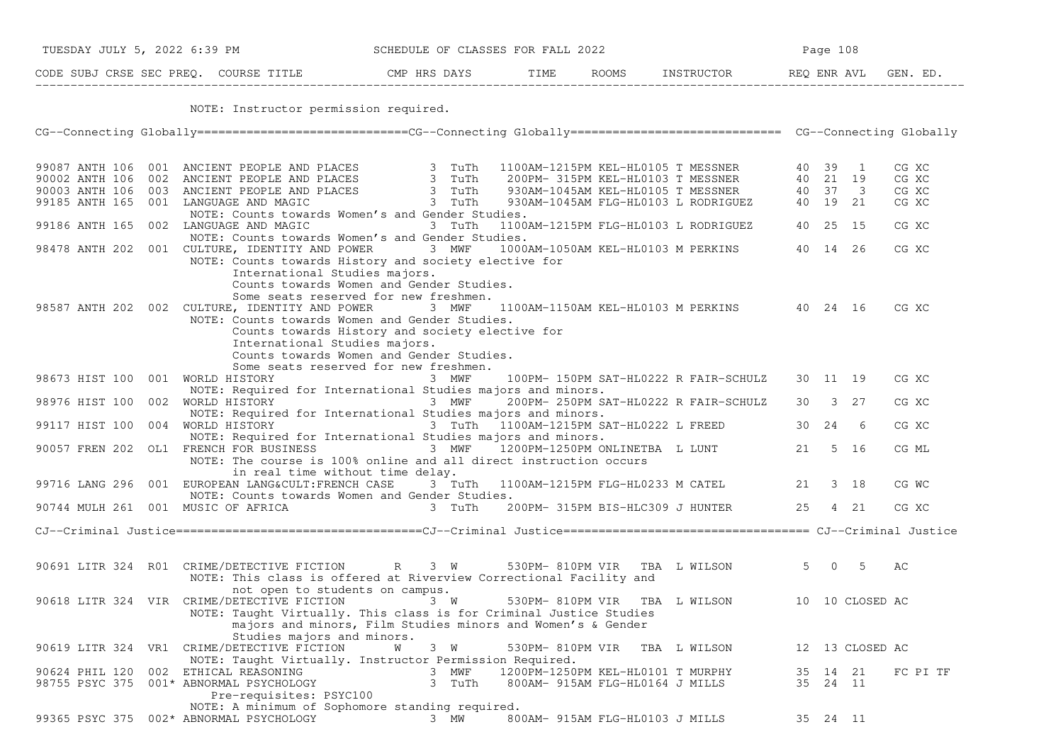| CODE | SUBJ | CRSE | SEC | PREQ. | COURSE TITLE | CMP | HRS | DAYS | TIME | ROOMS | INSTRUCTOR | REQ | ENR | AVL | GEN. ED. |
|---|---|---|---|---|---|---|---|---|---|---|---|---|---|---|---|
| | | | | | NOTE: Instructor permission required. | | | | | | | | | | |

## CG--Connecting Globally

| CODE | SUBJ | CRSE | SEC | PREQ. | COURSE TITLE | CMP | HRS | DAYS | TIME | ROOMS | INSTRUCTOR | REQ | ENR | AVL | GEN. ED. |
|---|---|---|---|---|---|---|---|---|---|---|---|---|---|---|---|
| 99087 | ANTH | 106 | 001 | | ANCIENT PEOPLE AND PLACES | | 3 | TuTh | 1100AM-1215PM | KEL-HL0105 | T MESSNER | 40 | 39 | 1 | CG XC |
| 90002 | ANTH | 106 | 002 | | ANCIENT PEOPLE AND PLACES | | 3 | TuTh | 200PM- 315PM | KEL-HL0103 | T MESSNER | 40 | 21 | 19 | CG XC |
| 90003 | ANTH | 106 | 003 | | ANCIENT PEOPLE AND PLACES | | 3 | TuTh | 930AM-1045AM | KEL-HL0105 | T MESSNER | 40 | 37 | 3 | CG XC |
| 99185 | ANTH | 165 | 001 | | LANGUAGE AND MAGIC | | 3 | TuTh | 930AM-1045AM | FLG-HL0103 | L RODRIGUEZ | 40 | 19 | 21 | CG XC |
| | | | | | NOTE: Counts towards Women's and Gender Studies. | | | | | | | | | | |
| 99186 | ANTH | 165 | 002 | | LANGUAGE AND MAGIC | | 3 | TuTh | 1100AM-1215PM | FLG-HL0103 | L RODRIGUEZ | 40 | 25 | 15 | CG XC |
| | | | | | NOTE: Counts towards Women's and Gender Studies. | | | | | | | | | | |
| 98478 | ANTH | 202 | 001 | | CULTURE, IDENTITY AND POWER | | 3 | MWF | 1000AM-1050AM | KEL-HL0103 | M PERKINS | 40 | 14 | 26 | CG XC |
| | | | | | NOTE: Counts towards History and society elective for International Studies majors. Counts towards Women and Gender Studies. Some seats reserved for new freshmen. | | | | | | | | | | |
| 98587 | ANTH | 202 | 002 | | CULTURE, IDENTITY AND POWER | | 3 | MWF | 1100AM-1150AM | KEL-HL0103 | M PERKINS | 40 | 24 | 16 | CG XC |
| | | | | | NOTE: Counts towards Women and Gender Studies. Counts towards History and society elective for International Studies majors. Counts towards Women and Gender Studies. Some seats reserved for new freshmen. | | | | | | | | | | |
| 98673 | HIST | 100 | 001 | | WORLD HISTORY | | 3 | MWF | 100PM- 150PM | SAT-HL0222 | R FAIR-SCHULZ | 30 | 11 | 19 | CG XC |
| | | | | | NOTE: Required for International Studies majors and minors. | | | | | | | | | | |
| 98976 | HIST | 100 | 002 | | WORLD HISTORY | | 3 | MWF | 200PM- 250PM | SAT-HL0222 | R FAIR-SCHULZ | 30 | 3 | 27 | CG XC |
| | | | | | NOTE: Required for International Studies majors and minors. | | | | | | | | | | |
| 99117 | HIST | 100 | 004 | | WORLD HISTORY | | 3 | TuTh | 1100AM-1215PM | SAT-HL0222 | L FREED | 30 | 24 | 6 | CG XC |
| | | | | | NOTE: Required for International Studies majors and minors. | | | | | | | | | | |
| 90057 | FREN | 202 | OL1 | | FRENCH FOR BUSINESS | | 3 | MWF | 1200PM-1250PM | ONLINETBA | L LUNT | 21 | 5 | 16 | CG ML |
| | | | | | NOTE: The course is 100% online and all direct instruction occurs in real time without time delay. | | | | | | | | | | |
| 99716 | LANG | 296 | 001 | | EUROPEAN LANG&CULT:FRENCH CASE | | 3 | TuTh | 1100AM-1215PM | FLG-HL0233 | M CATEL | 21 | 3 | 18 | CG WC |
| | | | | | NOTE: Counts towards Women and Gender Studies. | | | | | | | | | | |
| 90744 | MULH | 261 | 001 | | MUSIC OF AFRICA | | 3 | TuTh | 200PM- 315PM | BIS-HLC309 | J HUNTER | 25 | 4 | 21 | CG XC |

## CJ--Criminal Justice

| CODE | SUBJ | CRSE | SEC | PREQ. | COURSE TITLE | CMP | HRS | DAYS | TIME | ROOMS | INSTRUCTOR | REQ | ENR | AVL | GEN. ED. |
|---|---|---|---|---|---|---|---|---|---|---|---|---|---|---|---|
| 90691 | LITR | 324 | R01 | | CRIME/DETECTIVE FICTION | R | 3 | W | 530PM- 810PM | VIR TBA | L WILSON | 5 | 0 | 5 | AC |
| | | | | | NOTE: This class is offered at Riverview Correctional Facility and not open to students on campus. | | | | | | | | | | |
| 90618 | LITR | 324 | VIR | | CRIME/DETECTIVE FICTION | | 3 | W | 530PM- 810PM | VIR TBA | L WILSON | 10 | 10 | CLOSED | AC |
| | | | | | NOTE: Taught Virtually. This class is for Criminal Justice Studies majors and minors, Film Studies minors and Women's & Gender Studies majors and minors. | | | | | | | | | | |
| 90619 | LITR | 324 | VR1 | | CRIME/DETECTIVE FICTION | W | 3 | W | 530PM- 810PM | VIR TBA | L WILSON | 12 | 13 | CLOSED | AC |
| | | | | | NOTE: Taught Virtually. Instructor Permission Required. | | | | | | | | | | |
| 90624 | PHIL | 120 | 002 | | ETHICAL REASONING | | 3 | MWF | 1200PM-1250PM | KEL-HL0101 | T MURPHY | 35 | 14 | 21 | FC PI TF |
| 98755 | PSYC | 375 | 001 | * | ABNORMAL PSYCHOLOGY | | 3 | TuTh | 800AM- 915AM | FLG-HL0164 | J MILLS | 35 | 24 | 11 | |
| | | | | | Pre-requisites: PSYC100 | | | | | | | | | | |
| | | | | | NOTE: A minimum of Sophomore standing required. | | | | | | | | | | |
| 99365 | PSYC | 375 | 002 | * | ABNORMAL PSYCHOLOGY | | 3 | MW | 800AM- 915AM | FLG-HL0103 | J MILLS | 35 | 24 | 11 | |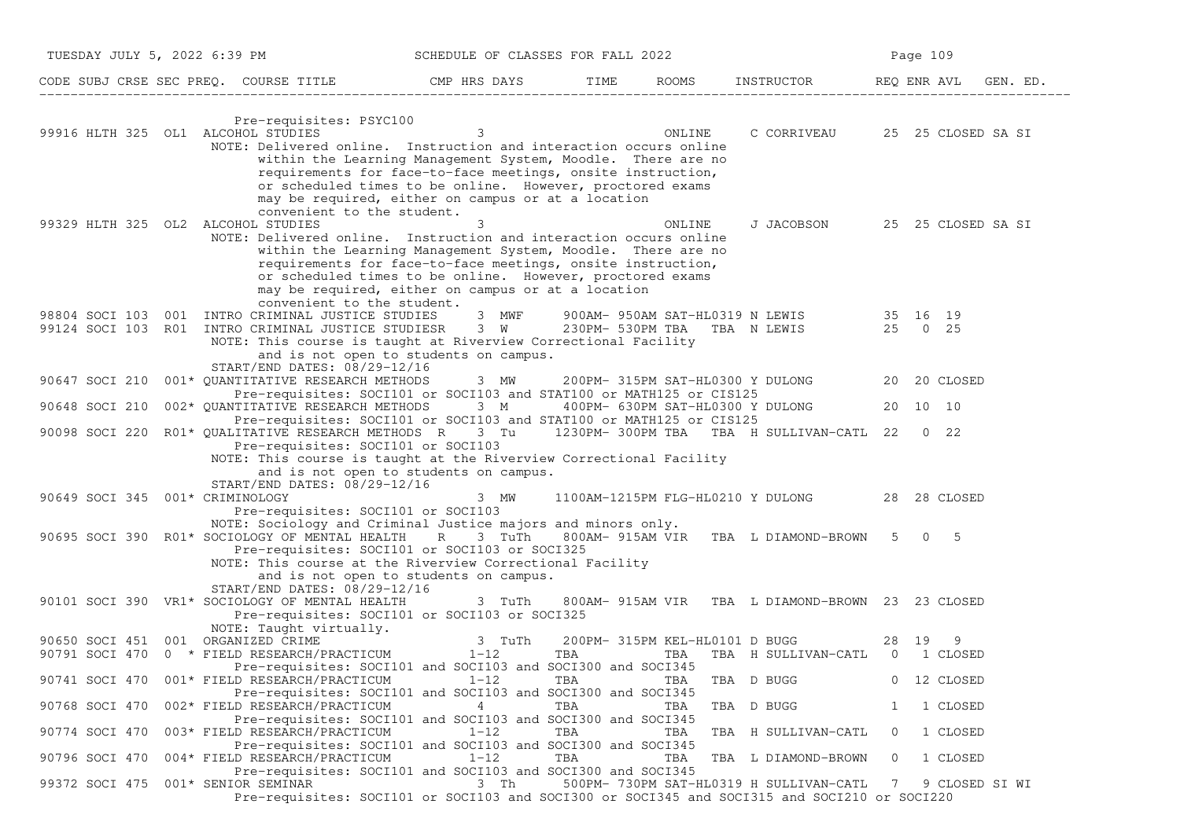| CODE | SUBJ | CRSE | SEC | PREQ. | COURSE TITLE | CMP | HRS | DAYS | TIME | ROOMS | INSTRUCTOR | REQ | ENR | AVL | GEN. ED. |
|---|---|---|---|---|---|---|---|---|---|---|---|---|---|---|---|
| | | | | | Pre-requisites: PSYC100 | | | | | | | | | | |
| 99916 | HLTH | 325 | OL1 | | ALCOHOL STUDIES | | 3 | | | ONLINE | C CORRIVEAU | 25 | 25 | CLOSED | SA SI |
| | | | | | NOTE: Delivered online. Instruction and interaction occurs online within the Learning Management System, Moodle. There are no requirements for face-to-face meetings, onsite instruction, or scheduled times to be online. However, proctored exams may be required, either on campus or at a location convenient to the student. | | | | | | | | | | |
| 99329 | HLTH | 325 | OL2 | | ALCOHOL STUDIES | | 3 | | | ONLINE | J JACOBSON | 25 | 25 | CLOSED | SA SI |
| | | | | | NOTE: Delivered online. Instruction and interaction occurs online within the Learning Management System, Moodle. There are no requirements for face-to-face meetings, onsite instruction, or scheduled times to be online. However, proctored exams may be required, either on campus or at a location convenient to the student. | | | | | | | | | | |
| 98804 | SOCI | 103 | 001 | | INTRO CRIMINAL JUSTICE STUDIES | | 3 | MWF | 900AM- 950AM | SAT-HL0319 | N LEWIS | 35 | 16 | 19 | |
| 99124 | SOCI | 103 | R01 | | INTRO CRIMINAL JUSTICE STUDIES | R | 3 | W | 230PM- 530PM | TBA TBA | N LEWIS | 25 | 0 | 25 | |
| | | | | | NOTE: This course is taught at Riverview Correctional Facility and is not open to students on campus. | | | | | | | | | | |
| | | | | | START/END DATES: 08/29-12/16 | | | | | | | | | | |
| 90647 | SOCI | 210 | 001 | * | QUANTITATIVE RESEARCH METHODS | | 3 | MW | 200PM- 315PM | SAT-HL0300 | Y DULONG | 20 | 20 | CLOSED | |
| | | | | | Pre-requisites: SOCI101 or SOCI103 and STAT100 or MATH125 or CIS125 | | | | | | | | | | |
| 90648 | SOCI | 210 | 002 | * | QUANTITATIVE RESEARCH METHODS | | 3 | M | 400PM- 630PM | SAT-HL0300 | Y DULONG | 20 | 10 | 10 | |
| | | | | | Pre-requisites: SOCI101 or SOCI103 and STAT100 or MATH125 or CIS125 | | | | | | | | | | |
| 90098 | SOCI | 220 | R01 | * | QUALITATIVE RESEARCH METHODS | R | 3 | Tu | 1230PM- 300PM | TBA TBA | H SULLIVAN-CATL | 22 | 0 | 22 | |
| | | | | | Pre-requisites: SOCI101 or SOCI103 | | | | | | | | | | |
| | | | | | NOTE: This course is taught at the Riverview Correctional Facility and is not open to students on campus. | | | | | | | | | | |
| | | | | | START/END DATES: 08/29-12/16 | | | | | | | | | | |
| 90649 | SOCI | 345 | 001 | * | CRIMINOLOGY | | 3 | MW | 1100AM-1215PM | FLG-HL0210 | Y DULONG | 28 | 28 | CLOSED | |
| | | | | | Pre-requisites: SOCI101 or SOCI103 | | | | | | | | | | |
| | | | | | NOTE: Sociology and Criminal Justice majors and minors only. | | | | | | | | | | |
| 90695 | SOCI | 390 | R01 | * | SOCIOLOGY OF MENTAL HEALTH | R | 3 | TuTh | 800AM- 915AM | VIR TBA | L DIAMOND-BROWN | 5 | 0 | 5 | |
| | | | | | Pre-requisites: SOCI101 or SOCI103 or SOCI325 | | | | | | | | | | |
| | | | | | NOTE: This course at the Riverview Correctional Facility and is not open to students on campus. | | | | | | | | | | |
| | | | | | START/END DATES: 08/29-12/16 | | | | | | | | | | |
| 90101 | SOCI | 390 | VR1 | * | SOCIOLOGY OF MENTAL HEALTH | | 3 | TuTh | 800AM- 915AM | VIR TBA | L DIAMOND-BROWN | 23 | 23 | CLOSED | |
| | | | | | Pre-requisites: SOCI101 or SOCI103 or SOCI325 | | | | | | | | | | |
| | | | | | NOTE: Taught virtually. | | | | | | | | | | |
| 90650 | SOCI | 451 | 001 | | ORGANIZED CRIME | | 3 | TuTh | 200PM- 315PM | KEL-HL0101 | D BUGG | 28 | 19 | 9 | |
| 90791 | SOCI | 470 | 0 | * | FIELD RESEARCH/PRACTICUM | | 1-12 | | TBA | TBA TBA | H SULLIVAN-CATL | 0 | 1 | CLOSED | |
| | | | | | Pre-requisites: SOCI101 and SOCI103 and SOCI300 and SOCI345 | | | | | | | | | | |
| 90741 | SOCI | 470 | 001 | * | FIELD RESEARCH/PRACTICUM | | 1-12 | | TBA | TBA TBA | D BUGG | 0 | 12 | CLOSED | |
| | | | | | Pre-requisites: SOCI101 and SOCI103 and SOCI300 and SOCI345 | | | | | | | | | | |
| 90768 | SOCI | 470 | 002 | * | FIELD RESEARCH/PRACTICUM | | 4 | | TBA | TBA TBA | D BUGG | 1 | 1 | CLOSED | |
| | | | | | Pre-requisites: SOCI101 and SOCI103 and SOCI300 and SOCI345 | | | | | | | | | | |
| 90774 | SOCI | 470 | 003 | * | FIELD RESEARCH/PRACTICUM | | 1-12 | | TBA | TBA TBA | H SULLIVAN-CATL | 0 | 1 | CLOSED | |
| | | | | | Pre-requisites: SOCI101 and SOCI103 and SOCI300 and SOCI345 | | | | | | | | | | |
| 90796 | SOCI | 470 | 004 | * | FIELD RESEARCH/PRACTICUM | | 1-12 | | TBA | TBA TBA | L DIAMOND-BROWN | 0 | 1 | CLOSED | |
| | | | | | Pre-requisites: SOCI101 and SOCI103 and SOCI300 and SOCI345 | | | | | | | | | | |
| 99372 | SOCI | 475 | 001 | * | SENIOR SEMINAR | | 3 | Th | 500PM- 730PM | SAT-HL0319 | H SULLIVAN-CATL | 7 | 9 | CLOSED | SI WI |
| | | | | | Pre-requisites: SOCI101 or SOCI103 and SOCI300 or SOCI345 and SOCI315 and SOCI210 or SOCI220 | | | | | | | | | | |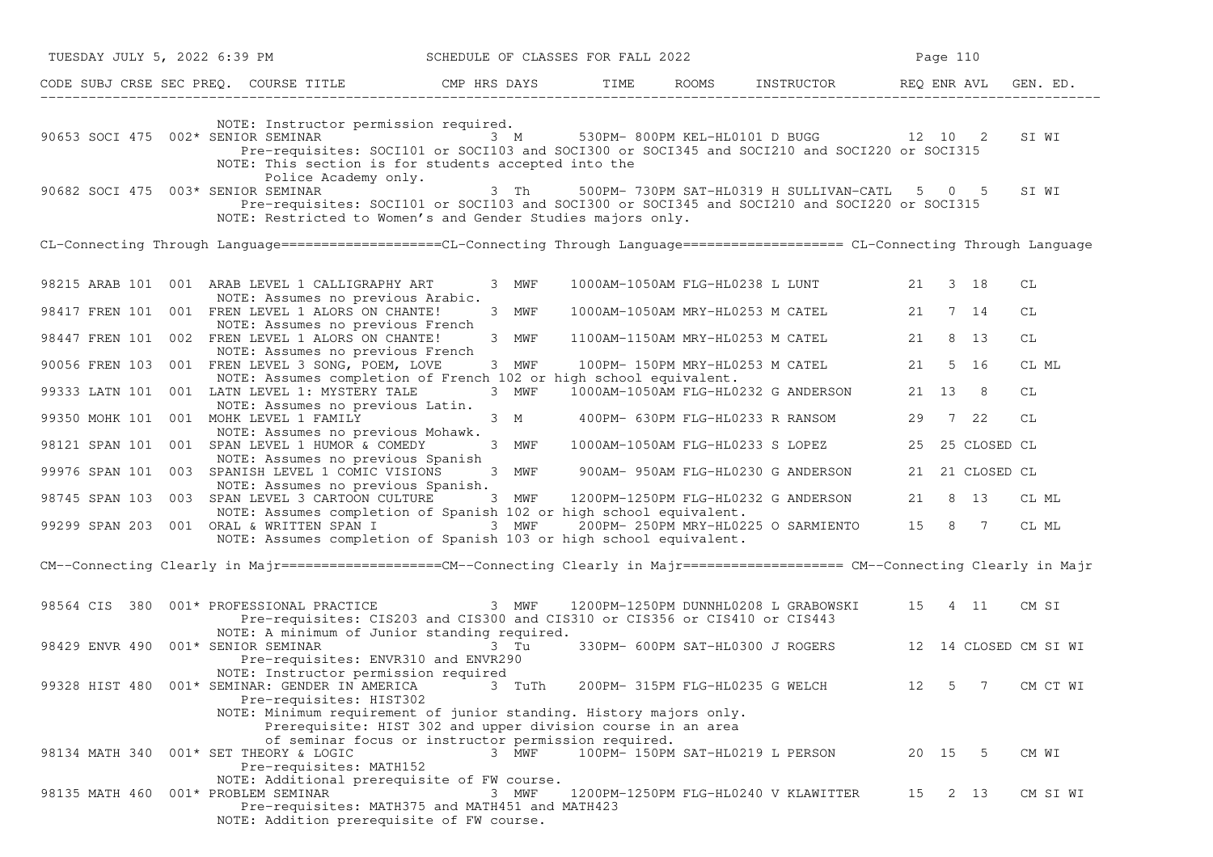| CODE | SUBJ | CRSE | SEC | PREQ. | COURSE TITLE | CMP | HRS | DAYS | TIME | ROOMS | INSTRUCTOR | REQ | ENR | AVL | GEN. ED. |
|---|---|---|---|---|---|---|---|---|---|---|---|---|---|---|---|
| | | | | | NOTE: Instructor permission required. | | | | | | | | | | |
| 90653 | SOCI | 475 | 002 | * | SENIOR SEMINAR | | 3 | M | 530PM- 800PM | KEL-HL0101 | D BUGG | 12 | 10 | 2 | SI WI |
| | | | | | Pre-requisites: SOCI101 or SOCI103 and SOCI300 or SOCI345 and SOCI210 and SOCI220 or SOCI315 | | | | | | | | | | |
| | | | | | NOTE: This section is for students accepted into the Police Academy only. | | | | | | | | | | |
| 90682 | SOCI | 475 | 003 | * | SENIOR SEMINAR | | 3 | Th | 500PM- 730PM | SAT-HL0319 | H SULLIVAN-CATL | 5 | 0 | 5 | SI WI |
| | | | | | Pre-requisites: SOCI101 or SOCI103 and SOCI300 or SOCI345 and SOCI210 and SOCI220 or SOCI315 | | | | | | | | | | |
| | | | | | NOTE: Restricted to Women's and Gender Studies majors only. | | | | | | | | | | |

CL-Connecting Through Language====================CL-Connecting Through Language==================== CL-Connecting Through Language

| CODE | SUBJ | CRSE | SEC | PREQ. | COURSE TITLE | CMP | HRS | DAYS | TIME | ROOMS | INSTRUCTOR | REQ | ENR | AVL | GEN. ED. |
|---|---|---|---|---|---|---|---|---|---|---|---|---|---|---|---|
| 98215 | ARAB | 101 | 001 | | ARAB LEVEL 1 CALLIGRAPHY ART | | 3 | MWF | 1000AM-1050AM | FLG-HL0238 | L LUNT | 21 | 3 | 18 | CL |
| | | | | | NOTE: Assumes no previous Arabic. | | | | | | | | | | |
| 98417 | FREN | 101 | 001 | | FREN LEVEL 1 ALORS ON CHANTE! | | 3 | MWF | 1000AM-1050AM | MRY-HL0253 | M CATEL | 21 | 7 | 14 | CL |
| | | | | | NOTE: Assumes no previous French | | | | | | | | | | |
| 98447 | FREN | 101 | 002 | | FREN LEVEL 1 ALORS ON CHANTE! | | 3 | MWF | 1100AM-1150AM | MRY-HL0253 | M CATEL | 21 | 8 | 13 | CL |
| | | | | | NOTE: Assumes no previous French | | | | | | | | | | |
| 90056 | FREN | 103 | 001 | | FREN LEVEL 3 SONG, POEM, LOVE | | 3 | MWF | 100PM- 150PM | MRY-HL0253 | M CATEL | 21 | 5 | 16 | CL ML |
| | | | | | NOTE: Assumes completion of French 102 or high school equivalent. | | | | | | | | | | |
| 99333 | LATN | 101 | 001 | | LATN LEVEL 1: MYSTERY TALE | | 3 | MWF | 1000AM-1050AM | FLG-HL0232 | G ANDERSON | 21 | 13 | 8 | CL |
| | | | | | NOTE: Assumes no previous Latin. | | | | | | | | | | |
| 99350 | MOHK | 101 | 001 | | MOHK LEVEL 1 FAMILY | | 3 | M | 400PM- 630PM | FLG-HL0233 | R RANSOM | 29 | 7 | 22 | CL |
| | | | | | NOTE: Assumes no previous Mohawk. | | | | | | | | | | |
| 98121 | SPAN | 101 | 001 | | SPAN LEVEL 1 HUMOR & COMEDY | | 3 | MWF | 1000AM-1050AM | FLG-HL0233 | S LOPEZ | 25 | 25 | CLOSED | CL |
| | | | | | NOTE: Assumes no previous Spanish | | | | | | | | | | |
| 99976 | SPAN | 101 | 003 | | SPANISH LEVEL 1 COMIC VISIONS | | 3 | MWF | 900AM- 950AM | FLG-HL0230 | G ANDERSON | 21 | 21 | CLOSED | CL |
| | | | | | NOTE: Assumes no previous Spanish. | | | | | | | | | | |
| 98745 | SPAN | 103 | 003 | | SPAN LEVEL 3 CARTOON CULTURE | | 3 | MWF | 1200PM-1250PM | FLG-HL0232 | G ANDERSON | 21 | 8 | 13 | CL ML |
| | | | | | NOTE: Assumes completion of Spanish 102 or high school equivalent. | | | | | | | | | | |
| 99299 | SPAN | 203 | 001 | | ORAL & WRITTEN SPAN I | | 3 | MWF | 200PM- 250PM | MRY-HL0225 | O SARMIENTO | 15 | 8 | 7 | CL ML |
| | | | | | NOTE: Assumes completion of Spanish 103 or high school equivalent. | | | | | | | | | | |

CM--Connecting Clearly in Majr====================CM--Connecting Clearly in Majr==================== CM--Connecting Clearly in Majr

| CODE | SUBJ | CRSE | SEC | PREQ. | COURSE TITLE | CMP | HRS | DAYS | TIME | ROOMS | INSTRUCTOR | REQ | ENR | AVL | GEN. ED. |
|---|---|---|---|---|---|---|---|---|---|---|---|---|---|---|---|
| 98564 | CIS | 380 | 001 | * | PROFESSIONAL PRACTICE | | 3 | MWF | 1200PM-1250PM | DUNNHL0208 | L GRABOWSKI | 15 | 4 | 11 | CM SI |
| | | | | | Pre-requisites: CIS203 and CIS300 and CIS310 or CIS356 or CIS410 or CIS443 | | | | | | | | | | |
| | | | | | NOTE: A minimum of Junior standing required. | | | | | | | | | | |
| 98429 | ENVR | 490 | 001 | * | SENIOR SEMINAR | | 3 | Tu | 330PM- 600PM | SAT-HL0300 | J ROGERS | 12 | 14 | CLOSED | CM SI WI |
| | | | | | Pre-requisites: ENVR310 and ENVR290 | | | | | | | | | | |
| | | | | | NOTE: Instructor permission required | | | | | | | | | | |
| 99328 | HIST | 480 | 001 | * | SEMINAR: GENDER IN AMERICA | | 3 | TuTh | 200PM- 315PM | FLG-HL0235 | G WELCH | 12 | 5 | 7 | CM CT WI |
| | | | | | Pre-requisites: HIST302 | | | | | | | | | | |
| | | | | | NOTE: Minimum requirement of junior standing. History majors only. Prerequisite: HIST 302 and upper division course in an area of seminar focus or instructor permission required. | | | | | | | | | | |
| 98134 | MATH | 340 | 001 | * | SET THEORY & LOGIC | | 3 | MWF | 100PM- 150PM | SAT-HL0219 | L PERSON | 20 | 15 | 5 | CM WI |
| | | | | | Pre-requisites: MATH152 | | | | | | | | | | |
| | | | | | NOTE: Additional prerequisite of FW course. | | | | | | | | | | |
| 98135 | MATH | 460 | 001 | * | PROBLEM SEMINAR | | 3 | MWF | 1200PM-1250PM | FLG-HL0240 | V KLAWITTER | 15 | 2 | 13 | CM SI WI |
| | | | | | Pre-requisites: MATH375 and MATH451 and MATH423 | | | | | | | | | | |
| | | | | | NOTE: Addition prerequisite of FW course. | | | | | | | | | | |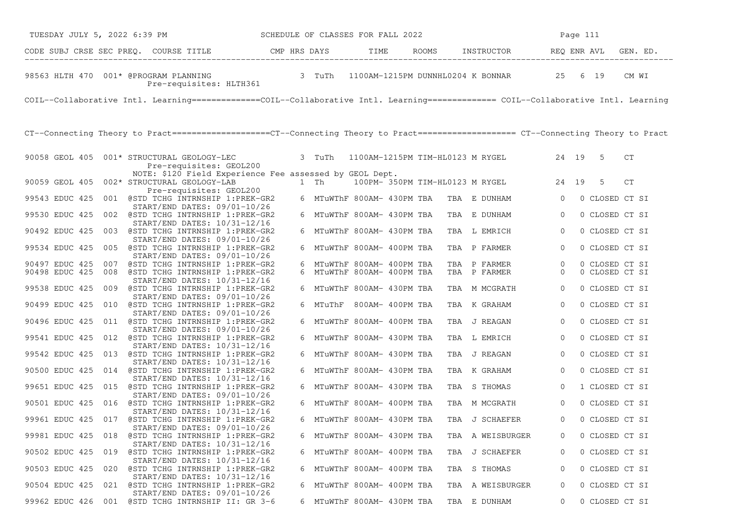| CODE | SUBJ | CRSE | SEC | PREQ. | COURSE TITLE | CMP | HRS | DAYS | TIME | ROOMS | INSTRUCTOR | REQ | ENR | AVL | GEN. ED. |
|---|---|---|---|---|---|---|---|---|---|---|---|---|---|---|---|
| 98563 | HLTH | 470 | 001* | | @PROGRAM PLANNING<br>Pre-requisites: HLTH361 | | 3 | TuTh | 1100AM-1215PM | DUNNHL0204 | K BONNAR | 25 | 6 | 19 | CM WI |

COIL--Collaborative Intl. Learning==============COIL--Collaborative Intl. Learning============== COIL--Collaborative Intl. Learning

CT--Connecting Theory to Pract====================CT--Connecting Theory to Pract==================== CT--Connecting Theory to Pract

| CODE | SUBJ | CRSE | SEC | PREQ. | COURSE TITLE | CMP | HRS | DAYS | TIME | ROOMS | INSTRUCTOR | REQ | ENR | AVL | GEN. ED. |
|---|---|---|---|---|---|---|---|---|---|---|---|---|---|---|---|
| 90058 | GEOL | 405 | 001* | | STRUCTURAL GEOLOGY-LEC<br>Pre-requisites: GEOL200<br>NOTE: $120 Field Experience Fee assessed by GEOL Dept. | | 3 | TuTh | 1100AM-1215PM | TIM-HL0123 | M RYGEL | 24 | 19 | 5 | CT |
| 90059 | GEOL | 405 | 002* | | STRUCTURAL GEOLOGY-LAB<br>Pre-requisites: GEOL200 | | 1 | Th | 100PM- 350PM | TIM-HL0123 | M RYGEL | 24 | 19 | 5 | CT |
| 99543 | EDUC | 425 | 001 | | @STD TCHG INTRNSHIP 1:PREK-GR2<br>START/END DATES: 09/01-10/26 | | 6 | MTuWThF | 800AM- 430PM | TBA TBA | E DUNHAM | 0 | 0 | CLOSED | CT SI |
| 99530 | EDUC | 425 | 002 | | @STD TCHG INTRNSHIP 1:PREK-GR2<br>START/END DATES: 10/31-12/16 | | 6 | MTuWThF | 800AM- 430PM | TBA TBA | E DUNHAM | 0 | 0 | CLOSED | CT SI |
| 90492 | EDUC | 425 | 003 | | @STD TCHG INTRNSHIP 1:PREK-GR2<br>START/END DATES: 09/01-10/26 | | 6 | MTuWThF | 800AM- 430PM | TBA TBA | L EMRICH | 0 | 0 | CLOSED | CT SI |
| 99534 | EDUC | 425 | 005 | | @STD TCHG INTRNSHIP 1:PREK-GR2<br>START/END DATES: 09/01-10/26 | | 6 | MTuWThF | 800AM- 400PM | TBA TBA | P FARMER | 0 | 0 | CLOSED | CT SI |
| 90497 | EDUC | 425 | 007 | | @STD TCHG INTRNSHIP 1:PREK-GR2 | | 6 | MTuWThF | 800AM- 400PM | TBA TBA | P FARMER | 0 | 0 | CLOSED | CT SI |
| 90498 | EDUC | 425 | 008 | | @STD TCHG INTRNSHIP 1:PREK-GR2<br>START/END DATES: 10/31-12/16 | | 6 | MTuWThF | 800AM- 400PM | TBA TBA | P FARMER | 0 | 0 | CLOSED | CT SI |
| 99538 | EDUC | 425 | 009 | | @STD TCHG INTRNSHIP 1:PREK-GR2<br>START/END DATES: 09/01-10/26 | | 6 | MTuWThF | 800AM- 430PM | TBA TBA | M MCGRATH | 0 | 0 | CLOSED | CT SI |
| 90499 | EDUC | 425 | 010 | | @STD TCHG INTRNSHIP 1:PREK-GR2<br>START/END DATES: 09/01-10/26 | | 6 | MTuThF | 800AM- 400PM | TBA TBA | K GRAHAM | 0 | 0 | CLOSED | CT SI |
| 90496 | EDUC | 425 | 011 | | @STD TCHG INTRNSHIP 1:PREK-GR2<br>START/END DATES: 09/01-10/26 | | 6 | MTuWThF | 800AM- 400PM | TBA TBA | J REAGAN | 0 | 0 | CLOSED | CT SI |
| 99541 | EDUC | 425 | 012 | | @STD TCHG INTRNSHIP 1:PREK-GR2<br>START/END DATES: 10/31-12/16 | | 6 | MTuWThF | 800AM- 430PM | TBA TBA | L EMRICH | 0 | 0 | CLOSED | CT SI |
| 99542 | EDUC | 425 | 013 | | @STD TCHG INTRNSHIP 1:PREK-GR2<br>START/END DATES: 10/31-12/16 | | 6 | MTuWThF | 800AM- 430PM | TBA TBA | J REAGAN | 0 | 0 | CLOSED | CT SI |
| 90500 | EDUC | 425 | 014 | | @STD TCHG INTRNSHIP 1:PREK-GR2<br>START/END DATES: 10/31-12/16 | | 6 | MTuWThF | 800AM- 430PM | TBA TBA | K GRAHAM | 0 | 0 | CLOSED | CT SI |
| 99651 | EDUC | 425 | 015 | | @STD TCHG INTRNSHIP 1:PREK-GR2<br>START/END DATES: 09/01-10/26 | | 6 | MTuWThF | 800AM- 430PM | TBA TBA | S THOMAS | 0 | 1 | CLOSED | CT SI |
| 90501 | EDUC | 425 | 016 | | @STD TCHG INTRNSHIP 1:PREK-GR2<br>START/END DATES: 10/31-12/16 | | 6 | MTuWThF | 800AM- 400PM | TBA TBA | M MCGRATH | 0 | 0 | CLOSED | CT SI |
| 99961 | EDUC | 425 | 017 | | @STD TCHG INTRNSHIP 1:PREK-GR2<br>START/END DATES: 09/01-10/26 | | 6 | MTuWThF | 800AM- 430PM | TBA TBA | J SCHAEFER | 0 | 0 | CLOSED | CT SI |
| 99981 | EDUC | 425 | 018 | | @STD TCHG INTRNSHIP 1:PREK-GR2<br>START/END DATES: 10/31-12/16 | | 6 | MTuWThF | 800AM- 430PM | TBA TBA | A WEISBURGER | 0 | 0 | CLOSED | CT SI |
| 90502 | EDUC | 425 | 019 | | @STD TCHG INTRNSHIP 1:PREK-GR2<br>START/END DATES: 10/31-12/16 | | 6 | MTuWThF | 800AM- 400PM | TBA TBA | J SCHAEFER | 0 | 0 | CLOSED | CT SI |
| 90503 | EDUC | 425 | 020 | | @STD TCHG INTRNSHIP 1:PREK-GR2<br>START/END DATES: 10/31-12/16 | | 6 | MTuWThF | 800AM- 400PM | TBA TBA | S THOMAS | 0 | 0 | CLOSED | CT SI |
| 90504 | EDUC | 425 | 021 | | @STD TCHG INTRNSHIP 1:PREK-GR2<br>START/END DATES: 09/01-10/26 | | 6 | MTuWThF | 800AM- 400PM | TBA TBA | A WEISBURGER | 0 | 0 | CLOSED | CT SI |
| 99962 | EDUC | 426 | 001 | | @STD TCHG INTRNSHIP II: GR 3-6 | | 6 | MTuWThF | 800AM- 430PM | TBA TBA | E DUNHAM | 0 | 0 | CLOSED | CT SI |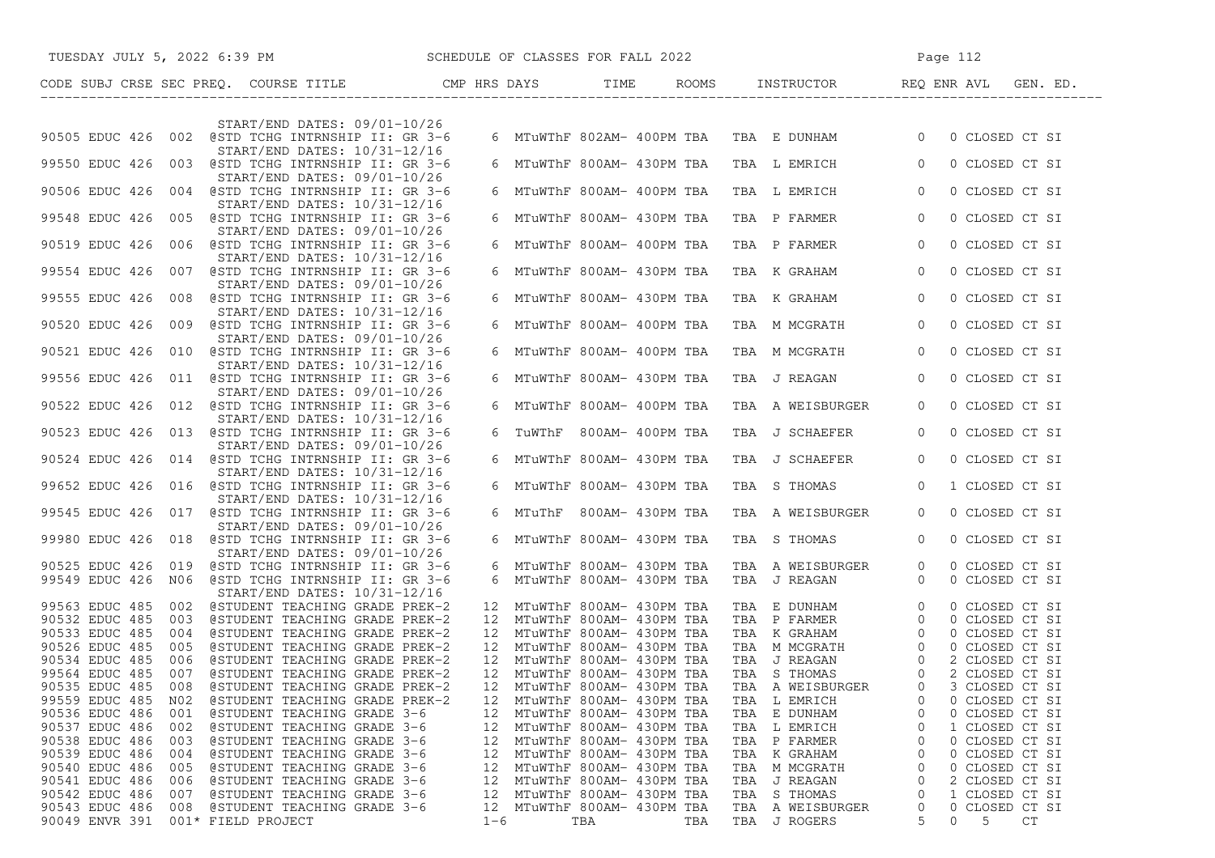SCHEDULE OF CLASSES FOR FALL 2022

| CODE | SUBJ | CRSE | SEC | PREQ. | COURSE TITLE | CMP | HRS | DAYS | TIME | ROOMS | INSTRUCTOR | REQ | ENR | AVL | GEN. ED. |
|---|---|---|---|---|---|---|---|---|---|---|---|---|---|---|---|
| | | | | | START/END DATES: 09/01-10/26 | | | | | | | | | | |
| 90505 | EDUC | 426 | 002 | @ | STD TCHG INTRNSHIP II: GR 3-6 | | 6 | MTuWThF | 802AM- 400PM | TBA | TBA E DUNHAM | 0 | 0 | CLOSED | CT SI |
| | | | | | START/END DATES: 10/31-12/16 | | | | | | | | | | |
| 99550 | EDUC | 426 | 003 | @ | STD TCHG INTRNSHIP II: GR 3-6 | | 6 | MTuWThF | 800AM- 430PM | TBA | TBA L EMRICH | 0 | 0 | CLOSED | CT SI |
| | | | | | START/END DATES: 09/01-10/26 | | | | | | | | | | |
| 90506 | EDUC | 426 | 004 | @ | STD TCHG INTRNSHIP II: GR 3-6 | | 6 | MTuWThF | 800AM- 400PM | TBA | TBA L EMRICH | 0 | 0 | CLOSED | CT SI |
| | | | | | START/END DATES: 10/31-12/16 | | | | | | | | | | |
| 99548 | EDUC | 426 | 005 | @ | STD TCHG INTRNSHIP II: GR 3-6 | | 6 | MTuWThF | 800AM- 430PM | TBA | TBA P FARMER | 0 | 0 | CLOSED | CT SI |
| | | | | | START/END DATES: 09/01-10/26 | | | | | | | | | | |
| 90519 | EDUC | 426 | 006 | @ | STD TCHG INTRNSHIP II: GR 3-6 | | 6 | MTuWThF | 800AM- 400PM | TBA | TBA P FARMER | 0 | 0 | CLOSED | CT SI |
| | | | | | START/END DATES: 10/31-12/16 | | | | | | | | | | |
| 99554 | EDUC | 426 | 007 | @ | STD TCHG INTRNSHIP II: GR 3-6 | | 6 | MTuWThF | 800AM- 430PM | TBA | TBA K GRAHAM | 0 | 0 | CLOSED | CT SI |
| | | | | | START/END DATES: 09/01-10/26 | | | | | | | | | | |
| 99555 | EDUC | 426 | 008 | @ | STD TCHG INTRNSHIP II: GR 3-6 | | 6 | MTuWThF | 800AM- 430PM | TBA | TBA K GRAHAM | 0 | 0 | CLOSED | CT SI |
| | | | | | START/END DATES: 10/31-12/16 | | | | | | | | | | |
| 90520 | EDUC | 426 | 009 | @ | STD TCHG INTRNSHIP II: GR 3-6 | | 6 | MTuWThF | 800AM- 400PM | TBA | TBA M MCGRATH | 0 | 0 | CLOSED | CT SI |
| | | | | | START/END DATES: 09/01-10/26 | | | | | | | | | | |
| 90521 | EDUC | 426 | 010 | @ | STD TCHG INTRNSHIP II: GR 3-6 | | 6 | MTuWThF | 800AM- 400PM | TBA | TBA M MCGRATH | 0 | 0 | CLOSED | CT SI |
| | | | | | START/END DATES: 10/31-12/16 | | | | | | | | | | |
| 99556 | EDUC | 426 | 011 | @ | STD TCHG INTRNSHIP II: GR 3-6 | | 6 | MTuWThF | 800AM- 430PM | TBA | TBA J REAGAN | 0 | 0 | CLOSED | CT SI |
| | | | | | START/END DATES: 09/01-10/26 | | | | | | | | | | |
| 90522 | EDUC | 426 | 012 | @ | STD TCHG INTRNSHIP II: GR 3-6 | | 6 | MTuWThF | 800AM- 400PM | TBA | TBA A WEISBURGER | 0 | 0 | CLOSED | CT SI |
| | | | | | START/END DATES: 10/31-12/16 | | | | | | | | | | |
| 90523 | EDUC | 426 | 013 | @ | STD TCHG INTRNSHIP II: GR 3-6 | | 6 | TuWThF | 800AM- 400PM | TBA | TBA J SCHAEFER | 0 | 0 | CLOSED | CT SI |
| | | | | | START/END DATES: 09/01-10/26 | | | | | | | | | | |
| 90524 | EDUC | 426 | 014 | @ | STD TCHG INTRNSHIP II: GR 3-6 | | 6 | MTuWThF | 800AM- 430PM | TBA | TBA J SCHAEFER | 0 | 0 | CLOSED | CT SI |
| | | | | | START/END DATES: 10/31-12/16 | | | | | | | | | | |
| 99652 | EDUC | 426 | 016 | @ | STD TCHG INTRNSHIP II: GR 3-6 | | 6 | MTuWThF | 800AM- 430PM | TBA | TBA S THOMAS | 0 | 1 | CLOSED | CT SI |
| | | | | | START/END DATES: 10/31-12/16 | | | | | | | | | | |
| 99545 | EDUC | 426 | 017 | @ | STD TCHG INTRNSHIP II: GR 3-6 | | 6 | MTuThF | 800AM- 430PM | TBA | TBA A WEISBURGER | 0 | 0 | CLOSED | CT SI |
| | | | | | START/END DATES: 09/01-10/26 | | | | | | | | | | |
| 99980 | EDUC | 426 | 018 | @ | STD TCHG INTRNSHIP II: GR 3-6 | | 6 | MTuWThF | 800AM- 430PM | TBA | TBA S THOMAS | 0 | 0 | CLOSED | CT SI |
| | | | | | START/END DATES: 09/01-10/26 | | | | | | | | | | |
| 90525 | EDUC | 426 | 019 | @ | STD TCHG INTRNSHIP II: GR 3-6 | | 6 | MTuWThF | 800AM- 430PM | TBA | TBA A WEISBURGER | 0 | 0 | CLOSED | CT SI |
| 99549 | EDUC | 426 | N06 | @ | STD TCHG INTRNSHIP II: GR 3-6 | | 6 | MTuWThF | 800AM- 430PM | TBA | TBA J REAGAN | 0 | 0 | CLOSED | CT SI |
| | | | | | START/END DATES: 10/31-12/16 | | | | | | | | | | |
| 99563 | EDUC | 485 | 002 | @ | STUDENT TEACHING GRADE PREK-2 | | 12 | MTuWThF | 800AM- 430PM | TBA | TBA E DUNHAM | 0 | 0 | CLOSED | CT SI |
| 90532 | EDUC | 485 | 003 | @ | STUDENT TEACHING GRADE PREK-2 | | 12 | MTuWThF | 800AM- 430PM | TBA | TBA P FARMER | 0 | 0 | CLOSED | CT SI |
| 90533 | EDUC | 485 | 004 | @ | STUDENT TEACHING GRADE PREK-2 | | 12 | MTuWThF | 800AM- 430PM | TBA | TBA K GRAHAM | 0 | 0 | CLOSED | CT SI |
| 90526 | EDUC | 485 | 005 | @ | STUDENT TEACHING GRADE PREK-2 | | 12 | MTuWThF | 800AM- 430PM | TBA | TBA M MCGRATH | 0 | 0 | CLOSED | CT SI |
| 90534 | EDUC | 485 | 006 | @ | STUDENT TEACHING GRADE PREK-2 | | 12 | MTuWThF | 800AM- 430PM | TBA | TBA J REAGAN | 0 | 2 | CLOSED | CT SI |
| 99564 | EDUC | 485 | 007 | @ | STUDENT TEACHING GRADE PREK-2 | | 12 | MTuWThF | 800AM- 430PM | TBA | TBA S THOMAS | 0 | 2 | CLOSED | CT SI |
| 90535 | EDUC | 485 | 008 | @ | STUDENT TEACHING GRADE PREK-2 | | 12 | MTuWThF | 800AM- 430PM | TBA | TBA A WEISBURGER | 0 | 3 | CLOSED | CT SI |
| 99559 | EDUC | 485 | N02 | @ | STUDENT TEACHING GRADE PREK-2 | | 12 | MTuWThF | 800AM- 430PM | TBA | TBA L EMRICH | 0 | 0 | CLOSED | CT SI |
| 90536 | EDUC | 486 | 001 | @ | STUDENT TEACHING GRADE 3-6 | | 12 | MTuWThF | 800AM- 430PM | TBA | TBA E DUNHAM | 0 | 0 | CLOSED | CT SI |
| 90537 | EDUC | 486 | 002 | @ | STUDENT TEACHING GRADE 3-6 | | 12 | MTuWThF | 800AM- 430PM | TBA | TBA L EMRICH | 0 | 1 | CLOSED | CT SI |
| 90538 | EDUC | 486 | 003 | @ | STUDENT TEACHING GRADE 3-6 | | 12 | MTuWThF | 800AM- 430PM | TBA | TBA P FARMER | 0 | 0 | CLOSED | CT SI |
| 90539 | EDUC | 486 | 004 | @ | STUDENT TEACHING GRADE 3-6 | | 12 | MTuWThF | 800AM- 430PM | TBA | TBA K GRAHAM | 0 | 0 | CLOSED | CT SI |
| 90540 | EDUC | 486 | 005 | @ | STUDENT TEACHING GRADE 3-6 | | 12 | MTuWThF | 800AM- 430PM | TBA | TBA M MCGRATH | 0 | 0 | CLOSED | CT SI |
| 90541 | EDUC | 486 | 006 | @ | STUDENT TEACHING GRADE 3-6 | | 12 | MTuWThF | 800AM- 430PM | TBA | TBA J REAGAN | 0 | 2 | CLOSED | CT SI |
| 90542 | EDUC | 486 | 007 | @ | STUDENT TEACHING GRADE 3-6 | | 12 | MTuWThF | 800AM- 430PM | TBA | TBA S THOMAS | 0 | 1 | CLOSED | CT SI |
| 90543 | EDUC | 486 | 008 | @ | STUDENT TEACHING GRADE 3-6 | | 12 | MTuWThF | 800AM- 430PM | TBA | TBA A WEISBURGER | 0 | 0 | CLOSED | CT SI |
| 90049 | ENVR | 391 | 001* | | FIELD PROJECT | | 1-6 | | TBA | TBA | TBA J ROGERS | 5 | 0 | 5 | CT |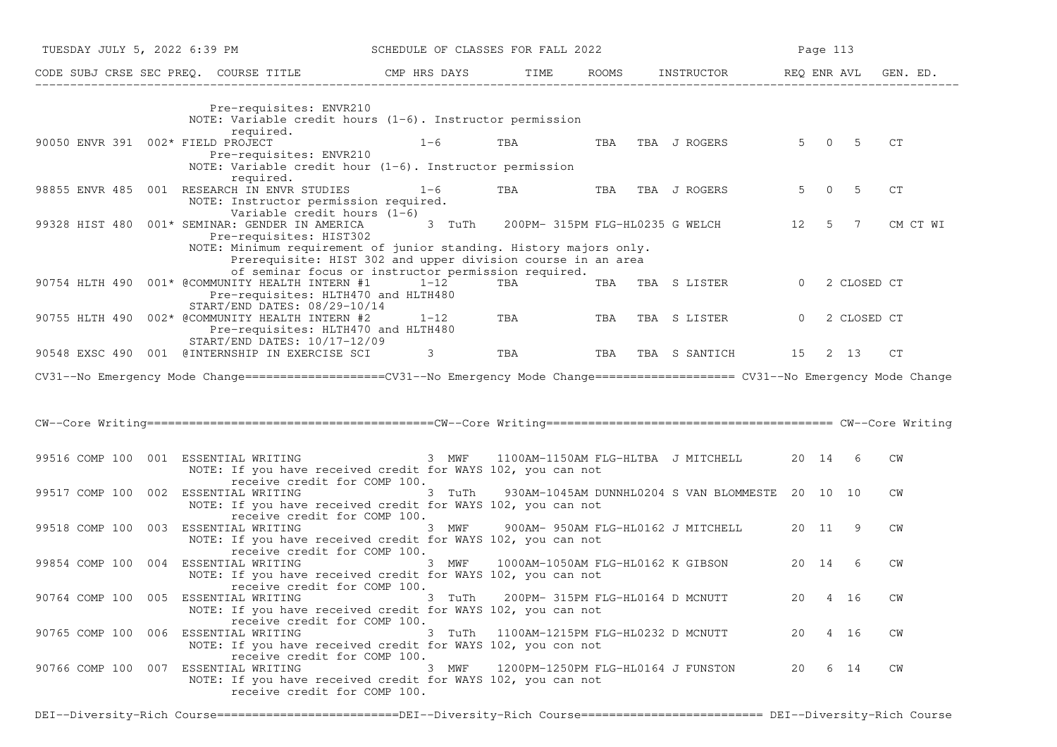| CODE | SUBJ | CRSE | SEC | PREQ. | COURSE TITLE | CMP | HRS | DAYS | TIME | ROOMS | INSTRUCTOR | REQ | ENR | AVL | GEN. ED. |
|---|---|---|---|---|---|---|---|---|---|---|---|---|---|---|---|
| | | | | | Pre-requisites: ENVR210<br>NOTE: Variable credit hours (1-6). Instructor permission required. | | | | | | | | | | |
| 90050 | ENVR | 391 | 002* | | FIELD PROJECT<br>Pre-requisites: ENVR210<br>NOTE: Variable credit hour (1-6). Instructor permission required. | | 1-6 | TBA | TBA | TBA | J ROGERS | 5 | 0 | 5 | CT |
| 98855 | ENVR | 485 | 001 | | RESEARCH IN ENVR STUDIES<br>NOTE: Instructor permission required. Variable credit hours (1-6) | | 1-6 | TBA | TBA | TBA | J ROGERS | 5 | 0 | 5 | CT |
| 99328 | HIST | 480 | 001* | | SEMINAR: GENDER IN AMERICA<br>Pre-requisites: HIST302<br>NOTE: Minimum requirement of junior standing. History majors only. Prerequisite: HIST 302 and upper division course in an area of seminar focus or instructor permission required. | | 3 | TuTh | 200PM- 315PM | FLG-HL0235 | G WELCH | 12 | 5 | 7 | CM CT WI |
| 90754 | HLTH | 490 | 001* | | @COMMUNITY HEALTH INTERN #1<br>Pre-requisites: HLTH470 and HLTH480<br>START/END DATES: 08/29-10/14 | | 1-12 | TBA | TBA | TBA | S LISTER | 0 | 2 | CLOSED | CT |
| 90755 | HLTH | 490 | 002* | | @COMMUNITY HEALTH INTERN #2<br>Pre-requisites: HLTH470 and HLTH480<br>START/END DATES: 10/17-12/09 | | 1-12 | TBA | TBA | TBA | S LISTER | 0 | 2 | CLOSED | CT |
| 90548 | EXSC | 490 | 001 | | @INTERNSHIP IN EXERCISE SCI | | 3 | TBA | TBA | TBA | S SANTICH | 15 | 2 | 13 | CT |

CV31--No Emergency Mode Change====================CV31--No Emergency Mode Change==================== CV31--No Emergency Mode Change

CW--Core Writing========================================CW--Core Writing======================================== CW--Core Writing

| CODE | SUBJ | CRSE | SEC | PREQ. | COURSE TITLE | CMP | HRS | DAYS | TIME | ROOMS | INSTRUCTOR | REQ | ENR | AVL | GEN. ED. |
|---|---|---|---|---|---|---|---|---|---|---|---|---|---|---|---|
| 99516 | COMP | 100 | 001 | | ESSENTIAL WRITING<br>NOTE: If you have received credit for WAYS 102, you can not receive credit for COMP 100. | | 3 | MWF | 1100AM-1150AM | FLG-HLTBA | J MITCHELL | 20 | 14 | 6 | CW |
| 99517 | COMP | 100 | 002 | | ESSENTIAL WRITING<br>NOTE: If you have received credit for WAYS 102, you can not receive credit for COMP 100. | | 3 | TuTh | 930AM-1045AM | DUNNHL0204 | S VAN BLOMMESTE | 20 | 10 | 10 | CW |
| 99518 | COMP | 100 | 003 | | ESSENTIAL WRITING<br>NOTE: If you have received credit for WAYS 102, you can not receive credit for COMP 100. | | 3 | MWF | 900AM- 950AM | FLG-HL0162 | J MITCHELL | 20 | 11 | 9 | CW |
| 99854 | COMP | 100 | 004 | | ESSENTIAL WRITING<br>NOTE: If you have received credit for WAYS 102, you can not receive credit for COMP 100. | | 3 | MWF | 1000AM-1050AM | FLG-HL0162 | K GIBSON | 20 | 14 | 6 | CW |
| 90764 | COMP | 100 | 005 | | ESSENTIAL WRITING<br>NOTE: If you have received credit for WAYS 102, you can not receive credit for COMP 100. | | 3 | TuTh | 200PM- 315PM | FLG-HL0164 | D MCNUTT | 20 | 4 | 16 | CW |
| 90765 | COMP | 100 | 006 | | ESSENTIAL WRITING<br>NOTE: If you have received credit for WAYS 102, you con not receive credit for COMP 100. | | 3 | TuTh | 1100AM-1215PM | FLG-HL0232 | D MCNUTT | 20 | 4 | 16 | CW |
| 90766 | COMP | 100 | 007 | | ESSENTIAL WRITING<br>NOTE: If you have received credit for WAYS 102, you can not receive credit for COMP 100. | | 3 | MWF | 1200PM-1250PM | FLG-HL0164 | J FUNSTON | 20 | 6 | 14 | CW |

DEI--Diversity-Rich Course==========================DEI--Diversity-Rich Course========================== DEI--Diversity-Rich Course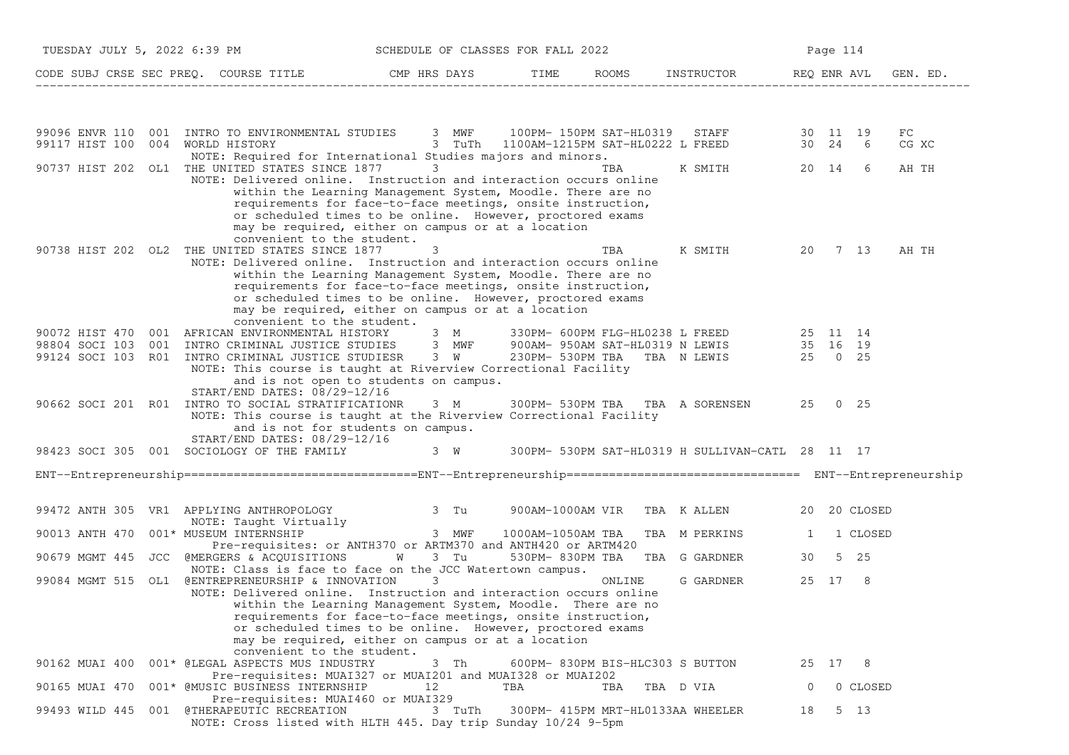| CODE | SUBJ | CRSE | SEC | PREQ. | COURSE TITLE | CMP | HRS | DAYS | TIME | ROOMS | INSTRUCTOR | REQ | ENR | AVL | GEN. ED. |
|---|---|---|---|---|---|---|---|---|---|---|---|---|---|---|---|
| 99096 | ENVR | 110 | 001 | | INTRO TO ENVIRONMENTAL STUDIES | | 3 | MWF | 100PM- 150PM | SAT-HL0319 | STAFF | 30 | 11 | 19 | FC |
| 99117 | HIST | 100 | 004 | | WORLD HISTORY | | 3 | TuTh | 1100AM-1215PM | SAT-HL0222 | L FREED | 30 | 24 | 6 | CG XC |
| | | | | | NOTE: Required for International Studies majors and minors. | | | | | | | | | | |
| 90737 | HIST | 202 | OL1 | | THE UNITED STATES SINCE 1877 | | 3 | | | TBA | K SMITH | 20 | 14 | 6 | AH TH |
| | | | | | NOTE: Delivered online. Instruction and interaction occurs online within the Learning Management System, Moodle. There are no requirements for face-to-face meetings, onsite instruction, or scheduled times to be online. However, proctored exams may be required, either on campus or at a location convenient to the student. | | | | | | | | | | |
| 90738 | HIST | 202 | OL2 | | THE UNITED STATES SINCE 1877 | | 3 | | | TBA | K SMITH | 20 | 7 | 13 | AH TH |
| | | | | | NOTE: Delivered online. Instruction and interaction occurs online within the Learning Management System, Moodle. There are no requirements for face-to-face meetings, onsite instruction, or scheduled times to be online. However, proctored exams may be required, either on campus or at a location convenient to the student. | | | | | | | | | | |
| 90072 | HIST | 470 | 001 | | AFRICAN ENVIRONMENTAL HISTORY | | 3 | M | 330PM- 600PM | FLG-HL0238 | L FREED | 25 | 11 | 14 | |
| 98804 | SOCI | 103 | 001 | | INTRO CRIMINAL JUSTICE STUDIES | | 3 | MWF | 900AM- 950AM | SAT-HL0319 | N LEWIS | 35 | 16 | 19 | |
| 99124 | SOCI | 103 | R01 | | INTRO CRIMINAL JUSTICE STUDIES | R | 3 | W | 230PM- 530PM | TBA TBA | N LEWIS | 25 | 0 | 25 | |
| | | | | | NOTE: This course is taught at Riverview Correctional Facility and is not open to students on campus. START/END DATES: 08/29-12/16 | | | | | | | | | | |
| 90662 | SOCI | 201 | R01 | | INTRO TO SOCIAL STRATIFICATION | R | 3 | M | 300PM- 530PM | TBA TBA | A SORENSEN | 25 | 0 | 25 | |
| | | | | | NOTE: This course is taught at the Riverview Correctional Facility and is not for students on campus. START/END DATES: 08/29-12/16 | | | | | | | | | | |
| 98423 | SOCI | 305 | 001 | | SOCIOLOGY OF THE FAMILY | | 3 | W | 300PM- 530PM | SAT-HL0319 | H SULLIVAN-CATL | 28 | 11 | 17 | |

## ENT--Entrepreneurship

| CODE | SUBJ | CRSE | SEC | PREQ. | COURSE TITLE | CMP | HRS | DAYS | TIME | ROOMS | INSTRUCTOR | REQ | ENR | AVL | GEN. ED. |
|---|---|---|---|---|---|---|---|---|---|---|---|---|---|---|---|
| 99472 | ANTH | 305 | VR1 | | APPLYING ANTHROPOLOGY | | 3 | Tu | 900AM-1000AM | VIR TBA | K ALLEN | 20 | 20 | CLOSED | |
| | | | | | NOTE: Taught Virtually | | | | | | | | | | |
| 90013 | ANTH | 470 | 001 | * | MUSEUM INTERNSHIP | | 3 | MWF | 1000AM-1050AM | TBA TBA | M PERKINS | 1 | 1 | CLOSED | |
| | | | | | Pre-requisites: or ANTH370 or ARTM370 and ANTH420 or ARTM420 | | | | | | | | | | |
| 90679 | MGMT | 445 | JCC | | @MERGERS & ACQUISITIONS | W | 3 | Tu | 530PM- 830PM | TBA TBA | G GARDNER | 30 | 5 | 25 | |
| | | | | | NOTE: Class is face to face on the JCC Watertown campus. | | | | | | | | | | |
| 99084 | MGMT | 515 | OL1 | | @ENTREPRENEURSHIP & INNOVATION | | 3 | | | ONLINE | G GARDNER | 25 | 17 | 8 | |
| | | | | | NOTE: Delivered online. Instruction and interaction occurs online within the Learning Management System, Moodle. There are no requirements for face-to-face meetings, onsite instruction, or scheduled times to be online. However, proctored exams may be required, either on campus or at a location convenient to the student. | | | | | | | | | | |
| 90162 | MUAI | 400 | 001 | * | @LEGAL ASPECTS MUS INDUSTRY | | 3 | Th | 600PM- 830PM | BIS-HLC303 | S BUTTON | 25 | 17 | 8 | |
| | | | | | Pre-requisites: MUAI327 or MUAI201 and MUAI328 or MUAI202 | | | | | | | | | | |
| 90165 | MUAI | 470 | 001 | * | @MUSIC BUSINESS INTERNSHIP | | 12 | | TBA | TBA TBA | D VIA | 0 | 0 | CLOSED | |
| | | | | | Pre-requisites: MUAI460 or MUAI329 | | | | | | | | | | |
| 99493 | WILD | 445 | 001 | | @THERAPEUTIC RECREATION | | 3 | TuTh | 300PM- 415PM | MRT-HL0133AA | WHEELER | 18 | 5 | 13 | |
| | | | | | NOTE: Cross listed with HLTH 445. Day trip Sunday 10/24 9-5pm | | | | | | | | | | |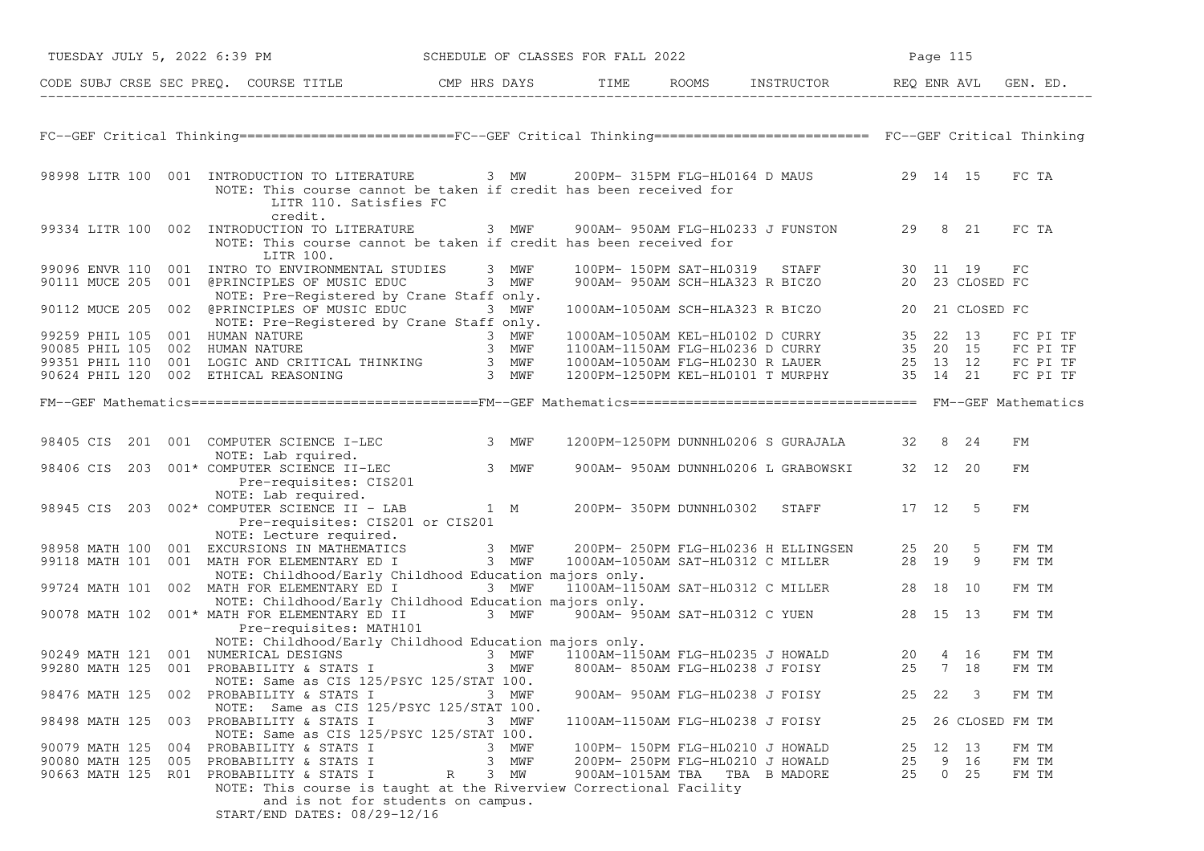SCHEDULE OF CLASSES FOR FALL 2022

## FC--GEF Critical Thinking

| CODE | SUBJ | CRSE | SEC | PREQ. | COURSE TITLE | CMP | HRS | DAYS | TIME | ROOMS | INSTRUCTOR | REQ | ENR | AVL | GEN. ED. |
|---|---|---|---|---|---|---|---|---|---|---|---|---|---|---|---|
| 98998 | LITR | 100 | 001 | | INTRODUCTION TO LITERATURE | | 3 | MW | 200PM- 315PM | FLG-HL0164 | D MAUS | 29 | 14 | 15 | FC TA |
| | | | | | NOTE: This course cannot be taken if credit has been received for LITR 110. Satisfies FC credit. | | | | | | | | | | |
| 99334 | LITR | 100 | 002 | | INTRODUCTION TO LITERATURE | | 3 | MWF | 900AM- 950AM | FLG-HL0233 | J FUNSTON | 29 | 8 | 21 | FC TA |
| | | | | | NOTE: This course cannot be taken if credit has been received for LITR 100. | | | | | | | | | | |
| 99096 | ENVR | 110 | 001 | | INTRO TO ENVIRONMENTAL STUDIES | | 3 | MWF | 100PM- 150PM | SAT-HL0319 | STAFF | 30 | 11 | 19 | FC |
| 90111 | MUCE | 205 | 001 | | @PRINCIPLES OF MUSIC EDUC | | 3 | MWF | 900AM- 950AM | SCH-HLA323 | R BICZO | 20 | 23 | CLOSED | FC |
| | | | | | NOTE: Pre-Registered by Crane Staff only. | | | | | | | | | | |
| 90112 | MUCE | 205 | 002 | | @PRINCIPLES OF MUSIC EDUC | | 3 | MWF | 1000AM-1050AM | SCH-HLA323 | R BICZO | 20 | 21 | CLOSED | FC |
| | | | | | NOTE: Pre-Registered by Crane Staff only. | | | | | | | | | | |
| 99259 | PHIL | 105 | 001 | | HUMAN NATURE | | 3 | MWF | 1000AM-1050AM | KEL-HL0102 | D CURRY | 35 | 22 | 13 | FC PI TF |
| 90085 | PHIL | 105 | 002 | | HUMAN NATURE | | 3 | MWF | 1100AM-1150AM | FLG-HL0236 | D CURRY | 35 | 20 | 15 | FC PI TF |
| 99351 | PHIL | 110 | 001 | | LOGIC AND CRITICAL THINKING | | 3 | MWF | 1000AM-1050AM | FLG-HL0230 | R LAUER | 25 | 13 | 12 | FC PI TF |
| 90624 | PHIL | 120 | 002 | | ETHICAL REASONING | | 3 | MWF | 1200PM-1250PM | KEL-HL0101 | T MURPHY | 35 | 14 | 21 | FC PI TF |

## FM--GEF Mathematics

| CODE | SUBJ | CRSE | SEC | PREQ. | COURSE TITLE | CMP | HRS | DAYS | TIME | ROOMS | INSTRUCTOR | REQ | ENR | AVL | GEN. ED. |
|---|---|---|---|---|---|---|---|---|---|---|---|---|---|---|---|
| 98405 | CIS | 201 | 001 | | COMPUTER SCIENCE I-LEC | | 3 | MWF | 1200PM-1250PM | DUNNHL0206 | S GURAJALA | 32 | 8 | 24 | FM |
| | | | | | NOTE: Lab rquired. | | | | | | | | | | |
| 98406 | CIS | 203 | 001 | * | COMPUTER SCIENCE II-LEC | | 3 | MWF | 900AM- 950AM | DUNNHL0206 | L GRABOWSKI | 32 | 12 | 20 | FM |
| | | | | | Pre-requisites: CIS201 | | | | | | | | | | |
| | | | | | NOTE: Lab required. | | | | | | | | | | |
| 98945 | CIS | 203 | 002 | * | COMPUTER SCIENCE II - LAB | | 1 | M | 200PM- 350PM | DUNNHL0302 | STAFF | 17 | 12 | 5 | FM |
| | | | | | Pre-requisites: CIS201 or CIS201 | | | | | | | | | | |
| | | | | | NOTE: Lecture required. | | | | | | | | | | |
| 98958 | MATH | 100 | 001 | | EXCURSIONS IN MATHEMATICS | | 3 | MWF | 200PM- 250PM | FLG-HL0236 | H ELLINGSEN | 25 | 20 | 5 | FM TM |
| 99118 | MATH | 101 | 001 | | MATH FOR ELEMENTARY ED I | | 3 | MWF | 1000AM-1050AM | SAT-HL0312 | C MILLER | 28 | 19 | 9 | FM TM |
| | | | | | NOTE: Childhood/Early Childhood Education majors only. | | | | | | | | | | |
| 99724 | MATH | 101 | 002 | | MATH FOR ELEMENTARY ED I | | 3 | MWF | 1100AM-1150AM | SAT-HL0312 | C MILLER | 28 | 18 | 10 | FM TM |
| | | | | | NOTE: Childhood/Early Childhood Education majors only. | | | | | | | | | | |
| 90078 | MATH | 102 | 001 | * | MATH FOR ELEMENTARY ED II | | 3 | MWF | 900AM- 950AM | SAT-HL0312 | C YUEN | 28 | 15 | 13 | FM TM |
| | | | | | Pre-requisites: MATH101 | | | | | | | | | | |
| | | | | | NOTE: Childhood/Early Childhood Education majors only. | | | | | | | | | | |
| 90249 | MATH | 121 | 001 | | NUMERICAL DESIGNS | | 3 | MWF | 1100AM-1150AM | FLG-HL0235 | J HOWALD | 20 | 4 | 16 | FM TM |
| 99280 | MATH | 125 | 001 | | PROBABILITY & STATS I | | 3 | MWF | 800AM- 850AM | FLG-HL0238 | J FOISY | 25 | 7 | 18 | FM TM |
| | | | | | NOTE: Same as CIS 125/PSYC 125/STAT 100. | | | | | | | | | | |
| 98476 | MATH | 125 | 002 | | PROBABILITY & STATS I | | 3 | MWF | 900AM- 950AM | FLG-HL0238 | J FOISY | 25 | 22 | 3 | FM TM |
| | | | | | NOTE: Same as CIS 125/PSYC 125/STAT 100. | | | | | | | | | | |
| 98498 | MATH | 125 | 003 | | PROBABILITY & STATS I | | 3 | MWF | 1100AM-1150AM | FLG-HL0238 | J FOISY | 25 | 26 | CLOSED | FM TM |
| | | | | | NOTE: Same as CIS 125/PSYC 125/STAT 100. | | | | | | | | | | |
| 90079 | MATH | 125 | 004 | | PROBABILITY & STATS I | | 3 | MWF | 100PM- 150PM | FLG-HL0210 | J HOWALD | 25 | 12 | 13 | FM TM |
| 90080 | MATH | 125 | 005 | | PROBABILITY & STATS I | | 3 | MWF | 200PM- 250PM | FLG-HL0210 | J HOWALD | 25 | 9 | 16 | FM TM |
| 90663 | MATH | 125 | R01 | | PROBABILITY & STATS I | R | 3 | MW | 900AM-1015AM | TBA TBA | B MADORE | 25 | 0 | 25 | FM TM |
| | | | | | NOTE: This course is taught at the Riverview Correctional Facility and is not for students on campus. | | | | | | | | | | |
| | | | | | START/END DATES: 08/29-12/16 | | | | | | | | | | |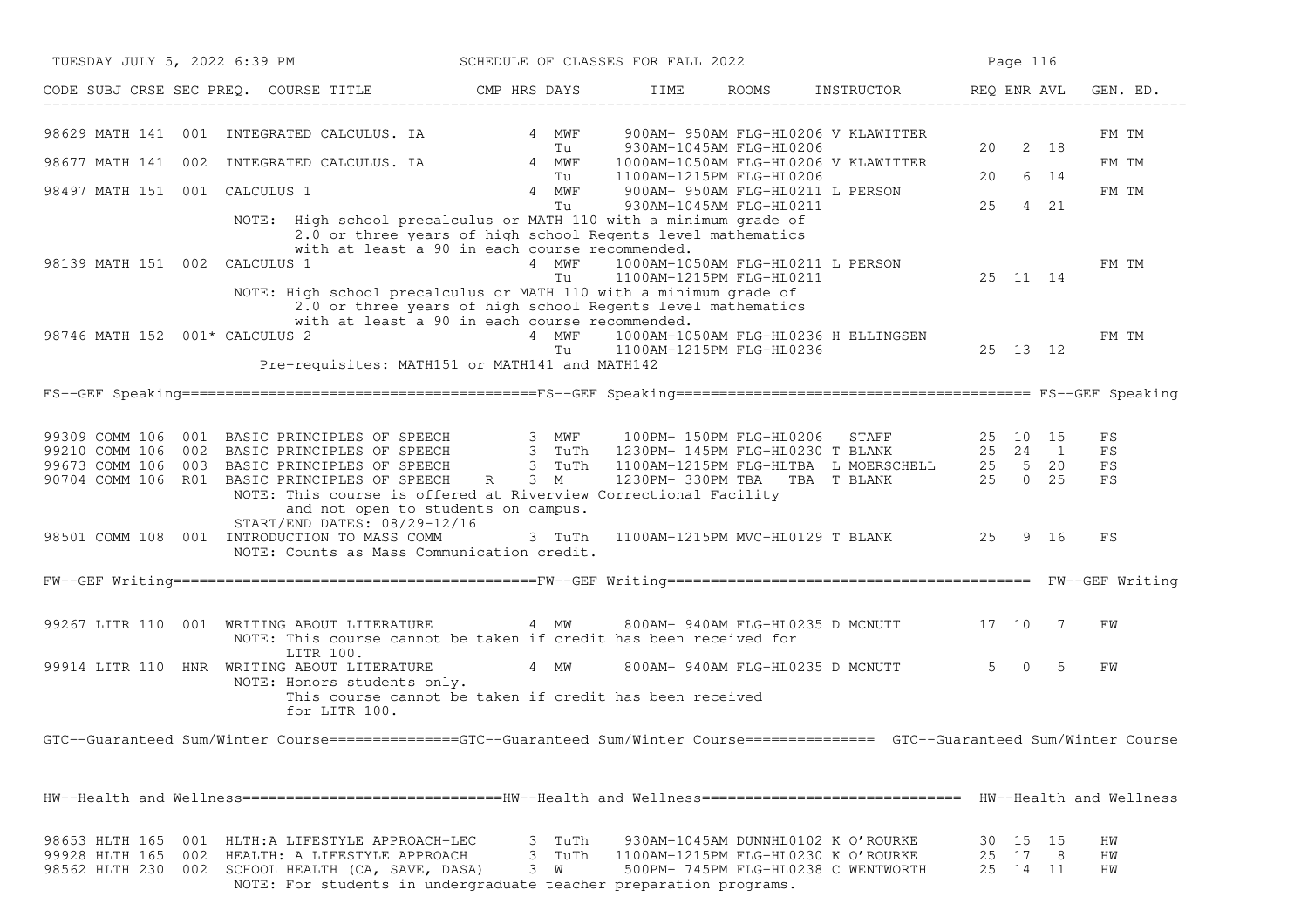SCHEDULE OF CLASSES FOR FALL 2022

| CODE | SUBJ | CRSE | SEC | PREQ. | COURSE TITLE | CMP | HRS | DAYS | TIME | ROOMS | INSTRUCTOR | REQ | ENR | AVL | GEN. ED. |
|---|---|---|---|---|---|---|---|---|---|---|---|---|---|---|---|
| 98629 | MATH | 141 | 001 | | INTEGRATED CALCULUS. IA | | 4 | MWF | 900AM- 950AM | FLG-HL0206 | V KLAWITTER | | | | FM TM |
| | | | | | | | | Tu | 930AM-1045AM | FLG-HL0206 | | 20 | 2 | 18 | |
| 98677 | MATH | 141 | 002 | | INTEGRATED CALCULUS. IA | | 4 | MWF | 1000AM-1050AM | FLG-HL0206 | V KLAWITTER | | | | FM TM |
| | | | | | | | | Tu | 1100AM-1215PM | FLG-HL0206 | | 20 | 6 | 14 | |
| 98497 | MATH | 151 | 001 | | CALCULUS 1 | | 4 | MWF | 900AM- 950AM | FLG-HL0211 | L PERSON | | | | FM TM |
| | | | | | | | | Tu | 930AM-1045AM | FLG-HL0211 | | 25 | 4 | 21 | |
| | | | | | NOTE: High school precalculus or MATH 110 with a minimum grade of 2.0 or three years of high school Regents level mathematics with at least a 90 in each course recommended. | | | | | | | | | | |
| 98139 | MATH | 151 | 002 | | CALCULUS 1 | | 4 | MWF | 1000AM-1050AM | FLG-HL0211 | L PERSON | | | | FM TM |
| | | | | | | | | Tu | 1100AM-1215PM | FLG-HL0211 | | 25 | 11 | 14 | |
| | | | | | NOTE: High school precalculus or MATH 110 with a minimum grade of 2.0 or three years of high school Regents level mathematics with at least a 90 in each course recommended. | | | | | | | | | | |
| 98746 | MATH | 152 | 001* | | CALCULUS 2 | | 4 | MWF | 1000AM-1050AM | FLG-HL0236 | H ELLINGSEN | | | | FM TM |
| | | | | | | | | Tu | 1100AM-1215PM | FLG-HL0236 | | 25 | 13 | 12 | |
| | | | | | Pre-requisites: MATH151 or MATH141 and MATH142 | | | | | | | | | | |

## FS--GEF Speaking

| CODE | SUBJ | CRSE | SEC | PREQ. | COURSE TITLE | CMP | HRS | DAYS | TIME | ROOMS | INSTRUCTOR | REQ | ENR | AVL | GEN. ED. |
|---|---|---|---|---|---|---|---|---|---|---|---|---|---|---|---|
| 99309 | COMM | 106 | 001 | | BASIC PRINCIPLES OF SPEECH | | 3 | MWF | 100PM- 150PM | FLG-HL0206 | STAFF | 25 | 10 | 15 | FS |
| 99210 | COMM | 106 | 002 | | BASIC PRINCIPLES OF SPEECH | | 3 | TuTh | 1230PM- 145PM | FLG-HL0230 | T BLANK | 25 | 24 | 1 | FS |
| 99673 | COMM | 106 | 003 | | BASIC PRINCIPLES OF SPEECH | | 3 | TuTh | 1100AM-1215PM | FLG-HLTBA | L MOERSCHELL | 25 | 5 | 20 | FS |
| 90704 | COMM | 106 | R01 | | BASIC PRINCIPLES OF SPEECH | R | 3 | M | 1230PM- 330PM | TBA TBA | T BLANK | 25 | 0 | 25 | FS |
| | | | | | NOTE: This course is offered at Riverview Correctional Facility and not open to students on campus. START/END DATES: 08/29-12/16 | | | | | | | | | | |
| 98501 | COMM | 108 | 001 | | INTRODUCTION TO MASS COMM | | 3 | TuTh | 1100AM-1215PM | MVC-HL0129 | T BLANK | 25 | 9 | 16 | FS |
| | | | | | NOTE: Counts as Mass Communication credit. | | | | | | | | | | |

## FW--GEF Writing

| CODE | SUBJ | CRSE | SEC | PREQ. | COURSE TITLE | CMP | HRS | DAYS | TIME | ROOMS | INSTRUCTOR | REQ | ENR | AVL | GEN. ED. |
|---|---|---|---|---|---|---|---|---|---|---|---|---|---|---|---|
| 99267 | LITR | 110 | 001 | | WRITING ABOUT LITERATURE | | 4 | MW | 800AM- 940AM | FLG-HL0235 | D MCNUTT | 17 | 10 | 7 | FW |
| | | | | | NOTE: This course cannot be taken if credit has been received for LITR 100. | | | | | | | | | | |
| 99914 | LITR | 110 | HNR | | WRITING ABOUT LITERATURE | | 4 | MW | 800AM- 940AM | FLG-HL0235 | D MCNUTT | 5 | 0 | 5 | FW |
| | | | | | NOTE: Honors students only. This course cannot be taken if credit has been received for LITR 100. | | | | | | | | | | |

## GTC--Guaranteed Sum/Winter Course

## HW--Health and Wellness

| CODE | SUBJ | CRSE | SEC | PREQ. | COURSE TITLE | CMP | HRS | DAYS | TIME | ROOMS | INSTRUCTOR | REQ | ENR | AVL | GEN. ED. |
|---|---|---|---|---|---|---|---|---|---|---|---|---|---|---|---|
| 98653 | HLTH | 165 | 001 | | HLTH:A LIFESTYLE APPROACH-LEC | | 3 | TuTh | 930AM-1045AM | DUNNHL0102 | K O'ROURKE | 30 | 15 | 15 | HW |
| 99928 | HLTH | 165 | 002 | | HEALTH: A LIFESTYLE APPROACH | | 3 | TuTh | 1100AM-1215PM | FLG-HL0230 | K O'ROURKE | 25 | 17 | 8 | HW |
| 98562 | HLTH | 230 | 002 | | SCHOOL HEALTH (CA, SAVE, DASA) | | 3 | W | 500PM- 745PM | FLG-HL0238 | C WENTWORTH | 25 | 14 | 11 | HW |
| | | | | | NOTE: For students in undergraduate teacher preparation programs. | | | | | | | | | | |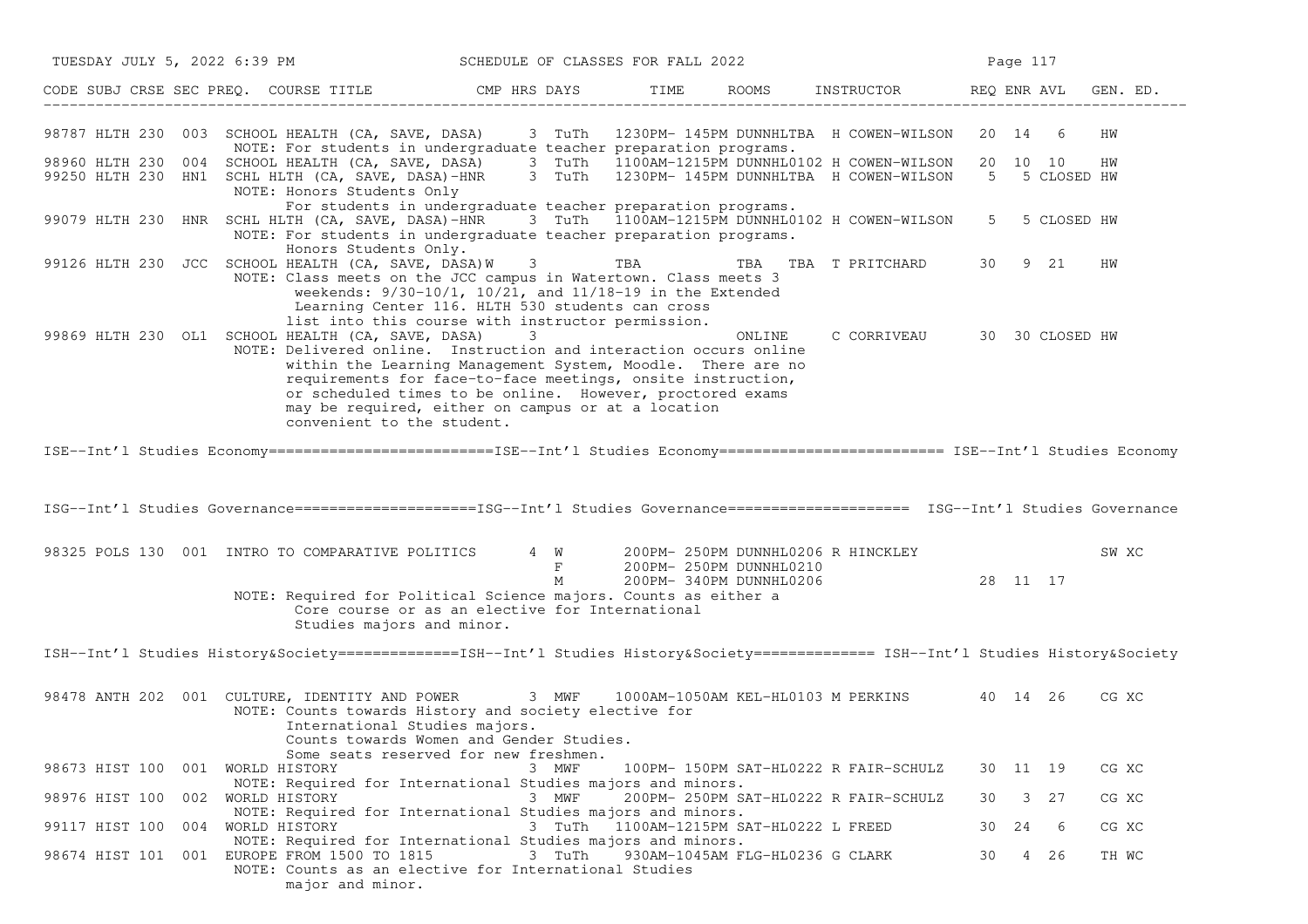| CODE | SUBJ | CRSE | SEC | PREQ. | COURSE TITLE | CMP | HRS | DAYS | TIME | ROOMS | INSTRUCTOR | REQ | ENR | AVL | GEN. ED. |
|---|---|---|---|---|---|---|---|---|---|---|---|---|---|---|---|
| 98787 | HLTH | 230 | 003 | | SCHOOL HEALTH (CA, SAVE, DASA) | | 3 | TuTh | 1230PM- 145PM | DUNNHLTBA | H COWEN-WILSON | 20 | 14 | 6 | HW |
| | | | | | NOTE: For students in undergraduate teacher preparation programs. | | | | | | | | | | |
| 98960 | HLTH | 230 | 004 | | SCHOOL HEALTH (CA, SAVE, DASA) | | 3 | TuTh | 1100AM-1215PM | DUNNHL0102 | H COWEN-WILSON | 20 | 10 | 10 | HW |
| 99250 | HLTH | 230 | HN1 | | SCHL HLTH (CA, SAVE, DASA)-HNR | | 3 | TuTh | 1230PM- 145PM | DUNNHLTBA | H COWEN-WILSON | 5 | 5 | CLOSED | HW |
| | | | | | NOTE: Honors Students Only<br>For students in undergraduate teacher preparation programs. | | | | | | | | | | |
| 99079 | HLTH | 230 | HNR | | SCHL HLTH (CA, SAVE, DASA)-HNR | | 3 | TuTh | 1100AM-1215PM | DUNNHL0102 | H COWEN-WILSON | 5 | 5 | CLOSED | HW |
| | | | | | NOTE: For students in undergraduate teacher preparation programs.<br>Honors Students Only. | | | | | | | | | | |
| 99126 | HLTH | 230 | JCC | | SCHOOL HEALTH (CA, SAVE, DASA) | W | 3 | | TBA | TBA TBA | T PRITCHARD | 30 | 9 | 21 | HW |
| | | | | | NOTE: Class meets on the JCC campus in Watertown. Class meets 3 weekends: 9/30-10/1, 10/21, and 11/18-19 in the Extended Learning Center 116. HLTH 530 students can cross list into this course with instructor permission. | | | | | | | | | | |
| 99869 | HLTH | 230 | OL1 | | SCHOOL HEALTH (CA, SAVE, DASA) | | 3 | | | ONLINE | C CORRIVEAU | 30 | 30 | CLOSED | HW |
| | | | | | NOTE: Delivered online. Instruction and interaction occurs online within the Learning Management System, Moodle. There are no requirements for face-to-face meetings, onsite instruction, or scheduled times to be online. However, proctored exams may be required, either on campus or at a location convenient to the student. | | | | | | | | | | |

ISE--Int'l Studies Economy=========================ISE--Int'l Studies Economy========================= ISE--Int'l Studies Economy

ISG--Int'l Studies Governance=====================ISG--Int'l Studies Governance===================== ISG--Int'l Studies Governance

| CODE | SUBJ | CRSE | SEC | PREQ. | COURSE TITLE | CMP | HRS | DAYS | TIME | ROOMS | INSTRUCTOR | REQ | ENR | AVL | GEN. ED. |
|---|---|---|---|---|---|---|---|---|---|---|---|---|---|---|---|
| 98325 | POLS | 130 | 001 | | INTRO TO COMPARATIVE POLITICS | | 4 | W | 200PM- 250PM | DUNNHL0206 | R HINCKLEY | | | | SW XC |
| | | | | | | | | F | 200PM- 250PM | DUNNHL0210 | | | | | |
| | | | | | | | | M | 200PM- 340PM | DUNNHL0206 | | 28 | 11 | 17 | |
| | | | | | NOTE: Required for Political Science majors. Counts as either a Core course or as an elective for International Studies majors and minor. | | | | | | | | | | |

ISH--Int'l Studies History&Society==============ISH--Int'l Studies History&Society============== ISH--Int'l Studies History&Society

| CODE | SUBJ | CRSE | SEC | PREQ. | COURSE TITLE | CMP | HRS | DAYS | TIME | ROOMS | INSTRUCTOR | REQ | ENR | AVL | GEN. ED. |
|---|---|---|---|---|---|---|---|---|---|---|---|---|---|---|---|
| 98478 | ANTH | 202 | 001 | | CULTURE, IDENTITY AND POWER | | 3 | MWF | 1000AM-1050AM | KEL-HL0103 | M PERKINS | 40 | 14 | 26 | CG XC |
| | | | | | NOTE: Counts towards History and society elective for International Studies majors.<br>Counts towards Women and Gender Studies.<br>Some seats reserved for new freshmen. | | | | | | | | | | |
| 98673 | HIST | 100 | 001 | | WORLD HISTORY | | 3 | MWF | 100PM- 150PM | SAT-HL0222 | R FAIR-SCHULZ | 30 | 11 | 19 | CG XC |
| | | | | | NOTE: Required for International Studies majors and minors. | | | | | | | | | | |
| 98976 | HIST | 100 | 002 | | WORLD HISTORY | | 3 | MWF | 200PM- 250PM | SAT-HL0222 | R FAIR-SCHULZ | 30 | 3 | 27 | CG XC |
| | | | | | NOTE: Required for International Studies majors and minors. | | | | | | | | | | |
| 99117 | HIST | 100 | 004 | | WORLD HISTORY | | 3 | TuTh | 1100AM-1215PM | SAT-HL0222 | L FREED | 30 | 24 | 6 | CG XC |
| | | | | | NOTE: Required for International Studies majors and minors. | | | | | | | | | | |
| 98674 | HIST | 101 | 001 | | EUROPE FROM 1500 TO 1815 | | 3 | TuTh | 930AM-1045AM | FLG-HL0236 | G CLARK | 30 | 4 | 26 | TH WC |
| | | | | | NOTE: Counts as an elective for International Studies major and minor. | | | | | | | | | | |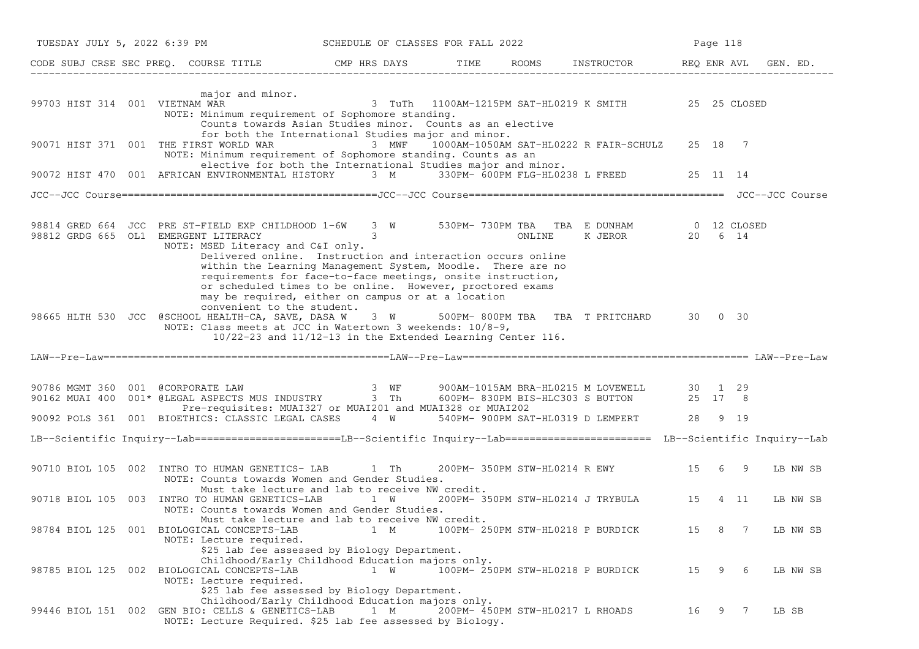| CODE | SUBJ | CRSE | SEC | PREQ. | COURSE TITLE | CMP | HRS | DAYS | TIME | ROOMS | INSTRUCTOR | REQ | ENR | AVL | GEN. ED. |
|---|---|---|---|---|---|---|---|---|---|---|---|---|---|---|---|
| | | | | | major and minor. | | | | | | | | | | |
| 99703 | HIST | 314 | 001 | | VIETNAM WAR | | 3 | TuTh | 1100AM-1215PM | SAT-HL0219 | K SMITH | 25 | 25 | CLOSED | |
| | | | | | NOTE: Minimum requirement of Sophomore standing. Counts towards Asian Studies minor. Counts as an elective for both the International Studies major and minor. | | | | | | | | | | |
| 90071 | HIST | 371 | 001 | | THE FIRST WORLD WAR | | 3 | MWF | 1000AM-1050AM | SAT-HL0222 | R FAIR-SCHULZ | 25 | 18 | 7 | |
| | | | | | NOTE: Minimum requirement of Sophomore standing. Counts as an elective for both the International Studies major and minor. | | | | | | | | | | |
| 90072 | HIST | 470 | 001 | | AFRICAN ENVIRONMENTAL HISTORY | | 3 | M | 330PM- 600PM | FLG-HL0238 | L FREED | 25 | 11 | 14 | |

## JCC--JCC Course

| CODE | SUBJ | CRSE | SEC | PREQ. | COURSE TITLE | CMP | HRS | DAYS | TIME | ROOMS | INSTRUCTOR | REQ | ENR | AVL | GEN. ED. |
|---|---|---|---|---|---|---|---|---|---|---|---|---|---|---|---|
| 98814 | GRED | 664 | JCC | | PRE ST-FIELD EXP CHILDHOOD 1-6W | | 3 | W | 530PM- 730PM | TBA TBA | E DUNHAM | 0 | 12 | CLOSED | |
| 98812 | GRDG | 665 | OL1 | | EMERGENT LITERACY | | 3 | | | ONLINE | K JEROR | 20 | 6 | 14 | |
| | | | | | NOTE: MSED Literacy and C&I only. Delivered online. Instruction and interaction occurs online within the Learning Management System, Moodle. There are no requirements for face-to-face meetings, onsite instruction, or scheduled times to be online. However, proctored exams may be required, either on campus or at a location convenient to the student. | | | | | | | | | | |
| 98665 | HLTH | 530 | JCC | | @SCHOOL HEALTH-CA, SAVE, DASA W | | 3 | W | 500PM- 800PM | TBA TBA | T PRITCHARD | 30 | 0 | 30 | |
| | | | | | NOTE: Class meets at JCC in Watertown 3 weekends: 10/8-9, 10/22-23 and 11/12-13 in the Extended Learning Center 116. | | | | | | | | | | |

## LAW--Pre-Law

| CODE | SUBJ | CRSE | SEC | PREQ. | COURSE TITLE | CMP | HRS | DAYS | TIME | ROOMS | INSTRUCTOR | REQ | ENR | AVL | GEN. ED. |
|---|---|---|---|---|---|---|---|---|---|---|---|---|---|---|---|
| 90786 | MGMT | 360 | 001 | | @CORPORATE LAW | | 3 | WF | 900AM-1015AM | BRA-HL0215 | M LOVEWELL | 30 | 1 | 29 | |
| 90162 | MUAI | 400 | 001* | | @LEGAL ASPECTS MUS INDUSTRY | | 3 | Th | 600PM- 830PM | BIS-HLC303 | S BUTTON | 25 | 17 | 8 | |
| | | | | | Pre-requisites: MUAI327 or MUAI201 and MUAI328 or MUAI202 | | | | | | | | | | |
| 90092 | POLS | 361 | 001 | | BIOETHICS: CLASSIC LEGAL CASES | | 4 | W | 540PM- 900PM | SAT-HL0319 | D LEMPERT | 28 | 9 | 19 | |

## LB--Scientific Inquiry--Lab

| CODE | SUBJ | CRSE | SEC | PREQ. | COURSE TITLE | CMP | HRS | DAYS | TIME | ROOMS | INSTRUCTOR | REQ | ENR | AVL | GEN. ED. |
|---|---|---|---|---|---|---|---|---|---|---|---|---|---|---|---|
| 90710 | BIOL | 105 | 002 | | INTRO TO HUMAN GENETICS- LAB | | 1 | Th | 200PM- 350PM | STW-HL0214 | R EWY | 15 | 6 | 9 | LB NW SB |
| | | | | | NOTE: Counts towards Women and Gender Studies. Must take lecture and lab to receive NW credit. | | | | | | | | | | |
| 90718 | BIOL | 105 | 003 | | INTRO TO HUMAN GENETICS-LAB | | 1 | W | 200PM- 350PM | STW-HL0214 | J TRYBULA | 15 | 4 | 11 | LB NW SB |
| | | | | | NOTE: Counts towards Women and Gender Studies. Must take lecture and lab to receive NW credit. | | | | | | | | | | |
| 98784 | BIOL | 125 | 001 | | BIOLOGICAL CONCEPTS-LAB | | 1 | M | 100PM- 250PM | STW-HL0218 | P BURDICK | 15 | 8 | 7 | LB NW SB |
| | | | | | NOTE: Lecture required. $25 lab fee assessed by Biology Department. Childhood/Early Childhood Education majors only. | | | | | | | | | | |
| 98785 | BIOL | 125 | 002 | | BIOLOGICAL CONCEPTS-LAB | | 1 | W | 100PM- 250PM | STW-HL0218 | P BURDICK | 15 | 9 | 6 | LB NW SB |
| | | | | | NOTE: Lecture required. $25 lab fee assessed by Biology Department. Childhood/Early Childhood Education majors only. | | | | | | | | | | |
| 99446 | BIOL | 151 | 002 | | GEN BIO: CELLS & GENETICS-LAB | | 1 | M | 200PM- 450PM | STW-HL0217 | L RHOADS | 16 | 9 | 7 | LB SB |
| | | | | | NOTE: Lecture Required. $25 lab fee assessed by Biology. | | | | | | | | | | |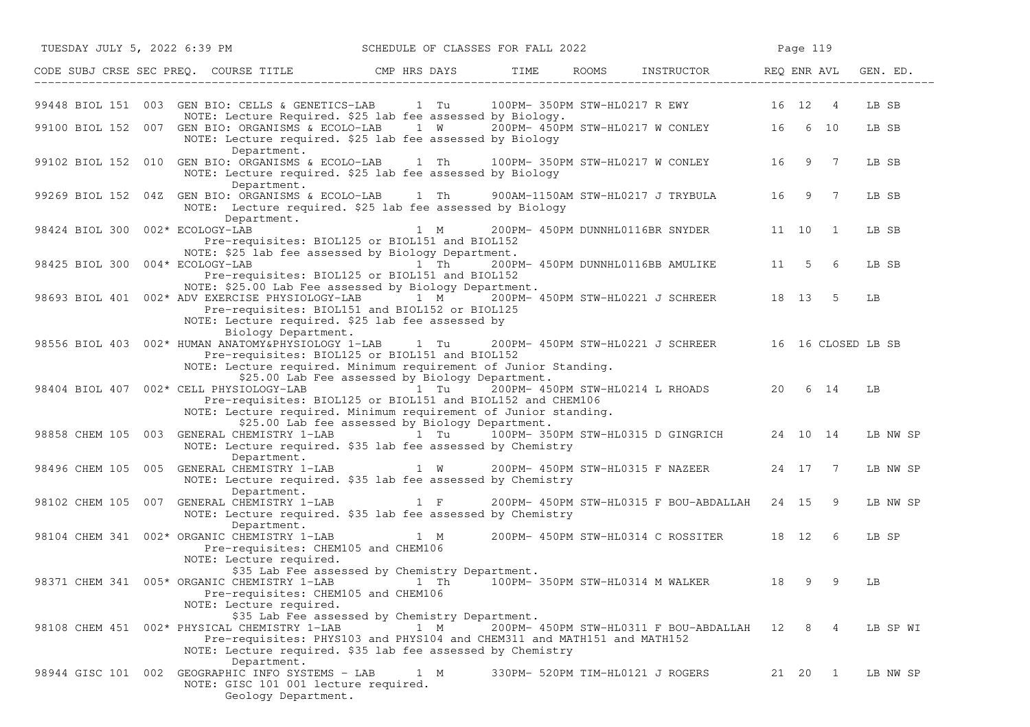| CODE | SUBJ | CRSE | SEC | PREQ. | COURSE TITLE | CMP | HRS | DAYS | TIME | ROOMS | INSTRUCTOR | REQ | ENR | AVL | GEN. ED. |
|---|---|---|---|---|---|---|---|---|---|---|---|---|---|---|---|
| 99448 | BIOL | 151 | 003 | | GEN BIO: CELLS & GENETICS-LAB | | 1 | Tu | 100PM- 350PM | STW-HL0217 | R EWY | 16 | 12 | 4 | LB SB |
| | | | | | NOTE: Lecture Required. $25 lab fee assessed by Biology. | | | | | | | | | | |
| 99100 | BIOL | 152 | 007 | | GEN BIO: ORGANISMS & ECOLO-LAB | | 1 | W | 200PM- 450PM | STW-HL0217 | W CONLEY | 16 | 6 | 10 | LB SB |
| | | | | | NOTE: Lecture required. $25 lab fee assessed by Biology Department. | | | | | | | | | | |
| 99102 | BIOL | 152 | 010 | | GEN BIO: ORGANISMS & ECOLO-LAB | | 1 | Th | 100PM- 350PM | STW-HL0217 | W CONLEY | 16 | 9 | 7 | LB SB |
| | | | | | NOTE: Lecture required. $25 lab fee assessed by Biology Department. | | | | | | | | | | |
| 99269 | BIOL | 152 | 04Z | | GEN BIO: ORGANISMS & ECOLO-LAB | | 1 | Th | 900AM-1150AM | STW-HL0217 | J TRYBULA | 16 | 9 | 7 | LB SB |
| | | | | | NOTE: Lecture required. $25 lab fee assessed by Biology Department. | | | | | | | | | | |
| 98424 | BIOL | 300 | 002 | * | ECOLOGY-LAB | | 1 | M | 200PM- 450PM | DUNNHL0116BR | SNYDER | 11 | 10 | 1 | LB SB |
| | | | | | Pre-requisites: BIOL125 or BIOL151 and BIOL152 NOTE: $25 lab fee assessed by Biology Department. | | | | | | | | | | |
| 98425 | BIOL | 300 | 004 | * | ECOLOGY-LAB | | 1 | Th | 200PM- 450PM | DUNNHL0116BB | AMULIKE | 11 | 5 | 6 | LB SB |
| | | | | | Pre-requisites: BIOL125 or BIOL151 and BIOL152 NOTE: $25.00 Lab Fee assessed by Biology Department. | | | | | | | | | | |
| 98693 | BIOL | 401 | 002 | * | ADV EXERCISE PHYSIOLOGY-LAB | | 1 | M | 200PM- 450PM | STW-HL0221 | J SCHREER | 18 | 13 | 5 | LB |
| | | | | | Pre-requisites: BIOL151 and BIOL152 or BIOL125 NOTE: Lecture required. $25 lab fee assessed by Biology Department. | | | | | | | | | | |
| 98556 | BIOL | 403 | 002 | * | HUMAN ANATOMY&PHYSIOLOGY 1-LAB | | 1 | Tu | 200PM- 450PM | STW-HL0221 | J SCHREER | 16 | 16 | CLOSED | LB SB |
| | | | | | Pre-requisites: BIOL125 or BIOL151 and BIOL152 NOTE: Lecture required. Minimum requirement of Junior Standing. $25.00 Lab Fee assessed by Biology Department. | | | | | | | | | | |
| 98404 | BIOL | 407 | 002 | * | CELL PHYSIOLOGY-LAB | | 1 | Tu | 200PM- 450PM | STW-HL0214 | L RHOADS | 20 | 6 | 14 | LB |
| | | | | | Pre-requisites: BIOL125 or BIOL151 and BIOL152 and CHEM106 NOTE: Lecture required. Minimum requirement of Junior standing. $25.00 Lab fee assessed by Biology Department. | | | | | | | | | | |
| 98858 | CHEM | 105 | 003 | | GENERAL CHEMISTRY 1-LAB | | 1 | Tu | 100PM- 350PM | STW-HL0315 | D GINGRICH | 24 | 10 | 14 | LB NW SP |
| | | | | | NOTE: Lecture required. $35 lab fee assessed by Chemistry Department. | | | | | | | | | | |
| 98496 | CHEM | 105 | 005 | | GENERAL CHEMISTRY 1-LAB | | 1 | W | 200PM- 450PM | STW-HL0315 | F NAZEER | 24 | 17 | 7 | LB NW SP |
| | | | | | NOTE: Lecture required. $35 lab fee assessed by Chemistry Department. | | | | | | | | | | |
| 98102 | CHEM | 105 | 007 | | GENERAL CHEMISTRY 1-LAB | | 1 | F | 200PM- 450PM | STW-HL0315 | F BOU-ABDALLAH | 24 | 15 | 9 | LB NW SP |
| | | | | | NOTE: Lecture required. $35 lab fee assessed by Chemistry Department. | | | | | | | | | | |
| 98104 | CHEM | 341 | 002 | * | ORGANIC CHEMISTRY 1-LAB | | 1 | M | 200PM- 450PM | STW-HL0314 | C ROSSITER | 18 | 12 | 6 | LB SP |
| | | | | | Pre-requisites: CHEM105 and CHEM106 NOTE: Lecture required. $35 Lab Fee assessed by Chemistry Department. | | | | | | | | | | |
| 98371 | CHEM | 341 | 005 | * | ORGANIC CHEMISTRY 1-LAB | | 1 | Th | 100PM- 350PM | STW-HL0314 | M WALKER | 18 | 9 | 9 | LB |
| | | | | | Pre-requisites: CHEM105 and CHEM106 NOTE: Lecture required. $35 Lab Fee assessed by Chemistry Department. | | | | | | | | | | |
| 98108 | CHEM | 451 | 002 | * | PHYSICAL CHEMISTRY 1-LAB | | 1 | M | 200PM- 450PM | STW-HL0311 | F BOU-ABDALLAH | 12 | 8 | 4 | LB SP WI |
| | | | | | Pre-requisites: PHYS103 and PHYS104 and CHEM311 and MATH151 and MATH152 NOTE: Lecture required. $35 lab fee assessed by Chemistry Department. | | | | | | | | | | |
| 98944 | GISC | 101 | 002 | | GEOGRAPHIC INFO SYSTEMS - LAB | | 1 | M | 330PM- 520PM | TIM-HL0121 | J ROGERS | 21 | 20 | 1 | LB NW SP |
| | | | | | NOTE: GISC 101 001 lecture required. Geology Department. | | | | | | | | | | |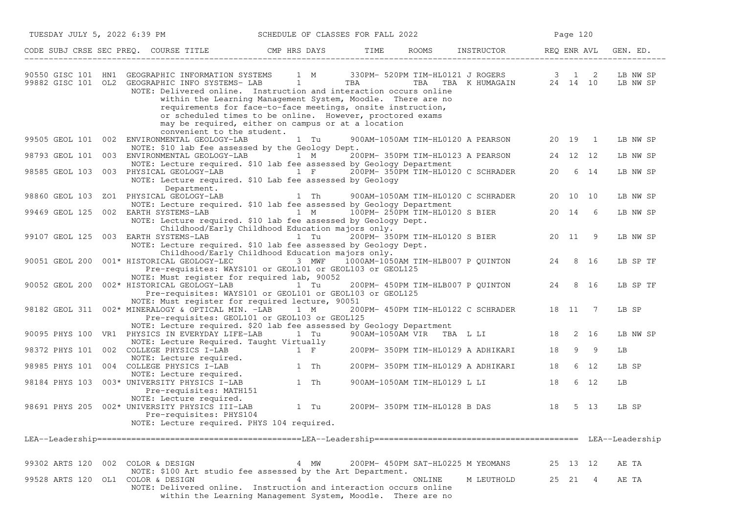| CODE | SUBJ | CRSE | SEC | PREQ. | COURSE TITLE | CMP | HRS | DAYS | TIME | ROOMS | INSTRUCTOR | REQ | ENR | AVL | GEN. ED. |
|---|---|---|---|---|---|---|---|---|---|---|---|---|---|---|---|
| 90550 | GISC | 101 | HN1 | | GEOGRAPHIC INFORMATION SYSTEMS | | 1 | M | 330PM- 520PM | TIM-HL0121 | J ROGERS | 3 | 1 | 2 | LB NW SP |
| 99882 | GISC | 101 | OL2 | | GEOGRAPHIC INFO SYSTEMS- LAB | | 1 | | TBA | TBA TBA | K HUMAGAIN | 24 | 14 | 10 | LB NW SP |
| | | | | | NOTE: Delivered online. Instruction and interaction occurs online within the Learning Management System, Moodle. There are no requirements for face-to-face meetings, onsite instruction, or scheduled times to be online. However, proctored exams may be required, either on campus or at a location convenient to the student. | | | | | | | | | | |
| 99505 | GEOL | 101 | 002 | | ENVIRONMENTAL GEOLOGY-LAB | | 1 | Tu | 900AM-1050AM | TIM-HL0120 | A PEARSON | 20 | 19 | 1 | LB NW SP |
| | | | | | NOTE: $10 lab fee assessed by the Geology Dept. | | | | | | | | | | |
| 98793 | GEOL | 101 | 003 | | ENVIRONMENTAL GEOLOGY-LAB | | 1 | M | 200PM- 350PM | TIM-HL0123 | A PEARSON | 24 | 12 | 12 | LB NW SP |
| | | | | | NOTE: Lecture required. $10 lab fee assessed by Geology Department | | | | | | | | | | |
| 98585 | GEOL | 103 | 003 | | PHYSICAL GEOLOGY-LAB | | 1 | F | 200PM- 350PM | TIM-HL0120 | C SCHRADER | 20 | 6 | 14 | LB NW SP |
| | | | | | NOTE: Lecture required. $10 Lab fee assessed by Geology Department. | | | | | | | | | | |
| 98860 | GEOL | 103 | ZO1 | | PHYSICAL GEOLOGY-LAB | | 1 | Th | 900AM-1050AM | TIM-HL0120 | C SCHRADER | 20 | 10 | 10 | LB NW SP |
| | | | | | NOTE: Lecture required. $10 lab fee assessed by Geology Department | | | | | | | | | | |
| 99469 | GEOL | 125 | 002 | | EARTH SYSTEMS-LAB | | 1 | M | 100PM- 250PM | TIM-HL0120 | S BIER | 20 | 14 | 6 | LB NW SP |
| | | | | | NOTE: Lecture required. $10 lab fee assessed by Geology Dept. Childhood/Early Childhood Education majors only. | | | | | | | | | | |
| 99107 | GEOL | 125 | 003 | | EARTH SYSTEMS-LAB | | 1 | Tu | 200PM- 350PM | TIM-HL0120 | S BIER | 20 | 11 | 9 | LB NW SP |
| | | | | | NOTE: Lecture required. $10 lab fee assessed by Geology Dept. Childhood/Early Childhood Education majors only. | | | | | | | | | | |
| 90051 | GEOL | 200 | 001 | * | HISTORICAL GEOLOGY-LEC | | 3 | MWF | 1000AM-1050AM | TIM-HLB007 | P QUINTON | 24 | 8 | 16 | LB SP TF |
| | | | | | Pre-requisites: WAYS101 or GEOL101 or GEOL103 or GEOL125 | | | | | | | | | | |
| | | | | | NOTE: Must register for required lab, 90052 | | | | | | | | | | |
| 90052 | GEOL | 200 | 002 | * | HISTORICAL GEOLOGY-LAB | | 1 | Tu | 200PM- 450PM | TIM-HLB007 | P QUINTON | 24 | 8 | 16 | LB SP TF |
| | | | | | Pre-requisites: WAYS101 or GEOL101 or GEOL103 or GEOL125 | | | | | | | | | | |
| | | | | | NOTE: Must register for required lecture, 90051 | | | | | | | | | | |
| 98182 | GEOL | 311 | 002 | * | MINERALOGY & OPTICAL MIN. -LAB | | 1 | M | 200PM- 450PM | TIM-HL0122 | C SCHRADER | 18 | 11 | 7 | LB SP |
| | | | | | Pre-requisites: GEOL101 or GEOL103 or GEOL125 | | | | | | | | | | |
| | | | | | NOTE: Lecture required. $20 lab fee assessed by Geology Department | | | | | | | | | | |
| 90095 | PHYS | 100 | VR1 | | PHYSICS IN EVERYDAY LIFE-LAB | | 1 | Tu | 900AM-1050AM | VIR TBA | L LI | 18 | 2 | 16 | LB NW SP |
| | | | | | NOTE: Lecture Required. Taught Virtually | | | | | | | | | | |
| 98372 | PHYS | 101 | 002 | | COLLEGE PHYSICS I-LAB | | 1 | F | 200PM- 350PM | TIM-HL0129 | A ADHIKARI | 18 | 9 | 9 | LB |
| | | | | | NOTE: Lecture required. | | | | | | | | | | |
| 98985 | PHYS | 101 | 004 | | COLLEGE PHYSICS I-LAB | | 1 | Th | 200PM- 350PM | TIM-HL0129 | A ADHIKARI | 18 | 6 | 12 | LB SP |
| | | | | | NOTE: Lecture required. | | | | | | | | | | |
| 98184 | PHYS | 103 | 003 | * | UNIVERSITY PHYSICS I-LAB | | 1 | Th | 900AM-1050AM | TIM-HL0129 | L LI | 18 | 6 | 12 | LB |
| | | | | | Pre-requisites: MATH151 | | | | | | | | | | |
| | | | | | NOTE: Lecture required. | | | | | | | | | | |
| 98691 | PHYS | 205 | 002 | * | UNIVERSITY PHYSICS III-LAB | | 1 | Tu | 200PM- 350PM | TIM-HL0128 | B DAS | 18 | 5 | 13 | LB SP |
| | | | | | Pre-requisites: PHYS104 | | | | | | | | | | |
| | | | | | NOTE: Lecture required. PHYS 104 required. | | | | | | | | | | |

## LEA--Leadership

| CODE | SUBJ | CRSE | SEC | PREQ. | COURSE TITLE | CMP | HRS | DAYS | TIME | ROOMS | INSTRUCTOR | REQ | ENR | AVL | GEN. ED. |
|---|---|---|---|---|---|---|---|---|---|---|---|---|---|---|---|
| 99302 | ARTS | 120 | 002 | | COLOR & DESIGN | | 4 | MW | 200PM- 450PM | SAT-HL0225 | M YEOMANS | 25 | 13 | 12 | AE TA |
| | | | | | NOTE: $100 Art studio fee assessed by the Art Department. | | | | | | | | | | |
| 99528 | ARTS | 120 | OL1 | | COLOR & DESIGN | | 4 | | | ONLINE | M LEUTHOLD | 25 | 21 | 4 | AE TA |
| | | | | | NOTE: Delivered online. Instruction and interaction occurs online within the Learning Management System, Moodle. There are no | | | | | | | | | | |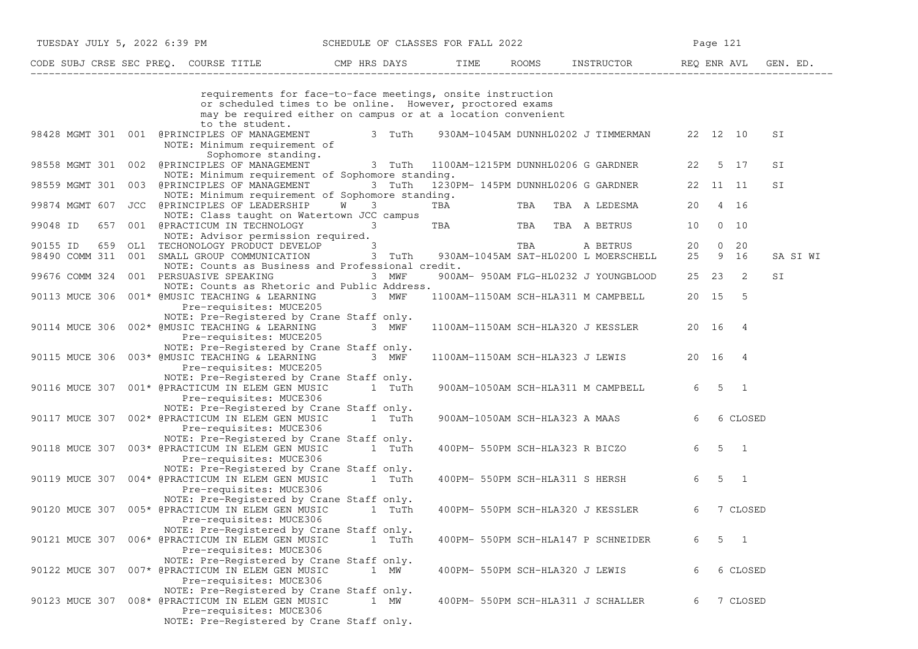| CODE | SUBJ | CRSE | SEC | PREQ. | COURSE TITLE | CMP | HRS | DAYS | TIME | ROOMS | INSTRUCTOR | REQ | ENR | AVL | GEN. ED. |
|---|---|---|---|---|---|---|---|---|---|---|---|---|---|---|---|
| | | | | | requirements for face-to-face meetings, onsite instruction or scheduled times to be online. However, proctored exams may be required either on campus or at a location convenient to the student. | | | | | | | | | | |
| 98428 | MGMT | 301 | 001 | | @PRINCIPLES OF MANAGEMENT | | 3 | TuTh | 930AM-1045AM | DUNNHL0202 | J TIMMERMAN | 22 | 12 | 10 | SI |
| | | | | | NOTE: Minimum requirement of Sophomore standing. | | | | | | | | | | |
| 98558 | MGMT | 301 | 002 | | @PRINCIPLES OF MANAGEMENT | | 3 | TuTh | 1100AM-1215PM | DUNNHL0206 | G GARDNER | 22 | 5 | 17 | SI |
| | | | | | NOTE: Minimum requirement of Sophomore standing. | | | | | | | | | | |
| 98559 | MGMT | 301 | 003 | | @PRINCIPLES OF MANAGEMENT | | 3 | TuTh | 1230PM- 145PM | DUNNHL0206 | G GARDNER | 22 | 11 | 11 | SI |
| | | | | | NOTE: Minimum requirement of Sophomore standing. | | | | | | | | | | |
| 99874 | MGMT | 607 | JCC | | @PRINCIPLES OF LEADERSHIP | W | 3 | | TBA | TBA TBA | A LEDESMA | 20 | 4 | 16 | |
| | | | | | NOTE: Class taught on Watertown JCC campus | | | | | | | | | | |
| 99048 | ID | 657 | 001 | | @PRACTICUM IN TECHNOLOGY | | 3 | | TBA | TBA TBA | A BETRUS | 10 | 0 | 10 | |
| | | | | | NOTE: Advisor permission required. | | | | | | | | | | |
| 90155 | ID | 659 | OL1 | | TECHONOLOGY PRODUCT DEVELOP | | 3 | | | TBA | A BETRUS | 20 | 0 | 20 | |
| 98490 | COMM | 311 | 001 | | SMALL GROUP COMMUNICATION | | 3 | TuTh | 930AM-1045AM | SAT-HL0200 | L MOERSCHELL | 25 | 9 | 16 | SA SI WI |
| | | | | | NOTE: Counts as Business and Professional credit. | | | | | | | | | | |
| 99676 | COMM | 324 | 001 | | PERSUASIVE SPEAKING | | 3 | MWF | 900AM- 950AM | FLG-HL0232 | J YOUNGBLOOD | 25 | 23 | 2 | SI |
| | | | | | NOTE: Counts as Rhetoric and Public Address. | | | | | | | | | | |
| 90113 | MUCE | 306 | 001 | * | @MUSIC TEACHING & LEARNING | | 3 | MWF | 1100AM-1150AM | SCH-HLA311 | M CAMPBELL | 20 | 15 | 5 | |
| | | | | | Pre-requisites: MUCE205 | | | | | | | | | | |
| | | | | | NOTE: Pre-Registered by Crane Staff only. | | | | | | | | | | |
| 90114 | MUCE | 306 | 002 | * | @MUSIC TEACHING & LEARNING | | 3 | MWF | 1100AM-1150AM | SCH-HLA320 | J KESSLER | 20 | 16 | 4 | |
| | | | | | Pre-requisites: MUCE205 | | | | | | | | | | |
| | | | | | NOTE: Pre-Registered by Crane Staff only. | | | | | | | | | | |
| 90115 | MUCE | 306 | 003 | * | @MUSIC TEACHING & LEARNING | | 3 | MWF | 1100AM-1150AM | SCH-HLA323 | J LEWIS | 20 | 16 | 4 | |
| | | | | | Pre-requisites: MUCE205 | | | | | | | | | | |
| | | | | | NOTE: Pre-Registered by Crane Staff only. | | | | | | | | | | |
| 90116 | MUCE | 307 | 001 | * | @PRACTICUM IN ELEM GEN MUSIC | | 1 | TuTh | 900AM-1050AM | SCH-HLA311 | M CAMPBELL | 6 | 5 | 1 | |
| | | | | | Pre-requisites: MUCE306 | | | | | | | | | | |
| | | | | | NOTE: Pre-Registered by Crane Staff only. | | | | | | | | | | |
| 90117 | MUCE | 307 | 002 | * | @PRACTICUM IN ELEM GEN MUSIC | | 1 | TuTh | 900AM-1050AM | SCH-HLA323 | A MAAS | 6 | 6 | CLOSED | |
| | | | | | Pre-requisites: MUCE306 | | | | | | | | | | |
| | | | | | NOTE: Pre-Registered by Crane Staff only. | | | | | | | | | | |
| 90118 | MUCE | 307 | 003 | * | @PRACTICUM IN ELEM GEN MUSIC | | 1 | TuTh | 400PM- 550PM | SCH-HLA323 | R BICZO | 6 | 5 | 1 | |
| | | | | | Pre-requisites: MUCE306 | | | | | | | | | | |
| | | | | | NOTE: Pre-Registered by Crane Staff only. | | | | | | | | | | |
| 90119 | MUCE | 307 | 004 | * | @PRACTICUM IN ELEM GEN MUSIC | | 1 | TuTh | 400PM- 550PM | SCH-HLA311 | S HERSH | 6 | 5 | 1 | |
| | | | | | Pre-requisites: MUCE306 | | | | | | | | | | |
| | | | | | NOTE: Pre-Registered by Crane Staff only. | | | | | | | | | | |
| 90120 | MUCE | 307 | 005 | * | @PRACTICUM IN ELEM GEN MUSIC | | 1 | TuTh | 400PM- 550PM | SCH-HLA320 | J KESSLER | 6 | 7 | CLOSED | |
| | | | | | Pre-requisites: MUCE306 | | | | | | | | | | |
| | | | | | NOTE: Pre-Registered by Crane Staff only. | | | | | | | | | | |
| 90121 | MUCE | 307 | 006 | * | @PRACTICUM IN ELEM GEN MUSIC | | 1 | TuTh | 400PM- 550PM | SCH-HLA147 | P SCHNEIDER | 6 | 5 | 1 | |
| | | | | | Pre-requisites: MUCE306 | | | | | | | | | | |
| | | | | | NOTE: Pre-Registered by Crane Staff only. | | | | | | | | | | |
| 90122 | MUCE | 307 | 007 | * | @PRACTICUM IN ELEM GEN MUSIC | | 1 | MW | 400PM- 550PM | SCH-HLA320 | J LEWIS | 6 | 6 | CLOSED | |
| | | | | | Pre-requisites: MUCE306 | | | | | | | | | | |
| | | | | | NOTE: Pre-Registered by Crane Staff only. | | | | | | | | | | |
| 90123 | MUCE | 307 | 008 | * | @PRACTICUM IN ELEM GEN MUSIC | | 1 | MW | 400PM- 550PM | SCH-HLA311 | J SCHALLER | 6 | 7 | CLOSED | |
| | | | | | Pre-requisites: MUCE306 | | | | | | | | | | |
| | | | | | NOTE: Pre-Registered by Crane Staff only. | | | | | | | | | | |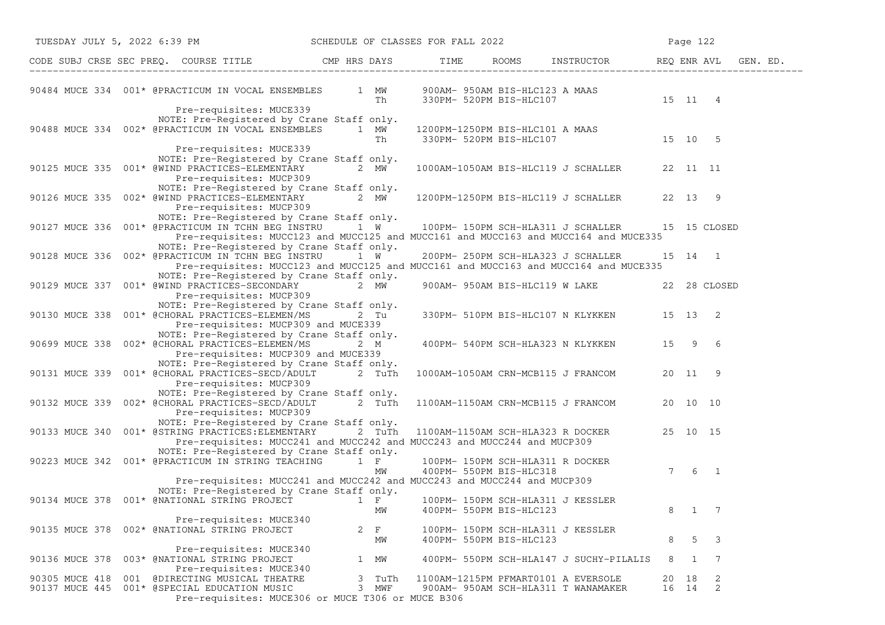| CODE | SUBJ | CRSE | SEC | PREQ. | COURSE TITLE | CMP | HRS | DAYS | TIME | ROOMS | INSTRUCTOR | REQ | ENR | AVL | GEN. ED. |
|---|---|---|---|---|---|---|---|---|---|---|---|---|---|---|---|
| 90484 | MUCE | 334 | 001 | * | @PRACTICUM IN VOCAL ENSEMBLES | | 1 | MW | 900AM- 950AM | BIS-HLC123 | A MAAS | | | | |
| | | | | | | | | Th | 330PM- 520PM | BIS-HLC107 | | 15 | 11 | 4 | |
| | | | | | Pre-requisites: MUCE339 | | | | | | | | | | |
| | | | | | NOTE: Pre-Registered by Crane Staff only. | | | | | | | | | | |
| 90488 | MUCE | 334 | 002 | * | @PRACTICUM IN VOCAL ENSEMBLES | | 1 | MW | 1200PM-1250PM | BIS-HLC101 | A MAAS | | | | |
| | | | | | | | | Th | 330PM- 520PM | BIS-HLC107 | | 15 | 10 | 5 | |
| | | | | | Pre-requisites: MUCE339 | | | | | | | | | | |
| | | | | | NOTE: Pre-Registered by Crane Staff only. | | | | | | | | | | |
| 90125 | MUCE | 335 | 001 | * | @WIND PRACTICES-ELEMENTARY | | 2 | MW | 1000AM-1050AM | BIS-HLC119 | J SCHALLER | 22 | 11 | 11 | |
| | | | | | Pre-requisites: MUCP309 | | | | | | | | | | |
| | | | | | NOTE: Pre-Registered by Crane Staff only. | | | | | | | | | | |
| 90126 | MUCE | 335 | 002 | * | @WIND PRACTICES-ELEMENTARY | | 2 | MW | 1200PM-1250PM | BIS-HLC119 | J SCHALLER | 22 | 13 | 9 | |
| | | | | | Pre-requisites: MUCP309 | | | | | | | | | | |
| | | | | | NOTE: Pre-Registered by Crane Staff only. | | | | | | | | | | |
| 90127 | MUCE | 336 | 001 | * | @PRACTICUM IN TCHN BEG INSTRU | | 1 | W | 100PM- 150PM | SCH-HLA311 | J SCHALLER | 15 | 15 | CLOSED | |
| | | | | | Pre-requisites: MUCC123 and MUCC125 and MUCC161 and MUCC163 and MUCC164 and MUCE335 | | | | | | | | | | |
| | | | | | NOTE: Pre-Registered by Crane Staff only. | | | | | | | | | | |
| 90128 | MUCE | 336 | 002 | * | @PRACTICUM IN TCHN BEG INSTRU | | 1 | W | 200PM- 250PM | SCH-HLA323 | J SCHALLER | 15 | 14 | 1 | |
| | | | | | Pre-requisites: MUCC123 and MUCC125 and MUCC161 and MUCC163 and MUCC164 and MUCE335 | | | | | | | | | | |
| | | | | | NOTE: Pre-Registered by Crane Staff only. | | | | | | | | | | |
| 90129 | MUCE | 337 | 001 | * | @WIND PRACTICES-SECONDARY | | 2 | MW | 900AM- 950AM | BIS-HLC119 | W LAKE | 22 | 28 | CLOSED | |
| | | | | | Pre-requisites: MUCP309 | | | | | | | | | | |
| | | | | | NOTE: Pre-Registered by Crane Staff only. | | | | | | | | | | |
| 90130 | MUCE | 338 | 001 | * | @CHORAL PRACTICES-ELEMEN/MS | | 2 | Tu | 330PM- 510PM | BIS-HLC107 | N KLYKKEN | 15 | 13 | 2 | |
| | | | | | Pre-requisites: MUCP309 and MUCE339 | | | | | | | | | | |
| | | | | | NOTE: Pre-Registered by Crane Staff only. | | | | | | | | | | |
| 90699 | MUCE | 338 | 002 | * | @CHORAL PRACTICES-ELEMEN/MS | | 2 | M | 400PM- 540PM | SCH-HLA323 | N KLYKKEN | 15 | 9 | 6 | |
| | | | | | Pre-requisites: MUCP309 and MUCE339 | | | | | | | | | | |
| | | | | | NOTE: Pre-Registered by Crane Staff only. | | | | | | | | | | |
| 90131 | MUCE | 339 | 001 | * | @CHORAL PRACTICES-SECD/ADULT | | 2 | TuTh | 1000AM-1050AM | CRN-MCB115 | J FRANCOM | 20 | 11 | 9 | |
| | | | | | Pre-requisites: MUCP309 | | | | | | | | | | |
| | | | | | NOTE: Pre-Registered by Crane Staff only. | | | | | | | | | | |
| 90132 | MUCE | 339 | 002 | * | @CHORAL PRACTICES-SECD/ADULT | | 2 | TuTh | 1100AM-1150AM | CRN-MCB115 | J FRANCOM | 20 | 10 | 10 | |
| | | | | | Pre-requisites: MUCP309 | | | | | | | | | | |
| | | | | | NOTE: Pre-Registered by Crane Staff only. | | | | | | | | | | |
| 90133 | MUCE | 340 | 001 | * | @STRING PRACTICES:ELEMENTARY | | 2 | TuTh | 1100AM-1150AM | SCH-HLA323 | R DOCKER | 25 | 10 | 15 | |
| | | | | | Pre-requisites: MUCC241 and MUCC242 and MUCC243 and MUCC244 and MUCP309 | | | | | | | | | | |
| | | | | | NOTE: Pre-Registered by Crane Staff only. | | | | | | | | | | |
| 90223 | MUCE | 342 | 001 | * | @PRACTICUM IN STRING TEACHING | | 1 | F | 100PM- 150PM | SCH-HLA311 | R DOCKER | | | | |
| | | | | | | | | MW | 400PM- 550PM | BIS-HLC318 | | 7 | 6 | 1 | |
| | | | | | Pre-requisites: MUCC241 and MUCC242 and MUCC243 and MUCC244 and MUCP309 | | | | | | | | | | |
| | | | | | NOTE: Pre-Registered by Crane Staff only. | | | | | | | | | | |
| 90134 | MUCE | 378 | 001 | * | @NATIONAL STRING PROJECT | | 1 | F | 100PM- 150PM | SCH-HLA311 | J KESSLER | | | | |
| | | | | | | | | MW | 400PM- 550PM | BIS-HLC123 | | 8 | 1 | 7 | |
| | | | | | Pre-requisites: MUCE340 | | | | | | | | | | |
| 90135 | MUCE | 378 | 002 | * | @NATIONAL STRING PROJECT | | 2 | F | 100PM- 150PM | SCH-HLA311 | J KESSLER | | | | |
| | | | | | | | | MW | 400PM- 550PM | BIS-HLC123 | | 8 | 5 | 3 | |
| | | | | | Pre-requisites: MUCE340 | | | | | | | | | | |
| 90136 | MUCE | 378 | 003 | * | @NATIONAL STRING PROJECT | | 1 | MW | 400PM- 550PM | SCH-HLA147 | J SUCHY-PILALIS | 8 | 1 | 7 | |
| | | | | | Pre-requisites: MUCE340 | | | | | | | | | | |
| 90305 | MUCE | 418 | 001 | | @DIRECTING MUSICAL THEATRE | | 3 | TuTh | 1100AM-1215PM | PFMART0101 | A EVERSOLE | 20 | 18 | 2 | |
| 90137 | MUCE | 445 | 001 | * | @SPECIAL EDUCATION MUSIC | | 3 | MWF | 900AM- 950AM | SCH-HLA311 | T WANAMAKER | 16 | 14 | 2 | |
| | | | | | Pre-requisites: MUCE306 or MUCE T306 or MUCE B306 | | | | | | | | | | |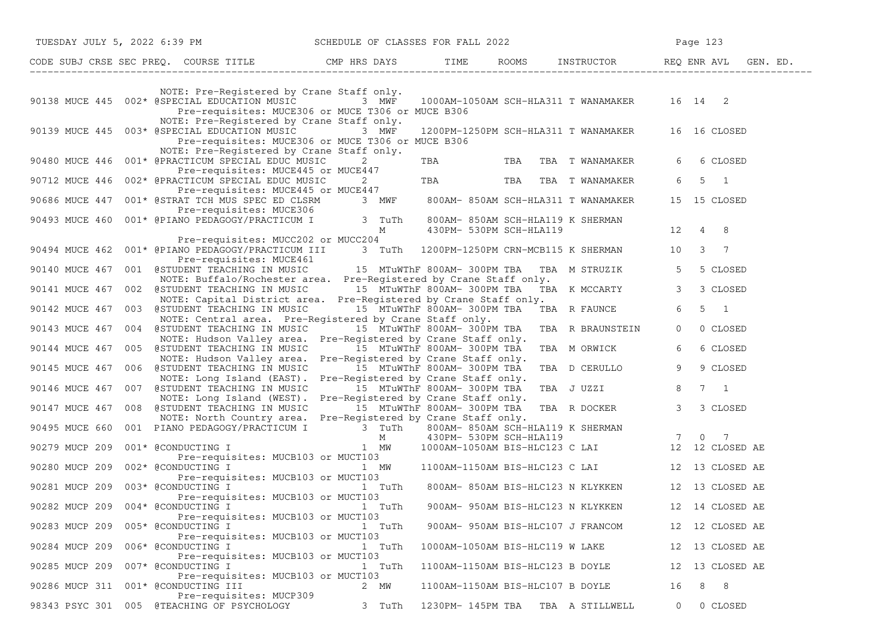| CODE | SUBJ | CRSE | SEC | PREQ. | COURSE TITLE | CMP | HRS | DAYS | TIME | ROOMS | INSTRUCTOR | REQ | ENR | AVL | GEN. ED. |
|---|---|---|---|---|---|---|---|---|---|---|---|---|---|---|---|
| | | | | | NOTE: Pre-Registered by Crane Staff only. | | | | | | | | | | |
| 90138 | MUCE | 445 | 002* | | @SPECIAL EDUCATION MUSIC | | 3 | MWF | 1000AM-1050AM | SCH-HLA311 | T WANAMAKER | 16 | 14 | 2 | |
| | | | | | Pre-requisites: MUCE306 or MUCE T306 or MUCE B306 | | | | | | | | | | |
| | | | | | NOTE: Pre-Registered by Crane Staff only. | | | | | | | | | | |
| 90139 | MUCE | 445 | 003* | | @SPECIAL EDUCATION MUSIC | | 3 | MWF | 1200PM-1250PM | SCH-HLA311 | T WANAMAKER | 16 | 16 | CLOSED | |
| | | | | | Pre-requisites: MUCE306 or MUCE T306 or MUCE B306 | | | | | | | | | | |
| | | | | | NOTE: Pre-Registered by Crane Staff only. | | | | | | | | | | |
| 90480 | MUCE | 446 | 001* | | @PRACTICUM SPECIAL EDUC MUSIC | | 2 | | TBA | TBA TBA | T WANAMAKER | 6 | 6 | CLOSED | |
| | | | | | Pre-requisites: MUCE445 or MUCE447 | | | | | | | | | | |
| 90712 | MUCE | 446 | 002* | | @PRACTICUM SPECIAL EDUC MUSIC | | 2 | | TBA | TBA TBA | T WANAMAKER | 6 | 5 | 1 | |
| | | | | | Pre-requisites: MUCE445 or MUCE447 | | | | | | | | | | |
| 90686 | MUCE | 447 | 001* | | @STRAT TCH MUS SPEC ED CLSRM | | 3 | MWF | 800AM- 850AM | SCH-HLA311 | T WANAMAKER | 15 | 15 | CLOSED | |
| | | | | | Pre-requisites: MUCE306 | | | | | | | | | | |
| 90493 | MUCE | 460 | 001* | | @PIANO PEDAGOGY/PRACTICUM I | | 3 | TuTh | 800AM- 850AM | SCH-HLA119 | K SHERMAN | | | | |
| | | | | | | | | M | 430PM- 530PM | SCH-HLA119 | | 12 | 4 | 8 | |
| | | | | | Pre-requisites: MUCC202 or MUCC204 | | | | | | | | | | |
| 90494 | MUCE | 462 | 001* | | @PIANO PEDAGOGY/PRACTICUM III | | 3 | TuTh | 1200PM-1250PM | CRN-MCB115 | K SHERMAN | 10 | 3 | 7 | |
| | | | | | Pre-requisites: MUCE461 | | | | | | | | | | |
| 90140 | MUCE | 467 | 001 | | @STUDENT TEACHING IN MUSIC | | 15 | MTuWThF | 800AM- 300PM | TBA TBA | M STRUZIK | 5 | 5 | CLOSED | |
| | | | | | NOTE: Buffalo/Rochester area. Pre-Registered by Crane Staff only. | | | | | | | | | | |
| 90141 | MUCE | 467 | 002 | | @STUDENT TEACHING IN MUSIC | | 15 | MTuWThF | 800AM- 300PM | TBA TBA | K MCCARTY | 3 | 3 | CLOSED | |
| | | | | | NOTE: Capital District area. Pre-Registered by Crane Staff only. | | | | | | | | | | |
| 90142 | MUCE | 467 | 003 | | @STUDENT TEACHING IN MUSIC | | 15 | MTuWThF | 800AM- 300PM | TBA TBA | R FAUNCE | 6 | 5 | 1 | |
| | | | | | NOTE: Central area. Pre-Registered by Crane Staff only. | | | | | | | | | | |
| 90143 | MUCE | 467 | 004 | | @STUDENT TEACHING IN MUSIC | | 15 | MTuWThF | 800AM- 300PM | TBA TBA | R BRAUNSTEIN | 0 | 0 | CLOSED | |
| | | | | | NOTE: Hudson Valley area. Pre-Registered by Crane Staff only. | | | | | | | | | | |
| 90144 | MUCE | 467 | 005 | | @STUDENT TEACHING IN MUSIC | | 15 | MTuWThF | 800AM- 300PM | TBA TBA | M ORWICK | 6 | 6 | CLOSED | |
| | | | | | NOTE: Hudson Valley area. Pre-Registered by Crane Staff only. | | | | | | | | | | |
| 90145 | MUCE | 467 | 006 | | @STUDENT TEACHING IN MUSIC | | 15 | MTuWThF | 800AM- 300PM | TBA TBA | D CERULLO | 9 | 9 | CLOSED | |
| | | | | | NOTE: Long Island (EAST). Pre-Registered by Crane Staff only. | | | | | | | | | | |
| 90146 | MUCE | 467 | 007 | | @STUDENT TEACHING IN MUSIC | | 15 | MTuWThF | 800AM- 300PM | TBA TBA | J UZZI | 8 | 7 | 1 | |
| | | | | | NOTE: Long Island (WEST). Pre-Registered by Crane Staff only. | | | | | | | | | | |
| 90147 | MUCE | 467 | 008 | | @STUDENT TEACHING IN MUSIC | | 15 | MTuWThF | 800AM- 300PM | TBA TBA | R DOCKER | 3 | 3 | CLOSED | |
| | | | | | NOTE: North Country area. Pre-Registered by Crane Staff only. | | | | | | | | | | |
| 90495 | MUCE | 660 | 001 | | PIANO PEDAGOGY/PRACTICUM I | | 3 | TuTh | 800AM- 850AM | SCH-HLA119 | K SHERMAN | | | | |
| | | | | | | | | M | 430PM- 530PM | SCH-HLA119 | | 7 | 0 | 7 | |
| 90279 | MUCP | 209 | 001* | | @CONDUCTING I | | 1 | MW | 1000AM-1050AM | BIS-HLC123 | C LAI | 12 | 12 | CLOSED | AE |
| | | | | | Pre-requisites: MUCB103 or MUCT103 | | | | | | | | | | |
| 90280 | MUCP | 209 | 002* | | @CONDUCTING I | | 1 | MW | 1100AM-1150AM | BIS-HLC123 | C LAI | 12 | 13 | CLOSED | AE |
| | | | | | Pre-requisites: MUCB103 or MUCT103 | | | | | | | | | | |
| 90281 | MUCP | 209 | 003* | | @CONDUCTING I | | 1 | TuTh | 800AM- 850AM | BIS-HLC123 | N KLYKKEN | 12 | 13 | CLOSED | AE |
| | | | | | Pre-requisites: MUCB103 or MUCT103 | | | | | | | | | | |
| 90282 | MUCP | 209 | 004* | | @CONDUCTING I | | 1 | TuTh | 900AM- 950AM | BIS-HLC123 | N KLYKKEN | 12 | 14 | CLOSED | AE |
| | | | | | Pre-requisites: MUCB103 or MUCT103 | | | | | | | | | | |
| 90283 | MUCP | 209 | 005* | | @CONDUCTING I | | 1 | TuTh | 900AM- 950AM | BIS-HLC107 | J FRANCOM | 12 | 12 | CLOSED | AE |
| | | | | | Pre-requisites: MUCB103 or MUCT103 | | | | | | | | | | |
| 90284 | MUCP | 209 | 006* | | @CONDUCTING I | | 1 | TuTh | 1000AM-1050AM | BIS-HLC119 | W LAKE | 12 | 13 | CLOSED | AE |
| | | | | | Pre-requisites: MUCB103 or MUCT103 | | | | | | | | | | |
| 90285 | MUCP | 209 | 007* | | @CONDUCTING I | | 1 | TuTh | 1100AM-1150AM | BIS-HLC123 | B DOYLE | 12 | 13 | CLOSED | AE |
| | | | | | Pre-requisites: MUCB103 or MUCT103 | | | | | | | | | | |
| 90286 | MUCP | 311 | 001* | | @CONDUCTING III | | 2 | MW | 1100AM-1150AM | BIS-HLC107 | B DOYLE | 16 | 8 | 8 | |
| | | | | | Pre-requisites: MUCP309 | | | | | | | | | | |
| 98343 | PSYC | 301 | 005 | | @TEACHING OF PSYCHOLOGY | | 3 | TuTh | 1230PM- 145PM | TBA TBA | A STILLWELL | 0 | 0 | CLOSED | |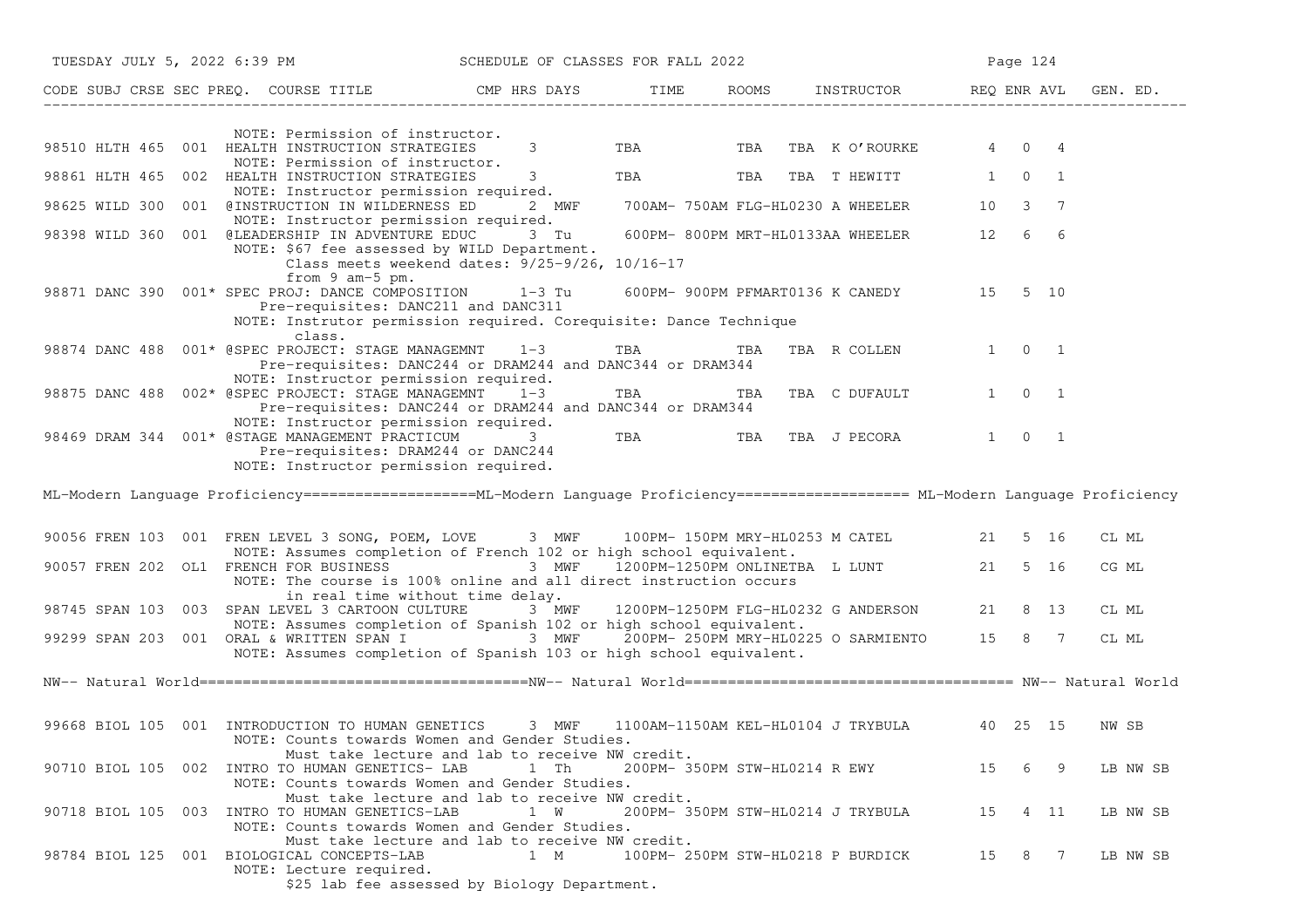| CODE | SUBJ | CRSE | SEC | PREQ. | COURSE TITLE | CMP | HRS | DAYS | TIME | ROOMS | INSTRUCTOR | REQ | ENR | AVL | GEN. ED. |
|---|---|---|---|---|---|---|---|---|---|---|---|---|---|---|---|
| | | | | | NOTE: Permission of instructor. | | | | | | | | | | |
| 98510 | HLTH | 465 | 001 | | HEALTH INSTRUCTION STRATEGIES | | 3 | TBA | | TBA | TBA K O'ROURKE | 4 | 0 | 4 | |
| | | | | | NOTE: Permission of instructor. | | | | | | | | | | |
| 98861 | HLTH | 465 | 002 | | HEALTH INSTRUCTION STRATEGIES | | 3 | TBA | | TBA | TBA T HEWITT | 1 | 0 | 1 | |
| | | | | | NOTE: Instructor permission required. | | | | | | | | | | |
| 98625 | WILD | 300 | 001 | | @INSTRUCTION IN WILDERNESS ED | | 2 | MWF | 700AM- 750AM | FLG-HL0230 | A WHEELER | 10 | 3 | 7 | |
| | | | | | NOTE: Instructor permission required. | | | | | | | | | | |
| 98398 | WILD | 360 | 001 | | @LEADERSHIP IN ADVENTURE EDUC | | 3 | Tu | 600PM- 800PM | MRT-HL0133AA | WHEELER | 12 | 6 | 6 | |
| | | | | | NOTE: $67 fee assessed by WILD Department. Class meets weekend dates: 9/25-9/26, 10/16-17 from 9 am-5 pm. | | | | | | | | | | |
| 98871 | DANC | 390 | 001 | * | SPEC PROJ: DANCE COMPOSITION | | 1-3 | Tu | 600PM- 900PM | PFMART0136 | K CANEDY | 15 | 5 | 10 | |
| | | | | | Pre-requisites: DANC211 and DANC311 | | | | | | | | | | |
| | | | | | NOTE: Instrutor permission required. Corequisite: Dance Technique class. | | | | | | | | | | |
| 98874 | DANC | 488 | 001 | * | @SPEC PROJECT: STAGE MANAGEMNT | | 1-3 | TBA | | TBA | TBA R COLLEN | 1 | 0 | 1 | |
| | | | | | Pre-requisites: DANC244 or DRAM244 and DANC344 or DRAM344 | | | | | | | | | | |
| | | | | | NOTE: Instructor permission required. | | | | | | | | | | |
| 98875 | DANC | 488 | 002 | * | @SPEC PROJECT: STAGE MANAGEMNT | | 1-3 | TBA | | TBA | TBA C DUFAULT | 1 | 0 | 1 | |
| | | | | | Pre-requisites: DANC244 or DRAM244 and DANC344 or DRAM344 | | | | | | | | | | |
| | | | | | NOTE: Instructor permission required. | | | | | | | | | | |
| 98469 | DRAM | 344 | 001 | * | @STAGE MANAGEMENT PRACTICUM | | 3 | TBA | | TBA | TBA J PECORA | 1 | 0 | 1 | |
| | | | | | Pre-requisites: DRAM244 or DANC244 | | | | | | | | | | |
| | | | | | NOTE: Instructor permission required. | | | | | | | | | | |

## ML-Modern Language Proficiency

| CODE | SUBJ | CRSE | SEC | PREQ. | COURSE TITLE | CMP | HRS | DAYS | TIME | ROOMS | INSTRUCTOR | REQ | ENR | AVL | GEN. ED. |
|---|---|---|---|---|---|---|---|---|---|---|---|---|---|---|---|
| 90056 | FREN | 103 | 001 | | FREN LEVEL 3 SONG, POEM, LOVE | | 3 | MWF | 100PM- 150PM | MRY-HL0253 | M CATEL | 21 | 5 | 16 | CL ML |
| | | | | | NOTE: Assumes completion of French 102 or high school equivalent. | | | | | | | | | | |
| 90057 | FREN | 202 | OL1 | | FRENCH FOR BUSINESS | | 3 | MWF | 1200PM-1250PM | ONLINETBA | L LUNT | 21 | 5 | 16 | CG ML |
| | | | | | NOTE: The course is 100% online and all direct instruction occurs in real time without time delay. | | | | | | | | | | |
| 98745 | SPAN | 103 | 003 | | SPAN LEVEL 3 CARTOON CULTURE | | 3 | MWF | 1200PM-1250PM | FLG-HL0232 | G ANDERSON | 21 | 8 | 13 | CL ML |
| | | | | | NOTE: Assumes completion of Spanish 102 or high school equivalent. | | | | | | | | | | |
| 99299 | SPAN | 203 | 001 | | ORAL & WRITTEN SPAN I | | 3 | MWF | 200PM- 250PM | MRY-HL0225 | O SARMIENTO | 15 | 8 | 7 | CL ML |
| | | | | | NOTE: Assumes completion of Spanish 103 or high school equivalent. | | | | | | | | | | |

## NW-- Natural World

| CODE | SUBJ | CRSE | SEC | PREQ. | COURSE TITLE | CMP | HRS | DAYS | TIME | ROOMS | INSTRUCTOR | REQ | ENR | AVL | GEN. ED. |
|---|---|---|---|---|---|---|---|---|---|---|---|---|---|---|---|
| 99668 | BIOL | 105 | 001 | | INTRODUCTION TO HUMAN GENETICS | | 3 | MWF | 1100AM-1150AM | KEL-HL0104 | J TRYBULA | 40 | 25 | 15 | NW SB |
| | | | | | NOTE: Counts towards Women and Gender Studies. Must take lecture and lab to receive NW credit. | | | | | | | | | | |
| 90710 | BIOL | 105 | 002 | | INTRO TO HUMAN GENETICS- LAB | | 1 | Th | 200PM- 350PM | STW-HL0214 | R EWY | 15 | 6 | 9 | LB NW SB |
| | | | | | NOTE: Counts towards Women and Gender Studies. Must take lecture and lab to receive NW credit. | | | | | | | | | | |
| 90718 | BIOL | 105 | 003 | | INTRO TO HUMAN GENETICS-LAB | | 1 | W | 200PM- 350PM | STW-HL0214 | J TRYBULA | 15 | 4 | 11 | LB NW SB |
| | | | | | NOTE: Counts towards Women and Gender Studies. Must take lecture and lab to receive NW credit. | | | | | | | | | | |
| 98784 | BIOL | 125 | 001 | | BIOLOGICAL CONCEPTS-LAB | | 1 | M | 100PM- 250PM | STW-HL0218 | P BURDICK | 15 | 8 | 7 | LB NW SB |
| | | | | | NOTE: Lecture required. $25 lab fee assessed by Biology Department. | | | | | | | | | | |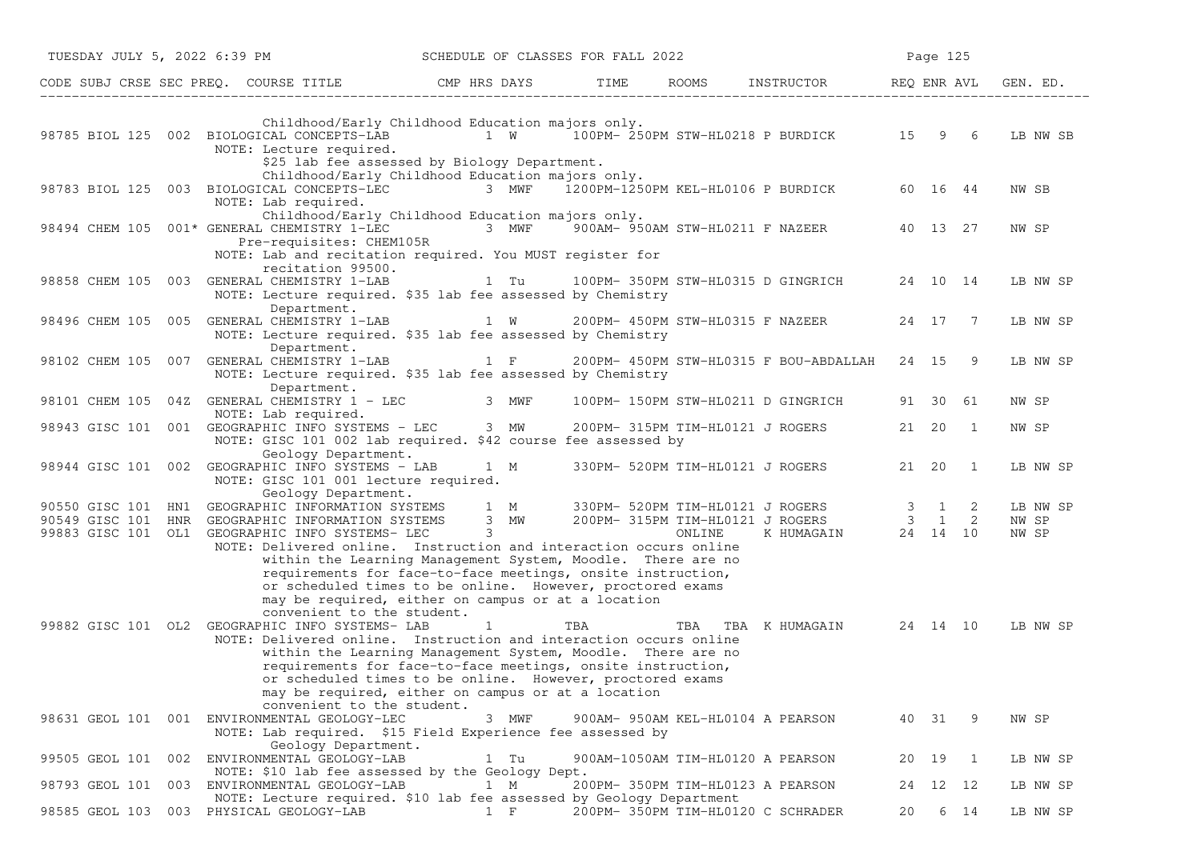| CODE | SUBJ | CRSE | SEC | PREQ. | COURSE TITLE | CMP | HRS | DAYS | TIME | ROOMS | INSTRUCTOR | REQ | ENR | AVL | GEN. ED. |
|---|---|---|---|---|---|---|---|---|---|---|---|---|---|---|---|
| | | | | | Childhood/Early Childhood Education majors only. | | | | | | | | | | |
| 98785 | BIOL | 125 | 002 | | BIOLOGICAL CONCEPTS-LAB | | 1 | W | 100PM- 250PM | STW-HL0218 | P BURDICK | 15 | 9 | 6 | LB NW SB |
| | | | | | NOTE: Lecture required. \$25 lab fee assessed by Biology Department. Childhood/Early Childhood Education majors only. | | | | | | | | | | |
| 98783 | BIOL | 125 | 003 | | BIOLOGICAL CONCEPTS-LEC | | 3 | MWF | 1200PM-1250PM | KEL-HL0106 | P BURDICK | 60 | 16 | 44 | NW SB |
| | | | | | NOTE: Lab required. Childhood/Early Childhood Education majors only. | | | | | | | | | | |
| 98494 | CHEM | 105 | 001 | * | GENERAL CHEMISTRY 1-LEC | | 3 | MWF | 900AM- 950AM | STW-HL0211 | F NAZEER | 40 | 13 | 27 | NW SP |
| | | | | | Pre-requisites: CHEM105R NOTE: Lab and recitation required. You MUST register for recitation 99500. | | | | | | | | | | |
| 98858 | CHEM | 105 | 003 | | GENERAL CHEMISTRY 1-LAB | | 1 | Tu | 100PM- 350PM | STW-HL0315 | D GINGRICH | 24 | 10 | 14 | LB NW SP |
| | | | | | NOTE: Lecture required. \$35 lab fee assessed by Chemistry Department. | | | | | | | | | | |
| 98496 | CHEM | 105 | 005 | | GENERAL CHEMISTRY 1-LAB | | 1 | W | 200PM- 450PM | STW-HL0315 | F NAZEER | 24 | 17 | 7 | LB NW SP |
| | | | | | NOTE: Lecture required. \$35 lab fee assessed by Chemistry Department. | | | | | | | | | | |
| 98102 | CHEM | 105 | 007 | | GENERAL CHEMISTRY 1-LAB | | 1 | F | 200PM- 450PM | STW-HL0315 | F BOU-ABDALLAH | 24 | 15 | 9 | LB NW SP |
| | | | | | NOTE: Lecture required. \$35 lab fee assessed by Chemistry Department. | | | | | | | | | | |
| 98101 | CHEM | 105 | 04Z | | GENERAL CHEMISTRY 1 - LEC | | 3 | MWF | 100PM- 150PM | STW-HL0211 | D GINGRICH | 91 | 30 | 61 | NW SP |
| | | | | | NOTE: Lab required. | | | | | | | | | | |
| 98943 | GISC | 101 | 001 | | GEOGRAPHIC INFO SYSTEMS - LEC | | 3 | MW | 200PM- 315PM | TIM-HL0121 | J ROGERS | 21 | 20 | 1 | NW SP |
| | | | | | NOTE: GISC 101 002 lab required. \$42 course fee assessed by Geology Department. | | | | | | | | | | |
| 98944 | GISC | 101 | 002 | | GEOGRAPHIC INFO SYSTEMS - LAB | | 1 | M | 330PM- 520PM | TIM-HL0121 | J ROGERS | 21 | 20 | 1 | LB NW SP |
| | | | | | NOTE: GISC 101 001 lecture required. Geology Department. | | | | | | | | | | |
| 90550 | GISC | 101 | HN1 | | GEOGRAPHIC INFORMATION SYSTEMS | | 1 | M | 330PM- 520PM | TIM-HL0121 | J ROGERS | 3 | 1 | 2 | LB NW SP |
| 90549 | GISC | 101 | HNR | | GEOGRAPHIC INFORMATION SYSTEMS | | 3 | MW | 200PM- 315PM | TIM-HL0121 | J ROGERS | 3 | 1 | 2 | NW SP |
| 99883 | GISC | 101 | OL1 | | GEOGRAPHIC INFO SYSTEMS- LEC | | 3 | | | ONLINE | K HUMAGAIN | 24 | 14 | 10 | NW SP |
| | | | | | NOTE: Delivered online. Instruction and interaction occurs online within the Learning Management System, Moodle. There are no requirements for face-to-face meetings, onsite instruction, or scheduled times to be online. However, proctored exams may be required, either on campus or at a location convenient to the student. | | | | | | | | | | |
| 99882 | GISC | 101 | OL2 | | GEOGRAPHIC INFO SYSTEMS- LAB | | 1 | | TBA | TBA TBA | K HUMAGAIN | 24 | 14 | 10 | LB NW SP |
| | | | | | NOTE: Delivered online. Instruction and interaction occurs online within the Learning Management System, Moodle. There are no requirements for face-to-face meetings, onsite instruction, or scheduled times to be online. However, proctored exams may be required, either on campus or at a location convenient to the student. | | | | | | | | | | |
| 98631 | GEOL | 101 | 001 | | ENVIRONMENTAL GEOLOGY-LEC | | 3 | MWF | 900AM- 950AM | KEL-HL0104 | A PEARSON | 40 | 31 | 9 | NW SP |
| | | | | | NOTE: Lab required. \$15 Field Experience fee assessed by Geology Department. | | | | | | | | | | |
| 99505 | GEOL | 101 | 002 | | ENVIRONMENTAL GEOLOGY-LAB | | 1 | Tu | 900AM-1050AM | TIM-HL0120 | A PEARSON | 20 | 19 | 1 | LB NW SP |
| | | | | | NOTE: \$10 lab fee assessed by the Geology Dept. | | | | | | | | | | |
| 98793 | GEOL | 101 | 003 | | ENVIRONMENTAL GEOLOGY-LAB | | 1 | M | 200PM- 350PM | TIM-HL0123 | A PEARSON | 24 | 12 | 12 | LB NW SP |
| | | | | | NOTE: Lecture required. \$10 lab fee assessed by Geology Department | | | | | | | | | | |
| 98585 | GEOL | 103 | 003 | | PHYSICAL GEOLOGY-LAB | | 1 | F | 200PM- 350PM | TIM-HL0120 | C SCHRADER | 20 | 6 | 14 | LB NW SP |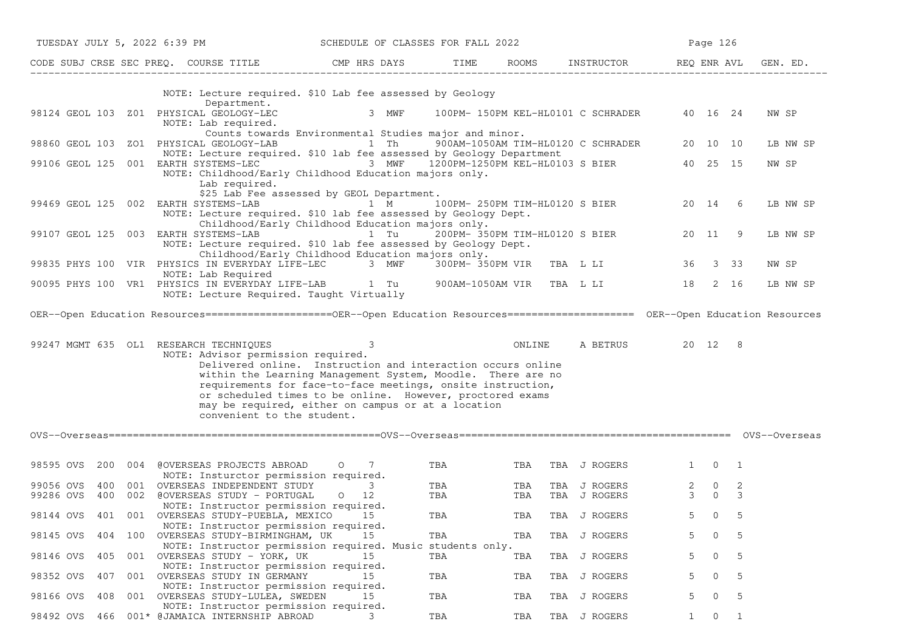| CODE | SUBJ | CRSE | SEC | PREQ. | COURSE TITLE | CMP | HRS | DAYS | TIME | ROOMS | INSTRUCTOR | REQ | ENR | AVL | GEN. ED. |
|---|---|---|---|---|---|---|---|---|---|---|---|---|---|---|---|
| | | | | | NOTE: Lecture required. $10 Lab fee assessed by Geology Department. | | | | | | | | | | |
| 98124 | GEOL | 103 | Z01 | | PHYSICAL GEOLOGY-LEC | | 3 | MWF | 100PM- 150PM | KEL-HL0101 | C SCHRADER | 40 | 16 | 24 | NW SP |
| | | | | | NOTE: Lab required. Counts towards Environmental Studies major and minor. | | | | | | | | | | |
| 98860 | GEOL | 103 | ZO1 | | PHYSICAL GEOLOGY-LAB | | 1 | Th | 900AM-1050AM | TIM-HL0120 | C SCHRADER | 20 | 10 | 10 | LB NW SP |
| | | | | | NOTE: Lecture required. $10 lab fee assessed by Geology Department | | | | | | | | | | |
| 99106 | GEOL | 125 | 001 | | EARTH SYSTEMS-LEC | | 3 | MWF | 1200PM-1250PM | KEL-HL0103 | S BIER | 40 | 25 | 15 | NW SP |
| | | | | | NOTE: Childhood/Early Childhood Education majors only. Lab required. $25 Lab Fee assessed by GEOL Department. | | | | | | | | | | |
| 99469 | GEOL | 125 | 002 | | EARTH SYSTEMS-LAB | | 1 | M | 100PM- 250PM | TIM-HL0120 | S BIER | 20 | 14 | 6 | LB NW SP |
| | | | | | NOTE: Lecture required. $10 lab fee assessed by Geology Dept. Childhood/Early Childhood Education majors only. | | | | | | | | | | |
| 99107 | GEOL | 125 | 003 | | EARTH SYSTEMS-LAB | | 1 | Tu | 200PM- 350PM | TIM-HL0120 | S BIER | 20 | 11 | 9 | LB NW SP |
| | | | | | NOTE: Lecture required. $10 lab fee assessed by Geology Dept. Childhood/Early Childhood Education majors only. | | | | | | | | | | |
| 99835 | PHYS | 100 | VIR | | PHYSICS IN EVERYDAY LIFE-LEC | | 3 | MWF | 300PM- 350PM | VIR TBA | L LI | 36 | 3 | 33 | NW SP |
| | | | | | NOTE: Lab Required | | | | | | | | | | |
| 90095 | PHYS | 100 | VR1 | | PHYSICS IN EVERYDAY LIFE-LAB | | 1 | Tu | 900AM-1050AM | VIR TBA | L LI | 18 | 2 | 16 | LB NW SP |
| | | | | | NOTE: Lecture Required. Taught Virtually | | | | | | | | | | |

OER--Open Education Resources=====================OER--Open Education Resources===================== OER--Open Education Resources

| CODE | SUBJ | CRSE | SEC | PREQ. | COURSE TITLE | CMP | HRS | DAYS | TIME | ROOMS | INSTRUCTOR | REQ | ENR | AVL | GEN. ED. |
|---|---|---|---|---|---|---|---|---|---|---|---|---|---|---|---|
| 99247 | MGMT | 635 | OL1 | | RESEARCH TECHNIQUES | | 3 | | | ONLINE | A BETRUS | 20 | 12 | 8 | |
| | | | | | NOTE: Advisor permission required. Delivered online. Instruction and interaction occurs online within the Learning Management System, Moodle. There are no requirements for face-to-face meetings, onsite instruction, or scheduled times to be online. However, proctored exams may be required, either on campus or at a location convenient to the student. | | | | | | | | | | |

OVS--Overseas============================================OVS--Overseas============================================ OVS--Overseas

| CODE | SUBJ | CRSE | SEC | PREQ. | COURSE TITLE | CMP | HRS | DAYS | TIME | ROOMS | INSTRUCTOR | REQ | ENR | AVL | GEN. ED. |
|---|---|---|---|---|---|---|---|---|---|---|---|---|---|---|---|
| 98595 | OVS | 200 | 004 | | @OVERSEAS PROJECTS ABROAD | O | 7 | | TBA | TBA TBA | J ROGERS | 1 | 0 | 1 | |
| | | | | | NOTE: Insturctor permission required. | | | | | | | | | | |
| 99056 | OVS | 400 | 001 | | OVERSEAS INDEPENDENT STUDY | | 3 | | TBA | TBA TBA | J ROGERS | 2 | 0 | 2 | |
| 99286 | OVS | 400 | 002 | | @OVERSEAS STUDY - PORTUGAL | O | 12 | | TBA | TBA TBA | J ROGERS | 3 | 0 | 3 | |
| | | | | | NOTE: Instructor permission required. | | | | | | | | | | |
| 98144 | OVS | 401 | 001 | | OVERSEAS STUDY-PUEBLA, MEXICO | | 15 | | TBA | TBA TBA | J ROGERS | 5 | 0 | 5 | |
| | | | | | NOTE: Instructor permission required. | | | | | | | | | | |
| 98145 | OVS | 404 | 100 | | OVERSEAS STUDY-BIRMINGHAM, UK | | 15 | | TBA | TBA TBA | J ROGERS | 5 | 0 | 5 | |
| | | | | | NOTE: Instructor permission required. Music students only. | | | | | | | | | | |
| 98146 | OVS | 405 | 001 | | OVERSEAS STUDY - YORK, UK | | 15 | | TBA | TBA TBA | J ROGERS | 5 | 0 | 5 | |
| | | | | | NOTE: Instructor permission required. | | | | | | | | | | |
| 98352 | OVS | 407 | 001 | | OVERSEAS STUDY IN GERMANY | | 15 | | TBA | TBA TBA | J ROGERS | 5 | 0 | 5 | |
| | | | | | NOTE: Instructor permission required. | | | | | | | | | | |
| 98166 | OVS | 408 | 001 | | OVERSEAS STUDY-LULEA, SWEDEN | | 15 | | TBA | TBA TBA | J ROGERS | 5 | 0 | 5 | |
| | | | | | NOTE: Instructor permission required. | | | | | | | | | | |
| 98492 | OVS | 466 | 001* | | @JAMAICA INTERNSHIP ABROAD | | 3 | | TBA | TBA TBA | J ROGERS | 1 | 0 | 1 | |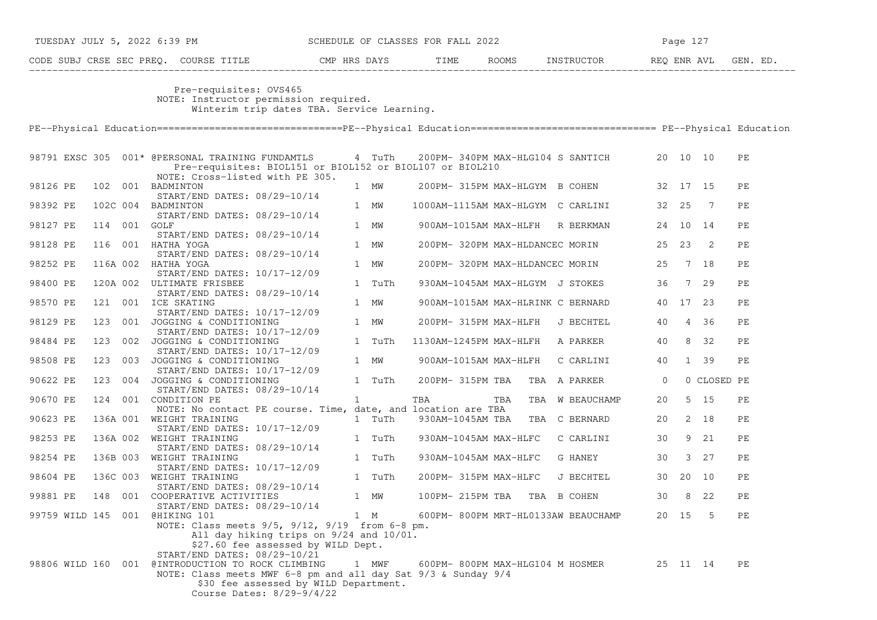| CODE | SUBJ | CRSE | SEC | PREQ. | COURSE TITLE | CMP | HRS | DAYS | TIME | ROOMS | INSTRUCTOR | REQ | ENR | AVL | GEN. ED. |
|---|---|---|---|---|---|---|---|---|---|---|---|---|---|---|---|

Pre-requisites: OVS465
NOTE: Instructor permission required.
Winterim trip dates TBA. Service Learning.

## PE--Physical Education

| CODE | SUBJ | CRSE | SEC | PREQ. | COURSE TITLE | CMP | HRS | DAYS | TIME | ROOMS | INSTRUCTOR | REQ | ENR | AVL | GEN. ED. |
|---|---|---|---|---|---|---|---|---|---|---|---|---|---|---|---|
| 98791 | EXSC | 305 | 001 | * | @PERSONAL TRAINING FUNDAMTLS | | 4 | TuTh | 200PM- 340PM | MAX-HLG104 | S SANTICH | 20 | 10 | 10 | PE |
| | | | | | Pre-requisites: BIOL151 or BIOL152 or BIOL107 or BIOL210 | | | | | | | | | | |
| | | | | | NOTE: Cross-listed with PE 305. | | | | | | | | | | |
| 98126 | PE | 102 | 001 | | BADMINTON | | 1 | MW | 200PM- 315PM | MAX-HLGYM | B COHEN | 32 | 17 | 15 | PE |
| | | | | | START/END DATES: 08/29-10/14 | | | | | | | | | | |
| 98392 | PE | 102C | 004 | | BADMINTON | | 1 | MW | 1000AM-1115AM | MAX-HLGYM | C CARLINI | 32 | 25 | 7 | PE |
| | | | | | START/END DATES: 08/29-10/14 | | | | | | | | | | |
| 98127 | PE | 114 | 001 | | GOLF | | 1 | MW | 900AM-1015AM | MAX-HLFH | R BERKMAN | 24 | 10 | 14 | PE |
| | | | | | START/END DATES: 08/29-10/14 | | | | | | | | | | |
| 98128 | PE | 116 | 001 | | HATHA YOGA | | 1 | MW | 200PM- 320PM | MAX-HLDANCE | C MORIN | 25 | 23 | 2 | PE |
| | | | | | START/END DATES: 08/29-10/14 | | | | | | | | | | |
| 98252 | PE | 116A | 002 | | HATHA YOGA | | 1 | MW | 200PM- 320PM | MAX-HLDANCE | C MORIN | 25 | 7 | 18 | PE |
| | | | | | START/END DATES: 10/17-12/09 | | | | | | | | | | |
| 98400 | PE | 120A | 002 | | ULTIMATE FRISBEE | | 1 | TuTh | 930AM-1045AM | MAX-HLGYM | J STOKES | 36 | 7 | 29 | PE |
| | | | | | START/END DATES: 08/29-10/14 | | | | | | | | | | |
| 98570 | PE | 121 | 001 | | ICE SKATING | | 1 | MW | 900AM-1015AM | MAX-HLRINK | C BERNARD | 40 | 17 | 23 | PE |
| | | | | | START/END DATES: 10/17-12/09 | | | | | | | | | | |
| 98129 | PE | 123 | 001 | | JOGGING & CONDITIONING | | 1 | MW | 200PM- 315PM | MAX-HLFH | J BECHTEL | 40 | 4 | 36 | PE |
| | | | | | START/END DATES: 10/17-12/09 | | | | | | | | | | |
| 98484 | PE | 123 | 002 | | JOGGING & CONDITIONING | | 1 | TuTh | 1130AM-1245PM | MAX-HLFH | A PARKER | 40 | 8 | 32 | PE |
| | | | | | START/END DATES: 10/17-12/09 | | | | | | | | | | |
| 98508 | PE | 123 | 003 | | JOGGING & CONDITIONING | | 1 | MW | 900AM-1015AM | MAX-HLFH | C CARLINI | 40 | 1 | 39 | PE |
| | | | | | START/END DATES: 10/17-12/09 | | | | | | | | | | |
| 90622 | PE | 123 | 004 | | JOGGING & CONDITIONING | | 1 | TuTh | 200PM- 315PM | TBA TBA | A PARKER | 0 | 0 | CLOSED | PE |
| | | | | | START/END DATES: 08/29-10/14 | | | | | | | | | | |
| 90670 | PE | 124 | 001 | | CONDITION PE | | 1 | | TBA | TBA TBA | W BEAUCHAMP | 20 | 5 | 15 | PE |
| | | | | | NOTE: No contact PE course. Time, date, and location are TBA | | | | | | | | | | |
| 90623 | PE | 136A | 001 | | WEIGHT TRAINING | | 1 | TuTh | 930AM-1045AM | TBA TBA | C BERNARD | 20 | 2 | 18 | PE |
| | | | | | START/END DATES: 10/17-12/09 | | | | | | | | | | |
| 98253 | PE | 136A | 002 | | WEIGHT TRAINING | | 1 | TuTh | 930AM-1045AM | MAX-HLFC | C CARLINI | 30 | 9 | 21 | PE |
| | | | | | START/END DATES: 08/29-10/14 | | | | | | | | | | |
| 98254 | PE | 136B | 003 | | WEIGHT TRAINING | | 1 | TuTh | 930AM-1045AM | MAX-HLFC | G HANEY | 30 | 3 | 27 | PE |
| | | | | | START/END DATES: 10/17-12/09 | | | | | | | | | | |
| 98604 | PE | 136C | 003 | | WEIGHT TRAINING | | 1 | TuTh | 200PM- 315PM | MAX-HLFC | J BECHTEL | 30 | 20 | 10 | PE |
| | | | | | START/END DATES: 08/29-10/14 | | | | | | | | | | |
| 99881 | PE | 148 | 001 | | COOPERATIVE ACTIVITIES | | 1 | MW | 100PM- 215PM | TBA TBA | B COHEN | 30 | 8 | 22 | PE |
| | | | | | START/END DATES: 08/29-10/14 | | | | | | | | | | |
| 99759 | WILD | 145 | 001 | | @HIKING 101 | | 1 | M | 600PM- 800PM | MRT-HL0133AW | BEAUCHAMP | 20 | 15 | 5 | PE |
| | | | | | NOTE: Class meets 9/5, 9/12, 9/19 from 6-8 pm. | | | | | | | | | | |
| | | | | | All day hiking trips on 9/24 and 10/01. | | | | | | | | | | |
| | | | | | $27.60 fee assessed by WILD Dept. | | | | | | | | | | |
| | | | | | START/END DATES: 08/29-10/21 | | | | | | | | | | |
| 98806 | WILD | 160 | 001 | | @INTRODUCTION TO ROCK CLIMBING | | 1 | MWF | 600PM- 800PM | MAX-HLG104 | M HOSMER | 25 | 11 | 14 | PE |
| | | | | | NOTE: Class meets MWF 6-8 pm and all day Sat 9/3 & Sunday 9/4 | | | | | | | | | | |
| | | | | | $30 fee assessed by WILD Department. | | | | | | | | | | |
| | | | | | Course Dates: 8/29-9/4/22 | | | | | | | | | | |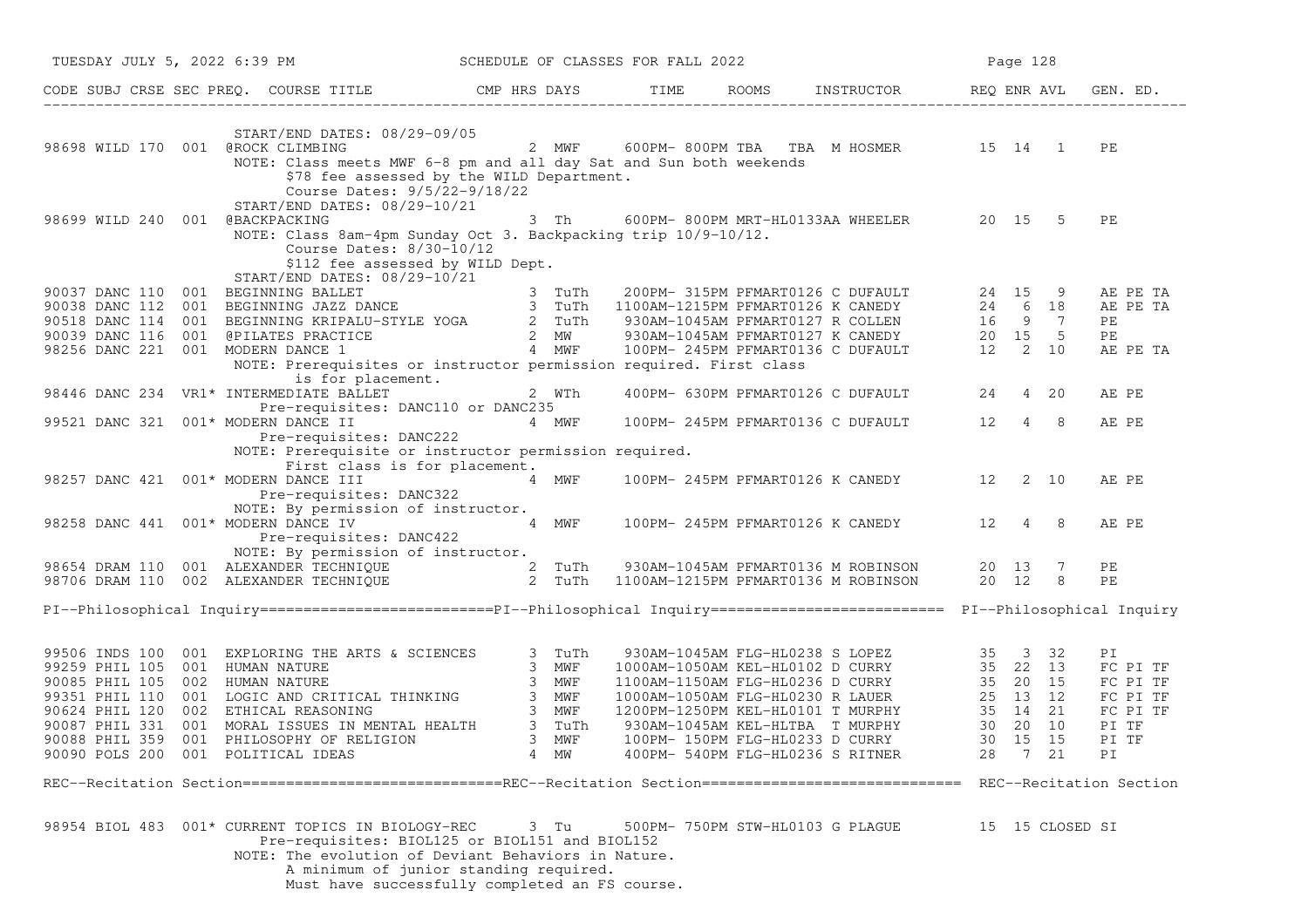SCHEDULE OF CLASSES FOR FALL 2022

| CODE | SUBJ | CRSE | SEC PREQ. | COURSE TITLE | CMP HRS | DAYS | TIME | ROOMS | INSTRUCTOR | REQ | ENR | AVL | GEN. ED. |
|---|---|---|---|---|---|---|---|---|---|---|---|---|---|
| | | | | START/END DATES: 08/29-09/05 | | | | | | | | | |
| 98698 | WILD | 170 | 001 | @ROCK CLIMBING | 2 | MWF | 600PM- 800PM | TBA TBA | M HOSMER | 15 | 14 | 1 | PE |
| | | | | NOTE: Class meets MWF 6-8 pm and all day Sat and Sun both weekends $78 fee assessed by the WILD Department. Course Dates: 9/5/22-9/18/22 | | | | | | | | | |
| | | | | START/END DATES: 08/29-10/21 | | | | | | | | | |
| 98699 | WILD | 240 | 001 | @BACKPACKING | 3 | Th | 600PM- 800PM | MRT-HL0133AA | WHEELER | 20 | 15 | 5 | PE |
| | | | | NOTE: Class 8am-4pm Sunday Oct 3. Backpacking trip 10/9-10/12. Course Dates: 8/30-10/12 $112 fee assessed by WILD Dept. | | | | | | | | | |
| | | | | START/END DATES: 08/29-10/21 | | | | | | | | | |
| 90037 | DANC | 110 | 001 | BEGINNING BALLET | 3 | TuTh | 200PM- 315PM | PFMART0126 | C DUFAULT | 24 | 15 | 9 | AE PE TA |
| 90038 | DANC | 112 | 001 | BEGINNING JAZZ DANCE | 3 | TuTh | 1100AM-1215PM | PFMART0126 | K CANEDY | 24 | 6 | 18 | AE PE TA |
| 90518 | DANC | 114 | 001 | BEGINNING KRIPALU-STYLE YOGA | 2 | TuTh | 930AM-1045AM | PFMART0127 | R COLLEN | 16 | 9 | 7 | PE |
| 90039 | DANC | 116 | 001 | @PILATES PRACTICE | 2 | MW | 930AM-1045AM | PFMART0127 | K CANEDY | 20 | 15 | 5 | PE |
| 98256 | DANC | 221 | 001 | MODERN DANCE 1 | 4 | MWF | 100PM- 245PM | PFMART0136 | C DUFAULT | 12 | 2 | 10 | AE PE TA |
| | | | | NOTE: Prerequisites or instructor permission required. First class is for placement. | | | | | | | | | |
| 98446 | DANC | 234 | VR1* | INTERMEDIATE BALLET | 2 | WTh | 400PM- 630PM | PFMART0126 | C DUFAULT | 24 | 4 | 20 | AE PE |
| | | | | Pre-requisites: DANC110 or DANC235 | | | | | | | | | |
| 99521 | DANC | 321 | 001* | MODERN DANCE II | 4 | MWF | 100PM- 245PM | PFMART0136 | C DUFAULT | 12 | 4 | 8 | AE PE |
| | | | | Pre-requisites: DANC222 NOTE: Prerequisite or instructor permission required. First class is for placement. | | | | | | | | | |
| 98257 | DANC | 421 | 001* | MODERN DANCE III | 4 | MWF | 100PM- 245PM | PFMART0126 | K CANEDY | 12 | 2 | 10 | AE PE |
| | | | | Pre-requisites: DANC322 NOTE: By permission of instructor. | | | | | | | | | |
| 98258 | DANC | 441 | 001* | MODERN DANCE IV | 4 | MWF | 100PM- 245PM | PFMART0126 | K CANEDY | 12 | 4 | 8 | AE PE |
| | | | | Pre-requisites: DANC422 NOTE: By permission of instructor. | | | | | | | | | |
| 98654 | DRAM | 110 | 001 | ALEXANDER TECHNIQUE | 2 | TuTh | 930AM-1045AM | PFMART0136 | M ROBINSON | 20 | 13 | 7 | PE |
| 98706 | DRAM | 110 | 002 | ALEXANDER TECHNIQUE | 2 | TuTh | 1100AM-1215PM | PFMART0136 | M ROBINSON | 20 | 12 | 8 | PE |

## PI--Philosophical Inquiry

| CODE | SUBJ | CRSE | SEC PREQ. | COURSE TITLE | CMP HRS | DAYS | TIME | ROOMS | INSTRUCTOR | REQ | ENR | AVL | GEN. ED. |
|---|---|---|---|---|---|---|---|---|---|---|---|---|---|
| 99506 | INDS | 100 | 001 | EXPLORING THE ARTS & SCIENCES | 3 | TuTh | 930AM-1045AM | FLG-HL0238 | S LOPEZ | 35 | 3 | 32 | PI |
| 99259 | PHIL | 105 | 001 | HUMAN NATURE | 3 | MWF | 1000AM-1050AM | KEL-HL0102 | D CURRY | 35 | 22 | 13 | FC PI TF |
| 90085 | PHIL | 105 | 002 | HUMAN NATURE | 3 | MWF | 1100AM-1150AM | FLG-HL0236 | D CURRY | 35 | 20 | 15 | FC PI TF |
| 99351 | PHIL | 110 | 001 | LOGIC AND CRITICAL THINKING | 3 | MWF | 1000AM-1050AM | FLG-HL0230 | R LAUER | 25 | 13 | 12 | FC PI TF |
| 90624 | PHIL | 120 | 002 | ETHICAL REASONING | 3 | MWF | 1200PM-1250PM | KEL-HL0101 | T MURPHY | 35 | 14 | 21 | FC PI TF |
| 90087 | PHIL | 331 | 001 | MORAL ISSUES IN MENTAL HEALTH | 3 | TuTh | 930AM-1045AM | KEL-HLTBA | T MURPHY | 30 | 20 | 10 | PI TF |
| 90088 | PHIL | 359 | 001 | PHILOSOPHY OF RELIGION | 3 | MWF | 100PM- 150PM | FLG-HL0233 | D CURRY | 30 | 15 | 15 | PI TF |
| 90090 | POLS | 200 | 001 | POLITICAL IDEAS | 4 | MW | 400PM- 540PM | FLG-HL0236 | S RITNER | 28 | 7 | 21 | PI |

## REC--Recitation Section

| CODE | SUBJ | CRSE | SEC PREQ. | COURSE TITLE | CMP HRS | DAYS | TIME | ROOMS | INSTRUCTOR | REQ | ENR | AVL | GEN. ED. |
|---|---|---|---|---|---|---|---|---|---|---|---|---|---|
| 98954 | BIOL | 483 | 001* | CURRENT TOPICS IN BIOLOGY-REC | 3 | Tu | 500PM- 750PM | STW-HL0103 | G PLAGUE | 15 | 15 | CLOSED | SI |
| | | | | Pre-requisites: BIOL125 or BIOL151 and BIOL152 NOTE: The evolution of Deviant Behaviors in Nature. A minimum of junior standing required. Must have successfully completed an FS course. | | | | | | | | | |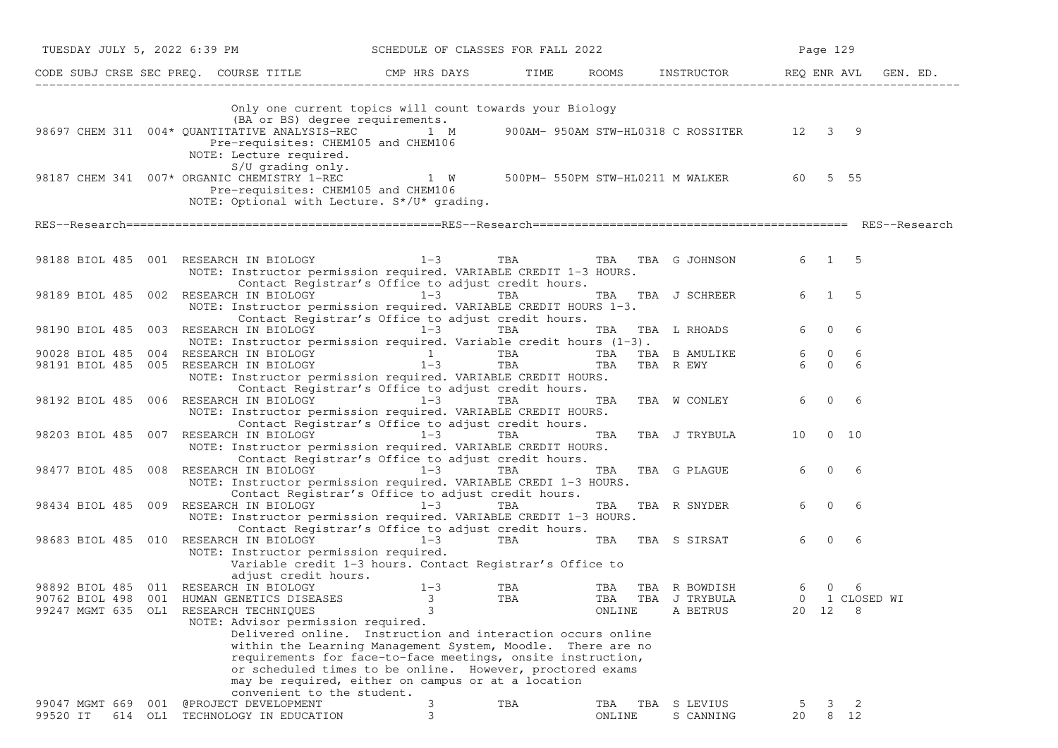| CODE | SUBJ | CRSE | SEC | PREQ. | COURSE TITLE | CMP | HRS | DAYS | TIME | ROOMS | INSTRUCTOR | REQ | ENR | AVL | GEN. ED. |
|---|---|---|---|---|---|---|---|---|---|---|---|---|---|---|---|
| | | | | | Only one current topics will count towards your Biology (BA or BS) degree requirements. | | | | | | | | | | |
| 98697 | CHEM | 311 | 004* | | QUANTITATIVE ANALYSIS-REC | | 1 | M | 900AM- 950AM | STW-HL0318 | C ROSSITER | 12 | 3 | 9 | |
| | | | | | Pre-requisites: CHEM105 and CHEM106 | | | | | | | | | | |
| | | | | | NOTE: Lecture required. S/U grading only. | | | | | | | | | | |
| 98187 | CHEM | 341 | 007* | | ORGANIC CHEMISTRY 1-REC | | 1 | W | 500PM- 550PM | STW-HL0211 | M WALKER | 60 | 5 | 55 | |
| | | | | | Pre-requisites: CHEM105 and CHEM106 | | | | | | | | | | |
| | | | | | NOTE: Optional with Lecture. S*/U* grading. | | | | | | | | | | |

RES--Research============================================RES--Research============================================ RES--Research

| CODE | SUBJ | CRSE | SEC | PREQ. | COURSE TITLE | CMP | HRS | DAYS | TIME | ROOMS | INSTRUCTOR | REQ | ENR | AVL | GEN. ED. |
|---|---|---|---|---|---|---|---|---|---|---|---|---|---|---|---|
| 98188 | BIOL | 485 | 001 | | RESEARCH IN BIOLOGY | | 1-3 | | TBA | TBA TBA | G JOHNSON | 6 | 1 | 5 | |
| | | | | | NOTE: Instructor permission required. VARIABLE CREDIT 1-3 HOURS. Contact Registrar's Office to adjust credit hours. | | | | | | | | | | |
| 98189 | BIOL | 485 | 002 | | RESEARCH IN BIOLOGY | | 1-3 | | TBA | TBA TBA | J SCHREER | 6 | 1 | 5 | |
| | | | | | NOTE: Instructor permission required. VARIABLE CREDIT HOURS 1-3. Contact Registrar's Office to adjust credit hours. | | | | | | | | | | |
| 98190 | BIOL | 485 | 003 | | RESEARCH IN BIOLOGY | | 1-3 | | TBA | TBA TBA | L RHOADS | 6 | 0 | 6 | |
| | | | | | NOTE: Instructor permission required. Variable credit hours (1-3). | | | | | | | | | | |
| 90028 | BIOL | 485 | 004 | | RESEARCH IN BIOLOGY | | 1 | | TBA | TBA TBA | B AMULIKE | 6 | 0 | 6 | |
| 98191 | BIOL | 485 | 005 | | RESEARCH IN BIOLOGY | | 1-3 | | TBA | TBA TBA | R EWY | 6 | 0 | 6 | |
| | | | | | NOTE: Instructor permission required. VARIABLE CREDIT HOURS. Contact Registrar's Office to adjust credit hours. | | | | | | | | | | |
| 98192 | BIOL | 485 | 006 | | RESEARCH IN BIOLOGY | | 1-3 | | TBA | TBA TBA | W CONLEY | 6 | 0 | 6 | |
| | | | | | NOTE: Instructor permission required. VARIABLE CREDIT HOURS. Contact Registrar's Office to adjust credit hours. | | | | | | | | | | |
| 98203 | BIOL | 485 | 007 | | RESEARCH IN BIOLOGY | | 1-3 | | TBA | TBA TBA | J TRYBULA | 10 | 0 | 10 | |
| | | | | | NOTE: Instructor permission required. VARIABLE CREDIT HOURS. Contact Registrar's Office to adjust credit hours. | | | | | | | | | | |
| 98477 | BIOL | 485 | 008 | | RESEARCH IN BIOLOGY | | 1-3 | | TBA | TBA TBA | G PLAGUE | 6 | 0 | 6 | |
| | | | | | NOTE: Instructor permission required. VARIABLE CREDI 1-3 HOURS. Contact Registrar's Office to adjust credit hours. | | | | | | | | | | |
| 98434 | BIOL | 485 | 009 | | RESEARCH IN BIOLOGY | | 1-3 | | TBA | TBA TBA | R SNYDER | 6 | 0 | 6 | |
| | | | | | NOTE: Instructor permission required. VARIABLE CREDIT 1-3 HOURS. Contact Registrar's Office to adjust credit hours. | | | | | | | | | | |
| 98683 | BIOL | 485 | 010 | | RESEARCH IN BIOLOGY | | 1-3 | | TBA | TBA TBA | S SIRSAT | 6 | 0 | 6 | |
| | | | | | NOTE: Instructor permission required. Variable credit 1-3 hours. Contact Registrar's Office to adjust credit hours. | | | | | | | | | | |
| 98892 | BIOL | 485 | 011 | | RESEARCH IN BIOLOGY | | 1-3 | | TBA | TBA TBA | R BOWDISH | 6 | 0 | 6 | |
| 90762 | BIOL | 498 | 001 | | HUMAN GENETICS DISEASES | | 3 | | TBA | TBA TBA | J TRYBULA | 0 | 1 | CLOSED | WI |
| 99247 | MGMT | 635 | OL1 | | RESEARCH TECHNIQUES | | 3 | | | ONLINE | A BETRUS | 20 | 12 | 8 | |
| | | | | | NOTE: Advisor permission required. Delivered online. Instruction and interaction occurs online within the Learning Management System, Moodle. There are no requirements for face-to-face meetings, onsite instruction, or scheduled times to be online. However, proctored exams may be required, either on campus or at a location convenient to the student. | | | | | | | | | | |
| 99047 | MGMT | 669 | 001 | | @PROJECT DEVELOPMENT | | 3 | | TBA | TBA TBA | S LEVIUS | 5 | 3 | 2 | |
| 99520 | IT | 614 | OL1 | | TECHNOLOGY IN EDUCATION | | 3 | | | ONLINE | S CANNING | 20 | 8 | 12 | |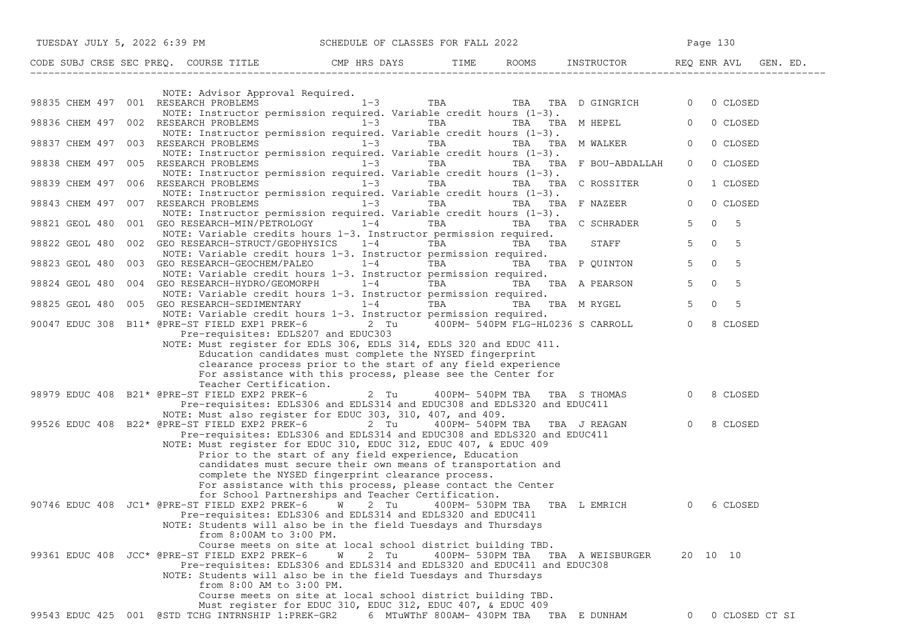SCHEDULE OF CLASSES FOR FALL 2022

| CODE | SUBJ | CRSE | SEC | PREQ. | COURSE TITLE | CMP | HRS | DAYS | TIME | ROOMS | | INSTRUCTOR | REQ | ENR | AVL | GEN. ED. |
|---|---|---|---|---|---|---|---|---|---|---|---|---|---|---|---|---|
| | | | | | NOTE: Advisor Approval Required. | | | | | | | | | | | |
| 98835 | CHEM | 497 | 001 | | RESEARCH PROBLEMS | | 1-3 | | TBA | TBA | TBA | D GINGRICH | 0 | 0 | CLOSED | |
| | | | | | NOTE: Instructor permission required. Variable credit hours (1-3). | | | | | | | | | | | |
| 98836 | CHEM | 497 | 002 | | RESEARCH PROBLEMS | | 1-3 | | TBA | TBA | TBA | M HEPEL | 0 | 0 | CLOSED | |
| | | | | | NOTE: Instructor permission required. Variable credit hours (1-3). | | | | | | | | | | | |
| 98837 | CHEM | 497 | 003 | | RESEARCH PROBLEMS | | 1-3 | | TBA | TBA | TBA | M WALKER | 0 | 0 | CLOSED | |
| | | | | | NOTE: Instructor permission required. Variable credit hours (1-3). | | | | | | | | | | | |
| 98838 | CHEM | 497 | 005 | | RESEARCH PROBLEMS | | 1-3 | | TBA | TBA | TBA | F BOU-ABDALLAH | 0 | 0 | CLOSED | |
| | | | | | NOTE: Instructor permission required. Variable credit hours (1-3). | | | | | | | | | | | |
| 98839 | CHEM | 497 | 006 | | RESEARCH PROBLEMS | | 1-3 | | TBA | TBA | TBA | C ROSSITER | 0 | 1 | CLOSED | |
| | | | | | NOTE: Instructor permission required. Variable credit hours (1-3). | | | | | | | | | | | |
| 98843 | CHEM | 497 | 007 | | RESEARCH PROBLEMS | | 1-3 | | TBA | TBA | TBA | F NAZEER | 0 | 0 | CLOSED | |
| | | | | | NOTE: Instructor permission required. Variable credit hours (1-3). | | | | | | | | | | | |
| 98821 | GEOL | 480 | 001 | | GEO RESEARCH-MIN/PETROLOGY | | 1-4 | | TBA | TBA | TBA | C SCHRADER | 5 | 0 | 5 | |
| | | | | | NOTE: Variable credits hours 1-3. Instructor permission required. | | | | | | | | | | | |
| 98822 | GEOL | 480 | 002 | | GEO RESEARCH-STRUCT/GEOPHYSICS | | 1-4 | | TBA | TBA | TBA | STAFF | 5 | 0 | 5 | |
| | | | | | NOTE: Variable credit hours 1-3. Instructor permission required. | | | | | | | | | | | |
| 98823 | GEOL | 480 | 003 | | GEO RESEARCH-GEOCHEM/PALEO | | 1-4 | | TBA | TBA | TBA | P QUINTON | 5 | 0 | 5 | |
| | | | | | NOTE: Variable credit hours 1-3. Instructor permission required. | | | | | | | | | | | |
| 98824 | GEOL | 480 | 004 | | GEO RESEARCH-HYDRO/GEOMORPH | | 1-4 | | TBA | TBA | TBA | A PEARSON | 5 | 0 | 5 | |
| | | | | | NOTE: Variable credit hours 1-3. Instructor permission required. | | | | | | | | | | | |
| 98825 | GEOL | 480 | 005 | | GEO RESEARCH-SEDIMENTARY | | 1-4 | | TBA | TBA | TBA | M RYGEL | 5 | 0 | 5 | |
| | | | | | NOTE: Variable credit hours 1-3. Instructor permission required. | | | | | | | | | | | |
| 90047 | EDUC | 308 | B11* | | @PRE-ST FIELD EXP1 PREK-6 | | 2 | Tu | 400PM- 540PM | FLG-HL0236 | | S CARROLL | 0 | 8 | CLOSED | |
| | | | | | Pre-requisites: EDLS207 and EDUC303 | | | | | | | | | | | |
| | | | | | NOTE: Must register for EDLS 306, EDLS 314, EDLS 320 and EDUC 411. Education candidates must complete the NYSED fingerprint clearance process prior to the start of any field experience For assistance with this process, please see the Center for Teacher Certification. | | | | | | | | | | | |
| 98979 | EDUC | 408 | B21* | | @PRE-ST FIELD EXP2 PREK-6 | | 2 | Tu | 400PM- 540PM | TBA | TBA | S THOMAS | 0 | 8 | CLOSED | |
| | | | | | Pre-requisites: EDLS306 and EDLS314 and EDUC308 and EDLS320 and EDUC411 | | | | | | | | | | | |
| | | | | | NOTE: Must also register for EDUC 303, 310, 407, and 409. | | | | | | | | | | | |
| 99526 | EDUC | 408 | B22* | | @PRE-ST FIELD EXP2 PREK-6 | | 2 | Tu | 400PM- 540PM | TBA | TBA | J REAGAN | 0 | 8 | CLOSED | |
| | | | | | Pre-requisites: EDLS306 and EDLS314 and EDUC308 and EDLS320 and EDUC411 | | | | | | | | | | | |
| | | | | | NOTE: Must register for EDUC 310, EDUC 312, EDUC 407, & EDUC 409 Prior to the start of any field experience, Education candidates must secure their own means of transportation and complete the NYSED fingerprint clearance process. For assistance with this process, please contact the Center for School Partnerships and Teacher Certification. | | | | | | | | | | | |
| 90746 | EDUC | 408 | JC1* | | @PRE-ST FIELD EXP2 PREK-6 | W | 2 | Tu | 400PM- 530PM | TBA | TBA | L EMRICH | 0 | 6 | CLOSED | |
| | | | | | Pre-requisites: EDLS306 and EDLS314 and EDLS320 and EDUC411 | | | | | | | | | | | |
| | | | | | NOTE: Students will also be in the field Tuesdays and Thursdays from 8:00AM to 3:00 PM. Course meets on site at local school district building TBD. | | | | | | | | | | | |
| 99361 | EDUC | 408 | JCC* | | @PRE-ST FIELD EXP2 PREK-6 | W | 2 | Tu | 400PM- 530PM | TBA | TBA | A WEISBURGER | 20 | 10 | 10 | |
| | | | | | Pre-requisites: EDLS306 and EDLS314 and EDLS320 and EDUC411 and EDUC308 | | | | | | | | | | | |
| | | | | | NOTE: Students will also be in the field Tuesdays and Thursdays from 8:00 AM to 3:00 PM. Course meets on site at local school district building TBD. Must register for EDUC 310, EDUC 312, EDUC 407, & EDUC 409 | | | | | | | | | | | |
| 99543 | EDUC | 425 | 001 | | @STD TCHG INTRNSHIP 1:PREK-GR2 | | 6 | MTuWThF | 800AM- 430PM | TBA | TBA | E DUNHAM | 0 | 0 | CLOSED | CT SI |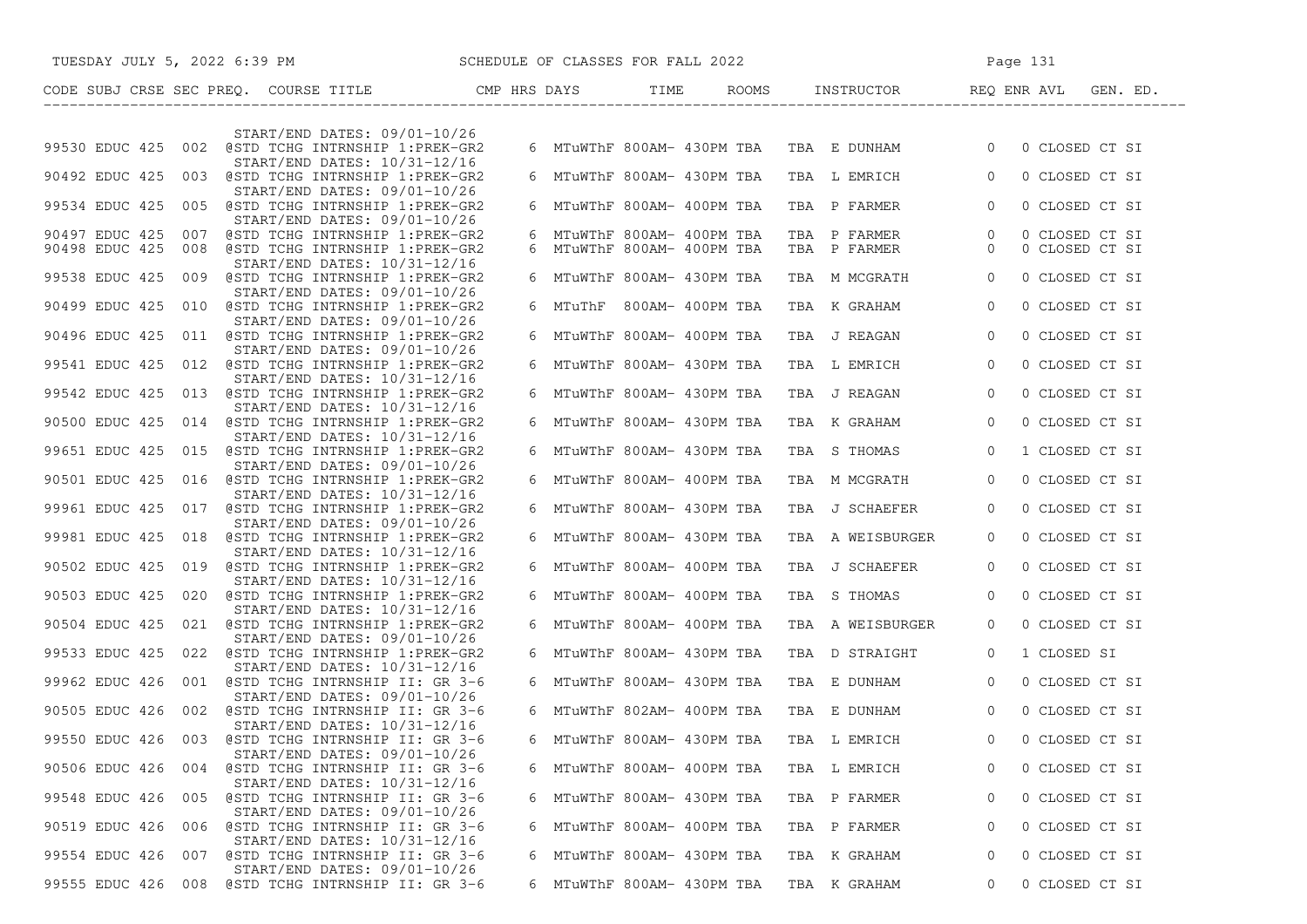| CODE | SUBJ | CRSE | SEC | PREQ. | COURSE TITLE | CMP | HRS | DAYS | TIME | ROOMS | INSTRUCTOR | REQ | ENR | AVL | GEN. ED. |
|---|---|---|---|---|---|---|---|---|---|---|---|---|---|---|---|
| | | | | | START/END DATES: 09/01-10/26 | | | | | | | | | | |
| 99530 | EDUC | 425 | 002 | @ | STD TCHG INTRNSHIP 1:PREK-GR2 | | 6 | MTuWThF | 800AM- 430PM | TBA | TBA E DUNHAM | | 0 | 0 | CLOSED CT SI |
| | | | | | START/END DATES: 10/31-12/16 | | | | | | | | | | |
| 90492 | EDUC | 425 | 003 | @ | STD TCHG INTRNSHIP 1:PREK-GR2 | | 6 | MTuWThF | 800AM- 430PM | TBA | TBA L EMRICH | | 0 | 0 | CLOSED CT SI |
| | | | | | START/END DATES: 09/01-10/26 | | | | | | | | | | |
| 99534 | EDUC | 425 | 005 | @ | STD TCHG INTRNSHIP 1:PREK-GR2 | | 6 | MTuWThF | 800AM- 400PM | TBA | TBA P FARMER | | 0 | 0 | CLOSED CT SI |
| | | | | | START/END DATES: 09/01-10/26 | | | | | | | | | | |
| 90497 | EDUC | 425 | 007 | @ | STD TCHG INTRNSHIP 1:PREK-GR2 | | 6 | MTuWThF | 800AM- 400PM | TBA | TBA P FARMER | | 0 | 0 | CLOSED CT SI |
| 90498 | EDUC | 425 | 008 | @ | STD TCHG INTRNSHIP 1:PREK-GR2 | | 6 | MTuWThF | 800AM- 400PM | TBA | TBA P FARMER | | 0 | 0 | CLOSED CT SI |
| | | | | | START/END DATES: 10/31-12/16 | | | | | | | | | | |
| 99538 | EDUC | 425 | 009 | @ | STD TCHG INTRNSHIP 1:PREK-GR2 | | 6 | MTuWThF | 800AM- 430PM | TBA | TBA M MCGRATH | | 0 | 0 | CLOSED CT SI |
| | | | | | START/END DATES: 09/01-10/26 | | | | | | | | | | |
| 90499 | EDUC | 425 | 010 | @ | STD TCHG INTRNSHIP 1:PREK-GR2 | | 6 | MTuThF | 800AM- 400PM | TBA | TBA K GRAHAM | | 0 | 0 | CLOSED CT SI |
| | | | | | START/END DATES: 09/01-10/26 | | | | | | | | | | |
| 90496 | EDUC | 425 | 011 | @ | STD TCHG INTRNSHIP 1:PREK-GR2 | | 6 | MTuWThF | 800AM- 400PM | TBA | TBA J REAGAN | | 0 | 0 | CLOSED CT SI |
| | | | | | START/END DATES: 09/01-10/26 | | | | | | | | | | |
| 99541 | EDUC | 425 | 012 | @ | STD TCHG INTRNSHIP 1:PREK-GR2 | | 6 | MTuWThF | 800AM- 430PM | TBA | TBA L EMRICH | | 0 | 0 | CLOSED CT SI |
| | | | | | START/END DATES: 10/31-12/16 | | | | | | | | | | |
| 99542 | EDUC | 425 | 013 | @ | STD TCHG INTRNSHIP 1:PREK-GR2 | | 6 | MTuWThF | 800AM- 430PM | TBA | TBA J REAGAN | | 0 | 0 | CLOSED CT SI |
| | | | | | START/END DATES: 10/31-12/16 | | | | | | | | | | |
| 90500 | EDUC | 425 | 014 | @ | STD TCHG INTRNSHIP 1:PREK-GR2 | | 6 | MTuWThF | 800AM- 430PM | TBA | TBA K GRAHAM | | 0 | 0 | CLOSED CT SI |
| | | | | | START/END DATES: 10/31-12/16 | | | | | | | | | | |
| 99651 | EDUC | 425 | 015 | @ | STD TCHG INTRNSHIP 1:PREK-GR2 | | 6 | MTuWThF | 800AM- 430PM | TBA | TBA S THOMAS | | 0 | 1 | CLOSED CT SI |
| | | | | | START/END DATES: 09/01-10/26 | | | | | | | | | | |
| 90501 | EDUC | 425 | 016 | @ | STD TCHG INTRNSHIP 1:PREK-GR2 | | 6 | MTuWThF | 800AM- 400PM | TBA | TBA M MCGRATH | | 0 | 0 | CLOSED CT SI |
| | | | | | START/END DATES: 10/31-12/16 | | | | | | | | | | |
| 99961 | EDUC | 425 | 017 | @ | STD TCHG INTRNSHIP 1:PREK-GR2 | | 6 | MTuWThF | 800AM- 430PM | TBA | TBA J SCHAEFER | | 0 | 0 | CLOSED CT SI |
| | | | | | START/END DATES: 09/01-10/26 | | | | | | | | | | |
| 99981 | EDUC | 425 | 018 | @ | STD TCHG INTRNSHIP 1:PREK-GR2 | | 6 | MTuWThF | 800AM- 430PM | TBA | TBA A WEISBURGER | | 0 | 0 | CLOSED CT SI |
| | | | | | START/END DATES: 10/31-12/16 | | | | | | | | | | |
| 90502 | EDUC | 425 | 019 | @ | STD TCHG INTRNSHIP 1:PREK-GR2 | | 6 | MTuWThF | 800AM- 400PM | TBA | TBA J SCHAEFER | | 0 | 0 | CLOSED CT SI |
| | | | | | START/END DATES: 10/31-12/16 | | | | | | | | | | |
| 90503 | EDUC | 425 | 020 | @ | STD TCHG INTRNSHIP 1:PREK-GR2 | | 6 | MTuWThF | 800AM- 400PM | TBA | TBA S THOMAS | | 0 | 0 | CLOSED CT SI |
| | | | | | START/END DATES: 10/31-12/16 | | | | | | | | | | |
| 90504 | EDUC | 425 | 021 | @ | STD TCHG INTRNSHIP 1:PREK-GR2 | | 6 | MTuWThF | 800AM- 400PM | TBA | TBA A WEISBURGER | | 0 | 0 | CLOSED CT SI |
| | | | | | START/END DATES: 09/01-10/26 | | | | | | | | | | |
| 99533 | EDUC | 425 | 022 | @ | STD TCHG INTRNSHIP 1:PREK-GR2 | | 6 | MTuWThF | 800AM- 430PM | TBA | TBA D STRAIGHT | | 0 | 1 | CLOSED SI |
| | | | | | START/END DATES: 10/31-12/16 | | | | | | | | | | |
| 99962 | EDUC | 426 | 001 | @ | STD TCHG INTRNSHIP II: GR 3-6 | | 6 | MTuWThF | 800AM- 430PM | TBA | TBA E DUNHAM | | 0 | 0 | CLOSED CT SI |
| | | | | | START/END DATES: 09/01-10/26 | | | | | | | | | | |
| 90505 | EDUC | 426 | 002 | @ | STD TCHG INTRNSHIP II: GR 3-6 | | 6 | MTuWThF | 802AM- 400PM | TBA | TBA E DUNHAM | | 0 | 0 | CLOSED CT SI |
| | | | | | START/END DATES: 10/31-12/16 | | | | | | | | | | |
| 99550 | EDUC | 426 | 003 | @ | STD TCHG INTRNSHIP II: GR 3-6 | | 6 | MTuWThF | 800AM- 430PM | TBA | TBA L EMRICH | | 0 | 0 | CLOSED CT SI |
| | | | | | START/END DATES: 09/01-10/26 | | | | | | | | | | |
| 90506 | EDUC | 426 | 004 | @ | STD TCHG INTRNSHIP II: GR 3-6 | | 6 | MTuWThF | 800AM- 400PM | TBA | TBA L EMRICH | | 0 | 0 | CLOSED CT SI |
| | | | | | START/END DATES: 10/31-12/16 | | | | | | | | | | |
| 99548 | EDUC | 426 | 005 | @ | STD TCHG INTRNSHIP II: GR 3-6 | | 6 | MTuWThF | 800AM- 430PM | TBA | TBA P FARMER | | 0 | 0 | CLOSED CT SI |
| | | | | | START/END DATES: 09/01-10/26 | | | | | | | | | | |
| 90519 | EDUC | 426 | 006 | @ | STD TCHG INTRNSHIP II: GR 3-6 | | 6 | MTuWThF | 800AM- 400PM | TBA | TBA P FARMER | | 0 | 0 | CLOSED CT SI |
| | | | | | START/END DATES: 10/31-12/16 | | | | | | | | | | |
| 99554 | EDUC | 426 | 007 | @ | STD TCHG INTRNSHIP II: GR 3-6 | | 6 | MTuWThF | 800AM- 430PM | TBA | TBA K GRAHAM | | 0 | 0 | CLOSED CT SI |
| | | | | | START/END DATES: 09/01-10/26 | | | | | | | | | | |
| 99555 | EDUC | 426 | 008 | @ | STD TCHG INTRNSHIP II: GR 3-6 | | 6 | MTuWThF | 800AM- 430PM | TBA | TBA K GRAHAM | | 0 | 0 | CLOSED CT SI |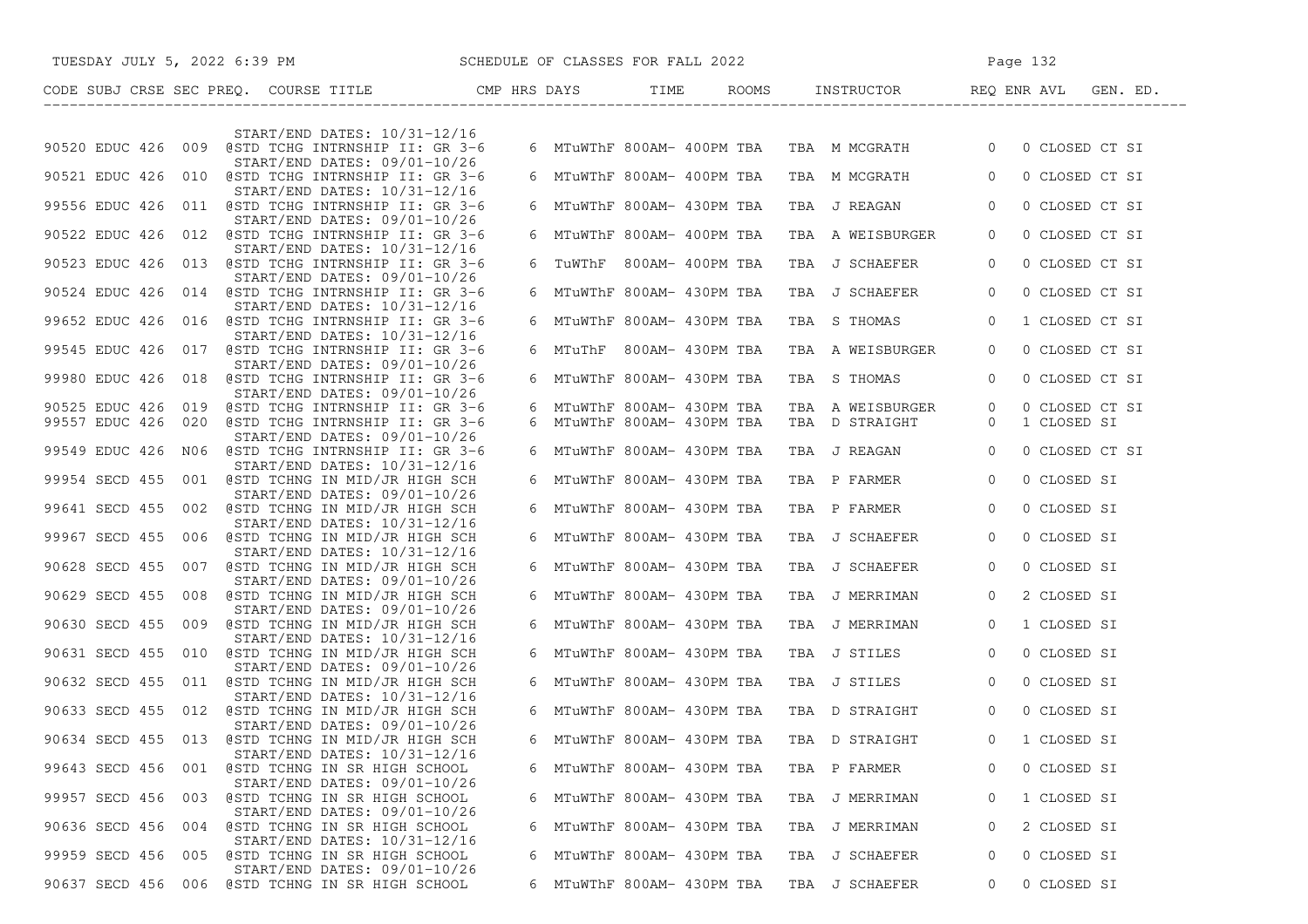| CODE | SUBJ | CRSE | SEC | PREQ. | COURSE TITLE | CMP | HRS | DAYS | TIME | ROOMS | INSTRUCTOR | REQ | ENR | AVL | GEN. ED. |
|---|---|---|---|---|---|---|---|---|---|---|---|---|---|---|---|
| | | | | | START/END DATES: 10/31-12/16 | | | | | | | | | | |
| 90520 | EDUC | 426 | 009 | @ | STD TCHG INTRNSHIP II: GR 3-6 | | 6 | MTuWThF | 800AM- 400PM | TBA | TBA M MCGRATH | | 0 | 0 | CLOSED CT SI |
| | | | | | START/END DATES: 09/01-10/26 | | | | | | | | | | |
| 90521 | EDUC | 426 | 010 | @ | STD TCHG INTRNSHIP II: GR 3-6 | | 6 | MTuWThF | 800AM- 400PM | TBA | TBA M MCGRATH | | 0 | 0 | CLOSED CT SI |
| | | | | | START/END DATES: 10/31-12/16 | | | | | | | | | | |
| 99556 | EDUC | 426 | 011 | @ | STD TCHG INTRNSHIP II: GR 3-6 | | 6 | MTuWThF | 800AM- 430PM | TBA | TBA J REAGAN | | 0 | 0 | CLOSED CT SI |
| | | | | | START/END DATES: 09/01-10/26 | | | | | | | | | | |
| 90522 | EDUC | 426 | 012 | @ | STD TCHG INTRNSHIP II: GR 3-6 | | 6 | MTuWThF | 800AM- 400PM | TBA | TBA A WEISBURGER | | 0 | 0 | CLOSED CT SI |
| | | | | | START/END DATES: 10/31-12/16 | | | | | | | | | | |
| 90523 | EDUC | 426 | 013 | @ | STD TCHG INTRNSHIP II: GR 3-6 | | 6 | TuWThF | 800AM- 400PM | TBA | TBA J SCHAEFER | | 0 | 0 | CLOSED CT SI |
| | | | | | START/END DATES: 09/01-10/26 | | | | | | | | | | |
| 90524 | EDUC | 426 | 014 | @ | STD TCHG INTRNSHIP II: GR 3-6 | | 6 | MTuWThF | 800AM- 430PM | TBA | TBA J SCHAEFER | | 0 | 0 | CLOSED CT SI |
| | | | | | START/END DATES: 10/31-12/16 | | | | | | | | | | |
| 99652 | EDUC | 426 | 016 | @ | STD TCHG INTRNSHIP II: GR 3-6 | | 6 | MTuWThF | 800AM- 430PM | TBA | TBA S THOMAS | | 0 | 1 | CLOSED CT SI |
| | | | | | START/END DATES: 10/31-12/16 | | | | | | | | | | |
| 99545 | EDUC | 426 | 017 | @ | STD TCHG INTRNSHIP II: GR 3-6 | | 6 | MTuThF | 800AM- 430PM | TBA | TBA A WEISBURGER | | 0 | 0 | CLOSED CT SI |
| | | | | | START/END DATES: 09/01-10/26 | | | | | | | | | | |
| 99980 | EDUC | 426 | 018 | @ | STD TCHG INTRNSHIP II: GR 3-6 | | 6 | MTuWThF | 800AM- 430PM | TBA | TBA S THOMAS | | 0 | 0 | CLOSED CT SI |
| | | | | | START/END DATES: 09/01-10/26 | | | | | | | | | | |
| 90525 | EDUC | 426 | 019 | @ | STD TCHG INTRNSHIP II: GR 3-6 | | 6 | MTuWThF | 800AM- 430PM | TBA | TBA A WEISBURGER | | 0 | 0 | CLOSED CT SI |
| 99557 | EDUC | 426 | 020 | @ | STD TCHG INTRNSHIP II: GR 3-6 | | 6 | MTuWThF | 800AM- 430PM | TBA | TBA D STRAIGHT | | 0 | 1 | CLOSED SI |
| | | | | | START/END DATES: 09/01-10/26 | | | | | | | | | | |
| 99549 | EDUC | 426 | N06 | @ | STD TCHG INTRNSHIP II: GR 3-6 | | 6 | MTuWThF | 800AM- 430PM | TBA | TBA J REAGAN | | 0 | 0 | CLOSED CT SI |
| | | | | | START/END DATES: 10/31-12/16 | | | | | | | | | | |
| 99954 | SECD | 455 | 001 | @ | STD TCHNG IN MID/JR HIGH SCH | | 6 | MTuWThF | 800AM- 430PM | TBA | TBA P FARMER | | 0 | 0 | CLOSED SI |
| | | | | | START/END DATES: 09/01-10/26 | | | | | | | | | | |
| 99641 | SECD | 455 | 002 | @ | STD TCHNG IN MID/JR HIGH SCH | | 6 | MTuWThF | 800AM- 430PM | TBA | TBA P FARMER | | 0 | 0 | CLOSED SI |
| | | | | | START/END DATES: 10/31-12/16 | | | | | | | | | | |
| 99967 | SECD | 455 | 006 | @ | STD TCHNG IN MID/JR HIGH SCH | | 6 | MTuWThF | 800AM- 430PM | TBA | TBA J SCHAEFER | | 0 | 0 | CLOSED SI |
| | | | | | START/END DATES: 10/31-12/16 | | | | | | | | | | |
| 90628 | SECD | 455 | 007 | @ | STD TCHNG IN MID/JR HIGH SCH | | 6 | MTuWThF | 800AM- 430PM | TBA | TBA J SCHAEFER | | 0 | 0 | CLOSED SI |
| | | | | | START/END DATES: 09/01-10/26 | | | | | | | | | | |
| 90629 | SECD | 455 | 008 | @ | STD TCHNG IN MID/JR HIGH SCH | | 6 | MTuWThF | 800AM- 430PM | TBA | TBA J MERRIMAN | | 0 | 2 | CLOSED SI |
| | | | | | START/END DATES: 09/01-10/26 | | | | | | | | | | |
| 90630 | SECD | 455 | 009 | @ | STD TCHNG IN MID/JR HIGH SCH | | 6 | MTuWThF | 800AM- 430PM | TBA | TBA J MERRIMAN | | 0 | 1 | CLOSED SI |
| | | | | | START/END DATES: 10/31-12/16 | | | | | | | | | | |
| 90631 | SECD | 455 | 010 | @ | STD TCHNG IN MID/JR HIGH SCH | | 6 | MTuWThF | 800AM- 430PM | TBA | TBA J STILES | | 0 | 0 | CLOSED SI |
| | | | | | START/END DATES: 09/01-10/26 | | | | | | | | | | |
| 90632 | SECD | 455 | 011 | @ | STD TCHNG IN MID/JR HIGH SCH | | 6 | MTuWThF | 800AM- 430PM | TBA | TBA J STILES | | 0 | 0 | CLOSED SI |
| | | | | | START/END DATES: 10/31-12/16 | | | | | | | | | | |
| 90633 | SECD | 455 | 012 | @ | STD TCHNG IN MID/JR HIGH SCH | | 6 | MTuWThF | 800AM- 430PM | TBA | TBA D STRAIGHT | | 0 | 0 | CLOSED SI |
| | | | | | START/END DATES: 09/01-10/26 | | | | | | | | | | |
| 90634 | SECD | 455 | 013 | @ | STD TCHNG IN MID/JR HIGH SCH | | 6 | MTuWThF | 800AM- 430PM | TBA | TBA D STRAIGHT | | 0 | 1 | CLOSED SI |
| | | | | | START/END DATES: 10/31-12/16 | | | | | | | | | | |
| 99643 | SECD | 456 | 001 | @ | STD TCHNG IN SR HIGH SCHOOL | | 6 | MTuWThF | 800AM- 430PM | TBA | TBA P FARMER | | 0 | 0 | CLOSED SI |
| | | | | | START/END DATES: 09/01-10/26 | | | | | | | | | | |
| 99957 | SECD | 456 | 003 | @ | STD TCHNG IN SR HIGH SCHOOL | | 6 | MTuWThF | 800AM- 430PM | TBA | TBA J MERRIMAN | | 0 | 1 | CLOSED SI |
| | | | | | START/END DATES: 09/01-10/26 | | | | | | | | | | |
| 90636 | SECD | 456 | 004 | @ | STD TCHNG IN SR HIGH SCHOOL | | 6 | MTuWThF | 800AM- 430PM | TBA | TBA J MERRIMAN | | 0 | 2 | CLOSED SI |
| | | | | | START/END DATES: 10/31-12/16 | | | | | | | | | | |
| 99959 | SECD | 456 | 005 | @ | STD TCHNG IN SR HIGH SCHOOL | | 6 | MTuWThF | 800AM- 430PM | TBA | TBA J SCHAEFER | | 0 | 0 | CLOSED SI |
| | | | | | START/END DATES: 09/01-10/26 | | | | | | | | | | |
| 90637 | SECD | 456 | 006 | @ | STD TCHNG IN SR HIGH SCHOOL | | 6 | MTuWThF | 800AM- 430PM | TBA | TBA J SCHAEFER | | 0 | 0 | CLOSED SI |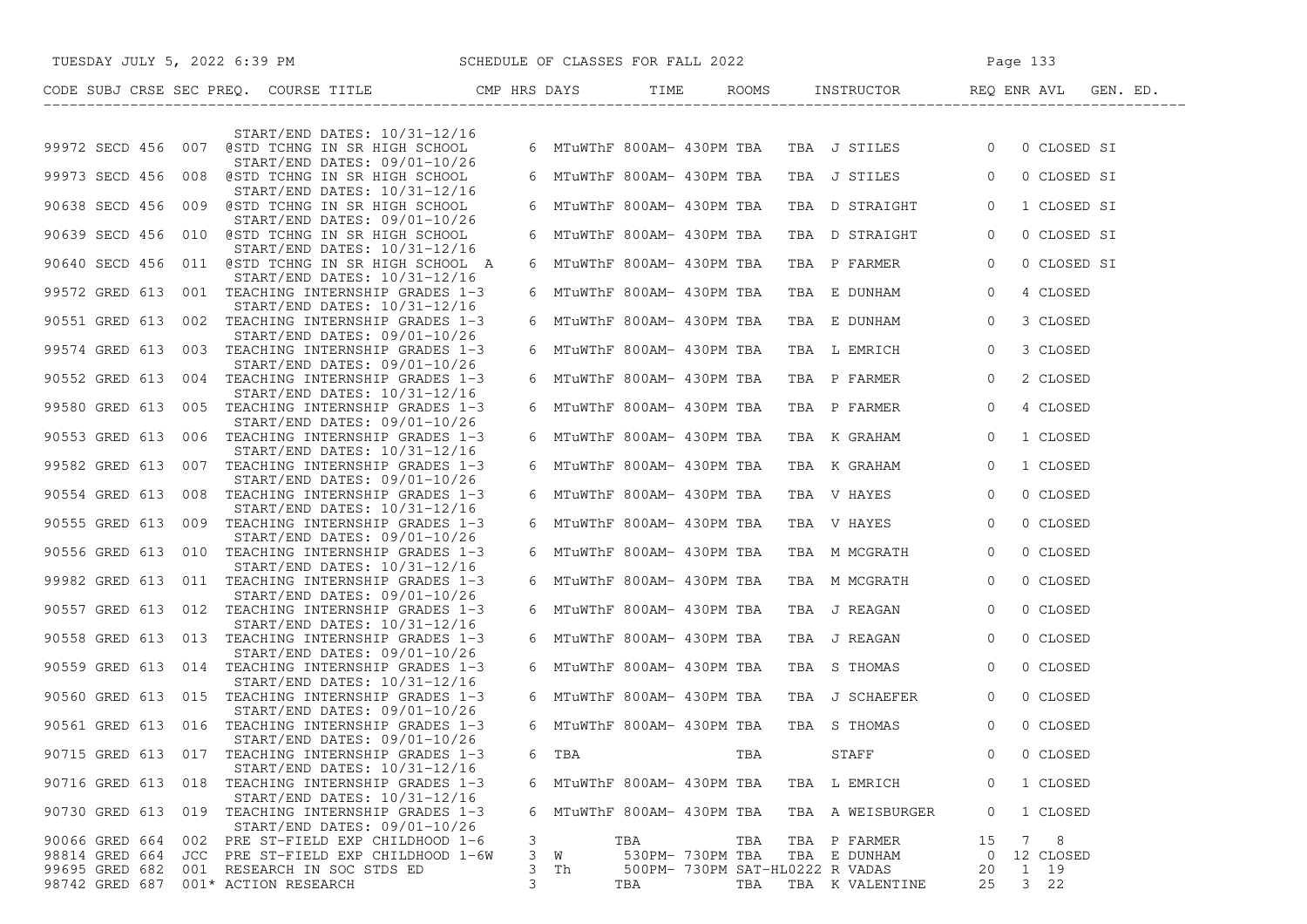| CODE | SUBJ | CRSE | SEC | PREQ. | COURSE TITLE | CMP | HRS | DAYS | TIME | ROOMS | INSTRUCTOR | REQ | ENR | AVL | GEN. ED. |
|---|---|---|---|---|---|---|---|---|---|---|---|---|---|---|---|
| | | | | | START/END DATES: 10/31-12/16 | | | | | | | | | | |
| 99972 | SECD | 456 | 007 | | @STD TCHNG IN SR HIGH SCHOOL | | 6 | MTuWThF | 800AM- 430PM | TBA TBA | J STILES | 0 | 0 | CLOSED | SI |
| | | | | | START/END DATES: 09/01-10/26 | | | | | | | | | | |
| 99973 | SECD | 456 | 008 | | @STD TCHNG IN SR HIGH SCHOOL | | 6 | MTuWThF | 800AM- 430PM | TBA TBA | J STILES | 0 | 0 | CLOSED | SI |
| | | | | | START/END DATES: 10/31-12/16 | | | | | | | | | | |
| 90638 | SECD | 456 | 009 | | @STD TCHNG IN SR HIGH SCHOOL | | 6 | MTuWThF | 800AM- 430PM | TBA TBA | D STRAIGHT | 0 | 1 | CLOSED | SI |
| | | | | | START/END DATES: 09/01-10/26 | | | | | | | | | | |
| 90639 | SECD | 456 | 010 | | @STD TCHNG IN SR HIGH SCHOOL | | 6 | MTuWThF | 800AM- 430PM | TBA TBA | D STRAIGHT | 0 | 0 | CLOSED | SI |
| | | | | | START/END DATES: 10/31-12/16 | | | | | | | | | | |
| 90640 | SECD | 456 | 011 | | @STD TCHNG IN SR HIGH SCHOOL | A | 6 | MTuWThF | 800AM- 430PM | TBA TBA | P FARMER | 0 | 0 | CLOSED | SI |
| | | | | | START/END DATES: 10/31-12/16 | | | | | | | | | | |
| 99572 | GRED | 613 | 001 | | TEACHING INTERNSHIP GRADES 1-3 | | 6 | MTuWThF | 800AM- 430PM | TBA TBA | E DUNHAM | 0 | 4 | CLOSED | |
| | | | | | START/END DATES: 10/31-12/16 | | | | | | | | | | |
| 90551 | GRED | 613 | 002 | | TEACHING INTERNSHIP GRADES 1-3 | | 6 | MTuWThF | 800AM- 430PM | TBA TBA | E DUNHAM | 0 | 3 | CLOSED | |
| | | | | | START/END DATES: 09/01-10/26 | | | | | | | | | | |
| 99574 | GRED | 613 | 003 | | TEACHING INTERNSHIP GRADES 1-3 | | 6 | MTuWThF | 800AM- 430PM | TBA TBA | L EMRICH | 0 | 3 | CLOSED | |
| | | | | | START/END DATES: 09/01-10/26 | | | | | | | | | | |
| 90552 | GRED | 613 | 004 | | TEACHING INTERNSHIP GRADES 1-3 | | 6 | MTuWThF | 800AM- 430PM | TBA TBA | P FARMER | 0 | 2 | CLOSED | |
| | | | | | START/END DATES: 10/31-12/16 | | | | | | | | | | |
| 99580 | GRED | 613 | 005 | | TEACHING INTERNSHIP GRADES 1-3 | | 6 | MTuWThF | 800AM- 430PM | TBA TBA | P FARMER | 0 | 4 | CLOSED | |
| | | | | | START/END DATES: 09/01-10/26 | | | | | | | | | | |
| 90553 | GRED | 613 | 006 | | TEACHING INTERNSHIP GRADES 1-3 | | 6 | MTuWThF | 800AM- 430PM | TBA TBA | K GRAHAM | 0 | 1 | CLOSED | |
| | | | | | START/END DATES: 10/31-12/16 | | | | | | | | | | |
| 99582 | GRED | 613 | 007 | | TEACHING INTERNSHIP GRADES 1-3 | | 6 | MTuWThF | 800AM- 430PM | TBA TBA | K GRAHAM | 0 | 1 | CLOSED | |
| | | | | | START/END DATES: 09/01-10/26 | | | | | | | | | | |
| 90554 | GRED | 613 | 008 | | TEACHING INTERNSHIP GRADES 1-3 | | 6 | MTuWThF | 800AM- 430PM | TBA TBA | V HAYES | 0 | 0 | CLOSED | |
| | | | | | START/END DATES: 10/31-12/16 | | | | | | | | | | |
| 90555 | GRED | 613 | 009 | | TEACHING INTERNSHIP GRADES 1-3 | | 6 | MTuWThF | 800AM- 430PM | TBA TBA | V HAYES | 0 | 0 | CLOSED | |
| | | | | | START/END DATES: 09/01-10/26 | | | | | | | | | | |
| 90556 | GRED | 613 | 010 | | TEACHING INTERNSHIP GRADES 1-3 | | 6 | MTuWThF | 800AM- 430PM | TBA TBA | M MCGRATH | 0 | 0 | CLOSED | |
| | | | | | START/END DATES: 10/31-12/16 | | | | | | | | | | |
| 99982 | GRED | 613 | 011 | | TEACHING INTERNSHIP GRADES 1-3 | | 6 | MTuWThF | 800AM- 430PM | TBA TBA | M MCGRATH | 0 | 0 | CLOSED | |
| | | | | | START/END DATES: 09/01-10/26 | | | | | | | | | | |
| 90557 | GRED | 613 | 012 | | TEACHING INTERNSHIP GRADES 1-3 | | 6 | MTuWThF | 800AM- 430PM | TBA TBA | J REAGAN | 0 | 0 | CLOSED | |
| | | | | | START/END DATES: 10/31-12/16 | | | | | | | | | | |
| 90558 | GRED | 613 | 013 | | TEACHING INTERNSHIP GRADES 1-3 | | 6 | MTuWThF | 800AM- 430PM | TBA TBA | J REAGAN | 0 | 0 | CLOSED | |
| | | | | | START/END DATES: 09/01-10/26 | | | | | | | | | | |
| 90559 | GRED | 613 | 014 | | TEACHING INTERNSHIP GRADES 1-3 | | 6 | MTuWThF | 800AM- 430PM | TBA TBA | S THOMAS | 0 | 0 | CLOSED | |
| | | | | | START/END DATES: 10/31-12/16 | | | | | | | | | | |
| 90560 | GRED | 613 | 015 | | TEACHING INTERNSHIP GRADES 1-3 | | 6 | MTuWThF | 800AM- 430PM | TBA TBA | J SCHAEFER | 0 | 0 | CLOSED | |
| | | | | | START/END DATES: 09/01-10/26 | | | | | | | | | | |
| 90561 | GRED | 613 | 016 | | TEACHING INTERNSHIP GRADES 1-3 | | 6 | MTuWThF | 800AM- 430PM | TBA TBA | S THOMAS | 0 | 0 | CLOSED | |
| | | | | | START/END DATES: 09/01-10/26 | | | | | | | | | | |
| 90715 | GRED | 613 | 017 | | TEACHING INTERNSHIP GRADES 1-3 | | 6 | TBA | | TBA | STAFF | 0 | 0 | CLOSED | |
| | | | | | START/END DATES: 10/31-12/16 | | | | | | | | | | |
| 90716 | GRED | 613 | 018 | | TEACHING INTERNSHIP GRADES 1-3 | | 6 | MTuWThF | 800AM- 430PM | TBA TBA | L EMRICH | 0 | 1 | CLOSED | |
| | | | | | START/END DATES: 10/31-12/16 | | | | | | | | | | |
| 90730 | GRED | 613 | 019 | | TEACHING INTERNSHIP GRADES 1-3 | | 6 | MTuWThF | 800AM- 430PM | TBA TBA | A WEISBURGER | 0 | 1 | CLOSED | |
| | | | | | START/END DATES: 09/01-10/26 | | | | | | | | | | |
| 90066 | GRED | 664 | 002 | | PRE ST-FIELD EXP CHILDHOOD 1-6 | | 3 | | TBA | TBA TBA | P FARMER | 15 | 7 | 8 | |
| 98814 | GRED | 664 | JCC | | PRE ST-FIELD EXP CHILDHOOD 1-6W | | 3 | W | 530PM- 730PM | TBA TBA | E DUNHAM | 0 | 12 | CLOSED | |
| 99695 | GRED | 682 | 001 | | RESEARCH IN SOC STDS ED | | 3 | Th | 500PM- 730PM | SAT-HL0222 | R VADAS | 20 | 1 | 19 | |
| 98742 | GRED | 687 | 001* | | ACTION RESEARCH | | 3 | | TBA | TBA TBA | K VALENTINE | 25 | 3 | 22 | |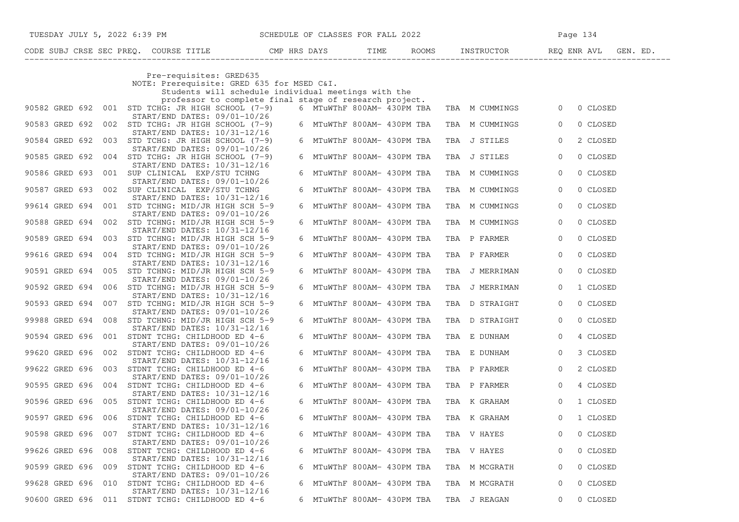| CODE | SUBJ | CRSE | SEC | PREQ. | COURSE TITLE | CMP | HRS | DAYS | TIME | ROOMS | INSTRUCTOR | REQ | ENR | AVL | GEN. ED. |
|---|---|---|---|---|---|---|---|---|---|---|---|---|---|---|---|
| | | | | | Pre-requisites: GRED635 | | | | | | | | | | |
| | | | | | NOTE: Prerequisite: GRED 635 for MSED C&I. Students will schedule individual meetings with the professor to complete final stage of research project. | | | | | | | | | | |
| 90582 | GRED | 692 | 001 | | STD TCHG: JR HIGH SCHOOL (7-9) START/END DATES: 09/01-10/26 | | 6 | MTuWThF | 800AM- 430PM | TBA | TBA M CUMMINGS | | 0 | 0 | CLOSED |
| 90583 | GRED | 692 | 002 | | STD TCHG: JR HIGH SCHOOL (7-9) START/END DATES: 10/31-12/16 | | 6 | MTuWThF | 800AM- 430PM | TBA | TBA M CUMMINGS | | 0 | 0 | CLOSED |
| 90584 | GRED | 692 | 003 | | STD TCHG: JR HIGH SCHOOL (7-9) START/END DATES: 09/01-10/26 | | 6 | MTuWThF | 800AM- 430PM | TBA | TBA J STILES | | 0 | 2 | CLOSED |
| 90585 | GRED | 692 | 004 | | STD TCHG: JR HIGH SCHOOL (7-9) START/END DATES: 10/31-12/16 | | 6 | MTuWThF | 800AM- 430PM | TBA | TBA J STILES | | 0 | 0 | CLOSED |
| 90586 | GRED | 693 | 001 | | SUP CLINICAL EXP/STU TCHNG START/END DATES: 09/01-10/26 | | 6 | MTuWThF | 800AM- 430PM | TBA | TBA M CUMMINGS | | 0 | 0 | CLOSED |
| 90587 | GRED | 693 | 002 | | SUP CLINICAL EXP/STU TCHNG START/END DATES: 10/31-12/16 | | 6 | MTuWThF | 800AM- 430PM | TBA | TBA M CUMMINGS | | 0 | 0 | CLOSED |
| 99614 | GRED | 694 | 001 | | STD TCHNG: MID/JR HIGH SCH 5-9 START/END DATES: 09/01-10/26 | | 6 | MTuWThF | 800AM- 430PM | TBA | TBA M CUMMINGS | | 0 | 0 | CLOSED |
| 90588 | GRED | 694 | 002 | | STD TCHNG: MID/JR HIGH SCH 5-9 START/END DATES: 10/31-12/16 | | 6 | MTuWThF | 800AM- 430PM | TBA | TBA M CUMMINGS | | 0 | 0 | CLOSED |
| 90589 | GRED | 694 | 003 | | STD TCHNG: MID/JR HIGH SCH 5-9 START/END DATES: 09/01-10/26 | | 6 | MTuWThF | 800AM- 430PM | TBA | TBA P FARMER | | 0 | 0 | CLOSED |
| 99616 | GRED | 694 | 004 | | STD TCHNG: MID/JR HIGH SCH 5-9 START/END DATES: 10/31-12/16 | | 6 | MTuWThF | 800AM- 430PM | TBA | TBA P FARMER | | 0 | 0 | CLOSED |
| 90591 | GRED | 694 | 005 | | STD TCHNG: MID/JR HIGH SCH 5-9 START/END DATES: 09/01-10/26 | | 6 | MTuWThF | 800AM- 430PM | TBA | TBA J MERRIMAN | | 0 | 0 | CLOSED |
| 90592 | GRED | 694 | 006 | | STD TCHNG: MID/JR HIGH SCH 5-9 START/END DATES: 10/31-12/16 | | 6 | MTuWThF | 800AM- 430PM | TBA | TBA J MERRIMAN | | 0 | 1 | CLOSED |
| 90593 | GRED | 694 | 007 | | STD TCHNG: MID/JR HIGH SCH 5-9 START/END DATES: 09/01-10/26 | | 6 | MTuWThF | 800AM- 430PM | TBA | TBA D STRAIGHT | | 0 | 0 | CLOSED |
| 99988 | GRED | 694 | 008 | | STD TCHNG: MID/JR HIGH SCH 5-9 START/END DATES: 10/31-12/16 | | 6 | MTuWThF | 800AM- 430PM | TBA | TBA D STRAIGHT | | 0 | 0 | CLOSED |
| 90594 | GRED | 696 | 001 | | STDNT TCHG: CHILDHOOD ED 4-6 START/END DATES: 09/01-10/26 | | 6 | MTuWThF | 800AM- 430PM | TBA | TBA E DUNHAM | | 0 | 4 | CLOSED |
| 99620 | GRED | 696 | 002 | | STDNT TCHG: CHILDHOOD ED 4-6 START/END DATES: 10/31-12/16 | | 6 | MTuWThF | 800AM- 430PM | TBA | TBA E DUNHAM | | 0 | 3 | CLOSED |
| 99622 | GRED | 696 | 003 | | STDNT TCHG: CHILDHOOD ED 4-6 START/END DATES: 09/01-10/26 | | 6 | MTuWThF | 800AM- 430PM | TBA | TBA P FARMER | | 0 | 2 | CLOSED |
| 90595 | GRED | 696 | 004 | | STDNT TCHG: CHILDHOOD ED 4-6 START/END DATES: 10/31-12/16 | | 6 | MTuWThF | 800AM- 430PM | TBA | TBA P FARMER | | 0 | 4 | CLOSED |
| 90596 | GRED | 696 | 005 | | STDNT TCHG: CHILDHOOD ED 4-6 START/END DATES: 09/01-10/26 | | 6 | MTuWThF | 800AM- 430PM | TBA | TBA K GRAHAM | | 0 | 1 | CLOSED |
| 90597 | GRED | 696 | 006 | | STDNT TCHG: CHILDHOOD ED 4-6 START/END DATES: 10/31-12/16 | | 6 | MTuWThF | 800AM- 430PM | TBA | TBA K GRAHAM | | 0 | 1 | CLOSED |
| 90598 | GRED | 696 | 007 | | STDNT TCHG: CHILDHOOD ED 4-6 START/END DATES: 09/01-10/26 | | 6 | MTuWThF | 800AM- 430PM | TBA | TBA V HAYES | | 0 | 0 | CLOSED |
| 99626 | GRED | 696 | 008 | | STDNT TCHG: CHILDHOOD ED 4-6 START/END DATES: 10/31-12/16 | | 6 | MTuWThF | 800AM- 430PM | TBA | TBA V HAYES | | 0 | 0 | CLOSED |
| 90599 | GRED | 696 | 009 | | STDNT TCHG: CHILDHOOD ED 4-6 START/END DATES: 09/01-10/26 | | 6 | MTuWThF | 800AM- 430PM | TBA | TBA M MCGRATH | | 0 | 0 | CLOSED |
| 99628 | GRED | 696 | 010 | | STDNT TCHG: CHILDHOOD ED 4-6 START/END DATES: 10/31-12/16 | | 6 | MTuWThF | 800AM- 430PM | TBA | TBA M MCGRATH | | 0 | 0 | CLOSED |
| 90600 | GRED | 696 | 011 | | STDNT TCHG: CHILDHOOD ED 4-6 | | 6 | MTuWThF | 800AM- 430PM | TBA | TBA J REAGAN | | 0 | 0 | CLOSED |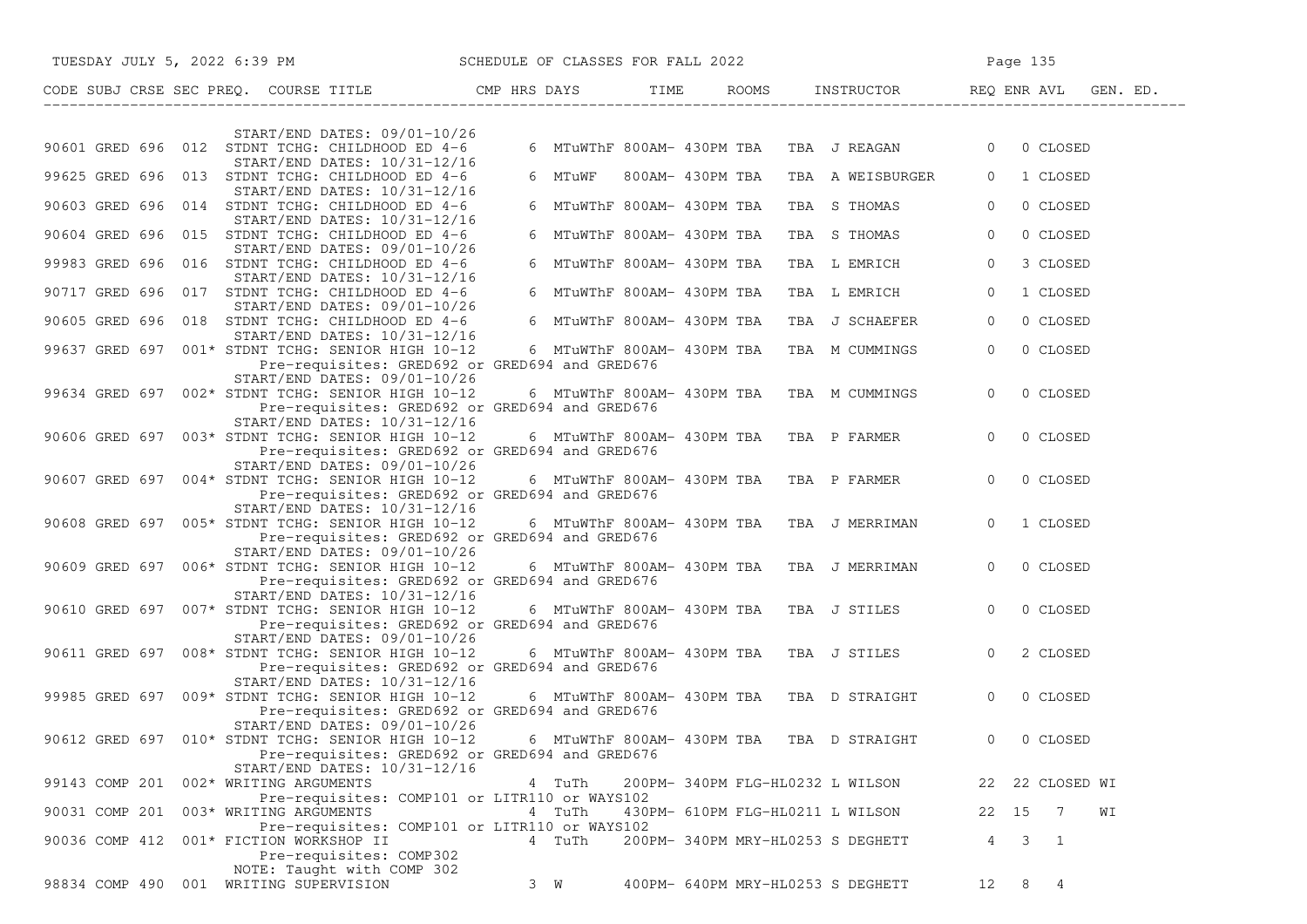| CODE | SUBJ | CRSE | SEC | PREQ. | COURSE TITLE | CMP | HRS | DAYS | TIME | ROOMS | INSTRUCTOR | REQ | ENR | AVL | GEN. ED. |
|---|---|---|---|---|---|---|---|---|---|---|---|---|---|---|---|
| | | | | | START/END DATES: 09/01-10/26 | | | | | | | | | | |
| 90601 | GRED | 696 | 012 | | STDNT TCHG: CHILDHOOD ED 4-6 | | 6 | MTuWThF | 800AM- 430PM | TBA | TBA J REAGAN | 0 | 0 | CLOSED | |
| | | | | | START/END DATES: 10/31-12/16 | | | | | | | | | | |
| 99625 | GRED | 696 | 013 | | STDNT TCHG: CHILDHOOD ED 4-6 | | 6 | MTuWF | 800AM- 430PM | TBA | TBA A WEISBURGER | 0 | 1 | CLOSED | |
| | | | | | START/END DATES: 10/31-12/16 | | | | | | | | | | |
| 90603 | GRED | 696 | 014 | | STDNT TCHG: CHILDHOOD ED 4-6 | | 6 | MTuWThF | 800AM- 430PM | TBA | TBA S THOMAS | 0 | 0 | CLOSED | |
| | | | | | START/END DATES: 10/31-12/16 | | | | | | | | | | |
| 90604 | GRED | 696 | 015 | | STDNT TCHG: CHILDHOOD ED 4-6 | | 6 | MTuWThF | 800AM- 430PM | TBA | TBA S THOMAS | 0 | 0 | CLOSED | |
| | | | | | START/END DATES: 09/01-10/26 | | | | | | | | | | |
| 99983 | GRED | 696 | 016 | | STDNT TCHG: CHILDHOOD ED 4-6 | | 6 | MTuWThF | 800AM- 430PM | TBA | TBA L EMRICH | 0 | 3 | CLOSED | |
| | | | | | START/END DATES: 10/31-12/16 | | | | | | | | | | |
| 90717 | GRED | 696 | 017 | | STDNT TCHG: CHILDHOOD ED 4-6 | | 6 | MTuWThF | 800AM- 430PM | TBA | TBA L EMRICH | 0 | 1 | CLOSED | |
| | | | | | START/END DATES: 09/01-10/26 | | | | | | | | | | |
| 90605 | GRED | 696 | 018 | | STDNT TCHG: CHILDHOOD ED 4-6 | | 6 | MTuWThF | 800AM- 430PM | TBA | TBA J SCHAEFER | 0 | 0 | CLOSED | |
| | | | | | START/END DATES: 10/31-12/16 | | | | | | | | | | |
| 99637 | GRED | 697 | 001 | * | STDNT TCHG: SENIOR HIGH 10-12 | | 6 | MTuWThF | 800AM- 430PM | TBA | TBA M CUMMINGS | 0 | 0 | CLOSED | |
| | | | | | Pre-requisites: GRED692 or GRED694 and GRED676 | | | | | | | | | | |
| | | | | | START/END DATES: 09/01-10/26 | | | | | | | | | | |
| 99634 | GRED | 697 | 002 | * | STDNT TCHG: SENIOR HIGH 10-12 | | 6 | MTuWThF | 800AM- 430PM | TBA | TBA M CUMMINGS | 0 | 0 | CLOSED | |
| | | | | | Pre-requisites: GRED692 or GRED694 and GRED676 | | | | | | | | | | |
| | | | | | START/END DATES: 10/31-12/16 | | | | | | | | | | |
| 90606 | GRED | 697 | 003 | * | STDNT TCHG: SENIOR HIGH 10-12 | | 6 | MTuWThF | 800AM- 430PM | TBA | TBA P FARMER | 0 | 0 | CLOSED | |
| | | | | | Pre-requisites: GRED692 or GRED694 and GRED676 | | | | | | | | | | |
| | | | | | START/END DATES: 09/01-10/26 | | | | | | | | | | |
| 90607 | GRED | 697 | 004 | * | STDNT TCHG: SENIOR HIGH 10-12 | | 6 | MTuWThF | 800AM- 430PM | TBA | TBA P FARMER | 0 | 0 | CLOSED | |
| | | | | | Pre-requisites: GRED692 or GRED694 and GRED676 | | | | | | | | | | |
| | | | | | START/END DATES: 10/31-12/16 | | | | | | | | | | |
| 90608 | GRED | 697 | 005 | * | STDNT TCHG: SENIOR HIGH 10-12 | | 6 | MTuWThF | 800AM- 430PM | TBA | TBA J MERRIMAN | 0 | 1 | CLOSED | |
| | | | | | Pre-requisites: GRED692 or GRED694 and GRED676 | | | | | | | | | | |
| | | | | | START/END DATES: 09/01-10/26 | | | | | | | | | | |
| 90609 | GRED | 697 | 006 | * | STDNT TCHG: SENIOR HIGH 10-12 | | 6 | MTuWThF | 800AM- 430PM | TBA | TBA J MERRIMAN | 0 | 0 | CLOSED | |
| | | | | | Pre-requisites: GRED692 or GRED694 and GRED676 | | | | | | | | | | |
| | | | | | START/END DATES: 10/31-12/16 | | | | | | | | | | |
| 90610 | GRED | 697 | 007 | * | STDNT TCHG: SENIOR HIGH 10-12 | | 6 | MTuWThF | 800AM- 430PM | TBA | TBA J STILES | 0 | 0 | CLOSED | |
| | | | | | Pre-requisites: GRED692 or GRED694 and GRED676 | | | | | | | | | | |
| | | | | | START/END DATES: 09/01-10/26 | | | | | | | | | | |
| 90611 | GRED | 697 | 008 | * | STDNT TCHG: SENIOR HIGH 10-12 | | 6 | MTuWThF | 800AM- 430PM | TBA | TBA J STILES | 0 | 2 | CLOSED | |
| | | | | | Pre-requisites: GRED692 or GRED694 and GRED676 | | | | | | | | | | |
| | | | | | START/END DATES: 10/31-12/16 | | | | | | | | | | |
| 99985 | GRED | 697 | 009 | * | STDNT TCHG: SENIOR HIGH 10-12 | | 6 | MTuWThF | 800AM- 430PM | TBA | TBA D STRAIGHT | 0 | 0 | CLOSED | |
| | | | | | Pre-requisites: GRED692 or GRED694 and GRED676 | | | | | | | | | | |
| | | | | | START/END DATES: 09/01-10/26 | | | | | | | | | | |
| 90612 | GRED | 697 | 010 | * | STDNT TCHG: SENIOR HIGH 10-12 | | 6 | MTuWThF | 800AM- 430PM | TBA | TBA D STRAIGHT | 0 | 0 | CLOSED | |
| | | | | | Pre-requisites: GRED692 or GRED694 and GRED676 | | | | | | | | | | |
| | | | | | START/END DATES: 10/31-12/16 | | | | | | | | | | |
| 99143 | COMP | 201 | 002 | * | WRITING ARGUMENTS | | 4 | TuTh | 200PM- 340PM | FLG-HL0232 | L WILSON | 22 | 22 | CLOSED | WI |
| | | | | | Pre-requisites: COMP101 or LITR110 or WAYS102 | | | | | | | | | | |
| 90031 | COMP | 201 | 003 | * | WRITING ARGUMENTS | | 4 | TuTh | 430PM- 610PM | FLG-HL0211 | L WILSON | 22 | 15 | 7 | WI |
| | | | | | Pre-requisites: COMP101 or LITR110 or WAYS102 | | | | | | | | | | |
| 90036 | COMP | 412 | 001 | * | FICTION WORKSHOP II | | 4 | TuTh | 200PM- 340PM | MRY-HL0253 | S DEGHETT | 4 | 3 | 1 | |
| | | | | | Pre-requisites: COMP302 | | | | | | | | | | |
| | | | | | NOTE: Taught with COMP 302 | | | | | | | | | | |
| 98834 | COMP | 490 | 001 | | WRITING SUPERVISION | | 3 | W | 400PM- 640PM | MRY-HL0253 | S DEGHETT | 12 | 8 | 4 | |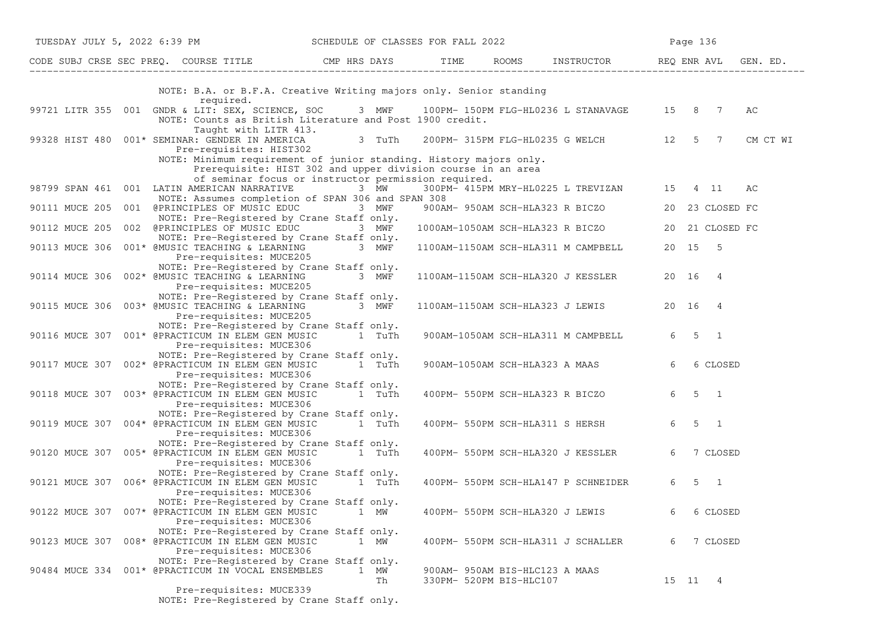| CODE | SUBJ | CRSE | SEC | PREQ. | COURSE TITLE | CMP | HRS | DAYS | TIME | ROOMS | INSTRUCTOR | REQ | ENR | AVL | GEN. ED. |
|---|---|---|---|---|---|---|---|---|---|---|---|---|---|---|---|
| | | | | | NOTE: B.A. or B.F.A. Creative Writing majors only. Senior standing required. | | | | | | | | | | |
| 99721 | LITR | 355 | 001 | | GNDR & LIT: SEX, SCIENCE, SOC | | 3 | MWF | 100PM- 150PM | FLG-HL0236 | L STANAVAGE | 15 | 8 | 7 | AC |
| | | | | | NOTE: Counts as British Literature and Post 1900 credit. Taught with LITR 413. | | | | | | | | | | |
| 99328 | HIST | 480 | 001* | | SEMINAR: GENDER IN AMERICA | | 3 | TuTh | 200PM- 315PM | FLG-HL0235 | G WELCH | 12 | 5 | 7 | CM CT WI |
| | | | | | Pre-requisites: HIST302 | | | | | | | | | | |
| | | | | | NOTE: Minimum requirement of junior standing. History majors only. Prerequisite: HIST 302 and upper division course in an area of seminar focus or instructor permission required. | | | | | | | | | | |
| 98799 | SPAN | 461 | 001 | | LATIN AMERICAN NARRATIVE | | 3 | MW | 300PM- 415PM | MRY-HL0225 | L TREVIZAN | 15 | 4 | 11 | AC |
| | | | | | NOTE: Assumes completion of SPAN 306 and SPAN 308 | | | | | | | | | | |
| 90111 | MUCE | 205 | 001 | | @PRINCIPLES OF MUSIC EDUC | | 3 | MWF | 900AM- 950AM | SCH-HLA323 | R BICZO | 20 | 23 | CLOSED | FC |
| | | | | | NOTE: Pre-Registered by Crane Staff only. | | | | | | | | | | |
| 90112 | MUCE | 205 | 002 | | @PRINCIPLES OF MUSIC EDUC | | 3 | MWF | 1000AM-1050AM | SCH-HLA323 | R BICZO | 20 | 21 | CLOSED | FC |
| | | | | | NOTE: Pre-Registered by Crane Staff only. | | | | | | | | | | |
| 90113 | MUCE | 306 | 001* | | @MUSIC TEACHING & LEARNING | | 3 | MWF | 1100AM-1150AM | SCH-HLA311 | M CAMPBELL | 20 | 15 | 5 | |
| | | | | | Pre-requisites: MUCE205 | | | | | | | | | | |
| | | | | | NOTE: Pre-Registered by Crane Staff only. | | | | | | | | | | |
| 90114 | MUCE | 306 | 002* | | @MUSIC TEACHING & LEARNING | | 3 | MWF | 1100AM-1150AM | SCH-HLA320 | J KESSLER | 20 | 16 | 4 | |
| | | | | | Pre-requisites: MUCE205 | | | | | | | | | | |
| | | | | | NOTE: Pre-Registered by Crane Staff only. | | | | | | | | | | |
| 90115 | MUCE | 306 | 003* | | @MUSIC TEACHING & LEARNING | | 3 | MWF | 1100AM-1150AM | SCH-HLA323 | J LEWIS | 20 | 16 | 4 | |
| | | | | | Pre-requisites: MUCE205 | | | | | | | | | | |
| | | | | | NOTE: Pre-Registered by Crane Staff only. | | | | | | | | | | |
| 90116 | MUCE | 307 | 001* | | @PRACTICUM IN ELEM GEN MUSIC | | 1 | TuTh | 900AM-1050AM | SCH-HLA311 | M CAMPBELL | 6 | 5 | 1 | |
| | | | | | Pre-requisites: MUCE306 | | | | | | | | | | |
| | | | | | NOTE: Pre-Registered by Crane Staff only. | | | | | | | | | | |
| 90117 | MUCE | 307 | 002* | | @PRACTICUM IN ELEM GEN MUSIC | | 1 | TuTh | 900AM-1050AM | SCH-HLA323 | A MAAS | 6 | 6 | CLOSED | |
| | | | | | Pre-requisites: MUCE306 | | | | | | | | | | |
| | | | | | NOTE: Pre-Registered by Crane Staff only. | | | | | | | | | | |
| 90118 | MUCE | 307 | 003* | | @PRACTICUM IN ELEM GEN MUSIC | | 1 | TuTh | 400PM- 550PM | SCH-HLA323 | R BICZO | 6 | 5 | 1 | |
| | | | | | Pre-requisites: MUCE306 | | | | | | | | | | |
| | | | | | NOTE: Pre-Registered by Crane Staff only. | | | | | | | | | | |
| 90119 | MUCE | 307 | 004* | | @PRACTICUM IN ELEM GEN MUSIC | | 1 | TuTh | 400PM- 550PM | SCH-HLA311 | S HERSH | 6 | 5 | 1 | |
| | | | | | Pre-requisites: MUCE306 | | | | | | | | | | |
| | | | | | NOTE: Pre-Registered by Crane Staff only. | | | | | | | | | | |
| 90120 | MUCE | 307 | 005* | | @PRACTICUM IN ELEM GEN MUSIC | | 1 | TuTh | 400PM- 550PM | SCH-HLA320 | J KESSLER | 6 | 7 | CLOSED | |
| | | | | | Pre-requisites: MUCE306 | | | | | | | | | | |
| | | | | | NOTE: Pre-Registered by Crane Staff only. | | | | | | | | | | |
| 90121 | MUCE | 307 | 006* | | @PRACTICUM IN ELEM GEN MUSIC | | 1 | TuTh | 400PM- 550PM | SCH-HLA147 | P SCHNEIDER | 6 | 5 | 1 | |
| | | | | | Pre-requisites: MUCE306 | | | | | | | | | | |
| | | | | | NOTE: Pre-Registered by Crane Staff only. | | | | | | | | | | |
| 90122 | MUCE | 307 | 007* | | @PRACTICUM IN ELEM GEN MUSIC | | 1 | MW | 400PM- 550PM | SCH-HLA320 | J LEWIS | 6 | 6 | CLOSED | |
| | | | | | Pre-requisites: MUCE306 | | | | | | | | | | |
| | | | | | NOTE: Pre-Registered by Crane Staff only. | | | | | | | | | | |
| 90123 | MUCE | 307 | 008* | | @PRACTICUM IN ELEM GEN MUSIC | | 1 | MW | 400PM- 550PM | SCH-HLA311 | J SCHALLER | 6 | 7 | CLOSED | |
| | | | | | Pre-requisites: MUCE306 | | | | | | | | | | |
| | | | | | NOTE: Pre-Registered by Crane Staff only. | | | | | | | | | | |
| 90484 | MUCE | 334 | 001* | | @PRACTICUM IN VOCAL ENSEMBLES | | 1 | MW | 900AM- 950AM | BIS-HLC123 | A MAAS | | | | |
| | | | | | | | | Th | 330PM- 520PM | BIS-HLC107 | | 15 | 11 | 4 | |
| | | | | | Pre-requisites: MUCE339 | | | | | | | | | | |
| | | | | | NOTE: Pre-Registered by Crane Staff only. | | | | | | | | | | |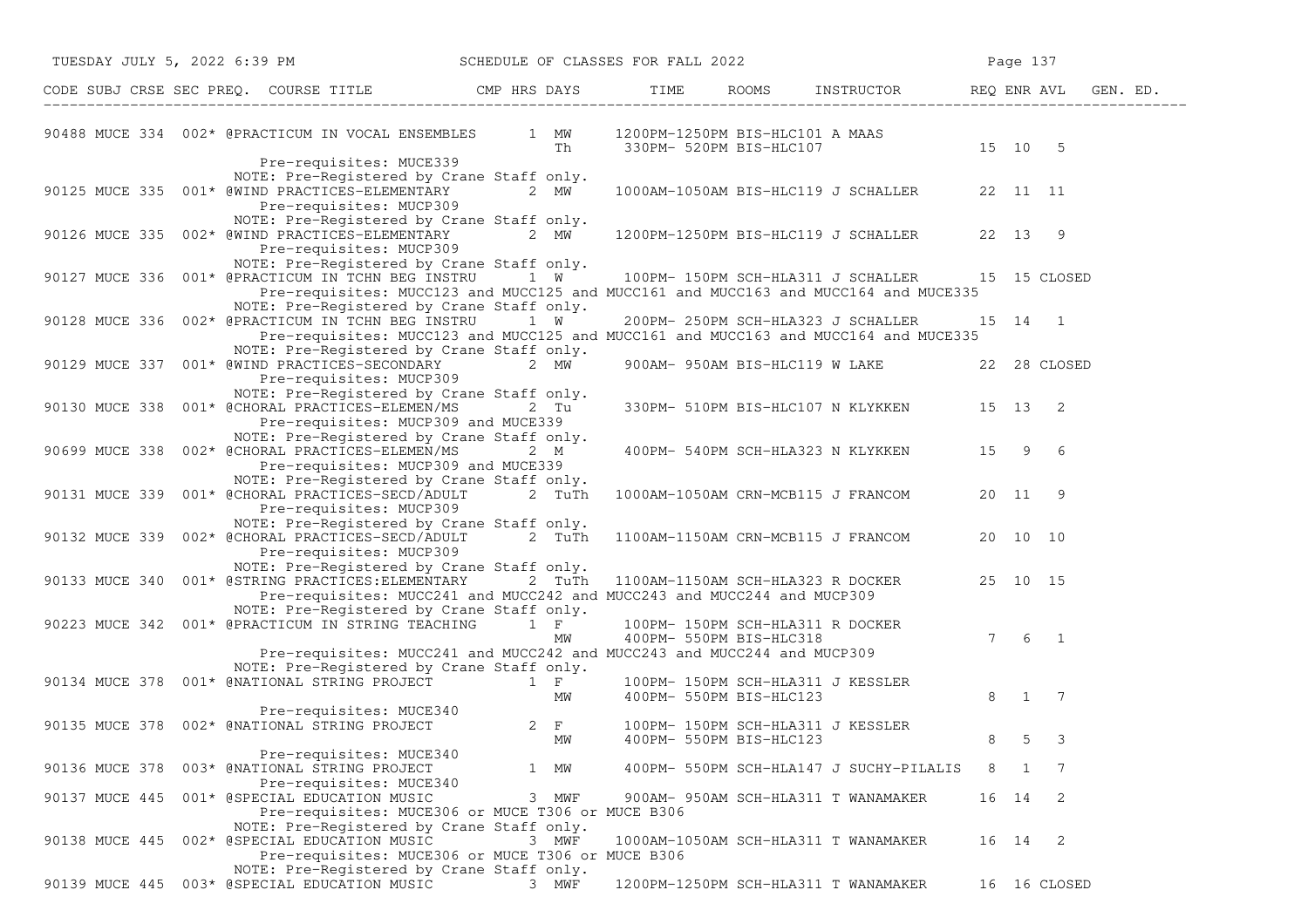| CODE | SUBJ | CRSE | SEC | PREQ. | COURSE TITLE | CMP | HRS | DAYS | TIME | ROOMS | INSTRUCTOR | REQ | ENR | AVL | GEN. ED. |
|---|---|---|---|---|---|---|---|---|---|---|---|---|---|---|---|
| 90488 | MUCE | 334 | 002* | @ | PRACTICUM IN VOCAL ENSEMBLES | | 1 | MW | 1200PM-1250PM | BIS-HLC101 | A MAAS | | | | |
| | | | | | | | | Th | 330PM- 520PM | BIS-HLC107 | | 15 | 10 | 5 | |
| | | | | | Pre-requisites: MUCE339 | | | | | | | | | | |
| | | | | | NOTE: Pre-Registered by Crane Staff only. | | | | | | | | | | |
| 90125 | MUCE | 335 | 001* | @ | WIND PRACTICES-ELEMENTARY | | 2 | MW | 1000AM-1050AM | BIS-HLC119 | J SCHALLER | 22 | 11 | 11 | |
| | | | | | Pre-requisites: MUCP309 | | | | | | | | | | |
| | | | | | NOTE: Pre-Registered by Crane Staff only. | | | | | | | | | | |
| 90126 | MUCE | 335 | 002* | @ | WIND PRACTICES-ELEMENTARY | | 2 | MW | 1200PM-1250PM | BIS-HLC119 | J SCHALLER | 22 | 13 | 9 | |
| | | | | | Pre-requisites: MUCP309 | | | | | | | | | | |
| | | | | | NOTE: Pre-Registered by Crane Staff only. | | | | | | | | | | |
| 90127 | MUCE | 336 | 001* | @ | PRACTICUM IN TCHN BEG INSTRU | | 1 | W | 100PM- 150PM | SCH-HLA311 | J SCHALLER | 15 | 15 | CLOSED | |
| | | | | | Pre-requisites: MUCC123 and MUCC125 and MUCC161 and MUCC163 and MUCC164 and MUCE335 | | | | | | | | | | |
| | | | | | NOTE: Pre-Registered by Crane Staff only. | | | | | | | | | | |
| 90128 | MUCE | 336 | 002* | @ | PRACTICUM IN TCHN BEG INSTRU | | 1 | W | 200PM- 250PM | SCH-HLA323 | J SCHALLER | 15 | 14 | 1 | |
| | | | | | Pre-requisites: MUCC123 and MUCC125 and MUCC161 and MUCC163 and MUCC164 and MUCE335 | | | | | | | | | | |
| | | | | | NOTE: Pre-Registered by Crane Staff only. | | | | | | | | | | |
| 90129 | MUCE | 337 | 001* | @ | WIND PRACTICES-SECONDARY | | 2 | MW | 900AM- 950AM | BIS-HLC119 | W LAKE | 22 | 28 | CLOSED | |
| | | | | | Pre-requisites: MUCP309 | | | | | | | | | | |
| | | | | | NOTE: Pre-Registered by Crane Staff only. | | | | | | | | | | |
| 90130 | MUCE | 338 | 001* | @ | CHORAL PRACTICES-ELEMEN/MS | | 2 | Tu | 330PM- 510PM | BIS-HLC107 | N KLYKKEN | 15 | 13 | 2 | |
| | | | | | Pre-requisites: MUCP309 and MUCE339 | | | | | | | | | | |
| | | | | | NOTE: Pre-Registered by Crane Staff only. | | | | | | | | | | |
| 90699 | MUCE | 338 | 002* | @ | CHORAL PRACTICES-ELEMEN/MS | | 2 | M | 400PM- 540PM | SCH-HLA323 | N KLYKKEN | 15 | 9 | 6 | |
| | | | | | Pre-requisites: MUCP309 and MUCE339 | | | | | | | | | | |
| | | | | | NOTE: Pre-Registered by Crane Staff only. | | | | | | | | | | |
| 90131 | MUCE | 339 | 001* | @ | CHORAL PRACTICES-SECD/ADULT | | 2 | TuTh | 1000AM-1050AM | CRN-MCB115 | J FRANCOM | 20 | 11 | 9 | |
| | | | | | Pre-requisites: MUCP309 | | | | | | | | | | |
| | | | | | NOTE: Pre-Registered by Crane Staff only. | | | | | | | | | | |
| 90132 | MUCE | 339 | 002* | @ | CHORAL PRACTICES-SECD/ADULT | | 2 | TuTh | 1100AM-1150AM | CRN-MCB115 | J FRANCOM | 20 | 10 | 10 | |
| | | | | | Pre-requisites: MUCP309 | | | | | | | | | | |
| | | | | | NOTE: Pre-Registered by Crane Staff only. | | | | | | | | | | |
| 90133 | MUCE | 340 | 001* | @ | STRING PRACTICES:ELEMENTARY | | 2 | TuTh | 1100AM-1150AM | SCH-HLA323 | R DOCKER | 25 | 10 | 15 | |
| | | | | | Pre-requisites: MUCC241 and MUCC242 and MUCC243 and MUCC244 and MUCP309 | | | | | | | | | | |
| | | | | | NOTE: Pre-Registered by Crane Staff only. | | | | | | | | | | |
| 90223 | MUCE | 342 | 001* | @ | PRACTICUM IN STRING TEACHING | | 1 | F | 100PM- 150PM | SCH-HLA311 | R DOCKER | | | | |
| | | | | | | | | MW | 400PM- 550PM | BIS-HLC318 | | 7 | 6 | 1 | |
| | | | | | Pre-requisites: MUCC241 and MUCC242 and MUCC243 and MUCC244 and MUCP309 | | | | | | | | | | |
| | | | | | NOTE: Pre-Registered by Crane Staff only. | | | | | | | | | | |
| 90134 | MUCE | 378 | 001* | @ | NATIONAL STRING PROJECT | | 1 | F | 100PM- 150PM | SCH-HLA311 | J KESSLER | | | | |
| | | | | | | | | MW | 400PM- 550PM | BIS-HLC123 | | 8 | 1 | 7 | |
| | | | | | Pre-requisites: MUCE340 | | | | | | | | | | |
| 90135 | MUCE | 378 | 002* | @ | NATIONAL STRING PROJECT | | 2 | F | 100PM- 150PM | SCH-HLA311 | J KESSLER | | | | |
| | | | | | | | | MW | 400PM- 550PM | BIS-HLC123 | | 8 | 5 | 3 | |
| | | | | | Pre-requisites: MUCE340 | | | | | | | | | | |
| 90136 | MUCE | 378 | 003* | @ | NATIONAL STRING PROJECT | | 1 | MW | 400PM- 550PM | SCH-HLA147 | J SUCHY-PILALIS | 8 | 1 | 7 | |
| | | | | | Pre-requisites: MUCE340 | | | | | | | | | | |
| 90137 | MUCE | 445 | 001* | @ | SPECIAL EDUCATION MUSIC | | 3 | MWF | 900AM- 950AM | SCH-HLA311 | T WANAMAKER | 16 | 14 | 2 | |
| | | | | | Pre-requisites: MUCE306 or MUCE T306 or MUCE B306 | | | | | | | | | | |
| | | | | | NOTE: Pre-Registered by Crane Staff only. | | | | | | | | | | |
| 90138 | MUCE | 445 | 002* | @ | SPECIAL EDUCATION MUSIC | | 3 | MWF | 1000AM-1050AM | SCH-HLA311 | T WANAMAKER | 16 | 14 | 2 | |
| | | | | | Pre-requisites: MUCE306 or MUCE T306 or MUCE B306 | | | | | | | | | | |
| | | | | | NOTE: Pre-Registered by Crane Staff only. | | | | | | | | | | |
| 90139 | MUCE | 445 | 003* | @ | SPECIAL EDUCATION MUSIC | | 3 | MWF | 1200PM-1250PM | SCH-HLA311 | T WANAMAKER | 16 | 16 | CLOSED | |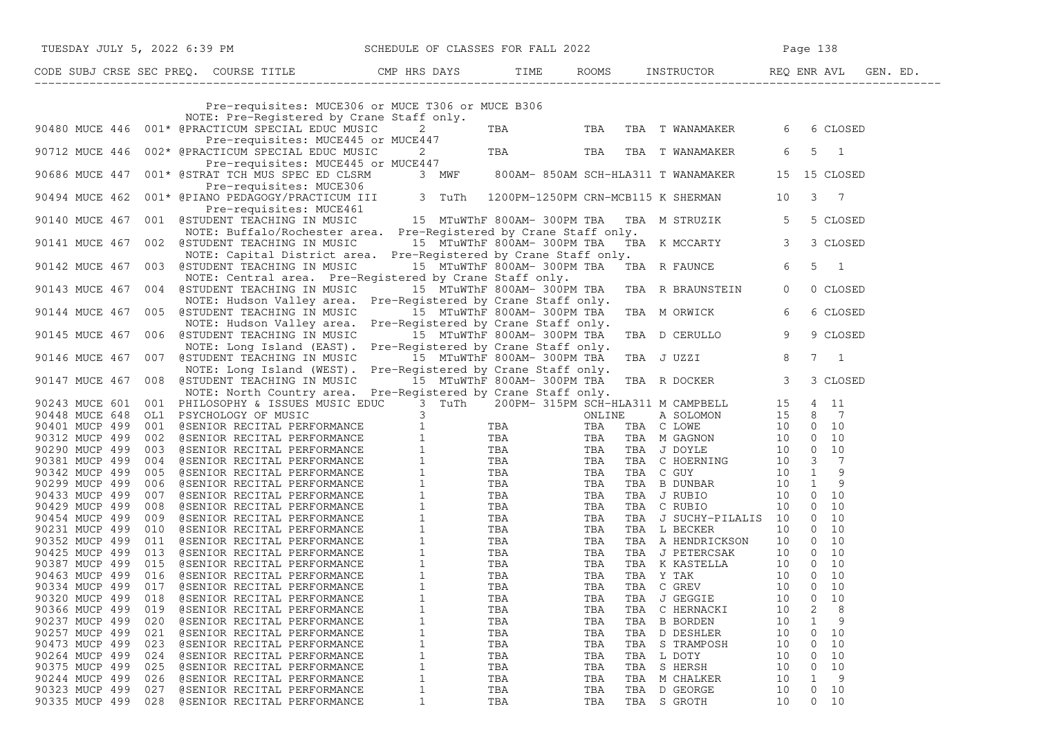| CODE | SUBJ | CRSE | SEC | PREQ. | COURSE TITLE | CMP | HRS | DAYS | TIME | ROOMS | INSTRUCTOR | REQ | ENR | AVL | GEN. ED. |
|---|---|---|---|---|---|---|---|---|---|---|---|---|---|---|---|
| | | | | | Pre-requisites: MUCE306 or MUCE T306 or MUCE B306 | | | | | | | | | | |
| | | | | | NOTE: Pre-Registered by Crane Staff only. | | | | | | | | | | |
| 90480 | MUCE | 446 | 001 | * | @PRACTICUM SPECIAL EDUC MUSIC | | 2 | | TBA | TBA TBA | T WANAMAKER | 6 | 6 | CLOSED | |
| | | | | | Pre-requisites: MUCE445 or MUCE447 | | | | | | | | | | |
| 90712 | MUCE | 446 | 002 | * | @PRACTICUM SPECIAL EDUC MUSIC | | 2 | | TBA | TBA TBA | T WANAMAKER | 6 | 5 | 1 | |
| | | | | | Pre-requisites: MUCE445 or MUCE447 | | | | | | | | | | |
| 90686 | MUCE | 447 | 001 | * | @STRAT TCH MUS SPEC ED CLSRM | | 3 | MWF | 800AM- 850AM | SCH-HLA311 | T WANAMAKER | 15 | 15 | CLOSED | |
| | | | | | Pre-requisites: MUCE306 | | | | | | | | | | |
| 90494 | MUCE | 462 | 001 | * | @PIANO PEDAGOGY/PRACTICUM III | | 3 | TuTh | 1200PM-1250PM | CRN-MCB115 | K SHERMAN | 10 | 3 | 7 | |
| | | | | | Pre-requisites: MUCE461 | | | | | | | | | | |
| 90140 | MUCE | 467 | 001 | | @STUDENT TEACHING IN MUSIC | | 15 | MTuWThF | 800AM- 300PM | TBA TBA | M STRUZIK | 5 | 5 | CLOSED | |
| | | | | | NOTE: Buffalo/Rochester area. Pre-Registered by Crane Staff only. | | | | | | | | | | |
| 90141 | MUCE | 467 | 002 | | @STUDENT TEACHING IN MUSIC | | 15 | MTuWThF | 800AM- 300PM | TBA TBA | K MCCARTY | 3 | 3 | CLOSED | |
| | | | | | NOTE: Capital District area. Pre-Registered by Crane Staff only. | | | | | | | | | | |
| 90142 | MUCE | 467 | 003 | | @STUDENT TEACHING IN MUSIC | | 15 | MTuWThF | 800AM- 300PM | TBA TBA | R FAUNCE | 6 | 5 | 1 | |
| | | | | | NOTE: Central area. Pre-Registered by Crane Staff only. | | | | | | | | | | |
| 90143 | MUCE | 467 | 004 | | @STUDENT TEACHING IN MUSIC | | 15 | MTuWThF | 800AM- 300PM | TBA TBA | R BRAUNSTEIN | 0 | 0 | CLOSED | |
| | | | | | NOTE: Hudson Valley area. Pre-Registered by Crane Staff only. | | | | | | | | | | |
| 90144 | MUCE | 467 | 005 | | @STUDENT TEACHING IN MUSIC | | 15 | MTuWThF | 800AM- 300PM | TBA TBA | M ORWICK | 6 | 6 | CLOSED | |
| | | | | | NOTE: Hudson Valley area. Pre-Registered by Crane Staff only. | | | | | | | | | | |
| 90145 | MUCE | 467 | 006 | | @STUDENT TEACHING IN MUSIC | | 15 | MTuWThF | 800AM- 300PM | TBA TBA | D CERULLO | 9 | 9 | CLOSED | |
| | | | | | NOTE: Long Island (EAST). Pre-Registered by Crane Staff only. | | | | | | | | | | |
| 90146 | MUCE | 467 | 007 | | @STUDENT TEACHING IN MUSIC | | 15 | MTuWThF | 800AM- 300PM | TBA TBA | J UZZI | 8 | 7 | 1 | |
| | | | | | NOTE: Long Island (WEST). Pre-Registered by Crane Staff only. | | | | | | | | | | |
| 90147 | MUCE | 467 | 008 | | @STUDENT TEACHING IN MUSIC | | 15 | MTuWThF | 800AM- 300PM | TBA TBA | R DOCKER | 3 | 3 | CLOSED | |
| | | | | | NOTE: North Country area. Pre-Registered by Crane Staff only. | | | | | | | | | | |
| 90243 | MUCE | 601 | 001 | | PHILOSOPHY & ISSUES MUSIC EDUC | | 3 | TuTh | 200PM- 315PM | SCH-HLA311 | M CAMPBELL | 15 | 4 | 11 | |
| 90448 | MUCE | 648 | OL1 | | PSYCHOLOGY OF MUSIC | | 3 | | | ONLINE | A SOLOMON | 15 | 8 | 7 | |
| 90401 | MUCP | 499 | 001 | | @SENIOR RECITAL PERFORMANCE | | 1 | | TBA | TBA TBA | C LOWE | 10 | 0 | 10 | |
| 90312 | MUCP | 499 | 002 | | @SENIOR RECITAL PERFORMANCE | | 1 | | TBA | TBA TBA | M GAGNON | 10 | 0 | 10 | |
| 90290 | MUCP | 499 | 003 | | @SENIOR RECITAL PERFORMANCE | | 1 | | TBA | TBA TBA | J DOYLE | 10 | 0 | 10 | |
| 90381 | MUCP | 499 | 004 | | @SENIOR RECITAL PERFORMANCE | | 1 | | TBA | TBA TBA | C HOERNING | 10 | 3 | 7 | |
| 90342 | MUCP | 499 | 005 | | @SENIOR RECITAL PERFORMANCE | | 1 | | TBA | TBA TBA | C GUY | 10 | 1 | 9 | |
| 90299 | MUCP | 499 | 006 | | @SENIOR RECITAL PERFORMANCE | | 1 | | TBA | TBA TBA | B DUNBAR | 10 | 1 | 9 | |
| 90433 | MUCP | 499 | 007 | | @SENIOR RECITAL PERFORMANCE | | 1 | | TBA | TBA TBA | J RUBIO | 10 | 0 | 10 | |
| 90429 | MUCP | 499 | 008 | | @SENIOR RECITAL PERFORMANCE | | 1 | | TBA | TBA TBA | C RUBIO | 10 | 0 | 10 | |
| 90454 | MUCP | 499 | 009 | | @SENIOR RECITAL PERFORMANCE | | 1 | | TBA | TBA TBA | J SUCHY-PILALIS | 10 | 0 | 10 | |
| 90231 | MUCP | 499 | 010 | | @SENIOR RECITAL PERFORMANCE | | 1 | | TBA | TBA TBA | L BECKER | 10 | 0 | 10 | |
| 90352 | MUCP | 499 | 011 | | @SENIOR RECITAL PERFORMANCE | | 1 | | TBA | TBA TBA | A HENDRICKSON | 10 | 0 | 10 | |
| 90425 | MUCP | 499 | 013 | | @SENIOR RECITAL PERFORMANCE | | 1 | | TBA | TBA TBA | J PETERCSAK | 10 | 0 | 10 | |
| 90387 | MUCP | 499 | 015 | | @SENIOR RECITAL PERFORMANCE | | 1 | | TBA | TBA TBA | K KASTELLA | 10 | 0 | 10 | |
| 90463 | MUCP | 499 | 016 | | @SENIOR RECITAL PERFORMANCE | | 1 | | TBA | TBA TBA | Y TAK | 10 | 0 | 10 | |
| 90334 | MUCP | 499 | 017 | | @SENIOR RECITAL PERFORMANCE | | 1 | | TBA | TBA TBA | C GREV | 10 | 0 | 10 | |
| 90320 | MUCP | 499 | 018 | | @SENIOR RECITAL PERFORMANCE | | 1 | | TBA | TBA TBA | J GEGGIE | 10 | 0 | 10 | |
| 90366 | MUCP | 499 | 019 | | @SENIOR RECITAL PERFORMANCE | | 1 | | TBA | TBA TBA | C HERNACKI | 10 | 2 | 8 | |
| 90237 | MUCP | 499 | 020 | | @SENIOR RECITAL PERFORMANCE | | 1 | | TBA | TBA TBA | B BORDEN | 10 | 1 | 9 | |
| 90257 | MUCP | 499 | 021 | | @SENIOR RECITAL PERFORMANCE | | 1 | | TBA | TBA TBA | D DESHLER | 10 | 0 | 10 | |
| 90473 | MUCP | 499 | 023 | | @SENIOR RECITAL PERFORMANCE | | 1 | | TBA | TBA TBA | S TRAMPOSH | 10 | 0 | 10 | |
| 90264 | MUCP | 499 | 024 | | @SENIOR RECITAL PERFORMANCE | | 1 | | TBA | TBA TBA | L DOTY | 10 | 0 | 10 | |
| 90375 | MUCP | 499 | 025 | | @SENIOR RECITAL PERFORMANCE | | 1 | | TBA | TBA TBA | S HERSH | 10 | 0 | 10 | |
| 90244 | MUCP | 499 | 026 | | @SENIOR RECITAL PERFORMANCE | | 1 | | TBA | TBA TBA | M CHALKER | 10 | 1 | 9 | |
| 90323 | MUCP | 499 | 027 | | @SENIOR RECITAL PERFORMANCE | | 1 | | TBA | TBA TBA | D GEORGE | 10 | 0 | 10 | |
| 90335 | MUCP | 499 | 028 | | @SENIOR RECITAL PERFORMANCE | | 1 | | TBA | TBA TBA | S GROTH | 10 | 0 | 10 | |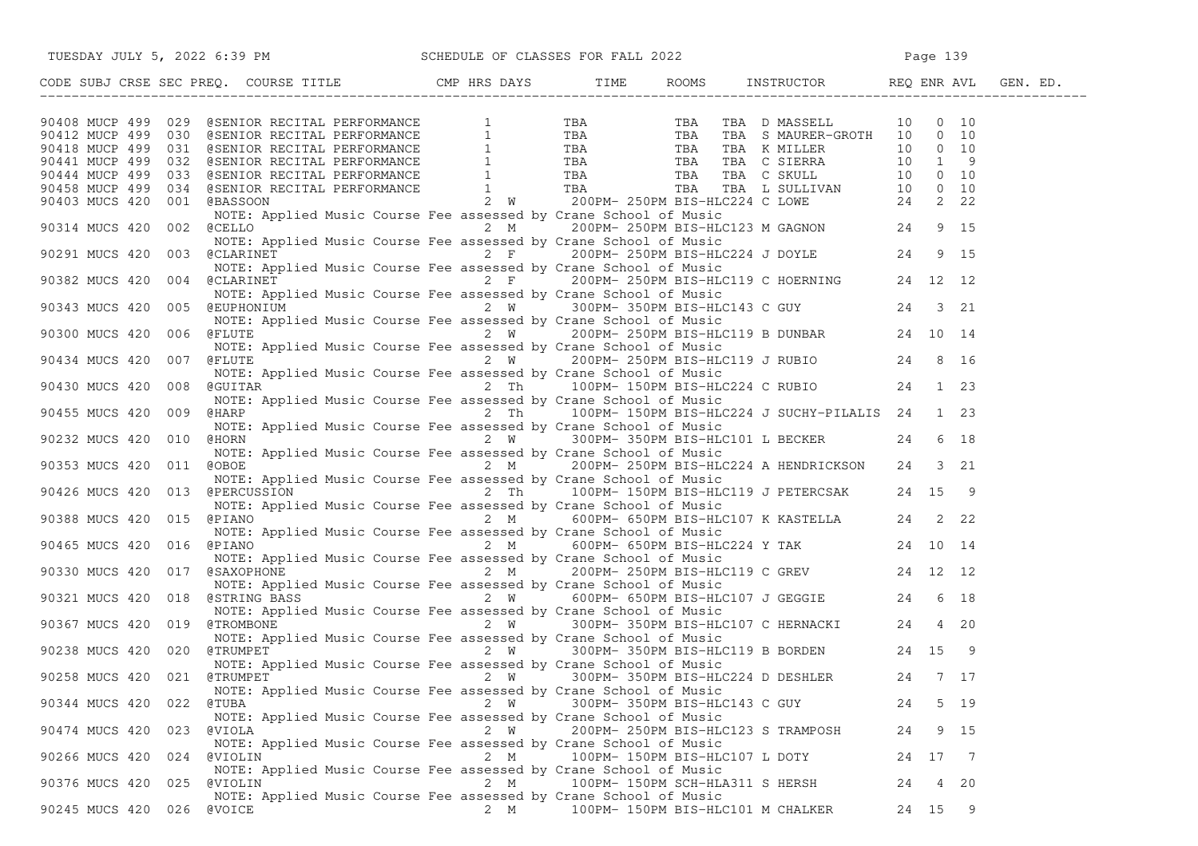TUESDAY JULY 5, 2022 6:39 PM — SCHEDULE OF CLASSES FOR FALL 2022

| CODE | SUBJ | CRSE | SEC | PREQ. | COURSE TITLE | CMP | HRS | DAYS | TIME | ROOMS | INSTRUCTOR | REQ | ENR | AVL | GEN. ED. |
|---|---|---|---|---|---|---|---|---|---|---|---|---|---|---|---|
| 90408 | MUCP | 499 | 029 | @ | SENIOR RECITAL PERFORMANCE | | 1 | | TBA | TBA TBA | D MASSELL | 10 | 0 | 10 | |
| 90412 | MUCP | 499 | 030 | @ | SENIOR RECITAL PERFORMANCE | | 1 | | TBA | TBA TBA | S MAURER-GROTH | 10 | 0 | 10 | |
| 90418 | MUCP | 499 | 031 | @ | SENIOR RECITAL PERFORMANCE | | 1 | | TBA | TBA TBA | K MILLER | 10 | 0 | 10 | |
| 90441 | MUCP | 499 | 032 | @ | SENIOR RECITAL PERFORMANCE | | 1 | | TBA | TBA TBA | C SIERRA | 10 | 1 | 9 | |
| 90444 | MUCP | 499 | 033 | @ | SENIOR RECITAL PERFORMANCE | | 1 | | TBA | TBA TBA | C SKULL | 10 | 0 | 10 | |
| 90458 | MUCP | 499 | 034 | @ | SENIOR RECITAL PERFORMANCE | | 1 | | TBA | TBA TBA | L SULLIVAN | 10 | 0 | 10 | |
| 90403 | MUCS | 420 | 001 | @ | BASSOON | | 2 | W | 200PM- 250PM | BIS-HLC224 | C LOWE | 24 | 2 | 22 | |
| | | | | | NOTE: Applied Music Course Fee assessed by Crane School of Music | | | | | | | | | | |
| 90314 | MUCS | 420 | 002 | @ | CELLO | | 2 | M | 200PM- 250PM | BIS-HLC123 | M GAGNON | 24 | 9 | 15 | |
| | | | | | NOTE: Applied Music Course Fee assessed by Crane School of Music | | | | | | | | | | |
| 90291 | MUCS | 420 | 003 | @ | CLARINET | | 2 | F | 200PM- 250PM | BIS-HLC224 | J DOYLE | 24 | 9 | 15 | |
| | | | | | NOTE: Applied Music Course Fee assessed by Crane School of Music | | | | | | | | | | |
| 90382 | MUCS | 420 | 004 | @ | CLARINET | | 2 | F | 200PM- 250PM | BIS-HLC119 | C HOERNING | 24 | 12 | 12 | |
| | | | | | NOTE: Applied Music Course Fee assessed by Crane School of Music | | | | | | | | | | |
| 90343 | MUCS | 420 | 005 | @ | EUPHONIUM | | 2 | W | 300PM- 350PM | BIS-HLC143 | C GUY | 24 | 3 | 21 | |
| | | | | | NOTE: Applied Music Course Fee assessed by Crane School of Music | | | | | | | | | | |
| 90300 | MUCS | 420 | 006 | @ | FLUTE | | 2 | W | 200PM- 250PM | BIS-HLC119 | B DUNBAR | 24 | 10 | 14 | |
| | | | | | NOTE: Applied Music Course Fee assessed by Crane School of Music | | | | | | | | | | |
| 90434 | MUCS | 420 | 007 | @ | FLUTE | | 2 | W | 200PM- 250PM | BIS-HLC119 | J RUBIO | 24 | 8 | 16 | |
| | | | | | NOTE: Applied Music Course Fee assessed by Crane School of Music | | | | | | | | | | |
| 90430 | MUCS | 420 | 008 | @ | GUITAR | | 2 | Th | 100PM- 150PM | BIS-HLC224 | C RUBIO | 24 | 1 | 23 | |
| | | | | | NOTE: Applied Music Course Fee assessed by Crane School of Music | | | | | | | | | | |
| 90455 | MUCS | 420 | 009 | @ | HARP | | 2 | Th | 100PM- 150PM | BIS-HLC224 | J SUCHY-PILALIS | 24 | 1 | 23 | |
| | | | | | NOTE: Applied Music Course Fee assessed by Crane School of Music | | | | | | | | | | |
| 90232 | MUCS | 420 | 010 | @ | HORN | | 2 | W | 300PM- 350PM | BIS-HLC101 | L BECKER | 24 | 6 | 18 | |
| | | | | | NOTE: Applied Music Course Fee assessed by Crane School of Music | | | | | | | | | | |
| 90353 | MUCS | 420 | 011 | @ | OBOE | | 2 | M | 200PM- 250PM | BIS-HLC224 | A HENDRICKSON | 24 | 3 | 21 | |
| | | | | | NOTE: Applied Music Course Fee assessed by Crane School of Music | | | | | | | | | | |
| 90426 | MUCS | 420 | 013 | @ | PERCUSSION | | 2 | Th | 100PM- 150PM | BIS-HLC119 | J PETERCSAK | 24 | 15 | 9 | |
| | | | | | NOTE: Applied Music Course Fee assessed by Crane School of Music | | | | | | | | | | |
| 90388 | MUCS | 420 | 015 | @ | PIANO | | 2 | M | 600PM- 650PM | BIS-HLC107 | K KASTELLA | 24 | 2 | 22 | |
| | | | | | NOTE: Applied Music Course Fee assessed by Crane School of Music | | | | | | | | | | |
| 90465 | MUCS | 420 | 016 | @ | PIANO | | 2 | M | 600PM- 650PM | BIS-HLC224 | Y TAK | 24 | 10 | 14 | |
| | | | | | NOTE: Applied Music Course Fee assessed by Crane School of Music | | | | | | | | | | |
| 90330 | MUCS | 420 | 017 | @ | SAXOPHONE | | 2 | M | 200PM- 250PM | BIS-HLC119 | C GREV | 24 | 12 | 12 | |
| | | | | | NOTE: Applied Music Course Fee assessed by Crane School of Music | | | | | | | | | | |
| 90321 | MUCS | 420 | 018 | @ | STRING BASS | | 2 | W | 600PM- 650PM | BIS-HLC107 | J GEGGIE | 24 | 6 | 18 | |
| | | | | | NOTE: Applied Music Course Fee assessed by Crane School of Music | | | | | | | | | | |
| 90367 | MUCS | 420 | 019 | @ | TROMBONE | | 2 | W | 300PM- 350PM | BIS-HLC107 | C HERNACKI | 24 | 4 | 20 | |
| | | | | | NOTE: Applied Music Course Fee assessed by Crane School of Music | | | | | | | | | | |
| 90238 | MUCS | 420 | 020 | @ | TRUMPET | | 2 | W | 300PM- 350PM | BIS-HLC119 | B BORDEN | 24 | 15 | 9 | |
| | | | | | NOTE: Applied Music Course Fee assessed by Crane School of Music | | | | | | | | | | |
| 90258 | MUCS | 420 | 021 | @ | TRUMPET | | 2 | W | 300PM- 350PM | BIS-HLC224 | D DESHLER | 24 | 7 | 17 | |
| | | | | | NOTE: Applied Music Course Fee assessed by Crane School of Music | | | | | | | | | | |
| 90344 | MUCS | 420 | 022 | @ | TUBA | | 2 | W | 300PM- 350PM | BIS-HLC143 | C GUY | 24 | 5 | 19 | |
| | | | | | NOTE: Applied Music Course Fee assessed by Crane School of Music | | | | | | | | | | |
| 90474 | MUCS | 420 | 023 | @ | VIOLA | | 2 | W | 200PM- 250PM | BIS-HLC123 | S TRAMPOSH | 24 | 9 | 15 | |
| | | | | | NOTE: Applied Music Course Fee assessed by Crane School of Music | | | | | | | | | | |
| 90266 | MUCS | 420 | 024 | @ | VIOLIN | | 2 | M | 100PM- 150PM | BIS-HLC107 | L DOTY | 24 | 17 | 7 | |
| | | | | | NOTE: Applied Music Course Fee assessed by Crane School of Music | | | | | | | | | | |
| 90376 | MUCS | 420 | 025 | @ | VIOLIN | | 2 | M | 100PM- 150PM | SCH-HLA311 | S HERSH | 24 | 4 | 20 | |
| | | | | | NOTE: Applied Music Course Fee assessed by Crane School of Music | | | | | | | | | | |
| 90245 | MUCS | 420 | 026 | @ | VOICE | | 2 | M | 100PM- 150PM | BIS-HLC101 | M CHALKER | 24 | 15 | 9 | |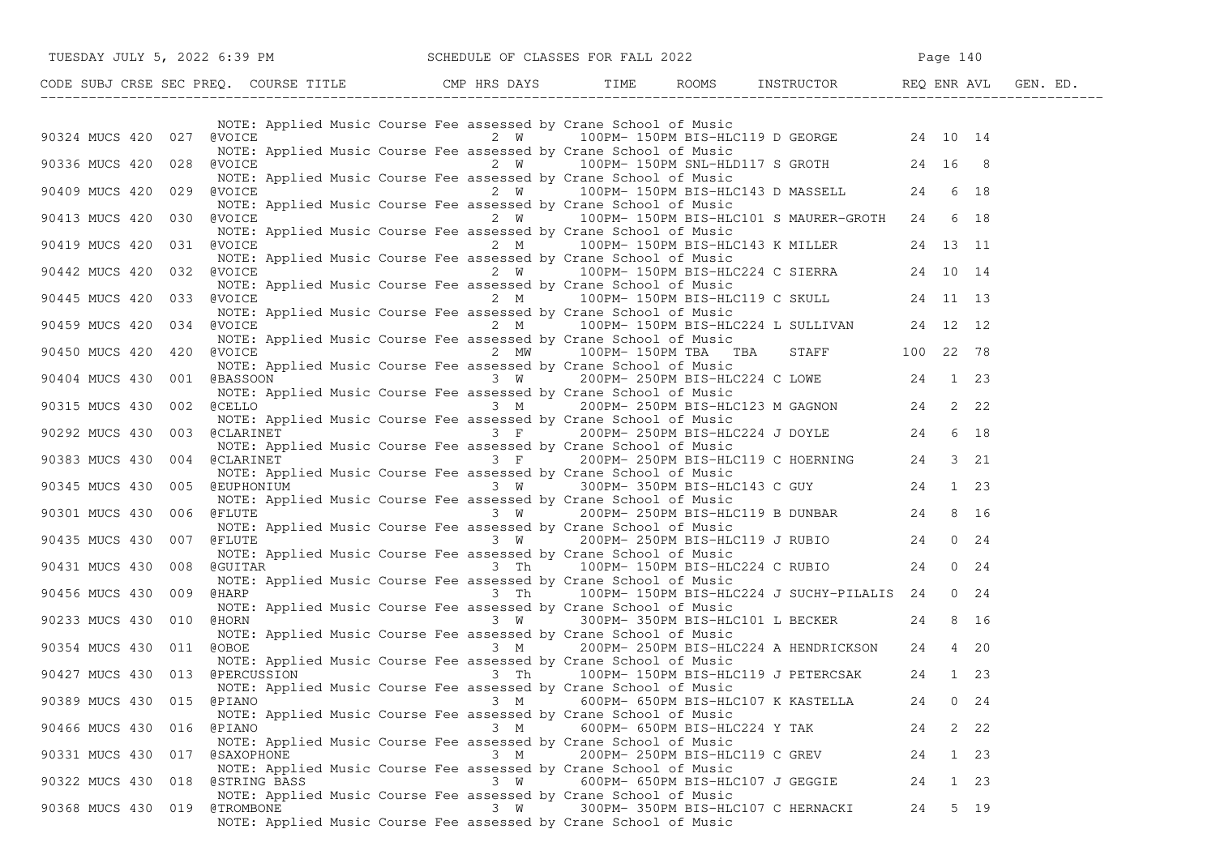| CODE | SUBJ | CRSE | SEC | PREQ. | COURSE TITLE | CMP | HRS | DAYS | TIME | ROOMS | INSTRUCTOR | REQ | ENR | AVL | GEN. ED. |
|---|---|---|---|---|---|---|---|---|---|---|---|---|---|---|---|
| | | | | | NOTE: Applied Music Course Fee assessed by Crane School of Music | | | | | | | | | | |
| 90324 | MUCS | 420 | 027 | | @VOICE | | 2 | W | 100PM- 150PM | BIS-HLC119 | D GEORGE | 24 | 10 | 14 | |
| | | | | | NOTE: Applied Music Course Fee assessed by Crane School of Music | | | | | | | | | | |
| 90336 | MUCS | 420 | 028 | | @VOICE | | 2 | W | 100PM- 150PM | SNL-HLD117 | S GROTH | 24 | 16 | 8 | |
| | | | | | NOTE: Applied Music Course Fee assessed by Crane School of Music | | | | | | | | | | |
| 90409 | MUCS | 420 | 029 | | @VOICE | | 2 | W | 100PM- 150PM | BIS-HLC143 | D MASSELL | 24 | 6 | 18 | |
| | | | | | NOTE: Applied Music Course Fee assessed by Crane School of Music | | | | | | | | | | |
| 90413 | MUCS | 420 | 030 | | @VOICE | | 2 | W | 100PM- 150PM | BIS-HLC101 | S MAURER-GROTH | 24 | 6 | 18 | |
| | | | | | NOTE: Applied Music Course Fee assessed by Crane School of Music | | | | | | | | | | |
| 90419 | MUCS | 420 | 031 | | @VOICE | | 2 | M | 100PM- 150PM | BIS-HLC143 | K MILLER | 24 | 13 | 11 | |
| | | | | | NOTE: Applied Music Course Fee assessed by Crane School of Music | | | | | | | | | | |
| 90442 | MUCS | 420 | 032 | | @VOICE | | 2 | W | 100PM- 150PM | BIS-HLC224 | C SIERRA | 24 | 10 | 14 | |
| | | | | | NOTE: Applied Music Course Fee assessed by Crane School of Music | | | | | | | | | | |
| 90445 | MUCS | 420 | 033 | | @VOICE | | 2 | M | 100PM- 150PM | BIS-HLC119 | C SKULL | 24 | 11 | 13 | |
| | | | | | NOTE: Applied Music Course Fee assessed by Crane School of Music | | | | | | | | | | |
| 90459 | MUCS | 420 | 034 | | @VOICE | | 2 | M | 100PM- 150PM | BIS-HLC224 | L SULLIVAN | 24 | 12 | 12 | |
| | | | | | NOTE: Applied Music Course Fee assessed by Crane School of Music | | | | | | | | | | |
| 90450 | MUCS | 420 | 420 | | @VOICE | | 2 | MW | 100PM- 150PM | TBA TBA | STAFF | 100 | 22 | 78 | |
| | | | | | NOTE: Applied Music Course Fee assessed by Crane School of Music | | | | | | | | | | |
| 90404 | MUCS | 430 | 001 | | @BASSOON | | 3 | W | 200PM- 250PM | BIS-HLC224 | C LOWE | 24 | 1 | 23 | |
| | | | | | NOTE: Applied Music Course Fee assessed by Crane School of Music | | | | | | | | | | |
| 90315 | MUCS | 430 | 002 | | @CELLO | | 3 | M | 200PM- 250PM | BIS-HLC123 | M GAGNON | 24 | 2 | 22 | |
| | | | | | NOTE: Applied Music Course Fee assessed by Crane School of Music | | | | | | | | | | |
| 90292 | MUCS | 430 | 003 | | @CLARINET | | 3 | F | 200PM- 250PM | BIS-HLC224 | J DOYLE | 24 | 6 | 18 | |
| | | | | | NOTE: Applied Music Course Fee assessed by Crane School of Music | | | | | | | | | | |
| 90383 | MUCS | 430 | 004 | | @CLARINET | | 3 | F | 200PM- 250PM | BIS-HLC119 | C HOERNING | 24 | 3 | 21 | |
| | | | | | NOTE: Applied Music Course Fee assessed by Crane School of Music | | | | | | | | | | |
| 90345 | MUCS | 430 | 005 | | @EUPHONIUM | | 3 | W | 300PM- 350PM | BIS-HLC143 | C GUY | 24 | 1 | 23 | |
| | | | | | NOTE: Applied Music Course Fee assessed by Crane School of Music | | | | | | | | | | |
| 90301 | MUCS | 430 | 006 | | @FLUTE | | 3 | W | 200PM- 250PM | BIS-HLC119 | B DUNBAR | 24 | 8 | 16 | |
| | | | | | NOTE: Applied Music Course Fee assessed by Crane School of Music | | | | | | | | | | |
| 90435 | MUCS | 430 | 007 | | @FLUTE | | 3 | W | 200PM- 250PM | BIS-HLC119 | J RUBIO | 24 | 0 | 24 | |
| | | | | | NOTE: Applied Music Course Fee assessed by Crane School of Music | | | | | | | | | | |
| 90431 | MUCS | 430 | 008 | | @GUITAR | | 3 | Th | 100PM- 150PM | BIS-HLC224 | C RUBIO | 24 | 0 | 24 | |
| | | | | | NOTE: Applied Music Course Fee assessed by Crane School of Music | | | | | | | | | | |
| 90456 | MUCS | 430 | 009 | | @HARP | | 3 | Th | 100PM- 150PM | BIS-HLC224 | J SUCHY-PILALIS | 24 | 0 | 24 | |
| | | | | | NOTE: Applied Music Course Fee assessed by Crane School of Music | | | | | | | | | | |
| 90233 | MUCS | 430 | 010 | | @HORN | | 3 | W | 300PM- 350PM | BIS-HLC101 | L BECKER | 24 | 8 | 16 | |
| | | | | | NOTE: Applied Music Course Fee assessed by Crane School of Music | | | | | | | | | | |
| 90354 | MUCS | 430 | 011 | | @OBOE | | 3 | M | 200PM- 250PM | BIS-HLC224 | A HENDRICKSON | 24 | 4 | 20 | |
| | | | | | NOTE: Applied Music Course Fee assessed by Crane School of Music | | | | | | | | | | |
| 90427 | MUCS | 430 | 013 | | @PERCUSSION | | 3 | Th | 100PM- 150PM | BIS-HLC119 | J PETERCSAK | 24 | 1 | 23 | |
| | | | | | NOTE: Applied Music Course Fee assessed by Crane School of Music | | | | | | | | | | |
| 90389 | MUCS | 430 | 015 | | @PIANO | | 3 | M | 600PM- 650PM | BIS-HLC107 | K KASTELLA | 24 | 0 | 24 | |
| | | | | | NOTE: Applied Music Course Fee assessed by Crane School of Music | | | | | | | | | | |
| 90466 | MUCS | 430 | 016 | | @PIANO | | 3 | M | 600PM- 650PM | BIS-HLC224 | Y TAK | 24 | 2 | 22 | |
| | | | | | NOTE: Applied Music Course Fee assessed by Crane School of Music | | | | | | | | | | |
| 90331 | MUCS | 430 | 017 | | @SAXOPHONE | | 3 | M | 200PM- 250PM | BIS-HLC119 | C GREV | 24 | 1 | 23 | |
| | | | | | NOTE: Applied Music Course Fee assessed by Crane School of Music | | | | | | | | | | |
| 90322 | MUCS | 430 | 018 | | @STRING BASS | | 3 | W | 600PM- 650PM | BIS-HLC107 | J GEGGIE | 24 | 1 | 23 | |
| | | | | | NOTE: Applied Music Course Fee assessed by Crane School of Music | | | | | | | | | | |
| 90368 | MUCS | 430 | 019 | | @TROMBONE | | 3 | W | 300PM- 350PM | BIS-HLC107 | C HERNACKI | 24 | 5 | 19 | |
| | | | | | NOTE: Applied Music Course Fee assessed by Crane School of Music | | | | | | | | | | |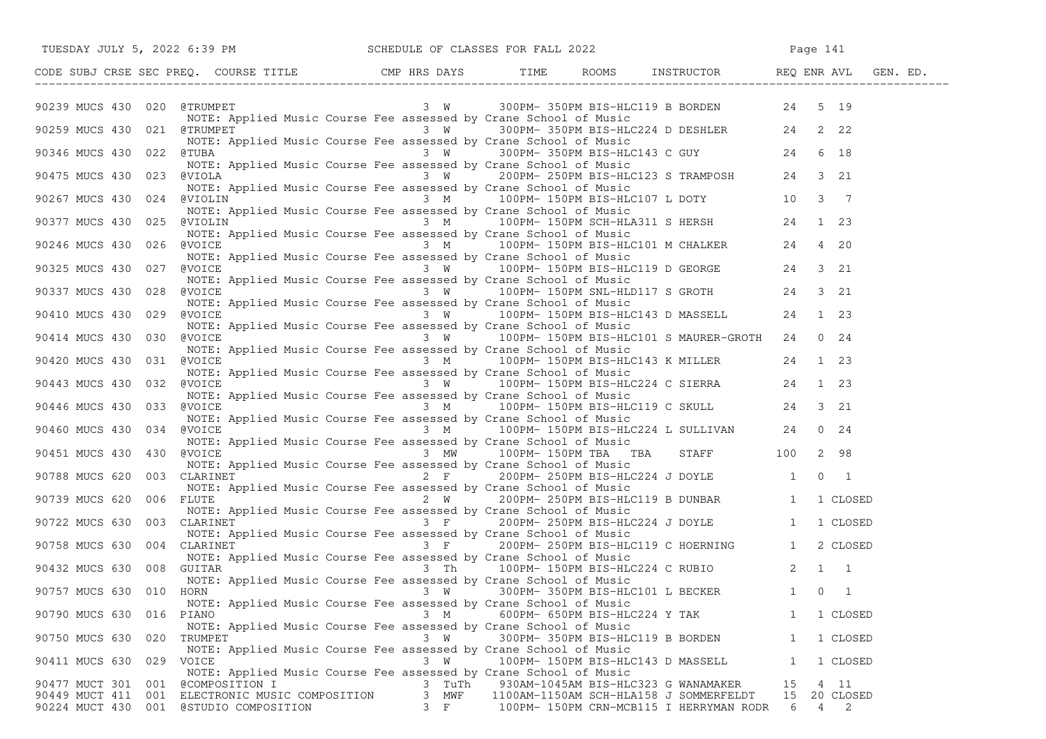| CODE | SUBJ | CRSE | SEC | PREQ. | COURSE TITLE | CMP | HRS | DAYS | TIME | ROOMS | INSTRUCTOR | REQ | ENR | AVL | GEN. ED. |
|---|---|---|---|---|---|---|---|---|---|---|---|---|---|---|---|
| 90239 | MUCS | 430 | 020 | | @TRUMPET | | 3 | W | 300PM- 350PM | BIS-HLC119 | B BORDEN | 24 | 5 | 19 | |
| | | | | | NOTE: Applied Music Course Fee assessed by Crane School of Music | | | | | | | | | | |
| 90259 | MUCS | 430 | 021 | | @TRUMPET | | 3 | W | 300PM- 350PM | BIS-HLC224 | D DESHLER | 24 | 2 | 22 | |
| | | | | | NOTE: Applied Music Course Fee assessed by Crane School of Music | | | | | | | | | | |
| 90346 | MUCS | 430 | 022 | | @TUBA | | 3 | W | 300PM- 350PM | BIS-HLC143 | C GUY | 24 | 6 | 18 | |
| | | | | | NOTE: Applied Music Course Fee assessed by Crane School of Music | | | | | | | | | | |
| 90475 | MUCS | 430 | 023 | | @VIOLA | | 3 | W | 200PM- 250PM | BIS-HLC123 | S TRAMPOSH | 24 | 3 | 21 | |
| | | | | | NOTE: Applied Music Course Fee assessed by Crane School of Music | | | | | | | | | | |
| 90267 | MUCS | 430 | 024 | | @VIOLIN | | 3 | M | 100PM- 150PM | BIS-HLC107 | L DOTY | 10 | 3 | 7 | |
| | | | | | NOTE: Applied Music Course Fee assessed by Crane School of Music | | | | | | | | | | |
| 90377 | MUCS | 430 | 025 | | @VIOLIN | | 3 | M | 100PM- 150PM | SCH-HLA311 | S HERSH | 24 | 1 | 23 | |
| | | | | | NOTE: Applied Music Course Fee assessed by Crane School of Music | | | | | | | | | | |
| 90246 | MUCS | 430 | 026 | | @VOICE | | 3 | M | 100PM- 150PM | BIS-HLC101 | M CHALKER | 24 | 4 | 20 | |
| | | | | | NOTE: Applied Music Course Fee assessed by Crane School of Music | | | | | | | | | | |
| 90325 | MUCS | 430 | 027 | | @VOICE | | 3 | W | 100PM- 150PM | BIS-HLC119 | D GEORGE | 24 | 3 | 21 | |
| | | | | | NOTE: Applied Music Course Fee assessed by Crane School of Music | | | | | | | | | | |
| 90337 | MUCS | 430 | 028 | | @VOICE | | 3 | W | 100PM- 150PM | SNL-HLD117 | S GROTH | 24 | 3 | 21 | |
| | | | | | NOTE: Applied Music Course Fee assessed by Crane School of Music | | | | | | | | | | |
| 90410 | MUCS | 430 | 029 | | @VOICE | | 3 | W | 100PM- 150PM | BIS-HLC143 | D MASSELL | 24 | 1 | 23 | |
| | | | | | NOTE: Applied Music Course Fee assessed by Crane School of Music | | | | | | | | | | |
| 90414 | MUCS | 430 | 030 | | @VOICE | | 3 | W | 100PM- 150PM | BIS-HLC101 | S MAURER-GROTH | 24 | 0 | 24 | |
| | | | | | NOTE: Applied Music Course Fee assessed by Crane School of Music | | | | | | | | | | |
| 90420 | MUCS | 430 | 031 | | @VOICE | | 3 | M | 100PM- 150PM | BIS-HLC143 | K MILLER | 24 | 1 | 23 | |
| | | | | | NOTE: Applied Music Course Fee assessed by Crane School of Music | | | | | | | | | | |
| 90443 | MUCS | 430 | 032 | | @VOICE | | 3 | W | 100PM- 150PM | BIS-HLC224 | C SIERRA | 24 | 1 | 23 | |
| | | | | | NOTE: Applied Music Course Fee assessed by Crane School of Music | | | | | | | | | | |
| 90446 | MUCS | 430 | 033 | | @VOICE | | 3 | M | 100PM- 150PM | BIS-HLC119 | C SKULL | 24 | 3 | 21 | |
| | | | | | NOTE: Applied Music Course Fee assessed by Crane School of Music | | | | | | | | | | |
| 90460 | MUCS | 430 | 034 | | @VOICE | | 3 | M | 100PM- 150PM | BIS-HLC224 | L SULLIVAN | 24 | 0 | 24 | |
| | | | | | NOTE: Applied Music Course Fee assessed by Crane School of Music | | | | | | | | | | |
| 90451 | MUCS | 430 | 430 | | @VOICE | | 3 | MW | 100PM- 150PM | TBA TBA | STAFF | 100 | 2 | 98 | |
| | | | | | NOTE: Applied Music Course Fee assessed by Crane School of Music | | | | | | | | | | |
| 90788 | MUCS | 620 | 003 | | CLARINET | | 2 | F | 200PM- 250PM | BIS-HLC224 | J DOYLE | 1 | 0 | 1 | |
| | | | | | NOTE: Applied Music Course Fee assessed by Crane School of Music | | | | | | | | | | |
| 90739 | MUCS | 620 | 006 | | FLUTE | | 2 | W | 200PM- 250PM | BIS-HLC119 | B DUNBAR | 1 | 1 | CLOSED | |
| | | | | | NOTE: Applied Music Course Fee assessed by Crane School of Music | | | | | | | | | | |
| 90722 | MUCS | 630 | 003 | | CLARINET | | 3 | F | 200PM- 250PM | BIS-HLC224 | J DOYLE | 1 | 1 | CLOSED | |
| | | | | | NOTE: Applied Music Course Fee assessed by Crane School of Music | | | | | | | | | | |
| 90758 | MUCS | 630 | 004 | | CLARINET | | 3 | F | 200PM- 250PM | BIS-HLC119 | C HOERNING | 1 | 2 | CLOSED | |
| | | | | | NOTE: Applied Music Course Fee assessed by Crane School of Music | | | | | | | | | | |
| 90432 | MUCS | 630 | 008 | | GUITAR | | 3 | Th | 100PM- 150PM | BIS-HLC224 | C RUBIO | 2 | 1 | 1 | |
| | | | | | NOTE: Applied Music Course Fee assessed by Crane School of Music | | | | | | | | | | |
| 90757 | MUCS | 630 | 010 | | HORN | | 3 | W | 300PM- 350PM | BIS-HLC101 | L BECKER | 1 | 0 | 1 | |
| | | | | | NOTE: Applied Music Course Fee assessed by Crane School of Music | | | | | | | | | | |
| 90790 | MUCS | 630 | 016 | | PIANO | | 3 | M | 600PM- 650PM | BIS-HLC224 | Y TAK | 1 | 1 | CLOSED | |
| | | | | | NOTE: Applied Music Course Fee assessed by Crane School of Music | | | | | | | | | | |
| 90750 | MUCS | 630 | 020 | | TRUMPET | | 3 | W | 300PM- 350PM | BIS-HLC119 | B BORDEN | 1 | 1 | CLOSED | |
| | | | | | NOTE: Applied Music Course Fee assessed by Crane School of Music | | | | | | | | | | |
| 90411 | MUCS | 630 | 029 | | VOICE | | 3 | W | 100PM- 150PM | BIS-HLC143 | D MASSELL | 1 | 1 | CLOSED | |
| | | | | | NOTE: Applied Music Course Fee assessed by Crane School of Music | | | | | | | | | | |
| 90477 | MUCT | 301 | 001 | | @COMPOSITION I | | 3 | TuTh | 930AM-1045AM | BIS-HLC323 | G WANAMAKER | 15 | 4 | 11 | |
| 90449 | MUCT | 411 | 001 | | ELECTRONIC MUSIC COMPOSITION | | 3 | MWF | 1100AM-1150AM | SCH-HLA158 | J SOMMERFELDT | 15 | 20 | CLOSED | |
| 90224 | MUCT | 430 | 001 | | @STUDIO COMPOSITION | | 3 | F | 100PM- 150PM | CRN-MCB115 | I HERRYMAN RODR | 6 | 4 | 2 | |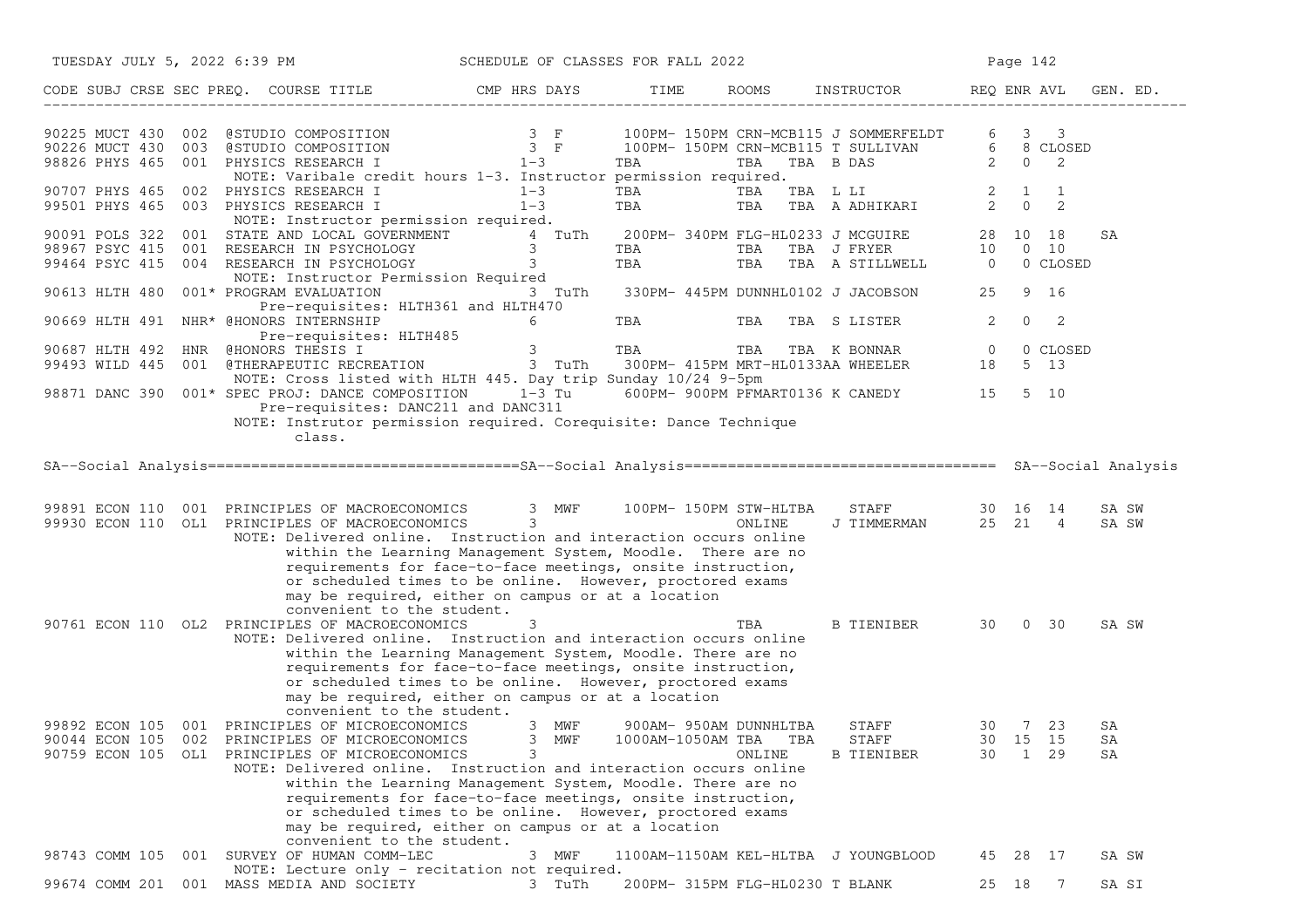TUESDAY JULY 5, 2022 6:39 PM — SCHEDULE OF CLASSES FOR FALL 2022

| CODE | SUBJ | CRSE | SEC | PREQ. | COURSE TITLE | CMP | HRS | DAYS | TIME | ROOMS | INSTRUCTOR | REQ | ENR | AVL | GEN. ED. |
|---|---|---|---|---|---|---|---|---|---|---|---|---|---|---|---|
| 90225 | MUCT | 430 | 002 | | @STUDIO COMPOSITION | | 3 | F | 100PM- 150PM | CRN-MCB115 | J SOMMERFELDT | 6 | 3 | 3 | |
| 90226 | MUCT | 430 | 003 | | @STUDIO COMPOSITION | | 3 | F | 100PM- 150PM | CRN-MCB115 | T SULLIVAN | 6 | 8 | CLOSED | |
| 98826 | PHYS | 465 | 001 | | PHYSICS RESEARCH I | | 1-3 | | TBA | TBA TBA | B DAS | 2 | 0 | 2 | |
| | | | | | NOTE: Varibale credit hours 1-3. Instructor permission required. | | | | | | | | | | |
| 90707 | PHYS | 465 | 002 | | PHYSICS RESEARCH I | | 1-3 | | TBA | TBA TBA | L LI | 2 | 1 | 1 | |
| 99501 | PHYS | 465 | 003 | | PHYSICS RESEARCH I | | 1-3 | | TBA | TBA TBA | A ADHIKARI | 2 | 0 | 2 | |
| | | | | | NOTE: Instructor permission required. | | | | | | | | | | |
| 90091 | POLS | 322 | 001 | | STATE AND LOCAL GOVERNMENT | | 4 | TuTh | 200PM- 340PM | FLG-HL0233 | J MCGUIRE | 28 | 10 | 18 | SA |
| 98967 | PSYC | 415 | 001 | | RESEARCH IN PSYCHOLOGY | | 3 | | TBA | TBA TBA | J FRYER | 10 | 0 | 10 | |
| 99464 | PSYC | 415 | 004 | | RESEARCH IN PSYCHOLOGY | | 3 | | TBA | TBA TBA | A STILLWELL | 0 | 0 | CLOSED | |
| | | | | | NOTE: Instructor Permission Required | | | | | | | | | | |
| 90613 | HLTH | 480 | 001 | * | PROGRAM EVALUATION | | 3 | TuTh | 330PM- 445PM | DUNNHL0102 | J JACOBSON | 25 | 9 | 16 | |
| | | | | | Pre-requisites: HLTH361 and HLTH470 | | | | | | | | | | |
| 90669 | HLTH | 491 | NHR | * | @HONORS INTERNSHIP | | 6 | | TBA | TBA TBA | S LISTER | 2 | 0 | 2 | |
| | | | | | Pre-requisites: HLTH485 | | | | | | | | | | |
| 90687 | HLTH | 492 | HNR | | @HONORS THESIS I | | 3 | | TBA | TBA TBA | K BONNAR | 0 | 0 | CLOSED | |
| 99493 | WILD | 445 | 001 | | @THERAPEUTIC RECREATION | | 3 | TuTh | 300PM- 415PM | MRT-HL0133AA | WHEELER | 18 | 5 | 13 | |
| | | | | | NOTE: Cross listed with HLTH 445. Day trip Sunday 10/24 9-5pm | | | | | | | | | | |
| 98871 | DANC | 390 | 001 | * | SPEC PROJ: DANCE COMPOSITION | | 1-3 | Tu | 600PM- 900PM | PFMART0136 | K CANEDY | 15 | 5 | 10 | |
| | | | | | Pre-requisites: DANC211 and DANC311 | | | | | | | | | | |
| | | | | | NOTE: Instrutor permission required. Corequisite: Dance Technique class. | | | | | | | | | | |

## SA--Social Analysis

| CODE | SUBJ | CRSE | SEC | PREQ. | COURSE TITLE | CMP | HRS | DAYS | TIME | ROOMS | INSTRUCTOR | REQ | ENR | AVL | GEN. ED. |
|---|---|---|---|---|---|---|---|---|---|---|---|---|---|---|---|
| 99891 | ECON | 110 | 001 | | PRINCIPLES OF MACROECONOMICS | | 3 | MWF | 100PM- 150PM | STW-HLTBA | STAFF | 30 | 16 | 14 | SA SW |
| 99930 | ECON | 110 | OL1 | | PRINCIPLES OF MACROECONOMICS | | 3 | | | ONLINE | J TIMMERMAN | 25 | 21 | 4 | SA SW |
| | | | | | NOTE: Delivered online. Instruction and interaction occurs online within the Learning Management System, Moodle. There are no requirements for face-to-face meetings, onsite instruction, or scheduled times to be online. However, proctored exams may be required, either on campus or at a location convenient to the student. | | | | | | | | | | |
| 90761 | ECON | 110 | OL2 | | PRINCIPLES OF MACROECONOMICS | | 3 | | | TBA | B TIENIBER | 30 | 0 | 30 | SA SW |
| | | | | | NOTE: Delivered online. Instruction and interaction occurs online within the Learning Management System, Moodle. There are no requirements for face-to-face meetings, onsite instruction, or scheduled times to be online. However, proctored exams may be required, either on campus or at a location convenient to the student. | | | | | | | | | | |
| 99892 | ECON | 105 | 001 | | PRINCIPLES OF MICROECONOMICS | | 3 | MWF | 900AM- 950AM | DUNNHLTBA | STAFF | 30 | 7 | 23 | SA |
| 90044 | ECON | 105 | 002 | | PRINCIPLES OF MICROECONOMICS | | 3 | MWF | 1000AM-1050AM | TBA TBA | STAFF | 30 | 15 | 15 | SA |
| 90759 | ECON | 105 | OL1 | | PRINCIPLES OF MICROECONOMICS | | 3 | | | ONLINE | B TIENIBER | 30 | 1 | 29 | SA |
| | | | | | NOTE: Delivered online. Instruction and interaction occurs online within the Learning Management System, Moodle. There are no requirements for face-to-face meetings, onsite instruction, or scheduled times to be online. However, proctored exams may be required, either on campus or at a location convenient to the student. | | | | | | | | | | |
| 98743 | COMM | 105 | 001 | | SURVEY OF HUMAN COMM-LEC | | 3 | MWF | 1100AM-1150AM | KEL-HLTBA | J YOUNGBLOOD | 45 | 28 | 17 | SA SW |
| | | | | | NOTE: Lecture only - recitation not required. | | | | | | | | | | |
| 99674 | COMM | 201 | 001 | | MASS MEDIA AND SOCIETY | | 3 | TuTh | 200PM- 315PM | FLG-HL0230 | T BLANK | 25 | 18 | 7 | SA SI |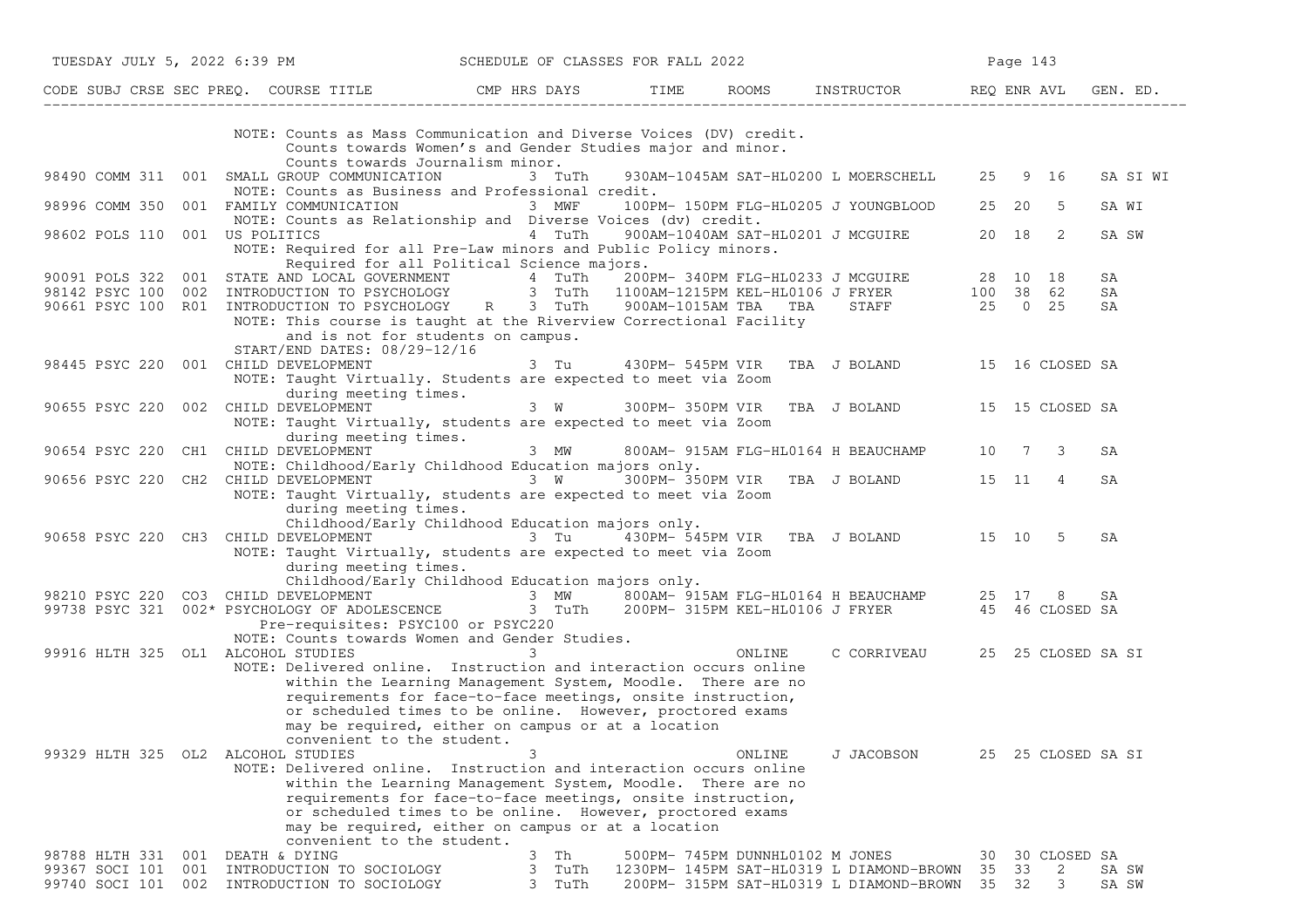| CODE | SUBJ | CRSE | SEC | PREQ. | COURSE TITLE | CMP | HRS | DAYS | TIME | ROOMS | INSTRUCTOR | REQ | ENR | AVL | GEN. ED. |
|---|---|---|---|---|---|---|---|---|---|---|---|---|---|---|---|
| | | | | | NOTE: Counts as Mass Communication and Diverse Voices (DV) credit. Counts towards Women's and Gender Studies major and minor. Counts towards Journalism minor. | | | | | | | | | | |
| 98490 | COMM | 311 | 001 | | SMALL GROUP COMMUNICATION | | 3 | TuTh | 930AM-1045AM | SAT-HL0200 | L MOERSCHELL | 25 | 9 | 16 | SA SI WI |
| | | | | | NOTE: Counts as Business and Professional credit. | | | | | | | | | | |
| 98996 | COMM | 350 | 001 | | FAMILY COMMUNICATION | | 3 | MWF | 100PM- 150PM | FLG-HL0205 | J YOUNGBLOOD | 25 | 20 | 5 | SA WI |
| | | | | | NOTE: Counts as Relationship and Diverse Voices (dv) credit. | | | | | | | | | | |
| 98602 | POLS | 110 | 001 | | US POLITICS | | 4 | TuTh | 900AM-1040AM | SAT-HL0201 | J MCGUIRE | 20 | 18 | 2 | SA SW |
| | | | | | NOTE: Required for all Pre-Law minors and Public Policy minors. Required for all Political Science majors. | | | | | | | | | | |
| 90091 | POLS | 322 | 001 | | STATE AND LOCAL GOVERNMENT | | 4 | TuTh | 200PM- 340PM | FLG-HL0233 | J MCGUIRE | 28 | 10 | 18 | SA |
| 98142 | PSYC | 100 | 002 | | INTRODUCTION TO PSYCHOLOGY | | 3 | TuTh | 1100AM-1215PM | KEL-HL0106 | J FRYER | 100 | 38 | 62 | SA |
| 90661 | PSYC | 100 | R01 | | INTRODUCTION TO PSYCHOLOGY | R | 3 | TuTh | 900AM-1015AM | TBA TBA | STAFF | 25 | 0 | 25 | SA |
| | | | | | NOTE: This course is taught at the Riverview Correctional Facility and is not for students on campus. START/END DATES: 08/29-12/16 | | | | | | | | | | |
| 98445 | PSYC | 220 | 001 | | CHILD DEVELOPMENT | | 3 | Tu | 430PM- 545PM | VIR TBA | J BOLAND | 15 | 16 | CLOSED | SA |
| | | | | | NOTE: Taught Virtually. Students are expected to meet via Zoom during meeting times. | | | | | | | | | | |
| 90655 | PSYC | 220 | 002 | | CHILD DEVELOPMENT | | 3 | W | 300PM- 350PM | VIR TBA | J BOLAND | 15 | 15 | CLOSED | SA |
| | | | | | NOTE: Taught Virtually, students are expected to meet via Zoom during meeting times. | | | | | | | | | | |
| 90654 | PSYC | 220 | CH1 | | CHILD DEVELOPMENT | | 3 | MW | 800AM- 915AM | FLG-HL0164 | H BEAUCHAMP | 10 | 7 | 3 | SA |
| | | | | | NOTE: Childhood/Early Childhood Education majors only. | | | | | | | | | | |
| 90656 | PSYC | 220 | CH2 | | CHILD DEVELOPMENT | | 3 | W | 300PM- 350PM | VIR TBA | J BOLAND | 15 | 11 | 4 | SA |
| | | | | | NOTE: Taught Virtually, students are expected to meet via Zoom during meeting times. Childhood/Early Childhood Education majors only. | | | | | | | | | | |
| 90658 | PSYC | 220 | CH3 | | CHILD DEVELOPMENT | | 3 | Tu | 430PM- 545PM | VIR TBA | J BOLAND | 15 | 10 | 5 | SA |
| | | | | | NOTE: Taught Virtually, students are expected to meet via Zoom during meeting times. Childhood/Early Childhood Education majors only. | | | | | | | | | | |
| 98210 | PSYC | 220 | CO3 | | CHILD DEVELOPMENT | | 3 | MW | 800AM- 915AM | FLG-HL0164 | H BEAUCHAMP | 25 | 17 | 8 | SA |
| 99738 | PSYC | 321 | 002 | * | PSYCHOLOGY OF ADOLESCENCE | | 3 | TuTh | 200PM- 315PM | KEL-HL0106 | J FRYER | 45 | 46 | CLOSED | SA |
| | | | | | Pre-requisites: PSYC100 or PSYC220. NOTE: Counts towards Women and Gender Studies. | | | | | | | | | | |
| 99916 | HLTH | 325 | OL1 | | ALCOHOL STUDIES | | 3 | | | ONLINE | C CORRIVEAU | 25 | 25 | CLOSED | SA SI |
| | | | | | NOTE: Delivered online. Instruction and interaction occurs online within the Learning Management System, Moodle. There are no requirements for face-to-face meetings, onsite instruction, or scheduled times to be online. However, proctored exams may be required, either on campus or at a location convenient to the student. | | | | | | | | | | |
| 99329 | HLTH | 325 | OL2 | | ALCOHOL STUDIES | | 3 | | | ONLINE | J JACOBSON | 25 | 25 | CLOSED | SA SI |
| | | | | | NOTE: Delivered online. Instruction and interaction occurs online within the Learning Management System, Moodle. There are no requirements for face-to-face meetings, onsite instruction, or scheduled times to be online. However, proctored exams may be required, either on campus or at a location convenient to the student. | | | | | | | | | | |
| 98788 | HLTH | 331 | 001 | | DEATH & DYING | | 3 | Th | 500PM- 745PM | DUNNHL0102 | M JONES | 30 | 30 | CLOSED | SA |
| 99367 | SOCI | 101 | 001 | | INTRODUCTION TO SOCIOLOGY | | 3 | TuTh | 1230PM- 145PM | SAT-HL0319 | L DIAMOND-BROWN | 35 | 33 | 2 | SA SW |
| 99740 | SOCI | 101 | 002 | | INTRODUCTION TO SOCIOLOGY | | 3 | TuTh | 200PM- 315PM | SAT-HL0319 | L DIAMOND-BROWN | 35 | 32 | 3 | SA SW |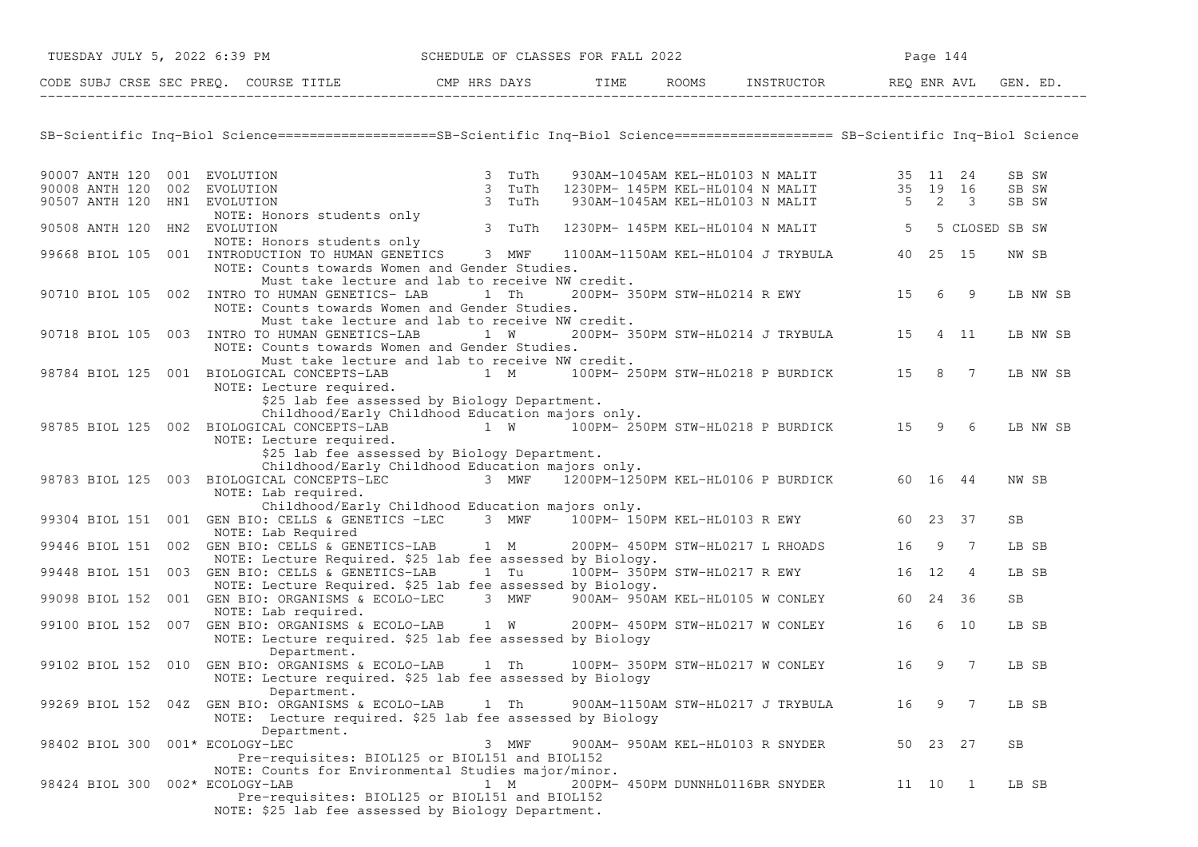## SB-Scientific Inq-Biol Science

| CODE | SUBJ | CRSE | SEC | PREQ. | COURSE TITLE | CMP | HRS | DAYS | TIME | ROOMS | INSTRUCTOR | REQ | ENR | AVL | GEN. ED. |
|---|---|---|---|---|---|---|---|---|---|---|---|---|---|---|---|
| 90007 | ANTH | 120 | 001 | | EVOLUTION | | 3 | TuTh | 930AM-1045AM | KEL-HL0103 | N MALIT | 35 | 11 | 24 | SB SW |
| 90008 | ANTH | 120 | 002 | | EVOLUTION | | 3 | TuTh | 1230PM- 145PM | KEL-HL0104 | N MALIT | 35 | 19 | 16 | SB SW |
| 90507 | ANTH | 120 | HN1 | | EVOLUTION<br>NOTE: Honors students only | | 3 | TuTh | 930AM-1045AM | KEL-HL0103 | N MALIT | 5 | 2 | 3 | SB SW |
| 90508 | ANTH | 120 | HN2 | | EVOLUTION<br>NOTE: Honors students only | | 3 | TuTh | 1230PM- 145PM | KEL-HL0104 | N MALIT | 5 | 5 | CLOSED | SB SW |
| 99668 | BIOL | 105 | 001 | | INTRODUCTION TO HUMAN GENETICS<br>NOTE: Counts towards Women and Gender Studies. Must take lecture and lab to receive NW credit. | | 3 | MWF | 1100AM-1150AM | KEL-HL0104 | J TRYBULA | 40 | 25 | 15 | NW SB |
| 90710 | BIOL | 105 | 002 | | INTRO TO HUMAN GENETICS- LAB<br>NOTE: Counts towards Women and Gender Studies. Must take lecture and lab to receive NW credit. | | 1 | Th | 200PM- 350PM | STW-HL0214 | R EWY | 15 | 6 | 9 | LB NW SB |
| 90718 | BIOL | 105 | 003 | | INTRO TO HUMAN GENETICS-LAB<br>NOTE: Counts towards Women and Gender Studies. Must take lecture and lab to receive NW credit. | | 1 | W | 200PM- 350PM | STW-HL0214 | J TRYBULA | 15 | 4 | 11 | LB NW SB |
| 98784 | BIOL | 125 | 001 | | BIOLOGICAL CONCEPTS-LAB<br>NOTE: Lecture required. $25 lab fee assessed by Biology Department. Childhood/Early Childhood Education majors only. | | 1 | M | 100PM- 250PM | STW-HL0218 | P BURDICK | 15 | 8 | 7 | LB NW SB |
| 98785 | BIOL | 125 | 002 | | BIOLOGICAL CONCEPTS-LAB<br>NOTE: Lecture required. $25 lab fee assessed by Biology Department. Childhood/Early Childhood Education majors only. | | 1 | W | 100PM- 250PM | STW-HL0218 | P BURDICK | 15 | 9 | 6 | LB NW SB |
| 98783 | BIOL | 125 | 003 | | BIOLOGICAL CONCEPTS-LEC<br>NOTE: Lab required. Childhood/Early Childhood Education majors only. | | 3 | MWF | 1200PM-1250PM | KEL-HL0106 | P BURDICK | 60 | 16 | 44 | NW SB |
| 99304 | BIOL | 151 | 001 | | GEN BIO: CELLS & GENETICS -LEC<br>NOTE: Lab Required | | 3 | MWF | 100PM- 150PM | KEL-HL0103 | R EWY | 60 | 23 | 37 | SB |
| 99446 | BIOL | 151 | 002 | | GEN BIO: CELLS & GENETICS-LAB<br>NOTE: Lecture Required. $25 lab fee assessed by Biology. | | 1 | M | 200PM- 450PM | STW-HL0217 | L RHOADS | 16 | 9 | 7 | LB SB |
| 99448 | BIOL | 151 | 003 | | GEN BIO: CELLS & GENETICS-LAB<br>NOTE: Lecture Required. $25 lab fee assessed by Biology. | | 1 | Tu | 100PM- 350PM | STW-HL0217 | R EWY | 16 | 12 | 4 | LB SB |
| 99098 | BIOL | 152 | 001 | | GEN BIO: ORGANISMS & ECOLO-LEC<br>NOTE: Lab required. | | 3 | MWF | 900AM- 950AM | KEL-HL0105 | W CONLEY | 60 | 24 | 36 | SB |
| 99100 | BIOL | 152 | 007 | | GEN BIO: ORGANISMS & ECOLO-LAB<br>NOTE: Lecture required. $25 lab fee assessed by Biology Department. | | 1 | W | 200PM- 450PM | STW-HL0217 | W CONLEY | 16 | 6 | 10 | LB SB |
| 99102 | BIOL | 152 | 010 | | GEN BIO: ORGANISMS & ECOLO-LAB<br>NOTE: Lecture required. $25 lab fee assessed by Biology Department. | | 1 | Th | 100PM- 350PM | STW-HL0217 | W CONLEY | 16 | 9 | 7 | LB SB |
| 99269 | BIOL | 152 | 04Z | | GEN BIO: ORGANISMS & ECOLO-LAB<br>NOTE: Lecture required. $25 lab fee assessed by Biology Department. | | 1 | Th | 900AM-1150AM | STW-HL0217 | J TRYBULA | 16 | 9 | 7 | LB SB |
| 98402 | BIOL | 300 | 001 | * | ECOLOGY-LEC<br>Pre-requisites: BIOL125 or BIOL151 and BIOL152<br>NOTE: Counts for Environmental Studies major/minor. | | 3 | MWF | 900AM- 950AM | KEL-HL0103 | R SNYDER | 50 | 23 | 27 | SB |
| 98424 | BIOL | 300 | 002 | * | ECOLOGY-LAB<br>Pre-requisites: BIOL125 or BIOL151 and BIOL152<br>NOTE: $25 lab fee assessed by Biology Department. | | 1 | M | 200PM- 450PM | DUNNHL0116BR | SNYDER | 11 | 10 | 1 | LB SB |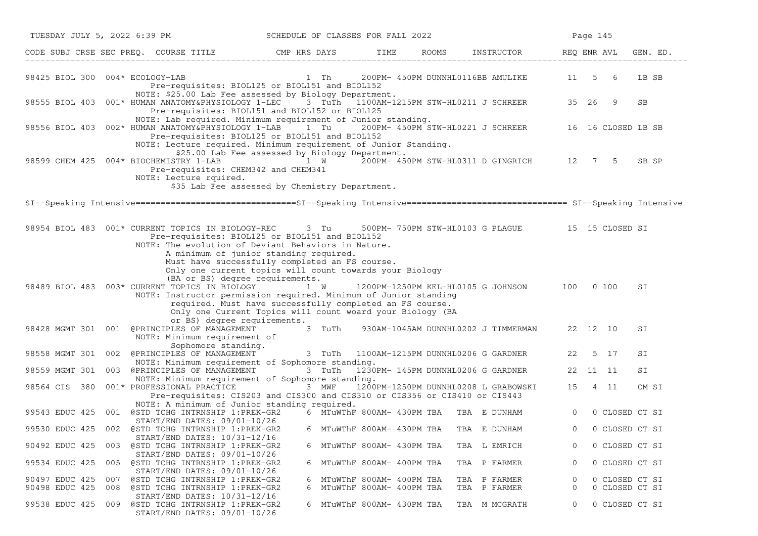| CODE | SUBJ | CRSE | SEC | PREQ. | COURSE TITLE | CMP | HRS | DAYS | TIME | ROOMS | INSTRUCTOR | REQ | ENR | AVL | GEN. ED. |
|---|---|---|---|---|---|---|---|---|---|---|---|---|---|---|---|
| 98425 | BIOL | 300 | 004 | * | ECOLOGY-LAB | | 1 | Th | 200PM- 450PM | DUNNHL0116BB | AMULIKE | 11 | 5 | 6 | LB SB |
| | | | | | Pre-requisites: BIOL125 or BIOL151 and BIOL152 | | | | | | | | | | |
| | | | | | NOTE: $25.00 Lab Fee assessed by Biology Department. | | | | | | | | | | |
| 98555 | BIOL | 403 | 001 | * | HUMAN ANATOMY&PHYSIOLOGY 1-LEC | | 3 | TuTh | 1100AM-1215PM | STW-HL0211 | J SCHREER | 35 | 26 | 9 | SB |
| | | | | | Pre-requisites: BIOL151 and BIOL152 or BIOL125 | | | | | | | | | | |
| | | | | | NOTE: Lab required. Minimum requirement of Junior standing. | | | | | | | | | | |
| 98556 | BIOL | 403 | 002 | * | HUMAN ANATOMY&PHYSIOLOGY 1-LAB | | 1 | Tu | 200PM- 450PM | STW-HL0221 | J SCHREER | 16 | 16 | CLOSED | LB SB |
| | | | | | Pre-requisites: BIOL125 or BIOL151 and BIOL152 | | | | | | | | | | |
| | | | | | NOTE: Lecture required. Minimum requirement of Junior Standing. $25.00 Lab Fee assessed by Biology Department. | | | | | | | | | | |
| 98599 | CHEM | 425 | 004 | * | BIOCHEMISTRY 1-LAB | | 1 | W | 200PM- 450PM | STW-HL0311 | D GINGRICH | 12 | 7 | 5 | SB SP |
| | | | | | Pre-requisites: CHEM342 and CHEM341 | | | | | | | | | | |
| | | | | | NOTE: Lecture rquired. $35 Lab Fee assessed by Chemistry Department. | | | | | | | | | | |

SI--Speaking Intensive================================SI--Speaking Intensive================================ SI--Speaking Intensive

| CODE | SUBJ | CRSE | SEC | PREQ. | COURSE TITLE | CMP | HRS | DAYS | TIME | ROOMS | INSTRUCTOR | REQ | ENR | AVL | GEN. ED. |
|---|---|---|---|---|---|---|---|---|---|---|---|---|---|---|---|
| 98954 | BIOL | 483 | 001 | * | CURRENT TOPICS IN BIOLOGY-REC | | 3 | Tu | 500PM- 750PM | STW-HL0103 | G PLAGUE | 15 | 15 | CLOSED | SI |
| | | | | | Pre-requisites: BIOL125 or BIOL151 and BIOL152 | | | | | | | | | | |
| | | | | | NOTE: The evolution of Deviant Behaviors in Nature. A minimum of junior standing required. Must have successfully completed an FS course. Only one current topics will count towards your Biology (BA or BS) degree requirements. | | | | | | | | | | |
| 98489 | BIOL | 483 | 003 | * | CURRENT TOPICS IN BIOLOGY | | 1 | W | 1200PM-1250PM | KEL-HL0105 | G JOHNSON | 100 | 0 | 100 | SI |
| | | | | | NOTE: Instructor permission required. Minimum of Junior standing required. Must have successfully completed an FS course. Only one Current Topics will count woard your Biology (BA or BS) degree requirements. | | | | | | | | | | |
| 98428 | MGMT | 301 | 001 | | @PRINCIPLES OF MANAGEMENT | | 3 | TuTh | 930AM-1045AM | DUNNHL0202 | J TIMMERMAN | 22 | 12 | 10 | SI |
| | | | | | NOTE: Minimum requirement of Sophomore standing. | | | | | | | | | | |
| 98558 | MGMT | 301 | 002 | | @PRINCIPLES OF MANAGEMENT | | 3 | TuTh | 1100AM-1215PM | DUNNHL0206 | G GARDNER | 22 | 5 | 17 | SI |
| | | | | | NOTE: Minimum requirement of Sophomore standing. | | | | | | | | | | |
| 98559 | MGMT | 301 | 003 | | @PRINCIPLES OF MANAGEMENT | | 3 | TuTh | 1230PM- 145PM | DUNNHL0206 | G GARDNER | 22 | 11 | 11 | SI |
| | | | | | NOTE: Minimum requirement of Sophomore standing. | | | | | | | | | | |
| 98564 | CIS | 380 | 001 | * | PROFESSIONAL PRACTICE | | 3 | MWF | 1200PM-1250PM | DUNNHL0208 | L GRABOWSKI | 15 | 4 | 11 | CM SI |
| | | | | | Pre-requisites: CIS203 and CIS300 and CIS310 or CIS356 or CIS410 or CIS443 | | | | | | | | | | |
| | | | | | NOTE: A minimum of Junior standing required. | | | | | | | | | | |
| 99543 | EDUC | 425 | 001 | | @STD TCHG INTRNSHIP 1:PREK-GR2 | | 6 | MTuWThF | 800AM- 430PM | TBA TBA | E DUNHAM | 0 | 0 | CLOSED | CT SI |
| | | | | | START/END DATES: 09/01-10/26 | | | | | | | | | | |
| 99530 | EDUC | 425 | 002 | | @STD TCHG INTRNSHIP 1:PREK-GR2 | | 6 | MTuWThF | 800AM- 430PM | TBA TBA | E DUNHAM | 0 | 0 | CLOSED | CT SI |
| | | | | | START/END DATES: 10/31-12/16 | | | | | | | | | | |
| 90492 | EDUC | 425 | 003 | | @STD TCHG INTRNSHIP 1:PREK-GR2 | | 6 | MTuWThF | 800AM- 430PM | TBA TBA | L EMRICH | 0 | 0 | CLOSED | CT SI |
| | | | | | START/END DATES: 09/01-10/26 | | | | | | | | | | |
| 99534 | EDUC | 425 | 005 | | @STD TCHG INTRNSHIP 1:PREK-GR2 | | 6 | MTuWThF | 800AM- 400PM | TBA TBA | P FARMER | 0 | 0 | CLOSED | CT SI |
| | | | | | START/END DATES: 09/01-10/26 | | | | | | | | | | |
| 90497 | EDUC | 425 | 007 | | @STD TCHG INTRNSHIP 1:PREK-GR2 | | 6 | MTuWThF | 800AM- 400PM | TBA TBA | P FARMER | 0 | 0 | CLOSED | CT SI |
| 90498 | EDUC | 425 | 008 | | @STD TCHG INTRNSHIP 1:PREK-GR2 | | 6 | MTuWThF | 800AM- 400PM | TBA TBA | P FARMER | 0 | 0 | CLOSED | CT SI |
| | | | | | START/END DATES: 10/31-12/16 | | | | | | | | | | |
| 99538 | EDUC | 425 | 009 | | @STD TCHG INTRNSHIP 1:PREK-GR2 | | 6 | MTuWThF | 800AM- 430PM | TBA TBA | M MCGRATH | 0 | 0 | CLOSED | CT SI |
| | | | | | START/END DATES: 09/01-10/26 | | | | | | | | | | |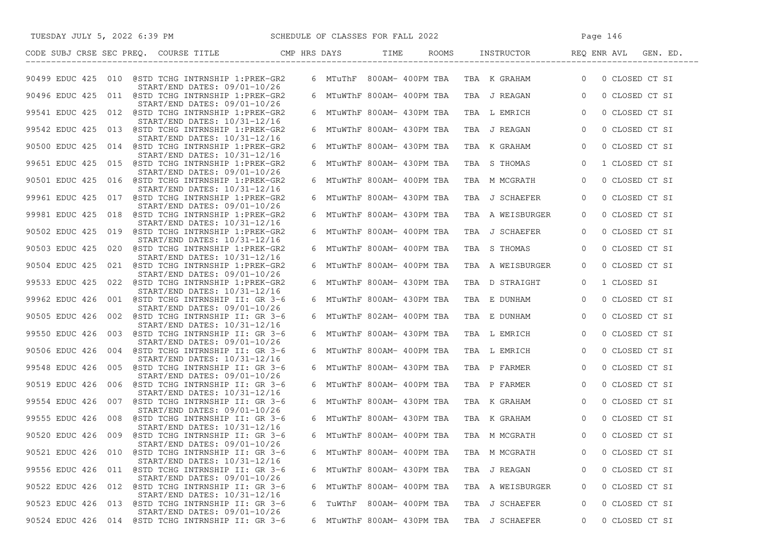| CODE | SUBJ | CRSE | SEC | PREQ. | COURSE TITLE | CMP | HRS | DAYS | TIME | ROOMS | | INSTRUCTOR | REQ | ENR | AVL | GEN. ED. |
|---|---|---|---|---|---|---|---|---|---|---|---|---|---|---|---|---|
| 90499 | EDUC | 425 | 010 | @ | STD TCHG INTRNSHIP 1:PREK-GR2 START/END DATES: 09/01-10/26 | | 6 | MTuThF | 800AM- 400PM | TBA | TBA | K GRAHAM | 0 | 0 | CLOSED | CT SI |
| 90496 | EDUC | 425 | 011 | @ | STD TCHG INTRNSHIP 1:PREK-GR2 START/END DATES: 09/01-10/26 | | 6 | MTuWThF | 800AM- 400PM | TBA | TBA | J REAGAN | 0 | 0 | CLOSED | CT SI |
| 99541 | EDUC | 425 | 012 | @ | STD TCHG INTRNSHIP 1:PREK-GR2 START/END DATES: 10/31-12/16 | | 6 | MTuWThF | 800AM- 430PM | TBA | TBA | L EMRICH | 0 | 0 | CLOSED | CT SI |
| 99542 | EDUC | 425 | 013 | @ | STD TCHG INTRNSHIP 1:PREK-GR2 START/END DATES: 10/31-12/16 | | 6 | MTuWThF | 800AM- 430PM | TBA | TBA | J REAGAN | 0 | 0 | CLOSED | CT SI |
| 90500 | EDUC | 425 | 014 | @ | STD TCHG INTRNSHIP 1:PREK-GR2 START/END DATES: 10/31-12/16 | | 6 | MTuWThF | 800AM- 430PM | TBA | TBA | K GRAHAM | 0 | 0 | CLOSED | CT SI |
| 99651 | EDUC | 425 | 015 | @ | STD TCHG INTRNSHIP 1:PREK-GR2 START/END DATES: 09/01-10/26 | | 6 | MTuWThF | 800AM- 430PM | TBA | TBA | S THOMAS | 0 | 1 | CLOSED | CT SI |
| 90501 | EDUC | 425 | 016 | @ | STD TCHG INTRNSHIP 1:PREK-GR2 START/END DATES: 10/31-12/16 | | 6 | MTuWThF | 800AM- 400PM | TBA | TBA | M MCGRATH | 0 | 0 | CLOSED | CT SI |
| 99961 | EDUC | 425 | 017 | @ | STD TCHG INTRNSHIP 1:PREK-GR2 START/END DATES: 09/01-10/26 | | 6 | MTuWThF | 800AM- 430PM | TBA | TBA | J SCHAEFER | 0 | 0 | CLOSED | CT SI |
| 99981 | EDUC | 425 | 018 | @ | STD TCHG INTRNSHIP 1:PREK-GR2 START/END DATES: 10/31-12/16 | | 6 | MTuWThF | 800AM- 430PM | TBA | TBA | A WEISBURGER | 0 | 0 | CLOSED | CT SI |
| 90502 | EDUC | 425 | 019 | @ | STD TCHG INTRNSHIP 1:PREK-GR2 START/END DATES: 10/31-12/16 | | 6 | MTuWThF | 800AM- 400PM | TBA | TBA | J SCHAEFER | 0 | 0 | CLOSED | CT SI |
| 90503 | EDUC | 425 | 020 | @ | STD TCHG INTRNSHIP 1:PREK-GR2 START/END DATES: 10/31-12/16 | | 6 | MTuWThF | 800AM- 400PM | TBA | TBA | S THOMAS | 0 | 0 | CLOSED | CT SI |
| 90504 | EDUC | 425 | 021 | @ | STD TCHG INTRNSHIP 1:PREK-GR2 START/END DATES: 09/01-10/26 | | 6 | MTuWThF | 800AM- 400PM | TBA | TBA | A WEISBURGER | 0 | 0 | CLOSED | CT SI |
| 99533 | EDUC | 425 | 022 | @ | STD TCHG INTRNSHIP 1:PREK-GR2 START/END DATES: 10/31-12/16 | | 6 | MTuWThF | 800AM- 430PM | TBA | TBA | D STRAIGHT | 0 | 1 | CLOSED | SI |
| 99962 | EDUC | 426 | 001 | @ | STD TCHG INTRNSHIP II: GR 3-6 START/END DATES: 09/01-10/26 | | 6 | MTuWThF | 800AM- 430PM | TBA | TBA | E DUNHAM | 0 | 0 | CLOSED | CT SI |
| 90505 | EDUC | 426 | 002 | @ | STD TCHG INTRNSHIP II: GR 3-6 START/END DATES: 10/31-12/16 | | 6 | MTuWThF | 802AM- 400PM | TBA | TBA | E DUNHAM | 0 | 0 | CLOSED | CT SI |
| 99550 | EDUC | 426 | 003 | @ | STD TCHG INTRNSHIP II: GR 3-6 START/END DATES: 09/01-10/26 | | 6 | MTuWThF | 800AM- 430PM | TBA | TBA | L EMRICH | 0 | 0 | CLOSED | CT SI |
| 90506 | EDUC | 426 | 004 | @ | STD TCHG INTRNSHIP II: GR 3-6 START/END DATES: 10/31-12/16 | | 6 | MTuWThF | 800AM- 400PM | TBA | TBA | L EMRICH | 0 | 0 | CLOSED | CT SI |
| 99548 | EDUC | 426 | 005 | @ | STD TCHG INTRNSHIP II: GR 3-6 START/END DATES: 09/01-10/26 | | 6 | MTuWThF | 800AM- 430PM | TBA | TBA | P FARMER | 0 | 0 | CLOSED | CT SI |
| 90519 | EDUC | 426 | 006 | @ | STD TCHG INTRNSHIP II: GR 3-6 START/END DATES: 10/31-12/16 | | 6 | MTuWThF | 800AM- 400PM | TBA | TBA | P FARMER | 0 | 0 | CLOSED | CT SI |
| 99554 | EDUC | 426 | 007 | @ | STD TCHG INTRNSHIP II: GR 3-6 START/END DATES: 09/01-10/26 | | 6 | MTuWThF | 800AM- 430PM | TBA | TBA | K GRAHAM | 0 | 0 | CLOSED | CT SI |
| 99555 | EDUC | 426 | 008 | @ | STD TCHG INTRNSHIP II: GR 3-6 START/END DATES: 10/31-12/16 | | 6 | MTuWThF | 800AM- 430PM | TBA | TBA | K GRAHAM | 0 | 0 | CLOSED | CT SI |
| 90520 | EDUC | 426 | 009 | @ | STD TCHG INTRNSHIP II: GR 3-6 START/END DATES: 09/01-10/26 | | 6 | MTuWThF | 800AM- 400PM | TBA | TBA | M MCGRATH | 0 | 0 | CLOSED | CT SI |
| 90521 | EDUC | 426 | 010 | @ | STD TCHG INTRNSHIP II: GR 3-6 START/END DATES: 10/31-12/16 | | 6 | MTuWThF | 800AM- 400PM | TBA | TBA | M MCGRATH | 0 | 0 | CLOSED | CT SI |
| 99556 | EDUC | 426 | 011 | @ | STD TCHG INTRNSHIP II: GR 3-6 START/END DATES: 09/01-10/26 | | 6 | MTuWThF | 800AM- 430PM | TBA | TBA | J REAGAN | 0 | 0 | CLOSED | CT SI |
| 90522 | EDUC | 426 | 012 | @ | STD TCHG INTRNSHIP II: GR 3-6 START/END DATES: 10/31-12/16 | | 6 | MTuWThF | 800AM- 400PM | TBA | TBA | A WEISBURGER | 0 | 0 | CLOSED | CT SI |
| 90523 | EDUC | 426 | 013 | @ | STD TCHG INTRNSHIP II: GR 3-6 START/END DATES: 09/01-10/26 | | 6 | TuWThF | 800AM- 400PM | TBA | TBA | J SCHAEFER | 0 | 0 | CLOSED | CT SI |
| 90524 | EDUC | 426 | 014 | @ | STD TCHG INTRNSHIP II: GR 3-6 | | 6 | MTuWThF | 800AM- 430PM | TBA | TBA | J SCHAEFER | 0 | 0 | CLOSED | CT SI |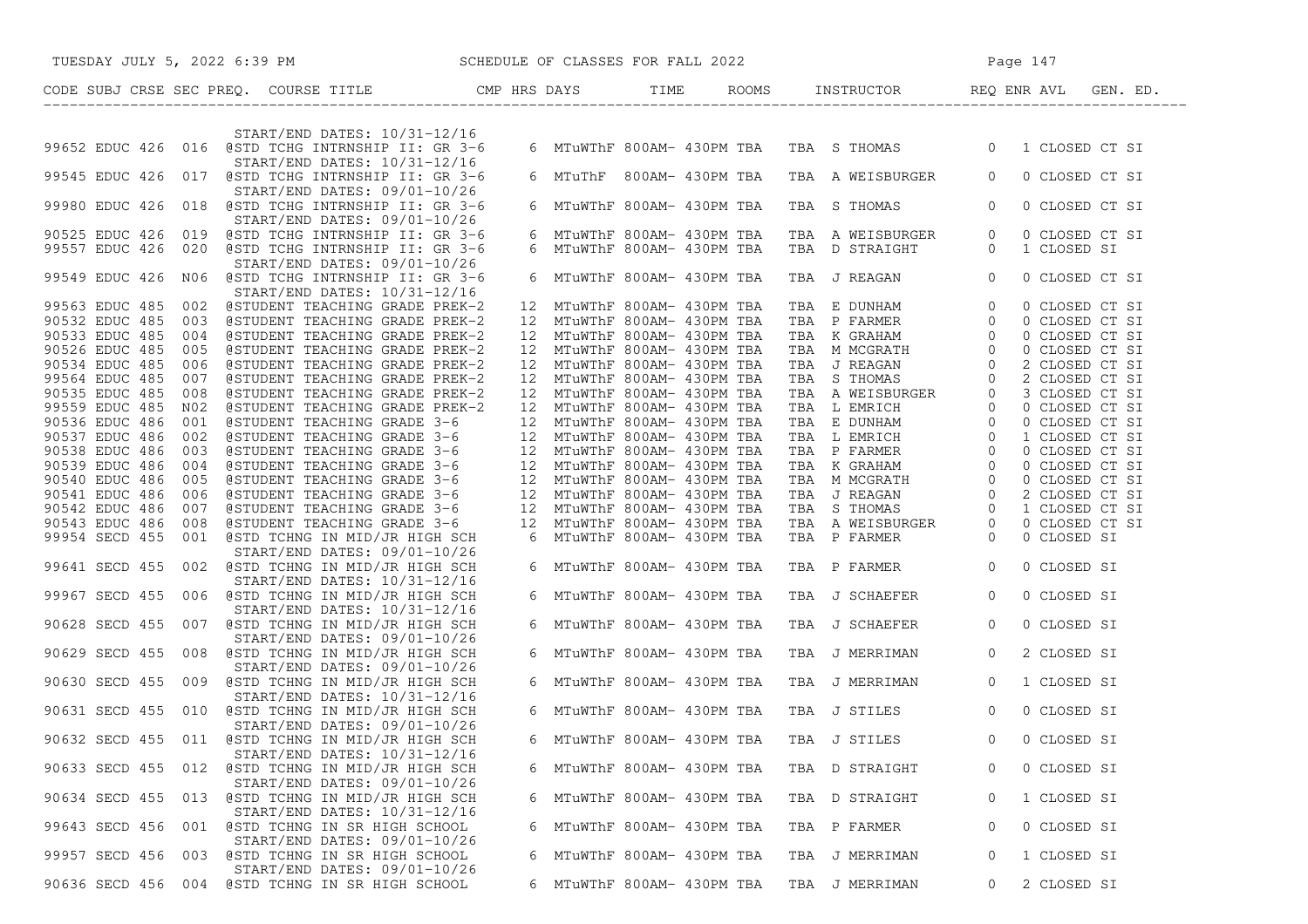SCHEDULE OF CLASSES FOR FALL 2022

| CODE | SUBJ | CRSE | SEC | PREQ. | COURSE TITLE | CMP | HRS | DAYS | TIME | ROOMS | | INSTRUCTOR | REQ | ENR | AVL | GEN. ED. |
|---|---|---|---|---|---|---|---|---|---|---|---|---|---|---|---|---|
| | | | | | START/END DATES: 10/31-12/16 | | | | | | | | | | | |
| 99652 | EDUC | 426 | 016 | @ | STD TCHG INTRNSHIP II: GR 3-6 | | 6 | MTuWThF | 800AM- 430PM | TBA | TBA | S THOMAS | 0 | 1 | CLOSED | CT SI |
| | | | | | START/END DATES: 10/31-12/16 | | | | | | | | | | | |
| 99545 | EDUC | 426 | 017 | @ | STD TCHG INTRNSHIP II: GR 3-6 | | 6 | MTuThF | 800AM- 430PM | TBA | TBA | A WEISBURGER | 0 | 0 | CLOSED | CT SI |
| | | | | | START/END DATES: 09/01-10/26 | | | | | | | | | | | |
| 99980 | EDUC | 426 | 018 | @ | STD TCHG INTRNSHIP II: GR 3-6 | | 6 | MTuWThF | 800AM- 430PM | TBA | TBA | S THOMAS | 0 | 0 | CLOSED | CT SI |
| | | | | | START/END DATES: 09/01-10/26 | | | | | | | | | | | |
| 90525 | EDUC | 426 | 019 | @ | STD TCHG INTRNSHIP II: GR 3-6 | | 6 | MTuWThF | 800AM- 430PM | TBA | TBA | A WEISBURGER | 0 | 0 | CLOSED | CT SI |
| 99557 | EDUC | 426 | 020 | @ | STD TCHG INTRNSHIP II: GR 3-6 | | 6 | MTuWThF | 800AM- 430PM | TBA | TBA | D STRAIGHT | 0 | 1 | CLOSED | SI |
| | | | | | START/END DATES: 09/01-10/26 | | | | | | | | | | | |
| 99549 | EDUC | 426 | N06 | @ | STD TCHG INTRNSHIP II: GR 3-6 | | 6 | MTuWThF | 800AM- 430PM | TBA | TBA | J REAGAN | 0 | 0 | CLOSED | CT SI |
| | | | | | START/END DATES: 10/31-12/16 | | | | | | | | | | | |
| 99563 | EDUC | 485 | 002 | @ | STUDENT TEACHING GRADE PREK-2 | | 12 | MTuWThF | 800AM- 430PM | TBA | TBA | E DUNHAM | 0 | 0 | CLOSED | CT SI |
| 90532 | EDUC | 485 | 003 | @ | STUDENT TEACHING GRADE PREK-2 | | 12 | MTuWThF | 800AM- 430PM | TBA | TBA | P FARMER | 0 | 0 | CLOSED | CT SI |
| 90533 | EDUC | 485 | 004 | @ | STUDENT TEACHING GRADE PREK-2 | | 12 | MTuWThF | 800AM- 430PM | TBA | TBA | K GRAHAM | 0 | 0 | CLOSED | CT SI |
| 90526 | EDUC | 485 | 005 | @ | STUDENT TEACHING GRADE PREK-2 | | 12 | MTuWThF | 800AM- 430PM | TBA | TBA | M MCGRATH | 0 | 0 | CLOSED | CT SI |
| 90534 | EDUC | 485 | 006 | @ | STUDENT TEACHING GRADE PREK-2 | | 12 | MTuWThF | 800AM- 430PM | TBA | TBA | J REAGAN | 0 | 2 | CLOSED | CT SI |
| 99564 | EDUC | 485 | 007 | @ | STUDENT TEACHING GRADE PREK-2 | | 12 | MTuWThF | 800AM- 430PM | TBA | TBA | S THOMAS | 0 | 2 | CLOSED | CT SI |
| 90535 | EDUC | 485 | 008 | @ | STUDENT TEACHING GRADE PREK-2 | | 12 | MTuWThF | 800AM- 430PM | TBA | TBA | A WEISBURGER | 0 | 3 | CLOSED | CT SI |
| 99559 | EDUC | 485 | N02 | @ | STUDENT TEACHING GRADE PREK-2 | | 12 | MTuWThF | 800AM- 430PM | TBA | TBA | L EMRICH | 0 | 0 | CLOSED | CT SI |
| 90536 | EDUC | 486 | 001 | @ | STUDENT TEACHING GRADE 3-6 | | 12 | MTuWThF | 800AM- 430PM | TBA | TBA | E DUNHAM | 0 | 0 | CLOSED | CT SI |
| 90537 | EDUC | 486 | 002 | @ | STUDENT TEACHING GRADE 3-6 | | 12 | MTuWThF | 800AM- 430PM | TBA | TBA | L EMRICH | 0 | 1 | CLOSED | CT SI |
| 90538 | EDUC | 486 | 003 | @ | STUDENT TEACHING GRADE 3-6 | | 12 | MTuWThF | 800AM- 430PM | TBA | TBA | P FARMER | 0 | 0 | CLOSED | CT SI |
| 90539 | EDUC | 486 | 004 | @ | STUDENT TEACHING GRADE 3-6 | | 12 | MTuWThF | 800AM- 430PM | TBA | TBA | K GRAHAM | 0 | 0 | CLOSED | CT SI |
| 90540 | EDUC | 486 | 005 | @ | STUDENT TEACHING GRADE 3-6 | | 12 | MTuWThF | 800AM- 430PM | TBA | TBA | M MCGRATH | 0 | 0 | CLOSED | CT SI |
| 90541 | EDUC | 486 | 006 | @ | STUDENT TEACHING GRADE 3-6 | | 12 | MTuWThF | 800AM- 430PM | TBA | TBA | J REAGAN | 0 | 2 | CLOSED | CT SI |
| 90542 | EDUC | 486 | 007 | @ | STUDENT TEACHING GRADE 3-6 | | 12 | MTuWThF | 800AM- 430PM | TBA | TBA | S THOMAS | 0 | 1 | CLOSED | CT SI |
| 90543 | EDUC | 486 | 008 | @ | STUDENT TEACHING GRADE 3-6 | | 12 | MTuWThF | 800AM- 430PM | TBA | TBA | A WEISBURGER | 0 | 0 | CLOSED | CT SI |
| 99954 | SECD | 455 | 001 | @ | STD TCHNG IN MID/JR HIGH SCH | | 6 | MTuWThF | 800AM- 430PM | TBA | TBA | P FARMER | 0 | 0 | CLOSED | SI |
| | | | | | START/END DATES: 09/01-10/26 | | | | | | | | | | | |
| 99641 | SECD | 455 | 002 | @ | STD TCHNG IN MID/JR HIGH SCH | | 6 | MTuWThF | 800AM- 430PM | TBA | TBA | P FARMER | 0 | 0 | CLOSED | SI |
| | | | | | START/END DATES: 10/31-12/16 | | | | | | | | | | | |
| 99967 | SECD | 455 | 006 | @ | STD TCHNG IN MID/JR HIGH SCH | | 6 | MTuWThF | 800AM- 430PM | TBA | TBA | J SCHAEFER | 0 | 0 | CLOSED | SI |
| | | | | | START/END DATES: 10/31-12/16 | | | | | | | | | | | |
| 90628 | SECD | 455 | 007 | @ | STD TCHNG IN MID/JR HIGH SCH | | 6 | MTuWThF | 800AM- 430PM | TBA | TBA | J SCHAEFER | 0 | 0 | CLOSED | SI |
| | | | | | START/END DATES: 09/01-10/26 | | | | | | | | | | | |
| 90629 | SECD | 455 | 008 | @ | STD TCHNG IN MID/JR HIGH SCH | | 6 | MTuWThF | 800AM- 430PM | TBA | TBA | J MERRIMAN | 0 | 2 | CLOSED | SI |
| | | | | | START/END DATES: 09/01-10/26 | | | | | | | | | | | |
| 90630 | SECD | 455 | 009 | @ | STD TCHNG IN MID/JR HIGH SCH | | 6 | MTuWThF | 800AM- 430PM | TBA | TBA | J MERRIMAN | 0 | 1 | CLOSED | SI |
| | | | | | START/END DATES: 10/31-12/16 | | | | | | | | | | | |
| 90631 | SECD | 455 | 010 | @ | STD TCHNG IN MID/JR HIGH SCH | | 6 | MTuWThF | 800AM- 430PM | TBA | TBA | J STILES | 0 | 0 | CLOSED | SI |
| | | | | | START/END DATES: 09/01-10/26 | | | | | | | | | | | |
| 90632 | SECD | 455 | 011 | @ | STD TCHNG IN MID/JR HIGH SCH | | 6 | MTuWThF | 800AM- 430PM | TBA | TBA | J STILES | 0 | 0 | CLOSED | SI |
| | | | | | START/END DATES: 10/31-12/16 | | | | | | | | | | | |
| 90633 | SECD | 455 | 012 | @ | STD TCHNG IN MID/JR HIGH SCH | | 6 | MTuWThF | 800AM- 430PM | TBA | TBA | D STRAIGHT | 0 | 0 | CLOSED | SI |
| | | | | | START/END DATES: 09/01-10/26 | | | | | | | | | | | |
| 90634 | SECD | 455 | 013 | @ | STD TCHNG IN MID/JR HIGH SCH | | 6 | MTuWThF | 800AM- 430PM | TBA | TBA | D STRAIGHT | 0 | 1 | CLOSED | SI |
| | | | | | START/END DATES: 10/31-12/16 | | | | | | | | | | | |
| 99643 | SECD | 456 | 001 | @ | STD TCHNG IN SR HIGH SCHOOL | | 6 | MTuWThF | 800AM- 430PM | TBA | TBA | P FARMER | 0 | 0 | CLOSED | SI |
| | | | | | START/END DATES: 09/01-10/26 | | | | | | | | | | | |
| 99957 | SECD | 456 | 003 | @ | STD TCHNG IN SR HIGH SCHOOL | | 6 | MTuWThF | 800AM- 430PM | TBA | TBA | J MERRIMAN | 0 | 1 | CLOSED | SI |
| | | | | | START/END DATES: 09/01-10/26 | | | | | | | | | | | |
| 90636 | SECD | 456 | 004 | @ | STD TCHNG IN SR HIGH SCHOOL | | 6 | MTuWThF | 800AM- 430PM | TBA | TBA | J MERRIMAN | 0 | 2 | CLOSED | SI |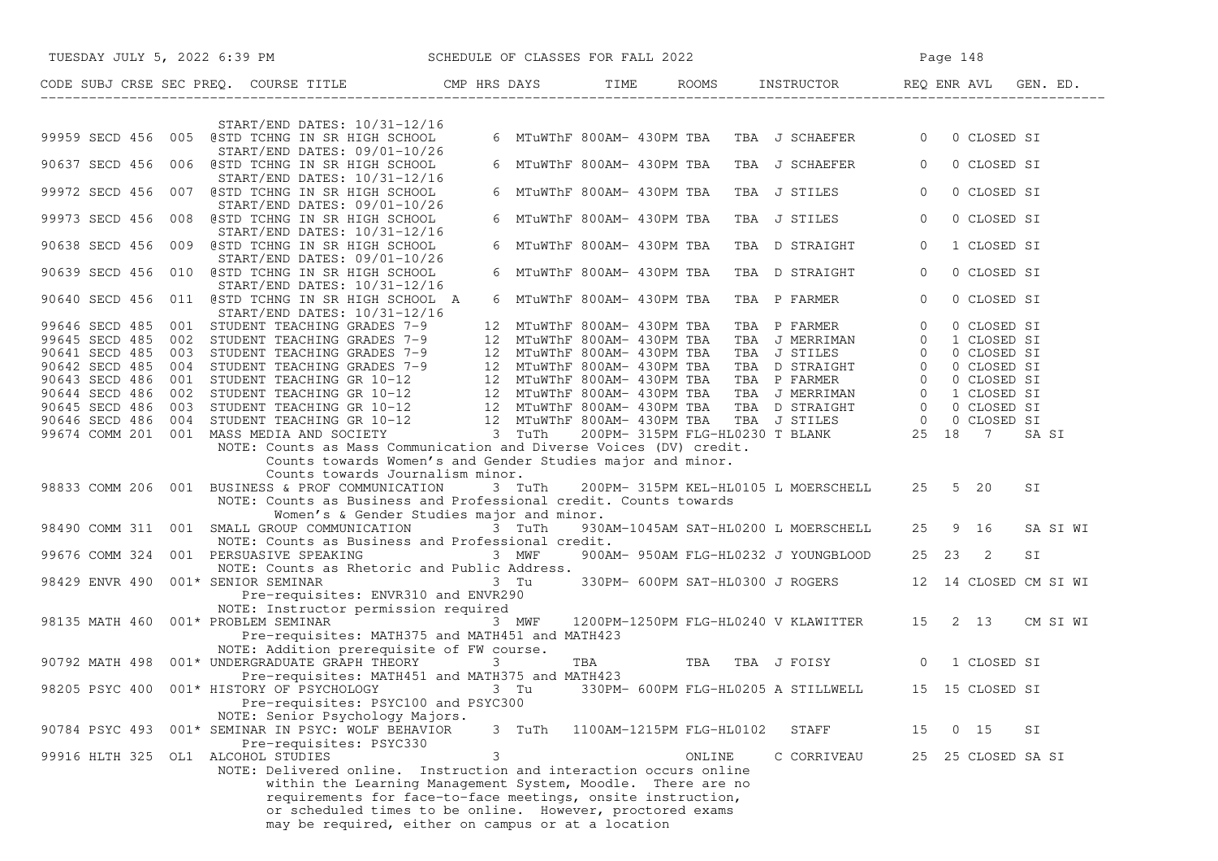| CODE | SUBJ | CRSE | SEC | PREQ. | COURSE TITLE | CMP | HRS | DAYS | TIME | ROOMS | INSTRUCTOR | REQ | ENR | AVL | GEN. ED. |
|---|---|---|---|---|---|---|---|---|---|---|---|---|---|---|---|
| | | | | | START/END DATES: 10/31-12/16 | | | | | | | | | | |
| 99959 | SECD | 456 | 005 | @ | STD TCHNG IN SR HIGH SCHOOL | | 6 | MTuWThF | 800AM- 430PM | TBA TBA | J SCHAEFER | 0 | 0 | CLOSED | SI |
| | | | | | START/END DATES: 09/01-10/26 | | | | | | | | | | |
| 90637 | SECD | 456 | 006 | @ | STD TCHNG IN SR HIGH SCHOOL | | 6 | MTuWThF | 800AM- 430PM | TBA TBA | J SCHAEFER | 0 | 0 | CLOSED | SI |
| | | | | | START/END DATES: 10/31-12/16 | | | | | | | | | | |
| 99972 | SECD | 456 | 007 | @ | STD TCHNG IN SR HIGH SCHOOL | | 6 | MTuWThF | 800AM- 430PM | TBA TBA | J STILES | 0 | 0 | CLOSED | SI |
| | | | | | START/END DATES: 09/01-10/26 | | | | | | | | | | |
| 99973 | SECD | 456 | 008 | @ | STD TCHNG IN SR HIGH SCHOOL | | 6 | MTuWThF | 800AM- 430PM | TBA TBA | J STILES | 0 | 0 | CLOSED | SI |
| | | | | | START/END DATES: 10/31-12/16 | | | | | | | | | | |
| 90638 | SECD | 456 | 009 | @ | STD TCHNG IN SR HIGH SCHOOL | | 6 | MTuWThF | 800AM- 430PM | TBA TBA | D STRAIGHT | 0 | 1 | CLOSED | SI |
| | | | | | START/END DATES: 09/01-10/26 | | | | | | | | | | |
| 90639 | SECD | 456 | 010 | @ | STD TCHNG IN SR HIGH SCHOOL | | 6 | MTuWThF | 800AM- 430PM | TBA TBA | D STRAIGHT | 0 | 0 | CLOSED | SI |
| | | | | | START/END DATES: 10/31-12/16 | | | | | | | | | | |
| 90640 | SECD | 456 | 011 | @ | STD TCHNG IN SR HIGH SCHOOL | A | 6 | MTuWThF | 800AM- 430PM | TBA TBA | P FARMER | 0 | 0 | CLOSED | SI |
| | | | | | START/END DATES: 10/31-12/16 | | | | | | | | | | |
| 99646 | SECD | 485 | 001 | | STUDENT TEACHING GRADES 7-9 | | 12 | MTuWThF | 800AM- 430PM | TBA TBA | P FARMER | 0 | 0 | CLOSED | SI |
| 99645 | SECD | 485 | 002 | | STUDENT TEACHING GRADES 7-9 | | 12 | MTuWThF | 800AM- 430PM | TBA TBA | J MERRIMAN | 0 | 1 | CLOSED | SI |
| 90641 | SECD | 485 | 003 | | STUDENT TEACHING GRADES 7-9 | | 12 | MTuWThF | 800AM- 430PM | TBA TBA | J STILES | 0 | 0 | CLOSED | SI |
| 90642 | SECD | 485 | 004 | | STUDENT TEACHING GRADES 7-9 | | 12 | MTuWThF | 800AM- 430PM | TBA TBA | D STRAIGHT | 0 | 0 | CLOSED | SI |
| 90643 | SECD | 486 | 001 | | STUDENT TEACHING GR 10-12 | | 12 | MTuWThF | 800AM- 430PM | TBA TBA | P FARMER | 0 | 0 | CLOSED | SI |
| 90644 | SECD | 486 | 002 | | STUDENT TEACHING GR 10-12 | | 12 | MTuWThF | 800AM- 430PM | TBA TBA | J MERRIMAN | 0 | 1 | CLOSED | SI |
| 90645 | SECD | 486 | 003 | | STUDENT TEACHING GR 10-12 | | 12 | MTuWThF | 800AM- 430PM | TBA TBA | D STRAIGHT | 0 | 0 | CLOSED | SI |
| 90646 | SECD | 486 | 004 | | STUDENT TEACHING GR 10-12 | | 12 | MTuWThF | 800AM- 430PM | TBA TBA | J STILES | 0 | 0 | CLOSED | SI |
| 99674 | COMM | 201 | 001 | | MASS MEDIA AND SOCIETY | | 3 | TuTh | 200PM- 315PM | FLG-HL0230 | T BLANK | 25 | 18 | 7 | SA SI |
| | | | | | NOTE: Counts as Mass Communication and Diverse Voices (DV) credit. Counts towards Women's and Gender Studies major and minor. Counts towards Journalism minor. | | | | | | | | | | |
| 98833 | COMM | 206 | 001 | | BUSINESS & PROF COMMUNICATION | | 3 | TuTh | 200PM- 315PM | KEL-HL0105 | L MOERSCHELL | 25 | 5 | 20 | SI |
| | | | | | NOTE: Counts as Business and Professional credit. Counts towards Women's & Gender Studies major and minor. | | | | | | | | | | |
| 98490 | COMM | 311 | 001 | | SMALL GROUP COMMUNICATION | | 3 | TuTh | 930AM-1045AM | SAT-HL0200 | L MOERSCHELL | 25 | 9 | 16 | SA SI WI |
| | | | | | NOTE: Counts as Business and Professional credit. | | | | | | | | | | |
| 99676 | COMM | 324 | 001 | | PERSUASIVE SPEAKING | | 3 | MWF | 900AM- 950AM | FLG-HL0232 | J YOUNGBLOOD | 25 | 23 | 2 | SI |
| | | | | | NOTE: Counts as Rhetoric and Public Address. | | | | | | | | | | |
| 98429 | ENVR | 490 | 001 | * | SENIOR SEMINAR | | 3 | Tu | 330PM- 600PM | SAT-HL0300 | J ROGERS | 12 | 14 | CLOSED | CM SI WI |
| | | | | | Pre-requisites: ENVR310 and ENVR290 NOTE: Instructor permission required | | | | | | | | | | |
| 98135 | MATH | 460 | 001 | * | PROBLEM SEMINAR | | 3 | MWF | 1200PM-1250PM | FLG-HL0240 | V KLAWITTER | 15 | 2 | 13 | CM SI WI |
| | | | | | Pre-requisites: MATH375 and MATH451 and MATH423 NOTE: Addition prerequisite of FW course. | | | | | | | | | | |
| 90792 | MATH | 498 | 001 | * | UNDERGRADUATE GRAPH THEORY | | 3 | | TBA | TBA TBA | J FOISY | 0 | 1 | CLOSED | SI |
| | | | | | Pre-requisites: MATH451 and MATH375 and MATH423 | | | | | | | | | | |
| 98205 | PSYC | 400 | 001 | * | HISTORY OF PSYCHOLOGY | | 3 | Tu | 330PM- 600PM | FLG-HL0205 | A STILLWELL | 15 | 15 | CLOSED | SI |
| | | | | | Pre-requisites: PSYC100 and PSYC300 NOTE: Senior Psychology Majors. | | | | | | | | | | |
| 90784 | PSYC | 493 | 001 | * | SEMINAR IN PSYC: WOLF BEHAVIOR | | 3 | TuTh | 1100AM-1215PM | FLG-HL0102 | STAFF | 15 | 0 | 15 | SI |
| | | | | | Pre-requisites: PSYC330 | | | | | | | | | | |
| 99916 | HLTH | 325 | OL1 | | ALCOHOL STUDIES | | 3 | | | ONLINE | C CORRIVEAU | 25 | 25 | CLOSED | SA SI |
| | | | | | NOTE: Delivered online. Instruction and interaction occurs online within the Learning Management System, Moodle. There are no requirements for face-to-face meetings, onsite instruction, or scheduled times to be online. However, proctored exams may be required, either on campus or at a location | | | | | | | | | | |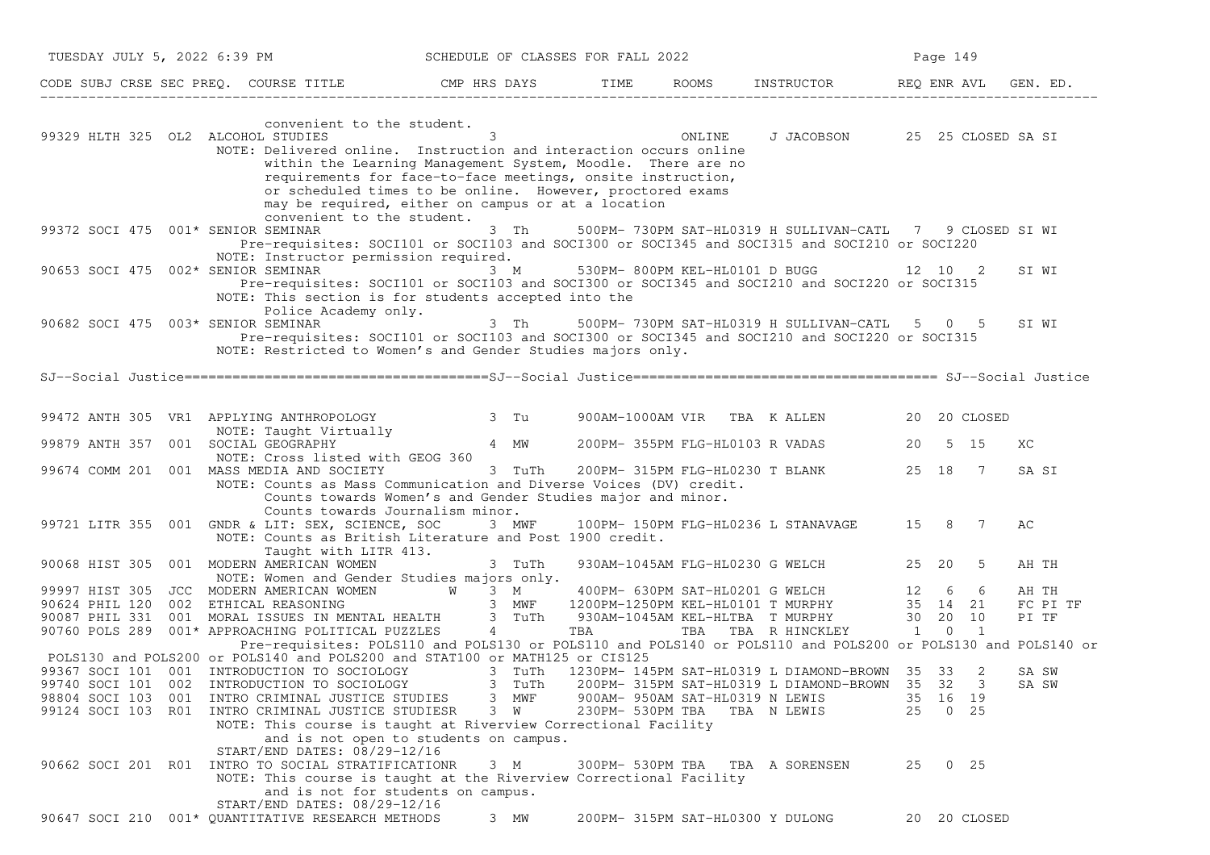| CODE | SUBJ | CRSE | SEC | PREQ. | COURSE TITLE | CMP | HRS | DAYS | TIME | ROOMS | INSTRUCTOR | REQ | ENR | AVL | GEN. ED. |
|---|---|---|---|---|---|---|---|---|---|---|---|---|---|---|---|
| | | | | | convenient to the student. | | | | | | | | | | |
| 99329 | HLTH | 325 | OL2 | | ALCOHOL STUDIES | | 3 | | | ONLINE | J JACOBSON | 25 | 25 | CLOSED | SA SI |
| | | | | | NOTE: Delivered online. Instruction and interaction occurs online within the Learning Management System, Moodle. There are no requirements for face-to-face meetings, onsite instruction, or scheduled times to be online. However, proctored exams may be required, either on campus or at a location convenient to the student. | | | | | | | | | | |
| 99372 | SOCI | 475 | 001 | * | SENIOR SEMINAR | | 3 | Th | 500PM- 730PM | SAT-HL0319 | H SULLIVAN-CATL | 7 | 9 | CLOSED | SI WI |
| | | | | | Pre-requisites: SOCI101 or SOCI103 and SOCI300 or SOCI345 and SOCI315 and SOCI210 or SOCI220 | | | | | | | | | | |
| | | | | | NOTE: Instructor permission required. | | | | | | | | | | |
| 90653 | SOCI | 475 | 002 | * | SENIOR SEMINAR | | 3 | M | 530PM- 800PM | KEL-HL0101 | D BUGG | 12 | 10 | 2 | SI WI |
| | | | | | Pre-requisites: SOCI101 or SOCI103 and SOCI300 or SOCI345 and SOCI210 and SOCI220 or SOCI315 | | | | | | | | | | |
| | | | | | NOTE: This section is for students accepted into the Police Academy only. | | | | | | | | | | |
| 90682 | SOCI | 475 | 003 | * | SENIOR SEMINAR | | 3 | Th | 500PM- 730PM | SAT-HL0319 | H SULLIVAN-CATL | 5 | 0 | 5 | SI WI |
| | | | | | Pre-requisites: SOCI101 or SOCI103 and SOCI300 or SOCI345 and SOCI210 and SOCI220 or SOCI315 | | | | | | | | | | |
| | | | | | NOTE: Restricted to Women's and Gender Studies majors only. | | | | | | | | | | |

## SJ--Social Justice

| CODE | SUBJ | CRSE | SEC | PREQ. | COURSE TITLE | CMP | HRS | DAYS | TIME | ROOMS | INSTRUCTOR | REQ | ENR | AVL | GEN. ED. |
|---|---|---|---|---|---|---|---|---|---|---|---|---|---|---|---|
| 99472 | ANTH | 305 | VR1 | | APPLYING ANTHROPOLOGY | | 3 | Tu | 900AM-1000AM | VIR TBA | K ALLEN | 20 | 20 | CLOSED | |
| | | | | | NOTE: Taught Virtually | | | | | | | | | | |
| 99879 | ANTH | 357 | 001 | | SOCIAL GEOGRAPHY | | 4 | MW | 200PM- 355PM | FLG-HL0103 | R VADAS | 20 | 5 | 15 | XC |
| | | | | | NOTE: Cross listed with GEOG 360 | | | | | | | | | | |
| 99674 | COMM | 201 | 001 | | MASS MEDIA AND SOCIETY | | 3 | TuTh | 200PM- 315PM | FLG-HL0230 | T BLANK | 25 | 18 | 7 | SA SI |
| | | | | | NOTE: Counts as Mass Communication and Diverse Voices (DV) credit. Counts towards Women's and Gender Studies major and minor. Counts towards Journalism minor. | | | | | | | | | | |
| 99721 | LITR | 355 | 001 | | GNDR & LIT: SEX, SCIENCE, SOC | | 3 | MWF | 100PM- 150PM | FLG-HL0236 | L STANAVAGE | 15 | 8 | 7 | AC |
| | | | | | NOTE: Counts as British Literature and Post 1900 credit. Taught with LITR 413. | | | | | | | | | | |
| 90068 | HIST | 305 | 001 | | MODERN AMERICAN WOMEN | | 3 | TuTh | 930AM-1045AM | FLG-HL0230 | G WELCH | 25 | 20 | 5 | AH TH |
| | | | | | NOTE: Women and Gender Studies majors only. | | | | | | | | | | |
| 99997 | HIST | 305 | JCC | | MODERN AMERICAN WOMEN | W | 3 | M | 400PM- 630PM | SAT-HL0201 | G WELCH | 12 | 6 | 6 | AH TH |
| 90624 | PHIL | 120 | 002 | | ETHICAL REASONING | | 3 | MWF | 1200PM-1250PM | KEL-HL0101 | T MURPHY | 35 | 14 | 21 | FC PI TF |
| 90087 | PHIL | 331 | 001 | | MORAL ISSUES IN MENTAL HEALTH | | 3 | TuTh | 930AM-1045AM | KEL-HLTBA | T MURPHY | 30 | 20 | 10 | PI TF |
| 90760 | POLS | 289 | 001 | * | APPROACHING POLITICAL PUZZLES | | 4 | | TBA | TBA TBA | R HINCKLEY | 1 | 0 | 1 | |
| | | | | | Pre-requisites: POLS110 and POLS130 or POLS110 and POLS140 or POLS110 and POLS200 or POLS130 and POLS140 or POLS130 and POLS200 or POLS140 and POLS200 and STAT100 or MATH125 or CIS125 | | | | | | | | | | |
| 99367 | SOCI | 101 | 001 | | INTRODUCTION TO SOCIOLOGY | | 3 | TuTh | 1230PM- 145PM | SAT-HL0319 | L DIAMOND-BROWN | 35 | 33 | 2 | SA SW |
| 99740 | SOCI | 101 | 002 | | INTRODUCTION TO SOCIOLOGY | | 3 | TuTh | 200PM- 315PM | SAT-HL0319 | L DIAMOND-BROWN | 35 | 32 | 3 | SA SW |
| 98804 | SOCI | 103 | 001 | | INTRO CRIMINAL JUSTICE STUDIES | | 3 | MWF | 900AM- 950AM | SAT-HL0319 | N LEWIS | 35 | 16 | 19 | |
| 99124 | SOCI | 103 | R01 | | INTRO CRIMINAL JUSTICE STUDIESR | | 3 | W | 230PM- 530PM | TBA TBA | N LEWIS | 25 | 0 | 25 | |
| | | | | | NOTE: This course is taught at Riverview Correctional Facility and is not open to students on campus. START/END DATES: 08/29-12/16 | | | | | | | | | | |
| 90662 | SOCI | 201 | R01 | | INTRO TO SOCIAL STRATIFICATIONR | | 3 | M | 300PM- 530PM | TBA TBA | A SORENSEN | 25 | 0 | 25 | |
| | | | | | NOTE: This course is taught at the Riverview Correctional Facility and is not for students on campus. START/END DATES: 08/29-12/16 | | | | | | | | | | |
| 90647 | SOCI | 210 | 001 | * | QUANTITATIVE RESEARCH METHODS | | 3 | MW | 200PM- 315PM | SAT-HL0300 | Y DULONG | 20 | 20 | CLOSED | |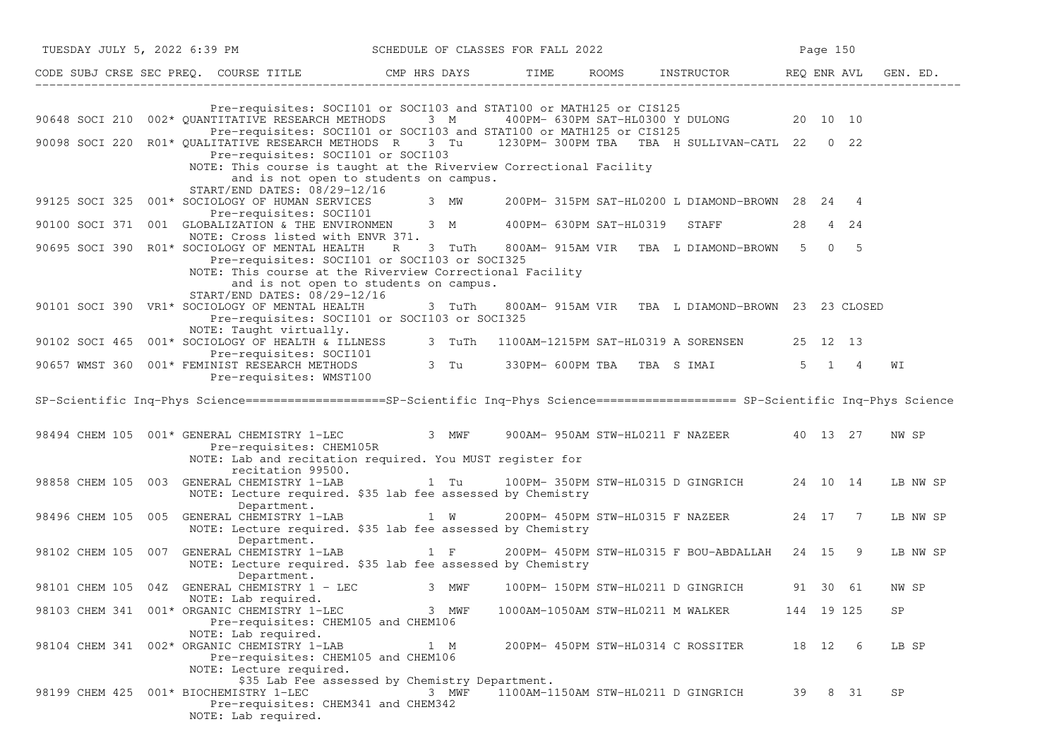| CODE | SUBJ | CRSE | SEC | PREQ. | COURSE TITLE | CMP | HRS | DAYS | TIME | ROOMS | INSTRUCTOR | REQ | ENR | AVL | GEN. ED. |
|---|---|---|---|---|---|---|---|---|---|---|---|---|---|---|---|
| | | | | | Pre-requisites: SOCI101 or SOCI103 and STAT100 or MATH125 or CIS125 | | | | | | | | | | |
| 90648 | SOCI | 210 | 002 | * | QUANTITATIVE RESEARCH METHODS | | 3 | M | 400PM- 630PM | SAT-HL0300 | Y DULONG | 20 | 10 | 10 | |
| | | | | | Pre-requisites: SOCI101 or SOCI103 and STAT100 or MATH125 or CIS125 | | | | | | | | | | |
| 90098 | SOCI | 220 | R01 | * | QUALITATIVE RESEARCH METHODS | R | 3 | Tu | 1230PM- 300PM | TBA TBA | H SULLIVAN-CATL | 22 | 0 | 22 | |
| | | | | | Pre-requisites: SOCI101 or SOCI103 | | | | | | | | | | |
| | | | | | NOTE: This course is taught at the Riverview Correctional Facility and is not open to students on campus. | | | | | | | | | | |
| | | | | | START/END DATES: 08/29-12/16 | | | | | | | | | | |
| 99125 | SOCI | 325 | 001 | * | SOCIOLOGY OF HUMAN SERVICES | | 3 | MW | 200PM- 315PM | SAT-HL0200 | L DIAMOND-BROWN | 28 | 24 | 4 | |
| | | | | | Pre-requisites: SOCI101 | | | | | | | | | | |
| 90100 | SOCI | 371 | 001 | | GLOBALIZATION & THE ENVIRONMEN | | 3 | M | 400PM- 630PM | SAT-HL0319 | STAFF | 28 | 4 | 24 | |
| | | | | | NOTE: Cross listed with ENVR 371. | | | | | | | | | | |
| 90695 | SOCI | 390 | R01 | * | SOCIOLOGY OF MENTAL HEALTH | R | 3 | TuTh | 800AM- 915AM | VIR TBA | L DIAMOND-BROWN | 5 | 0 | 5 | |
| | | | | | Pre-requisites: SOCI101 or SOCI103 or SOCI325 | | | | | | | | | | |
| | | | | | NOTE: This course at the Riverview Correctional Facility and is not open to students on campus. | | | | | | | | | | |
| | | | | | START/END DATES: 08/29-12/16 | | | | | | | | | | |
| 90101 | SOCI | 390 | VR1 | * | SOCIOLOGY OF MENTAL HEALTH | | 3 | TuTh | 800AM- 915AM | VIR TBA | L DIAMOND-BROWN | 23 | 23 | CLOSED | |
| | | | | | Pre-requisites: SOCI101 or SOCI103 or SOCI325 | | | | | | | | | | |
| | | | | | NOTE: Taught virtually. | | | | | | | | | | |
| 90102 | SOCI | 465 | 001 | * | SOCIOLOGY OF HEALTH & ILLNESS | | 3 | TuTh | 1100AM-1215PM | SAT-HL0319 | A SORENSEN | 25 | 12 | 13 | |
| | | | | | Pre-requisites: SOCI101 | | | | | | | | | | |
| 90657 | WMST | 360 | 001 | * | FEMINIST RESEARCH METHODS | | 3 | Tu | 330PM- 600PM | TBA TBA | S IMAI | 5 | 1 | 4 | WI |
| | | | | | Pre-requisites: WMST100 | | | | | | | | | | |

SP-Scientific Inq-Phys Science====================SP-Scientific Inq-Phys Science==================== SP-Scientific Inq-Phys Science

| CODE | SUBJ | CRSE | SEC | PREQ. | COURSE TITLE | CMP | HRS | DAYS | TIME | ROOMS | INSTRUCTOR | REQ | ENR | AVL | GEN. ED. |
|---|---|---|---|---|---|---|---|---|---|---|---|---|---|---|---|
| 98494 | CHEM | 105 | 001 | * | GENERAL CHEMISTRY 1-LEC | | 3 | MWF | 900AM- 950AM | STW-HL0211 | F NAZEER | 40 | 13 | 27 | NW SP |
| | | | | | Pre-requisites: CHEM105R | | | | | | | | | | |
| | | | | | NOTE: Lab and recitation required. You MUST register for recitation 99500. | | | | | | | | | | |
| 98858 | CHEM | 105 | 003 | | GENERAL CHEMISTRY 1-LAB | | 1 | Tu | 100PM- 350PM | STW-HL0315 | D GINGRICH | 24 | 10 | 14 | LB NW SP |
| | | | | | NOTE: Lecture required. $35 lab fee assessed by Chemistry Department. | | | | | | | | | | |
| 98496 | CHEM | 105 | 005 | | GENERAL CHEMISTRY 1-LAB | | 1 | W | 200PM- 450PM | STW-HL0315 | F NAZEER | 24 | 17 | 7 | LB NW SP |
| | | | | | NOTE: Lecture required. $35 lab fee assessed by Chemistry Department. | | | | | | | | | | |
| 98102 | CHEM | 105 | 007 | | GENERAL CHEMISTRY 1-LAB | | 1 | F | 200PM- 450PM | STW-HL0315 | F BOU-ABDALLAH | 24 | 15 | 9 | LB NW SP |
| | | | | | NOTE: Lecture required. $35 lab fee assessed by Chemistry Department. | | | | | | | | | | |
| 98101 | CHEM | 105 | 04Z | | GENERAL CHEMISTRY 1 - LEC | | 3 | MWF | 100PM- 150PM | STW-HL0211 | D GINGRICH | 91 | 30 | 61 | NW SP |
| | | | | | NOTE: Lab required. | | | | | | | | | | |
| 98103 | CHEM | 341 | 001 | * | ORGANIC CHEMISTRY 1-LEC | | 3 | MWF | 1000AM-1050AM | STW-HL0211 | M WALKER | 144 | 19 | 125 | SP |
| | | | | | Pre-requisites: CHEM105 and CHEM106 | | | | | | | | | | |
| | | | | | NOTE: Lab required. | | | | | | | | | | |
| 98104 | CHEM | 341 | 002 | * | ORGANIC CHEMISTRY 1-LAB | | 1 | M | 200PM- 450PM | STW-HL0314 | C ROSSITER | 18 | 12 | 6 | LB SP |
| | | | | | Pre-requisites: CHEM105 and CHEM106 | | | | | | | | | | |
| | | | | | NOTE: Lecture required. $35 Lab Fee assessed by Chemistry Department. | | | | | | | | | | |
| 98199 | CHEM | 425 | 001 | * | BIOCHEMISTRY 1-LEC | | 3 | MWF | 1100AM-1150AM | STW-HL0211 | D GINGRICH | 39 | 8 | 31 | SP |
| | | | | | Pre-requisites: CHEM341 and CHEM342 | | | | | | | | | | |
| | | | | | NOTE: Lab required. | | | | | | | | | | |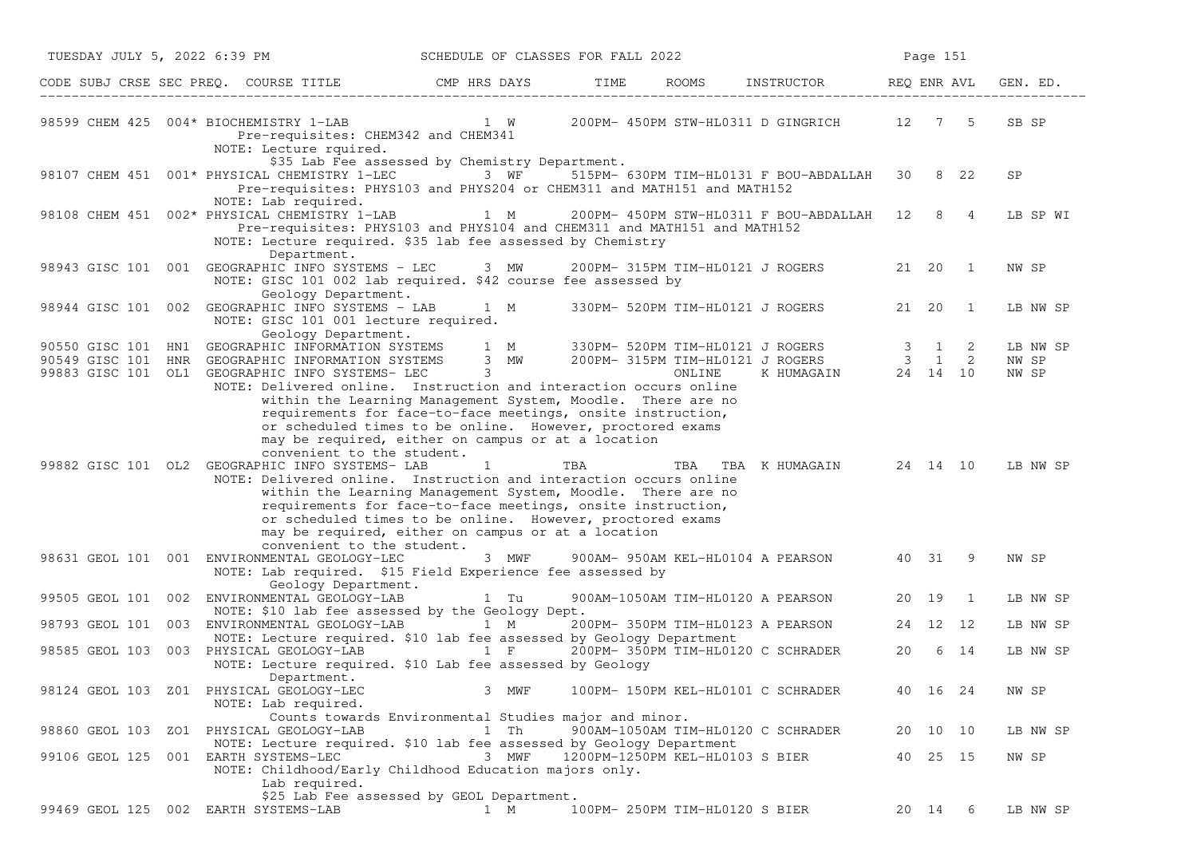| CODE | SUBJ | CRSE | SEC | PREQ. | COURSE TITLE | CMP | HRS | DAYS | TIME | ROOMS | INSTRUCTOR | REQ | ENR | AVL | GEN. ED. |
|---|---|---|---|---|---|---|---|---|---|---|---|---|---|---|---|
| 98599 | CHEM | 425 | 004 | * | BIOCHEMISTRY 1-LAB | | 1 | W | 200PM- 450PM | STW-HL0311 | D GINGRICH | 12 | 7 | 5 | SB SP |
| | | | | | Pre-requisites: CHEM342 and CHEM341<br>NOTE: Lecture rquired.<br>$35 Lab Fee assessed by Chemistry Department. | | | | | | | | | | |
| 98107 | CHEM | 451 | 001 | * | PHYSICAL CHEMISTRY 1-LEC | | 3 | WF | 515PM- 630PM | TIM-HL0131 | F BOU-ABDALLAH | 30 | 8 | 22 | SP |
| | | | | | Pre-requisites: PHYS103 and PHYS204 or CHEM311 and MATH151 and MATH152<br>NOTE: Lab required. | | | | | | | | | | |
| 98108 | CHEM | 451 | 002 | * | PHYSICAL CHEMISTRY 1-LAB | | 1 | M | 200PM- 450PM | STW-HL0311 | F BOU-ABDALLAH | 12 | 8 | 4 | LB SP WI |
| | | | | | Pre-requisites: PHYS103 and PHYS104 and CHEM311 and MATH151 and MATH152<br>NOTE: Lecture required. $35 lab fee assessed by Chemistry Department. | | | | | | | | | | |
| 98943 | GISC | 101 | 001 | | GEOGRAPHIC INFO SYSTEMS - LEC | | 3 | MW | 200PM- 315PM | TIM-HL0121 | J ROGERS | 21 | 20 | 1 | NW SP |
| | | | | | NOTE: GISC 101 002 lab required. $42 course fee assessed by Geology Department. | | | | | | | | | | |
| 98944 | GISC | 101 | 002 | | GEOGRAPHIC INFO SYSTEMS - LAB | | 1 | M | 330PM- 520PM | TIM-HL0121 | J ROGERS | 21 | 20 | 1 | LB NW SP |
| | | | | | NOTE: GISC 101 001 lecture required.<br>Geology Department. | | | | | | | | | | |
| 90550 | GISC | 101 | HN1 | | GEOGRAPHIC INFORMATION SYSTEMS | | 1 | M | 330PM- 520PM | TIM-HL0121 | J ROGERS | 3 | 1 | 2 | LB NW SP |
| 90549 | GISC | 101 | HNR | | GEOGRAPHIC INFORMATION SYSTEMS | | 3 | MW | 200PM- 315PM | TIM-HL0121 | J ROGERS | 3 | 1 | 2 | NW SP |
| 99883 | GISC | 101 | OL1 | | GEOGRAPHIC INFO SYSTEMS- LEC | | 3 | | | ONLINE | K HUMAGAIN | 24 | 14 | 10 | NW SP |
| | | | | | NOTE: Delivered online. Instruction and interaction occurs online within the Learning Management System, Moodle. There are no requirements for face-to-face meetings, onsite instruction, or scheduled times to be online. However, proctored exams may be required, either on campus or at a location convenient to the student. | | | | | | | | | | |
| 99882 | GISC | 101 | OL2 | | GEOGRAPHIC INFO SYSTEMS- LAB | | 1 | | TBA | TBA TBA | K HUMAGAIN | 24 | 14 | 10 | LB NW SP |
| | | | | | NOTE: Delivered online. Instruction and interaction occurs online within the Learning Management System, Moodle. There are no requirements for face-to-face meetings, onsite instruction, or scheduled times to be online. However, proctored exams may be required, either on campus or at a location convenient to the student. | | | | | | | | | | |
| 98631 | GEOL | 101 | 001 | | ENVIRONMENTAL GEOLOGY-LEC | | 3 | MWF | 900AM- 950AM | KEL-HL0104 | A PEARSON | 40 | 31 | 9 | NW SP |
| | | | | | NOTE: Lab required. $15 Field Experience fee assessed by Geology Department. | | | | | | | | | | |
| 99505 | GEOL | 101 | 002 | | ENVIRONMENTAL GEOLOGY-LAB | | 1 | Tu | 900AM-1050AM | TIM-HL0120 | A PEARSON | 20 | 19 | 1 | LB NW SP |
| | | | | | NOTE: $10 lab fee assessed by the Geology Dept. | | | | | | | | | | |
| 98793 | GEOL | 101 | 003 | | ENVIRONMENTAL GEOLOGY-LAB | | 1 | M | 200PM- 350PM | TIM-HL0123 | A PEARSON | 24 | 12 | 12 | LB NW SP |
| | | | | | NOTE: Lecture required. $10 lab fee assessed by Geology Department | | | | | | | | | | |
| 98585 | GEOL | 103 | 003 | | PHYSICAL GEOLOGY-LAB | | 1 | F | 200PM- 350PM | TIM-HL0120 | C SCHRADER | 20 | 6 | 14 | LB NW SP |
| | | | | | NOTE: Lecture required. $10 Lab fee assessed by Geology Department. | | | | | | | | | | |
| 98124 | GEOL | 103 | Z01 | | PHYSICAL GEOLOGY-LEC | | 3 | MWF | 100PM- 150PM | KEL-HL0101 | C SCHRADER | 40 | 16 | 24 | NW SP |
| | | | | | NOTE: Lab required.<br>Counts towards Environmental Studies major and minor. | | | | | | | | | | |
| 98860 | GEOL | 103 | ZO1 | | PHYSICAL GEOLOGY-LAB | | 1 | Th | 900AM-1050AM | TIM-HL0120 | C SCHRADER | 20 | 10 | 10 | LB NW SP |
| | | | | | NOTE: Lecture required. $10 lab fee assessed by Geology Department | | | | | | | | | | |
| 99106 | GEOL | 125 | 001 | | EARTH SYSTEMS-LEC | | 3 | MWF | 1200PM-1250PM | KEL-HL0103 | S BIER | 40 | 25 | 15 | NW SP |
| | | | | | NOTE: Childhood/Early Childhood Education majors only.<br>Lab required.<br>$25 Lab Fee assessed by GEOL Department. | | | | | | | | | | |
| 99469 | GEOL | 125 | 002 | | EARTH SYSTEMS-LAB | | 1 | M | 100PM- 250PM | TIM-HL0120 | S BIER | 20 | 14 | 6 | LB NW SP |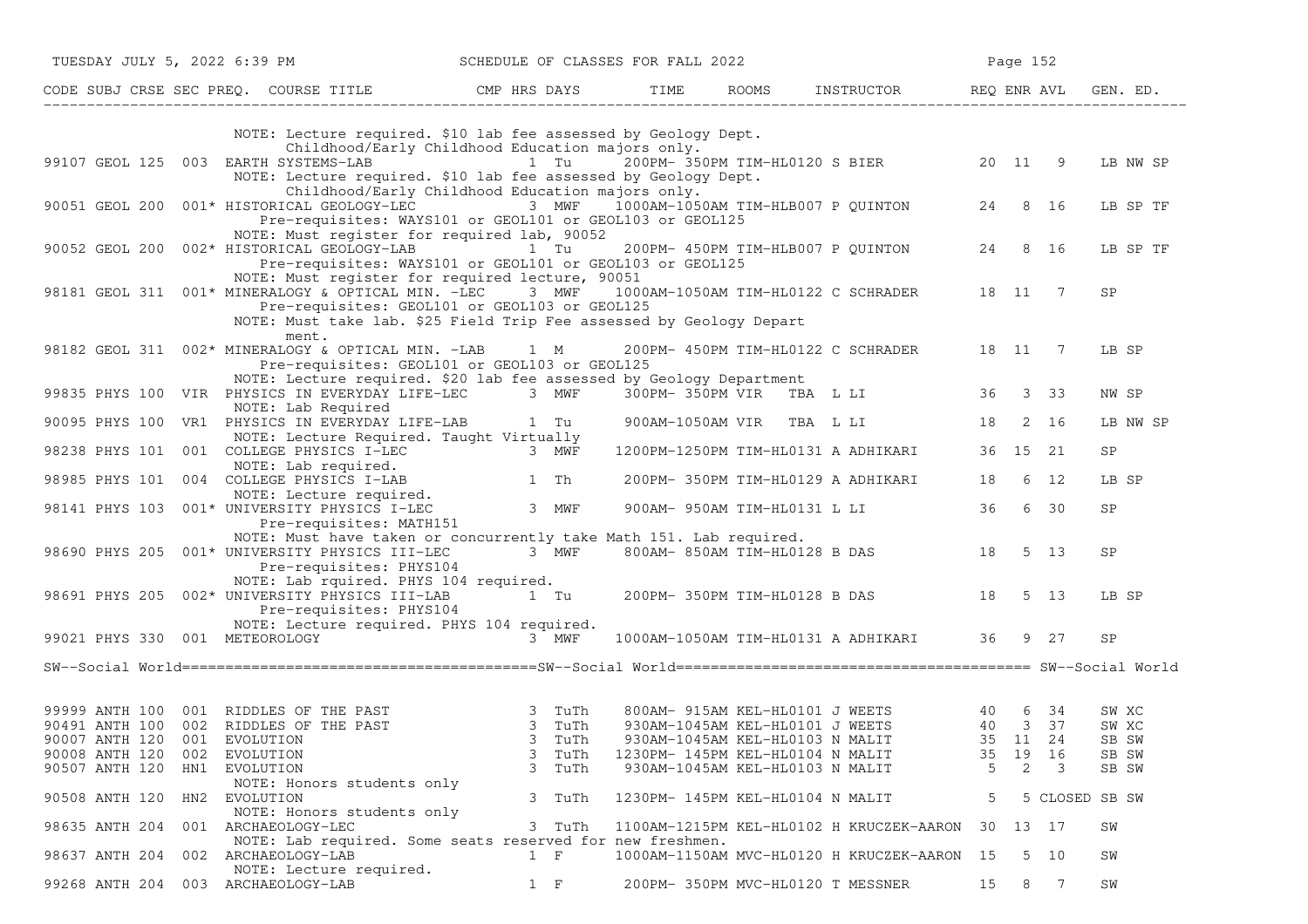| CODE | SUBJ | CRSE | SEC | PREQ. | COURSE TITLE | CMP | HRS | DAYS | TIME | ROOMS | INSTRUCTOR | REQ | ENR | AVL | GEN. ED. |
|---|---|---|---|---|---|---|---|---|---|---|---|---|---|---|---|
| | | | | | NOTE: Lecture required. $10 lab fee assessed by Geology Dept. Childhood/Early Childhood Education majors only. | | | | | | | | | | |
| 99107 | GEOL | 125 | 003 | | EARTH SYSTEMS-LAB | | 1 | Tu | 200PM- 350PM | TIM-HL0120 | S BIER | 20 | 11 | 9 | LB NW SP |
| | | | | | NOTE: Lecture required. $10 lab fee assessed by Geology Dept. Childhood/Early Childhood Education majors only. | | | | | | | | | | |
| 90051 | GEOL | 200 | 001 | * | HISTORICAL GEOLOGY-LEC | | 3 | MWF | 1000AM-1050AM | TIM-HLB007 | P QUINTON | 24 | 8 | 16 | LB SP TF |
| | | | | | Pre-requisites: WAYS101 or GEOL101 or GEOL103 or GEOL125 | | | | | | | | | | |
| | | | | | NOTE: Must register for required lab, 90052 | | | | | | | | | | |
| 90052 | GEOL | 200 | 002 | * | HISTORICAL GEOLOGY-LAB | | 1 | Tu | 200PM- 450PM | TIM-HLB007 | P QUINTON | 24 | 8 | 16 | LB SP TF |
| | | | | | Pre-requisites: WAYS101 or GEOL101 or GEOL103 or GEOL125 | | | | | | | | | | |
| | | | | | NOTE: Must register for required lecture, 90051 | | | | | | | | | | |
| 98181 | GEOL | 311 | 001 | * | MINERALOGY & OPTICAL MIN. -LEC | | 3 | MWF | 1000AM-1050AM | TIM-HL0122 | C SCHRADER | 18 | 11 | 7 | SP |
| | | | | | Pre-requisites: GEOL101 or GEOL103 or GEOL125 | | | | | | | | | | |
| | | | | | NOTE: Must take lab. $25 Field Trip Fee assessed by Geology Department. | | | | | | | | | | |
| 98182 | GEOL | 311 | 002 | * | MINERALOGY & OPTICAL MIN. -LAB | | 1 | M | 200PM- 450PM | TIM-HL0122 | C SCHRADER | 18 | 11 | 7 | LB SP |
| | | | | | Pre-requisites: GEOL101 or GEOL103 or GEOL125 | | | | | | | | | | |
| | | | | | NOTE: Lecture required. $20 lab fee assessed by Geology Department | | | | | | | | | | |
| 99835 | PHYS | 100 | VIR | | PHYSICS IN EVERYDAY LIFE-LEC | | 3 | MWF | 300PM- 350PM | VIR TBA | L LI | 36 | 3 | 33 | NW SP |
| | | | | | NOTE: Lab Required | | | | | | | | | | |
| 90095 | PHYS | 100 | VR1 | | PHYSICS IN EVERYDAY LIFE-LAB | | 1 | Tu | 900AM-1050AM | VIR TBA | L LI | 18 | 2 | 16 | LB NW SP |
| | | | | | NOTE: Lecture Required. Taught Virtually | | | | | | | | | | |
| 98238 | PHYS | 101 | 001 | | COLLEGE PHYSICS I-LEC | | 3 | MWF | 1200PM-1250PM | TIM-HL0131 | A ADHIKARI | 36 | 15 | 21 | SP |
| | | | | | NOTE: Lab required. | | | | | | | | | | |
| 98985 | PHYS | 101 | 004 | | COLLEGE PHYSICS I-LAB | | 1 | Th | 200PM- 350PM | TIM-HL0129 | A ADHIKARI | 18 | 6 | 12 | LB SP |
| | | | | | NOTE: Lecture required. | | | | | | | | | | |
| 98141 | PHYS | 103 | 001 | * | UNIVERSITY PHYSICS I-LEC | | 3 | MWF | 900AM- 950AM | TIM-HL0131 | L LI | 36 | 6 | 30 | SP |
| | | | | | Pre-requisites: MATH151 | | | | | | | | | | |
| | | | | | NOTE: Must have taken or concurrently take Math 151. Lab required. | | | | | | | | | | |
| 98690 | PHYS | 205 | 001 | * | UNIVERSITY PHYSICS III-LEC | | 3 | MWF | 800AM- 850AM | TIM-HL0128 | B DAS | 18 | 5 | 13 | SP |
| | | | | | Pre-requisites: PHYS104 | | | | | | | | | | |
| | | | | | NOTE: Lab rquired. PHYS 104 required. | | | | | | | | | | |
| 98691 | PHYS | 205 | 002 | * | UNIVERSITY PHYSICS III-LAB | | 1 | Tu | 200PM- 350PM | TIM-HL0128 | B DAS | 18 | 5 | 13 | LB SP |
| | | | | | Pre-requisites: PHYS104 | | | | | | | | | | |
| | | | | | NOTE: Lecture required. PHYS 104 required. | | | | | | | | | | |
| 99021 | PHYS | 330 | 001 | | METEOROLOGY | | 3 | MWF | 1000AM-1050AM | TIM-HL0131 | A ADHIKARI | 36 | 9 | 27 | SP |

## SW--Social World

| CODE | SUBJ | CRSE | SEC | PREQ. | COURSE TITLE | CMP | HRS | DAYS | TIME | ROOMS | INSTRUCTOR | REQ | ENR | AVL | GEN. ED. |
|---|---|---|---|---|---|---|---|---|---|---|---|---|---|---|---|
| 99999 | ANTH | 100 | 001 | | RIDDLES OF THE PAST | | 3 | TuTh | 800AM- 915AM | KEL-HL0101 | J WEETS | 40 | 6 | 34 | SW XC |
| 90491 | ANTH | 100 | 002 | | RIDDLES OF THE PAST | | 3 | TuTh | 930AM-1045AM | KEL-HL0101 | J WEETS | 40 | 3 | 37 | SW XC |
| 90007 | ANTH | 120 | 001 | | EVOLUTION | | 3 | TuTh | 930AM-1045AM | KEL-HL0103 | N MALIT | 35 | 11 | 24 | SB SW |
| 90008 | ANTH | 120 | 002 | | EVOLUTION | | 3 | TuTh | 1230PM- 145PM | KEL-HL0104 | N MALIT | 35 | 19 | 16 | SB SW |
| 90507 | ANTH | 120 | HN1 | | EVOLUTION | | 3 | TuTh | 930AM-1045AM | KEL-HL0103 | N MALIT | 5 | 2 | 3 | SB SW |
| | | | | | NOTE: Honors students only | | | | | | | | | | |
| 90508 | ANTH | 120 | HN2 | | EVOLUTION | | 3 | TuTh | 1230PM- 145PM | KEL-HL0104 | N MALIT | 5 | 5 | CLOSED | SB SW |
| | | | | | NOTE: Honors students only | | | | | | | | | | |
| 98635 | ANTH | 204 | 001 | | ARCHAEOLOGY-LEC | | 3 | TuTh | 1100AM-1215PM | KEL-HL0102 | H KRUCZEK-AARON | 30 | 13 | 17 | SW |
| | | | | | NOTE: Lab required. Some seats reserved for new freshmen. | | | | | | | | | | |
| 98637 | ANTH | 204 | 002 | | ARCHAEOLOGY-LAB | | 1 | F | 1000AM-1150AM | MVC-HL0120 | H KRUCZEK-AARON | 15 | 5 | 10 | SW |
| | | | | | NOTE: Lecture required. | | | | | | | | | | |
| 99268 | ANTH | 204 | 003 | | ARCHAEOLOGY-LAB | | 1 | F | 200PM- 350PM | MVC-HL0120 | T MESSNER | 15 | 8 | 7 | SW |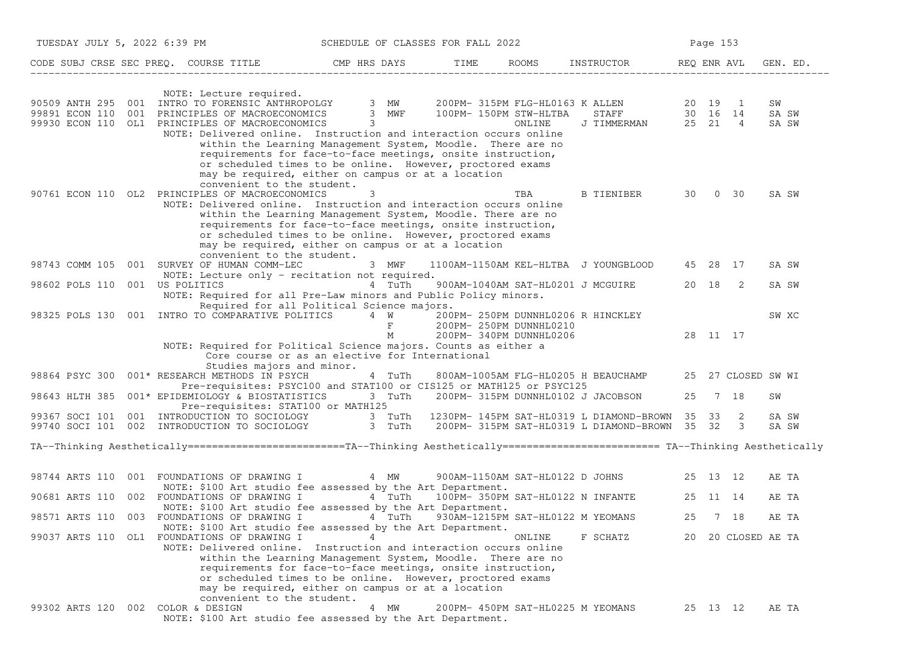| CODE | SUBJ | CRSE | SEC | PREQ. | COURSE TITLE | CMP | HRS | DAYS | TIME | ROOMS | INSTRUCTOR | REQ | ENR | AVL | GEN. ED. |
|---|---|---|---|---|---|---|---|---|---|---|---|---|---|---|---|
| | | | | | NOTE: Lecture required. | | | | | | | | | | |
| 90509 | ANTH | 295 | 001 | | INTRO TO FORENSIC ANTHROPOLGY | | 3 | MW | 200PM- 315PM | FLG-HL0163 | K ALLEN | 20 | 19 | 1 | SW |
| 99891 | ECON | 110 | 001 | | PRINCIPLES OF MACROECONOMICS | | 3 | MWF | 100PM- 150PM | STW-HLTBA | STAFF | 30 | 16 | 14 | SA SW |
| 99930 | ECON | 110 | OL1 | | PRINCIPLES OF MACROECONOMICS | | 3 | | | ONLINE | J TIMMERMAN | 25 | 21 | 4 | SA SW |
| | | | | | NOTE: Delivered online. Instruction and interaction occurs online within the Learning Management System, Moodle. There are no requirements for face-to-face meetings, onsite instruction, or scheduled times to be online. However, proctored exams may be required, either on campus or at a location convenient to the student. | | | | | | | | | | |
| 90761 | ECON | 110 | OL2 | | PRINCIPLES OF MACROECONOMICS | | 3 | | | TBA | B TIENIBER | 30 | 0 | 30 | SA SW |
| | | | | | NOTE: Delivered online. Instruction and interaction occurs online within the Learning Management System, Moodle. There are no requirements for face-to-face meetings, onsite instruction, or scheduled times to be online. However, proctored exams may be required, either on campus or at a location convenient to the student. | | | | | | | | | | |
| 98743 | COMM | 105 | 001 | | SURVEY OF HUMAN COMM-LEC | | 3 | MWF | 1100AM-1150AM | KEL-HLTBA | J YOUNGBLOOD | 45 | 28 | 17 | SA SW |
| | | | | | NOTE: Lecture only - recitation not required. | | | | | | | | | | |
| 98602 | POLS | 110 | 001 | | US POLITICS | | 4 | TuTh | 900AM-1040AM | SAT-HL0201 | J MCGUIRE | 20 | 18 | 2 | SA SW |
| | | | | | NOTE: Required for all Pre-Law minors and Public Policy minors. Required for all Political Science majors. | | | | | | | | | | |
| 98325 | POLS | 130 | 001 | | INTRO TO COMPARATIVE POLITICS | | 4 | W | 200PM- 250PM | DUNNHL0206 | R HINCKLEY | | | | SW XC |
| | | | | | | | | F | 200PM- 250PM | DUNNHL0210 | | | | | |
| | | | | | | | | M | 200PM- 340PM | DUNNHL0206 | | 28 | 11 | 17 | |
| | | | | | NOTE: Required for Political Science majors. Counts as either a Core course or as an elective for International Studies majors and minor. | | | | | | | | | | |
| 98864 | PSYC | 300 | 001* | | RESEARCH METHODS IN PSYCH | | 4 | TuTh | 800AM-1005AM | FLG-HL0205 | H BEAUCHAMP | 25 | 27 | CLOSED | SW WI |
| | | | | | Pre-requisites: PSYC100 and STAT100 or CIS125 or MATH125 or PSYC125 | | | | | | | | | | |
| 98643 | HLTH | 385 | 001* | | EPIDEMIOLOGY & BIOSTATISTICS | | 3 | TuTh | 200PM- 315PM | DUNNHL0102 | J JACOBSON | 25 | 7 | 18 | SW |
| | | | | | Pre-requisites: STAT100 or MATH125 | | | | | | | | | | |
| 99367 | SOCI | 101 | 001 | | INTRODUCTION TO SOCIOLOGY | | 3 | TuTh | 1230PM- 145PM | SAT-HL0319 | L DIAMOND-BROWN | 35 | 33 | 2 | SA SW |
| 99740 | SOCI | 101 | 002 | | INTRODUCTION TO SOCIOLOGY | | 3 | TuTh | 200PM- 315PM | SAT-HL0319 | L DIAMOND-BROWN | 35 | 32 | 3 | SA SW |

TA--Thinking Aesthetically==========================TA--Thinking Aesthetically========================== TA--Thinking Aesthetically

| CODE | SUBJ | CRSE | SEC | PREQ. | COURSE TITLE | CMP | HRS | DAYS | TIME | ROOMS | INSTRUCTOR | REQ | ENR | AVL | GEN. ED. |
|---|---|---|---|---|---|---|---|---|---|---|---|---|---|---|---|
| 98744 | ARTS | 110 | 001 | | FOUNDATIONS OF DRAWING I | | 4 | MW | 900AM-1150AM | SAT-HL0122 | D JOHNS | 25 | 13 | 12 | AE TA |
| | | | | | NOTE: $100 Art studio fee assessed by the Art Department. | | | | | | | | | | |
| 90681 | ARTS | 110 | 002 | | FOUNDATIONS OF DRAWING I | | 4 | TuTh | 100PM- 350PM | SAT-HL0122 | N INFANTE | 25 | 11 | 14 | AE TA |
| | | | | | NOTE: $100 Art studio fee assessed by the Art Department. | | | | | | | | | | |
| 98571 | ARTS | 110 | 003 | | FOUNDATIONS OF DRAWING I | | 4 | TuTh | 930AM-1215PM | SAT-HL0122 | M YEOMANS | 25 | 7 | 18 | AE TA |
| | | | | | NOTE: $100 Art studio fee assessed by the Art Department. | | | | | | | | | | |
| 99037 | ARTS | 110 | OL1 | | FOUNDATIONS OF DRAWING I | | 4 | | | ONLINE | F SCHATZ | 20 | 20 | CLOSED | AE TA |
| | | | | | NOTE: Delivered online. Instruction and interaction occurs online within the Learning Management System, Moodle. There are no requirements for face-to-face meetings, onsite instruction, or scheduled times to be online. However, proctored exams may be required, either on campus or at a location convenient to the student. | | | | | | | | | | |
| 99302 | ARTS | 120 | 002 | | COLOR & DESIGN | | 4 | MW | 200PM- 450PM | SAT-HL0225 | M YEOMANS | 25 | 13 | 12 | AE TA |
| | | | | | NOTE: $100 Art studio fee assessed by the Art Department. | | | | | | | | | | |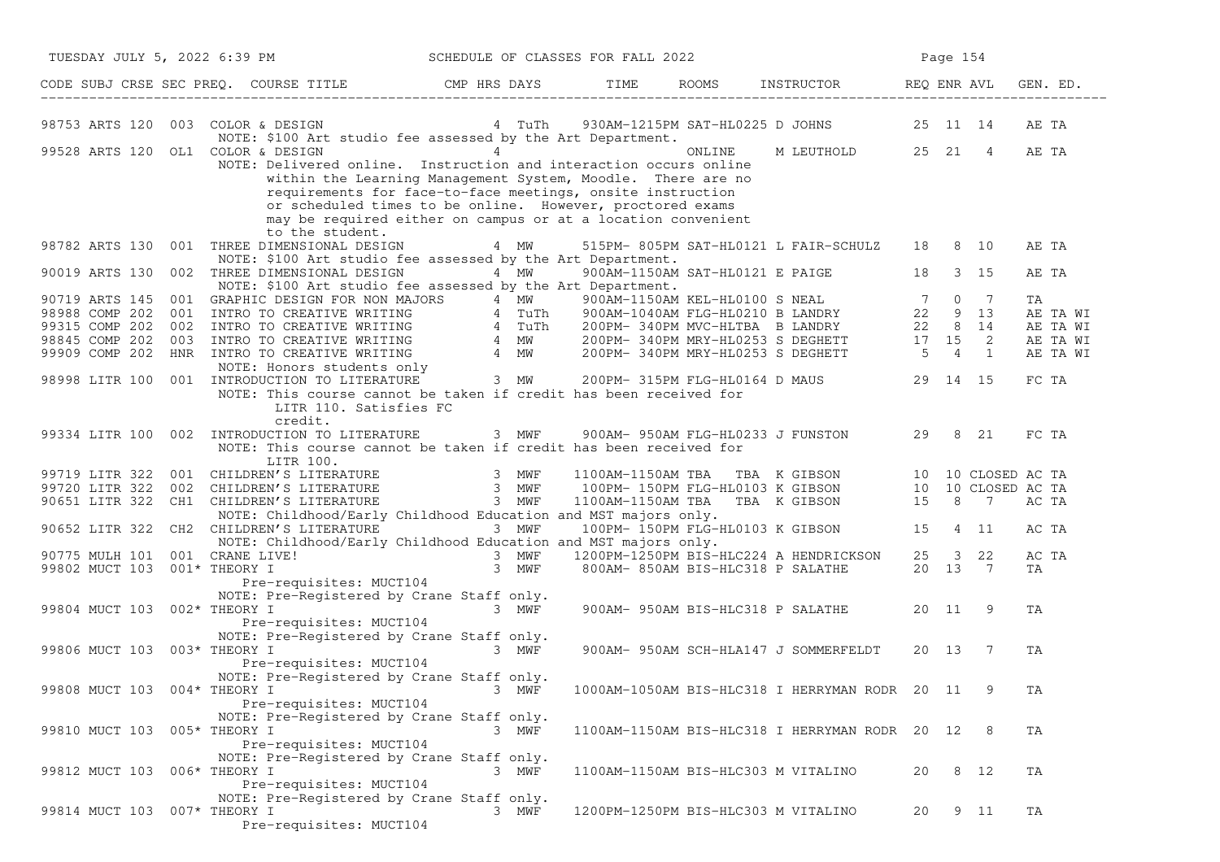| CODE | SUBJ | CRSE | SEC | PREQ. | COURSE TITLE | CMP | HRS | DAYS | TIME | ROOMS | INSTRUCTOR | REQ | ENR | AVL | GEN. ED. |
|---|---|---|---|---|---|---|---|---|---|---|---|---|---|---|---|
| 98753 | ARTS | 120 | 003 | | COLOR & DESIGN | | 4 | TuTh | 930AM-1215PM | SAT-HL0225 | D JOHNS | 25 | 11 | 14 | AE TA |
| | | | | | NOTE: $100 Art studio fee assessed by the Art Department. | | | | | | | | | | |
| 99528 | ARTS | 120 | OL1 | | COLOR & DESIGN | | 4 | | | ONLINE | M LEUTHOLD | 25 | 21 | 4 | AE TA |
| | | | | | NOTE: Delivered online. Instruction and interaction occurs online within the Learning Management System, Moodle. There are no requirements for face-to-face meetings, onsite instruction or scheduled times to be online. However, proctored exams may be required either on campus or at a location convenient to the student. | | | | | | | | | | |
| 98782 | ARTS | 130 | 001 | | THREE DIMENSIONAL DESIGN | | 4 | MW | 515PM- 805PM | SAT-HL0121 | L FAIR-SCHULZ | 18 | 8 | 10 | AE TA |
| | | | | | NOTE: $100 Art studio fee assessed by the Art Department. | | | | | | | | | | |
| 90019 | ARTS | 130 | 002 | | THREE DIMENSIONAL DESIGN | | 4 | MW | 900AM-1150AM | SAT-HL0121 | E PAIGE | 18 | 3 | 15 | AE TA |
| | | | | | NOTE: $100 Art studio fee assessed by the Art Department. | | | | | | | | | | |
| 90719 | ARTS | 145 | 001 | | GRAPHIC DESIGN FOR NON MAJORS | | 4 | MW | 900AM-1150AM | KEL-HL0100 | S NEAL | 7 | 0 | 7 | TA |
| 98988 | COMP | 202 | 001 | | INTRO TO CREATIVE WRITING | | 4 | TuTh | 900AM-1040AM | FLG-HL0210 | B LANDRY | 22 | 9 | 13 | AE TA WI |
| 99315 | COMP | 202 | 002 | | INTRO TO CREATIVE WRITING | | 4 | TuTh | 200PM- 340PM | MVC-HLTBA | B LANDRY | 22 | 8 | 14 | AE TA WI |
| 98845 | COMP | 202 | 003 | | INTRO TO CREATIVE WRITING | | 4 | MW | 200PM- 340PM | MRY-HL0253 | S DEGHETT | 17 | 15 | 2 | AE TA WI |
| 99909 | COMP | 202 | HNR | | INTRO TO CREATIVE WRITING | | 4 | MW | 200PM- 340PM | MRY-HL0253 | S DEGHETT | 5 | 4 | 1 | AE TA WI |
| | | | | | NOTE: Honors students only | | | | | | | | | | |
| 98998 | LITR | 100 | 001 | | INTRODUCTION TO LITERATURE | | 3 | MW | 200PM- 315PM | FLG-HL0164 | D MAUS | 29 | 14 | 15 | FC TA |
| | | | | | NOTE: This course cannot be taken if credit has been received for LITR 110. Satisfies FC credit. | | | | | | | | | | |
| 99334 | LITR | 100 | 002 | | INTRODUCTION TO LITERATURE | | 3 | MWF | 900AM- 950AM | FLG-HL0233 | J FUNSTON | 29 | 8 | 21 | FC TA |
| | | | | | NOTE: This course cannot be taken if credit has been received for LITR 100. | | | | | | | | | | |
| 99719 | LITR | 322 | 001 | | CHILDREN'S LITERATURE | | 3 | MWF | 1100AM-1150AM | TBA TBA | K GIBSON | 10 | 10 | CLOSED | AC TA |
| 99720 | LITR | 322 | 002 | | CHILDREN'S LITERATURE | | 3 | MWF | 100PM- 150PM | FLG-HL0103 | K GIBSON | 10 | 10 | CLOSED | AC TA |
| 90651 | LITR | 322 | CH1 | | CHILDREN'S LITERATURE | | 3 | MWF | 1100AM-1150AM | TBA TBA | K GIBSON | 15 | 8 | 7 | AC TA |
| | | | | | NOTE: Childhood/Early Childhood Education and MST majors only. | | | | | | | | | | |
| 90652 | LITR | 322 | CH2 | | CHILDREN'S LITERATURE | | 3 | MWF | 100PM- 150PM | FLG-HL0103 | K GIBSON | 15 | 4 | 11 | AC TA |
| | | | | | NOTE: Childhood/Early Childhood Education and MST majors only. | | | | | | | | | | |
| 90775 | MULH | 101 | 001 | | CRANE LIVE! | | 3 | MWF | 1200PM-1250PM | BIS-HLC224 | A HENDRICKSON | 25 | 3 | 22 | AC TA |
| 99802 | MUCT | 103 | 001 | * | THEORY I | | 3 | MWF | 800AM- 850AM | BIS-HLC318 | P SALATHE | 20 | 13 | 7 | TA |
| | | | | | Pre-requisites: MUCT104 | | | | | | | | | | |
| | | | | | NOTE: Pre-Registered by Crane Staff only. | | | | | | | | | | |
| 99804 | MUCT | 103 | 002 | * | THEORY I | | 3 | MWF | 900AM- 950AM | BIS-HLC318 | P SALATHE | 20 | 11 | 9 | TA |
| | | | | | Pre-requisites: MUCT104 | | | | | | | | | | |
| | | | | | NOTE: Pre-Registered by Crane Staff only. | | | | | | | | | | |
| 99806 | MUCT | 103 | 003 | * | THEORY I | | 3 | MWF | 900AM- 950AM | SCH-HLA147 | J SOMMERFELDT | 20 | 13 | 7 | TA |
| | | | | | Pre-requisites: MUCT104 | | | | | | | | | | |
| | | | | | NOTE: Pre-Registered by Crane Staff only. | | | | | | | | | | |
| 99808 | MUCT | 103 | 004 | * | THEORY I | | 3 | MWF | 1000AM-1050AM | BIS-HLC318 | I HERRYMAN RODR | 20 | 11 | 9 | TA |
| | | | | | Pre-requisites: MUCT104 | | | | | | | | | | |
| | | | | | NOTE: Pre-Registered by Crane Staff only. | | | | | | | | | | |
| 99810 | MUCT | 103 | 005 | * | THEORY I | | 3 | MWF | 1100AM-1150AM | BIS-HLC318 | I HERRYMAN RODR | 20 | 12 | 8 | TA |
| | | | | | Pre-requisites: MUCT104 | | | | | | | | | | |
| | | | | | NOTE: Pre-Registered by Crane Staff only. | | | | | | | | | | |
| 99812 | MUCT | 103 | 006 | * | THEORY I | | 3 | MWF | 1100AM-1150AM | BIS-HLC303 | M VITALINO | 20 | 8 | 12 | TA |
| | | | | | Pre-requisites: MUCT104 | | | | | | | | | | |
| | | | | | NOTE: Pre-Registered by Crane Staff only. | | | | | | | | | | |
| 99814 | MUCT | 103 | 007 | * | THEORY I | | 3 | MWF | 1200PM-1250PM | BIS-HLC303 | M VITALINO | 20 | 9 | 11 | TA |
| | | | | | Pre-requisites: MUCT104 | | | | | | | | | | |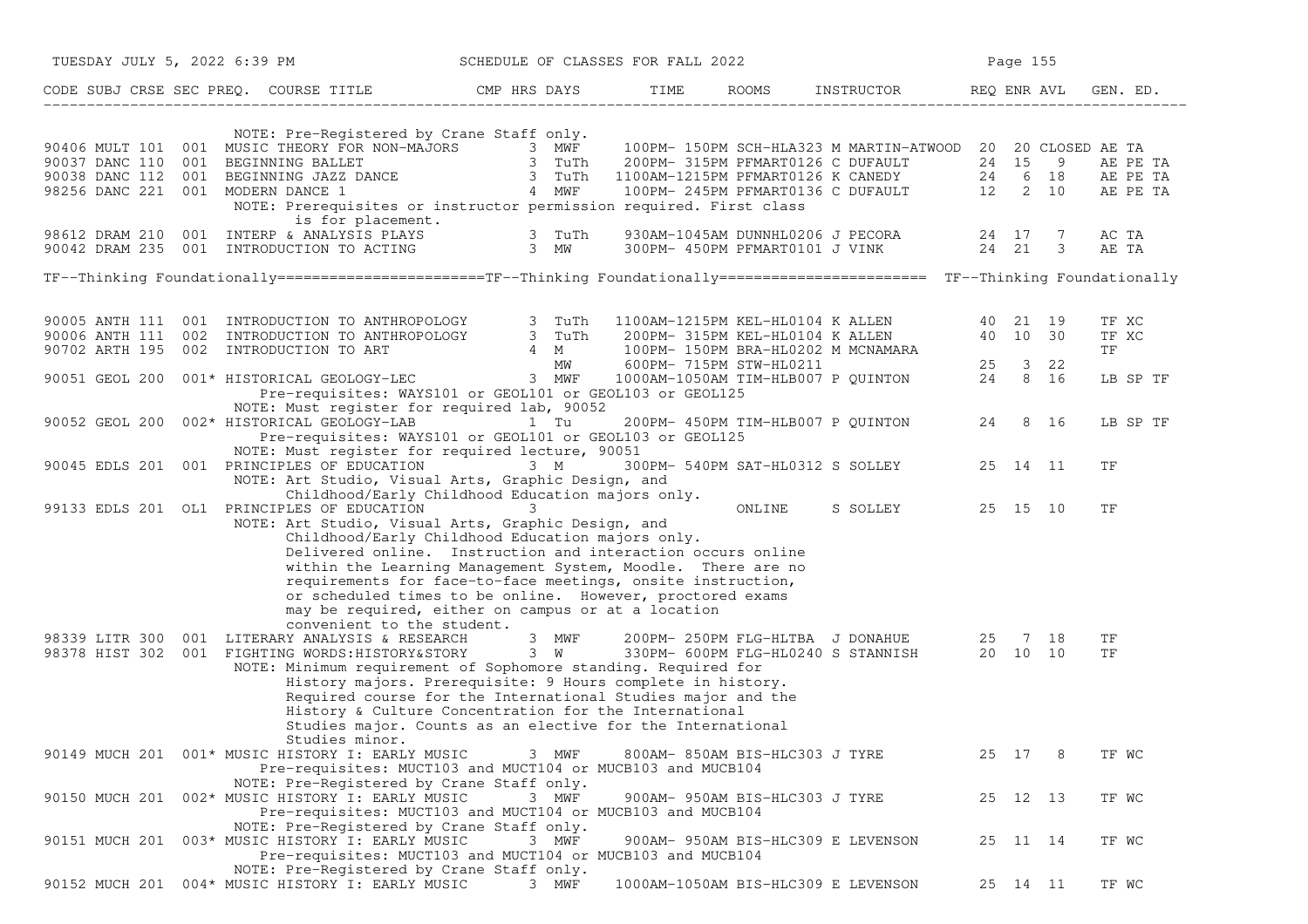| CODE | SUBJ | CRSE | SEC | PREQ. | COURSE TITLE | CMP | HRS | DAYS | TIME | ROOMS | INSTRUCTOR | REQ | ENR | AVL | GEN. ED. |
|---|---|---|---|---|---|---|---|---|---|---|---|---|---|---|---|
| | | | | | NOTE: Pre-Registered by Crane Staff only. | | | | | | | | | | |
| 90406 | MULT | 101 | 001 | | MUSIC THEORY FOR NON-MAJORS | | 3 | MWF | 100PM- 150PM | SCH-HLA323 | M MARTIN-ATWOOD | 20 | 20 | CLOSED | AE TA |
| 90037 | DANC | 110 | 001 | | BEGINNING BALLET | | 3 | TuTh | 200PM- 315PM | PFMART0126 | C DUFAULT | 24 | 15 | 9 | AE PE TA |
| 90038 | DANC | 112 | 001 | | BEGINNING JAZZ DANCE | | 3 | TuTh | 1100AM-1215PM | PFMART0126 | K CANEDY | 24 | 6 | 18 | AE PE TA |
| 98256 | DANC | 221 | 001 | | MODERN DANCE 1 | | 4 | MWF | 100PM- 245PM | PFMART0136 | C DUFAULT | 12 | 2 | 10 | AE PE TA |
| | | | | | NOTE: Prerequisites or instructor permission required. First class is for placement. | | | | | | | | | | |
| 98612 | DRAM | 210 | 001 | | INTERP & ANALYSIS PLAYS | | 3 | TuTh | 930AM-1045AM | DUNNHL0206 | J PECORA | 24 | 17 | 7 | AC TA |
| 90042 | DRAM | 235 | 001 | | INTRODUCTION TO ACTING | | 3 | MW | 300PM- 450PM | PFMART0101 | J VINK | 24 | 21 | 3 | AE TA |

TF--Thinking Foundationally========================TF--Thinking Foundationally======================== TF--Thinking Foundationally

| CODE | SUBJ | CRSE | SEC | PREQ. | COURSE TITLE | CMP | HRS | DAYS | TIME | ROOMS | INSTRUCTOR | REQ | ENR | AVL | GEN. ED. |
|---|---|---|---|---|---|---|---|---|---|---|---|---|---|---|---|
| 90005 | ANTH | 111 | 001 | | INTRODUCTION TO ANTHROPOLOGY | | 3 | TuTh | 1100AM-1215PM | KEL-HL0104 | K ALLEN | 40 | 21 | 19 | TF XC |
| 90006 | ANTH | 111 | 002 | | INTRODUCTION TO ANTHROPOLOGY | | 3 | TuTh | 200PM- 315PM | KEL-HL0104 | K ALLEN | 40 | 10 | 30 | TF XC |
| 90702 | ARTH | 195 | 002 | | INTRODUCTION TO ART | | 4 | M | 100PM- 150PM | BRA-HL0202 | M MCNAMARA | | | | TF |
| | | | | | | | | MW | 600PM- 715PM | STW-HL0211 | | 25 | 3 | 22 | |
| 90051 | GEOL | 200 | 001* | | HISTORICAL GEOLOGY-LEC | | 3 | MWF | 1000AM-1050AM | TIM-HLB007 | P QUINTON | 24 | 8 | 16 | LB SP TF |
| | | | | | Pre-requisites: WAYS101 or GEOL101 or GEOL103 or GEOL125 | | | | | | | | | | |
| | | | | | NOTE: Must register for required lab, 90052 | | | | | | | | | | |
| 90052 | GEOL | 200 | 002* | | HISTORICAL GEOLOGY-LAB | | 1 | Tu | 200PM- 450PM | TIM-HLB007 | P QUINTON | 24 | 8 | 16 | LB SP TF |
| | | | | | Pre-requisites: WAYS101 or GEOL101 or GEOL103 or GEOL125 | | | | | | | | | | |
| | | | | | NOTE: Must register for required lecture, 90051 | | | | | | | | | | |
| 90045 | EDLS | 201 | 001 | | PRINCIPLES OF EDUCATION | | 3 | M | 300PM- 540PM | SAT-HL0312 | S SOLLEY | 25 | 14 | 11 | TF |
| | | | | | NOTE: Art Studio, Visual Arts, Graphic Design, and Childhood/Early Childhood Education majors only. | | | | | | | | | | |
| 99133 | EDLS | 201 | OL1 | | PRINCIPLES OF EDUCATION | | 3 | | | ONLINE | S SOLLEY | 25 | 15 | 10 | TF |
| | | | | | NOTE: Art Studio, Visual Arts, Graphic Design, and Childhood/Early Childhood Education majors only. Delivered online. Instruction and interaction occurs online within the Learning Management System, Moodle. There are no requirements for face-to-face meetings, onsite instruction, or scheduled times to be online. However, proctored exams may be required, either on campus or at a location convenient to the student. | | | | | | | | | | |
| 98339 | LITR | 300 | 001 | | LITERARY ANALYSIS & RESEARCH | | 3 | MWF | 200PM- 250PM | FLG-HLTBA | J DONAHUE | 25 | 7 | 18 | TF |
| 98378 | HIST | 302 | 001 | | FIGHTING WORDS:HISTORY&STORY | | 3 | W | 330PM- 600PM | FLG-HL0240 | S STANNISH | 20 | 10 | 10 | TF |
| | | | | | NOTE: Minimum requirement of Sophomore standing. Required for History majors. Prerequisite: 9 Hours complete in history. Required course for the International Studies major and the History & Culture Concentration for the International Studies major. Counts as an elective for the International Studies minor. | | | | | | | | | | |
| 90149 | MUCH | 201 | 001* | | MUSIC HISTORY I: EARLY MUSIC | | 3 | MWF | 800AM- 850AM | BIS-HLC303 | J TYRE | 25 | 17 | 8 | TF WC |
| | | | | | Pre-requisites: MUCT103 and MUCT104 or MUCB103 and MUCB104 | | | | | | | | | | |
| | | | | | NOTE: Pre-Registered by Crane Staff only. | | | | | | | | | | |
| 90150 | MUCH | 201 | 002* | | MUSIC HISTORY I: EARLY MUSIC | | 3 | MWF | 900AM- 950AM | BIS-HLC303 | J TYRE | 25 | 12 | 13 | TF WC |
| | | | | | Pre-requisites: MUCT103 and MUCT104 or MUCB103 and MUCB104 | | | | | | | | | | |
| | | | | | NOTE: Pre-Registered by Crane Staff only. | | | | | | | | | | |
| 90151 | MUCH | 201 | 003* | | MUSIC HISTORY I: EARLY MUSIC | | 3 | MWF | 900AM- 950AM | BIS-HLC309 | E LEVENSON | 25 | 11 | 14 | TF WC |
| | | | | | Pre-requisites: MUCT103 and MUCT104 or MUCB103 and MUCB104 | | | | | | | | | | |
| | | | | | NOTE: Pre-Registered by Crane Staff only. | | | | | | | | | | |
| 90152 | MUCH | 201 | 004* | | MUSIC HISTORY I: EARLY MUSIC | | 3 | MWF | 1000AM-1050AM | BIS-HLC309 | E LEVENSON | 25 | 14 | 11 | TF WC |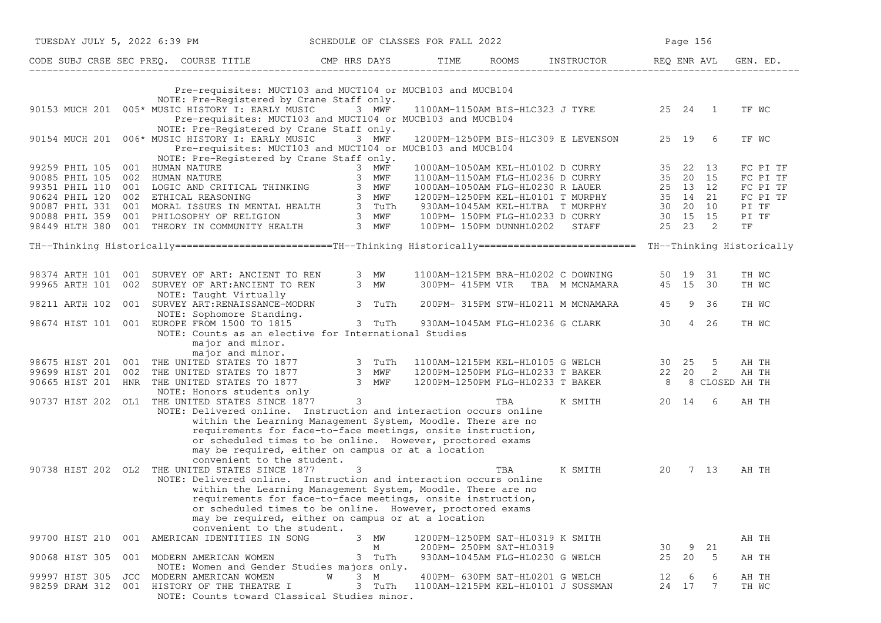| CODE | SUBJ | CRSE | SEC | PREQ. | COURSE TITLE | CMP | HRS | DAYS | TIME | ROOMS | INSTRUCTOR | REQ | ENR | AVL | GEN. ED. |
|---|---|---|---|---|---|---|---|---|---|---|---|---|---|---|---|
| | | | | | Pre-requisites: MUCT103 and MUCT104 or MUCB103 and MUCB104 | | | | | | | | | | |
| | | | | | NOTE: Pre-Registered by Crane Staff only. | | | | | | | | | | |
| 90153 | MUCH | 201 | 005 | * | MUSIC HISTORY I: EARLY MUSIC | | 3 | MWF | 1100AM-1150AM | BIS-HLC323 | J TYRE | 25 | 24 | 1 | TF WC |
| | | | | | Pre-requisites: MUCT103 and MUCT104 or MUCB103 and MUCB104 | | | | | | | | | | |
| | | | | | NOTE: Pre-Registered by Crane Staff only. | | | | | | | | | | |
| 90154 | MUCH | 201 | 006 | * | MUSIC HISTORY I: EARLY MUSIC | | 3 | MWF | 1200PM-1250PM | BIS-HLC309 | E LEVENSON | 25 | 19 | 6 | TF WC |
| | | | | | Pre-requisites: MUCT103 and MUCT104 or MUCB103 and MUCB104 | | | | | | | | | | |
| | | | | | NOTE: Pre-Registered by Crane Staff only. | | | | | | | | | | |
| 99259 | PHIL | 105 | 001 | | HUMAN NATURE | | 3 | MWF | 1000AM-1050AM | KEL-HL0102 | D CURRY | 35 | 22 | 13 | FC PI TF |
| 90085 | PHIL | 105 | 002 | | HUMAN NATURE | | 3 | MWF | 1100AM-1150AM | FLG-HL0236 | D CURRY | 35 | 20 | 15 | FC PI TF |
| 99351 | PHIL | 110 | 001 | | LOGIC AND CRITICAL THINKING | | 3 | MWF | 1000AM-1050AM | FLG-HL0230 | R LAUER | 25 | 13 | 12 | FC PI TF |
| 90624 | PHIL | 120 | 002 | | ETHICAL REASONING | | 3 | MWF | 1200PM-1250PM | KEL-HL0101 | T MURPHY | 35 | 14 | 21 | FC PI TF |
| 90087 | PHIL | 331 | 001 | | MORAL ISSUES IN MENTAL HEALTH | | 3 | TuTh | 930AM-1045AM | KEL-HLTBA | T MURPHY | 30 | 20 | 10 | PI TF |
| 90088 | PHIL | 359 | 001 | | PHILOSOPHY OF RELIGION | | 3 | MWF | 100PM-150PM | FLG-HL0233 | D CURRY | 30 | 15 | 15 | PI TF |
| 98449 | HLTH | 380 | 001 | | THEORY IN COMMUNITY HEALTH | | 3 | MWF | 100PM- 150PM | DUNNHL0202 | STAFF | 25 | 23 | 2 | TF |

TH--Thinking Historically==========================TH--Thinking Historically========================== TH--Thinking Historically

| CODE | SUBJ | CRSE | SEC | PREQ. | COURSE TITLE | CMP | HRS | DAYS | TIME | ROOMS | INSTRUCTOR | REQ | ENR | AVL | GEN. ED. |
|---|---|---|---|---|---|---|---|---|---|---|---|---|---|---|---|
| 98374 | ARTH | 101 | 001 | | SURVEY OF ART: ANCIENT TO REN | | 3 | MW | 1100AM-1215PM | BRA-HL0202 | C DOWNING | 50 | 19 | 31 | TH WC |
| 99965 | ARTH | 101 | 002 | | SURVEY OF ART:ANCIENT TO REN | | 3 | MW | 300PM- 415PM | VIR TBA | M MCNAMARA | 45 | 15 | 30 | TH WC |
| | | | | | NOTE: Taught Virtually | | | | | | | | | | |
| 98211 | ARTH | 102 | 001 | | SURVEY ART:RENAISSANCE-MODRN | | 3 | TuTh | 200PM- 315PM | STW-HL0211 | M MCNAMARA | 45 | 9 | 36 | TH WC |
| | | | | | NOTE: Sophomore Standing. | | | | | | | | | | |
| 98674 | HIST | 101 | 001 | | EUROPE FROM 1500 TO 1815 | | 3 | TuTh | 930AM-1045AM | FLG-HL0236 | G CLARK | 30 | 4 | 26 | TH WC |
| | | | | | NOTE: Counts as an elective for International Studies major and minor. major and minor. | | | | | | | | | | |
| 98675 | HIST | 201 | 001 | | THE UNITED STATES TO 1877 | | 3 | TuTh | 1100AM-1215PM | KEL-HL0105 | G WELCH | 30 | 25 | 5 | AH TH |
| 99699 | HIST | 201 | 002 | | THE UNITED STATES TO 1877 | | 3 | MWF | 1200PM-1250PM | FLG-HL0233 | T BAKER | 22 | 20 | 2 | AH TH |
| 90665 | HIST | 201 | HNR | | THE UNITED STATES TO 1877 | | 3 | MWF | 1200PM-1250PM | FLG-HL0233 | T BAKER | 8 | 8 | CLOSED | AH TH |
| | | | | | NOTE: Honors students only | | | | | | | | | | |
| 90737 | HIST | 202 | OL1 | | THE UNITED STATES SINCE 1877 | | 3 | | | TBA | K SMITH | 20 | 14 | 6 | AH TH |
| | | | | | NOTE: Delivered online. Instruction and interaction occurs online within the Learning Management System, Moodle. There are no requirements for face-to-face meetings, onsite instruction, or scheduled times to be online. However, proctored exams may be required, either on campus or at a location convenient to the student. | | | | | | | | | | |
| 90738 | HIST | 202 | OL2 | | THE UNITED STATES SINCE 1877 | | 3 | | | TBA | K SMITH | 20 | 7 | 13 | AH TH |
| | | | | | NOTE: Delivered online. Instruction and interaction occurs online within the Learning Management System, Moodle. There are no requirements for face-to-face meetings, onsite instruction, or scheduled times to be online. However, proctored exams may be required, either on campus or at a location convenient to the student. | | | | | | | | | | |
| 99700 | HIST | 210 | 001 | | AMERICAN IDENTITIES IN SONG | | 3 | MW | 1200PM-1250PM | SAT-HL0319 | K SMITH | | | | AH TH |
| | | | | | | | | M | 200PM- 250PM | SAT-HL0319 | | 30 | 9 | 21 | |
| 90068 | HIST | 305 | 001 | | MODERN AMERICAN WOMEN | | 3 | TuTh | 930AM-1045AM | FLG-HL0230 | G WELCH | 25 | 20 | 5 | AH TH |
| | | | | | NOTE: Women and Gender Studies majors only. | | | | | | | | | | |
| 99997 | HIST | 305 | JCC | | MODERN AMERICAN WOMEN | W | 3 | M | 400PM- 630PM | SAT-HL0201 | G WELCH | 12 | 6 | 6 | AH TH |
| 98259 | DRAM | 312 | 001 | | HISTORY OF THE THEATRE I | | 3 | TuTh | 1100AM-1215PM | KEL-HL0101 | J SUSSMAN | 24 | 17 | 7 | TH WC |
| | | | | | NOTE: Counts toward Classical Studies minor. | | | | | | | | | | |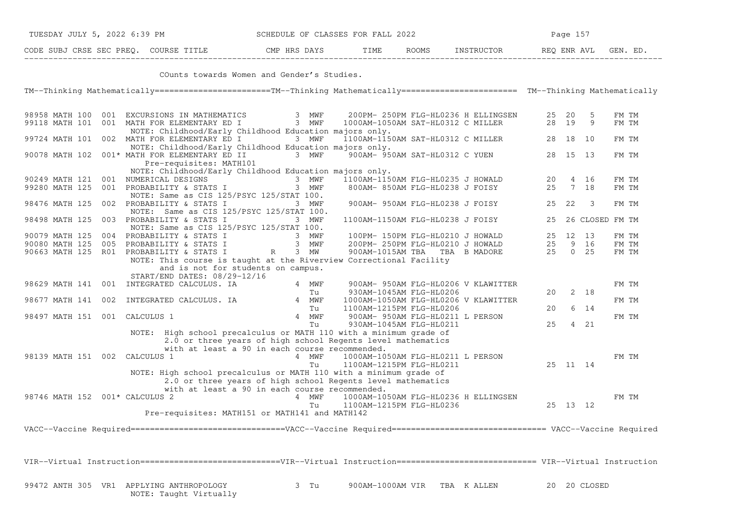| CODE | SUBJ | CRSE | SEC | PREQ. | COURSE TITLE | CMP | HRS | DAYS | TIME | ROOMS | INSTRUCTOR | REQ | ENR | AVL | GEN. ED. |
|---|---|---|---|---|---|---|---|---|---|---|---|---|---|---|---|
| | | | | | COunts towards Women and Gender's Studies. | | | | | | | | | | |

TM--Thinking Mathematically========================TM--Thinking Mathematically======================== TM--Thinking Mathematically

| CODE | SUBJ | CRSE | SEC | PREQ. | COURSE TITLE | CMP | HRS | DAYS | TIME | ROOMS | INSTRUCTOR | REQ | ENR | AVL | GEN. ED. |
|---|---|---|---|---|---|---|---|---|---|---|---|---|---|---|---|
| 98958 | MATH | 100 | 001 | | EXCURSIONS IN MATHEMATICS | | 3 | MWF | 200PM- 250PM | FLG-HL0236 | H ELLINGSEN | 25 | 20 | 5 | FM TM |
| 99118 | MATH | 101 | 001 | | MATH FOR ELEMENTARY ED I | | 3 | MWF | 1000AM-1050AM | SAT-HL0312 | C MILLER | 28 | 19 | 9 | FM TM |
| | | | | | NOTE: Childhood/Early Childhood Education majors only. | | | | | | | | | | |
| 99724 | MATH | 101 | 002 | | MATH FOR ELEMENTARY ED I | | 3 | MWF | 1100AM-1150AM | SAT-HL0312 | C MILLER | 28 | 18 | 10 | FM TM |
| | | | | | NOTE: Childhood/Early Childhood Education majors only. | | | | | | | | | | |
| 90078 | MATH | 102 | 001 | * | MATH FOR ELEMENTARY ED II | | 3 | MWF | 900AM- 950AM | SAT-HL0312 | C YUEN | 28 | 15 | 13 | FM TM |
| | | | | | Pre-requisites: MATH101 | | | | | | | | | | |
| | | | | | NOTE: Childhood/Early Childhood Education majors only. | | | | | | | | | | |
| 90249 | MATH | 121 | 001 | | NUMERICAL DESIGNS | | 3 | MWF | 1100AM-1150AM | FLG-HL0235 | J HOWALD | 20 | 4 | 16 | FM TM |
| 99280 | MATH | 125 | 001 | | PROBABILITY & STATS I | | 3 | MWF | 800AM- 850AM | FLG-HL0238 | J FOISY | 25 | 7 | 18 | FM TM |
| | | | | | NOTE: Same as CIS 125/PSYC 125/STAT 100. | | | | | | | | | | |
| 98476 | MATH | 125 | 002 | | PROBABILITY & STATS I | | 3 | MWF | 900AM- 950AM | FLG-HL0238 | J FOISY | 25 | 22 | 3 | FM TM |
| | | | | | NOTE: Same as CIS 125/PSYC 125/STAT 100. | | | | | | | | | | |
| 98498 | MATH | 125 | 003 | | PROBABILITY & STATS I | | 3 | MWF | 1100AM-1150AM | FLG-HL0238 | J FOISY | 25 | 26 | CLOSED | FM TM |
| | | | | | NOTE: Same as CIS 125/PSYC 125/STAT 100. | | | | | | | | | | |
| 90079 | MATH | 125 | 004 | | PROBABILITY & STATS I | | 3 | MWF | 100PM- 150PM | FLG-HL0210 | J HOWALD | 25 | 12 | 13 | FM TM |
| 90080 | MATH | 125 | 005 | | PROBABILITY & STATS I | | 3 | MWF | 200PM- 250PM | FLG-HL0210 | J HOWALD | 25 | 9 | 16 | FM TM |
| 90663 | MATH | 125 | R01 | | PROBABILITY & STATS I | R | 3 | MW | 900AM-1015AM | TBA TBA | B MADORE | 25 | 0 | 25 | FM TM |
| | | | | | NOTE: This course is taught at the Riverview Correctional Facility and is not for students on campus. | | | | | | | | | | |
| | | | | | START/END DATES: 08/29-12/16 | | | | | | | | | | |
| 98629 | MATH | 141 | 001 | | INTEGRATED CALCULUS. IA | | 4 | MWF | 900AM- 950AM | FLG-HL0206 | V KLAWITTER | | | | FM TM |
| | | | | | | | | Tu | 930AM-1045AM | FLG-HL0206 | | 20 | 2 | 18 | |
| 98677 | MATH | 141 | 002 | | INTEGRATED CALCULUS. IA | | 4 | MWF | 1000AM-1050AM | FLG-HL0206 | V KLAWITTER | | | | FM TM |
| | | | | | | | | Tu | 1100AM-1215PM | FLG-HL0206 | | 20 | 6 | 14 | |
| 98497 | MATH | 151 | 001 | | CALCULUS 1 | | 4 | MWF | 900AM- 950AM | FLG-HL0211 | L PERSON | | | | FM TM |
| | | | | | | | | Tu | 930AM-1045AM | FLG-HL0211 | | 25 | 4 | 21 | |
| | | | | | NOTE: High school precalculus or MATH 110 with a minimum grade of 2.0 or three years of high school Regents level mathematics with at least a 90 in each course recommended. | | | | | | | | | | |
| 98139 | MATH | 151 | 002 | | CALCULUS 1 | | 4 | MWF | 1000AM-1050AM | FLG-HL0211 | L PERSON | | | | FM TM |
| | | | | | | | | Tu | 1100AM-1215PM | FLG-HL0211 | | 25 | 11 | 14 | |
| | | | | | NOTE: High school precalculus or MATH 110 with a minimum grade of 2.0 or three years of high school Regents level mathematics with at least a 90 in each course recommended. | | | | | | | | | | |
| 98746 | MATH | 152 | 001 | * | CALCULUS 2 | | 4 | MWF | 1000AM-1050AM | FLG-HL0236 | H ELLINGSEN | | | | FM TM |
| | | | | | | | | Tu | 1100AM-1215PM | FLG-HL0236 | | 25 | 13 | 12 | |
| | | | | | Pre-requisites: MATH151 or MATH141 and MATH142 | | | | | | | | | | |

VACC--Vaccine Required===============================VACC--Vaccine Required=============================== VACC--Vaccine Required

VIR--Virtual Instruction=============================VIR--Virtual Instruction============================= VIR--Virtual Instruction

| CODE | SUBJ | CRSE | SEC | PREQ. | COURSE TITLE | CMP | HRS | DAYS | TIME | ROOMS | INSTRUCTOR | REQ | ENR | AVL | GEN. ED. |
|---|---|---|---|---|---|---|---|---|---|---|---|---|---|---|---|
| 99472 | ANTH | 305 | VR1 | | APPLYING ANTHROPOLOGY | | 3 | Tu | 900AM-1000AM | VIR TBA | K ALLEN | 20 | 20 | CLOSED | |
| | | | | | NOTE: Taught Virtually | | | | | | | | | | |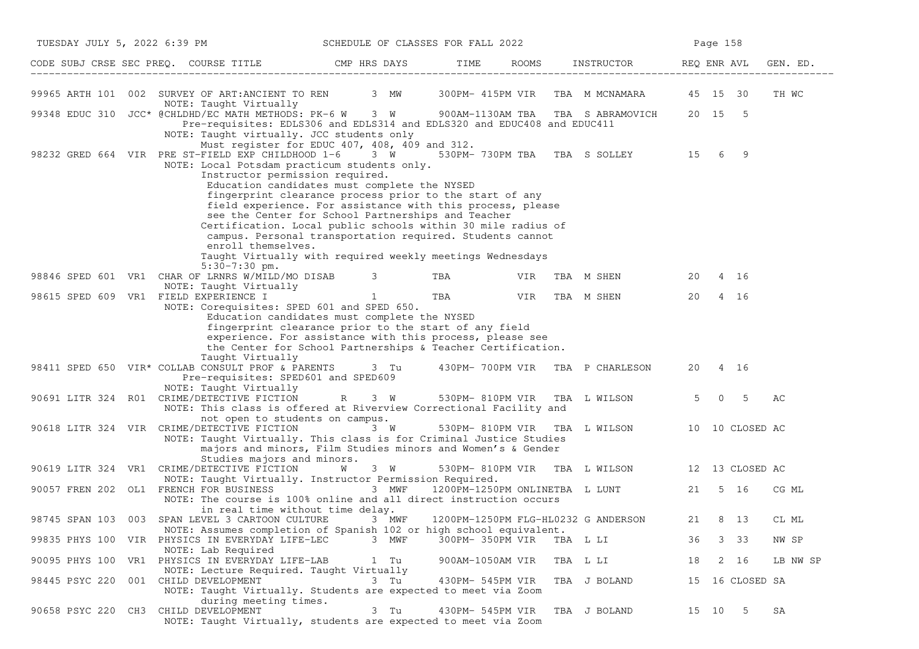| CODE | SUBJ | CRSE | SEC | PREQ. | COURSE TITLE | CMP | HRS | DAYS | TIME | ROOMS | INSTRUCTOR | REQ | ENR | AVL | GEN. ED. |
|---|---|---|---|---|---|---|---|---|---|---|---|---|---|---|---|
| 99965 | ARTH | 101 | 002 | | SURVEY OF ART:ANCIENT TO REN | | 3 | MW | 300PM- 415PM | VIR TBA | M MCNAMARA | 45 | 15 | 30 | TH WC |
| | | | | | NOTE: Taught Virtually | | | | | | | | | | |
| 99348 | EDUC | 310 | JCC* | @ | CHLDHD/EC MATH METHODS: PK-6 | W | 3 | W | 900AM-1130AM | TBA TBA | S ABRAMOVICH | 20 | 15 | 5 | |
| | | | | | Pre-requisites: EDLS306 and EDLS314 and EDLS320 and EDUC408 and EDUC411 | | | | | | | | | | |
| | | | | | NOTE: Taught virtually. JCC students only Must register for EDUC 407, 408, 409 and 312. | | | | | | | | | | |
| 98232 | GRED | 664 | VIR | | PRE ST-FIELD EXP CHILDHOOD 1-6 | | 3 | W | 530PM- 730PM | TBA TBA | S SOLLEY | 15 | 6 | 9 | |
| | | | | | NOTE: Local Potsdam practicum students only. Instructor permission required. Education candidates must complete the NYSED fingerprint clearance process prior to the start of any field experience. For assistance with this process, please see the Center for School Partnerships and Teacher Certification. Local public schools within 30 mile radius of campus. Personal transportation required. Students cannot enroll themselves. Taught Virtually with required weekly meetings Wednesdays 5:30-7:30 pm. | | | | | | | | | | |
| 98846 | SPED | 601 | VR1 | | CHAR OF LRNRS W/MILD/MO DISAB | | 3 | | TBA | VIR TBA | M SHEN | 20 | 4 | 16 | |
| | | | | | NOTE: Taught Virtually | | | | | | | | | | |
| 98615 | SPED | 609 | VR1 | | FIELD EXPERIENCE I | | 1 | | TBA | VIR TBA | M SHEN | 20 | 4 | 16 | |
| | | | | | NOTE: Corequisites: SPED 601 and SPED 650. Education candidates must complete the NYSED fingerprint clearance prior to the start of any field experience. For assistance with this process, please see the Center for School Partnerships & Teacher Certification. Taught Virtually | | | | | | | | | | |
| 98411 | SPED | 650 | VIR* | | COLLAB CONSULT PROF & PARENTS | | 3 | Tu | 430PM- 700PM | VIR TBA | P CHARLESON | 20 | 4 | 16 | |
| | | | | | Pre-requisites: SPED601 and SPED609 | | | | | | | | | | |
| | | | | | NOTE: Taught Virtually | | | | | | | | | | |
| 90691 | LITR | 324 | R01 | | CRIME/DETECTIVE FICTION | R | 3 | W | 530PM- 810PM | VIR TBA | L WILSON | 5 | 0 | 5 | AC |
| | | | | | NOTE: This class is offered at Riverview Correctional Facility and not open to students on campus. | | | | | | | | | | |
| 90618 | LITR | 324 | VIR | | CRIME/DETECTIVE FICTION | | 3 | W | 530PM- 810PM | VIR TBA | L WILSON | 10 | 10 | CLOSED | AC |
| | | | | | NOTE: Taught Virtually. This class is for Criminal Justice Studies majors and minors, Film Studies minors and Women's & Gender Studies majors and minors. | | | | | | | | | | |
| 90619 | LITR | 324 | VR1 | | CRIME/DETECTIVE FICTION | W | 3 | W | 530PM- 810PM | VIR TBA | L WILSON | 12 | 13 | CLOSED | AC |
| | | | | | NOTE: Taught Virtually. Instructor Permission Required. | | | | | | | | | | |
| 90057 | FREN | 202 | OL1 | | FRENCH FOR BUSINESS | | 3 | MWF | 1200PM-1250PM | ONLINETBA | L LUNT | 21 | 5 | 16 | CG ML |
| | | | | | NOTE: The course is 100% online and all direct instruction occurs in real time without time delay. | | | | | | | | | | |
| 98745 | SPAN | 103 | 003 | | SPAN LEVEL 3 CARTOON CULTURE | | 3 | MWF | 1200PM-1250PM | FLG-HL0232 | G ANDERSON | 21 | 8 | 13 | CL ML |
| | | | | | NOTE: Assumes completion of Spanish 102 or high school equivalent. | | | | | | | | | | |
| 99835 | PHYS | 100 | VIR | | PHYSICS IN EVERYDAY LIFE-LEC | | 3 | MWF | 300PM- 350PM | VIR TBA | L LI | 36 | 3 | 33 | NW SP |
| | | | | | NOTE: Lab Required | | | | | | | | | | |
| 90095 | PHYS | 100 | VR1 | | PHYSICS IN EVERYDAY LIFE-LAB | | 1 | Tu | 900AM-1050AM | VIR TBA | L LI | 18 | 2 | 16 | LB NW SP |
| | | | | | NOTE: Lecture Required. Taught Virtually | | | | | | | | | | |
| 98445 | PSYC | 220 | 001 | | CHILD DEVELOPMENT | | 3 | Tu | 430PM- 545PM | VIR TBA | J BOLAND | 15 | 16 | CLOSED | SA |
| | | | | | NOTE: Taught Virtually. Students are expected to meet via Zoom during meeting times. | | | | | | | | | | |
| 90658 | PSYC | 220 | CH3 | | CHILD DEVELOPMENT | | 3 | Tu | 430PM- 545PM | VIR TBA | J BOLAND | 15 | 10 | 5 | SA |
| | | | | | NOTE: Taught Virtually, students are expected to meet via Zoom | | | | | | | | | | |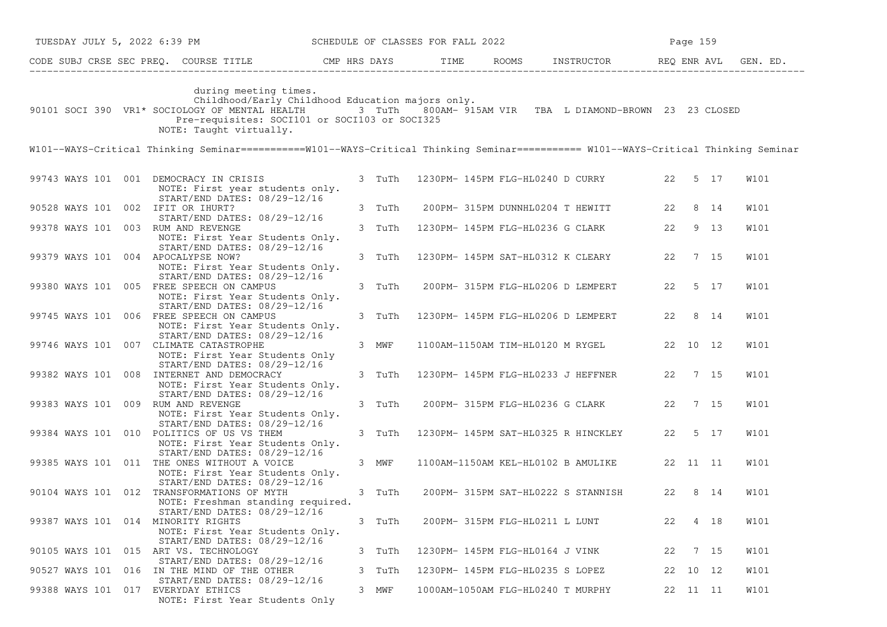| CODE | SUBJ | CRSE | SEC | PREQ. | COURSE TITLE | CMP | HRS | DAYS | TIME | ROOMS | INSTRUCTOR | REQ | ENR | AVL | GEN. ED. |
|---|---|---|---|---|---|---|---|---|---|---|---|---|---|---|---|
| | | | | | during meeting times. Childhood/Early Childhood Education majors only. | | | | | | | | | | |
| 90101 | SOCI | 390 | VR1 | * | SOCIOLOGY OF MENTAL HEALTH. Pre-requisites: SOCI101 or SOCI103 or SOCI325. NOTE: Taught virtually. | | 3 | TuTh | 800AM- 915AM | VIR TBA | L DIAMOND-BROWN | 23 | 23 | CLOSED | |

W101--WAYS-Critical Thinking Seminar===========W101--WAYS-Critical Thinking Seminar=========== W101--WAYS-Critical Thinking Seminar

| CODE | SUBJ | CRSE | SEC | PREQ. | COURSE TITLE | CMP | HRS | DAYS | TIME | ROOMS | INSTRUCTOR | REQ | ENR | AVL | GEN. ED. |
|---|---|---|---|---|---|---|---|---|---|---|---|---|---|---|---|
| 99743 | WAYS | 101 | 001 | | DEMOCRACY IN CRISIS. NOTE: First year students only. START/END DATES: 08/29-12/16 | | 3 | TuTh | 1230PM- 145PM | FLG-HL0240 | D CURRY | 22 | 5 | 17 | W101 |
| 90528 | WAYS | 101 | 002 | | IFIT OR IHURT? START/END DATES: 08/29-12/16 | | 3 | TuTh | 200PM- 315PM | DUNNHL0204 | T HEWITT | 22 | 8 | 14 | W101 |
| 99378 | WAYS | 101 | 003 | | RUM AND REVENGE. NOTE: First Year Students Only. START/END DATES: 08/29-12/16 | | 3 | TuTh | 1230PM- 145PM | FLG-HL0236 | G CLARK | 22 | 9 | 13 | W101 |
| 99379 | WAYS | 101 | 004 | | APOCALYPSE NOW? NOTE: First Year Students Only. START/END DATES: 08/29-12/16 | | 3 | TuTh | 1230PM- 145PM | SAT-HL0312 | K CLEARY | 22 | 7 | 15 | W101 |
| 99380 | WAYS | 101 | 005 | | FREE SPEECH ON CAMPUS. NOTE: First Year Students Only. START/END DATES: 08/29-12/16 | | 3 | TuTh | 200PM- 315PM | FLG-HL0206 | D LEMPERT | 22 | 5 | 17 | W101 |
| 99745 | WAYS | 101 | 006 | | FREE SPEECH ON CAMPUS. NOTE: First Year Students Only. START/END DATES: 08/29-12/16 | | 3 | TuTh | 1230PM- 145PM | FLG-HL0206 | D LEMPERT | 22 | 8 | 14 | W101 |
| 99746 | WAYS | 101 | 007 | | CLIMATE CATASTROPHE. NOTE: First Year Students Only. START/END DATES: 08/29-12/16 | | 3 | MWF | 1100AM-1150AM | TIM-HL0120 | M RYGEL | 22 | 10 | 12 | W101 |
| 99382 | WAYS | 101 | 008 | | INTERNET AND DEMOCRACY. NOTE: First Year Students Only. START/END DATES: 08/29-12/16 | | 3 | TuTh | 1230PM- 145PM | FLG-HL0233 | J HEFFNER | 22 | 7 | 15 | W101 |
| 99383 | WAYS | 101 | 009 | | RUM AND REVENGE. NOTE: First Year Students Only. START/END DATES: 08/29-12/16 | | 3 | TuTh | 200PM- 315PM | FLG-HL0236 | G CLARK | 22 | 7 | 15 | W101 |
| 99384 | WAYS | 101 | 010 | | POLITICS OF US VS THEM. NOTE: First Year Students Only. START/END DATES: 08/29-12/16 | | 3 | TuTh | 1230PM- 145PM | SAT-HL0325 | R HINCKLEY | 22 | 5 | 17 | W101 |
| 99385 | WAYS | 101 | 011 | | THE ONES WITHOUT A VOICE. NOTE: First Year Students Only. START/END DATES: 08/29-12/16 | | 3 | MWF | 1100AM-1150AM | KEL-HL0102 | B AMULIKE | 22 | 11 | 11 | W101 |
| 90104 | WAYS | 101 | 012 | | TRANSFORMATIONS OF MYTH. NOTE: Freshman standing required. START/END DATES: 08/29-12/16 | | 3 | TuTh | 200PM- 315PM | SAT-HL0222 | S STANNISH | 22 | 8 | 14 | W101 |
| 99387 | WAYS | 101 | 014 | | MINORITY RIGHTS. NOTE: First Year Students Only. START/END DATES: 08/29-12/16 | | 3 | TuTh | 200PM- 315PM | FLG-HL0211 | L LUNT | 22 | 4 | 18 | W101 |
| 90105 | WAYS | 101 | 015 | | ART VS. TECHNOLOGY. START/END DATES: 08/29-12/16 | | 3 | TuTh | 1230PM- 145PM | FLG-HL0164 | J VINK | 22 | 7 | 15 | W101 |
| 90527 | WAYS | 101 | 016 | | IN THE MIND OF THE OTHER. START/END DATES: 08/29-12/16 | | 3 | TuTh | 1230PM- 145PM | FLG-HL0235 | S LOPEZ | 22 | 10 | 12 | W101 |
| 99388 | WAYS | 101 | 017 | | EVERYDAY ETHICS. NOTE: First Year Students Only | | 3 | MWF | 1000AM-1050AM | FLG-HL0240 | T MURPHY | 22 | 11 | 11 | W101 |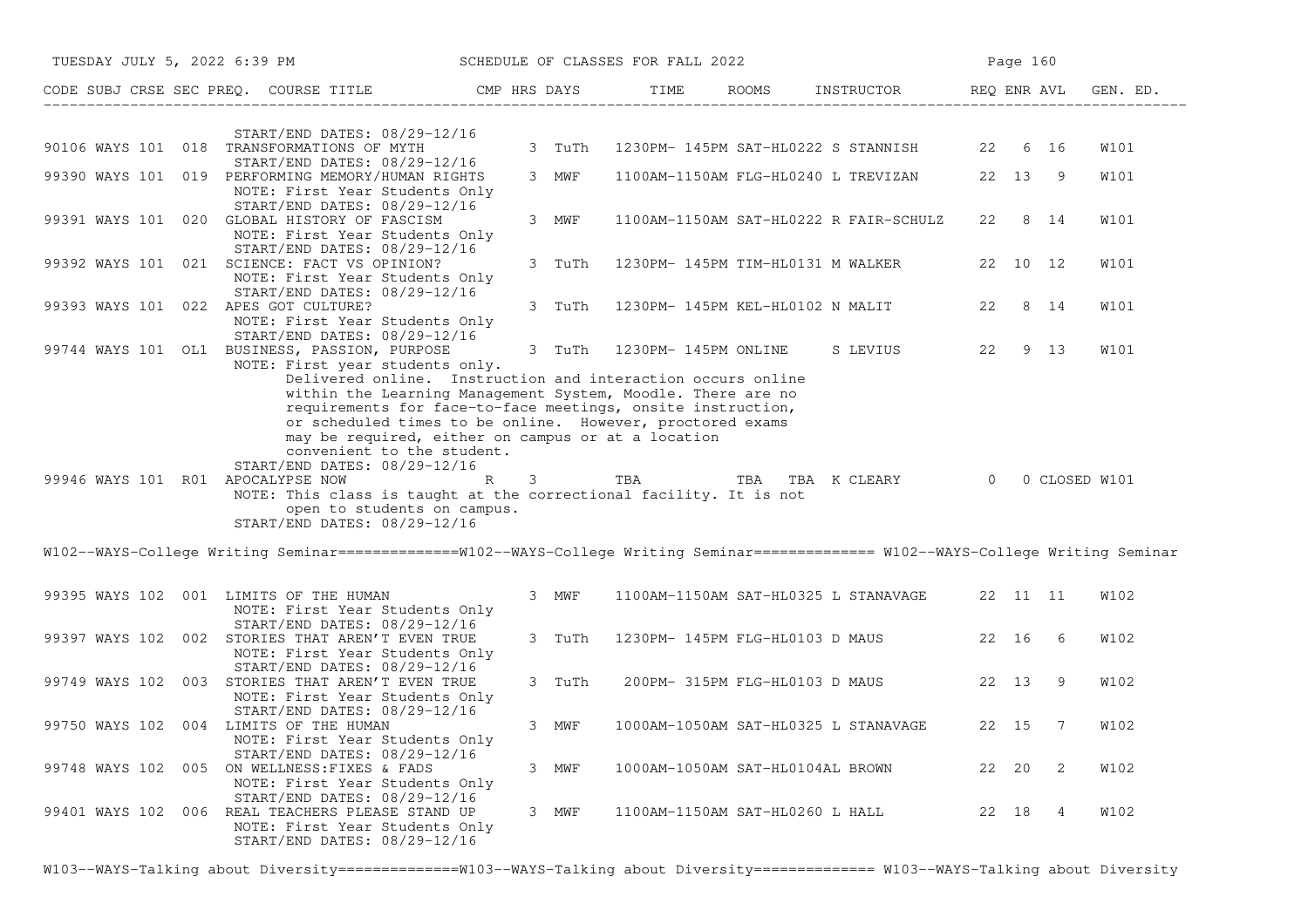| CODE | SUBJ | CRSE | SEC | PREQ. | COURSE TITLE | CMP | HRS | DAYS | TIME | ROOMS | INSTRUCTOR | REQ | ENR | AVL | GEN. ED. |
|---|---|---|---|---|---|---|---|---|---|---|---|---|---|---|---|
| | | | | | START/END DATES: 08/29-12/16 | | | | | | | | | | |
| 90106 | WAYS | 101 | 018 | | TRANSFORMATIONS OF MYTH | | 3 | TuTh | 1230PM- 145PM | SAT-HL0222 | S STANNISH | 22 | 6 | 16 | W101 |
| | | | | | START/END DATES: 08/29-12/16 | | | | | | | | | | |
| 99390 | WAYS | 101 | 019 | | PERFORMING MEMORY/HUMAN RIGHTS | | 3 | MWF | 1100AM-1150AM | FLG-HL0240 | L TREVIZAN | 22 | 13 | 9 | W101 |
| | | | | | NOTE: First Year Students Only | | | | | | | | | | |
| | | | | | START/END DATES: 08/29-12/16 | | | | | | | | | | |
| 99391 | WAYS | 101 | 020 | | GLOBAL HISTORY OF FASCISM | | 3 | MWF | 1100AM-1150AM | SAT-HL0222 | R FAIR-SCHULZ | 22 | 8 | 14 | W101 |
| | | | | | NOTE: First Year Students Only | | | | | | | | | | |
| | | | | | START/END DATES: 08/29-12/16 | | | | | | | | | | |
| 99392 | WAYS | 101 | 021 | | SCIENCE: FACT VS OPINION? | | 3 | TuTh | 1230PM- 145PM | TIM-HL0131 | M WALKER | 22 | 10 | 12 | W101 |
| | | | | | NOTE: First Year Students Only | | | | | | | | | | |
| | | | | | START/END DATES: 08/29-12/16 | | | | | | | | | | |
| 99393 | WAYS | 101 | 022 | | APES GOT CULTURE? | | 3 | TuTh | 1230PM- 145PM | KEL-HL0102 | N MALIT | 22 | 8 | 14 | W101 |
| | | | | | NOTE: First Year Students Only | | | | | | | | | | |
| | | | | | START/END DATES: 08/29-12/16 | | | | | | | | | | |
| 99744 | WAYS | 101 | OL1 | | BUSINESS, PASSION, PURPOSE | | 3 | TuTh | 1230PM- 145PM | ONLINE | S LEVIUS | 22 | 9 | 13 | W101 |
| | | | | | NOTE: First year students only. Delivered online. Instruction and interaction occurs online within the Learning Management System, Moodle. There are no requirements for face-to-face meetings, onsite instruction, or scheduled times to be online. However, proctored exams may be required, either on campus or at a location convenient to the student. | | | | | | | | | | |
| | | | | | START/END DATES: 08/29-12/16 | | | | | | | | | | |
| 99946 | WAYS | 101 | R01 | | APOCALYPSE NOW | R | 3 | | TBA | TBA | TBA K CLEARY | 0 | 0 | CLOSED | W101 |
| | | | | | NOTE: This class is taught at the correctional facility. It is not open to students on campus. | | | | | | | | | | |
| | | | | | START/END DATES: 08/29-12/16 | | | | | | | | | | |

W102--WAYS-College Writing Seminar==============W102--WAYS-College Writing Seminar============== W102--WAYS-College Writing Seminar

| CODE | SUBJ | CRSE | SEC | PREQ. | COURSE TITLE | CMP | HRS | DAYS | TIME | ROOMS | INSTRUCTOR | REQ | ENR | AVL | GEN. ED. |
|---|---|---|---|---|---|---|---|---|---|---|---|---|---|---|---|
| 99395 | WAYS | 102 | 001 | | LIMITS OF THE HUMAN | | 3 | MWF | 1100AM-1150AM | SAT-HL0325 | L STANAVAGE | 22 | 11 | 11 | W102 |
| | | | | | NOTE: First Year Students Only | | | | | | | | | | |
| | | | | | START/END DATES: 08/29-12/16 | | | | | | | | | | |
| 99397 | WAYS | 102 | 002 | | STORIES THAT AREN'T EVEN TRUE | | 3 | TuTh | 1230PM- 145PM | FLG-HL0103 | D MAUS | 22 | 16 | 6 | W102 |
| | | | | | NOTE: First Year Students Only | | | | | | | | | | |
| | | | | | START/END DATES: 08/29-12/16 | | | | | | | | | | |
| 99749 | WAYS | 102 | 003 | | STORIES THAT AREN'T EVEN TRUE | | 3 | TuTh | 200PM- 315PM | FLG-HL0103 | D MAUS | 22 | 13 | 9 | W102 |
| | | | | | NOTE: First Year Students Only | | | | | | | | | | |
| | | | | | START/END DATES: 08/29-12/16 | | | | | | | | | | |
| 99750 | WAYS | 102 | 004 | | LIMITS OF THE HUMAN | | 3 | MWF | 1000AM-1050AM | SAT-HL0325 | L STANAVAGE | 22 | 15 | 7 | W102 |
| | | | | | NOTE: First Year Students Only | | | | | | | | | | |
| | | | | | START/END DATES: 08/29-12/16 | | | | | | | | | | |
| 99748 | WAYS | 102 | 005 | | ON WELLNESS:FIXES & FADS | | 3 | MWF | 1000AM-1050AM | SAT-HL0104 | AL BROWN | 22 | 20 | 2 | W102 |
| | | | | | NOTE: First Year Students Only | | | | | | | | | | |
| | | | | | START/END DATES: 08/29-12/16 | | | | | | | | | | |
| 99401 | WAYS | 102 | 006 | | REAL TEACHERS PLEASE STAND UP | | 3 | MWF | 1100AM-1150AM | SAT-HL0260 | L HALL | 22 | 18 | 4 | W102 |
| | | | | | NOTE: First Year Students Only | | | | | | | | | | |
| | | | | | START/END DATES: 08/29-12/16 | | | | | | | | | | |

W103--WAYS-Talking about Diversity==============W103--WAYS-Talking about Diversity============== W103--WAYS-Talking about Diversity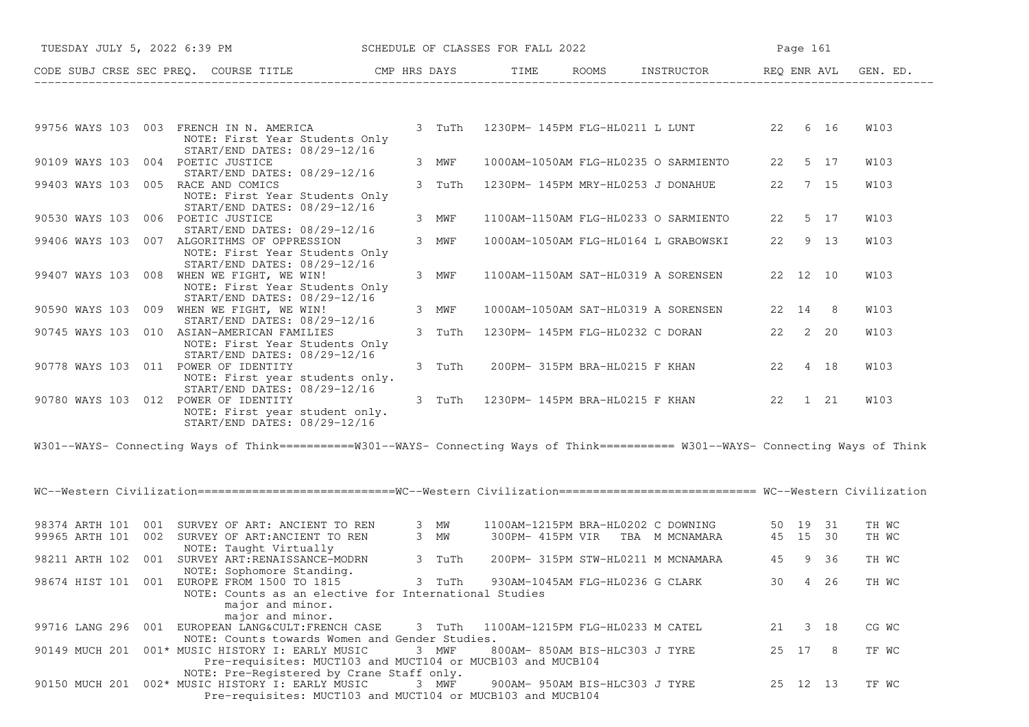| CODE | SUBJ | CRSE | SEC | PREQ. | COURSE TITLE | CMP | HRS | DAYS | TIME | ROOMS | INSTRUCTOR | REQ | ENR | AVL | GEN. ED. |
|---|---|---|---|---|---|---|---|---|---|---|---|---|---|---|---|
| 99756 | WAYS | 103 | 003 | | FRENCH IN N. AMERICA<br>NOTE: First Year Students Only<br>START/END DATES: 08/29-12/16 | | 3 | TuTh | 1230PM- 145PM | FLG-HL0211 | L LUNT | 22 | 6 | 16 | W103 |
| 90109 | WAYS | 103 | 004 | | POETIC JUSTICE<br>START/END DATES: 08/29-12/16 | | 3 | MWF | 1000AM-1050AM | FLG-HL0235 | O SARMIENTO | 22 | 5 | 17 | W103 |
| 99403 | WAYS | 103 | 005 | | RACE AND COMICS<br>NOTE: First Year Students Only<br>START/END DATES: 08/29-12/16 | | 3 | TuTh | 1230PM- 145PM | MRY-HL0253 | J DONAHUE | 22 | 7 | 15 | W103 |
| 90530 | WAYS | 103 | 006 | | POETIC JUSTICE<br>START/END DATES: 08/29-12/16 | | 3 | MWF | 1100AM-1150AM | FLG-HL0233 | O SARMIENTO | 22 | 5 | 17 | W103 |
| 99406 | WAYS | 103 | 007 | | ALGORITHMS OF OPPRESSION<br>NOTE: First Year Students Only<br>START/END DATES: 08/29-12/16 | | 3 | MWF | 1000AM-1050AM | FLG-HL0164 | L GRABOWSKI | 22 | 9 | 13 | W103 |
| 99407 | WAYS | 103 | 008 | | WHEN WE FIGHT, WE WIN!<br>NOTE: First Year Students Only<br>START/END DATES: 08/29-12/16 | | 3 | MWF | 1100AM-1150AM | SAT-HL0319 | A SORENSEN | 22 | 12 | 10 | W103 |
| 90590 | WAYS | 103 | 009 | | WHEN WE FIGHT, WE WIN!<br>START/END DATES: 08/29-12/16 | | 3 | MWF | 1000AM-1050AM | SAT-HL0319 | A SORENSEN | 22 | 14 | 8 | W103 |
| 90745 | WAYS | 103 | 010 | | ASIAN-AMERICAN FAMILIES<br>NOTE: First Year Students Only<br>START/END DATES: 08/29-12/16 | | 3 | TuTh | 1230PM- 145PM | FLG-HL0232 | C DORAN | 22 | 2 | 20 | W103 |
| 90778 | WAYS | 103 | 011 | | POWER OF IDENTITY<br>NOTE: First year students only.<br>START/END DATES: 08/29-12/16 | | 3 | TuTh | 200PM- 315PM | BRA-HL0215 | F KHAN | 22 | 4 | 18 | W103 |
| 90780 | WAYS | 103 | 012 | | POWER OF IDENTITY<br>NOTE: First year student only.<br>START/END DATES: 08/29-12/16 | | 3 | TuTh | 1230PM- 145PM | BRA-HL0215 | F KHAN | 22 | 1 | 21 | W103 |

W301--WAYS- Connecting Ways of Think===========W301--WAYS- Connecting Ways of Think=========== W301--WAYS- Connecting Ways of Think

WC--Western Civilization=============================WC--Western Civilization============================= WC--Western Civilization

| CODE | SUBJ | CRSE | SEC | PREQ. | COURSE TITLE | CMP | HRS | DAYS | TIME | ROOMS | INSTRUCTOR | REQ | ENR | AVL | GEN. ED. |
|---|---|---|---|---|---|---|---|---|---|---|---|---|---|---|---|
| 98374 | ARTH | 101 | 001 | | SURVEY OF ART: ANCIENT TO REN | | 3 | MW | 1100AM-1215PM | BRA-HL0202 | C DOWNING | 50 | 19 | 31 | TH WC |
| 99965 | ARTH | 101 | 002 | | SURVEY OF ART:ANCIENT TO REN<br>NOTE: Taught Virtually | | 3 | MW | 300PM- 415PM | VIR TBA | M MCNAMARA | 45 | 15 | 30 | TH WC |
| 98211 | ARTH | 102 | 001 | | SURVEY ART:RENAISSANCE-MODRN<br>NOTE: Sophomore Standing. | | 3 | TuTh | 200PM- 315PM | STW-HL0211 | M MCNAMARA | 45 | 9 | 36 | TH WC |
| 98674 | HIST | 101 | 001 | | EUROPE FROM 1500 TO 1815<br>NOTE: Counts as an elective for International Studies major and minor.<br>major and minor. | | 3 | TuTh | 930AM-1045AM | FLG-HL0236 | G CLARK | 30 | 4 | 26 | TH WC |
| 99716 | LANG | 296 | 001 | | EUROPEAN LANG&CULT:FRENCH CASE<br>NOTE: Counts towards Women and Gender Studies. | | 3 | TuTh | 1100AM-1215PM | FLG-HL0233 | M CATEL | 21 | 3 | 18 | CG WC |
| 90149 | MUCH | 201 | 001 | * | MUSIC HISTORY I: EARLY MUSIC<br>Pre-requisites: MUCT103 and MUCT104 or MUCB103 and MUCB104<br>NOTE: Pre-Registered by Crane Staff only. | | 3 | MWF | 800AM- 850AM | BIS-HLC303 | J TYRE | 25 | 17 | 8 | TF WC |
| 90150 | MUCH | 201 | 002 | * | MUSIC HISTORY I: EARLY MUSIC<br>Pre-requisites: MUCT103 and MUCT104 or MUCB103 and MUCB104 | | 3 | MWF | 900AM- 950AM | BIS-HLC303 | J TYRE | 25 | 12 | 13 | TF WC |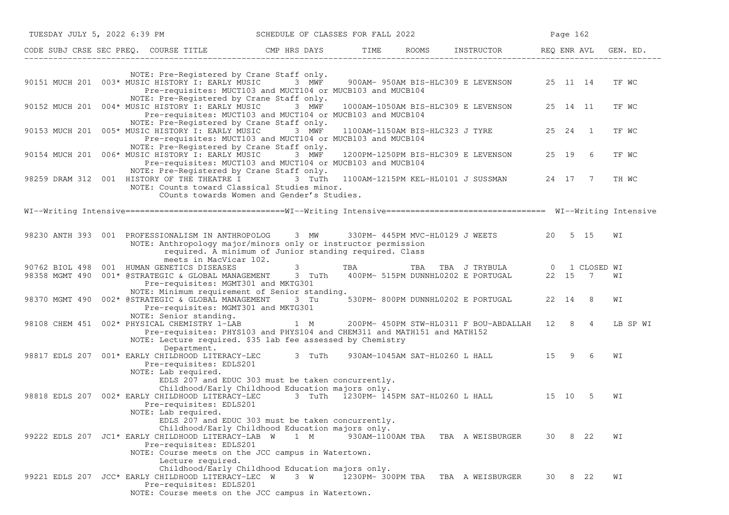| CODE | SUBJ | CRSE | SEC | PREQ. | COURSE TITLE | CMP | HRS | DAYS | TIME | ROOMS | INSTRUCTOR | REQ | ENR | AVL | GEN. ED. |
|---|---|---|---|---|---|---|---|---|---|---|---|---|---|---|---|
| | | | | | NOTE: Pre-Registered by Crane Staff only. | | | | | | | | | | |
| 90151 | MUCH | 201 | 003 | * | MUSIC HISTORY I: EARLY MUSIC | | 3 | MWF | 900AM- 950AM | BIS-HLC309 | E LEVENSON | 25 | 11 | 14 | TF WC |
| | | | | | Pre-requisites: MUCT103 and MUCT104 or MUCB103 and MUCB104 | | | | | | | | | | |
| | | | | | NOTE: Pre-Registered by Crane Staff only. | | | | | | | | | | |
| 90152 | MUCH | 201 | 004 | * | MUSIC HISTORY I: EARLY MUSIC | | 3 | MWF | 1000AM-1050AM | BIS-HLC309 | E LEVENSON | 25 | 14 | 11 | TF WC |
| | | | | | Pre-requisites: MUCT103 and MUCT104 or MUCB103 and MUCB104 | | | | | | | | | | |
| | | | | | NOTE: Pre-Registered by Crane Staff only. | | | | | | | | | | |
| 90153 | MUCH | 201 | 005 | * | MUSIC HISTORY I: EARLY MUSIC | | 3 | MWF | 1100AM-1150AM | BIS-HLC323 | J TYRE | 25 | 24 | 1 | TF WC |
| | | | | | Pre-requisites: MUCT103 and MUCT104 or MUCB103 and MUCB104 | | | | | | | | | | |
| | | | | | NOTE: Pre-Registered by Crane Staff only. | | | | | | | | | | |
| 90154 | MUCH | 201 | 006 | * | MUSIC HISTORY I: EARLY MUSIC | | 3 | MWF | 1200PM-1250PM | BIS-HLC309 | E LEVENSON | 25 | 19 | 6 | TF WC |
| | | | | | Pre-requisites: MUCT103 and MUCT104 or MUCB103 and MUCB104 | | | | | | | | | | |
| | | | | | NOTE: Pre-Registered by Crane Staff only. | | | | | | | | | | |
| 98259 | DRAM | 312 | 001 | | HISTORY OF THE THEATRE I | | 3 | TuTh | 1100AM-1215PM | KEL-HL0101 | J SUSSMAN | 24 | 17 | 7 | TH WC |
| | | | | | NOTE: Counts toward Classical Studies minor. COunts towards Women and Gender's Studies. | | | | | | | | | | |

WI--Writing Intensive================================WI--Writing Intensive================================ WI--Writing Intensive

| CODE | SUBJ | CRSE | SEC | PREQ. | COURSE TITLE | CMP | HRS | DAYS | TIME | ROOMS | INSTRUCTOR | REQ | ENR | AVL | GEN. ED. |
|---|---|---|---|---|---|---|---|---|---|---|---|---|---|---|---|
| 98230 | ANTH | 393 | 001 | | PROFESSIONALISM IN ANTHROPOLOG | | 3 | MW | 330PM- 445PM | MVC-HL0129 | J WEETS | 20 | 5 | 15 | WI |
| | | | | | NOTE: Anthropology major/minors only or instructor permission required. A minimum of Junior standing required. Class meets in MacVicar 102. | | | | | | | | | | |
| 90762 | BIOL | 498 | 001 | | HUMAN GENETICS DISEASES | | 3 | | TBA | TBA | TBA J TRYBULA | 0 | 1 | CLOSED | WI |
| 98358 | MGMT | 490 | 001 | * | @STRATEGIC & GLOBAL MANAGEMENT | | 3 | TuTh | 400PM- 515PM | DUNNHL0202 | E PORTUGAL | 22 | 15 | 7 | WI |
| | | | | | Pre-requisites: MGMT301 and MKTG301 | | | | | | | | | | |
| | | | | | NOTE: Minimum requirement of Senior standing. | | | | | | | | | | |
| 98370 | MGMT | 490 | 002 | * | @STRATEGIC & GLOBAL MANAGEMENT | | 3 | Tu | 530PM- 800PM | DUNNHL0202 | E PORTUGAL | 22 | 14 | 8 | WI |
| | | | | | Pre-requisites: MGMT301 and MKTG301 | | | | | | | | | | |
| | | | | | NOTE: Senior standing. | | | | | | | | | | |
| 98108 | CHEM | 451 | 002 | * | PHYSICAL CHEMISTRY 1-LAB | | 1 | M | 200PM- 450PM | STW-HL0311 | F BOU-ABDALLAH | 12 | 8 | 4 | LB SP WI |
| | | | | | Pre-requisites: PHYS103 and PHYS104 and CHEM311 and MATH151 and MATH152 | | | | | | | | | | |
| | | | | | NOTE: Lecture required. $35 lab fee assessed by Chemistry Department. | | | | | | | | | | |
| 98817 | EDLS | 207 | 001 | * | EARLY CHILDHOOD LITERACY-LEC | | 3 | TuTh | 930AM-1045AM | SAT-HL0260 | L HALL | 15 | 9 | 6 | WI |
| | | | | | Pre-requisites: EDLS201 | | | | | | | | | | |
| | | | | | NOTE: Lab required. EDLS 207 and EDUC 303 must be taken concurrently. Childhood/Early Childhood Education majors only. | | | | | | | | | | |
| 98818 | EDLS | 207 | 002 | * | EARLY CHILDHOOD LITERACY-LEC | | 3 | TuTh | 1230PM- 145PM | SAT-HL0260 | L HALL | 15 | 10 | 5 | WI |
| | | | | | Pre-requisites: EDLS201 | | | | | | | | | | |
| | | | | | NOTE: Lab required. EDLS 207 and EDUC 303 must be taken concurrently. Childhood/Early Childhood Education majors only. | | | | | | | | | | |
| 99222 | EDLS | 207 | JC1 | * | EARLY CHILDHOOD LITERACY-LAB | W | 1 | M | 930AM-1100AM | TBA | TBA A WEISBURGER | 30 | 8 | 22 | WI |
| | | | | | Pre-requisites: EDLS201 | | | | | | | | | | |
| | | | | | NOTE: Course meets on the JCC campus in Watertown. Lecture required. Childhood/Early Childhood Education majors only. | | | | | | | | | | |
| 99221 | EDLS | 207 | JCC | * | EARLY CHILDHOOD LITERACY-LEC | W | 3 | W | 1230PM- 300PM | TBA | TBA A WEISBURGER | 30 | 8 | 22 | WI |
| | | | | | Pre-requisites: EDLS201 | | | | | | | | | | |
| | | | | | NOTE: Course meets on the JCC campus in Watertown. | | | | | | | | | | |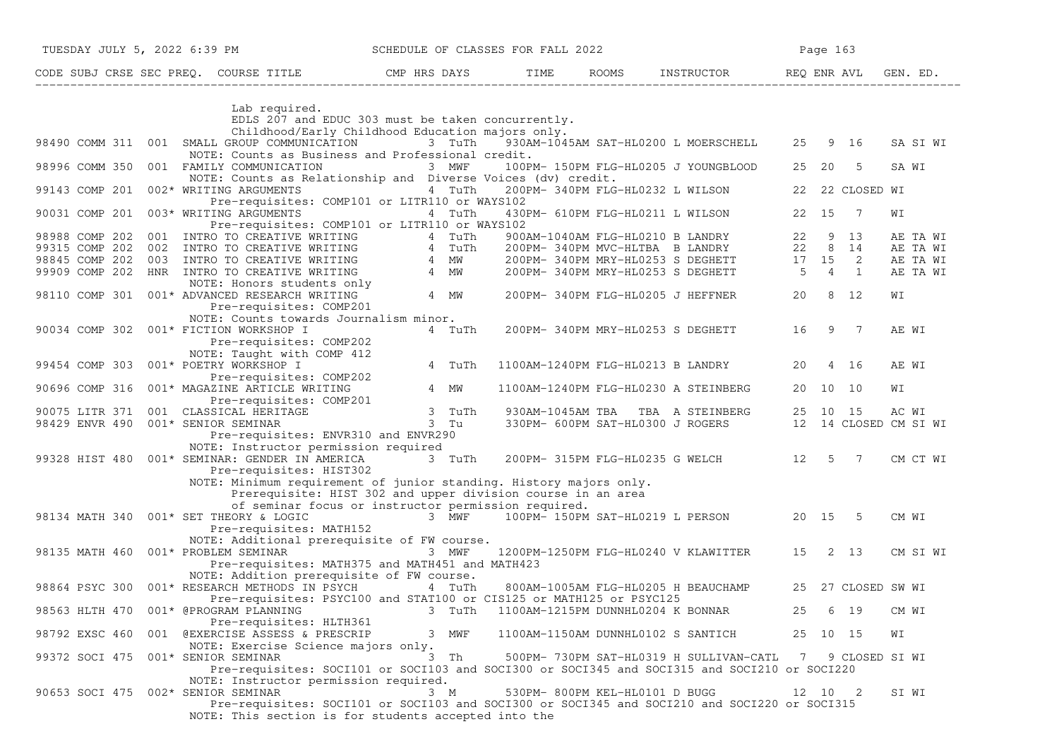| CODE | SUBJ | CRSE | SEC | PREQ. | COURSE TITLE | CMP | HRS | DAYS | TIME | ROOMS | INSTRUCTOR | REQ | ENR | AVL | GEN. ED. |
|---|---|---|---|---|---|---|---|---|---|---|---|---|---|---|---|
| | | | | | Lab required. | | | | | | | | | | |
| | | | | | EDLS 207 and EDUC 303 must be taken concurrently. | | | | | | | | | | |
| | | | | | Childhood/Early Childhood Education majors only. | | | | | | | | | | |
| 98490 | COMM | 311 | 001 | | SMALL GROUP COMMUNICATION | | 3 | TuTh | 930AM-1045AM | SAT-HL0200 | L MOERSCHELL | 25 | 9 | 16 | SA SI WI |
| | | | | | NOTE: Counts as Business and Professional credit. | | | | | | | | | | |
| 98996 | COMM | 350 | 001 | | FAMILY COMMUNICATION | | 3 | MWF | 100PM- 150PM | FLG-HL0205 | J YOUNGBLOOD | 25 | 20 | 5 | SA WI |
| | | | | | NOTE: Counts as Relationship and Diverse Voices (dv) credit. | | | | | | | | | | |
| 99143 | COMP | 201 | 002 | * | WRITING ARGUMENTS | | 4 | TuTh | 200PM- 340PM | FLG-HL0232 | L WILSON | 22 | 22 | CLOSED | WI |
| | | | | | Pre-requisites: COMP101 or LITR110 or WAYS102 | | | | | | | | | | |
| 90031 | COMP | 201 | 003 | * | WRITING ARGUMENTS | | 4 | TuTh | 430PM- 610PM | FLG-HL0211 | L WILSON | 22 | 15 | 7 | WI |
| | | | | | Pre-requisites: COMP101 or LITR110 or WAYS102 | | | | | | | | | | |
| 98988 | COMP | 202 | 001 | | INTRO TO CREATIVE WRITING | | 4 | TuTh | 900AM-1040AM | FLG-HL0210 | B LANDRY | 22 | 9 | 13 | AE TA WI |
| 99315 | COMP | 202 | 002 | | INTRO TO CREATIVE WRITING | | 4 | TuTh | 200PM- 340PM | MVC-HLTBA | B LANDRY | 22 | 8 | 14 | AE TA WI |
| 98845 | COMP | 202 | 003 | | INTRO TO CREATIVE WRITING | | 4 | MW | 200PM- 340PM | MRY-HL0253 | S DEGHETT | 17 | 15 | 2 | AE TA WI |
| 99909 | COMP | 202 | HNR | | INTRO TO CREATIVE WRITING | | 4 | MW | 200PM- 340PM | MRY-HL0253 | S DEGHETT | 5 | 4 | 1 | AE TA WI |
| | | | | | NOTE: Honors students only | | | | | | | | | | |
| 98110 | COMP | 301 | 001 | * | ADVANCED RESEARCH WRITING | | 4 | MW | 200PM- 340PM | FLG-HL0205 | J HEFFNER | 20 | 8 | 12 | WI |
| | | | | | Pre-requisites: COMP201 | | | | | | | | | | |
| | | | | | NOTE: Counts towards Journalism minor. | | | | | | | | | | |
| 90034 | COMP | 302 | 001 | * | FICTION WORKSHOP I | | 4 | TuTh | 200PM- 340PM | MRY-HL0253 | S DEGHETT | 16 | 9 | 7 | AE WI |
| | | | | | Pre-requisites: COMP202 | | | | | | | | | | |
| | | | | | NOTE: Taught with COMP 412 | | | | | | | | | | |
| 99454 | COMP | 303 | 001 | * | POETRY WORKSHOP I | | 4 | TuTh | 1100AM-1240PM | FLG-HL0213 | B LANDRY | 20 | 4 | 16 | AE WI |
| | | | | | Pre-requisites: COMP202 | | | | | | | | | | |
| 90696 | COMP | 316 | 001 | * | MAGAZINE ARTICLE WRITING | | 4 | MW | 1100AM-1240PM | FLG-HL0230 | A STEINBERG | 20 | 10 | 10 | WI |
| | | | | | Pre-requisites: COMP201 | | | | | | | | | | |
| 90075 | LITR | 371 | 001 | | CLASSICAL HERITAGE | | 3 | TuTh | 930AM-1045AM | TBA TBA | A STEINBERG | 25 | 10 | 15 | AC WI |
| 98429 | ENVR | 490 | 001 | * | SENIOR SEMINAR | | 3 | Tu | 330PM- 600PM | SAT-HL0300 | J ROGERS | 12 | 14 | CLOSED | CM SI WI |
| | | | | | Pre-requisites: ENVR310 and ENVR290 | | | | | | | | | | |
| | | | | | NOTE: Instructor permission required | | | | | | | | | | |
| 99328 | HIST | 480 | 001 | * | SEMINAR: GENDER IN AMERICA | | 3 | TuTh | 200PM- 315PM | FLG-HL0235 | G WELCH | 12 | 5 | 7 | CM CT WI |
| | | | | | Pre-requisites: HIST302 | | | | | | | | | | |
| | | | | | NOTE: Minimum requirement of junior standing. History majors only. Prerequisite: HIST 302 and upper division course in an area of seminar focus or instructor permission required. | | | | | | | | | | |
| 98134 | MATH | 340 | 001 | * | SET THEORY & LOGIC | | 3 | MWF | 100PM- 150PM | SAT-HL0219 | L PERSON | 20 | 15 | 5 | CM WI |
| | | | | | Pre-requisites: MATH152 | | | | | | | | | | |
| | | | | | NOTE: Additional prerequisite of FW course. | | | | | | | | | | |
| 98135 | MATH | 460 | 001 | * | PROBLEM SEMINAR | | 3 | MWF | 1200PM-1250PM | FLG-HL0240 | V KLAWITTER | 15 | 2 | 13 | CM SI WI |
| | | | | | Pre-requisites: MATH375 and MATH451 and MATH423 | | | | | | | | | | |
| | | | | | NOTE: Addition prerequisite of FW course. | | | | | | | | | | |
| 98864 | PSYC | 300 | 001 | * | RESEARCH METHODS IN PSYCH | | 4 | TuTh | 800AM-1005AM | FLG-HL0205 | H BEAUCHAMP | 25 | 27 | CLOSED | SW WI |
| | | | | | Pre-requisites: PSYC100 and STAT100 or CIS125 or MATH125 or PSYC125 | | | | | | | | | | |
| 98563 | HLTH | 470 | 001 | * | @PROGRAM PLANNING | | 3 | TuTh | 1100AM-1215PM | DUNNHL0204 | K BONNAR | 25 | 6 | 19 | CM WI |
| | | | | | Pre-requisites: HLTH361 | | | | | | | | | | |
| 98792 | EXSC | 460 | 001 | | @EXERCISE ASSESS & PRESCRIP | | 3 | MWF | 1100AM-1150AM | DUNNHL0102 | S SANTICH | 25 | 10 | 15 | WI |
| | | | | | NOTE: Exercise Science majors only. | | | | | | | | | | |
| 99372 | SOCI | 475 | 001 | * | SENIOR SEMINAR | | 3 | Th | 500PM- 730PM | SAT-HL0319 | H SULLIVAN-CATL | 7 | 9 | CLOSED | SI WI |
| | | | | | Pre-requisites: SOCI101 or SOCI103 and SOCI300 or SOCI345 and SOCI315 and SOCI210 or SOCI220 | | | | | | | | | | |
| | | | | | NOTE: Instructor permission required. | | | | | | | | | | |
| 90653 | SOCI | 475 | 002 | * | SENIOR SEMINAR | | 3 | M | 530PM- 800PM | KEL-HL0101 | D BUGG | 12 | 10 | 2 | SI WI |
| | | | | | Pre-requisites: SOCI101 or SOCI103 and SOCI300 or SOCI345 and SOCI210 and SOCI220 or SOCI315 | | | | | | | | | | |
| | | | | | NOTE: This section is for students accepted into the | | | | | | | | | | |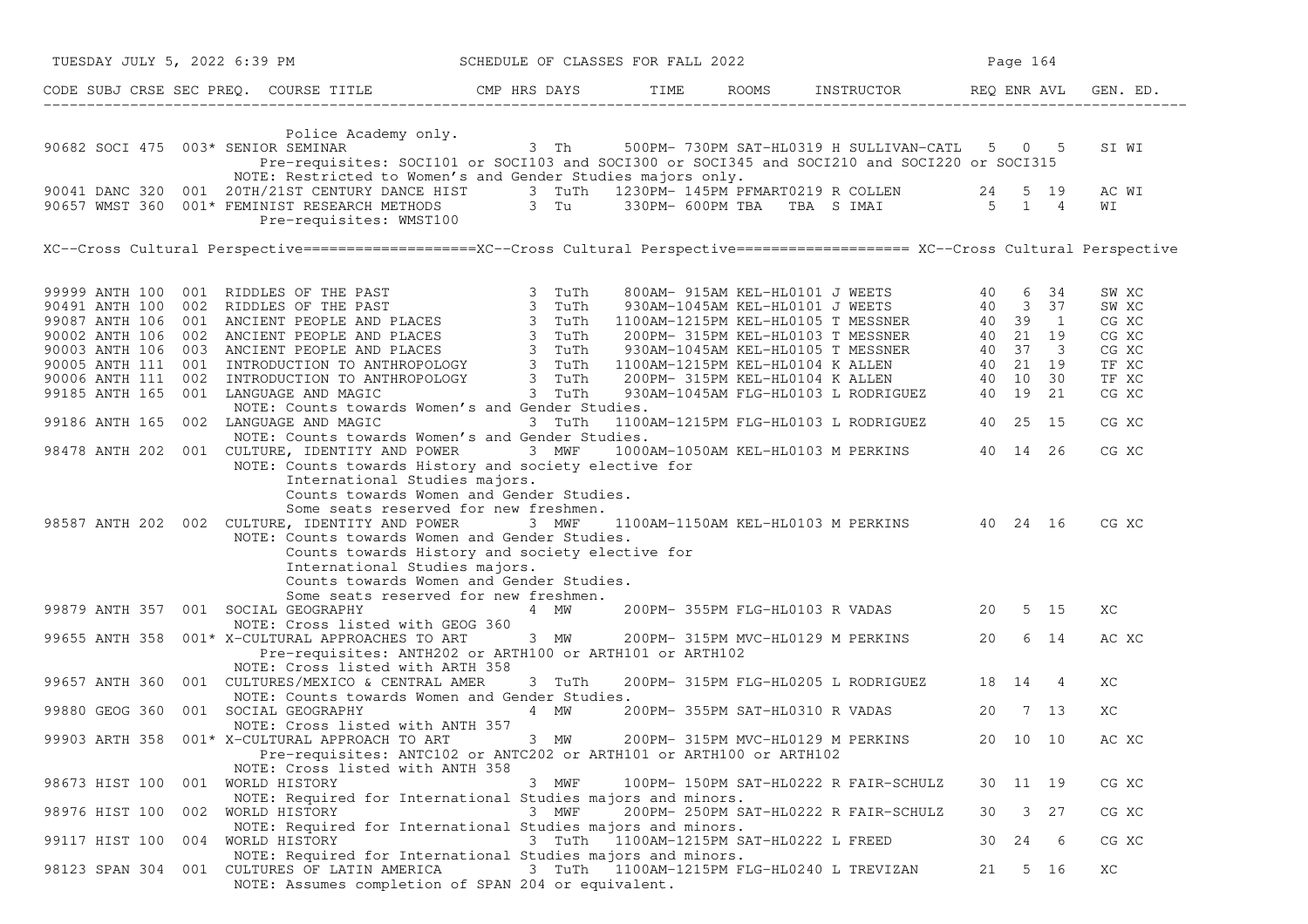| CODE | SUBJ | CRSE | SEC | PREQ. | COURSE TITLE | CMP | HRS | DAYS | TIME | ROOMS | INSTRUCTOR | REQ | ENR | AVL | GEN. ED. |
|---|---|---|---|---|---|---|---|---|---|---|---|---|---|---|---|
| | | | | | Police Academy only. | | | | | | | | | | |
| 90682 | SOCI | 475 | 003* | | SENIOR SEMINAR | | 3 | Th | 500PM- 730PM | SAT-HL0319 | H SULLIVAN-CATL | 5 | 0 | 5 | SI WI |
| | | | | | Pre-requisites: SOCI101 or SOCI103 and SOCI300 or SOCI345 and SOCI210 and SOCI220 or SOCI315 | | | | | | | | | | |
| | | | | | NOTE: Restricted to Women's and Gender Studies majors only. | | | | | | | | | | |
| 90041 | DANC | 320 | 001 | | 20TH/21ST CENTURY DANCE HIST | | 3 | TuTh | 1230PM- 145PM | PFMART0219 | R COLLEN | 24 | 5 | 19 | AC WI |
| 90657 | WMST | 360 | 001* | | FEMINIST RESEARCH METHODS | | 3 | Tu | 330PM- 600PM | TBA TBA | S IMAI | 5 | 1 | 4 | WI |
| | | | | | Pre-requisites: WMST100 | | | | | | | | | | |

XC--Cross Cultural Perspective====================XC--Cross Cultural Perspective==================== XC--Cross Cultural Perspective

| CODE | SUBJ | CRSE | SEC | PREQ. | COURSE TITLE | CMP | HRS | DAYS | TIME | ROOMS | INSTRUCTOR | REQ | ENR | AVL | GEN. ED. |
|---|---|---|---|---|---|---|---|---|---|---|---|---|---|---|---|
| 99999 | ANTH | 100 | 001 | | RIDDLES OF THE PAST | | 3 | TuTh | 800AM- 915AM | KEL-HL0101 | J WEETS | 40 | 6 | 34 | SW XC |
| 90491 | ANTH | 100 | 002 | | RIDDLES OF THE PAST | | 3 | TuTh | 930AM-1045AM | KEL-HL0101 | J WEETS | 40 | 3 | 37 | SW XC |
| 99087 | ANTH | 106 | 001 | | ANCIENT PEOPLE AND PLACES | | 3 | TuTh | 1100AM-1215PM | KEL-HL0105 | T MESSNER | 40 | 39 | 1 | CG XC |
| 90002 | ANTH | 106 | 002 | | ANCIENT PEOPLE AND PLACES | | 3 | TuTh | 200PM- 315PM | KEL-HL0103 | T MESSNER | 40 | 21 | 19 | CG XC |
| 90003 | ANTH | 106 | 003 | | ANCIENT PEOPLE AND PLACES | | 3 | TuTh | 930AM-1045AM | KEL-HL0105 | T MESSNER | 40 | 37 | 3 | CG XC |
| 90005 | ANTH | 111 | 001 | | INTRODUCTION TO ANTHROPOLOGY | | 3 | TuTh | 1100AM-1215PM | KEL-HL0104 | K ALLEN | 40 | 21 | 19 | TF XC |
| 90006 | ANTH | 111 | 002 | | INTRODUCTION TO ANTHROPOLOGY | | 3 | TuTh | 200PM- 315PM | KEL-HL0104 | K ALLEN | 40 | 10 | 30 | TF XC |
| 99185 | ANTH | 165 | 001 | | LANGUAGE AND MAGIC | | 3 | TuTh | 930AM-1045AM | FLG-HL0103 | L RODRIGUEZ | 40 | 19 | 21 | CG XC |
| | | | | | NOTE: Counts towards Women's and Gender Studies. | | | | | | | | | | |
| 99186 | ANTH | 165 | 002 | | LANGUAGE AND MAGIC | | 3 | TuTh | 1100AM-1215PM | FLG-HL0103 | L RODRIGUEZ | 40 | 25 | 15 | CG XC |
| | | | | | NOTE: Counts towards Women's and Gender Studies. | | | | | | | | | | |
| 98478 | ANTH | 202 | 001 | | CULTURE, IDENTITY AND POWER | | 3 | MWF | 1000AM-1050AM | KEL-HL0103 | M PERKINS | 40 | 14 | 26 | CG XC |
| | | | | | NOTE: Counts towards History and society elective for International Studies majors. Counts towards Women and Gender Studies. Some seats reserved for new freshmen. | | | | | | | | | | |
| 98587 | ANTH | 202 | 002 | | CULTURE, IDENTITY AND POWER | | 3 | MWF | 1100AM-1150AM | KEL-HL0103 | M PERKINS | 40 | 24 | 16 | CG XC |
| | | | | | NOTE: Counts towards Women and Gender Studies. Counts towards History and society elective for International Studies majors. Counts towards Women and Gender Studies. Some seats reserved for new freshmen. | | | | | | | | | | |
| 99879 | ANTH | 357 | 001 | | SOCIAL GEOGRAPHY | | 4 | MW | 200PM- 355PM | FLG-HL0103 | R VADAS | 20 | 5 | 15 | XC |
| | | | | | NOTE: Cross listed with GEOG 360 | | | | | | | | | | |
| 99655 | ANTH | 358 | 001* | | X-CULTURAL APPROACHES TO ART | | 3 | MW | 200PM- 315PM | MVC-HL0129 | M PERKINS | 20 | 6 | 14 | AC XC |
| | | | | | Pre-requisites: ANTH202 or ARTH100 or ARTH101 or ARTH102 | | | | | | | | | | |
| | | | | | NOTE: Cross listed with ARTH 358 | | | | | | | | | | |
| 99657 | ANTH | 360 | 001 | | CULTURES/MEXICO & CENTRAL AMER | | 3 | TuTh | 200PM- 315PM | FLG-HL0205 | L RODRIGUEZ | 18 | 14 | 4 | XC |
| | | | | | NOTE: Counts towards Women and Gender Studies. | | | | | | | | | | |
| 99880 | GEOG | 360 | 001 | | SOCIAL GEOGRAPHY | | 4 | MW | 200PM- 355PM | SAT-HL0310 | R VADAS | 20 | 7 | 13 | XC |
| | | | | | NOTE: Cross listed with ANTH 357 | | | | | | | | | | |
| 99903 | ARTH | 358 | 001* | | X-CULTURAL APPROACH TO ART | | 3 | MW | 200PM- 315PM | MVC-HL0129 | M PERKINS | 20 | 10 | 10 | AC XC |
| | | | | | Pre-requisites: ANTC102 or ANTC202 or ARTH101 or ARTH100 or ARTH102 | | | | | | | | | | |
| | | | | | NOTE: Cross listed with ANTH 358 | | | | | | | | | | |
| 98673 | HIST | 100 | 001 | | WORLD HISTORY | | 3 | MWF | 100PM- 150PM | SAT-HL0222 | R FAIR-SCHULZ | 30 | 11 | 19 | CG XC |
| | | | | | NOTE: Required for International Studies majors and minors. | | | | | | | | | | |
| 98976 | HIST | 100 | 002 | | WORLD HISTORY | | 3 | MWF | 200PM- 250PM | SAT-HL0222 | R FAIR-SCHULZ | 30 | 3 | 27 | CG XC |
| | | | | | NOTE: Required for International Studies majors and minors. | | | | | | | | | | |
| 99117 | HIST | 100 | 004 | | WORLD HISTORY | | 3 | TuTh | 1100AM-1215PM | SAT-HL0222 | L FREED | 30 | 24 | 6 | CG XC |
| | | | | | NOTE: Required for International Studies majors and minors. | | | | | | | | | | |
| 98123 | SPAN | 304 | 001 | | CULTURES OF LATIN AMERICA | | 3 | TuTh | 1100AM-1215PM | FLG-HL0240 | L TREVIZAN | 21 | 5 | 16 | XC |
| | | | | | NOTE: Assumes completion of SPAN 204 or equivalent. | | | | | | | | | | |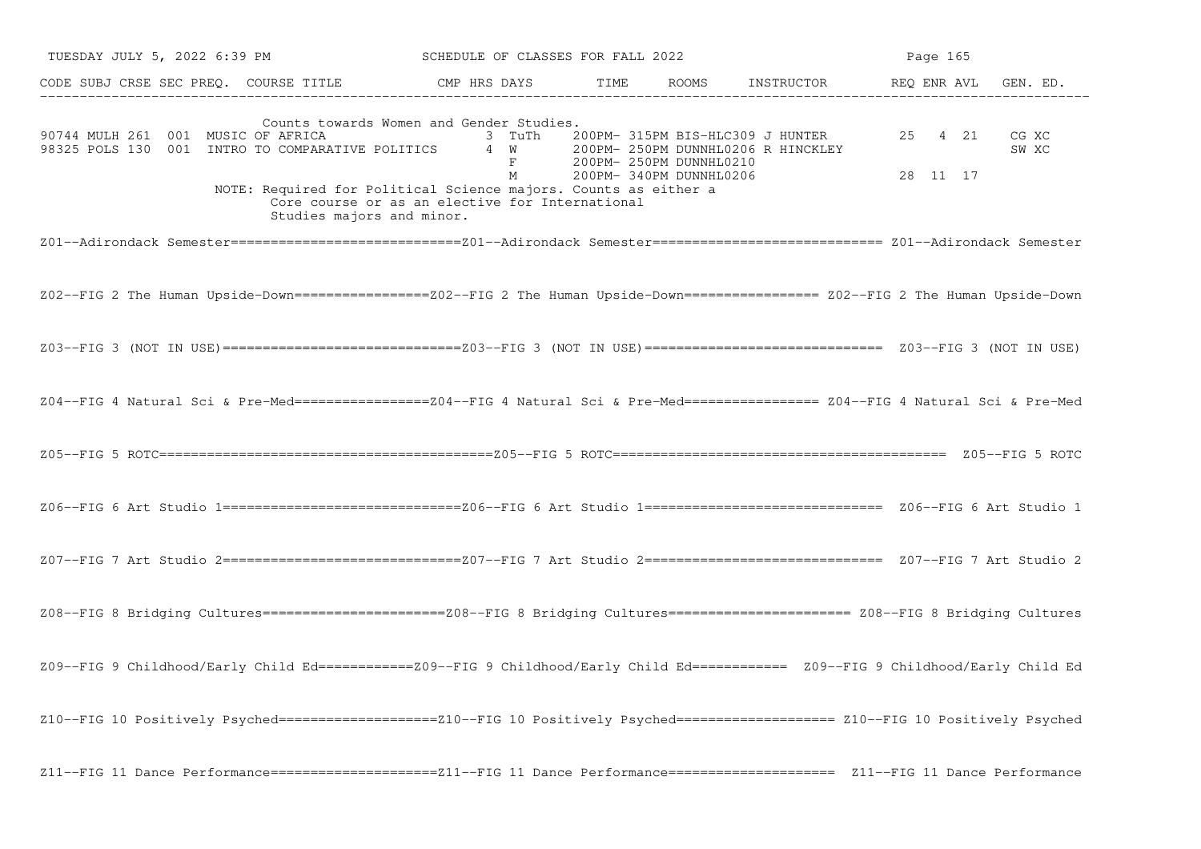| CODE | SUBJ | CRSE | SEC | PREQ. | COURSE TITLE | CMP | HRS | DAYS | TIME | ROOMS | INSTRUCTOR | REQ | ENR | AVL | GEN. ED. |
|---|---|---|---|---|---|---|---|---|---|---|---|---|---|---|---|
| | | | | | Counts towards Women and Gender Studies. | | | | | | | | | | |
| 90744 | MULH | 261 | 001 | | MUSIC OF AFRICA | | 3 | TuTh | 200PM- 315PM | BIS-HLC309 | J HUNTER | 25 | 4 | 21 | CG XC |
| 98325 | POLS | 130 | 001 | | INTRO TO COMPARATIVE POLITICS | | 4 | W | 200PM- 250PM | DUNNHL0206 | R HINCKLEY | | | | SW XC |
| | | | | | | | | F | 200PM- 250PM | DUNNHL0210 | | | | | |
| | | | | | | | | M | 200PM- 340PM | DUNNHL0206 | | 28 | 11 | 17 | |
| | | | | | NOTE: Required for Political Science majors. Counts as either a Core course or as an elective for International Studies majors and minor. | | | | | | | | | | |

Z01--Adirondack Semester============================Z01--Adirondack Semester============================ Z01--Adirondack Semester

Z02--FIG 2 The Human Upside-Down=================Z02--FIG 2 The Human Upside-Down================= Z02--FIG 2 The Human Upside-Down

Z03--FIG 3 (NOT IN USE)==============================Z03--FIG 3 (NOT IN USE)============================== Z03--FIG 3 (NOT IN USE)

Z04--FIG 4 Natural Sci & Pre-Med=================Z04--FIG 4 Natural Sci & Pre-Med================= Z04--FIG 4 Natural Sci & Pre-Med

Z05--FIG 5 ROTC=========================================Z05--FIG 5 ROTC========================================= Z05--FIG 5 ROTC

Z06--FIG 6 Art Studio 1==============================Z06--FIG 6 Art Studio 1============================== Z06--FIG 6 Art Studio 1

Z07--FIG 7 Art Studio 2==============================Z07--FIG 7 Art Studio 2============================== Z07--FIG 7 Art Studio 2

Z08--FIG 8 Bridging Cultures=======================Z08--FIG 8 Bridging Cultures======================= Z08--FIG 8 Bridging Cultures

Z09--FIG 9 Childhood/Early Child Ed============Z09--FIG 9 Childhood/Early Child Ed============ Z09--FIG 9 Childhood/Early Child Ed

Z10--FIG 10 Positively Psyched====================Z10--FIG 10 Positively Psyched==================== Z10--FIG 10 Positively Psyched

Z11--FIG 11 Dance Performance=====================Z11--FIG 11 Dance Performance===================== Z11--FIG 11 Dance Performance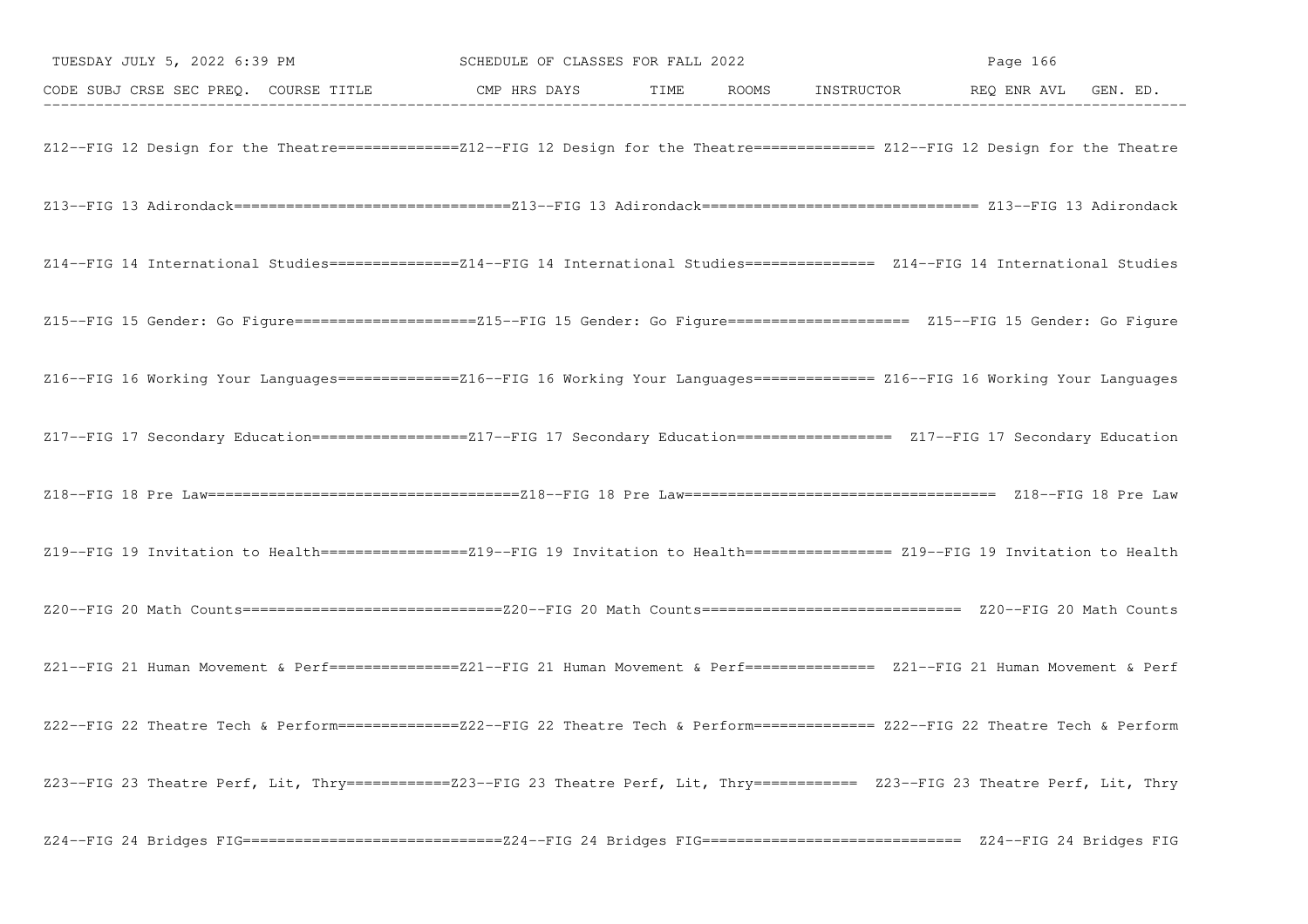CODE SUBJ CRSE SEC PREQ. COURSE TITLE CMP HRS DAYS TIME ROOMS INSTRUCTOR REQ ENR AVL GEN. ED.

---

Z12--FIG 12 Design for the Theatre==============Z12--FIG 12 Design for the Theatre============== Z12--FIG 12 Design for the Theatre

Z13--FIG 13 Adirondack================================Z13--FIG 13 Adirondack================================ Z13--FIG 13 Adirondack

Z14--FIG 14 International Studies===============Z14--FIG 14 International Studies=============== Z14--FIG 14 International Studies

Z15--FIG 15 Gender: Go Figure=====================Z15--FIG 15 Gender: Go Figure===================== Z15--FIG 15 Gender: Go Figure

Z16--FIG 16 Working Your Languages==============Z16--FIG 16 Working Your Languages============== Z16--FIG 16 Working Your Languages

Z17--FIG 17 Secondary Education==================Z17--FIG 17 Secondary Education================== Z17--FIG 17 Secondary Education

Z18--FIG 18 Pre Law===================================Z18--FIG 18 Pre Law=================================== Z18--FIG 18 Pre Law

Z19--FIG 19 Invitation to Health=================Z19--FIG 19 Invitation to Health================= Z19--FIG 19 Invitation to Health

Z20--FIG 20 Math Counts==============================Z20--FIG 20 Math Counts============================== Z20--FIG 20 Math Counts

Z21--FIG 21 Human Movement & Perf===============Z21--FIG 21 Human Movement & Perf=============== Z21--FIG 21 Human Movement & Perf

Z22--FIG 22 Theatre Tech & Perform==============Z22--FIG 22 Theatre Tech & Perform============== Z22--FIG 22 Theatre Tech & Perform

Z23--FIG 23 Theatre Perf, Lit, Thry============Z23--FIG 23 Theatre Perf, Lit, Thry============ Z23--FIG 23 Theatre Perf, Lit, Thry

Z24--FIG 24 Bridges FIG==============================Z24--FIG 24 Bridges FIG============================== Z24--FIG 24 Bridges FIG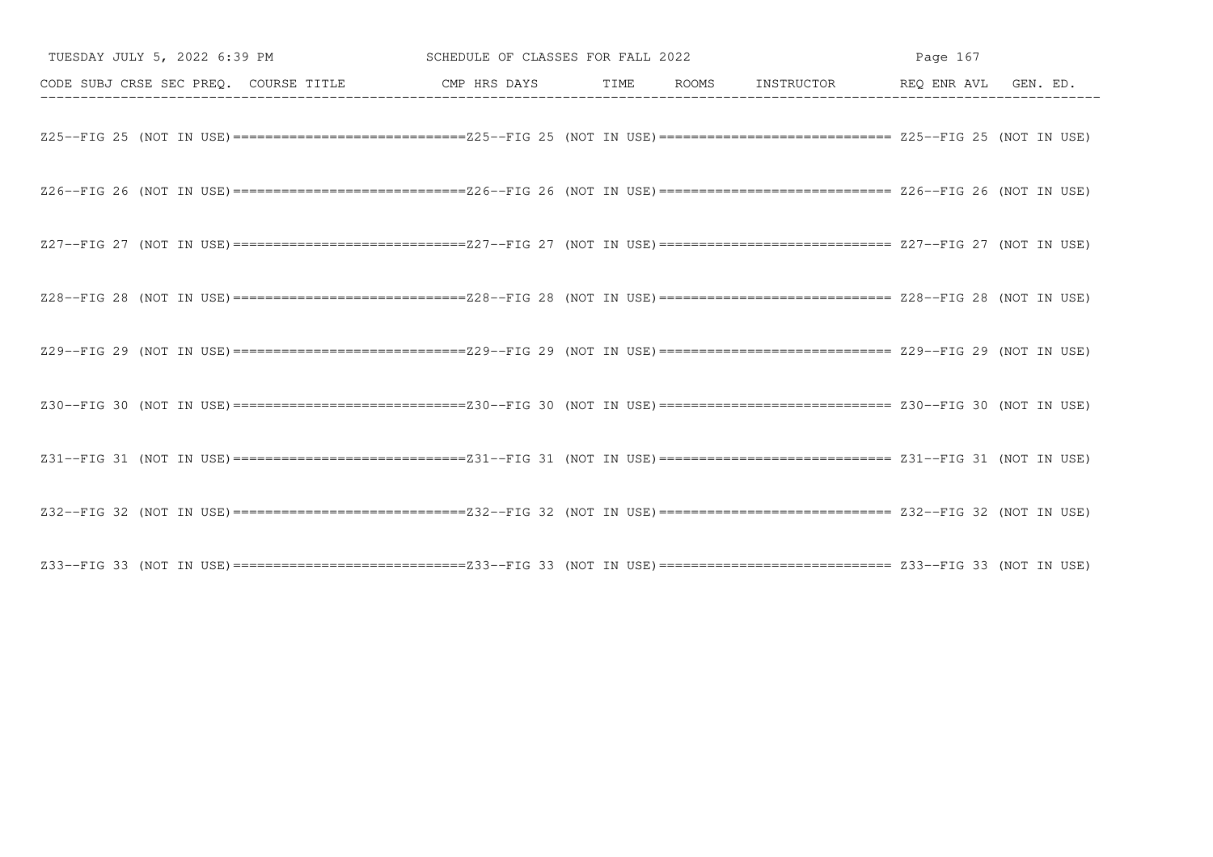CODE SUBJ CRSE SEC PREQ. COURSE TITLE CMP HRS DAYS TIME ROOMS INSTRUCTOR REQ ENR AVL GEN. ED.

Z25--FIG 25 (NOT IN USE)=============================Z25--FIG 25 (NOT IN USE)============================= Z25--FIG 25 (NOT IN USE)

Z26--FIG 26 (NOT IN USE)=============================Z26--FIG 26 (NOT IN USE)============================= Z26--FIG 26 (NOT IN USE)

Z27--FIG 27 (NOT IN USE)=============================Z27--FIG 27 (NOT IN USE)============================= Z27--FIG 27 (NOT IN USE)

Z28--FIG 28 (NOT IN USE)=============================Z28--FIG 28 (NOT IN USE)============================= Z28--FIG 28 (NOT IN USE)

Z29--FIG 29 (NOT IN USE)=============================Z29--FIG 29 (NOT IN USE)============================= Z29--FIG 29 (NOT IN USE)

Z30--FIG 30 (NOT IN USE)=============================Z30--FIG 30 (NOT IN USE)============================= Z30--FIG 30 (NOT IN USE)

Z31--FIG 31 (NOT IN USE)=============================Z31--FIG 31 (NOT IN USE)============================= Z31--FIG 31 (NOT IN USE)

Z32--FIG 32 (NOT IN USE)=============================Z32--FIG 32 (NOT IN USE)============================= Z32--FIG 32 (NOT IN USE)

Z33--FIG 33 (NOT IN USE)=============================Z33--FIG 33 (NOT IN USE)============================= Z33--FIG 33 (NOT IN USE)